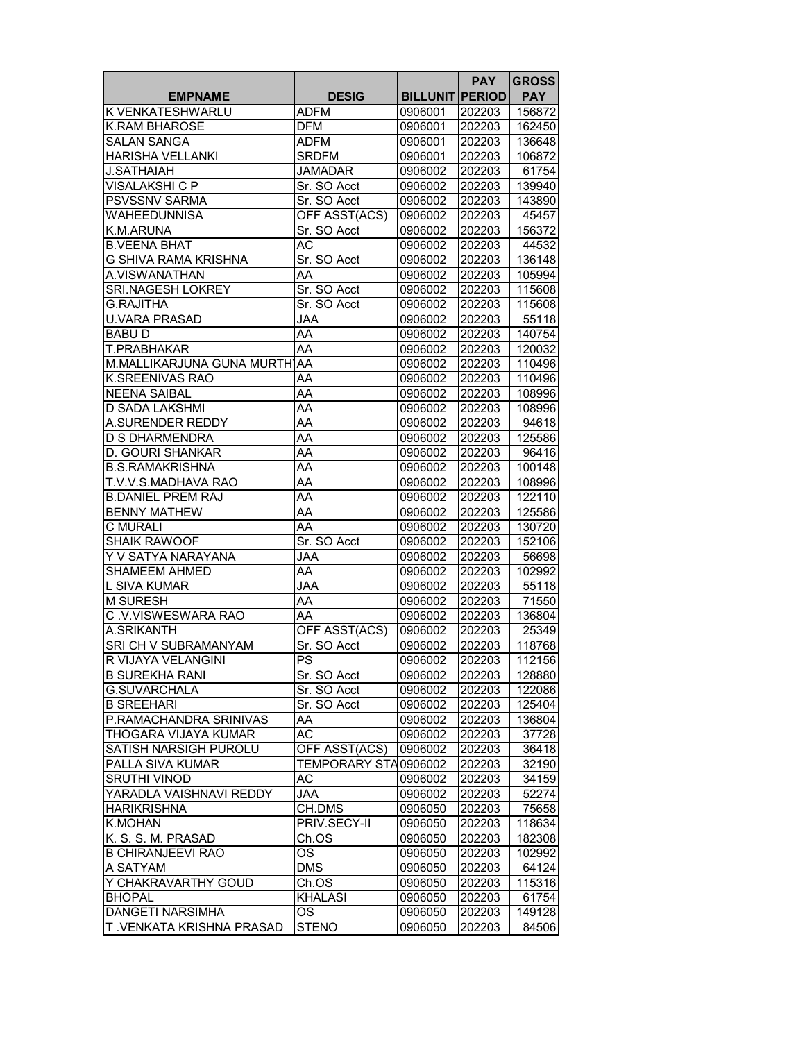| EMPNAME | DESIG | BILLUNIT | PAY PERIOD | GROSS PAY |
|---|---|---|---|---|
| K VENKATESHWARLU | ADFM | 0906001 | 202203 | 156872 |
| K.RAM BHAROSE | DFM | 0906001 | 202203 | 162450 |
| SALAN SANGA | ADFM | 0906001 | 202203 | 136648 |
| HARISHA VELLANKI | SRDFM | 0906001 | 202203 | 106872 |
| J.SATHAIAH | JAMADAR | 0906002 | 202203 | 61754 |
| VISALAKSHI C P | Sr. SO Acct | 0906002 | 202203 | 139940 |
| PSVSSNV SARMA | Sr. SO Acct | 0906002 | 202203 | 143890 |
| WAHEEDUNNISA | OFF ASST(ACS) | 0906002 | 202203 | 45457 |
| K.M.ARUNA | Sr. SO Acct | 0906002 | 202203 | 156372 |
| B.VEENA BHAT | AC | 0906002 | 202203 | 44532 |
| G SHIVA RAMA KRISHNA | Sr. SO Acct | 0906002 | 202203 | 136148 |
| A.VISWANATHAN | AA | 0906002 | 202203 | 105994 |
| SRI.NAGESH LOKREY | Sr. SO Acct | 0906002 | 202203 | 115608 |
| G.RAJITHA | Sr. SO Acct | 0906002 | 202203 | 115608 |
| U.VARA PRASAD | JAA | 0906002 | 202203 | 55118 |
| BABU D | AA | 0906002 | 202203 | 140754 |
| T.PRABHAKAR | AA | 0906002 | 202203 | 120032 |
| M.MALLIKARJUNA GUNA MURTH | AA | 0906002 | 202203 | 110496 |
| K.SREENIVAS RAO | AA | 0906002 | 202203 | 110496 |
| NEENA SAIBAL | AA | 0906002 | 202203 | 108996 |
| D SADA LAKSHMI | AA | 0906002 | 202203 | 108996 |
| A.SURENDER REDDY | AA | 0906002 | 202203 | 94618 |
| D S DHARMENDRA | AA | 0906002 | 202203 | 125586 |
| D. GOURI SHANKAR | AA | 0906002 | 202203 | 96416 |
| B.S.RAMAKRISHNA | AA | 0906002 | 202203 | 100148 |
| T.V.V.S.MADHAVA RAO | AA | 0906002 | 202203 | 108996 |
| B.DANIEL PREM RAJ | AA | 0906002 | 202203 | 122110 |
| BENNY MATHEW | AA | 0906002 | 202203 | 125586 |
| C MURALI | AA | 0906002 | 202203 | 130720 |
| SHAIK RAWOOF | Sr. SO Acct | 0906002 | 202203 | 152106 |
| Y V SATYA NARAYANA | JAA | 0906002 | 202203 | 56698 |
| SHAMEEM AHMED | AA | 0906002 | 202203 | 102992 |
| L SIVA KUMAR | JAA | 0906002 | 202203 | 55118 |
| M SURESH | AA | 0906002 | 202203 | 71550 |
| C .V.VISWESWARA RAO | AA | 0906002 | 202203 | 136804 |
| A.SRIKANTH | OFF ASST(ACS) | 0906002 | 202203 | 25349 |
| SRI CH V SUBRAMANYAM | Sr. SO Acct | 0906002 | 202203 | 118768 |
| R VIJAYA VELANGINI | PS | 0906002 | 202203 | 112156 |
| B SUREKHA RANI | Sr. SO Acct | 0906002 | 202203 | 128880 |
| G.SUVARCHALA | Sr. SO Acct | 0906002 | 202203 | 122086 |
| B SREEHARI | Sr. SO Acct | 0906002 | 202203 | 125404 |
| P.RAMACHANDRA SRINIVAS | AA | 0906002 | 202203 | 136804 |
| THOGARA VIJAYA KUMAR | AC | 0906002 | 202203 | 37728 |
| SATISH NARSIGH PUROLU | OFF ASST(ACS) | 0906002 | 202203 | 36418 |
| PALLA SIVA KUMAR | TEMPORARY STA | 0906002 | 202203 | 32190 |
| SRUTHI VINOD | AC | 0906002 | 202203 | 34159 |
| YARADLA VAISHNAVI REDDY | JAA | 0906002 | 202203 | 52274 |
| HARIKRISHNA | CH.DMS | 0906050 | 202203 | 75658 |
| K.MOHAN | PRIV.SECY-II | 0906050 | 202203 | 118634 |
| K. S. S. M. PRASAD | Ch.OS | 0906050 | 202203 | 182308 |
| B CHIRANJEEVI RAO | OS | 0906050 | 202203 | 102992 |
| A SATYAM | DMS | 0906050 | 202203 | 64124 |
| Y CHAKRAVARTHY GOUD | Ch.OS | 0906050 | 202203 | 115316 |
| BHOPAL | KHALASI | 0906050 | 202203 | 61754 |
| DANGETI NARSIMHA | OS | 0906050 | 202203 | 149128 |
| T .VENKATA KRISHNA PRASAD | STENO | 0906050 | 202203 | 84506 |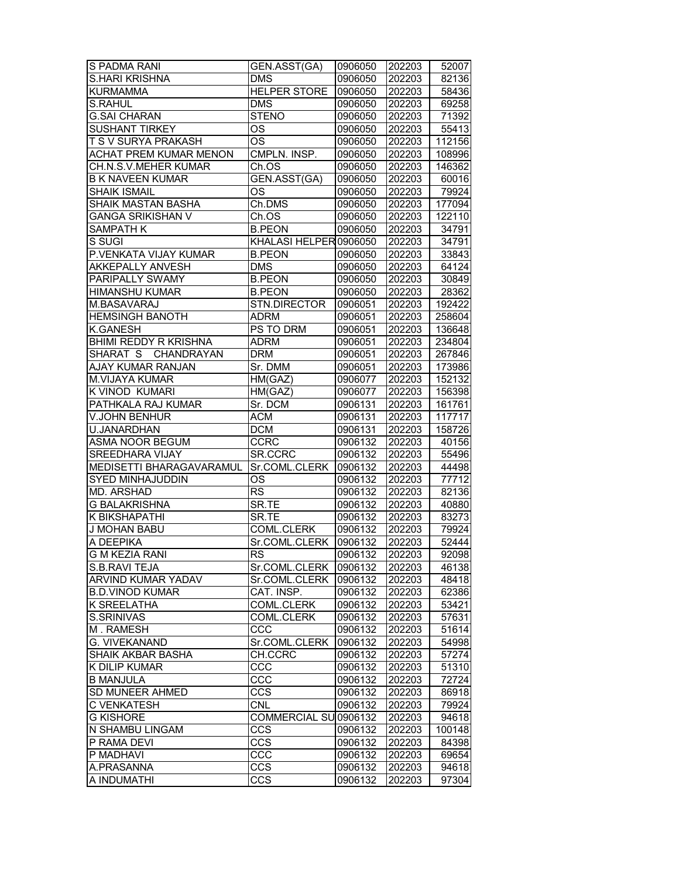| | | | | |
|---|---|---|---|---|
| S PADMA RANI | GEN.ASST(GA) | 0906050 | 202203 | 52007 |
| S.HARI KRISHNA | DMS | 0906050 | 202203 | 82136 |
| KURMAMMA | HELPER STORE | 0906050 | 202203 | 58436 |
| S.RAHUL | DMS | 0906050 | 202203 | 69258 |
| G.SAI CHARAN | STENO | 0906050 | 202203 | 71392 |
| SUSHANT TIRKEY | OS | 0906050 | 202203 | 55413 |
| T S V SURYA PRAKASH | OS | 0906050 | 202203 | 112156 |
| ACHAT PREM KUMAR MENON | CMPLN. INSP. | 0906050 | 202203 | 108996 |
| CH.N.S.V.MEHER KUMAR | Ch.OS | 0906050 | 202203 | 146362 |
| B K NAVEEN KUMAR | GEN.ASST(GA) | 0906050 | 202203 | 60016 |
| SHAIK ISMAIL | OS | 0906050 | 202203 | 79924 |
| SHAIK MASTAN BASHA | Ch.DMS | 0906050 | 202203 | 177094 |
| GANGA SRIKISHAN V | Ch.OS | 0906050 | 202203 | 122110 |
| SAMPATH K | B.PEON | 0906050 | 202203 | 34791 |
| S SUGI | KHALASI HELPER | 0906050 | 202203 | 34791 |
| P.VENKATA VIJAY KUMAR | B.PEON | 0906050 | 202203 | 33843 |
| AKKEPALLY ANVESH | DMS | 0906050 | 202203 | 64124 |
| PARIPALLY SWAMY | B.PEON | 0906050 | 202203 | 30849 |
| HIMANSHU KUMAR | B.PEON | 0906050 | 202203 | 28362 |
| M.BASAVARAJ | STN.DIRECTOR | 0906051 | 202203 | 192422 |
| HEMSINGH BANOTH | ADRM | 0906051 | 202203 | 258604 |
| K.GANESH | PS TO DRM | 0906051 | 202203 | 136648 |
| BHIMI REDDY R KRISHNA | ADRM | 0906051 | 202203 | 234804 |
| SHARAT S CHANDRAYAN | DRM | 0906051 | 202203 | 267846 |
| AJAY KUMAR RANJAN | Sr. DMM | 0906051 | 202203 | 173986 |
| M.VIJAYA KUMAR | HM(GAZ) | 0906077 | 202203 | 152132 |
| K VINOD KUMARI | HM(GAZ) | 0906077 | 202203 | 156398 |
| PATHKALA RAJ KUMAR | Sr. DCM | 0906131 | 202203 | 161761 |
| V.JOHN BENHUR | ACM | 0906131 | 202203 | 117717 |
| U.JANARDHAN | DCM | 0906131 | 202203 | 158726 |
| ASMA NOOR BEGUM | CCRC | 0906132 | 202203 | 40156 |
| SREEDHARA VIJAY | SR.CCRC | 0906132 | 202203 | 55496 |
| MEDISETTI BHARAGAVARAMUL | Sr.COML.CLERK | 0906132 | 202203 | 44498 |
| SYED MINHAJUDDIN | OS | 0906132 | 202203 | 77712 |
| MD. ARSHAD | RS | 0906132 | 202203 | 82136 |
| G BALAKRISHNA | SR.TE | 0906132 | 202203 | 40880 |
| K BIKSHAPATHI | SR.TE | 0906132 | 202203 | 83273 |
| J MOHAN BABU | COML.CLERK | 0906132 | 202203 | 79924 |
| A DEEPIKA | Sr.COML.CLERK | 0906132 | 202203 | 52444 |
| G M KEZIA RANI | RS | 0906132 | 202203 | 92098 |
| S.B.RAVI TEJA | Sr.COML.CLERK | 0906132 | 202203 | 46138 |
| ARVIND KUMAR YADAV | Sr.COML.CLERK | 0906132 | 202203 | 48418 |
| B.D.VINOD KUMAR | CAT. INSP. | 0906132 | 202203 | 62386 |
| K SREELATHA | COML.CLERK | 0906132 | 202203 | 53421 |
| S.SRINIVAS | COML.CLERK | 0906132 | 202203 | 57631 |
| M . RAMESH | CCC | 0906132 | 202203 | 51614 |
| G. VIVEKANAND | Sr.COML.CLERK | 0906132 | 202203 | 54998 |
| SHAIK AKBAR BASHA | CH.CCRC | 0906132 | 202203 | 57274 |
| K DILIP KUMAR | CCC | 0906132 | 202203 | 51310 |
| B MANJULA | CCC | 0906132 | 202203 | 72724 |
| SD MUNEER AHMED | CCS | 0906132 | 202203 | 86918 |
| C VENKATESH | CNL | 0906132 | 202203 | 79924 |
| G KISHORE | COMMERCIAL SU | 0906132 | 202203 | 94618 |
| N SHAMBU LINGAM | CCS | 0906132 | 202203 | 100148 |
| P RAMA DEVI | CCS | 0906132 | 202203 | 84398 |
| P MADHAVI | CCC | 0906132 | 202203 | 69654 |
| A.PRASANNA | CCS | 0906132 | 202203 | 94618 |
| A INDUMATHI | CCS | 0906132 | 202203 | 97304 |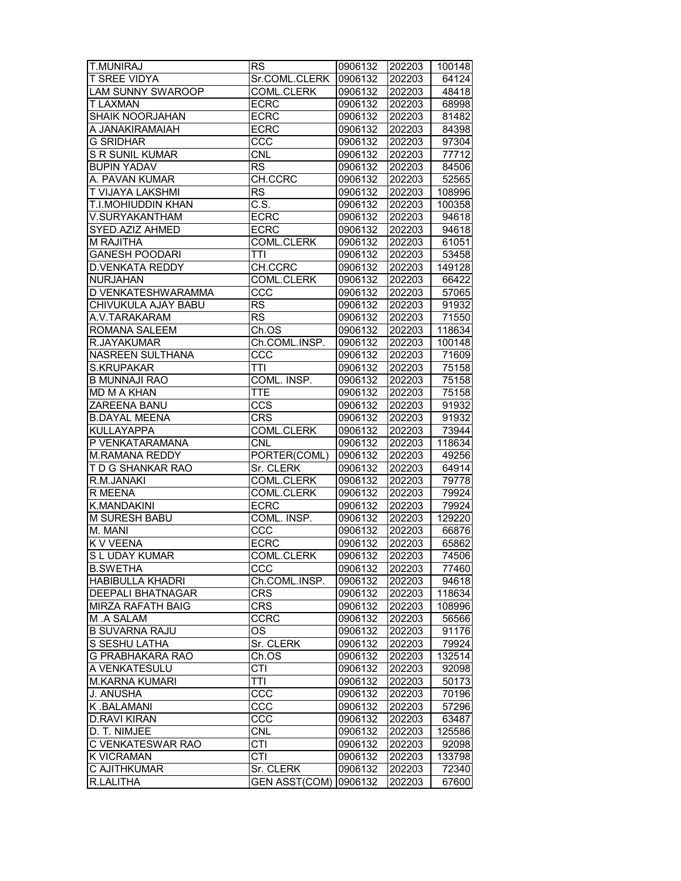| | | | | |
|---|---|---|---|---|
| T.MUNIRAJ | RS | 0906132 | 202203 | 100148 |
| T SREE VIDYA | Sr.COML.CLERK | 0906132 | 202203 | 64124 |
| LAM SUNNY SWAROOP | COML.CLERK | 0906132 | 202203 | 48418 |
| T LAXMAN | ECRC | 0906132 | 202203 | 68998 |
| SHAIK NOORJAHAN | ECRC | 0906132 | 202203 | 81482 |
| A JANAKIRAMAIAH | ECRC | 0906132 | 202203 | 84398 |
| G SRIDHAR | CCC | 0906132 | 202203 | 97304 |
| S R SUNIL KUMAR | CNL | 0906132 | 202203 | 77712 |
| BUPIN YADAV | RS | 0906132 | 202203 | 84506 |
| A. PAVAN KUMAR | CH.CCRC | 0906132 | 202203 | 52565 |
| T VIJAYA LAKSHMI | RS | 0906132 | 202203 | 108996 |
| T.I.MOHIUDDIN KHAN | C.S. | 0906132 | 202203 | 100358 |
| V.SURYAKANTHAM | ECRC | 0906132 | 202203 | 94618 |
| SYED.AZIZ AHMED | ECRC | 0906132 | 202203 | 94618 |
| M RAJITHA | COML.CLERK | 0906132 | 202203 | 61051 |
| GANESH POODARI | TTI | 0906132 | 202203 | 53458 |
| D.VENKATA REDDY | CH.CCRC | 0906132 | 202203 | 149128 |
| NURJAHAN | COML.CLERK | 0906132 | 202203 | 66422 |
| D VENKATESHWARAMMA | CCC | 0906132 | 202203 | 57065 |
| CHIVUKULA AJAY BABU | RS | 0906132 | 202203 | 91932 |
| A.V.TARAKARAM | RS | 0906132 | 202203 | 71550 |
| ROMANA SALEEM | Ch.OS | 0906132 | 202203 | 118634 |
| R.JAYAKUMAR | Ch.COML.INSP. | 0906132 | 202203 | 100148 |
| NASREEN SULTHANA | CCC | 0906132 | 202203 | 71609 |
| S.KRUPAKAR | TTI | 0906132 | 202203 | 75158 |
| B MUNNAJI RAO | COML. INSP. | 0906132 | 202203 | 75158 |
| MD M A KHAN | TTE | 0906132 | 202203 | 75158 |
| ZAREENA BANU | CCS | 0906132 | 202203 | 91932 |
| B.DAYAL MEENA | CRS | 0906132 | 202203 | 91932 |
| KULLAYAPPA | COML.CLERK | 0906132 | 202203 | 73944 |
| P VENKATARAMANA | CNL | 0906132 | 202203 | 118634 |
| M.RAMANA REDDY | PORTER(COML) | 0906132 | 202203 | 49256 |
| T D G SHANKAR RAO | Sr. CLERK | 0906132 | 202203 | 64914 |
| R.M.JANAKI | COML.CLERK | 0906132 | 202203 | 79778 |
| R MEENA | COML.CLERK | 0906132 | 202203 | 79924 |
| K.MANDAKINI | ECRC | 0906132 | 202203 | 79924 |
| M SURESH BABU | COML. INSP. | 0906132 | 202203 | 129220 |
| M. MANI | CCC | 0906132 | 202203 | 66876 |
| K V VEENA | ECRC | 0906132 | 202203 | 65862 |
| S L UDAY KUMAR | COML.CLERK | 0906132 | 202203 | 74506 |
| B.SWETHA | CCC | 0906132 | 202203 | 77460 |
| HABIBULLA KHADRI | Ch.COML.INSP. | 0906132 | 202203 | 94618 |
| DEEPALI BHATNAGAR | CRS | 0906132 | 202203 | 118634 |
| MIRZA RAFATH BAIG | CRS | 0906132 | 202203 | 108996 |
| M .A SALAM | CCRC | 0906132 | 202203 | 56566 |
| B SUVARNA RAJU | OS | 0906132 | 202203 | 91176 |
| S SESHU LATHA | Sr. CLERK | 0906132 | 202203 | 79924 |
| G PRABHAKARA RAO | Ch.OS | 0906132 | 202203 | 132514 |
| A VENKATESULU | CTI | 0906132 | 202203 | 92098 |
| M.KARNA KUMARI | TTI | 0906132 | 202203 | 50173 |
| J. ANUSHA | CCC | 0906132 | 202203 | 70196 |
| K .BALAMANI | CCC | 0906132 | 202203 | 57296 |
| D.RAVI KIRAN | CCC | 0906132 | 202203 | 63487 |
| D. T. NIMJEE | CNL | 0906132 | 202203 | 125586 |
| C VENKATESWAR RAO | CTI | 0906132 | 202203 | 92098 |
| K VICRAMAN | CTI | 0906132 | 202203 | 133798 |
| C AJITHKUMAR | Sr. CLERK | 0906132 | 202203 | 72340 |
| R.LALITHA | GEN ASST(COM) | 0906132 | 202203 | 67600 |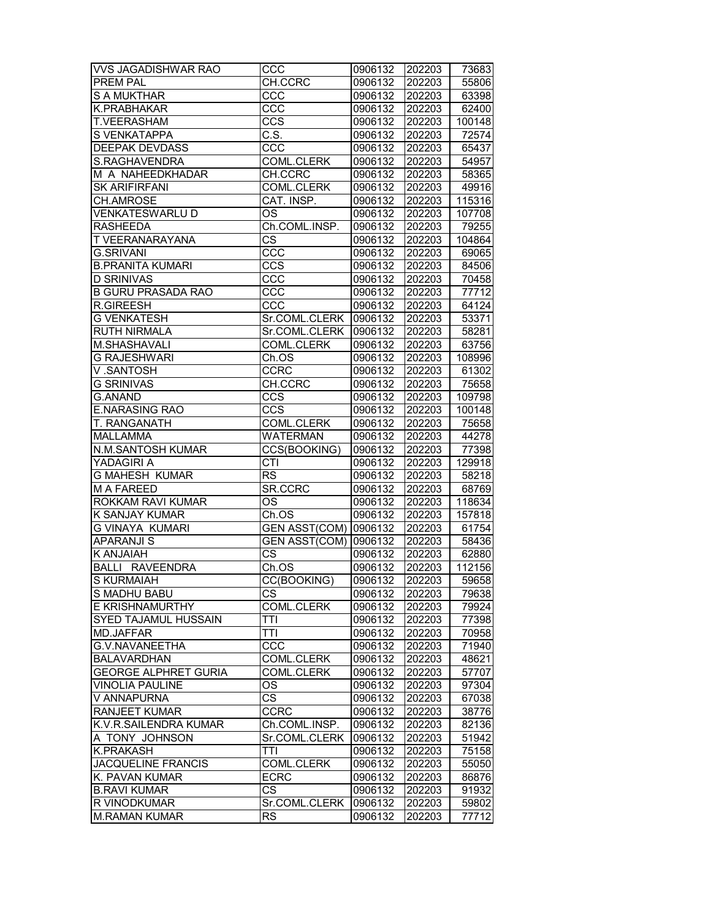| VVS JAGADISHWAR RAO | CCC | 0906132 | 202203 | 73683 |
|---|---|---|---|---|
| PREM PAL | CH.CCRC | 0906132 | 202203 | 55806 |
| S A MUKTHAR | CCC | 0906132 | 202203 | 63398 |
| K.PRABHAKAR | CCC | 0906132 | 202203 | 62400 |
| T.VEERASHAM | CCS | 0906132 | 202203 | 100148 |
| S VENKATAPPA | C.S. | 0906132 | 202203 | 72574 |
| DEEPAK DEVDASS | CCC | 0906132 | 202203 | 65437 |
| S.RAGHAVENDRA | COML.CLERK | 0906132 | 202203 | 54957 |
| M A NAHEEDKHADAR | CH.CCRC | 0906132 | 202203 | 58365 |
| SK ARIFIRFANI | COML.CLERK | 0906132 | 202203 | 49916 |
| CH.AMROSE | CAT. INSP. | 0906132 | 202203 | 115316 |
| VENKATESWARLU D | OS | 0906132 | 202203 | 107708 |
| RASHEEDA | Ch.COML.INSP. | 0906132 | 202203 | 79255 |
| T VEERANARAYANA | CS | 0906132 | 202203 | 104864 |
| G.SRIVANI | CCC | 0906132 | 202203 | 69065 |
| B.PRANITA KUMARI | CCS | 0906132 | 202203 | 84506 |
| D SRINIVAS | CCC | 0906132 | 202203 | 70458 |
| B GURU PRASADA RAO | CCC | 0906132 | 202203 | 77712 |
| R.GIREESH | CCC | 0906132 | 202203 | 64124 |
| G VENKATESH | Sr.COML.CLERK | 0906132 | 202203 | 53371 |
| RUTH NIRMALA | Sr.COML.CLERK | 0906132 | 202203 | 58281 |
| M.SHASHAVALI | COML.CLERK | 0906132 | 202203 | 63756 |
| G RAJESHWARI | Ch.OS | 0906132 | 202203 | 108996 |
| V .SANTOSH | CCRC | 0906132 | 202203 | 61302 |
| G SRINIVAS | CH.CCRC | 0906132 | 202203 | 75658 |
| G.ANAND | CCS | 0906132 | 202203 | 109798 |
| E.NARASING RAO | CCS | 0906132 | 202203 | 100148 |
| T. RANGANATH | COML.CLERK | 0906132 | 202203 | 75658 |
| MALLAMMA | WATERMAN | 0906132 | 202203 | 44278 |
| N.M.SANTOSH KUMAR | CCS(BOOKING) | 0906132 | 202203 | 77398 |
| YADAGIRI A | CTI | 0906132 | 202203 | 129918 |
| G MAHESH KUMAR | RS | 0906132 | 202203 | 58218 |
| M A FAREED | SR.CCRC | 0906132 | 202203 | 68769 |
| ROKKAM RAVI KUMAR | OS | 0906132 | 202203 | 118634 |
| K SANJAY KUMAR | Ch.OS | 0906132 | 202203 | 157818 |
| G VINAYA KUMARI | GEN ASST(COM) | 0906132 | 202203 | 61754 |
| APARANJI S | GEN ASST(COM) | 0906132 | 202203 | 58436 |
| K ANJAIAH | CS | 0906132 | 202203 | 62880 |
| BALLI RAVEENDRA | Ch.OS | 0906132 | 202203 | 112156 |
| S KURMAIAH | CC(BOOKING) | 0906132 | 202203 | 59658 |
| S MADHU BABU | CS | 0906132 | 202203 | 79638 |
| E KRISHNAMURTHY | COML.CLERK | 0906132 | 202203 | 79924 |
| SYED TAJAMUL HUSSAIN | TTI | 0906132 | 202203 | 77398 |
| MD.JAFFAR | TTI | 0906132 | 202203 | 70958 |
| G.V.NAVANEETHA | CCC | 0906132 | 202203 | 71940 |
| BALAVARDHAN | COML.CLERK | 0906132 | 202203 | 48621 |
| GEORGE ALPHRET GURIA | COML.CLERK | 0906132 | 202203 | 57707 |
| VINOLIA PAULINE | OS | 0906132 | 202203 | 97304 |
| V ANNAPURNA | CS | 0906132 | 202203 | 67038 |
| RANJEET KUMAR | CCRC | 0906132 | 202203 | 38776 |
| K.V.R.SAILENDRA KUMAR | Ch.COML.INSP. | 0906132 | 202203 | 82136 |
| A TONY JOHNSON | Sr.COML.CLERK | 0906132 | 202203 | 51942 |
| K.PRAKASH | TTI | 0906132 | 202203 | 75158 |
| JACQUELINE FRANCIS | COML.CLERK | 0906132 | 202203 | 55050 |
| K. PAVAN KUMAR | ECRC | 0906132 | 202203 | 86876 |
| B.RAVI KUMAR | CS | 0906132 | 202203 | 91932 |
| R VINODKUMAR | Sr.COML.CLERK | 0906132 | 202203 | 59802 |
| M.RAMAN KUMAR | RS | 0906132 | 202203 | 77712 |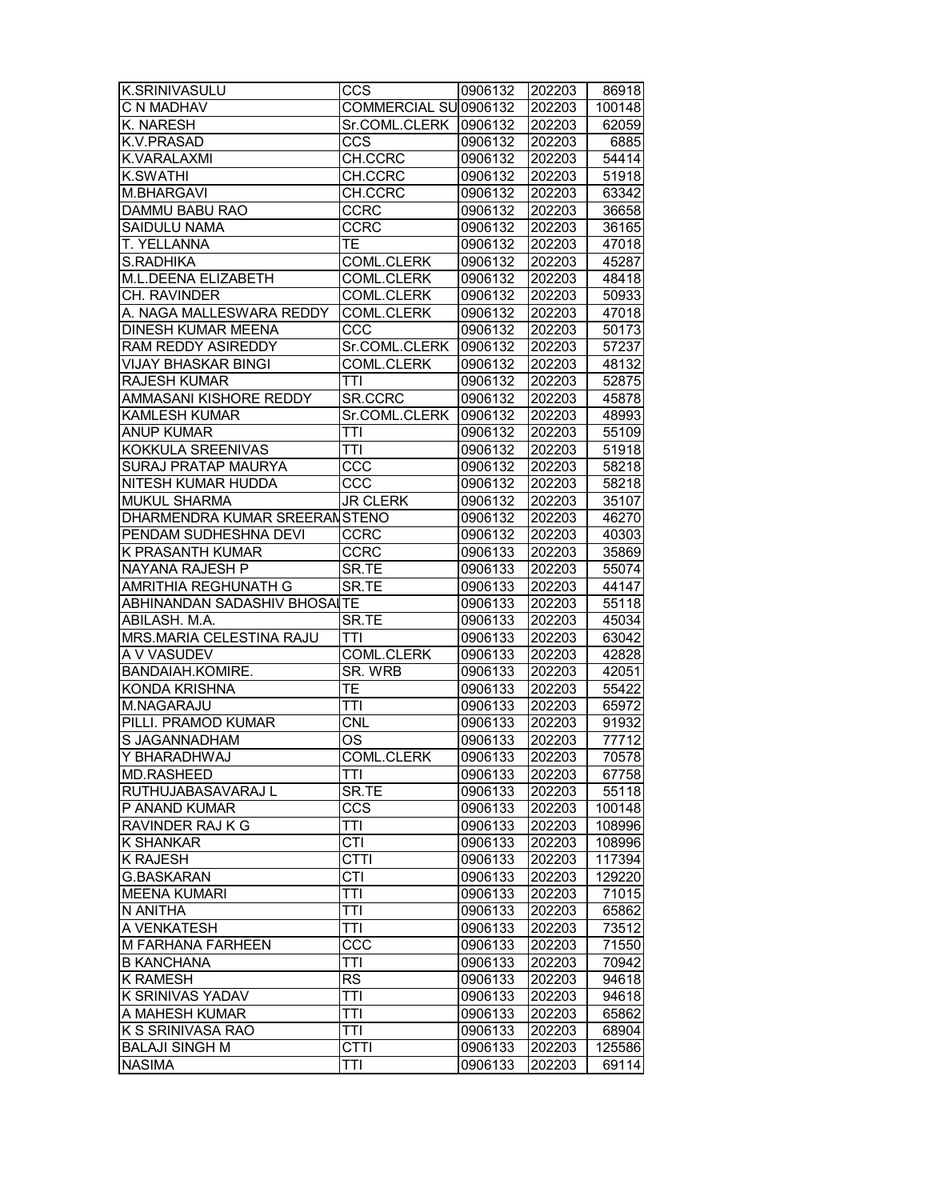| | | | | |
|---|---|---|---|---|
| K.SRINIVASULU | CCS | 0906132 | 202203 | 86918 |
| C N MADHAV | COMMERCIAL SU | 0906132 | 202203 | 100148 |
| K. NARESH | Sr.COML.CLERK | 0906132 | 202203 | 62059 |
| K.V.PRASAD | CCS | 0906132 | 202203 | 6885 |
| K.VARALAXMI | CH.CCRC | 0906132 | 202203 | 54414 |
| K.SWATHI | CH.CCRC | 0906132 | 202203 | 51918 |
| M.BHARGAVI | CH.CCRC | 0906132 | 202203 | 63342 |
| DAMMU BABU RAO | CCRC | 0906132 | 202203 | 36658 |
| SAIDULU NAMA | CCRC | 0906132 | 202203 | 36165 |
| T. YELLANNA | TE | 0906132 | 202203 | 47018 |
| S.RADHIKA | COML.CLERK | 0906132 | 202203 | 45287 |
| M.L.DEENA ELIZABETH | COML.CLERK | 0906132 | 202203 | 48418 |
| CH. RAVINDER | COML.CLERK | 0906132 | 202203 | 50933 |
| A. NAGA MALLESWARA REDDY | COML.CLERK | 0906132 | 202203 | 47018 |
| DINESH KUMAR MEENA | CCC | 0906132 | 202203 | 50173 |
| RAM REDDY ASIREDDY | Sr.COML.CLERK | 0906132 | 202203 | 57237 |
| VIJAY BHASKAR BINGI | COML.CLERK | 0906132 | 202203 | 48132 |
| RAJESH KUMAR | TTI | 0906132 | 202203 | 52875 |
| AMMASANI KISHORE REDDY | SR.CCRC | 0906132 | 202203 | 45878 |
| KAMLESH KUMAR | Sr.COML.CLERK | 0906132 | 202203 | 48993 |
| ANUP KUMAR | TTI | 0906132 | 202203 | 55109 |
| KOKKULA SREENIVAS | TTI | 0906132 | 202203 | 51918 |
| SURAJ PRATAP MAURYA | CCC | 0906132 | 202203 | 58218 |
| NITESH KUMAR HUDDA | CCC | 0906132 | 202203 | 58218 |
| MUKUL SHARMA | JR CLERK | 0906132 | 202203 | 35107 |
| DHARMENDRA KUMAR SREERAM | STENO | 0906132 | 202203 | 46270 |
| PENDAM SUDHESHNA DEVI | CCRC | 0906132 | 202203 | 40303 |
| K PRASANTH KUMAR | CCRC | 0906133 | 202203 | 35869 |
| NAYANA RAJESH P | SR.TE | 0906133 | 202203 | 55074 |
| AMRITHIA REGHUNATH G | SR.TE | 0906133 | 202203 | 44147 |
| ABHINANDAN SADASHIV BHOSALE | TE | 0906133 | 202203 | 55118 |
| ABILASH. M.A. | SR.TE | 0906133 | 202203 | 45034 |
| MRS.MARIA CELESTINA RAJU | TTI | 0906133 | 202203 | 63042 |
| A V VASUDEV | COML.CLERK | 0906133 | 202203 | 42828 |
| BANDAIAH.KOMIRE. | SR. WRB | 0906133 | 202203 | 42051 |
| KONDA KRISHNA | TE | 0906133 | 202203 | 55422 |
| M.NAGARAJU | TTI | 0906133 | 202203 | 65972 |
| PILLI. PRAMOD KUMAR | CNL | 0906133 | 202203 | 91932 |
| S JAGANNADHAM | OS | 0906133 | 202203 | 77712 |
| Y BHARADHWAJ | COML.CLERK | 0906133 | 202203 | 70578 |
| MD.RASHEED | TTI | 0906133 | 202203 | 67758 |
| RUTHUJABASAVARAJ L | SR.TE | 0906133 | 202203 | 55118 |
| P ANAND KUMAR | CCS | 0906133 | 202203 | 100148 |
| RAVINDER RAJ K G | TTI | 0906133 | 202203 | 108996 |
| K SHANKAR | CTI | 0906133 | 202203 | 108996 |
| K RAJESH | CTTI | 0906133 | 202203 | 117394 |
| G.BASKARAN | CTI | 0906133 | 202203 | 129220 |
| MEENA KUMARI | TTI | 0906133 | 202203 | 71015 |
| N ANITHA | TTI | 0906133 | 202203 | 65862 |
| A VENKATESH | TTI | 0906133 | 202203 | 73512 |
| M FARHANA FARHEEN | CCC | 0906133 | 202203 | 71550 |
| B KANCHANA | TTI | 0906133 | 202203 | 70942 |
| K RAMESH | RS | 0906133 | 202203 | 94618 |
| K SRINIVAS YADAV | TTI | 0906133 | 202203 | 94618 |
| A MAHESH KUMAR | TTI | 0906133 | 202203 | 65862 |
| K S SRINIVASA RAO | TTI | 0906133 | 202203 | 68904 |
| BALAJI SINGH M | CTTI | 0906133 | 202203 | 125586 |
| NASIMA | TTI | 0906133 | 202203 | 69114 |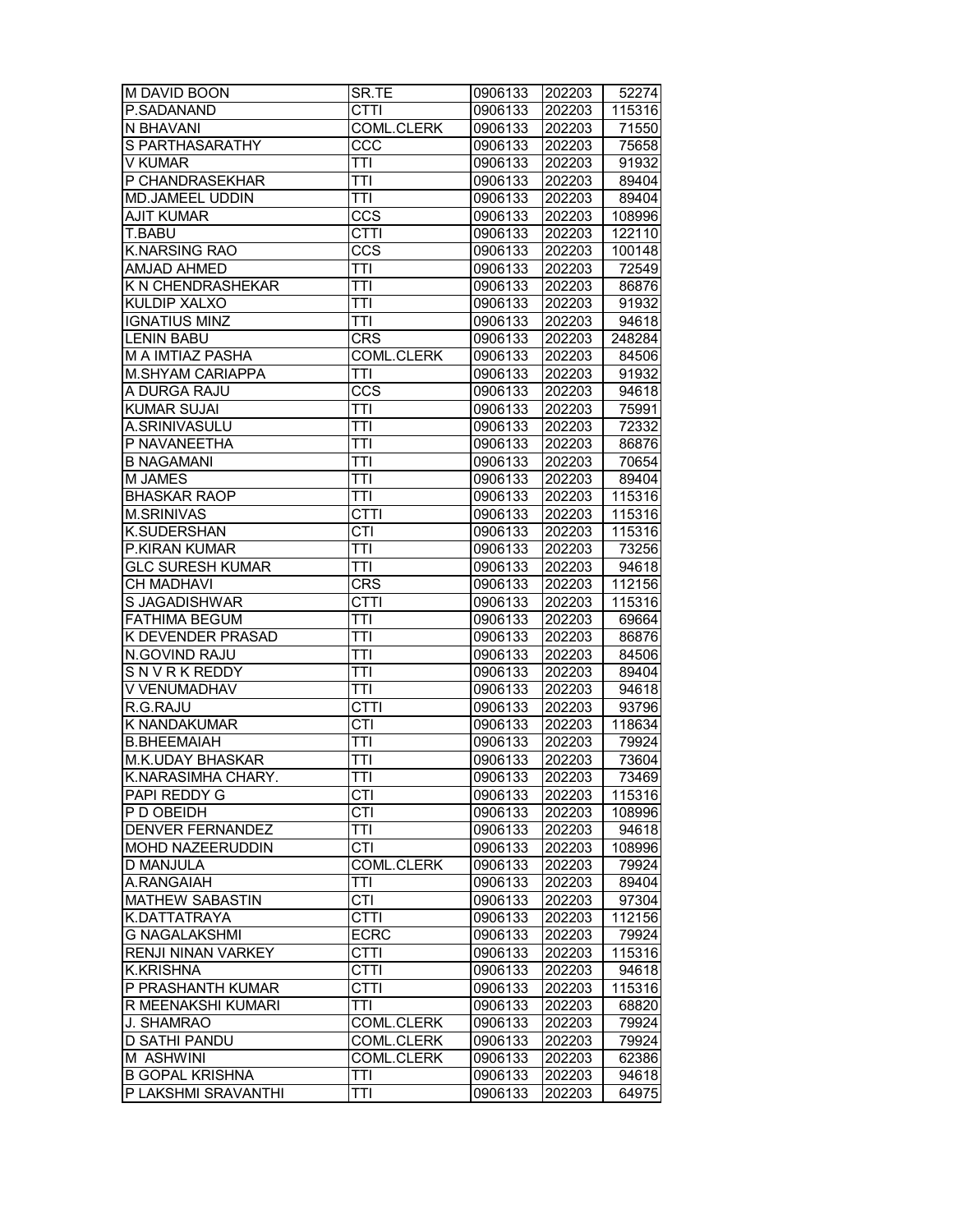| M DAVID BOON | SR.TE | 0906133 | 202203 | 52274 |
|---|---|---|---|---|
| P.SADANAND | CTTI | 0906133 | 202203 | 115316 |
| N BHAVANI | COML.CLERK | 0906133 | 202203 | 71550 |
| S PARTHASARATHY | CCC | 0906133 | 202203 | 75658 |
| V KUMAR | TTI | 0906133 | 202203 | 91932 |
| P CHANDRASEKHAR | TTI | 0906133 | 202203 | 89404 |
| MD.JAMEEL UDDIN | TTI | 0906133 | 202203 | 89404 |
| AJIT KUMAR | CCS | 0906133 | 202203 | 108996 |
| T.BABU | CTTI | 0906133 | 202203 | 122110 |
| K.NARSING RAO | CCS | 0906133 | 202203 | 100148 |
| AMJAD AHMED | TTI | 0906133 | 202203 | 72549 |
| K N CHENDRASHEKAR | TTI | 0906133 | 202203 | 86876 |
| KULDIP XALXO | TTI | 0906133 | 202203 | 91932 |
| IGNATIUS MINZ | TTI | 0906133 | 202203 | 94618 |
| LENIN BABU | CRS | 0906133 | 202203 | 248284 |
| M A IMTIAZ PASHA | COML.CLERK | 0906133 | 202203 | 84506 |
| M.SHYAM CARIAPPA | TTI | 0906133 | 202203 | 91932 |
| A DURGA RAJU | CCS | 0906133 | 202203 | 94618 |
| KUMAR SUJAI | TTI | 0906133 | 202203 | 75991 |
| A.SRINIVASULU | TTI | 0906133 | 202203 | 72332 |
| P NAVANEETHA | TTI | 0906133 | 202203 | 86876 |
| B NAGAMANI | TTI | 0906133 | 202203 | 70654 |
| M JAMES | TTI | 0906133 | 202203 | 89404 |
| BHASKAR RAOP | TTI | 0906133 | 202203 | 115316 |
| M.SRINIVAS | CTTI | 0906133 | 202203 | 115316 |
| K.SUDERSHAN | CTI | 0906133 | 202203 | 115316 |
| P.KIRAN KUMAR | TTI | 0906133 | 202203 | 73256 |
| GLC SURESH KUMAR | TTI | 0906133 | 202203 | 94618 |
| CH MADHAVI | CRS | 0906133 | 202203 | 112156 |
| S JAGADISHWAR | CTTI | 0906133 | 202203 | 115316 |
| FATHIMA BEGUM | TTI | 0906133 | 202203 | 69664 |
| K DEVENDER PRASAD | TTI | 0906133 | 202203 | 86876 |
| N.GOVIND RAJU | TTI | 0906133 | 202203 | 84506 |
| S N V R K REDDY | TTI | 0906133 | 202203 | 89404 |
| V VENUMADHAV | TTI | 0906133 | 202203 | 94618 |
| R.G.RAJU | CTTI | 0906133 | 202203 | 93796 |
| K NANDAKUMAR | CTI | 0906133 | 202203 | 118634 |
| B.BHEEMAIAH | TTI | 0906133 | 202203 | 79924 |
| M.K.UDAY BHASKAR | TTI | 0906133 | 202203 | 73604 |
| K.NARASIMHA CHARY. | TTI | 0906133 | 202203 | 73469 |
| PAPI REDDY G | CTI | 0906133 | 202203 | 115316 |
| P D OBEIDH | CTI | 0906133 | 202203 | 108996 |
| DENVER FERNANDEZ | TTI | 0906133 | 202203 | 94618 |
| MOHD NAZEERUDDIN | CTI | 0906133 | 202203 | 108996 |
| D MANJULA | COML.CLERK | 0906133 | 202203 | 79924 |
| A.RANGAIAH | TTI | 0906133 | 202203 | 89404 |
| MATHEW SABASTIN | CTI | 0906133 | 202203 | 97304 |
| K.DATTATRAYA | CTTI | 0906133 | 202203 | 112156 |
| G NAGALAKSHMI | ECRC | 0906133 | 202203 | 79924 |
| RENJI NINAN VARKEY | CTTI | 0906133 | 202203 | 115316 |
| K.KRISHNA | CTTI | 0906133 | 202203 | 94618 |
| P PRASHANTH KUMAR | CTTI | 0906133 | 202203 | 115316 |
| R MEENAKSHI KUMARI | TTI | 0906133 | 202203 | 68820 |
| J. SHAMRAO | COML.CLERK | 0906133 | 202203 | 79924 |
| D SATHI PANDU | COML.CLERK | 0906133 | 202203 | 79924 |
| M ASHWINI | COML.CLERK | 0906133 | 202203 | 62386 |
| B GOPAL KRISHNA | TTI | 0906133 | 202203 | 94618 |
| P LAKSHMI SRAVANTHI | TTI | 0906133 | 202203 | 64975 |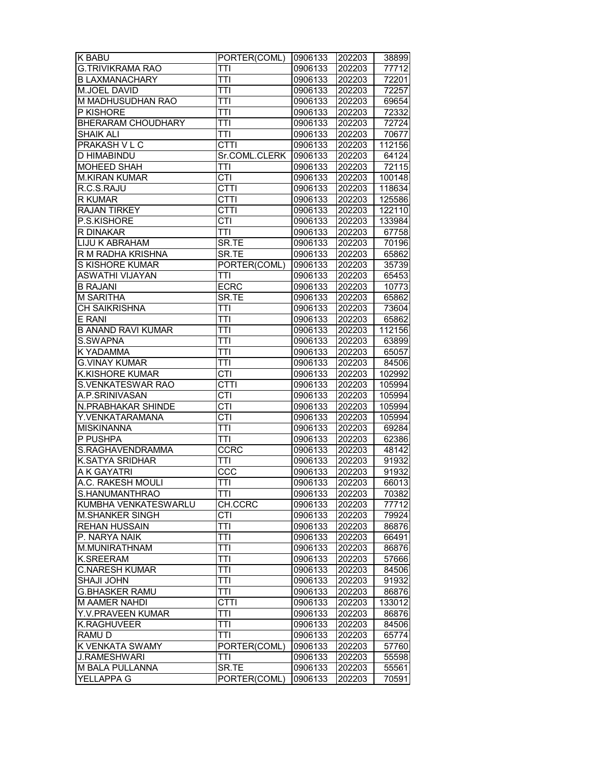| K BABU | PORTER(COML) | 0906133 | 202203 | 38899 |
|---|---|---|---|---|
| G.TRIVIKRAMA RAO | TTI | 0906133 | 202203 | 77712 |
| B LAXMANACHARY | TTI | 0906133 | 202203 | 72201 |
| M.JOEL DAVID | TTI | 0906133 | 202203 | 72257 |
| M MADHUSUDHAN RAO | TTI | 0906133 | 202203 | 69654 |
| P KISHORE | TTI | 0906133 | 202203 | 72332 |
| BHERARAM CHOUDHARY | TTI | 0906133 | 202203 | 72724 |
| SHAIK ALI | TTI | 0906133 | 202203 | 70677 |
| PRAKASH V L C | CTTI | 0906133 | 202203 | 112156 |
| D HIMABINDU | Sr.COML.CLERK | 0906133 | 202203 | 64124 |
| MOHEED SHAH | TTI | 0906133 | 202203 | 72115 |
| M.KIRAN KUMAR | CTI | 0906133 | 202203 | 100148 |
| R.C.S.RAJU | CTTI | 0906133 | 202203 | 118634 |
| R KUMAR | CTTI | 0906133 | 202203 | 125586 |
| RAJAN TIRKEY | CTTI | 0906133 | 202203 | 122110 |
| P.S.KISHORE | CTI | 0906133 | 202203 | 133984 |
| R DINAKAR | TTI | 0906133 | 202203 | 67758 |
| LIJU K ABRAHAM | SR.TE | 0906133 | 202203 | 70196 |
| R M RADHA KRISHNA | SR.TE | 0906133 | 202203 | 65862 |
| S KISHORE KUMAR | PORTER(COML) | 0906133 | 202203 | 35739 |
| ASWATHI VIJAYAN | TTI | 0906133 | 202203 | 65453 |
| B RAJANI | ECRC | 0906133 | 202203 | 10773 |
| M SARITHA | SR.TE | 0906133 | 202203 | 65862 |
| CH SAIKRISHNA | TTI | 0906133 | 202203 | 73604 |
| E RANI | TTI | 0906133 | 202203 | 65862 |
| B ANAND RAVI KUMAR | TTI | 0906133 | 202203 | 112156 |
| S.SWAPNA | TTI | 0906133 | 202203 | 63899 |
| K YADAMMA | TTI | 0906133 | 202203 | 65057 |
| G.VINAY KUMAR | TTI | 0906133 | 202203 | 84506 |
| K.KISHORE KUMAR | CTI | 0906133 | 202203 | 102992 |
| S.VENKATESWAR RAO | CTTI | 0906133 | 202203 | 105994 |
| A.P.SRINIVASAN | CTI | 0906133 | 202203 | 105994 |
| N.PRABHAKAR SHINDE | CTI | 0906133 | 202203 | 105994 |
| Y.VENKATARAMANA | CTI | 0906133 | 202203 | 105994 |
| MISKINANNA | TTI | 0906133 | 202203 | 69284 |
| P PUSHPA | TTI | 0906133 | 202203 | 62386 |
| S.RAGHAVENDRAMMA | CCRC | 0906133 | 202203 | 48142 |
| K.SATYA SRIDHAR | TTI | 0906133 | 202203 | 91932 |
| A K GAYATRI | CCC | 0906133 | 202203 | 91932 |
| A.C. RAKESH MOULI | TTI | 0906133 | 202203 | 66013 |
| S.HANUMANTHRAO | TTI | 0906133 | 202203 | 70382 |
| KUMBHA VENKATESWARLU | CH.CCRC | 0906133 | 202203 | 77712 |
| M.SHANKER SINGH | CTI | 0906133 | 202203 | 79924 |
| REHAN HUSSAIN | TTI | 0906133 | 202203 | 86876 |
| P. NARYA NAIK | TTI | 0906133 | 202203 | 66491 |
| M.MUNIRATHNAM | TTI | 0906133 | 202203 | 86876 |
| K.SREERAM | TTI | 0906133 | 202203 | 57666 |
| C.NARESH KUMAR | TTI | 0906133 | 202203 | 84506 |
| SHAJI JOHN | TTI | 0906133 | 202203 | 91932 |
| G.BHASKER RAMU | TTI | 0906133 | 202203 | 86876 |
| M AAMER NAHDI | CTTI | 0906133 | 202203 | 133012 |
| Y.V.PRAVEEN KUMAR | TTI | 0906133 | 202203 | 86876 |
| K.RAGHUVEER | TTI | 0906133 | 202203 | 84506 |
| RAMU D | TTI | 0906133 | 202203 | 65774 |
| K VENKATA SWAMY | PORTER(COML) | 0906133 | 202203 | 57760 |
| J.RAMESHWARI | TTI | 0906133 | 202203 | 55598 |
| M BALA PULLANNA | SR.TE | 0906133 | 202203 | 55561 |
| YELLAPPA G | PORTER(COML) | 0906133 | 202203 | 70591 |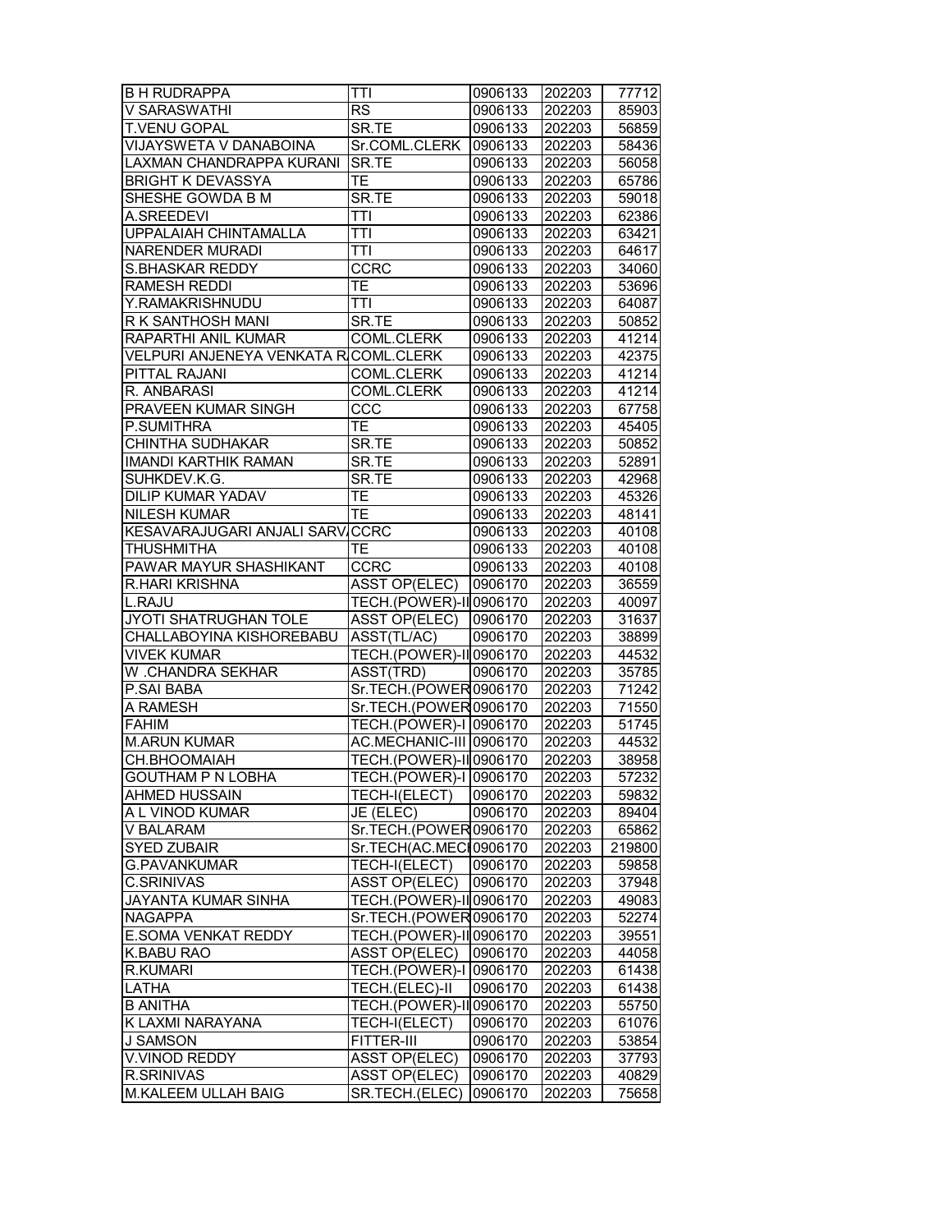| B H RUDRAPPA | TTI | 0906133 | 202203 | 77712 |
|---|---|---|---|---|
| V SARASWATHI | RS | 0906133 | 202203 | 85903 |
| T.VENU GOPAL | SR.TE | 0906133 | 202203 | 56859 |
| VIJAYSWETA V DANABOINA | Sr.COML.CLERK | 0906133 | 202203 | 58436 |
| LAXMAN CHANDRAPPA KURANI | SR.TE | 0906133 | 202203 | 56058 |
| BRIGHT K DEVASSYA | TE | 0906133 | 202203 | 65786 |
| SHESHE GOWDA B M | SR.TE | 0906133 | 202203 | 59018 |
| A.SREEDEVI | TTI | 0906133 | 202203 | 62386 |
| UPPALAIAH CHINTAMALLA | TTI | 0906133 | 202203 | 63421 |
| NARENDER MURADI | TTI | 0906133 | 202203 | 64617 |
| S.BHASKAR REDDY | CCRC | 0906133 | 202203 | 34060 |
| RAMESH REDDI | TE | 0906133 | 202203 | 53696 |
| Y.RAMAKRISHNUDU | TTI | 0906133 | 202203 | 64087 |
| R K SANTHOSH MANI | SR.TE | 0906133 | 202203 | 50852 |
| RAPARTHI ANIL KUMAR | COML.CLERK | 0906133 | 202203 | 41214 |
| VELPURI ANJENEYA VENKATA R | COML.CLERK | 0906133 | 202203 | 42375 |
| PITTAL RAJANI | COML.CLERK | 0906133 | 202203 | 41214 |
| R. ANBARASI | COML.CLERK | 0906133 | 202203 | 41214 |
| PRAVEEN KUMAR SINGH | CCC | 0906133 | 202203 | 67758 |
| P.SUMITHRA | TE | 0906133 | 202203 | 45405 |
| CHINTHA SUDHAKAR | SR.TE | 0906133 | 202203 | 50852 |
| IMANDI KARTHIK RAMAN | SR.TE | 0906133 | 202203 | 52891 |
| SUHKDEV.K.G. | SR.TE | 0906133 | 202203 | 42968 |
| DILIP KUMAR YADAV | TE | 0906133 | 202203 | 45326 |
| NILESH KUMAR | TE | 0906133 | 202203 | 48141 |
| KESAVARAJUGARI ANJALI SARV | CCRC | 0906133 | 202203 | 40108 |
| THUSHMITHA | TE | 0906133 | 202203 | 40108 |
| PAWAR MAYUR SHASHIKANT | CCRC | 0906133 | 202203 | 40108 |
| R.HARI KRISHNA | ASST OP(ELEC) | 0906170 | 202203 | 36559 |
| L.RAJU | TECH.(POWER)-II | 0906170 | 202203 | 40097 |
| JYOTI SHATRUGHAN TOLE | ASST OP(ELEC) | 0906170 | 202203 | 31637 |
| CHALLABOYINA KISHOREBABU | ASST(TL/AC) | 0906170 | 202203 | 38899 |
| VIVEK KUMAR | TECH.(POWER)-II | 0906170 | 202203 | 44532 |
| W .CHANDRA SEKHAR | ASST(TRD) | 0906170 | 202203 | 35785 |
| P.SAI BABA | Sr.TECH.(POWER | 0906170 | 202203 | 71242 |
| A RAMESH | Sr.TECH.(POWER | 0906170 | 202203 | 71550 |
| FAHIM | TECH.(POWER)-I | 0906170 | 202203 | 51745 |
| M.ARUN KUMAR | AC.MECHANIC-III | 0906170 | 202203 | 44532 |
| CH.BHOOMAIAH | TECH.(POWER)-II | 0906170 | 202203 | 38958 |
| GOUTHAM P N LOBHA | TECH.(POWER)-I | 0906170 | 202203 | 57232 |
| AHMED HUSSAIN | TECH-I(ELECT) | 0906170 | 202203 | 59832 |
| A L VINOD KUMAR | JE (ELEC) | 0906170 | 202203 | 89404 |
| V BALARAM | Sr.TECH.(POWER | 0906170 | 202203 | 65862 |
| SYED ZUBAIR | Sr.TECH(AC.MECI | 0906170 | 202203 | 219800 |
| G.PAVANKUMAR | TECH-I(ELECT) | 0906170 | 202203 | 59858 |
| C.SRINIVAS | ASST OP(ELEC) | 0906170 | 202203 | 37948 |
| JAYANTA KUMAR SINHA | TECH.(POWER)-II | 0906170 | 202203 | 49083 |
| NAGAPPA | Sr.TECH.(POWER | 0906170 | 202203 | 52274 |
| E.SOMA VENKAT REDDY | TECH.(POWER)-II | 0906170 | 202203 | 39551 |
| K.BABU RAO | ASST OP(ELEC) | 0906170 | 202203 | 44058 |
| R.KUMARI | TECH.(POWER)-I | 0906170 | 202203 | 61438 |
| LATHA | TECH.(ELEC)-II | 0906170 | 202203 | 61438 |
| B ANITHA | TECH.(POWER)-II | 0906170 | 202203 | 55750 |
| K LAXMI NARAYANA | TECH-I(ELECT) | 0906170 | 202203 | 61076 |
| J SAMSON | FITTER-III | 0906170 | 202203 | 53854 |
| V.VINOD REDDY | ASST OP(ELEC) | 0906170 | 202203 | 37793 |
| R.SRINIVAS | ASST OP(ELEC) | 0906170 | 202203 | 40829 |
| M.KALEEM ULLAH BAIG | SR.TECH.(ELEC) | 0906170 | 202203 | 75658 |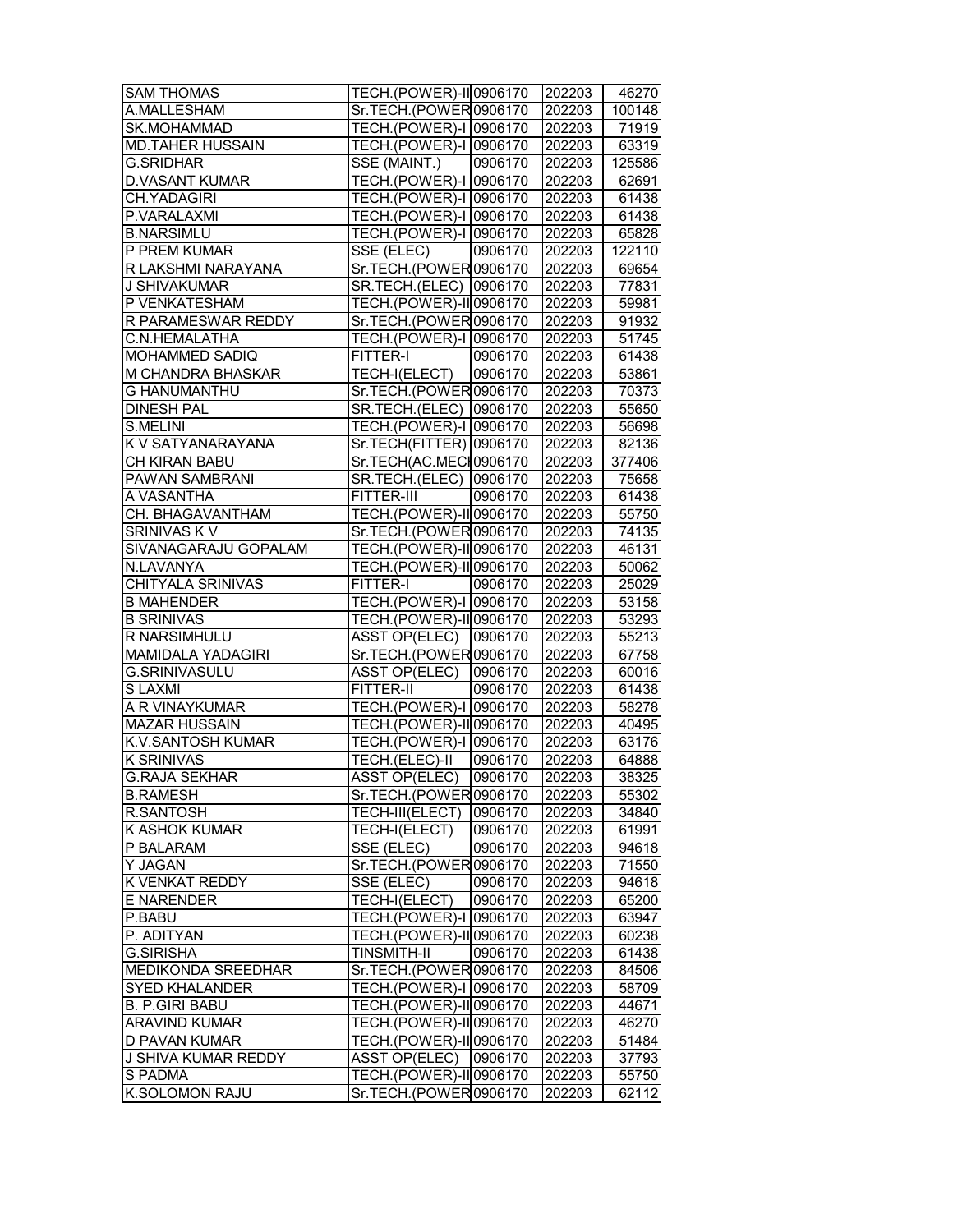| SAM THOMAS | TECH.(POWER)-II | 0906170 | 202203 | 46270 |
|---|---|---|---|---|
| A.MALLESHAM | Sr.TECH.(POWER | 0906170 | 202203 | 100148 |
| SK.MOHAMMAD | TECH.(POWER)-I | 0906170 | 202203 | 71919 |
| MD.TAHER HUSSAIN | TECH.(POWER)-I | 0906170 | 202203 | 63319 |
| G.SRIDHAR | SSE (MAINT.) | 0906170 | 202203 | 125586 |
| D.VASANT KUMAR | TECH.(POWER)-I | 0906170 | 202203 | 62691 |
| CH.YADAGIRI | TECH.(POWER)-I | 0906170 | 202203 | 61438 |
| P.VARALAXMI | TECH.(POWER)-I | 0906170 | 202203 | 61438 |
| B.NARSIMLU | TECH.(POWER)-I | 0906170 | 202203 | 65828 |
| P PREM KUMAR | SSE (ELEC) | 0906170 | 202203 | 122110 |
| R LAKSHMI NARAYANA | Sr.TECH.(POWER | 0906170 | 202203 | 69654 |
| J SHIVAKUMAR | SR.TECH.(ELEC) | 0906170 | 202203 | 77831 |
| P VENKATESHAM | TECH.(POWER)-II | 0906170 | 202203 | 59981 |
| R PARAMESWAR REDDY | Sr.TECH.(POWER | 0906170 | 202203 | 91932 |
| C.N.HEMALATHA | TECH.(POWER)-I | 0906170 | 202203 | 51745 |
| MOHAMMED SADIQ | FITTER-I | 0906170 | 202203 | 61438 |
| M CHANDRA BHASKAR | TECH-I(ELECT) | 0906170 | 202203 | 53861 |
| G HANUMANTHU | Sr.TECH.(POWER | 0906170 | 202203 | 70373 |
| DINESH PAL | SR.TECH.(ELEC) | 0906170 | 202203 | 55650 |
| S.MELINI | TECH.(POWER)-I | 0906170 | 202203 | 56698 |
| K V SATYANARAYANA | Sr.TECH(FITTER) | 0906170 | 202203 | 82136 |
| CH KIRAN BABU | Sr.TECH(AC.MECI | 0906170 | 202203 | 377406 |
| PAWAN SAMBRANI | SR.TECH.(ELEC) | 0906170 | 202203 | 75658 |
| A VASANTHA | FITTER-III | 0906170 | 202203 | 61438 |
| CH. BHAGAVANTHAM | TECH.(POWER)-II | 0906170 | 202203 | 55750 |
| SRINIVAS K V | Sr.TECH.(POWER | 0906170 | 202203 | 74135 |
| SIVANAGARAJU GOPALAM | TECH.(POWER)-II | 0906170 | 202203 | 46131 |
| N.LAVANYA | TECH.(POWER)-II | 0906170 | 202203 | 50062 |
| CHITYALA SRINIVAS | FITTER-I | 0906170 | 202203 | 25029 |
| B MAHENDER | TECH.(POWER)-I | 0906170 | 202203 | 53158 |
| B SRINIVAS | TECH.(POWER)-II | 0906170 | 202203 | 53293 |
| R NARSIMHULU | ASST OP(ELEC) | 0906170 | 202203 | 55213 |
| MAMIDALA YADAGIRI | Sr.TECH.(POWER | 0906170 | 202203 | 67758 |
| G.SRINIVASULU | ASST OP(ELEC) | 0906170 | 202203 | 60016 |
| S LAXMI | FITTER-II | 0906170 | 202203 | 61438 |
| A R VINAYKUMAR | TECH.(POWER)-I | 0906170 | 202203 | 58278 |
| MAZAR HUSSAIN | TECH.(POWER)-II | 0906170 | 202203 | 40495 |
| K.V.SANTOSH KUMAR | TECH.(POWER)-I | 0906170 | 202203 | 63176 |
| K SRINIVAS | TECH.(ELEC)-II | 0906170 | 202203 | 64888 |
| G.RAJA SEKHAR | ASST OP(ELEC) | 0906170 | 202203 | 38325 |
| B.RAMESH | Sr.TECH.(POWER | 0906170 | 202203 | 55302 |
| R.SANTOSH | TECH-III(ELECT) | 0906170 | 202203 | 34840 |
| K ASHOK KUMAR | TECH-I(ELECT) | 0906170 | 202203 | 61991 |
| P BALARAM | SSE (ELEC) | 0906170 | 202203 | 94618 |
| Y JAGAN | Sr.TECH.(POWER | 0906170 | 202203 | 71550 |
| K VENKAT REDDY | SSE (ELEC) | 0906170 | 202203 | 94618 |
| E NARENDER | TECH-I(ELECT) | 0906170 | 202203 | 65200 |
| P.BABU | TECH.(POWER)-I | 0906170 | 202203 | 63947 |
| P. ADITYAN | TECH.(POWER)-II | 0906170 | 202203 | 60238 |
| G.SIRISHA | TINSMITH-II | 0906170 | 202203 | 61438 |
| MEDIKONDA SREEDHAR | Sr.TECH.(POWER | 0906170 | 202203 | 84506 |
| SYED KHALANDER | TECH.(POWER)-I | 0906170 | 202203 | 58709 |
| B. P.GIRI BABU | TECH.(POWER)-II | 0906170 | 202203 | 44671 |
| ARAVIND KUMAR | TECH.(POWER)-II | 0906170 | 202203 | 46270 |
| D PAVAN KUMAR | TECH.(POWER)-II | 0906170 | 202203 | 51484 |
| J SHIVA KUMAR REDDY | ASST OP(ELEC) | 0906170 | 202203 | 37793 |
| S PADMA | TECH.(POWER)-II | 0906170 | 202203 | 55750 |
| K.SOLOMON RAJU | Sr.TECH.(POWER | 0906170 | 202203 | 62112 |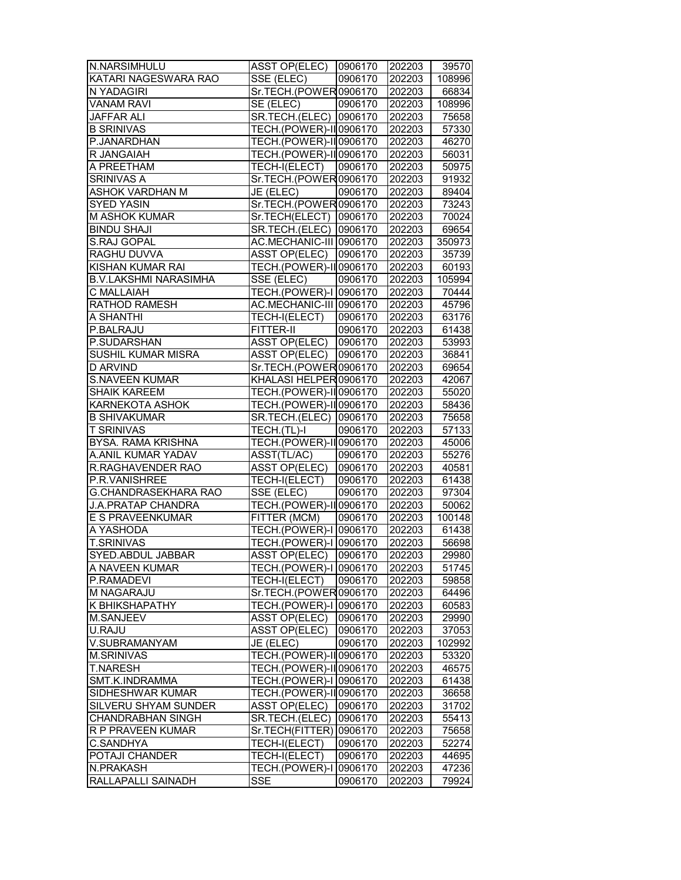| | | | | |
|---|---|---|---|---|
| N.NARSIMHULU | ASST OP(ELEC) | 0906170 | 202203 | 39570 |
| KATARI NAGESWARA RAO | SSE (ELEC) | 0906170 | 202203 | 108996 |
| N YADAGIRI | Sr.TECH.(POWER | 0906170 | 202203 | 66834 |
| VANAM RAVI | SE (ELEC) | 0906170 | 202203 | 108996 |
| JAFFAR ALI | SR.TECH.(ELEC) | 0906170 | 202203 | 75658 |
| B SRINIVAS | TECH.(POWER)-II | 0906170 | 202203 | 57330 |
| P.JANARDHAN | TECH.(POWER)-II | 0906170 | 202203 | 46270 |
| R JANGAIAH | TECH.(POWER)-II | 0906170 | 202203 | 56031 |
| A PREETHAM | TECH-I(ELECT) | 0906170 | 202203 | 50975 |
| SRINIVAS A | Sr.TECH.(POWER | 0906170 | 202203 | 91932 |
| ASHOK VARDHAN M | JE (ELEC) | 0906170 | 202203 | 89404 |
| SYED YASIN | Sr.TECH.(POWER | 0906170 | 202203 | 73243 |
| M ASHOK KUMAR | Sr.TECH(ELECT) | 0906170 | 202203 | 70024 |
| BINDU SHAJI | SR.TECH.(ELEC) | 0906170 | 202203 | 69654 |
| S.RAJ GOPAL | AC.MECHANIC-III | 0906170 | 202203 | 350973 |
| RAGHU DUVVA | ASST OP(ELEC) | 0906170 | 202203 | 35739 |
| KISHAN KUMAR RAI | TECH.(POWER)-II | 0906170 | 202203 | 60193 |
| B.V.LAKSHMI NARASIMHA | SSE (ELEC) | 0906170 | 202203 | 105994 |
| C MALLAIAH | TECH.(POWER)-I | 0906170 | 202203 | 70444 |
| RATHOD RAMESH | AC.MECHANIC-III | 0906170 | 202203 | 45796 |
| A SHANTHI | TECH-I(ELECT) | 0906170 | 202203 | 63176 |
| P.BALRAJU | FITTER-II | 0906170 | 202203 | 61438 |
| P.SUDARSHAN | ASST OP(ELEC) | 0906170 | 202203 | 53993 |
| SUSHIL KUMAR MISRA | ASST OP(ELEC) | 0906170 | 202203 | 36841 |
| D ARVIND | Sr.TECH.(POWER | 0906170 | 202203 | 69654 |
| S.NAVEEN KUMAR | KHALASI HELPER | 0906170 | 202203 | 42067 |
| SHAIK KAREEM | TECH.(POWER)-II | 0906170 | 202203 | 55020 |
| KARNEKOTA ASHOK | TECH.(POWER)-II | 0906170 | 202203 | 58436 |
| B SHIVAKUMAR | SR.TECH.(ELEC) | 0906170 | 202203 | 75658 |
| T SRINIVAS | TECH.(TL)-I | 0906170 | 202203 | 57133 |
| BYSA. RAMA KRISHNA | TECH.(POWER)-II | 0906170 | 202203 | 45006 |
| A.ANIL KUMAR YADAV | ASST(TL/AC) | 0906170 | 202203 | 55276 |
| R.RAGHAVENDER RAO | ASST OP(ELEC) | 0906170 | 202203 | 40581 |
| P.R.VANISHREE | TECH-I(ELECT) | 0906170 | 202203 | 61438 |
| G.CHANDRASEKHARA RAO | SSE (ELEC) | 0906170 | 202203 | 97304 |
| J.A.PRATAP CHANDRA | TECH.(POWER)-II | 0906170 | 202203 | 50062 |
| E S PRAVEENKUMAR | FITTER (MCM) | 0906170 | 202203 | 100148 |
| A YASHODA | TECH.(POWER)-I | 0906170 | 202203 | 61438 |
| T.SRINIVAS | TECH.(POWER)-I | 0906170 | 202203 | 56698 |
| SYED.ABDUL JABBAR | ASST OP(ELEC) | 0906170 | 202203 | 29980 |
| A NAVEEN KUMAR | TECH.(POWER)-I | 0906170 | 202203 | 51745 |
| P.RAMADEVI | TECH-I(ELECT) | 0906170 | 202203 | 59858 |
| M NAGARAJU | Sr.TECH.(POWER | 0906170 | 202203 | 64496 |
| K BHIKSHAPATHY | TECH.(POWER)-I | 0906170 | 202203 | 60583 |
| M.SANJEEV | ASST OP(ELEC) | 0906170 | 202203 | 29990 |
| U.RAJU | ASST OP(ELEC) | 0906170 | 202203 | 37053 |
| V.SUBRAMANYAM | JE (ELEC) | 0906170 | 202203 | 102992 |
| M.SRINIVAS | TECH.(POWER)-II | 0906170 | 202203 | 53320 |
| T.NARESH | TECH.(POWER)-II | 0906170 | 202203 | 46575 |
| SMT.K.INDRAMMA | TECH.(POWER)-I | 0906170 | 202203 | 61438 |
| SIDHESHWAR KUMAR | TECH.(POWER)-II | 0906170 | 202203 | 36658 |
| SILVERU SHYAM SUNDER | ASST OP(ELEC) | 0906170 | 202203 | 31702 |
| CHANDRABHAN SINGH | SR.TECH.(ELEC) | 0906170 | 202203 | 55413 |
| R P PRAVEEN KUMAR | Sr.TECH(FITTER) | 0906170 | 202203 | 75658 |
| C.SANDHYA | TECH-I(ELECT) | 0906170 | 202203 | 52274 |
| POTAJI CHANDER | TECH-I(ELECT) | 0906170 | 202203 | 44695 |
| N.PRAKASH | TECH.(POWER)-I | 0906170 | 202203 | 47236 |
| RALLAPALLI SAINADH | SSE | 0906170 | 202203 | 79924 |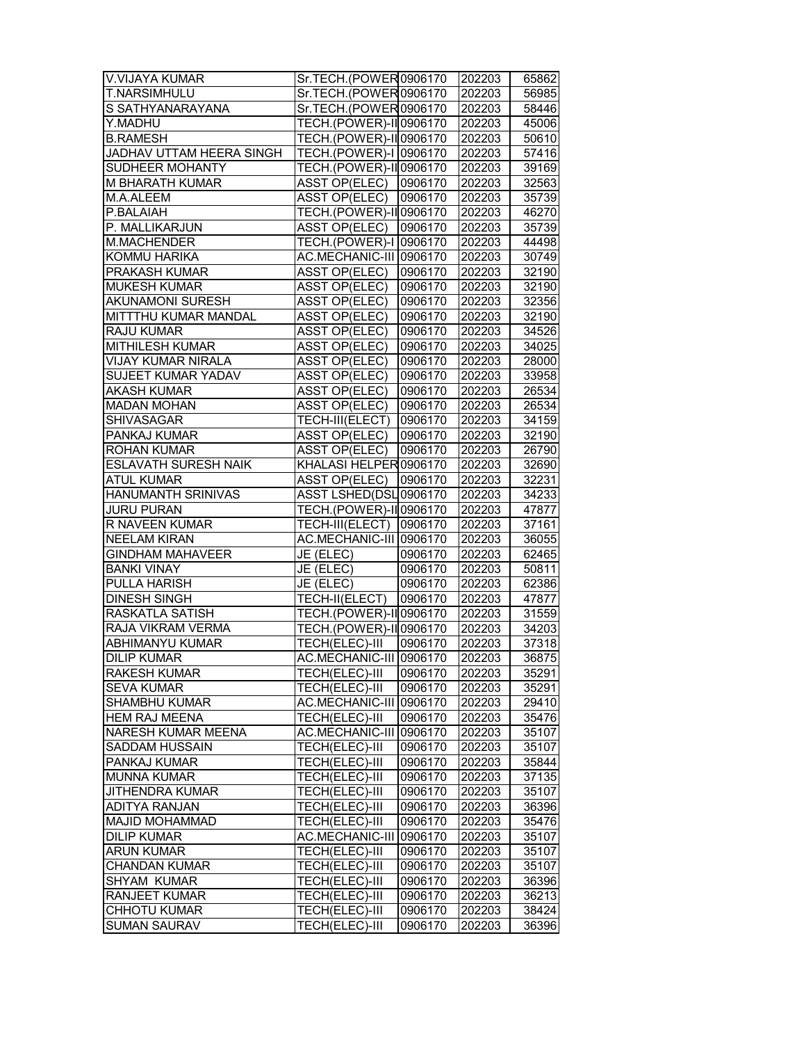| V.VIJAYA KUMAR | Sr.TECH.(POWER | 0906170 | 202203 | 65862 |
|---|---|---|---|---|
| T.NARSIMHULU | Sr.TECH.(POWER | 0906170 | 202203 | 56985 |
| S SATHYANARAYANA | Sr.TECH.(POWER | 0906170 | 202203 | 58446 |
| Y.MADHU | TECH.(POWER)-II | 0906170 | 202203 | 45006 |
| B.RAMESH | TECH.(POWER)-II | 0906170 | 202203 | 50610 |
| JADHAV UTTAM HEERA SINGH | TECH.(POWER)-I | 0906170 | 202203 | 57416 |
| SUDHEER MOHANTY | TECH.(POWER)-II | 0906170 | 202203 | 39169 |
| M BHARATH KUMAR | ASST OP(ELEC) | 0906170 | 202203 | 32563 |
| M.A.ALEEM | ASST OP(ELEC) | 0906170 | 202203 | 35739 |
| P.BALAIAH | TECH.(POWER)-II | 0906170 | 202203 | 46270 |
| P. MALLIKARJUN | ASST OP(ELEC) | 0906170 | 202203 | 35739 |
| M.MACHENDER | TECH.(POWER)-I | 0906170 | 202203 | 44498 |
| KOMMU HARIKA | AC.MECHANIC-III | 0906170 | 202203 | 30749 |
| PRAKASH KUMAR | ASST OP(ELEC) | 0906170 | 202203 | 32190 |
| MUKESH KUMAR | ASST OP(ELEC) | 0906170 | 202203 | 32190 |
| AKUNAMONI SURESH | ASST OP(ELEC) | 0906170 | 202203 | 32356 |
| MITTTHU KUMAR MANDAL | ASST OP(ELEC) | 0906170 | 202203 | 32190 |
| RAJU KUMAR | ASST OP(ELEC) | 0906170 | 202203 | 34526 |
| MITHILESH KUMAR | ASST OP(ELEC) | 0906170 | 202203 | 34025 |
| VIJAY KUMAR NIRALA | ASST OP(ELEC) | 0906170 | 202203 | 28000 |
| SUJEET KUMAR YADAV | ASST OP(ELEC) | 0906170 | 202203 | 33958 |
| AKASH KUMAR | ASST OP(ELEC) | 0906170 | 202203 | 26534 |
| MADAN MOHAN | ASST OP(ELEC) | 0906170 | 202203 | 26534 |
| SHIVASAGAR | TECH-III(ELECT) | 0906170 | 202203 | 34159 |
| PANKAJ KUMAR | ASST OP(ELEC) | 0906170 | 202203 | 32190 |
| ROHAN KUMAR | ASST OP(ELEC) | 0906170 | 202203 | 26790 |
| ESLAVATH SURESH NAIK | KHALASI HELPER | 0906170 | 202203 | 32690 |
| ATUL KUMAR | ASST OP(ELEC) | 0906170 | 202203 | 32231 |
| HANUMANTH SRINIVAS | ASST LSHED(DSL | 0906170 | 202203 | 34233 |
| JURU PURAN | TECH.(POWER)-II | 0906170 | 202203 | 47877 |
| R NAVEEN KUMAR | TECH-III(ELECT) | 0906170 | 202203 | 37161 |
| NEELAM KIRAN | AC.MECHANIC-III | 0906170 | 202203 | 36055 |
| GINDHAM MAHAVEER | JE (ELEC) | 0906170 | 202203 | 62465 |
| BANKI VINAY | JE (ELEC) | 0906170 | 202203 | 50811 |
| PULLA HARISH | JE (ELEC) | 0906170 | 202203 | 62386 |
| DINESH SINGH | TECH-II(ELECT) | 0906170 | 202203 | 47877 |
| RASKATLA SATISH | TECH.(POWER)-II | 0906170 | 202203 | 31559 |
| RAJA VIKRAM VERMA | TECH.(POWER)-II | 0906170 | 202203 | 34203 |
| ABHIMANYU KUMAR | TECH(ELEC)-III | 0906170 | 202203 | 37318 |
| DILIP KUMAR | AC.MECHANIC-III | 0906170 | 202203 | 36875 |
| RAKESH KUMAR | TECH(ELEC)-III | 0906170 | 202203 | 35291 |
| SEVA KUMAR | TECH(ELEC)-III | 0906170 | 202203 | 35291 |
| SHAMBHU KUMAR | AC.MECHANIC-III | 0906170 | 202203 | 29410 |
| HEM RAJ MEENA | TECH(ELEC)-III | 0906170 | 202203 | 35476 |
| NARESH KUMAR MEENA | AC.MECHANIC-III | 0906170 | 202203 | 35107 |
| SADDAM HUSSAIN | TECH(ELEC)-III | 0906170 | 202203 | 35107 |
| PANKAJ KUMAR | TECH(ELEC)-III | 0906170 | 202203 | 35844 |
| MUNNA KUMAR | TECH(ELEC)-III | 0906170 | 202203 | 37135 |
| JITHENDRA KUMAR | TECH(ELEC)-III | 0906170 | 202203 | 35107 |
| ADITYA RANJAN | TECH(ELEC)-III | 0906170 | 202203 | 36396 |
| MAJID MOHAMMAD | TECH(ELEC)-III | 0906170 | 202203 | 35476 |
| DILIP KUMAR | AC.MECHANIC-III | 0906170 | 202203 | 35107 |
| ARUN KUMAR | TECH(ELEC)-III | 0906170 | 202203 | 35107 |
| CHANDAN KUMAR | TECH(ELEC)-III | 0906170 | 202203 | 35107 |
| SHYAM KUMAR | TECH(ELEC)-III | 0906170 | 202203 | 36396 |
| RANJEET KUMAR | TECH(ELEC)-III | 0906170 | 202203 | 36213 |
| CHHOTU KUMAR | TECH(ELEC)-III | 0906170 | 202203 | 38424 |
| SUMAN SAURAV | TECH(ELEC)-III | 0906170 | 202203 | 36396 |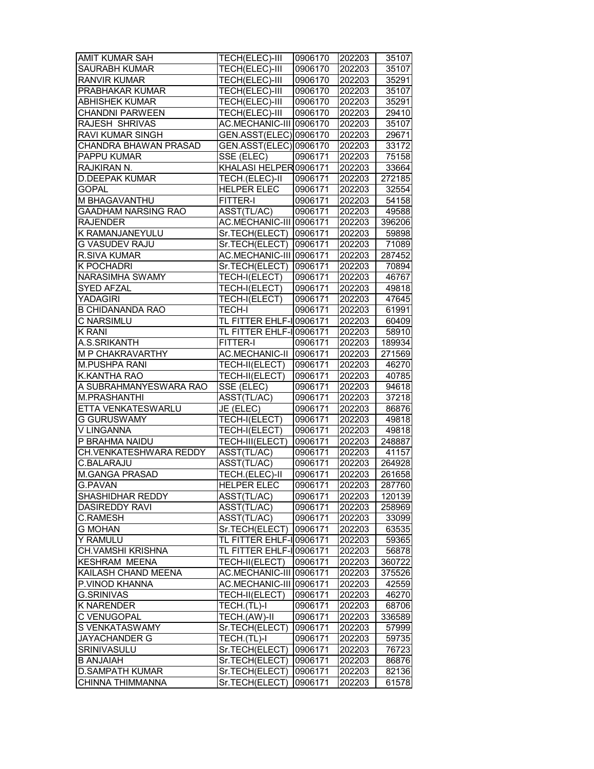| | | | | |
|---|---|---|---|---|
| AMIT KUMAR SAH | TECH(ELEC)-III | 0906170 | 202203 | 35107 |
| SAURABH KUMAR | TECH(ELEC)-III | 0906170 | 202203 | 35107 |
| RANVIR KUMAR | TECH(ELEC)-III | 0906170 | 202203 | 35291 |
| PRABHAKAR KUMAR | TECH(ELEC)-III | 0906170 | 202203 | 35107 |
| ABHISHEK KUMAR | TECH(ELEC)-III | 0906170 | 202203 | 35291 |
| CHANDNI PARWEEN | TECH(ELEC)-III | 0906170 | 202203 | 29410 |
| RAJESH SHRIVAS | AC.MECHANIC-III | 0906170 | 202203 | 35107 |
| RAVI KUMAR SINGH | GEN.ASST(ELEC) | 0906170 | 202203 | 29671 |
| CHANDRA BHAWAN PRASAD | GEN.ASST(ELEC) | 0906170 | 202203 | 33172 |
| PAPPU KUMAR | SSE (ELEC) | 0906171 | 202203 | 75158 |
| RAJKIRAN N. | KHALASI HELPER | 0906171 | 202203 | 33664 |
| D.DEEPAK KUMAR | TECH.(ELEC)-II | 0906171 | 202203 | 272185 |
| GOPAL | HELPER ELEC | 0906171 | 202203 | 32554 |
| M BHAGAVANTHU | FITTER-I | 0906171 | 202203 | 54158 |
| GAADHAM NARSING RAO | ASST(TL/AC) | 0906171 | 202203 | 49588 |
| RAJENDER | AC.MECHANIC-III | 0906171 | 202203 | 396206 |
| K RAMANJANEYULU | Sr.TECH(ELECT) | 0906171 | 202203 | 59898 |
| G VASUDEV RAJU | Sr.TECH(ELECT) | 0906171 | 202203 | 71089 |
| R.SIVA KUMAR | AC.MECHANIC-III | 0906171 | 202203 | 287452 |
| K POCHADRI | Sr.TECH(ELECT) | 0906171 | 202203 | 70894 |
| NARASIMHA SWAMY | TECH-I(ELECT) | 0906171 | 202203 | 46767 |
| SYED AFZAL | TECH-I(ELECT) | 0906171 | 202203 | 49818 |
| YADAGIRI | TECH-I(ELECT) | 0906171 | 202203 | 47645 |
| B CHIDANANDA RAO | TECH-I | 0906171 | 202203 | 61991 |
| C NARSIMLU | TL FITTER EHLF-I | 0906171 | 202203 | 60409 |
| K RANI | TL FITTER EHLF-I | 0906171 | 202203 | 58910 |
| A.S.SRIKANTH | FITTER-I | 0906171 | 202203 | 189934 |
| M P CHAKRAVARTHY | AC.MECHANIC-II | 0906171 | 202203 | 271569 |
| M.PUSHPA RANI | TECH-II(ELECT) | 0906171 | 202203 | 46270 |
| K.KANTHA RAO | TECH-II(ELECT) | 0906171 | 202203 | 40785 |
| A SUBRAHMANYESWARA RAO | SSE (ELEC) | 0906171 | 202203 | 94618 |
| M.PRASHANTHI | ASST(TL/AC) | 0906171 | 202203 | 37218 |
| ETTA VENKATESWARLU | JE (ELEC) | 0906171 | 202203 | 86876 |
| G GURUSWAMY | TECH-I(ELECT) | 0906171 | 202203 | 49818 |
| V LINGANNA | TECH-I(ELECT) | 0906171 | 202203 | 49818 |
| P BRAHMA NAIDU | TECH-III(ELECT) | 0906171 | 202203 | 248887 |
| CH.VENKATESHWARA REDDY | ASST(TL/AC) | 0906171 | 202203 | 41157 |
| C.BALARAJU | ASST(TL/AC) | 0906171 | 202203 | 264928 |
| M.GANGA PRASAD | TECH.(ELEC)-II | 0906171 | 202203 | 261658 |
| G.PAVAN | HELPER ELEC | 0906171 | 202203 | 287760 |
| SHASHIDHAR REDDY | ASST(TL/AC) | 0906171 | 202203 | 120139 |
| DASIREDDY RAVI | ASST(TL/AC) | 0906171 | 202203 | 258969 |
| C.RAMESH | ASST(TL/AC) | 0906171 | 202203 | 33099 |
| G MOHAN | Sr.TECH(ELECT) | 0906171 | 202203 | 63535 |
| Y RAMULU | TL FITTER EHLF-I | 0906171 | 202203 | 59365 |
| CH.VAMSHI KRISHNA | TL FITTER EHLF-I | 0906171 | 202203 | 56878 |
| KESHRAM MEENA | TECH-II(ELECT) | 0906171 | 202203 | 360722 |
| KAILASH CHAND MEENA | AC.MECHANIC-III | 0906171 | 202203 | 375526 |
| P.VINOD KHANNA | AC.MECHANIC-III | 0906171 | 202203 | 42559 |
| G.SRINIVAS | TECH-II(ELECT) | 0906171 | 202203 | 46270 |
| K NARENDER | TECH.(TL)-I | 0906171 | 202203 | 68706 |
| C VENUGOPAL | TECH.(AW)-II | 0906171 | 202203 | 336589 |
| S VENKATASWAMY | Sr.TECH(ELECT) | 0906171 | 202203 | 57999 |
| JAYACHANDER G | TECH.(TL)-I | 0906171 | 202203 | 59735 |
| SRINIVASULU | Sr.TECH(ELECT) | 0906171 | 202203 | 76723 |
| B ANJAIAH | Sr.TECH(ELECT) | 0906171 | 202203 | 86876 |
| D.SAMPATH KUMAR | Sr.TECH(ELECT) | 0906171 | 202203 | 82136 |
| CHINNA THIMMANNA | Sr.TECH(ELECT) | 0906171 | 202203 | 61578 |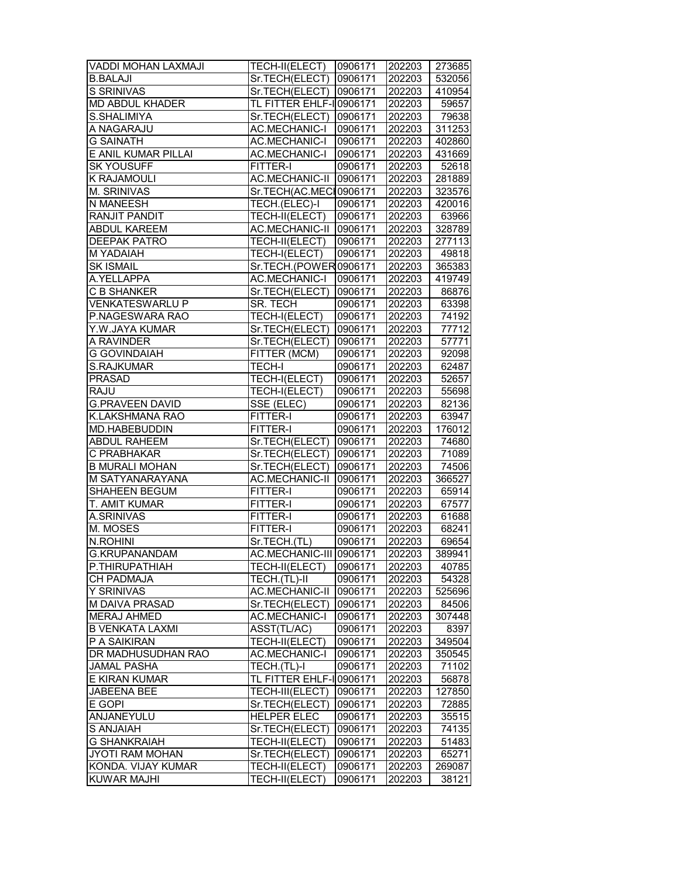| VADDI MOHAN LAXMAJI | TECH-II(ELECT) | 0906171 | 202203 | 273685 |
|---|---|---|---|---|
| B.BALAJI | Sr.TECH(ELECT) | 0906171 | 202203 | 532056 |
| S SRINIVAS | Sr.TECH(ELECT) | 0906171 | 202203 | 410954 |
| MD ABDUL KHADER | TL FITTER EHLF-I | 0906171 | 202203 | 59657 |
| S.SHALIMIYA | Sr.TECH(ELECT) | 0906171 | 202203 | 79638 |
| A NAGARAJU | AC.MECHANIC-I | 0906171 | 202203 | 311253 |
| G SAINATH | AC.MECHANIC-I | 0906171 | 202203 | 402860 |
| E ANIL KUMAR PILLAI | AC.MECHANIC-I | 0906171 | 202203 | 431669 |
| SK YOUSUFF | FITTER-I | 0906171 | 202203 | 52618 |
| K RAJAMOULI | AC.MECHANIC-II | 0906171 | 202203 | 281889 |
| M. SRINIVAS | Sr.TECH(AC.MECH | 0906171 | 202203 | 323576 |
| N MANEESH | TECH.(ELEC)-I | 0906171 | 202203 | 420016 |
| RANJIT PANDIT | TECH-II(ELECT) | 0906171 | 202203 | 63966 |
| ABDUL KAREEM | AC.MECHANIC-II | 0906171 | 202203 | 328789 |
| DEEPAK PATRO | TECH-II(ELECT) | 0906171 | 202203 | 277113 |
| M YADAIAH | TECH-I(ELECT) | 0906171 | 202203 | 49818 |
| SK ISMAIL | Sr.TECH.(POWER | 0906171 | 202203 | 365383 |
| A.YELLAPPA | AC.MECHANIC-I | 0906171 | 202203 | 419749 |
| C B SHANKER | Sr.TECH(ELECT) | 0906171 | 202203 | 86876 |
| VENKATESWARLU P | SR. TECH | 0906171 | 202203 | 63398 |
| P.NAGESWARA RAO | TECH-I(ELECT) | 0906171 | 202203 | 74192 |
| Y.W.JAYA KUMAR | Sr.TECH(ELECT) | 0906171 | 202203 | 77712 |
| A RAVINDER | Sr.TECH(ELECT) | 0906171 | 202203 | 57771 |
| G GOVINDAIAH | FITTER (MCM) | 0906171 | 202203 | 92098 |
| S.RAJKUMAR | TECH-I | 0906171 | 202203 | 62487 |
| PRASAD | TECH-I(ELECT) | 0906171 | 202203 | 52657 |
| RAJU | TECH-I(ELECT) | 0906171 | 202203 | 55698 |
| G.PRAVEEN DAVID | SSE (ELEC) | 0906171 | 202203 | 82136 |
| K.LAKSHMANA RAO | FITTER-I | 0906171 | 202203 | 63947 |
| MD.HABEBUDDIN | FITTER-I | 0906171 | 202203 | 176012 |
| ABDUL RAHEEM | Sr.TECH(ELECT) | 0906171 | 202203 | 74680 |
| C PRABHAKAR | Sr.TECH(ELECT) | 0906171 | 202203 | 71089 |
| B MURALI MOHAN | Sr.TECH(ELECT) | 0906171 | 202203 | 74506 |
| M SATYANARAYANA | AC.MECHANIC-II | 0906171 | 202203 | 366527 |
| SHAHEEN BEGUM | FITTER-I | 0906171 | 202203 | 65914 |
| T. AMIT KUMAR | FITTER-I | 0906171 | 202203 | 67577 |
| A.SRINIVAS | FITTER-I | 0906171 | 202203 | 61688 |
| M. MOSES | FITTER-I | 0906171 | 202203 | 68241 |
| N.ROHINI | Sr.TECH.(TL) | 0906171 | 202203 | 69654 |
| G.KRUPANANDAM | AC.MECHANIC-III | 0906171 | 202203 | 389941 |
| P.THIRUPATHIAH | TECH-II(ELECT) | 0906171 | 202203 | 40785 |
| CH PADMAJA | TECH.(TL)-II | 0906171 | 202203 | 54328 |
| Y SRINIVAS | AC.MECHANIC-II | 0906171 | 202203 | 525696 |
| M DAIVA PRASAD | Sr.TECH(ELECT) | 0906171 | 202203 | 84506 |
| MERAJ AHMED | AC.MECHANIC-I | 0906171 | 202203 | 307448 |
| B VENKATA LAXMI | ASST(TL/AC) | 0906171 | 202203 | 8397 |
| P A SAIKIRAN | TECH-II(ELECT) | 0906171 | 202203 | 349504 |
| DR MADHUSUDHAN RAO | AC.MECHANIC-I | 0906171 | 202203 | 350545 |
| JAMAL PASHA | TECH.(TL)-I | 0906171 | 202203 | 71102 |
| E KIRAN KUMAR | TL FITTER EHLF-I | 0906171 | 202203 | 56878 |
| JABEENA BEE | TECH-III(ELECT) | 0906171 | 202203 | 127850 |
| E GOPI | Sr.TECH(ELECT) | 0906171 | 202203 | 72885 |
| ANJANEYULU | HELPER ELEC | 0906171 | 202203 | 35515 |
| S ANJAIAH | Sr.TECH(ELECT) | 0906171 | 202203 | 74135 |
| G SHANKRAIAH | TECH-II(ELECT) | 0906171 | 202203 | 51483 |
| JYOTI RAM MOHAN | Sr.TECH(ELECT) | 0906171 | 202203 | 65271 |
| KONDA. VIJAY KUMAR | TECH-II(ELECT) | 0906171 | 202203 | 269087 |
| KUWAR MAJHI | TECH-II(ELECT) | 0906171 | 202203 | 38121 |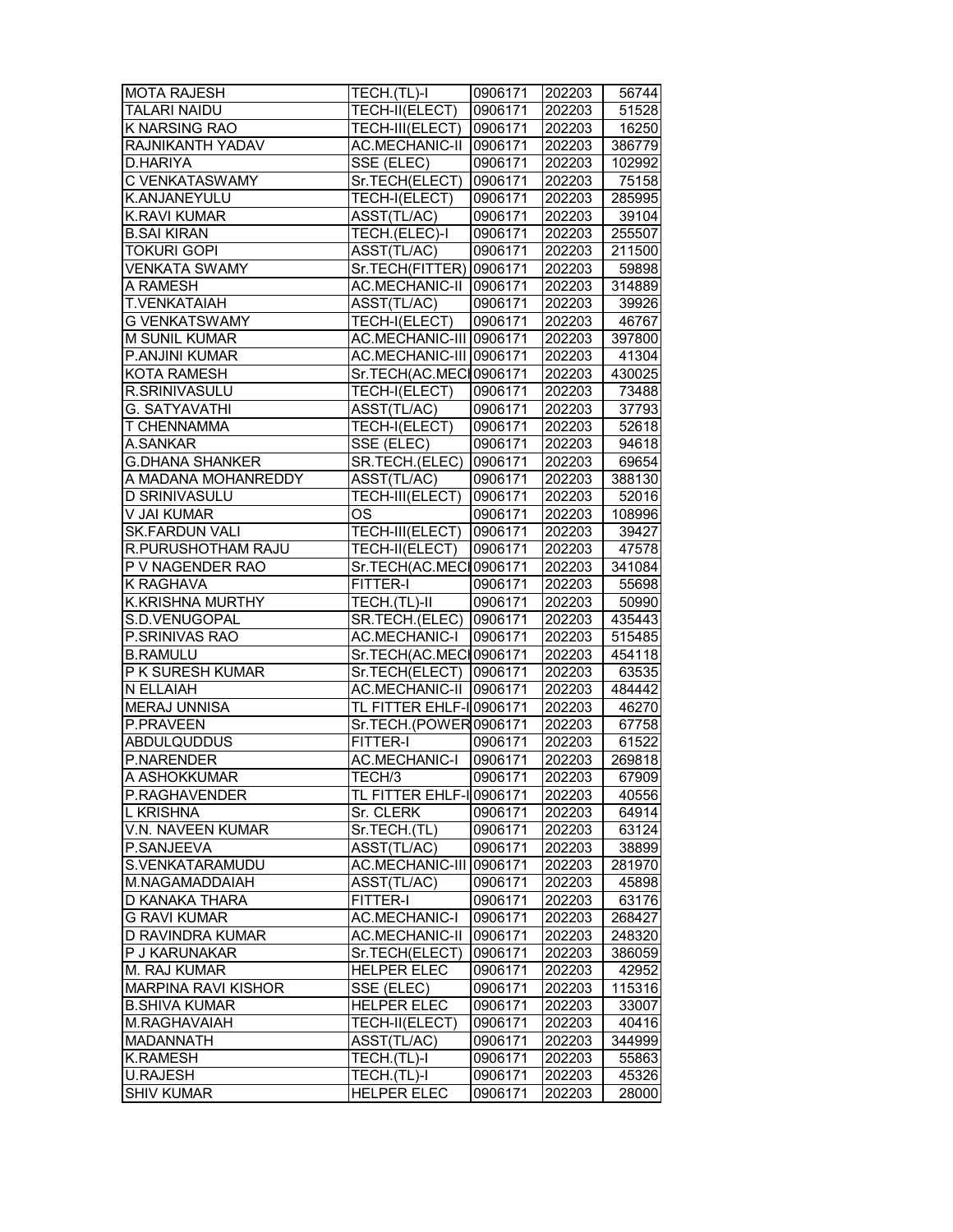| | | | | |
|---|---|---|---|---|
| MOTA RAJESH | TECH.(TL)-I | 0906171 | 202203 | 56744 |
| TALARI NAIDU | TECH-II(ELECT) | 0906171 | 202203 | 51528 |
| K NARSING RAO | TECH-III(ELECT) | 0906171 | 202203 | 16250 |
| RAJNIKANTH YADAV | AC.MECHANIC-II | 0906171 | 202203 | 386779 |
| D.HARIYA | SSE (ELEC) | 0906171 | 202203 | 102992 |
| C VENKATASWAMY | Sr.TECH(ELECT) | 0906171 | 202203 | 75158 |
| K.ANJANEYULU | TECH-I(ELECT) | 0906171 | 202203 | 285995 |
| K.RAVI KUMAR | ASST(TL/AC) | 0906171 | 202203 | 39104 |
| B.SAI KIRAN | TECH.(ELEC)-I | 0906171 | 202203 | 255507 |
| TOKURI GOPI | ASST(TL/AC) | 0906171 | 202203 | 211500 |
| VENKATA SWAMY | Sr.TECH(FITTER) | 0906171 | 202203 | 59898 |
| A RAMESH | AC.MECHANIC-II | 0906171 | 202203 | 314889 |
| T.VENKATAIAH | ASST(TL/AC) | 0906171 | 202203 | 39926 |
| G VENKATSWAMY | TECH-I(ELECT) | 0906171 | 202203 | 46767 |
| M SUNIL KUMAR | AC.MECHANIC-III | 0906171 | 202203 | 397800 |
| P.ANJINI KUMAR | AC.MECHANIC-III | 0906171 | 202203 | 41304 |
| KOTA RAMESH | Sr.TECH(AC.MECH | 0906171 | 202203 | 430025 |
| R.SRINIVASULU | TECH-I(ELECT) | 0906171 | 202203 | 73488 |
| G. SATYAVATHI | ASST(TL/AC) | 0906171 | 202203 | 37793 |
| T CHENNAMMA | TECH-I(ELECT) | 0906171 | 202203 | 52618 |
| A.SANKAR | SSE (ELEC) | 0906171 | 202203 | 94618 |
| G.DHANA SHANKER | SR.TECH.(ELEC) | 0906171 | 202203 | 69654 |
| A MADANA MOHANREDDY | ASST(TL/AC) | 0906171 | 202203 | 388130 |
| D SRINIVASULU | TECH-III(ELECT) | 0906171 | 202203 | 52016 |
| V JAI KUMAR | OS | 0906171 | 202203 | 108996 |
| SK.FARDUN VALI | TECH-III(ELECT) | 0906171 | 202203 | 39427 |
| R.PURUSHOTHAM RAJU | TECH-II(ELECT) | 0906171 | 202203 | 47578 |
| P V NAGENDER RAO | Sr.TECH(AC.MECH | 0906171 | 202203 | 341084 |
| K RAGHAVA | FITTER-I | 0906171 | 202203 | 55698 |
| K.KRISHNA MURTHY | TECH.(TL)-II | 0906171 | 202203 | 50990 |
| S.D.VENUGOPAL | SR.TECH.(ELEC) | 0906171 | 202203 | 435443 |
| P.SRINIVAS RAO | AC.MECHANIC-I | 0906171 | 202203 | 515485 |
| B.RAMULU | Sr.TECH(AC.MECH | 0906171 | 202203 | 454118 |
| P K SURESH KUMAR | Sr.TECH(ELECT) | 0906171 | 202203 | 63535 |
| N ELLAIAH | AC.MECHANIC-II | 0906171 | 202203 | 484442 |
| MERAJ UNNISA | TL FITTER EHLF-I | 0906171 | 202203 | 46270 |
| P.PRAVEEN | Sr.TECH.(POWER | 0906171 | 202203 | 67758 |
| ABDULQUDDUS | FITTER-I | 0906171 | 202203 | 61522 |
| P.NARENDER | AC.MECHANIC-I | 0906171 | 202203 | 269818 |
| A ASHOKKUMAR | TECH/3 | 0906171 | 202203 | 67909 |
| P.RAGHAVENDER | TL FITTER EHLF-I | 0906171 | 202203 | 40556 |
| L KRISHNA | Sr. CLERK | 0906171 | 202203 | 64914 |
| V.N. NAVEEN KUMAR | Sr.TECH.(TL) | 0906171 | 202203 | 63124 |
| P.SANJEEVA | ASST(TL/AC) | 0906171 | 202203 | 38899 |
| S.VENKATARAMUDU | AC.MECHANIC-III | 0906171 | 202203 | 281970 |
| M.NAGAMADDAIAH | ASST(TL/AC) | 0906171 | 202203 | 45898 |
| D KANAKA THARA | FITTER-I | 0906171 | 202203 | 63176 |
| G RAVI KUMAR | AC.MECHANIC-I | 0906171 | 202203 | 268427 |
| D RAVINDRA KUMAR | AC.MECHANIC-II | 0906171 | 202203 | 248320 |
| P J KARUNAKAR | Sr.TECH(ELECT) | 0906171 | 202203 | 386059 |
| M. RAJ KUMAR | HELPER ELEC | 0906171 | 202203 | 42952 |
| MARPINA RAVI KISHOR | SSE (ELEC) | 0906171 | 202203 | 115316 |
| B.SHIVA KUMAR | HELPER ELEC | 0906171 | 202203 | 33007 |
| M.RAGHAVAIAH | TECH-II(ELECT) | 0906171 | 202203 | 40416 |
| MADANNATH | ASST(TL/AC) | 0906171 | 202203 | 344999 |
| K.RAMESH | TECH.(TL)-I | 0906171 | 202203 | 55863 |
| U.RAJESH | TECH.(TL)-I | 0906171 | 202203 | 45326 |
| SHIV KUMAR | HELPER ELEC | 0906171 | 202203 | 28000 |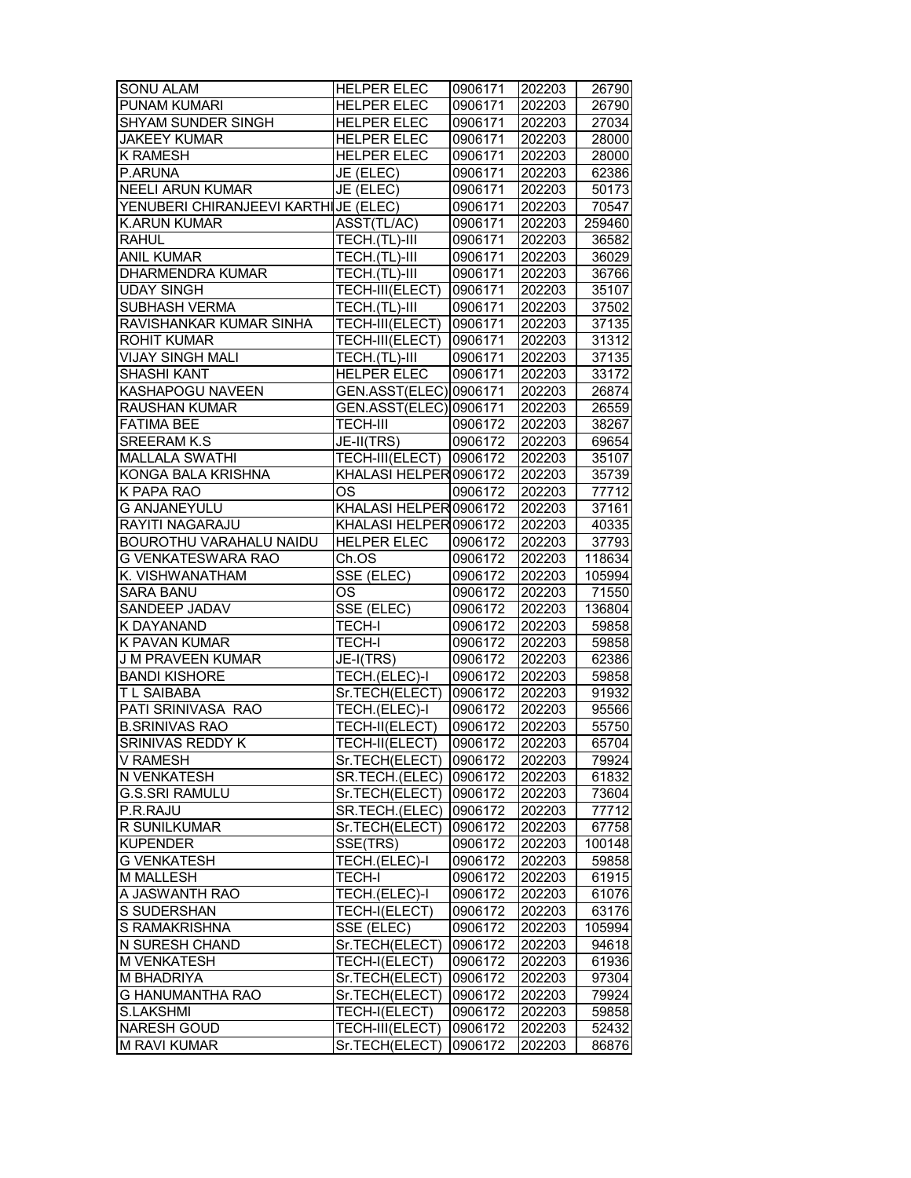| SONU ALAM | HELPER ELEC | 0906171 | 202203 | 26790 |
|---|---|---|---|---|
| PUNAM KUMARI | HELPER ELEC | 0906171 | 202203 | 26790 |
| SHYAM SUNDER SINGH | HELPER ELEC | 0906171 | 202203 | 27034 |
| JAKEEY KUMAR | HELPER ELEC | 0906171 | 202203 | 28000 |
| K RAMESH | HELPER ELEC | 0906171 | 202203 | 28000 |
| P.ARUNA | JE (ELEC) | 0906171 | 202203 | 62386 |
| NEELI ARUN KUMAR | JE (ELEC) | 0906171 | 202203 | 50173 |
| YENUBERI CHIRANJEEVI KARTHI | JE (ELEC) | 0906171 | 202203 | 70547 |
| K.ARUN KUMAR | ASST(TL/AC) | 0906171 | 202203 | 259460 |
| RAHUL | TECH.(TL)-III | 0906171 | 202203 | 36582 |
| ANIL KUMAR | TECH.(TL)-III | 0906171 | 202203 | 36029 |
| DHARMENDRA KUMAR | TECH.(TL)-III | 0906171 | 202203 | 36766 |
| UDAY SINGH | TECH-III(ELECT) | 0906171 | 202203 | 35107 |
| SUBHASH VERMA | TECH.(TL)-III | 0906171 | 202203 | 37502 |
| RAVISHANKAR KUMAR SINHA | TECH-III(ELECT) | 0906171 | 202203 | 37135 |
| ROHIT KUMAR | TECH-III(ELECT) | 0906171 | 202203 | 31312 |
| VIJAY SINGH MALI | TECH.(TL)-III | 0906171 | 202203 | 37135 |
| SHASHI KANT | HELPER ELEC | 0906171 | 202203 | 33172 |
| KASHAPOGU NAVEEN | GEN.ASST(ELEC) | 0906171 | 202203 | 26874 |
| RAUSHAN KUMAR | GEN.ASST(ELEC) | 0906171 | 202203 | 26559 |
| FATIMA BEE | TECH-III | 0906172 | 202203 | 38267 |
| SREERAM K.S | JE-II(TRS) | 0906172 | 202203 | 69654 |
| MALLALA SWATHI | TECH-III(ELECT) | 0906172 | 202203 | 35107 |
| KONGA BALA KRISHNA | KHALASI HELPER | 0906172 | 202203 | 35739 |
| K PAPA RAO | OS | 0906172 | 202203 | 77712 |
| G ANJANEYULU | KHALASI HELPER | 0906172 | 202203 | 37161 |
| RAYITI NAGARAJU | KHALASI HELPER | 0906172 | 202203 | 40335 |
| BOUROTHU VARAHALU NAIDU | HELPER ELEC | 0906172 | 202203 | 37793 |
| G VENKATESWARA RAO | Ch.OS | 0906172 | 202203 | 118634 |
| K. VISHWANATHAM | SSE (ELEC) | 0906172 | 202203 | 105994 |
| SARA BANU | OS | 0906172 | 202203 | 71550 |
| SANDEEP JADAV | SSE (ELEC) | 0906172 | 202203 | 136804 |
| K DAYANAND | TECH-I | 0906172 | 202203 | 59858 |
| K PAVAN KUMAR | TECH-I | 0906172 | 202203 | 59858 |
| J M PRAVEEN KUMAR | JE-I(TRS) | 0906172 | 202203 | 62386 |
| BANDI KISHORE | TECH.(ELEC)-I | 0906172 | 202203 | 59858 |
| T L SAIBABA | Sr.TECH(ELECT) | 0906172 | 202203 | 91932 |
| PATI SRINIVASA RAO | TECH.(ELEC)-I | 0906172 | 202203 | 95566 |
| B.SRINIVAS RAO | TECH-II(ELECT) | 0906172 | 202203 | 55750 |
| SRINIVAS REDDY K | TECH-II(ELECT) | 0906172 | 202203 | 65704 |
| V RAMESH | Sr.TECH(ELECT) | 0906172 | 202203 | 79924 |
| N VENKATESH | SR.TECH.(ELEC) | 0906172 | 202203 | 61832 |
| G.S.SRI RAMULU | Sr.TECH(ELECT) | 0906172 | 202203 | 73604 |
| P.R.RAJU | SR.TECH.(ELEC) | 0906172 | 202203 | 77712 |
| R SUNILKUMAR | Sr.TECH(ELECT) | 0906172 | 202203 | 67758 |
| KUPENDER | SSE(TRS) | 0906172 | 202203 | 100148 |
| G VENKATESH | TECH.(ELEC)-I | 0906172 | 202203 | 59858 |
| M MALLESH | TECH-I | 0906172 | 202203 | 61915 |
| A JASWANTH RAO | TECH.(ELEC)-I | 0906172 | 202203 | 61076 |
| S SUDERSHAN | TECH-I(ELECT) | 0906172 | 202203 | 63176 |
| S RAMAKRISHNA | SSE (ELEC) | 0906172 | 202203 | 105994 |
| N SURESH CHAND | Sr.TECH(ELECT) | 0906172 | 202203 | 94618 |
| M VENKATESH | TECH-I(ELECT) | 0906172 | 202203 | 61936 |
| M BHADRIYA | Sr.TECH(ELECT) | 0906172 | 202203 | 97304 |
| G HANUMANTHA RAO | Sr.TECH(ELECT) | 0906172 | 202203 | 79924 |
| S.LAKSHMI | TECH-I(ELECT) | 0906172 | 202203 | 59858 |
| NARESH GOUD | TECH-III(ELECT) | 0906172 | 202203 | 52432 |
| M RAVI KUMAR | Sr.TECH(ELECT) | 0906172 | 202203 | 86876 |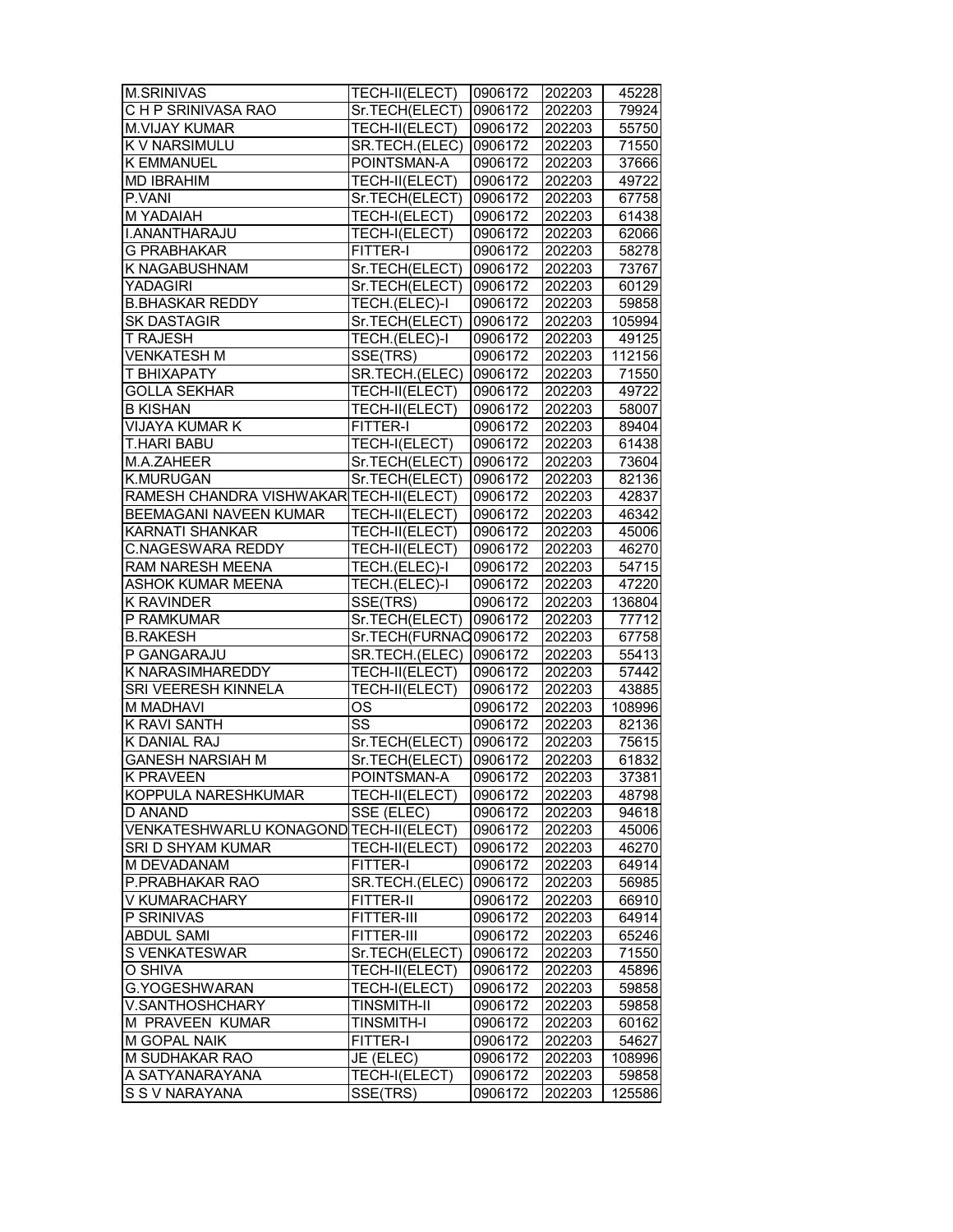| M.SRINIVAS | TECH-II(ELECT) | 0906172 | 202203 | 45228 |
|---|---|---|---|---|
| C H P SRINIVASA RAO | Sr.TECH(ELECT) | 0906172 | 202203 | 79924 |
| M.VIJAY KUMAR | TECH-II(ELECT) | 0906172 | 202203 | 55750 |
| K V NARSIMULU | SR.TECH.(ELEC) | 0906172 | 202203 | 71550 |
| K EMMANUEL | POINTSMAN-A | 0906172 | 202203 | 37666 |
| MD IBRAHIM | TECH-II(ELECT) | 0906172 | 202203 | 49722 |
| P.VANI | Sr.TECH(ELECT) | 0906172 | 202203 | 67758 |
| M YADAIAH | TECH-I(ELECT) | 0906172 | 202203 | 61438 |
| I.ANANTHARAJU | TECH-I(ELECT) | 0906172 | 202203 | 62066 |
| G PRABHAKAR | FITTER-I | 0906172 | 202203 | 58278 |
| K NAGABUSHNAM | Sr.TECH(ELECT) | 0906172 | 202203 | 73767 |
| YADAGIRI | Sr.TECH(ELECT) | 0906172 | 202203 | 60129 |
| B.BHASKAR REDDY | TECH.(ELEC)-I | 0906172 | 202203 | 59858 |
| SK DASTAGIR | Sr.TECH(ELECT) | 0906172 | 202203 | 105994 |
| T RAJESH | TECH.(ELEC)-I | 0906172 | 202203 | 49125 |
| VENKATESH M | SSE(TRS) | 0906172 | 202203 | 112156 |
| T BHIXAPATY | SR.TECH.(ELEC) | 0906172 | 202203 | 71550 |
| GOLLA SEKHAR | TECH-II(ELECT) | 0906172 | 202203 | 49722 |
| B KISHAN | TECH-II(ELECT) | 0906172 | 202203 | 58007 |
| VIJAYA KUMAR K | FITTER-I | 0906172 | 202203 | 89404 |
| T.HARI BABU | TECH-I(ELECT) | 0906172 | 202203 | 61438 |
| M.A.ZAHEER | Sr.TECH(ELECT) | 0906172 | 202203 | 73604 |
| K.MURUGAN | Sr.TECH(ELECT) | 0906172 | 202203 | 82136 |
| RAMESH CHANDRA VISHWAKAR | TECH-II(ELECT) | 0906172 | 202203 | 42837 |
| BEEMAGANI NAVEEN KUMAR | TECH-II(ELECT) | 0906172 | 202203 | 46342 |
| KARNATI SHANKAR | TECH-II(ELECT) | 0906172 | 202203 | 45006 |
| C.NAGESWARA REDDY | TECH-II(ELECT) | 0906172 | 202203 | 46270 |
| RAM NARESH MEENA | TECH.(ELEC)-I | 0906172 | 202203 | 54715 |
| ASHOK KUMAR MEENA | TECH.(ELEC)-I | 0906172 | 202203 | 47220 |
| K RAVINDER | SSE(TRS) | 0906172 | 202203 | 136804 |
| P RAMKUMAR | Sr.TECH(ELECT) | 0906172 | 202203 | 77712 |
| B.RAKESH | Sr.TECH(FURNAC | 0906172 | 202203 | 67758 |
| P GANGARAJU | SR.TECH.(ELEC) | 0906172 | 202203 | 55413 |
| K NARASIMHAREDDY | TECH-II(ELECT) | 0906172 | 202203 | 57442 |
| SRI VEERESH KINNELA | TECH-II(ELECT) | 0906172 | 202203 | 43885 |
| M MADHAVI | OS | 0906172 | 202203 | 108996 |
| K RAVI SANTH | SS | 0906172 | 202203 | 82136 |
| K DANIAL RAJ | Sr.TECH(ELECT) | 0906172 | 202203 | 75615 |
| GANESH NARSIAH M | Sr.TECH(ELECT) | 0906172 | 202203 | 61832 |
| K PRAVEEN | POINTSMAN-A | 0906172 | 202203 | 37381 |
| KOPPULA NARESHKUMAR | TECH-II(ELECT) | 0906172 | 202203 | 48798 |
| D ANAND | SSE (ELEC) | 0906172 | 202203 | 94618 |
| VENKATESHWARLU KONAGOND | TECH-II(ELECT) | 0906172 | 202203 | 45006 |
| SRI D SHYAM KUMAR | TECH-II(ELECT) | 0906172 | 202203 | 46270 |
| M DEVADANAM | FITTER-I | 0906172 | 202203 | 64914 |
| P.PRABHAKAR RAO | SR.TECH.(ELEC) | 0906172 | 202203 | 56985 |
| V KUMARACHARY | FITTER-II | 0906172 | 202203 | 66910 |
| P SRINIVAS | FITTER-III | 0906172 | 202203 | 64914 |
| ABDUL SAMI | FITTER-III | 0906172 | 202203 | 65246 |
| S VENKATESWAR | Sr.TECH(ELECT) | 0906172 | 202203 | 71550 |
| O SHIVA | TECH-II(ELECT) | 0906172 | 202203 | 45896 |
| G.YOGESHWARAN | TECH-I(ELECT) | 0906172 | 202203 | 59858 |
| V.SANTHOSHCHARY | TINSMITH-II | 0906172 | 202203 | 59858 |
| M PRAVEEN KUMAR | TINSMITH-I | 0906172 | 202203 | 60162 |
| M GOPAL NAIK | FITTER-I | 0906172 | 202203 | 54627 |
| M SUDHAKAR RAO | JE (ELEC) | 0906172 | 202203 | 108996 |
| A SATYANARAYANA | TECH-I(ELECT) | 0906172 | 202203 | 59858 |
| S S V NARAYANA | SSE(TRS) | 0906172 | 202203 | 125586 |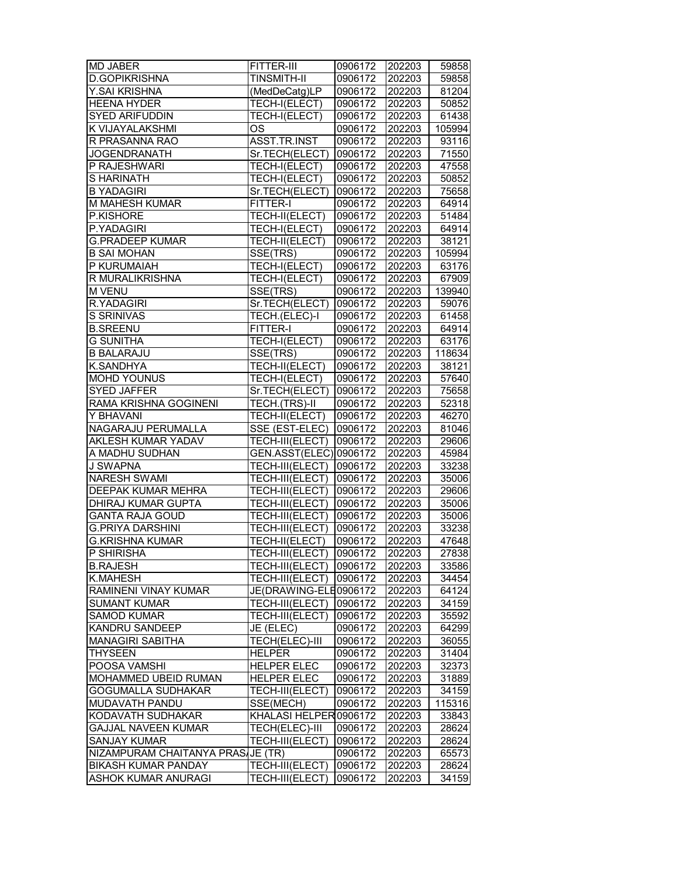| | | | | |
|---|---|---|---|---|
| MD JABER | FITTER-III | 0906172 | 202203 | 59858 |
| D.GOPIKRISHNA | TINSMITH-II | 0906172 | 202203 | 59858 |
| Y.SAI KRISHNA | (MedDeCatg)LP | 0906172 | 202203 | 81204 |
| HEENA HYDER | TECH-I(ELECT) | 0906172 | 202203 | 50852 |
| SYED ARIFUDDIN | TECH-I(ELECT) | 0906172 | 202203 | 61438 |
| K VIJAYALAKSHMI | OS | 0906172 | 202203 | 105994 |
| R PRASANNA RAO | ASST.TR.INST | 0906172 | 202203 | 93116 |
| JOGENDRANATH | Sr.TECH(ELECT) | 0906172 | 202203 | 71550 |
| P RAJESHWARI | TECH-I(ELECT) | 0906172 | 202203 | 47558 |
| S HARINATH | TECH-I(ELECT) | 0906172 | 202203 | 50852 |
| B YADAGIRI | Sr.TECH(ELECT) | 0906172 | 202203 | 75658 |
| M MAHESH KUMAR | FITTER-I | 0906172 | 202203 | 64914 |
| P.KISHORE | TECH-II(ELECT) | 0906172 | 202203 | 51484 |
| P.YADAGIRI | TECH-I(ELECT) | 0906172 | 202203 | 64914 |
| G.PRADEEP KUMAR | TECH-II(ELECT) | 0906172 | 202203 | 38121 |
| B SAI MOHAN | SSE(TRS) | 0906172 | 202203 | 105994 |
| P KURUMAIAH | TECH-I(ELECT) | 0906172 | 202203 | 63176 |
| R MURALIKRISHNA | TECH-I(ELECT) | 0906172 | 202203 | 67909 |
| M VENU | SSE(TRS) | 0906172 | 202203 | 139940 |
| R.YADAGIRI | Sr.TECH(ELECT) | 0906172 | 202203 | 59076 |
| S SRINIVAS | TECH.(ELEC)-I | 0906172 | 202203 | 61458 |
| B.SREENU | FITTER-I | 0906172 | 202203 | 64914 |
| G SUNITHA | TECH-I(ELECT) | 0906172 | 202203 | 63176 |
| B BALARAJU | SSE(TRS) | 0906172 | 202203 | 118634 |
| K.SANDHYA | TECH-II(ELECT) | 0906172 | 202203 | 38121 |
| MOHD YOUNUS | TECH-I(ELECT) | 0906172 | 202203 | 57640 |
| SYED JAFFER | Sr.TECH(ELECT) | 0906172 | 202203 | 75658 |
| RAMA KRISHNA GOGINENI | TECH.(TRS)-II | 0906172 | 202203 | 52318 |
| Y BHAVANI | TECH-II(ELECT) | 0906172 | 202203 | 46270 |
| NAGARAJU PERUMALLA | SSE (EST-ELEC) | 0906172 | 202203 | 81046 |
| AKLESH KUMAR YADAV | TECH-III(ELECT) | 0906172 | 202203 | 29606 |
| A MADHU SUDHAN | GEN.ASST(ELEC) | 0906172 | 202203 | 45984 |
| J SWAPNA | TECH-III(ELECT) | 0906172 | 202203 | 33238 |
| NARESH SWAMI | TECH-III(ELECT) | 0906172 | 202203 | 35006 |
| DEEPAK KUMAR MEHRA | TECH-III(ELECT) | 0906172 | 202203 | 29606 |
| DHIRAJ KUMAR GUPTA | TECH-III(ELECT) | 0906172 | 202203 | 35006 |
| GANTA RAJA GOUD | TECH-III(ELECT) | 0906172 | 202203 | 35006 |
| G.PRIYA DARSHINI | TECH-III(ELECT) | 0906172 | 202203 | 33238 |
| G.KRISHNA KUMAR | TECH-II(ELECT) | 0906172 | 202203 | 47648 |
| P SHIRISHA | TECH-III(ELECT) | 0906172 | 202203 | 27838 |
| B.RAJESH | TECH-III(ELECT) | 0906172 | 202203 | 33586 |
| K.MAHESH | TECH-III(ELECT) | 0906172 | 202203 | 34454 |
| RAMINENI VINAY KUMAR | JE(DRAWING-ELE | 0906172 | 202203 | 64124 |
| SUMANT KUMAR | TECH-III(ELECT) | 0906172 | 202203 | 34159 |
| SAMOD KUMAR | TECH-III(ELECT) | 0906172 | 202203 | 35592 |
| KANDRU SANDEEP | JE (ELEC) | 0906172 | 202203 | 64299 |
| MANAGIRI SABITHA | TECH(ELEC)-III | 0906172 | 202203 | 36055 |
| THYSEEN | HELPER | 0906172 | 202203 | 31404 |
| POOSA VAMSHI | HELPER ELEC | 0906172 | 202203 | 32373 |
| MOHAMMED UBEID RUMAN | HELPER ELEC | 0906172 | 202203 | 31889 |
| GOGUMALLA SUDHAKAR | TECH-III(ELECT) | 0906172 | 202203 | 34159 |
| MUDAVATH PANDU | SSE(MECH) | 0906172 | 202203 | 115316 |
| KODAVATH SUDHAKAR | KHALASI HELPER | 0906172 | 202203 | 33843 |
| GAJJAL NAVEEN KUMAR | TECH(ELEC)-III | 0906172 | 202203 | 28624 |
| SANJAY KUMAR | TECH-III(ELECT) | 0906172 | 202203 | 28624 |
| NIZAMPURAM CHAITANYA PRAS | JE (TR) | 0906172 | 202203 | 65573 |
| BIKASH KUMAR PANDAY | TECH-III(ELECT) | 0906172 | 202203 | 28624 |
| ASHOK KUMAR ANURAGI | TECH-III(ELECT) | 0906172 | 202203 | 34159 |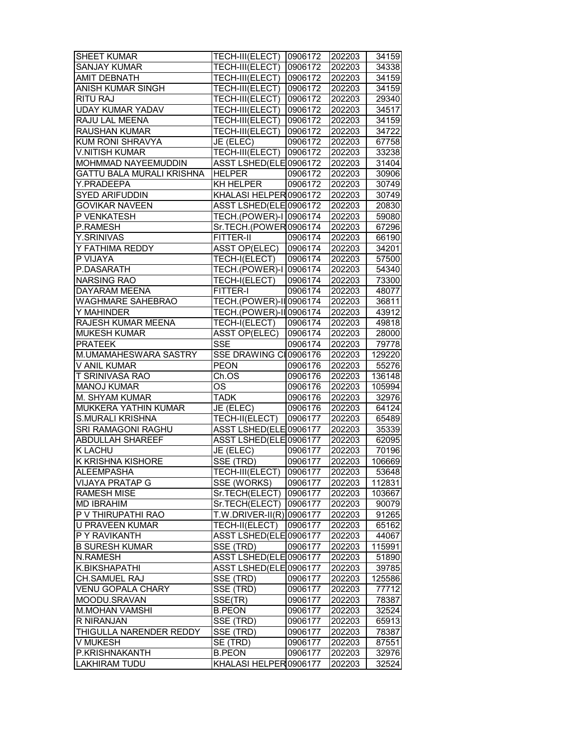| SHEET KUMAR | TECH-III(ELECT) | 0906172 | 202203 | 34159 |
|---|---|---|---|---|
| SANJAY KUMAR | TECH-III(ELECT) | 0906172 | 202203 | 34338 |
| AMIT DEBNATH | TECH-III(ELECT) | 0906172 | 202203 | 34159 |
| ANISH KUMAR SINGH | TECH-III(ELECT) | 0906172 | 202203 | 34159 |
| RITU RAJ | TECH-III(ELECT) | 0906172 | 202203 | 29340 |
| UDAY KUMAR YADAV | TECH-III(ELECT) | 0906172 | 202203 | 34517 |
| RAJU LAL MEENA | TECH-III(ELECT) | 0906172 | 202203 | 34159 |
| RAUSHAN KUMAR | TECH-III(ELECT) | 0906172 | 202203 | 34722 |
| KUM RONI SHRAVYA | JE (ELEC) | 0906172 | 202203 | 67758 |
| V.NITISH KUMAR | TECH-III(ELECT) | 0906172 | 202203 | 33238 |
| MOHMMAD NAYEEMUDDIN | ASST LSHED(ELE | 0906172 | 202203 | 31404 |
| GATTU BALA MURALI KRISHNA | HELPER | 0906172 | 202203 | 30906 |
| Y.PRADEEPA | KH HELPER | 0906172 | 202203 | 30749 |
| SYED ARIFUDDIN | KHALASI HELPER | 0906172 | 202203 | 30749 |
| GOVIKAR NAVEEN | ASST LSHED(ELE | 0906172 | 202203 | 20830 |
| P VENKATESH | TECH.(POWER)-I | 0906174 | 202203 | 59080 |
| P.RAMESH | Sr.TECH.(POWER | 0906174 | 202203 | 67296 |
| Y.SRINIVAS | FITTER-II | 0906174 | 202203 | 66190 |
| Y FATHIMA REDDY | ASST OP(ELEC) | 0906174 | 202203 | 34201 |
| P VIJAYA | TECH-I(ELECT) | 0906174 | 202203 | 57500 |
| P.DASARATH | TECH.(POWER)-I | 0906174 | 202203 | 54340 |
| NARSING RAO | TECH-I(ELECT) | 0906174 | 202203 | 73300 |
| DAYARAM MEENA | FITTER-I | 0906174 | 202203 | 48077 |
| WAGHMARE SAHEBRAO | TECH.(POWER)-II | 0906174 | 202203 | 36811 |
| Y MAHINDER | TECH.(POWER)-II | 0906174 | 202203 | 43912 |
| RAJESH KUMAR MEENA | TECH-I(ELECT) | 0906174 | 202203 | 49818 |
| MUKESH KUMAR | ASST OP(ELEC) | 0906174 | 202203 | 28000 |
| PRATEEK | SSE | 0906174 | 202203 | 79778 |
| M.UMAMAHESWARA SASTRY | SSE DRAWING CI | 0906176 | 202203 | 129220 |
| V ANIL KUMAR | PEON | 0906176 | 202203 | 55276 |
| T SRINIVASA RAO | Ch.OS | 0906176 | 202203 | 136148 |
| MANOJ KUMAR | OS | 0906176 | 202203 | 105994 |
| M. SHYAM KUMAR | TADK | 0906176 | 202203 | 32976 |
| MUKKERA YATHIN KUMAR | JE (ELEC) | 0906176 | 202203 | 64124 |
| S.MURALI KRISHNA | TECH-II(ELECT) | 0906177 | 202203 | 65489 |
| SRI RAMAGONI RAGHU | ASST LSHED(ELE | 0906177 | 202203 | 35339 |
| ABDULLAH SHAREEF | ASST LSHED(ELE | 0906177 | 202203 | 62095 |
| K LACHU | JE (ELEC) | 0906177 | 202203 | 70196 |
| K KRISHNA KISHORE | SSE (TRD) | 0906177 | 202203 | 106669 |
| ALEEMPASHA | TECH-III(ELECT) | 0906177 | 202203 | 53648 |
| VIJAYA PRATAP G | SSE (WORKS) | 0906177 | 202203 | 112831 |
| RAMESH MISE | Sr.TECH(ELECT) | 0906177 | 202203 | 103667 |
| MD IBRAHIM | Sr.TECH(ELECT) | 0906177 | 202203 | 90079 |
| P V THIRUPATHI RAO | T.W.DRIVER-II(R) | 0906177 | 202203 | 91265 |
| U PRAVEEN KUMAR | TECH-II(ELECT) | 0906177 | 202203 | 65162 |
| P Y RAVIKANTH | ASST LSHED(ELE | 0906177 | 202203 | 44067 |
| B SURESH KUMAR | SSE (TRD) | 0906177 | 202203 | 115991 |
| N.RAMESH | ASST LSHED(ELE | 0906177 | 202203 | 51890 |
| K.BIKSHAPATHI | ASST LSHED(ELE | 0906177 | 202203 | 39785 |
| CH.SAMUEL RAJ | SSE (TRD) | 0906177 | 202203 | 125586 |
| VENU GOPALA CHARY | SSE (TRD) | 0906177 | 202203 | 77712 |
| MOODU.SRAVAN | SSE(TR) | 0906177 | 202203 | 78387 |
| M.MOHAN VAMSHI | B.PEON | 0906177 | 202203 | 32524 |
| R NIRANJAN | SSE (TRD) | 0906177 | 202203 | 65913 |
| THIGULLA NARENDER REDDY | SSE (TRD) | 0906177 | 202203 | 78387 |
| V MUKESH | SE (TRD) | 0906177 | 202203 | 87551 |
| P.KRISHNAKANTH | B.PEON | 0906177 | 202203 | 32976 |
| LAKHIRAM TUDU | KHALASI HELPER | 0906177 | 202203 | 32524 |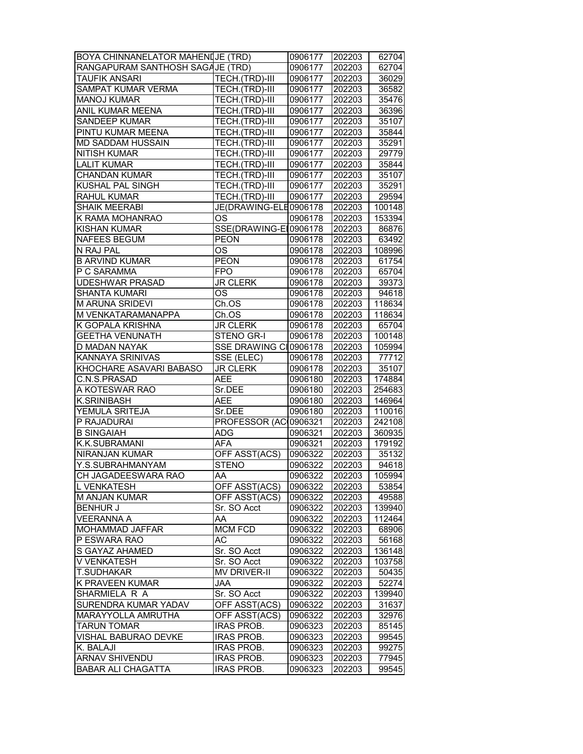| | | | | |
|---|---|---|---|---|
| BOYA CHINNANELATOR MAHENI | JE (TRD) | 0906177 | 202203 | 62704 |
| RANGAPURAM SANTHOSH SAGA | JE (TRD) | 0906177 | 202203 | 62704 |
| TAUFIK ANSARI | TECH.(TRD)-III | 0906177 | 202203 | 36029 |
| SAMPAT KUMAR VERMA | TECH.(TRD)-III | 0906177 | 202203 | 36582 |
| MANOJ KUMAR | TECH.(TRD)-III | 0906177 | 202203 | 35476 |
| ANIL KUMAR MEENA | TECH.(TRD)-III | 0906177 | 202203 | 36396 |
| SANDEEP KUMAR | TECH.(TRD)-III | 0906177 | 202203 | 35107 |
| PINTU KUMAR MEENA | TECH.(TRD)-III | 0906177 | 202203 | 35844 |
| MD SADDAM HUSSAIN | TECH.(TRD)-III | 0906177 | 202203 | 35291 |
| NITISH KUMAR | TECH.(TRD)-III | 0906177 | 202203 | 29779 |
| LALIT KUMAR | TECH.(TRD)-III | 0906177 | 202203 | 35844 |
| CHANDAN KUMAR | TECH.(TRD)-III | 0906177 | 202203 | 35107 |
| KUSHAL PAL SINGH | TECH.(TRD)-III | 0906177 | 202203 | 35291 |
| RAHUL KUMAR | TECH.(TRD)-III | 0906177 | 202203 | 29594 |
| SHAIK MEERABI | JE(DRAWING-ELE | 0906178 | 202203 | 100148 |
| K RAMA MOHANRAO | OS | 0906178 | 202203 | 153394 |
| KISHAN KUMAR | SSE(DRAWING-E | 0906178 | 202203 | 86876 |
| NAFEES BEGUM | PEON | 0906178 | 202203 | 63492 |
| N RAJ PAL | OS | 0906178 | 202203 | 108996 |
| B ARVIND KUMAR | PEON | 0906178 | 202203 | 61754 |
| P C SARAMMA | FPO | 0906178 | 202203 | 65704 |
| UDESHWAR PRASAD | JR CLERK | 0906178 | 202203 | 39373 |
| SHANTA KUMARI | OS | 0906178 | 202203 | 94618 |
| M ARUNA SRIDEVI | Ch.OS | 0906178 | 202203 | 118634 |
| M VENKATARAMANAPPA | Ch.OS | 0906178 | 202203 | 118634 |
| K GOPALA KRISHNA | JR CLERK | 0906178 | 202203 | 65704 |
| GEETHA VENUNATH | STENO GR-I | 0906178 | 202203 | 100148 |
| D MADAN NAYAK | SSE DRAWING C | 0906178 | 202203 | 105994 |
| KANNAYA SRINIVAS | SSE (ELEC) | 0906178 | 202203 | 77712 |
| KHOCHARE ASAVARI BABASO | JR CLERK | 0906178 | 202203 | 35107 |
| C.N.S.PRASAD | AEE | 0906180 | 202203 | 174884 |
| A KOTESWAR RAO | Sr.DEE | 0906180 | 202203 | 254683 |
| K.SRINIBASH | AEE | 0906180 | 202203 | 146964 |
| YEMULA SRITEJA | Sr.DEE | 0906180 | 202203 | 110016 |
| P RAJADURAI | PROFESSOR (AC | 0906321 | 202203 | 242108 |
| B SINGAIAH | ADG | 0906321 | 202203 | 360935 |
| K.K.SUBRAMANI | AFA | 0906321 | 202203 | 179192 |
| NIRANJAN KUMAR | OFF ASST(ACS) | 0906322 | 202203 | 35132 |
| Y.S.SUBRAHMANYAM | STENO | 0906322 | 202203 | 94618 |
| CH JAGADEESWARA RAO | AA | 0906322 | 202203 | 105994 |
| L VENKATESH | OFF ASST(ACS) | 0906322 | 202203 | 53854 |
| M ANJAN KUMAR | OFF ASST(ACS) | 0906322 | 202203 | 49588 |
| BENHUR J | Sr. SO Acct | 0906322 | 202203 | 139940 |
| VEERANNA A | AA | 0906322 | 202203 | 112464 |
| MOHAMMAD JAFFAR | MCM FCD | 0906322 | 202203 | 68906 |
| P ESWARA RAO | AC | 0906322 | 202203 | 56168 |
| S GAYAZ AHAMED | Sr. SO Acct | 0906322 | 202203 | 136148 |
| V VENKATESH | Sr. SO Acct | 0906322 | 202203 | 103758 |
| T.SUDHAKAR | MV DRIVER-II | 0906322 | 202203 | 50435 |
| K PRAVEEN KUMAR | JAA | 0906322 | 202203 | 52274 |
| SHARMIELA R A | Sr. SO Acct | 0906322 | 202203 | 139940 |
| SURENDRA KUMAR YADAV | OFF ASST(ACS) | 0906322 | 202203 | 31637 |
| MARAYYOLLA AMRUTHA | OFF ASST(ACS) | 0906322 | 202203 | 32976 |
| TARUN TOMAR | IRAS PROB. | 0906323 | 202203 | 85145 |
| VISHAL BABURAO DEVKE | IRAS PROB. | 0906323 | 202203 | 99545 |
| K. BALAJI | IRAS PROB. | 0906323 | 202203 | 99275 |
| ARNAV SHIVENDU | IRAS PROB. | 0906323 | 202203 | 77945 |
| BABAR ALI CHAGATTA | IRAS PROB. | 0906323 | 202203 | 99545 |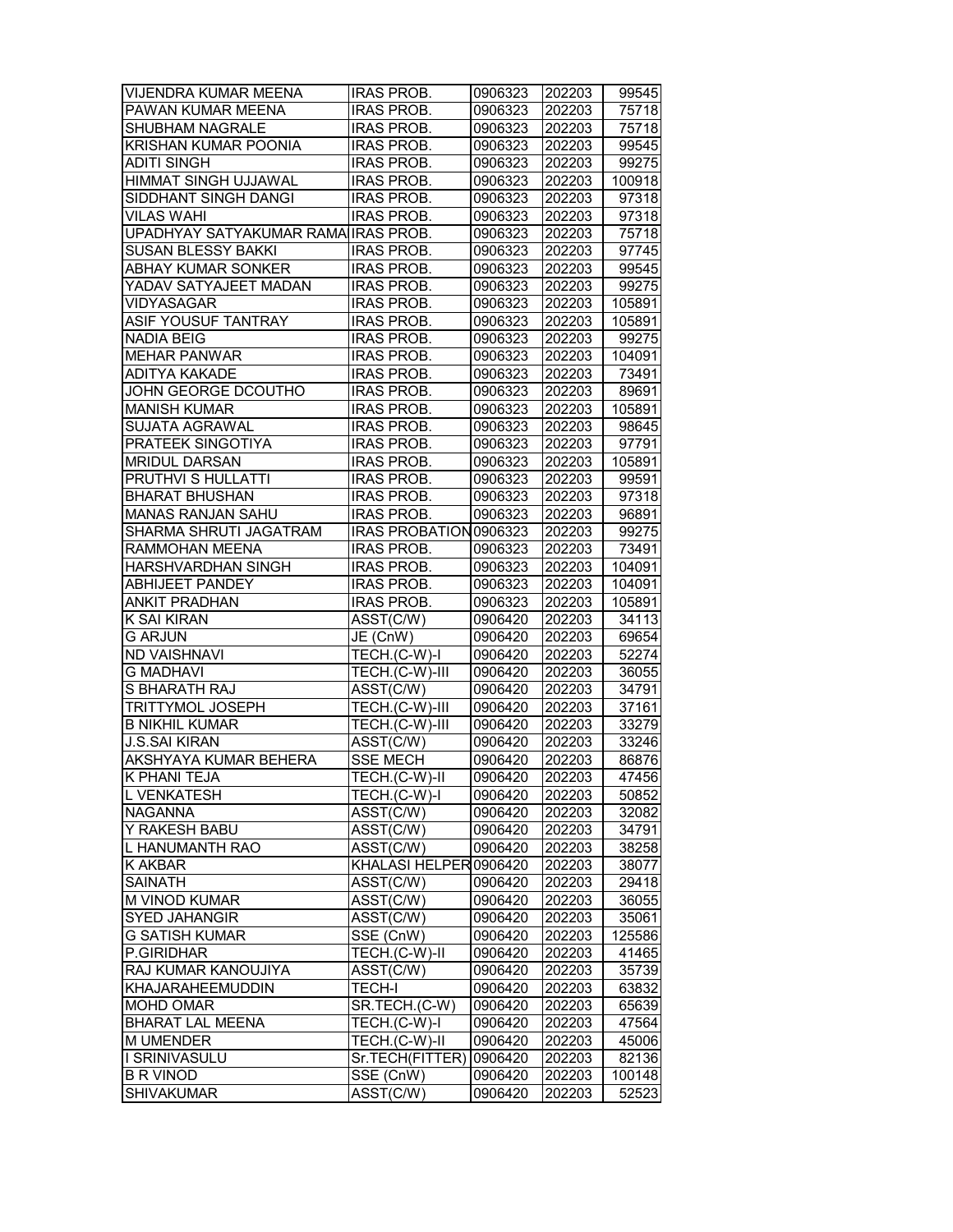| | | | | |
|---|---|---|---|---|
| VIJENDRA KUMAR MEENA | IRAS PROB. | 0906323 | 202203 | 99545 |
| PAWAN KUMAR MEENA | IRAS PROB. | 0906323 | 202203 | 75718 |
| SHUBHAM NAGRALE | IRAS PROB. | 0906323 | 202203 | 75718 |
| KRISHAN KUMAR POONIA | IRAS PROB. | 0906323 | 202203 | 99545 |
| ADITI SINGH | IRAS PROB. | 0906323 | 202203 | 99275 |
| HIMMAT SINGH UJJAWAL | IRAS PROB. | 0906323 | 202203 | 100918 |
| SIDDHANT SINGH DANGI | IRAS PROB. | 0906323 | 202203 | 97318 |
| VILAS WAHI | IRAS PROB. | 0906323 | 202203 | 97318 |
| UPADHYAY SATYAKUMAR RAMA | IRAS PROB. | 0906323 | 202203 | 75718 |
| SUSAN BLESSY BAKKI | IRAS PROB. | 0906323 | 202203 | 97745 |
| ABHAY KUMAR SONKER | IRAS PROB. | 0906323 | 202203 | 99545 |
| YADAV SATYAJEET MADAN | IRAS PROB. | 0906323 | 202203 | 99275 |
| VIDYASAGAR | IRAS PROB. | 0906323 | 202203 | 105891 |
| ASIF YOUSUF TANTRAY | IRAS PROB. | 0906323 | 202203 | 105891 |
| NADIA BEIG | IRAS PROB. | 0906323 | 202203 | 99275 |
| MEHAR PANWAR | IRAS PROB. | 0906323 | 202203 | 104091 |
| ADITYA KAKADE | IRAS PROB. | 0906323 | 202203 | 73491 |
| JOHN GEORGE DCOUTHO | IRAS PROB. | 0906323 | 202203 | 89691 |
| MANISH KUMAR | IRAS PROB. | 0906323 | 202203 | 105891 |
| SUJATA AGRAWAL | IRAS PROB. | 0906323 | 202203 | 98645 |
| PRATEEK SINGOTIYA | IRAS PROB. | 0906323 | 202203 | 97791 |
| MRIDUL DARSAN | IRAS PROB. | 0906323 | 202203 | 105891 |
| PRUTHVI S HULLATTI | IRAS PROB. | 0906323 | 202203 | 99591 |
| BHARAT BHUSHAN | IRAS PROB. | 0906323 | 202203 | 97318 |
| MANAS RANJAN SAHU | IRAS PROB. | 0906323 | 202203 | 96891 |
| SHARMA SHRUTI JAGATRAM | IRAS PROBATION | 0906323 | 202203 | 99275 |
| RAMMOHAN MEENA | IRAS PROB. | 0906323 | 202203 | 73491 |
| HARSHVARDHAN SINGH | IRAS PROB. | 0906323 | 202203 | 104091 |
| ABHIJEET PANDEY | IRAS PROB. | 0906323 | 202203 | 104091 |
| ANKIT PRADHAN | IRAS PROB. | 0906323 | 202203 | 105891 |
| K SAI KIRAN | ASST(C/W) | 0906420 | 202203 | 34113 |
| G ARJUN | JE (CnW) | 0906420 | 202203 | 69654 |
| ND VAISHNAVI | TECH.(C-W)-I | 0906420 | 202203 | 52274 |
| G MADHAVI | TECH.(C-W)-III | 0906420 | 202203 | 36055 |
| S BHARATH RAJ | ASST(C/W) | 0906420 | 202203 | 34791 |
| TRITTYMOL JOSEPH | TECH.(C-W)-III | 0906420 | 202203 | 37161 |
| B NIKHIL KUMAR | TECH.(C-W)-III | 0906420 | 202203 | 33279 |
| J.S.SAI KIRAN | ASST(C/W) | 0906420 | 202203 | 33246 |
| AKSHYAYA KUMAR BEHERA | SSE MECH | 0906420 | 202203 | 86876 |
| K PHANI TEJA | TECH.(C-W)-II | 0906420 | 202203 | 47456 |
| L VENKATESH | TECH.(C-W)-I | 0906420 | 202203 | 50852 |
| NAGANNA | ASST(C/W) | 0906420 | 202203 | 32082 |
| Y RAKESH BABU | ASST(C/W) | 0906420 | 202203 | 34791 |
| L HANUMANTH RAO | ASST(C/W) | 0906420 | 202203 | 38258 |
| K AKBAR | KHALASI HELPER | 0906420 | 202203 | 38077 |
| SAINATH | ASST(C/W) | 0906420 | 202203 | 29418 |
| M VINOD KUMAR | ASST(C/W) | 0906420 | 202203 | 36055 |
| SYED JAHANGIR | ASST(C/W) | 0906420 | 202203 | 35061 |
| G SATISH KUMAR | SSE (CnW) | 0906420 | 202203 | 125586 |
| P.GIRIDHAR | TECH.(C-W)-II | 0906420 | 202203 | 41465 |
| RAJ KUMAR KANOUJIYA | ASST(C/W) | 0906420 | 202203 | 35739 |
| KHAJARAHEEMUDDIN | TECH-I | 0906420 | 202203 | 63832 |
| MOHD OMAR | SR.TECH.(C-W) | 0906420 | 202203 | 65639 |
| BHARAT LAL MEENA | TECH.(C-W)-I | 0906420 | 202203 | 47564 |
| M UMENDER | TECH.(C-W)-II | 0906420 | 202203 | 45006 |
| I SRINIVASULU | Sr.TECH(FITTER) | 0906420 | 202203 | 82136 |
| B R VINOD | SSE (CnW) | 0906420 | 202203 | 100148 |
| SHIVAKUMAR | ASST(C/W) | 0906420 | 202203 | 52523 |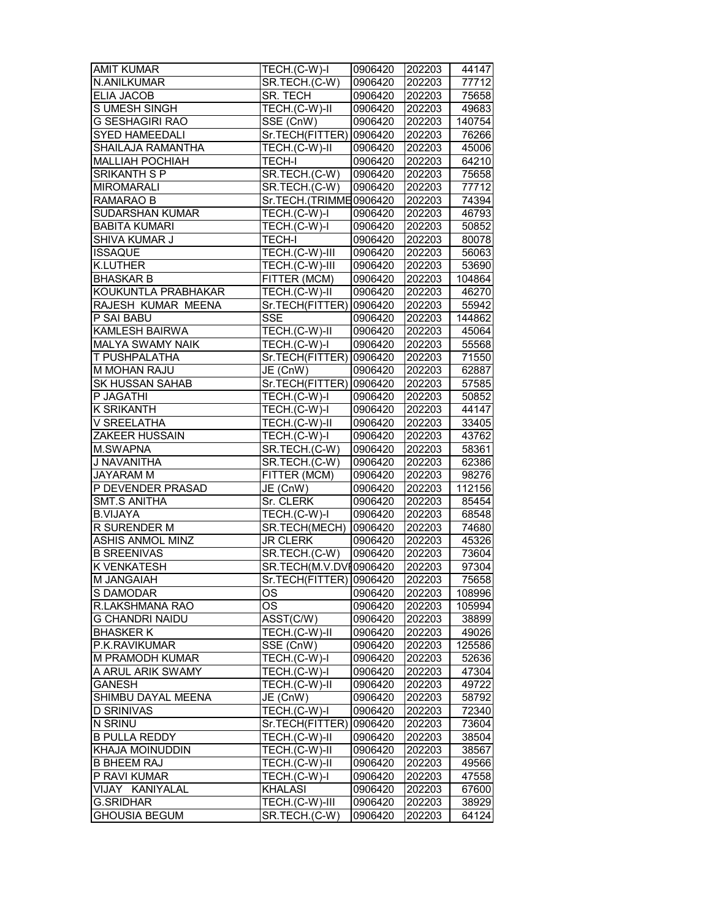| | | | | |
|---|---|---|---|---|
| AMIT KUMAR | TECH.(C-W)-I | 0906420 | 202203 | 44147 |
| N.ANILKUMAR | SR.TECH.(C-W) | 0906420 | 202203 | 77712 |
| ELIA JACOB | SR. TECH | 0906420 | 202203 | 75658 |
| S UMESH SINGH | TECH.(C-W)-II | 0906420 | 202203 | 49683 |
| G SESHAGIRI RAO | SSE (CnW) | 0906420 | 202203 | 140754 |
| SYED HAMEEDALI | Sr.TECH(FITTER) | 0906420 | 202203 | 76266 |
| SHAILAJA RAMANTHA | TECH.(C-W)-II | 0906420 | 202203 | 45006 |
| MALLIAH POCHIAH | TECH-I | 0906420 | 202203 | 64210 |
| SRIKANTH S P | SR.TECH.(C-W) | 0906420 | 202203 | 75658 |
| MIROMARALI | SR.TECH.(C-W) | 0906420 | 202203 | 77712 |
| RAMARAO B | Sr.TECH.(TRIMME | 0906420 | 202203 | 74394 |
| SUDARSHAN KUMAR | TECH.(C-W)-I | 0906420 | 202203 | 46793 |
| BABITA KUMARI | TECH.(C-W)-I | 0906420 | 202203 | 50852 |
| SHIVA KUMAR J | TECH-I | 0906420 | 202203 | 80078 |
| ISSAQUE | TECH.(C-W)-III | 0906420 | 202203 | 56063 |
| K.LUTHER | TECH.(C-W)-III | 0906420 | 202203 | 53690 |
| BHASKAR B | FITTER (MCM) | 0906420 | 202203 | 104864 |
| KOUKUNTLA PRABHAKAR | TECH.(C-W)-II | 0906420 | 202203 | 46270 |
| RAJESH KUMAR MEENA | Sr.TECH(FITTER) | 0906420 | 202203 | 55942 |
| P SAI BABU | SSE | 0906420 | 202203 | 144862 |
| KAMLESH BAIRWA | TECH.(C-W)-II | 0906420 | 202203 | 45064 |
| MALYA SWAMY NAIK | TECH.(C-W)-I | 0906420 | 202203 | 55568 |
| T PUSHPALATHA | Sr.TECH(FITTER) | 0906420 | 202203 | 71550 |
| M MOHAN RAJU | JE (CnW) | 0906420 | 202203 | 62887 |
| SK HUSSAN SAHAB | Sr.TECH(FITTER) | 0906420 | 202203 | 57585 |
| P JAGATHI | TECH.(C-W)-I | 0906420 | 202203 | 50852 |
| K SRIKANTH | TECH.(C-W)-I | 0906420 | 202203 | 44147 |
| V SREELATHA | TECH.(C-W)-II | 0906420 | 202203 | 33405 |
| ZAKEER HUSSAIN | TECH.(C-W)-I | 0906420 | 202203 | 43762 |
| M.SWAPNA | SR.TECH.(C-W) | 0906420 | 202203 | 58361 |
| J NAVANITHA | SR.TECH.(C-W) | 0906420 | 202203 | 62386 |
| JAYARAM M | FITTER (MCM) | 0906420 | 202203 | 98276 |
| P DEVENDER PRASAD | JE (CnW) | 0906420 | 202203 | 112156 |
| SMT.S ANITHA | Sr. CLERK | 0906420 | 202203 | 85454 |
| B.VIJAYA | TECH.(C-W)-I | 0906420 | 202203 | 68548 |
| R SURENDER M | SR.TECH(MECH) | 0906420 | 202203 | 74680 |
| ASHIS ANMOL MINZ | JR CLERK | 0906420 | 202203 | 45326 |
| B SREENIVAS | SR.TECH.(C-W) | 0906420 | 202203 | 73604 |
| K VENKATESH | SR.TECH(M.V.DVI | 0906420 | 202203 | 97304 |
| M JANGAIAH | Sr.TECH(FITTER) | 0906420 | 202203 | 75658 |
| S DAMODAR | OS | 0906420 | 202203 | 108996 |
| R.LAKSHMANA RAO | OS | 0906420 | 202203 | 105994 |
| G CHANDRI NAIDU | ASST(C/W) | 0906420 | 202203 | 38899 |
| BHASKER K | TECH.(C-W)-II | 0906420 | 202203 | 49026 |
| P.K.RAVIKUMAR | SSE (CnW) | 0906420 | 202203 | 125586 |
| M PRAMODH KUMAR | TECH.(C-W)-I | 0906420 | 202203 | 52636 |
| A ARUL ARIK SWAMY | TECH.(C-W)-I | 0906420 | 202203 | 47304 |
| GANESH | TECH.(C-W)-II | 0906420 | 202203 | 49722 |
| SHIMBU DAYAL MEENA | JE (CnW) | 0906420 | 202203 | 58792 |
| D SRINIVAS | TECH.(C-W)-I | 0906420 | 202203 | 72340 |
| N SRINU | Sr.TECH(FITTER) | 0906420 | 202203 | 73604 |
| B PULLA REDDY | TECH.(C-W)-II | 0906420 | 202203 | 38504 |
| KHAJA MOINUDDIN | TECH.(C-W)-II | 0906420 | 202203 | 38567 |
| B BHEEM RAJ | TECH.(C-W)-II | 0906420 | 202203 | 49566 |
| P RAVI KUMAR | TECH.(C-W)-I | 0906420 | 202203 | 47558 |
| VIJAY KANIYALAL | KHALASI | 0906420 | 202203 | 67600 |
| G.SRIDHAR | TECH.(C-W)-III | 0906420 | 202203 | 38929 |
| GHOUSIA BEGUM | SR.TECH.(C-W) | 0906420 | 202203 | 64124 |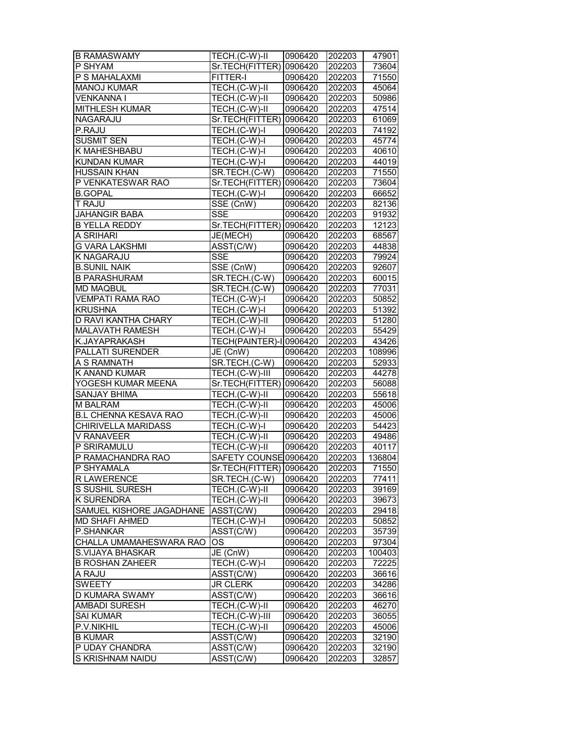| | | | | |
|---|---|---|---|---|
| B RAMASWAMY | TECH.(C-W)-II | 0906420 | 202203 | 47901 |
| P SHYAM | Sr.TECH(FITTER) | 0906420 | 202203 | 73604 |
| P S MAHALAXMI | FITTER-I | 0906420 | 202203 | 71550 |
| MANOJ KUMAR | TECH.(C-W)-II | 0906420 | 202203 | 45064 |
| VENKANNA I | TECH.(C-W)-II | 0906420 | 202203 | 50986 |
| MITHLESH KUMAR | TECH.(C-W)-II | 0906420 | 202203 | 47514 |
| NAGARAJU | Sr.TECH(FITTER) | 0906420 | 202203 | 61069 |
| P.RAJU | TECH.(C-W)-I | 0906420 | 202203 | 74192 |
| SUSMIT SEN | TECH.(C-W)-I | 0906420 | 202203 | 45774 |
| K MAHESHBABU | TECH.(C-W)-I | 0906420 | 202203 | 40610 |
| KUNDAN KUMAR | TECH.(C-W)-I | 0906420 | 202203 | 44019 |
| HUSSAIN KHAN | SR.TECH.(C-W) | 0906420 | 202203 | 71550 |
| P VENKATESWAR RAO | Sr.TECH(FITTER) | 0906420 | 202203 | 73604 |
| B.GOPAL | TECH.(C-W)-I | 0906420 | 202203 | 66652 |
| T RAJU | SSE (CnW) | 0906420 | 202203 | 82136 |
| JAHANGIR BABA | SSE | 0906420 | 202203 | 91932 |
| B YELLA REDDY | Sr.TECH(FITTER) | 0906420 | 202203 | 12123 |
| A SRIHARI | JE(MECH) | 0906420 | 202203 | 68567 |
| G VARA LAKSHMI | ASST(C/W) | 0906420 | 202203 | 44838 |
| K NAGARAJU | SSE | 0906420 | 202203 | 79924 |
| B.SUNIL NAIK | SSE (CnW) | 0906420 | 202203 | 92607 |
| B PARASHURAM | SR.TECH.(C-W) | 0906420 | 202203 | 60015 |
| MD MAQBUL | SR.TECH.(C-W) | 0906420 | 202203 | 77031 |
| VEMPATI RAMA RAO | TECH.(C-W)-I | 0906420 | 202203 | 50852 |
| KRUSHNA | TECH.(C-W)-I | 0906420 | 202203 | 51392 |
| D RAVI KANTHA CHARY | TECH.(C-W)-II | 0906420 | 202203 | 51280 |
| MALAVATH RAMESH | TECH.(C-W)-I | 0906420 | 202203 | 55429 |
| K.JAYAPRAKASH | TECH(PAINTER)-I | 0906420 | 202203 | 43426 |
| PALLATI SURENDER | JE (CnW) | 0906420 | 202203 | 108996 |
| A S RAMNATH | SR.TECH.(C-W) | 0906420 | 202203 | 52933 |
| K ANAND KUMAR | TECH.(C-W)-III | 0906420 | 202203 | 44278 |
| YOGESH KUMAR MEENA | Sr.TECH(FITTER) | 0906420 | 202203 | 56088 |
| SANJAY BHIMA | TECH.(C-W)-II | 0906420 | 202203 | 55618 |
| M BALRAM | TECH.(C-W)-II | 0906420 | 202203 | 45006 |
| B.L CHENNA KESAVA RAO | TECH.(C-W)-II | 0906420 | 202203 | 45006 |
| CHIRIVELLA MARIDASS | TECH.(C-W)-I | 0906420 | 202203 | 54423 |
| V RANAVEER | TECH.(C-W)-II | 0906420 | 202203 | 49486 |
| P SRIRAMULU | TECH.(C-W)-II | 0906420 | 202203 | 40117 |
| P RAMACHANDRA RAO | SAFETY COUNSE | 0906420 | 202203 | 136804 |
| P SHYAMALA | Sr.TECH(FITTER) | 0906420 | 202203 | 71550 |
| R LAWERENCE | SR.TECH.(C-W) | 0906420 | 202203 | 77411 |
| S SUSHIL SURESH | TECH.(C-W)-II | 0906420 | 202203 | 39169 |
| K SURENDRA | TECH.(C-W)-II | 0906420 | 202203 | 39673 |
| SAMUEL KISHORE JAGADHANE | ASST(C/W) | 0906420 | 202203 | 29418 |
| MD SHAFI AHMED | TECH.(C-W)-I | 0906420 | 202203 | 50852 |
| P.SHANKAR | ASST(C/W) | 0906420 | 202203 | 35739 |
| CHALLA UMAMAHESWARA RAO | OS | 0906420 | 202203 | 97304 |
| S.VIJAYA BHASKAR | JE (CnW) | 0906420 | 202203 | 100403 |
| B ROSHAN ZAHEER | TECH.(C-W)-I | 0906420 | 202203 | 72225 |
| A RAJU | ASST(C/W) | 0906420 | 202203 | 36616 |
| SWEETY | JR CLERK | 0906420 | 202203 | 34286 |
| D KUMARA SWAMY | ASST(C/W) | 0906420 | 202203 | 36616 |
| AMBADI SURESH | TECH.(C-W)-II | 0906420 | 202203 | 46270 |
| SAI KUMAR | TECH.(C-W)-III | 0906420 | 202203 | 36055 |
| P.V.NIKHIL | TECH.(C-W)-II | 0906420 | 202203 | 45006 |
| B KUMAR | ASST(C/W) | 0906420 | 202203 | 32190 |
| P UDAY CHANDRA | ASST(C/W) | 0906420 | 202203 | 32190 |
| S KRISHNAM NAIDU | ASST(C/W) | 0906420 | 202203 | 32857 |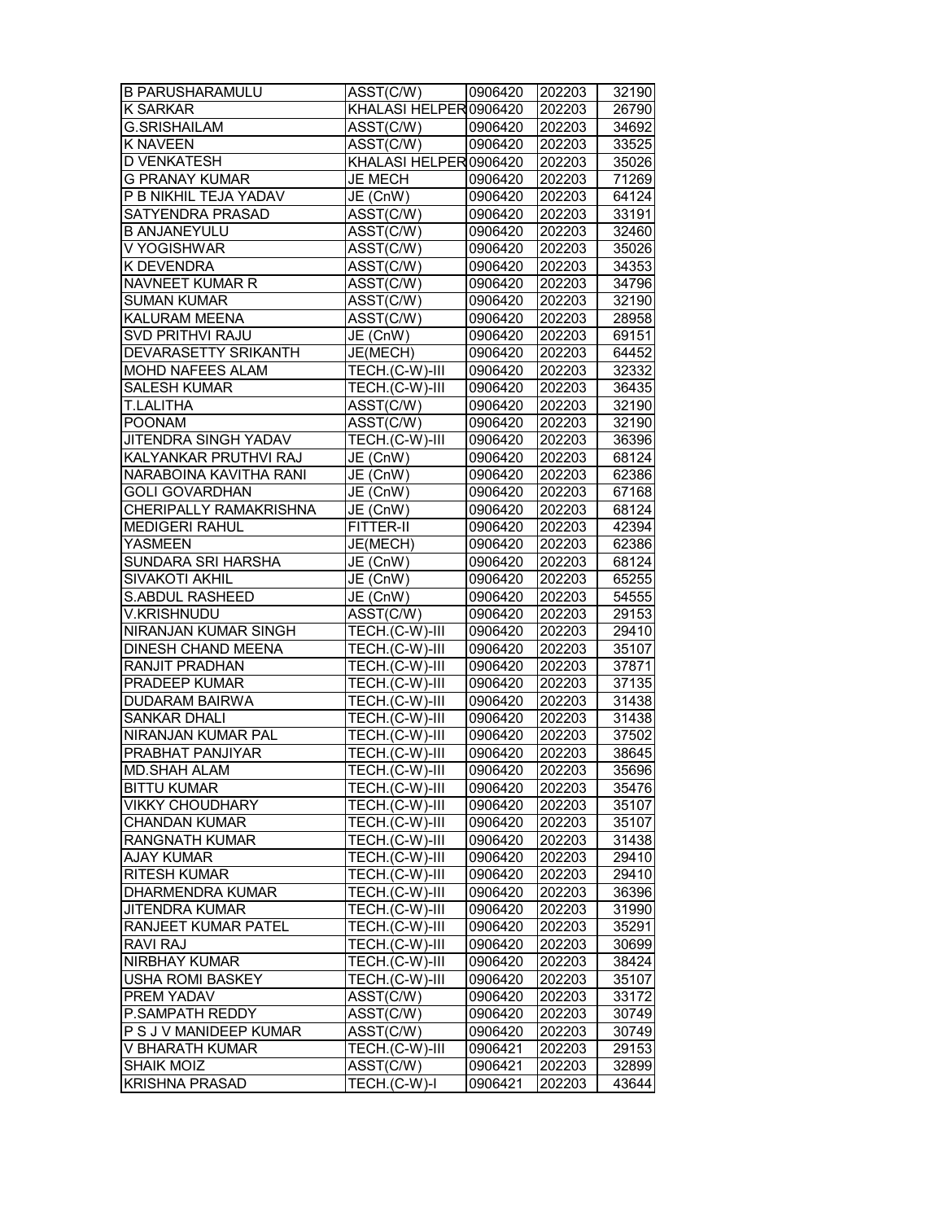| | | | | |
|---|---|---|---|---|
| B PARUSHARAMULU | ASST(C/W) | 0906420 | 202203 | 32190 |
| K SARKAR | KHALASI HELPER | 0906420 | 202203 | 26790 |
| G.SRISHAILAM | ASST(C/W) | 0906420 | 202203 | 34692 |
| K NAVEEN | ASST(C/W) | 0906420 | 202203 | 33525 |
| D VENKATESH | KHALASI HELPER | 0906420 | 202203 | 35026 |
| G PRANAY KUMAR | JE MECH | 0906420 | 202203 | 71269 |
| P B NIKHIL TEJA YADAV | JE (CnW) | 0906420 | 202203 | 64124 |
| SATYENDRA PRASAD | ASST(C/W) | 0906420 | 202203 | 33191 |
| B ANJANEYULU | ASST(C/W) | 0906420 | 202203 | 32460 |
| V YOGISHWAR | ASST(C/W) | 0906420 | 202203 | 35026 |
| K DEVENDRA | ASST(C/W) | 0906420 | 202203 | 34353 |
| NAVNEET KUMAR R | ASST(C/W) | 0906420 | 202203 | 34796 |
| SUMAN KUMAR | ASST(C/W) | 0906420 | 202203 | 32190 |
| KALURAM MEENA | ASST(C/W) | 0906420 | 202203 | 28958 |
| SVD PRITHVI RAJU | JE (CnW) | 0906420 | 202203 | 69151 |
| DEVARASETTY SRIKANTH | JE(MECH) | 0906420 | 202203 | 64452 |
| MOHD NAFEES ALAM | TECH.(C-W)-III | 0906420 | 202203 | 32332 |
| SALESH KUMAR | TECH.(C-W)-III | 0906420 | 202203 | 36435 |
| T.LALITHA | ASST(C/W) | 0906420 | 202203 | 32190 |
| POONAM | ASST(C/W) | 0906420 | 202203 | 32190 |
| JITENDRA SINGH YADAV | TECH.(C-W)-III | 0906420 | 202203 | 36396 |
| KALYANKAR PRUTHVI RAJ | JE (CnW) | 0906420 | 202203 | 68124 |
| NARABOINA KAVITHA RANI | JE (CnW) | 0906420 | 202203 | 62386 |
| GOLI GOVARDHAN | JE (CnW) | 0906420 | 202203 | 67168 |
| CHERIPALLY RAMAKRISHNA | JE (CnW) | 0906420 | 202203 | 68124 |
| MEDIGERI RAHUL | FITTER-II | 0906420 | 202203 | 42394 |
| YASMEEN | JE(MECH) | 0906420 | 202203 | 62386 |
| SUNDARA SRI HARSHA | JE (CnW) | 0906420 | 202203 | 68124 |
| SIVAKOTI AKHIL | JE (CnW) | 0906420 | 202203 | 65255 |
| S.ABDUL RASHEED | JE (CnW) | 0906420 | 202203 | 54555 |
| V.KRISHNUDU | ASST(C/W) | 0906420 | 202203 | 29153 |
| NIRANJAN KUMAR SINGH | TECH.(C-W)-III | 0906420 | 202203 | 29410 |
| DINESH CHAND MEENA | TECH.(C-W)-III | 0906420 | 202203 | 35107 |
| RANJIT PRADHAN | TECH.(C-W)-III | 0906420 | 202203 | 37871 |
| PRADEEP KUMAR | TECH.(C-W)-III | 0906420 | 202203 | 37135 |
| DUDARAM BAIRWA | TECH.(C-W)-III | 0906420 | 202203 | 31438 |
| SANKAR DHALI | TECH.(C-W)-III | 0906420 | 202203 | 31438 |
| NIRANJAN KUMAR PAL | TECH.(C-W)-III | 0906420 | 202203 | 37502 |
| PRABHAT PANJIYAR | TECH.(C-W)-III | 0906420 | 202203 | 38645 |
| MD.SHAH ALAM | TECH.(C-W)-III | 0906420 | 202203 | 35696 |
| BITTU KUMAR | TECH.(C-W)-III | 0906420 | 202203 | 35476 |
| VIKKY CHOUDHARY | TECH.(C-W)-III | 0906420 | 202203 | 35107 |
| CHANDAN KUMAR | TECH.(C-W)-III | 0906420 | 202203 | 35107 |
| RANGNATH KUMAR | TECH.(C-W)-III | 0906420 | 202203 | 31438 |
| AJAY KUMAR | TECH.(C-W)-III | 0906420 | 202203 | 29410 |
| RITESH KUMAR | TECH.(C-W)-III | 0906420 | 202203 | 29410 |
| DHARMENDRA KUMAR | TECH.(C-W)-III | 0906420 | 202203 | 36396 |
| JITENDRA KUMAR | TECH.(C-W)-III | 0906420 | 202203 | 31990 |
| RANJEET KUMAR PATEL | TECH.(C-W)-III | 0906420 | 202203 | 35291 |
| RAVI RAJ | TECH.(C-W)-III | 0906420 | 202203 | 30699 |
| NIRBHAY KUMAR | TECH.(C-W)-III | 0906420 | 202203 | 38424 |
| USHA ROMI BASKEY | TECH.(C-W)-III | 0906420 | 202203 | 35107 |
| PREM YADAV | ASST(C/W) | 0906420 | 202203 | 33172 |
| P.SAMPATH REDDY | ASST(C/W) | 0906420 | 202203 | 30749 |
| P S J V MANIDEEP KUMAR | ASST(C/W) | 0906420 | 202203 | 30749 |
| V BHARATH KUMAR | TECH.(C-W)-III | 0906421 | 202203 | 29153 |
| SHAIK MOIZ | ASST(C/W) | 0906421 | 202203 | 32899 |
| KRISHNA PRASAD | TECH.(C-W)-I | 0906421 | 202203 | 43644 |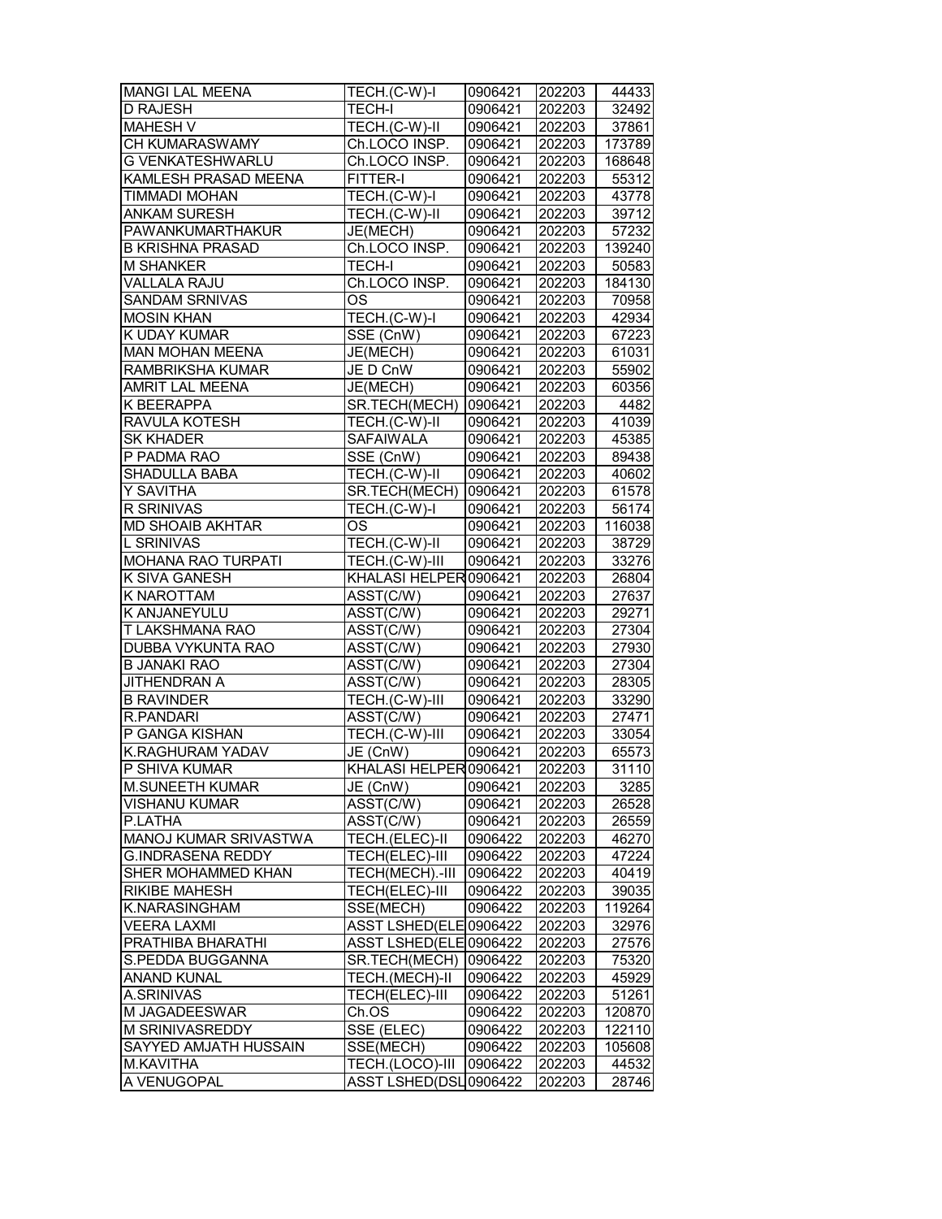| MANGI LAL MEENA | TECH.(C-W)-I | 0906421 | 202203 | 44433 |
|---|---|---|---|---|
| D RAJESH | TECH-I | 0906421 | 202203 | 32492 |
| MAHESH V | TECH.(C-W)-II | 0906421 | 202203 | 37861 |
| CH KUMARASWAMY | Ch.LOCO INSP. | 0906421 | 202203 | 173789 |
| G VENKATESHWARLU | Ch.LOCO INSP. | 0906421 | 202203 | 168648 |
| KAMLESH PRASAD MEENA | FITTER-I | 0906421 | 202203 | 55312 |
| TIMMADI MOHAN | TECH.(C-W)-I | 0906421 | 202203 | 43778 |
| ANKAM SURESH | TECH.(C-W)-II | 0906421 | 202203 | 39712 |
| PAWANKUMARTHAKUR | JE(MECH) | 0906421 | 202203 | 57232 |
| B KRISHNA PRASAD | Ch.LOCO INSP. | 0906421 | 202203 | 139240 |
| M SHANKER | TECH-I | 0906421 | 202203 | 50583 |
| VALLALA RAJU | Ch.LOCO INSP. | 0906421 | 202203 | 184130 |
| SANDAM SRNIVAS | OS | 0906421 | 202203 | 70958 |
| MOSIN KHAN | TECH.(C-W)-I | 0906421 | 202203 | 42934 |
| K UDAY KUMAR | SSE (CnW) | 0906421 | 202203 | 67223 |
| MAN MOHAN MEENA | JE(MECH) | 0906421 | 202203 | 61031 |
| RAMBRIKSHA KUMAR | JE D CnW | 0906421 | 202203 | 55902 |
| AMRIT LAL MEENA | JE(MECH) | 0906421 | 202203 | 60356 |
| K BEERAPPA | SR.TECH(MECH) | 0906421 | 202203 | 4482 |
| RAVULA KOTESH | TECH.(C-W)-II | 0906421 | 202203 | 41039 |
| SK KHADER | SAFAIWALA | 0906421 | 202203 | 45385 |
| P PADMA RAO | SSE (CnW) | 0906421 | 202203 | 89438 |
| SHADULLA BABA | TECH.(C-W)-II | 0906421 | 202203 | 40602 |
| Y SAVITHA | SR.TECH(MECH) | 0906421 | 202203 | 61578 |
| R SRINIVAS | TECH.(C-W)-I | 0906421 | 202203 | 56174 |
| MD SHOAIB AKHTAR | OS | 0906421 | 202203 | 116038 |
| L SRINIVAS | TECH.(C-W)-II | 0906421 | 202203 | 38729 |
| MOHANA RAO TURPATI | TECH.(C-W)-III | 0906421 | 202203 | 33276 |
| K SIVA GANESH | KHALASI HELPER | 0906421 | 202203 | 26804 |
| K NAROTTAM | ASST(C/W) | 0906421 | 202203 | 27637 |
| K ANJANEYULU | ASST(C/W) | 0906421 | 202203 | 29271 |
| T LAKSHMANA RAO | ASST(C/W) | 0906421 | 202203 | 27304 |
| DUBBA VYKUNTA RAO | ASST(C/W) | 0906421 | 202203 | 27930 |
| B JANAKI RAO | ASST(C/W) | 0906421 | 202203 | 27304 |
| JITHENDRAN A | ASST(C/W) | 0906421 | 202203 | 28305 |
| B RAVINDER | TECH.(C-W)-III | 0906421 | 202203 | 33290 |
| R.PANDARI | ASST(C/W) | 0906421 | 202203 | 27471 |
| P GANGA KISHAN | TECH.(C-W)-III | 0906421 | 202203 | 33054 |
| K.RAGHURAM YADAV | JE (CnW) | 0906421 | 202203 | 65573 |
| P SHIVA KUMAR | KHALASI HELPER | 0906421 | 202203 | 31110 |
| M.SUNEETH KUMAR | JE (CnW) | 0906421 | 202203 | 3285 |
| VISHANU KUMAR | ASST(C/W) | 0906421 | 202203 | 26528 |
| P.LATHA | ASST(C/W) | 0906421 | 202203 | 26559 |
| MANOJ KUMAR SRIVASTWA | TECH.(ELEC)-II | 0906422 | 202203 | 46270 |
| G.INDRASENA REDDY | TECH(ELEC)-III | 0906422 | 202203 | 47224 |
| SHER MOHAMMED KHAN | TECH(MECH).-III | 0906422 | 202203 | 40419 |
| RIKIBE MAHESH | TECH(ELEC)-III | 0906422 | 202203 | 39035 |
| K.NARASINGHAM | SSE(MECH) | 0906422 | 202203 | 119264 |
| VEERA LAXMI | ASST LSHED(ELE | 0906422 | 202203 | 32976 |
| PRATHIBA BHARATHI | ASST LSHED(ELE | 0906422 | 202203 | 27576 |
| S.PEDDA BUGGANNA | SR.TECH(MECH) | 0906422 | 202203 | 75320 |
| ANAND KUNAL | TECH.(MECH)-II | 0906422 | 202203 | 45929 |
| A.SRINIVAS | TECH(ELEC)-III | 0906422 | 202203 | 51261 |
| M JAGADEESWAR | Ch.OS | 0906422 | 202203 | 120870 |
| M SRINIVASREDDY | SSE (ELEC) | 0906422 | 202203 | 122110 |
| SAYYED AMJATH HUSSAIN | SSE(MECH) | 0906422 | 202203 | 105608 |
| M.KAVITHA | TECH.(LOCO)-III | 0906422 | 202203 | 44532 |
| A VENUGOPAL | ASST LSHED(DSL | 0906422 | 202203 | 28746 |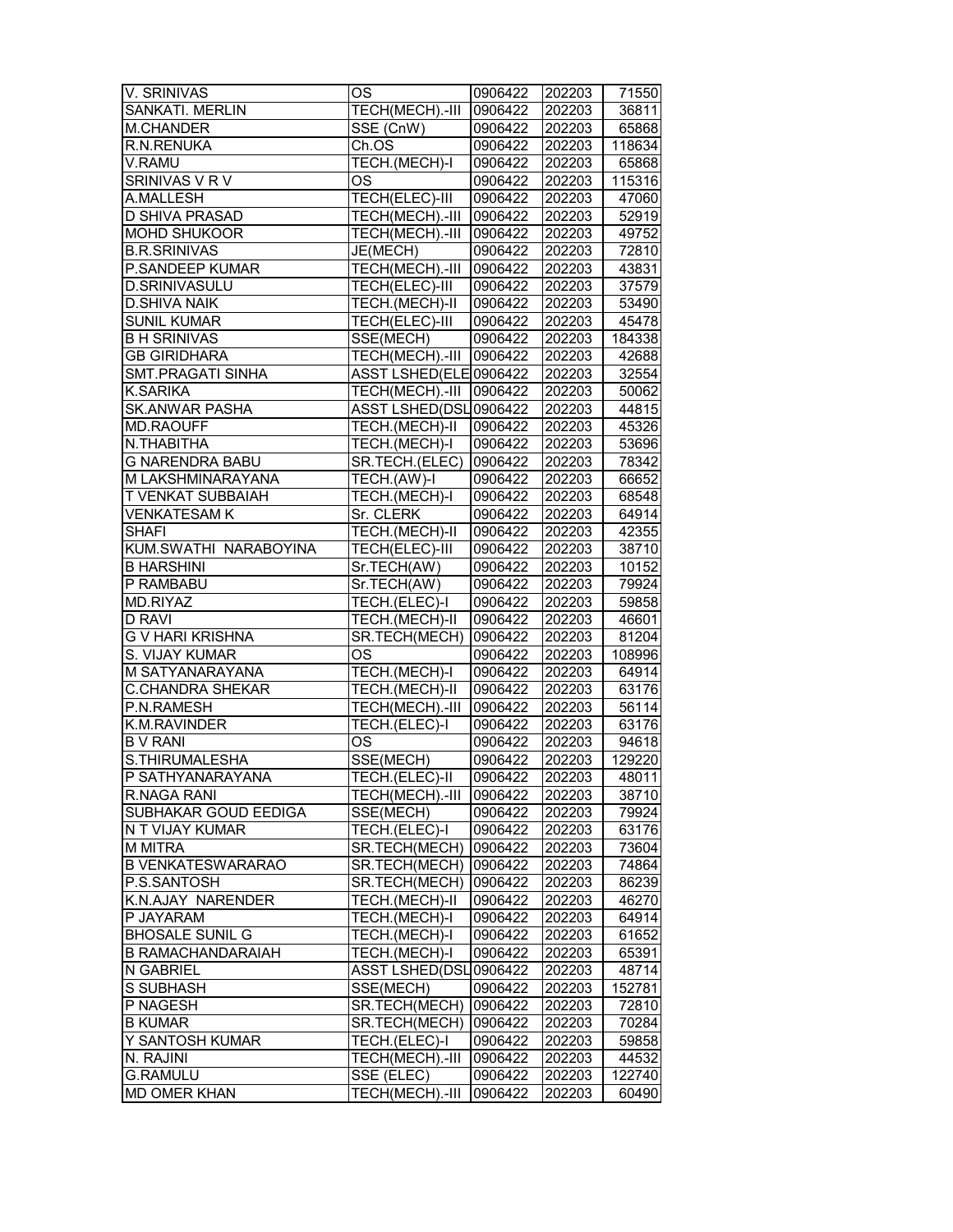| | | | | |
|---|---|---|---|---|
| V. SRINIVAS | OS | 0906422 | 202203 | 71550 |
| SANKATI. MERLIN | TECH(MECH).-III | 0906422 | 202203 | 36811 |
| M.CHANDER | SSE (CnW) | 0906422 | 202203 | 65868 |
| R.N.RENUKA | Ch.OS | 0906422 | 202203 | 118634 |
| V.RAMU | TECH.(MECH)-I | 0906422 | 202203 | 65868 |
| SRINIVAS V R V | OS | 0906422 | 202203 | 115316 |
| A.MALLESH | TECH(ELEC)-III | 0906422 | 202203 | 47060 |
| D SHIVA PRASAD | TECH(MECH).-III | 0906422 | 202203 | 52919 |
| MOHD SHUKOOR | TECH(MECH).-III | 0906422 | 202203 | 49752 |
| .B.R.SRINIVAS | JE(MECH) | 0906422 | 202203 | 72810 |
| P.SANDEEP KUMAR | TECH(MECH).-III | 0906422 | 202203 | 43831 |
| D.SRINIVASULU | TECH(ELEC)-III | 0906422 | 202203 | 37579 |
| .D.SHIVA NAIK | TECH.(MECH)-II | 0906422 | 202203 | 53490 |
| SUNIL KUMAR | TECH(ELEC)-III | 0906422 | 202203 | 45478 |
| B H SRINIVAS | SSE(MECH) | 0906422 | 202203 | 184338 |
| GB GIRIDHARA | TECH(MECH).-III | 0906422 | 202203 | 42688 |
| SMT.PRAGATI SINHA | ASST LSHED(ELE | 0906422 | 202203 | 32554 |
| K.SARIKA | TECH(MECH).-III | 0906422 | 202203 | 50062 |
| SK.ANWAR PASHA | ASST LSHED(DSL | 0906422 | 202203 | 44815 |
| MD.RAOUFF | TECH.(MECH)-II | 0906422 | 202203 | 45326 |
| N.THABITHA | TECH.(MECH)-I | 0906422 | 202203 | 53696 |
| G NARENDRA BABU | SR.TECH.(ELEC) | 0906422 | 202203 | 78342 |
| M LAKSHMINARAYANA | TECH.(AW)-I | 0906422 | 202203 | 66652 |
| T VENKAT SUBBAIAH | TECH.(MECH)-I | 0906422 | 202203 | 68548 |
| VENKATESAM K | Sr. CLERK | 0906422 | 202203 | 64914 |
| SHAFI | TECH.(MECH)-II | 0906422 | 202203 | 42355 |
| KUM.SWATHI NARABOYINA | TECH(ELEC)-III | 0906422 | 202203 | 38710 |
| B HARSHINI | Sr.TECH(AW) | 0906422 | 202203 | 10152 |
| P RAMBABU | Sr.TECH(AW) | 0906422 | 202203 | 79924 |
| MD.RIYAZ | TECH.(ELEC)-I | 0906422 | 202203 | 59858 |
| D RAVI | TECH.(MECH)-II | 0906422 | 202203 | 46601 |
| G V HARI KRISHNA | SR.TECH(MECH) | 0906422 | 202203 | 81204 |
| S. VIJAY KUMAR | OS | 0906422 | 202203 | 108996 |
| M SATYANARAYANA | TECH.(MECH)-I | 0906422 | 202203 | 64914 |
| C.CHANDRA SHEKAR | TECH.(MECH)-II | 0906422 | 202203 | 63176 |
| P.N.RAMESH | TECH(MECH).-III | 0906422 | 202203 | 56114 |
| K.M.RAVINDER | TECH.(ELEC)-I | 0906422 | 202203 | 63176 |
| B V RANI | OS | 0906422 | 202203 | 94618 |
| S.THIRUMALESHA | SSE(MECH) | 0906422 | 202203 | 129220 |
| P SATHYANARAYANA | TECH.(ELEC)-II | 0906422 | 202203 | 48011 |
| R.NAGA RANI | TECH(MECH).-III | 0906422 | 202203 | 38710 |
| SUBHAKAR GOUD EEDIGA | SSE(MECH) | 0906422 | 202203 | 79924 |
| N T VIJAY KUMAR | TECH.(ELEC)-I | 0906422 | 202203 | 63176 |
| M MITRA | SR.TECH(MECH) | 0906422 | 202203 | 73604 |
| B VENKATESWARARAO | SR.TECH(MECH) | 0906422 | 202203 | 74864 |
| P.S.SANTOSH | SR.TECH(MECH) | 0906422 | 202203 | 86239 |
| K.N.AJAY NARENDER | TECH.(MECH)-II | 0906422 | 202203 | 46270 |
| P JAYARAM | TECH.(MECH)-I | 0906422 | 202203 | 64914 |
| BHOSALE SUNIL G | TECH.(MECH)-I | 0906422 | 202203 | 61652 |
| B RAMACHANDARAIAH | TECH.(MECH)-I | 0906422 | 202203 | 65391 |
| N GABRIEL | ASST LSHED(DSL | 0906422 | 202203 | 48714 |
| S SUBHASH | SSE(MECH) | 0906422 | 202203 | 152781 |
| P NAGESH | SR.TECH(MECH) | 0906422 | 202203 | 72810 |
| B KUMAR | SR.TECH(MECH) | 0906422 | 202203 | 70284 |
| Y SANTOSH KUMAR | TECH.(ELEC)-I | 0906422 | 202203 | 59858 |
| N. RAJINI | TECH(MECH).-III | 0906422 | 202203 | 44532 |
| G.RAMULU | SSE (ELEC) | 0906422 | 202203 | 122740 |
| MD OMER KHAN | TECH(MECH).-III | 0906422 | 202203 | 60490 |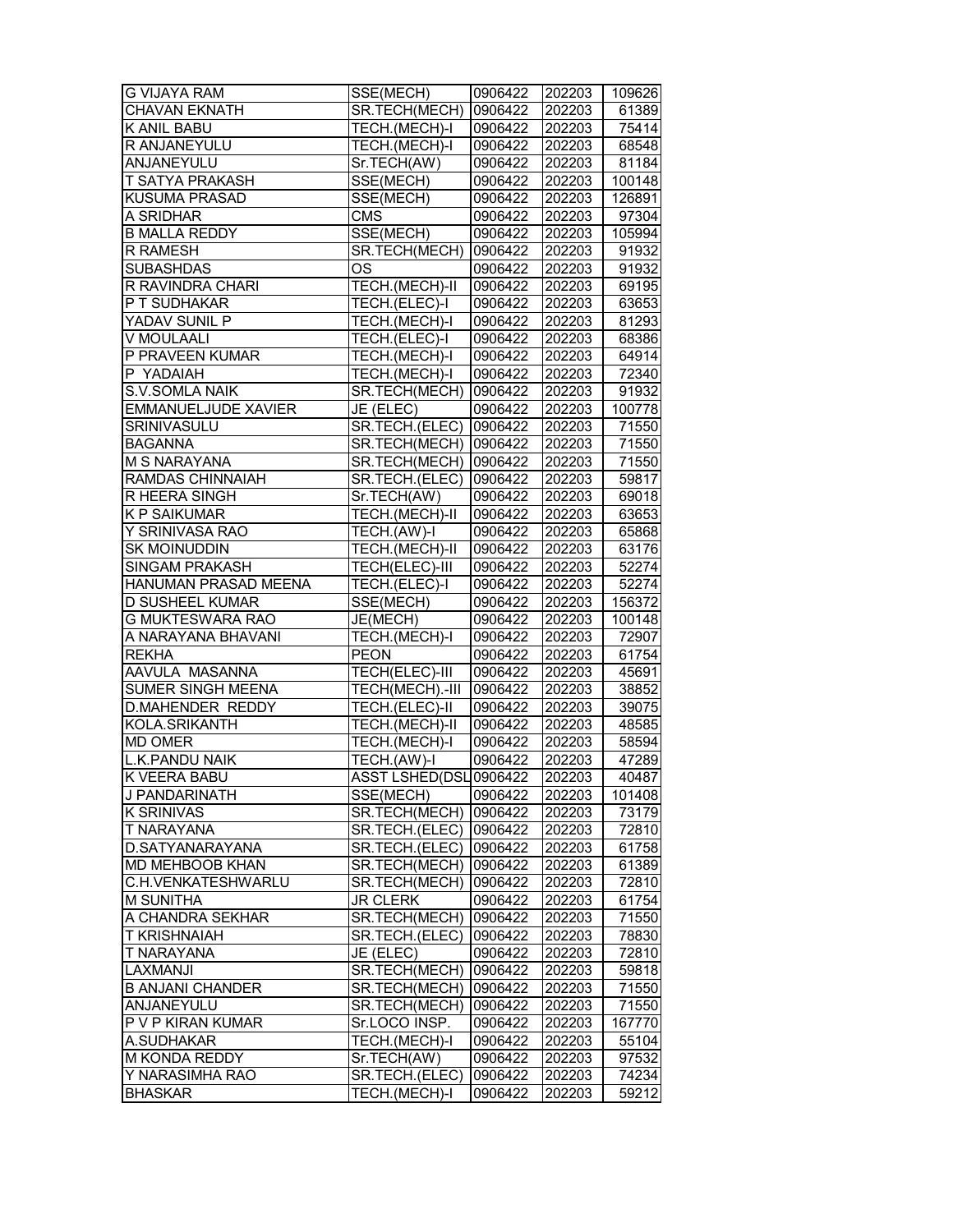| | | | | |
|---|---|---|---|---|
| G VIJAYA RAM | SSE(MECH) | 0906422 | 202203 | 109626 |
| CHAVAN EKNATH | SR.TECH(MECH) | 0906422 | 202203 | 61389 |
| K ANIL BABU | TECH.(MECH)-I | 0906422 | 202203 | 75414 |
| R ANJANEYULU | TECH.(MECH)-I | 0906422 | 202203 | 68548 |
| ANJANEYULU | Sr.TECH(AW) | 0906422 | 202203 | 81184 |
| T SATYA PRAKASH | SSE(MECH) | 0906422 | 202203 | 100148 |
| KUSUMA PRASAD | SSE(MECH) | 0906422 | 202203 | 126891 |
| A SRIDHAR | CMS | 0906422 | 202203 | 97304 |
| B MALLA REDDY | SSE(MECH) | 0906422 | 202203 | 105994 |
| R RAMESH | SR.TECH(MECH) | 0906422 | 202203 | 91932 |
| SUBASHDAS | OS | 0906422 | 202203 | 91932 |
| R RAVINDRA CHARI | TECH.(MECH)-II | 0906422 | 202203 | 69195 |
| P T SUDHAKAR | TECH.(ELEC)-I | 0906422 | 202203 | 63653 |
| YADAV SUNIL P | TECH.(MECH)-I | 0906422 | 202203 | 81293 |
| V MOULAALI | TECH.(ELEC)-I | 0906422 | 202203 | 68386 |
| P PRAVEEN KUMAR | TECH.(MECH)-I | 0906422 | 202203 | 64914 |
| P YADAIAH | TECH.(MECH)-I | 0906422 | 202203 | 72340 |
| S.V.SOMLA NAIK | SR.TECH(MECH) | 0906422 | 202203 | 91932 |
| EMMANUELJUDE XAVIER | JE (ELEC) | 0906422 | 202203 | 100778 |
| SRINIVASULU | SR.TECH.(ELEC) | 0906422 | 202203 | 71550 |
| BAGANNA | SR.TECH(MECH) | 0906422 | 202203 | 71550 |
| M S NARAYANA | SR.TECH(MECH) | 0906422 | 202203 | 71550 |
| RAMDAS CHINNAIAH | SR.TECH.(ELEC) | 0906422 | 202203 | 59817 |
| R HEERA SINGH | Sr.TECH(AW) | 0906422 | 202203 | 69018 |
| K P SAIKUMAR | TECH.(MECH)-II | 0906422 | 202203 | 63653 |
| Y SRINIVASA RAO | TECH.(AW)-I | 0906422 | 202203 | 65868 |
| SK MOINUDDIN | TECH.(MECH)-II | 0906422 | 202203 | 63176 |
| SINGAM PRAKASH | TECH(ELEC)-III | 0906422 | 202203 | 52274 |
| HANUMAN PRASAD MEENA | TECH.(ELEC)-I | 0906422 | 202203 | 52274 |
| D SUSHEEL KUMAR | SSE(MECH) | 0906422 | 202203 | 156372 |
| G MUKTESWARA RAO | JE(MECH) | 0906422 | 202203 | 100148 |
| A NARAYANA BHAVANI | TECH.(MECH)-I | 0906422 | 202203 | 72907 |
| REKHA | PEON | 0906422 | 202203 | 61754 |
| AAVULA MASANNA | TECH(ELEC)-III | 0906422 | 202203 | 45691 |
| SUMER SINGH MEENA | TECH(MECH).-III | 0906422 | 202203 | 38852 |
| D.MAHENDER REDDY | TECH.(ELEC)-II | 0906422 | 202203 | 39075 |
| KOLA.SRIKANTH | TECH.(MECH)-II | 0906422 | 202203 | 48585 |
| MD OMER | TECH.(MECH)-I | 0906422 | 202203 | 58594 |
| L.K.PANDU NAIK | TECH.(AW)-I | 0906422 | 202203 | 47289 |
| K VEERA BABU | ASST LSHED(DSL | 0906422 | 202203 | 40487 |
| J PANDARINATH | SSE(MECH) | 0906422 | 202203 | 101408 |
| K SRINIVAS | SR.TECH(MECH) | 0906422 | 202203 | 73179 |
| T NARAYANA | SR.TECH.(ELEC) | 0906422 | 202203 | 72810 |
| D.SATYANARAYANA | SR.TECH.(ELEC) | 0906422 | 202203 | 61758 |
| MD MEHBOOB KHAN | SR.TECH(MECH) | 0906422 | 202203 | 61389 |
| C.H.VENKATESHWARLU | SR.TECH(MECH) | 0906422 | 202203 | 72810 |
| M SUNITHA | JR CLERK | 0906422 | 202203 | 61754 |
| A CHANDRA SEKHAR | SR.TECH(MECH) | 0906422 | 202203 | 71550 |
| T KRISHNAIAH | SR.TECH.(ELEC) | 0906422 | 202203 | 78830 |
| T NARAYANA | JE (ELEC) | 0906422 | 202203 | 72810 |
| LAXMANJI | SR.TECH(MECH) | 0906422 | 202203 | 59818 |
| B ANJANI CHANDER | SR.TECH(MECH) | 0906422 | 202203 | 71550 |
| ANJANEYULU | SR.TECH(MECH) | 0906422 | 202203 | 71550 |
| P V P KIRAN KUMAR | Sr.LOCO INSP. | 0906422 | 202203 | 167770 |
| A.SUDHAKAR | TECH.(MECH)-I | 0906422 | 202203 | 55104 |
| M KONDA REDDY | Sr.TECH(AW) | 0906422 | 202203 | 97532 |
| Y NARASIMHA RAO | SR.TECH.(ELEC) | 0906422 | 202203 | 74234 |
| BHASKAR | TECH.(MECH)-I | 0906422 | 202203 | 59212 |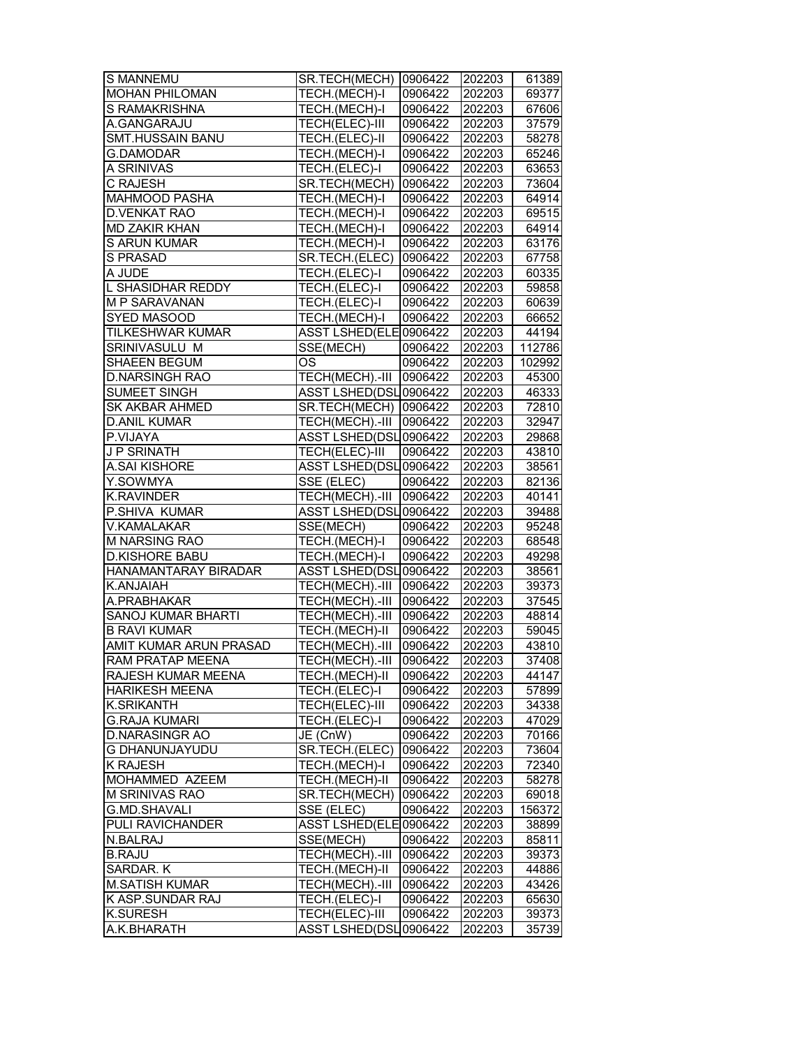| | | | | |
|---|---|---|---|---|
| S MANNEMU | SR.TECH(MECH) | 0906422 | 202203 | 61389 |
| MOHAN PHILOMAN | TECH.(MECH)-I | 0906422 | 202203 | 69377 |
| S RAMAKRISHNA | TECH.(MECH)-I | 0906422 | 202203 | 67606 |
| A.GANGARAJU | TECH(ELEC)-III | 0906422 | 202203 | 37579 |
| SMT.HUSSAIN BANU | TECH.(ELEC)-II | 0906422 | 202203 | 58278 |
| G.DAMODAR | TECH.(MECH)-I | 0906422 | 202203 | 65246 |
| A SRINIVAS | TECH.(ELEC)-I | 0906422 | 202203 | 63653 |
| C RAJESH | SR.TECH(MECH) | 0906422 | 202203 | 73604 |
| MAHMOOD PASHA | TECH.(MECH)-I | 0906422 | 202203 | 64914 |
| D.VENKAT RAO | TECH.(MECH)-I | 0906422 | 202203 | 69515 |
| MD ZAKIR KHAN | TECH.(MECH)-I | 0906422 | 202203 | 64914 |
| S ARUN KUMAR | TECH.(MECH)-I | 0906422 | 202203 | 63176 |
| S PRASAD | SR.TECH.(ELEC) | 0906422 | 202203 | 67758 |
| A JUDE | TECH.(ELEC)-I | 0906422 | 202203 | 60335 |
| L SHASIDHAR REDDY | TECH.(ELEC)-I | 0906422 | 202203 | 59858 |
| M P SARAVANAN | TECH.(ELEC)-I | 0906422 | 202203 | 60639 |
| SYED MASOOD | TECH.(MECH)-I | 0906422 | 202203 | 66652 |
| TILKESHWAR KUMAR | ASST LSHED(ELE | 0906422 | 202203 | 44194 |
| SRINIVASULU M | SSE(MECH) | 0906422 | 202203 | 112786 |
| SHAEEN BEGUM | OS | 0906422 | 202203 | 102992 |
| D.NARSINGH RAO | TECH(MECH).-III | 0906422 | 202203 | 45300 |
| SUMEET SINGH | ASST LSHED(DSL | 0906422 | 202203 | 46333 |
| SK AKBAR AHMED | SR.TECH(MECH) | 0906422 | 202203 | 72810 |
| D.ANIL KUMAR | TECH(MECH).-III | 0906422 | 202203 | 32947 |
| P.VIJAYA | ASST LSHED(DSL | 0906422 | 202203 | 29868 |
| J P SRINATH | TECH(ELEC)-III | 0906422 | 202203 | 43810 |
| A.SAI KISHORE | ASST LSHED(DSL | 0906422 | 202203 | 38561 |
| Y.SOWMYA | SSE (ELEC) | 0906422 | 202203 | 82136 |
| K.RAVINDER | TECH(MECH).-III | 0906422 | 202203 | 40141 |
| P.SHIVA KUMAR | ASST LSHED(DSL | 0906422 | 202203 | 39488 |
| V.KAMALAKAR | SSE(MECH) | 0906422 | 202203 | 95248 |
| M NARSING RAO | TECH.(MECH)-I | 0906422 | 202203 | 68548 |
| D.KISHORE BABU | TECH.(MECH)-I | 0906422 | 202203 | 49298 |
| HANAMANTARAY BIRADAR | ASST LSHED(DSL | 0906422 | 202203 | 38561 |
| K.ANJAIAH | TECH(MECH).-III | 0906422 | 202203 | 39373 |
| A.PRABHAKAR | TECH(MECH).-III | 0906422 | 202203 | 37545 |
| SANOJ KUMAR BHARTI | TECH(MECH).-III | 0906422 | 202203 | 48814 |
| B RAVI KUMAR | TECH.(MECH)-II | 0906422 | 202203 | 59045 |
| AMIT KUMAR ARUN PRASAD | TECH(MECH).-III | 0906422 | 202203 | 43810 |
| RAM PRATAP MEENA | TECH(MECH).-III | 0906422 | 202203 | 37408 |
| RAJESH KUMAR MEENA | TECH.(MECH)-II | 0906422 | 202203 | 44147 |
| HARIKESH MEENA | TECH.(ELEC)-I | 0906422 | 202203 | 57899 |
| K.SRIKANTH | TECH(ELEC)-III | 0906422 | 202203 | 34338 |
| G.RAJA KUMARI | TECH.(ELEC)-I | 0906422 | 202203 | 47029 |
| D.NARASINGR AO | JE (CnW) | 0906422 | 202203 | 70166 |
| G DHANUNJAYUDU | SR.TECH.(ELEC) | 0906422 | 202203 | 73604 |
| K RAJESH | TECH.(MECH)-I | 0906422 | 202203 | 72340 |
| MOHAMMED AZEEM | TECH.(MECH)-II | 0906422 | 202203 | 58278 |
| M SRINIVAS RAO | SR.TECH(MECH) | 0906422 | 202203 | 69018 |
| G.MD.SHAVALI | SSE (ELEC) | 0906422 | 202203 | 156372 |
| PULI RAVICHANDER | ASST LSHED(ELE | 0906422 | 202203 | 38899 |
| N.BALRAJ | SSE(MECH) | 0906422 | 202203 | 85811 |
| B.RAJU | TECH(MECH).-III | 0906422 | 202203 | 39373 |
| SARDAR. K | TECH.(MECH)-II | 0906422 | 202203 | 44886 |
| M.SATISH KUMAR | TECH(MECH).-III | 0906422 | 202203 | 43426 |
| K ASP.SUNDAR RAJ | TECH.(ELEC)-I | 0906422 | 202203 | 65630 |
| K.SURESH | TECH(ELEC)-III | 0906422 | 202203 | 39373 |
| A.K.BHARATH | ASST LSHED(DSL | 0906422 | 202203 | 35739 |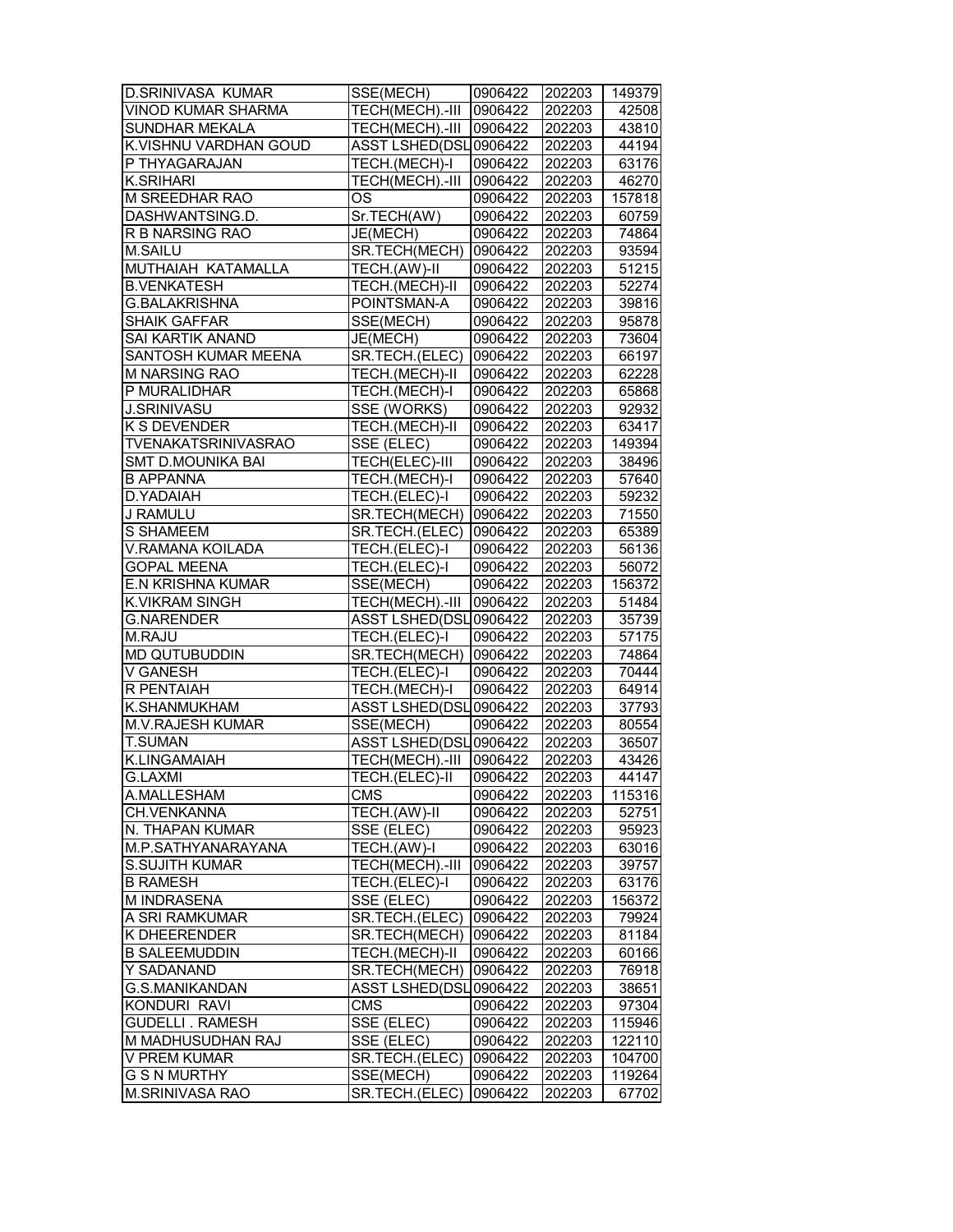| D.SRINIVASA KUMAR | SSE(MECH) | 0906422 | 202203 | 149379 |
|---|---|---|---|---|
| VINOD KUMAR SHARMA | TECH(MECH).-III | 0906422 | 202203 | 42508 |
| SUNDHAR MEKALA | TECH(MECH).-III | 0906422 | 202203 | 43810 |
| K.VISHNU VARDHAN GOUD | ASST LSHED(DSL | 0906422 | 202203 | 44194 |
| P THYAGARAJAN | TECH.(MECH)-I | 0906422 | 202203 | 63176 |
| K.SRIHARI | TECH(MECH).-III | 0906422 | 202203 | 46270 |
| M SREEDHAR RAO | OS | 0906422 | 202203 | 157818 |
| DASHWANTSING.D. | Sr.TECH(AW) | 0906422 | 202203 | 60759 |
| R B NARSING RAO | JE(MECH) | 0906422 | 202203 | 74864 |
| M.SAILU | SR.TECH(MECH) | 0906422 | 202203 | 93594 |
| MUTHAIAH KATAMALLA | TECH.(AW)-II | 0906422 | 202203 | 51215 |
| B.VENKATESH | TECH.(MECH)-II | 0906422 | 202203 | 52274 |
| G.BALAKRISHNA | POINTSMAN-A | 0906422 | 202203 | 39816 |
| SHAIK GAFFAR | SSE(MECH) | 0906422 | 202203 | 95878 |
| SAI KARTIK ANAND | JE(MECH) | 0906422 | 202203 | 73604 |
| SANTOSH KUMAR MEENA | SR.TECH.(ELEC) | 0906422 | 202203 | 66197 |
| M NARSING RAO | TECH.(MECH)-II | 0906422 | 202203 | 62228 |
| P MURALIDHAR | TECH.(MECH)-I | 0906422 | 202203 | 65868 |
| J.SRINIVASU | SSE (WORKS) | 0906422 | 202203 | 92932 |
| K S DEVENDER | TECH.(MECH)-II | 0906422 | 202203 | 63417 |
| TVENAKATSRINIVASRAO | SSE (ELEC) | 0906422 | 202203 | 149394 |
| SMT D.MOUNIKA BAI | TECH(ELEC)-III | 0906422 | 202203 | 38496 |
| B APPANNA | TECH.(MECH)-I | 0906422 | 202203 | 57640 |
| D.YADAIAH | TECH.(ELEC)-I | 0906422 | 202203 | 59232 |
| J RAMULU | SR.TECH(MECH) | 0906422 | 202203 | 71550 |
| S SHAMEEM | SR.TECH.(ELEC) | 0906422 | 202203 | 65389 |
| V.RAMANA KOILADA | TECH.(ELEC)-I | 0906422 | 202203 | 56136 |
| GOPAL MEENA | TECH.(ELEC)-I | 0906422 | 202203 | 56072 |
| E.N KRISHNA KUMAR | SSE(MECH) | 0906422 | 202203 | 156372 |
| K.VIKRAM SINGH | TECH(MECH).-III | 0906422 | 202203 | 51484 |
| G.NARENDER | ASST LSHED(DSL | 0906422 | 202203 | 35739 |
| M.RAJU | TECH.(ELEC)-I | 0906422 | 202203 | 57175 |
| MD QUTUBUDDIN | SR.TECH(MECH) | 0906422 | 202203 | 74864 |
| V GANESH | TECH.(ELEC)-I | 0906422 | 202203 | 70444 |
| R PENTAIAH | TECH.(MECH)-I | 0906422 | 202203 | 64914 |
| K.SHANMUKHAM | ASST LSHED(DSL | 0906422 | 202203 | 37793 |
| M.V.RAJESH KUMAR | SSE(MECH) | 0906422 | 202203 | 80554 |
| T.SUMAN | ASST LSHED(DSL | 0906422 | 202203 | 36507 |
| K.LINGAMAIAH | TECH(MECH).-III | 0906422 | 202203 | 43426 |
| G.LAXMI | TECH.(ELEC)-II | 0906422 | 202203 | 44147 |
| A.MALLESHAM | CMS | 0906422 | 202203 | 115316 |
| CH.VENKANNA | TECH.(AW)-II | 0906422 | 202203 | 52751 |
| N. THAPAN KUMAR | SSE (ELEC) | 0906422 | 202203 | 95923 |
| M.P.SATHYANARAYANA | TECH.(AW)-I | 0906422 | 202203 | 63016 |
| S.SUJITH KUMAR | TECH(MECH).-III | 0906422 | 202203 | 39757 |
| B RAMESH | TECH.(ELEC)-I | 0906422 | 202203 | 63176 |
| M INDRASENA | SSE (ELEC) | 0906422 | 202203 | 156372 |
| A SRI RAMKUMAR | SR.TECH.(ELEC) | 0906422 | 202203 | 79924 |
| K DHEERENDER | SR.TECH(MECH) | 0906422 | 202203 | 81184 |
| B SALEEMUDDIN | TECH.(MECH)-II | 0906422 | 202203 | 60166 |
| Y SADANAND | SR.TECH(MECH) | 0906422 | 202203 | 76918 |
| G.S.MANIKANDAN | ASST LSHED(DSL | 0906422 | 202203 | 38651 |
| KONDURI RAVI | CMS | 0906422 | 202203 | 97304 |
| GUDELLI . RAMESH | SSE (ELEC) | 0906422 | 202203 | 115946 |
| M MADHUSUDHAN RAJ | SSE (ELEC) | 0906422 | 202203 | 122110 |
| V PREM KUMAR | SR.TECH.(ELEC) | 0906422 | 202203 | 104700 |
| G S N MURTHY | SSE(MECH) | 0906422 | 202203 | 119264 |
| M.SRINIVASA RAO | SR.TECH.(ELEC) | 0906422 | 202203 | 67702 |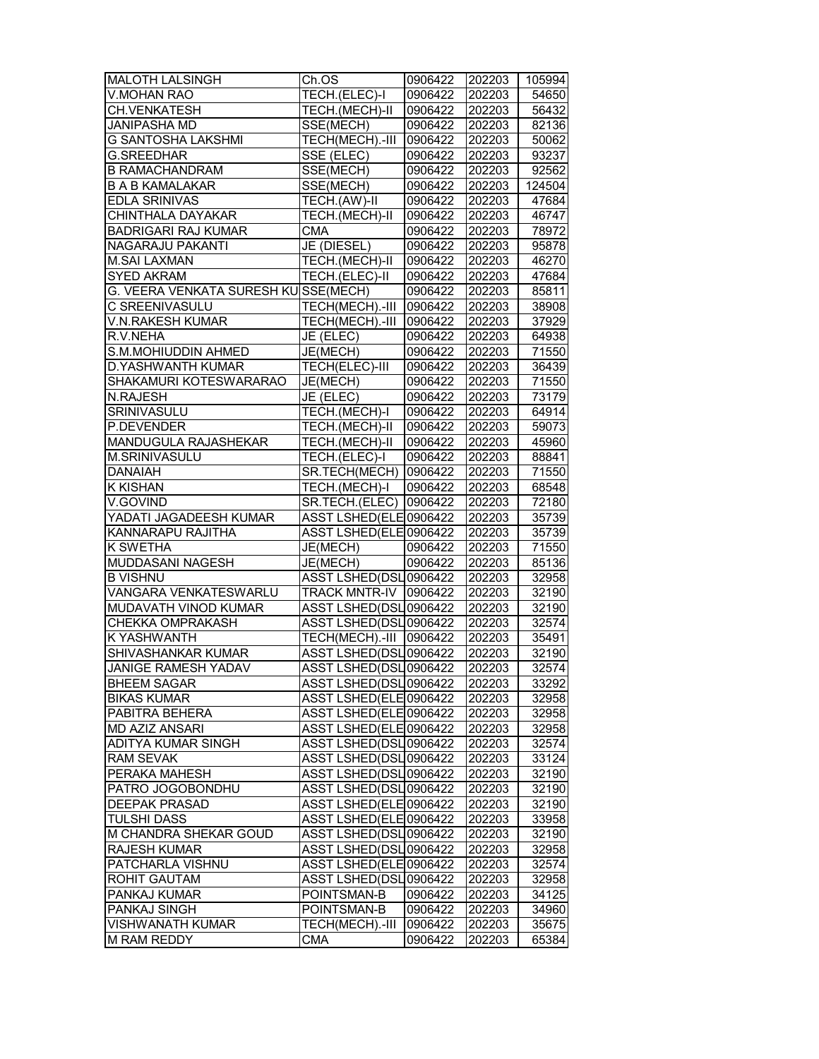| MALOTH LALSINGH | Ch.OS | 0906422 | 202203 | 105994 |
|---|---|---|---|---|
| V.MOHAN RAO | TECH.(ELEC)-I | 0906422 | 202203 | 54650 |
| CH.VENKATESH | TECH.(MECH)-II | 0906422 | 202203 | 56432 |
| JANIPASHA MD | SSE(MECH) | 0906422 | 202203 | 82136 |
| G SANTOSHA LAKSHMI | TECH(MECH).-III | 0906422 | 202203 | 50062 |
| G.SREEDHAR | SSE (ELEC) | 0906422 | 202203 | 93237 |
| B RAMACHANDRAM | SSE(MECH) | 0906422 | 202203 | 92562 |
| B A B KAMALAKAR | SSE(MECH) | 0906422 | 202203 | 124504 |
| EDLA SRINIVAS | TECH.(AW)-II | 0906422 | 202203 | 47684 |
| CHINTHALA DAYAKAR | TECH.(MECH)-II | 0906422 | 202203 | 46747 |
| BADRIGARI RAJ KUMAR | CMA | 0906422 | 202203 | 78972 |
| NAGARAJU PAKANTI | JE (DIESEL) | 0906422 | 202203 | 95878 |
| M.SAI LAXMAN | TECH.(MECH)-II | 0906422 | 202203 | 46270 |
| SYED AKRAM | TECH.(ELEC)-II | 0906422 | 202203 | 47684 |
| G. VEERA VENKATA SURESH KU | SSE(MECH) | 0906422 | 202203 | 85811 |
| C SREENIVASULU | TECH(MECH).-III | 0906422 | 202203 | 38908 |
| V.N.RAKESH KUMAR | TECH(MECH).-III | 0906422 | 202203 | 37929 |
| R.V.NEHA | JE (ELEC) | 0906422 | 202203 | 64938 |
| S.M.MOHIUDDIN AHMED | JE(MECH) | 0906422 | 202203 | 71550 |
| D.YASHWANTH KUMAR | TECH(ELEC)-III | 0906422 | 202203 | 36439 |
| SHAKAMURI KOTESWARARAO | JE(MECH) | 0906422 | 202203 | 71550 |
| N.RAJESH | JE (ELEC) | 0906422 | 202203 | 73179 |
| SRINIVASULU | TECH.(MECH)-I | 0906422 | 202203 | 64914 |
| P.DEVENDER | TECH.(MECH)-II | 0906422 | 202203 | 59073 |
| MANDUGULA RAJASHEKAR | TECH.(MECH)-II | 0906422 | 202203 | 45960 |
| M.SRINIVASULU | TECH.(ELEC)-I | 0906422 | 202203 | 88841 |
| DANAIAH | SR.TECH(MECH) | 0906422 | 202203 | 71550 |
| K KISHAN | TECH.(MECH)-I | 0906422 | 202203 | 68548 |
| V.GOVIND | SR.TECH.(ELEC) | 0906422 | 202203 | 72180 |
| YADATI JAGADEESH KUMAR | ASST LSHED(ELE | 0906422 | 202203 | 35739 |
| KANNARAPU RAJITHA | ASST LSHED(ELE | 0906422 | 202203 | 35739 |
| K SWETHA | JE(MECH) | 0906422 | 202203 | 71550 |
| MUDDASANI NAGESH | JE(MECH) | 0906422 | 202203 | 85136 |
| B VISHNU | ASST LSHED(DSL | 0906422 | 202203 | 32958 |
| VANGARA VENKATESWARLU | TRACK MNTR-IV | 0906422 | 202203 | 32190 |
| MUDAVATH VINOD KUMAR | ASST LSHED(DSL | 0906422 | 202203 | 32190 |
| CHEKKA OMPRAKASH | ASST LSHED(DSL | 0906422 | 202203 | 32574 |
| K YASHWANTH | TECH(MECH).-III | 0906422 | 202203 | 35491 |
| SHIVASHANKAR KUMAR | ASST LSHED(DSL | 0906422 | 202203 | 32190 |
| JANIGE RAMESH YADAV | ASST LSHED(DSL | 0906422 | 202203 | 32574 |
| BHEEM SAGAR | ASST LSHED(DSL | 0906422 | 202203 | 33292 |
| BIKAS KUMAR | ASST LSHED(ELE | 0906422 | 202203 | 32958 |
| PABITRA BEHERA | ASST LSHED(ELE | 0906422 | 202203 | 32958 |
| MD AZIZ ANSARI | ASST LSHED(ELE | 0906422 | 202203 | 32958 |
| ADITYA KUMAR SINGH | ASST LSHED(DSL | 0906422 | 202203 | 32574 |
| RAM SEVAK | ASST LSHED(DSL | 0906422 | 202203 | 33124 |
| PERAKA MAHESH | ASST LSHED(DSL | 0906422 | 202203 | 32190 |
| PATRO JOGOBONDHU | ASST LSHED(DSL | 0906422 | 202203 | 32190 |
| DEEPAK PRASAD | ASST LSHED(ELE | 0906422 | 202203 | 32190 |
| TULSHI DASS | ASST LSHED(ELE | 0906422 | 202203 | 33958 |
| M CHANDRA SHEKAR GOUD | ASST LSHED(DSL | 0906422 | 202203 | 32190 |
| RAJESH KUMAR | ASST LSHED(DSL | 0906422 | 202203 | 32958 |
| PATCHARLA VISHNU | ASST LSHED(ELE | 0906422 | 202203 | 32574 |
| ROHIT GAUTAM | ASST LSHED(DSL | 0906422 | 202203 | 32958 |
| PANKAJ KUMAR | POINTSMAN-B | 0906422 | 202203 | 34125 |
| PANKAJ SINGH | POINTSMAN-B | 0906422 | 202203 | 34960 |
| VISHWANATH KUMAR | TECH(MECH).-III | 0906422 | 202203 | 35675 |
| M RAM REDDY | CMA | 0906422 | 202203 | 65384 |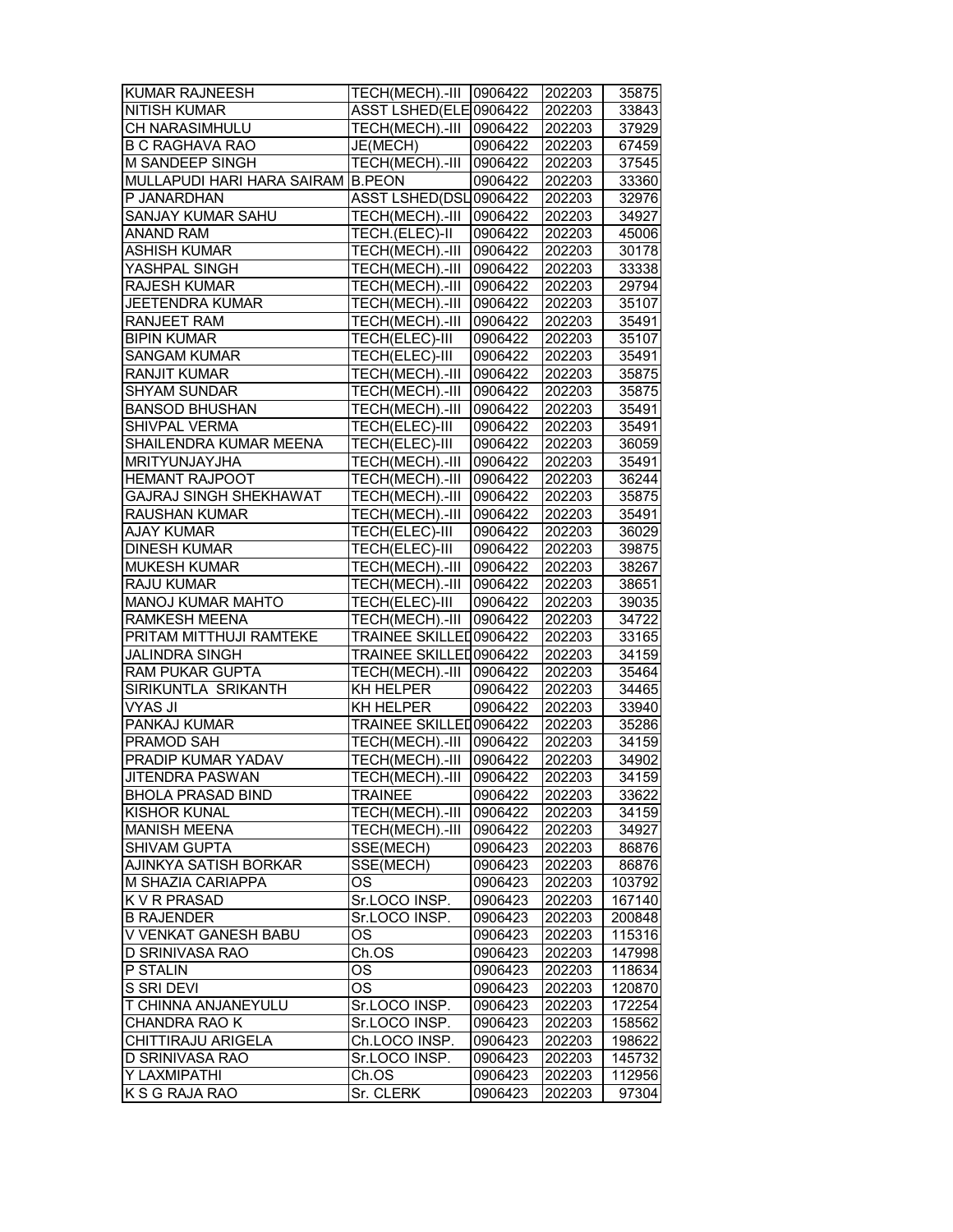| | | | | |
|---|---|---|---|---|
| KUMAR RAJNEESH | TECH(MECH).-III | 0906422 | 202203 | 35875 |
| NITISH KUMAR | ASST LSHED(ELE | 0906422 | 202203 | 33843 |
| CH NARASIMHULU | TECH(MECH).-III | 0906422 | 202203 | 37929 |
| B C RAGHAVA RAO | JE(MECH) | 0906422 | 202203 | 67459 |
| M SANDEEP SINGH | TECH(MECH).-III | 0906422 | 202203 | 37545 |
| MULLAPUDI HARI HARA SAIRAM | B.PEON | 0906422 | 202203 | 33360 |
| P JANARDHAN | ASST LSHED(DSL | 0906422 | 202203 | 32976 |
| SANJAY KUMAR SAHU | TECH(MECH).-III | 0906422 | 202203 | 34927 |
| ANAND RAM | TECH.(ELEC)-II | 0906422 | 202203 | 45006 |
| ASHISH KUMAR | TECH(MECH).-III | 0906422 | 202203 | 30178 |
| YASHPAL SINGH | TECH(MECH).-III | 0906422 | 202203 | 33338 |
| RAJESH KUMAR | TECH(MECH).-III | 0906422 | 202203 | 29794 |
| JEETENDRA KUMAR | TECH(MECH).-III | 0906422 | 202203 | 35107 |
| RANJEET RAM | TECH(MECH).-III | 0906422 | 202203 | 35491 |
| BIPIN KUMAR | TECH(ELEC)-III | 0906422 | 202203 | 35107 |
| SANGAM KUMAR | TECH(ELEC)-III | 0906422 | 202203 | 35491 |
| RANJIT KUMAR | TECH(MECH).-III | 0906422 | 202203 | 35875 |
| SHYAM SUNDAR | TECH(MECH).-III | 0906422 | 202203 | 35875 |
| BANSOD BHUSHAN | TECH(MECH).-III | 0906422 | 202203 | 35491 |
| SHIVPAL VERMA | TECH(ELEC)-III | 0906422 | 202203 | 35491 |
| SHAILENDRA KUMAR MEENA | TECH(ELEC)-III | 0906422 | 202203 | 36059 |
| MRITYUNJAYJHA | TECH(MECH).-III | 0906422 | 202203 | 35491 |
| HEMANT RAJPOOT | TECH(MECH).-III | 0906422 | 202203 | 36244 |
| GAJRAJ SINGH SHEKHAWAT | TECH(MECH).-III | 0906422 | 202203 | 35875 |
| RAUSHAN KUMAR | TECH(MECH).-III | 0906422 | 202203 | 35491 |
| AJAY KUMAR | TECH(ELEC)-III | 0906422 | 202203 | 36029 |
| DINESH KUMAR | TECH(ELEC)-III | 0906422 | 202203 | 39875 |
| MUKESH KUMAR | TECH(MECH).-III | 0906422 | 202203 | 38267 |
| RAJU KUMAR | TECH(MECH).-III | 0906422 | 202203 | 38651 |
| MANOJ KUMAR MAHTO | TECH(ELEC)-III | 0906422 | 202203 | 39035 |
| RAMKESH MEENA | TECH(MECH).-III | 0906422 | 202203 | 34722 |
| PRITAM MITTHUJI RAMTEKE | TRAINEE SKILLED | 0906422 | 202203 | 33165 |
| JALINDRA SINGH | TRAINEE SKILLED | 0906422 | 202203 | 34159 |
| RAM PUKAR GUPTA | TECH(MECH).-III | 0906422 | 202203 | 35464 |
| SIRIKUNTLA SRIKANTH | KH HELPER | 0906422 | 202203 | 34465 |
| VYAS JI | KH HELPER | 0906422 | 202203 | 33940 |
| PANKAJ KUMAR | TRAINEE SKILLED | 0906422 | 202203 | 35286 |
| PRAMOD SAH | TECH(MECH).-III | 0906422 | 202203 | 34159 |
| PRADIP KUMAR YADAV | TECH(MECH).-III | 0906422 | 202203 | 34902 |
| JITENDRA PASWAN | TECH(MECH).-III | 0906422 | 202203 | 34159 |
| BHOLA PRASAD BIND | TRAINEE | 0906422 | 202203 | 33622 |
| KISHOR KUNAL | TECH(MECH).-III | 0906422 | 202203 | 34159 |
| MANISH MEENA | TECH(MECH).-III | 0906422 | 202203 | 34927 |
| SHIVAM GUPTA | SSE(MECH) | 0906423 | 202203 | 86876 |
| AJINKYA SATISH BORKAR | SSE(MECH) | 0906423 | 202203 | 86876 |
| M SHAZIA CARIAPPA | OS | 0906423 | 202203 | 103792 |
| K V R PRASAD | Sr.LOCO INSP. | 0906423 | 202203 | 167140 |
| B RAJENDER | Sr.LOCO INSP. | 0906423 | 202203 | 200848 |
| V VENKAT GANESH BABU | OS | 0906423 | 202203 | 115316 |
| D SRINIVASA RAO | Ch.OS | 0906423 | 202203 | 147998 |
| P STALIN | OS | 0906423 | 202203 | 118634 |
| S SRI DEVI | OS | 0906423 | 202203 | 120870 |
| T CHINNA ANJANEYULU | Sr.LOCO INSP. | 0906423 | 202203 | 172254 |
| CHANDRA RAO K | Sr.LOCO INSP. | 0906423 | 202203 | 158562 |
| CHITTIRAJU ARIGELA | Ch.LOCO INSP. | 0906423 | 202203 | 198622 |
| D SRINIVASA RAO | Sr.LOCO INSP. | 0906423 | 202203 | 145732 |
| Y LAXMIPATHI | Ch.OS | 0906423 | 202203 | 112956 |
| K S G RAJA RAO | Sr. CLERK | 0906423 | 202203 | 97304 |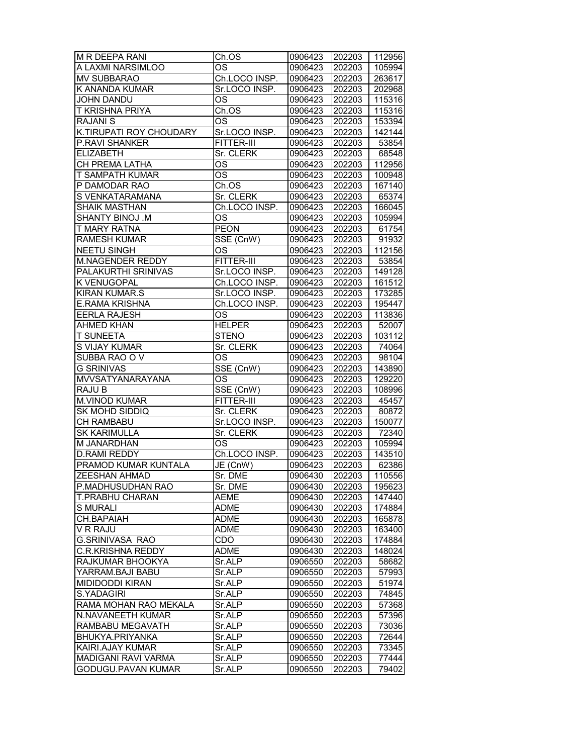| M R DEEPA RANI | Ch.OS | 0906423 | 202203 | 112956 |
|---|---|---|---|---|
| A LAXMI NARSIMLOO | OS | 0906423 | 202203 | 105994 |
| MV SUBBARAO | Ch.LOCO INSP. | 0906423 | 202203 | 263617 |
| K ANANDA KUMAR | Sr.LOCO INSP. | 0906423 | 202203 | 202968 |
| JOHN DANDU | OS | 0906423 | 202203 | 115316 |
| T KRISHNA PRIYA | Ch.OS | 0906423 | 202203 | 115316 |
| RAJANI S | OS | 0906423 | 202203 | 153394 |
| K.TIRUPATI ROY CHOUDARY | Sr.LOCO INSP. | 0906423 | 202203 | 142144 |
| P.RAVI SHANKER | FITTER-III | 0906423 | 202203 | 53854 |
| ELIZABETH | Sr. CLERK | 0906423 | 202203 | 68548 |
| CH PREMA LATHA | OS | 0906423 | 202203 | 112956 |
| T SAMPATH KUMAR | OS | 0906423 | 202203 | 100948 |
| P DAMODAR RAO | Ch.OS | 0906423 | 202203 | 167140 |
| S VENKATARAMANA | Sr. CLERK | 0906423 | 202203 | 65374 |
| SHAIK MASTHAN | Ch.LOCO INSP. | 0906423 | 202203 | 166045 |
| SHANTY BINOJ .M | OS | 0906423 | 202203 | 105994 |
| T MARY RATNA | PEON | 0906423 | 202203 | 61754 |
| RAMESH KUMAR | SSE (CnW) | 0906423 | 202203 | 91932 |
| NEETU SINGH | OS | 0906423 | 202203 | 112156 |
| M.NAGENDER REDDY | FITTER-III | 0906423 | 202203 | 53854 |
| PALAKURTHI SRINIVAS | Sr.LOCO INSP. | 0906423 | 202203 | 149128 |
| K VENUGOPAL | Ch.LOCO INSP. | 0906423 | 202203 | 161512 |
| KIRAN KUMAR.S | Sr.LOCO INSP. | 0906423 | 202203 | 173285 |
| E.RAMA KRISHNA | Ch.LOCO INSP. | 0906423 | 202203 | 195447 |
| EERLA RAJESH | OS | 0906423 | 202203 | 113836 |
| AHMED KHAN | HELPER | 0906423 | 202203 | 52007 |
| T SUNEETA | STENO | 0906423 | 202203 | 103112 |
| S VIJAY KUMAR | Sr. CLERK | 0906423 | 202203 | 74064 |
| SUBBA RAO O V | OS | 0906423 | 202203 | 98104 |
| G SRINIVAS | SSE (CnW) | 0906423 | 202203 | 143890 |
| MVVSATYANARAYANA | OS | 0906423 | 202203 | 129220 |
| RAJU B | SSE (CnW) | 0906423 | 202203 | 108996 |
| M.VINOD KUMAR | FITTER-III | 0906423 | 202203 | 45457 |
| SK MOHD SIDDIQ | Sr. CLERK | 0906423 | 202203 | 80872 |
| CH RAMBABU | Sr.LOCO INSP. | 0906423 | 202203 | 150077 |
| SK KARIMULLA | Sr. CLERK | 0906423 | 202203 | 72340 |
| M JANARDHAN | OS | 0906423 | 202203 | 105994 |
| D.RAMI REDDY | Ch.LOCO INSP. | 0906423 | 202203 | 143510 |
| PRAMOD KUMAR KUNTALA | JE (CnW) | 0906423 | 202203 | 62386 |
| ZEESHAN AHMAD | Sr. DME | 0906430 | 202203 | 110556 |
| P.MADHUSUDHAN RAO | Sr. DME | 0906430 | 202203 | 195623 |
| T.PRABHU CHARAN | AEME | 0906430 | 202203 | 147440 |
| S MURALI | ADME | 0906430 | 202203 | 174884 |
| CH.BAPAIAH | ADME | 0906430 | 202203 | 165878 |
| V R RAJU | ADME | 0906430 | 202203 | 163400 |
| G.SRINIVASA RAO | CDO | 0906430 | 202203 | 174884 |
| C.R.KRISHNA REDDY | ADME | 0906430 | 202203 | 148024 |
| RAJKUMAR BHOOKYA | Sr.ALP | 0906550 | 202203 | 58682 |
| YARRAM.BAJI BABU | Sr.ALP | 0906550 | 202203 | 57993 |
| MIDIDODDI KIRAN | Sr.ALP | 0906550 | 202203 | 51974 |
| S.YADAGIRI | Sr.ALP | 0906550 | 202203 | 74845 |
| RAMA MOHAN RAO MEKALA | Sr.ALP | 0906550 | 202203 | 57368 |
| N.NAVANEETH KUMAR | Sr.ALP | 0906550 | 202203 | 57396 |
| RAMBABU MEGAVATH | Sr.ALP | 0906550 | 202203 | 73036 |
| BHUKYA.PRIYANKA | Sr.ALP | 0906550 | 202203 | 72644 |
| KAIRI.AJAY KUMAR | Sr.ALP | 0906550 | 202203 | 73345 |
| MADIGANI RAVI VARMA | Sr.ALP | 0906550 | 202203 | 77444 |
| GODUGU.PAVAN KUMAR | Sr.ALP | 0906550 | 202203 | 79402 |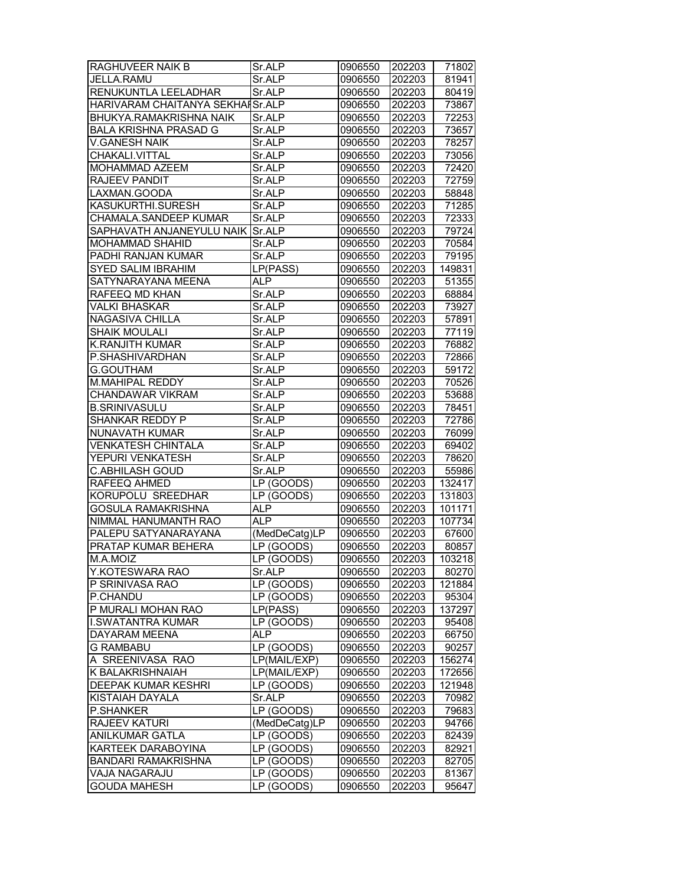| | | | | |
|---|---|---|---|---|
| RAGHUVEER NAIK B | Sr.ALP | 0906550 | 202203 | 71802 |
| JELLA.RAMU | Sr.ALP | 0906550 | 202203 | 81941 |
| RENUKUNTLA LEELADHAR | Sr.ALP | 0906550 | 202203 | 80419 |
| HARIVARAM CHAITANYA SEKHAR | Sr.ALP | 0906550 | 202203 | 73867 |
| BHUKYA.RAMAKRISHNA NAIK | Sr.ALP | 0906550 | 202203 | 72253 |
| BALA KRISHNA PRASAD G | Sr.ALP | 0906550 | 202203 | 73657 |
| V.GANESH NAIK | Sr.ALP | 0906550 | 202203 | 78257 |
| CHAKALI.VITTAL | Sr.ALP | 0906550 | 202203 | 73056 |
| MOHAMMAD AZEEM | Sr.ALP | 0906550 | 202203 | 72420 |
| RAJEEV PANDIT | Sr.ALP | 0906550 | 202203 | 72759 |
| LAXMAN.GOODA | Sr.ALP | 0906550 | 202203 | 58848 |
| KASUKURTHI.SURESH | Sr.ALP | 0906550 | 202203 | 71285 |
| CHAMALA.SANDEEP KUMAR | Sr.ALP | 0906550 | 202203 | 72333 |
| SAPHAVATH ANJANEYULU NAIK | Sr.ALP | 0906550 | 202203 | 79724 |
| MOHAMMAD SHAHID | Sr.ALP | 0906550 | 202203 | 70584 |
| PADHI RANJAN KUMAR | Sr.ALP | 0906550 | 202203 | 79195 |
| SYED SALIM IBRAHIM | LP(PASS) | 0906550 | 202203 | 149831 |
| SATYNARAYANA MEENA | ALP | 0906550 | 202203 | 51355 |
| RAFEEQ MD KHAN | Sr.ALP | 0906550 | 202203 | 68884 |
| VALKI BHASKAR | Sr.ALP | 0906550 | 202203 | 73927 |
| NAGASIVA CHILLA | Sr.ALP | 0906550 | 202203 | 57891 |
| SHAIK MOULALI | Sr.ALP | 0906550 | 202203 | 77119 |
| K.RANJITH KUMAR | Sr.ALP | 0906550 | 202203 | 76882 |
| P.SHASHIVARDHAN | Sr.ALP | 0906550 | 202203 | 72866 |
| G.GOUTHAM | Sr.ALP | 0906550 | 202203 | 59172 |
| M.MAHIPAL REDDY | Sr.ALP | 0906550 | 202203 | 70526 |
| CHANDAWAR VIKRAM | Sr.ALP | 0906550 | 202203 | 53688 |
| B.SRINIVASULU | Sr.ALP | 0906550 | 202203 | 78451 |
| SHANKAR REDDY P | Sr.ALP | 0906550 | 202203 | 72786 |
| NUNAVATH KUMAR | Sr.ALP | 0906550 | 202203 | 76099 |
| VENKATESH CHINTALA | Sr.ALP | 0906550 | 202203 | 69402 |
| YEPURI VENKATESH | Sr.ALP | 0906550 | 202203 | 78620 |
| C.ABHILASH GOUD | Sr.ALP | 0906550 | 202203 | 55986 |
| RAFEEQ AHMED | LP (GOODS) | 0906550 | 202203 | 132417 |
| KORUPOLU SREEDHAR | LP (GOODS) | 0906550 | 202203 | 131803 |
| GOSULA RAMAKRISHNA | ALP | 0906550 | 202203 | 101171 |
| NIMMAL HANUMANTH RAO | ALP | 0906550 | 202203 | 107734 |
| PALEPU SATYANARAYANA | (MedDeCatg)LP | 0906550 | 202203 | 67600 |
| PRATAP KUMAR BEHERA | LP (GOODS) | 0906550 | 202203 | 80857 |
| M.A.MOIZ | LP (GOODS) | 0906550 | 202203 | 103218 |
| Y.KOTESWARA RAO | Sr.ALP | 0906550 | 202203 | 80270 |
| P SRINIVASA RAO | LP (GOODS) | 0906550 | 202203 | 121884 |
| P.CHANDU | LP (GOODS) | 0906550 | 202203 | 95304 |
| P MURALI MOHAN RAO | LP(PASS) | 0906550 | 202203 | 137297 |
| I.SWATANTRA KUMAR | LP (GOODS) | 0906550 | 202203 | 95408 |
| DAYARAM MEENA | ALP | 0906550 | 202203 | 66750 |
| G RAMBABU | LP (GOODS) | 0906550 | 202203 | 90257 |
| A SREENIVASA RAO | LP(MAIL/EXP) | 0906550 | 202203 | 156274 |
| K BALAKRISHNAIAH | LP(MAIL/EXP) | 0906550 | 202203 | 172656 |
| DEEPAK KUMAR KESHRI | LP (GOODS) | 0906550 | 202203 | 121948 |
| KISTAIAH DAYALA | Sr.ALP | 0906550 | 202203 | 70982 |
| P.SHANKER | LP (GOODS) | 0906550 | 202203 | 79683 |
| RAJEEV KATURI | (MedDeCatg)LP | 0906550 | 202203 | 94766 |
| ANILKUMAR GATLA | LP (GOODS) | 0906550 | 202203 | 82439 |
| KARTEEK DARABOYINA | LP (GOODS) | 0906550 | 202203 | 82921 |
| BANDARI RAMAKRISHNA | LP (GOODS) | 0906550 | 202203 | 82705 |
| VAJA NAGARAJU | LP (GOODS) | 0906550 | 202203 | 81367 |
| GOUDA MAHESH | LP (GOODS) | 0906550 | 202203 | 95647 |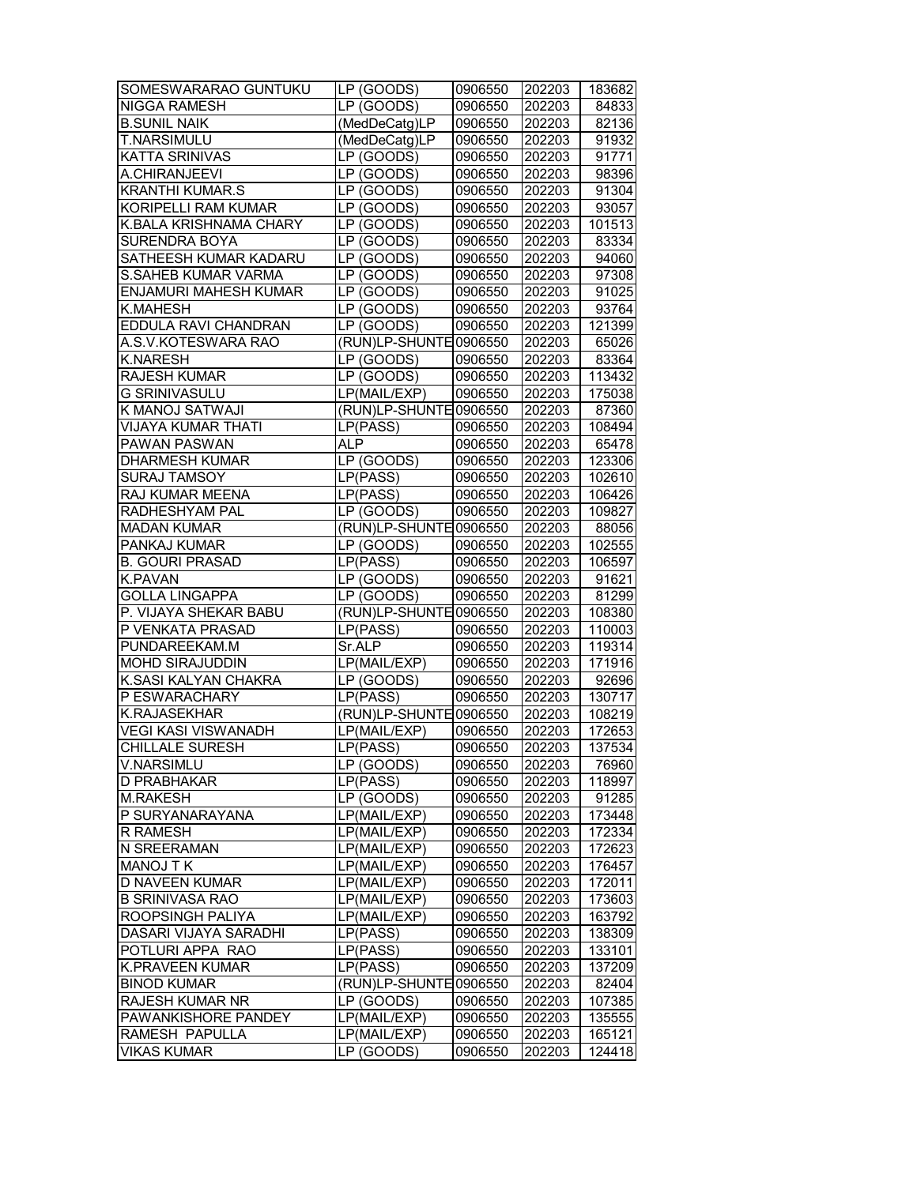| SOMESWARARAO GUNTUKU | LP (GOODS) | 0906550 | 202203 | 183682 |
|---|---|---|---|---|
| NIGGA RAMESH | LP (GOODS) | 0906550 | 202203 | 84833 |
| B.SUNIL NAIK | (MedDeCatg)LP | 0906550 | 202203 | 82136 |
| T.NARSIMULU | (MedDeCatg)LP | 0906550 | 202203 | 91932 |
| KATTA SRINIVAS | LP (GOODS) | 0906550 | 202203 | 91771 |
| A.CHIRANJEEVI | LP (GOODS) | 0906550 | 202203 | 98396 |
| KRANTHI KUMAR.S | LP (GOODS) | 0906550 | 202203 | 91304 |
| KORIPELLI RAM KUMAR | LP (GOODS) | 0906550 | 202203 | 93057 |
| K.BALA KRISHNAMA CHARY | LP (GOODS) | 0906550 | 202203 | 101513 |
| SURENDRA BOYA | LP (GOODS) | 0906550 | 202203 | 83334 |
| SATHEESH KUMAR KADARU | LP (GOODS) | 0906550 | 202203 | 94060 |
| S.SAHEB KUMAR VARMA | LP (GOODS) | 0906550 | 202203 | 97308 |
| ENJAMURI MAHESH KUMAR | LP (GOODS) | 0906550 | 202203 | 91025 |
| K.MAHESH | LP (GOODS) | 0906550 | 202203 | 93764 |
| EDDULA RAVI CHANDRAN | LP (GOODS) | 0906550 | 202203 | 121399 |
| A.S.V.KOTESWARA RAO | (RUN)LP-SHUNTE | 0906550 | 202203 | 65026 |
| K.NARESH | LP (GOODS) | 0906550 | 202203 | 83364 |
| RAJESH KUMAR | LP (GOODS) | 0906550 | 202203 | 113432 |
| G SRINIVASULU | LP(MAIL/EXP) | 0906550 | 202203 | 175038 |
| K MANOJ SATWAJI | (RUN)LP-SHUNTE | 0906550 | 202203 | 87360 |
| VIJAYA KUMAR THATI | LP(PASS) | 0906550 | 202203 | 108494 |
| PAWAN PASWAN | ALP | 0906550 | 202203 | 65478 |
| DHARMESH KUMAR | LP (GOODS) | 0906550 | 202203 | 123306 |
| SURAJ TAMSOY | LP(PASS) | 0906550 | 202203 | 102610 |
| RAJ KUMAR MEENA | LP(PASS) | 0906550 | 202203 | 106426 |
| RADHESHYAM PAL | LP (GOODS) | 0906550 | 202203 | 109827 |
| MADAN KUMAR | (RUN)LP-SHUNTE | 0906550 | 202203 | 88056 |
| PANKAJ KUMAR | LP (GOODS) | 0906550 | 202203 | 102555 |
| B. GOURI PRASAD | LP(PASS) | 0906550 | 202203 | 106597 |
| K.PAVAN | LP (GOODS) | 0906550 | 202203 | 91621 |
| GOLLA LINGAPPA | LP (GOODS) | 0906550 | 202203 | 81299 |
| P. VIJAYA SHEKAR BABU | (RUN)LP-SHUNTE | 0906550 | 202203 | 108380 |
| P VENKATA PRASAD | LP(PASS) | 0906550 | 202203 | 110003 |
| PUNDAREEKAM.M | Sr.ALP | 0906550 | 202203 | 119314 |
| MOHD SIRAJUDDIN | LP(MAIL/EXP) | 0906550 | 202203 | 171916 |
| K.SASI KALYAN CHAKRA | LP (GOODS) | 0906550 | 202203 | 92696 |
| P ESWARACHARY | LP(PASS) | 0906550 | 202203 | 130717 |
| K.RAJASEKHAR | (RUN)LP-SHUNTE | 0906550 | 202203 | 108219 |
| VEGI KASI VISWANADH | LP(MAIL/EXP) | 0906550 | 202203 | 172653 |
| CHILLALE SURESH | LP(PASS) | 0906550 | 202203 | 137534 |
| V.NARSIMLU | LP (GOODS) | 0906550 | 202203 | 76960 |
| D PRABHAKAR | LP(PASS) | 0906550 | 202203 | 118997 |
| M.RAKESH | LP (GOODS) | 0906550 | 202203 | 91285 |
| P SURYANARAYANA | LP(MAIL/EXP) | 0906550 | 202203 | 173448 |
| R RAMESH | LP(MAIL/EXP) | 0906550 | 202203 | 172334 |
| N SREERAMAN | LP(MAIL/EXP) | 0906550 | 202203 | 172623 |
| MANOJ T K | LP(MAIL/EXP) | 0906550 | 202203 | 176457 |
| D NAVEEN KUMAR | LP(MAIL/EXP) | 0906550 | 202203 | 172011 |
| B SRINIVASA RAO | LP(MAIL/EXP) | 0906550 | 202203 | 173603 |
| ROOPSINGH PALIYA | LP(MAIL/EXP) | 0906550 | 202203 | 163792 |
| DASARI VIJAYA SARADHI | LP(PASS) | 0906550 | 202203 | 138309 |
| POTLURI APPA RAO | LP(PASS) | 0906550 | 202203 | 133101 |
| K.PRAVEEN KUMAR | LP(PASS) | 0906550 | 202203 | 137209 |
| BINOD KUMAR | (RUN)LP-SHUNTE | 0906550 | 202203 | 82404 |
| RAJESH KUMAR NR | LP (GOODS) | 0906550 | 202203 | 107385 |
| PAWANKISHORE PANDEY | LP(MAIL/EXP) | 0906550 | 202203 | 135555 |
| RAMESH PAPULLA | LP(MAIL/EXP) | 0906550 | 202203 | 165121 |
| VIKAS KUMAR | LP (GOODS) | 0906550 | 202203 | 124418 |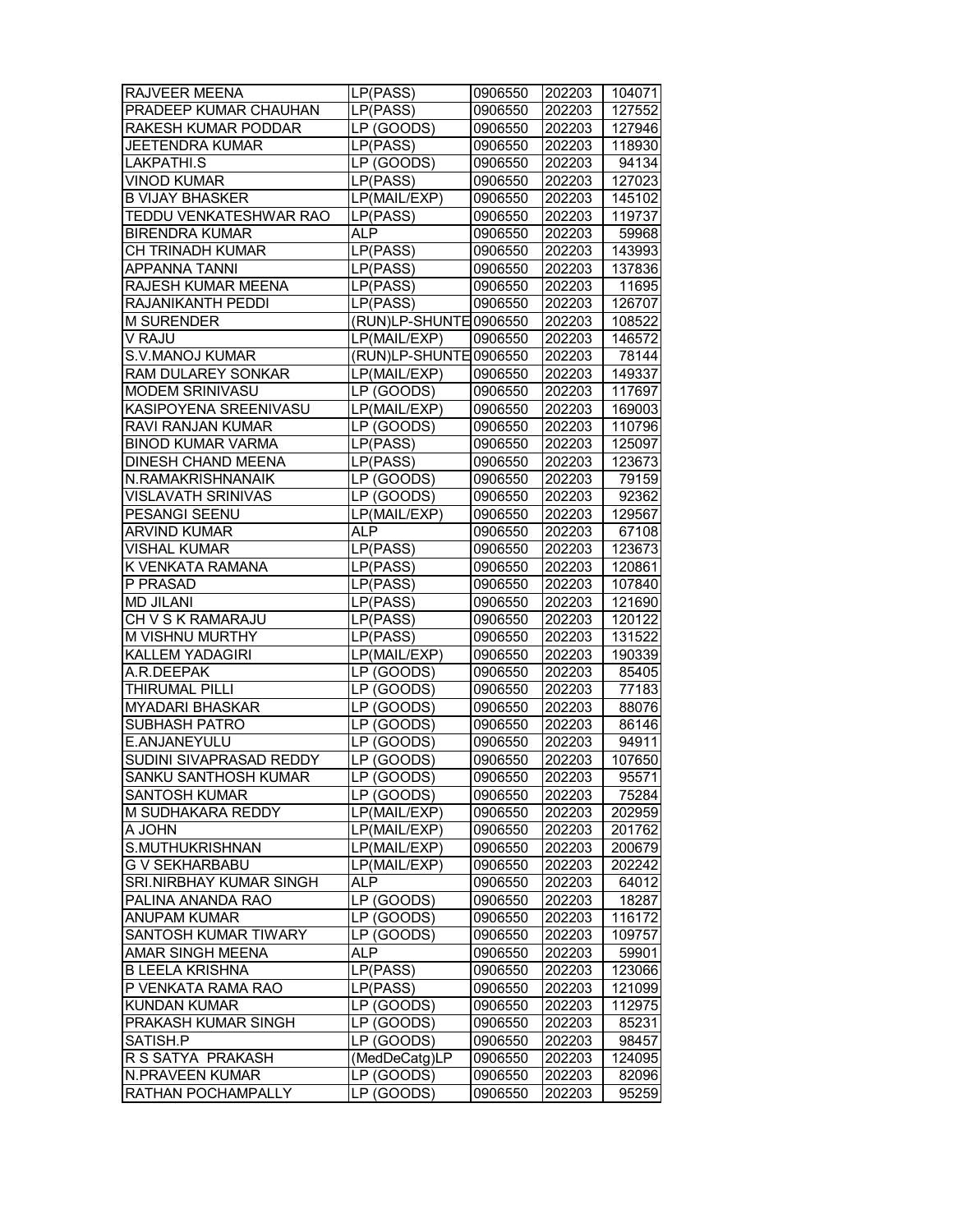| | | | | |
|---|---|---|---|---|
| RAJVEER MEENA | LP(PASS) | 0906550 | 202203 | 104071 |
| PRADEEP KUMAR CHAUHAN | LP(PASS) | 0906550 | 202203 | 127552 |
| RAKESH KUMAR PODDAR | LP (GOODS) | 0906550 | 202203 | 127946 |
| JEETENDRA KUMAR | LP(PASS) | 0906550 | 202203 | 118930 |
| LAKPATHI.S | LP (GOODS) | 0906550 | 202203 | 94134 |
| VINOD KUMAR | LP(PASS) | 0906550 | 202203 | 127023 |
| B VIJAY BHASKER | LP(MAIL/EXP) | 0906550 | 202203 | 145102 |
| TEDDU VENKATESHWAR RAO | LP(PASS) | 0906550 | 202203 | 119737 |
| BIRENDRA KUMAR | ALP | 0906550 | 202203 | 59968 |
| CH TRINADH KUMAR | LP(PASS) | 0906550 | 202203 | 143993 |
| APPANNA TANNI | LP(PASS) | 0906550 | 202203 | 137836 |
| RAJESH KUMAR MEENA | LP(PASS) | 0906550 | 202203 | 11695 |
| RAJANIKANTH PEDDI | LP(PASS) | 0906550 | 202203 | 126707 |
| M SURENDER | (RUN)LP-SHUNTE | 0906550 | 202203 | 108522 |
| V RAJU | LP(MAIL/EXP) | 0906550 | 202203 | 146572 |
| S.V.MANOJ KUMAR | (RUN)LP-SHUNTE | 0906550 | 202203 | 78144 |
| RAM DULAREY SONKAR | LP(MAIL/EXP) | 0906550 | 202203 | 149337 |
| MODEM SRINIVASU | LP (GOODS) | 0906550 | 202203 | 117697 |
| KASIPOYENA SREENIVASU | LP(MAIL/EXP) | 0906550 | 202203 | 169003 |
| RAVI RANJAN KUMAR | LP (GOODS) | 0906550 | 202203 | 110796 |
| BINOD KUMAR VARMA | LP(PASS) | 0906550 | 202203 | 125097 |
| DINESH CHAND MEENA | LP(PASS) | 0906550 | 202203 | 123673 |
| N.RAMAKRISHNANAIK | LP (GOODS) | 0906550 | 202203 | 79159 |
| VISLAVATH SRINIVAS | LP (GOODS) | 0906550 | 202203 | 92362 |
| PESANGI SEENU | LP(MAIL/EXP) | 0906550 | 202203 | 129567 |
| ARVIND KUMAR | ALP | 0906550 | 202203 | 67108 |
| VISHAL KUMAR | LP(PASS) | 0906550 | 202203 | 123673 |
| K VENKATA RAMANA | LP(PASS) | 0906550 | 202203 | 120861 |
| P PRASAD | LP(PASS) | 0906550 | 202203 | 107840 |
| MD JILANI | LP(PASS) | 0906550 | 202203 | 121690 |
| CH V S K RAMARAJU | LP(PASS) | 0906550 | 202203 | 120122 |
| M VISHNU MURTHY | LP(PASS) | 0906550 | 202203 | 131522 |
| KALLEM YADAGIRI | LP(MAIL/EXP) | 0906550 | 202203 | 190339 |
| A.R.DEEPAK | LP (GOODS) | 0906550 | 202203 | 85405 |
| THIRUMAL PILLI | LP (GOODS) | 0906550 | 202203 | 77183 |
| MYADARI BHASKAR | LP (GOODS) | 0906550 | 202203 | 88076 |
| SUBHASH PATRO | LP (GOODS) | 0906550 | 202203 | 86146 |
| E.ANJANEYULU | LP (GOODS) | 0906550 | 202203 | 94911 |
| SUDINI SIVAPRASAD REDDY | LP (GOODS) | 0906550 | 202203 | 107650 |
| SANKU SANTHOSH KUMAR | LP (GOODS) | 0906550 | 202203 | 95571 |
| SANTOSH KUMAR | LP (GOODS) | 0906550 | 202203 | 75284 |
| M SUDHAKARA REDDY | LP(MAIL/EXP) | 0906550 | 202203 | 202959 |
| A JOHN | LP(MAIL/EXP) | 0906550 | 202203 | 201762 |
| S.MUTHUKRISHNAN | LP(MAIL/EXP) | 0906550 | 202203 | 200679 |
| G V SEKHARBABU | LP(MAIL/EXP) | 0906550 | 202203 | 202242 |
| SRI.NIRBHAY KUMAR SINGH | ALP | 0906550 | 202203 | 64012 |
| PALINA ANANDA RAO | LP (GOODS) | 0906550 | 202203 | 18287 |
| ANUPAM KUMAR | LP (GOODS) | 0906550 | 202203 | 116172 |
| SANTOSH KUMAR TIWARY | LP (GOODS) | 0906550 | 202203 | 109757 |
| AMAR SINGH MEENA | ALP | 0906550 | 202203 | 59901 |
| B LEELA KRISHNA | LP(PASS) | 0906550 | 202203 | 123066 |
| P VENKATA RAMA RAO | LP(PASS) | 0906550 | 202203 | 121099 |
| KUNDAN KUMAR | LP (GOODS) | 0906550 | 202203 | 112975 |
| PRAKASH KUMAR SINGH | LP (GOODS) | 0906550 | 202203 | 85231 |
| SATISH.P | LP (GOODS) | 0906550 | 202203 | 98457 |
| R S SATYA PRAKASH | (MedDeCatg)LP | 0906550 | 202203 | 124095 |
| N.PRAVEEN KUMAR | LP (GOODS) | 0906550 | 202203 | 82096 |
| RATHAN POCHAMPALLY | LP (GOODS) | 0906550 | 202203 | 95259 |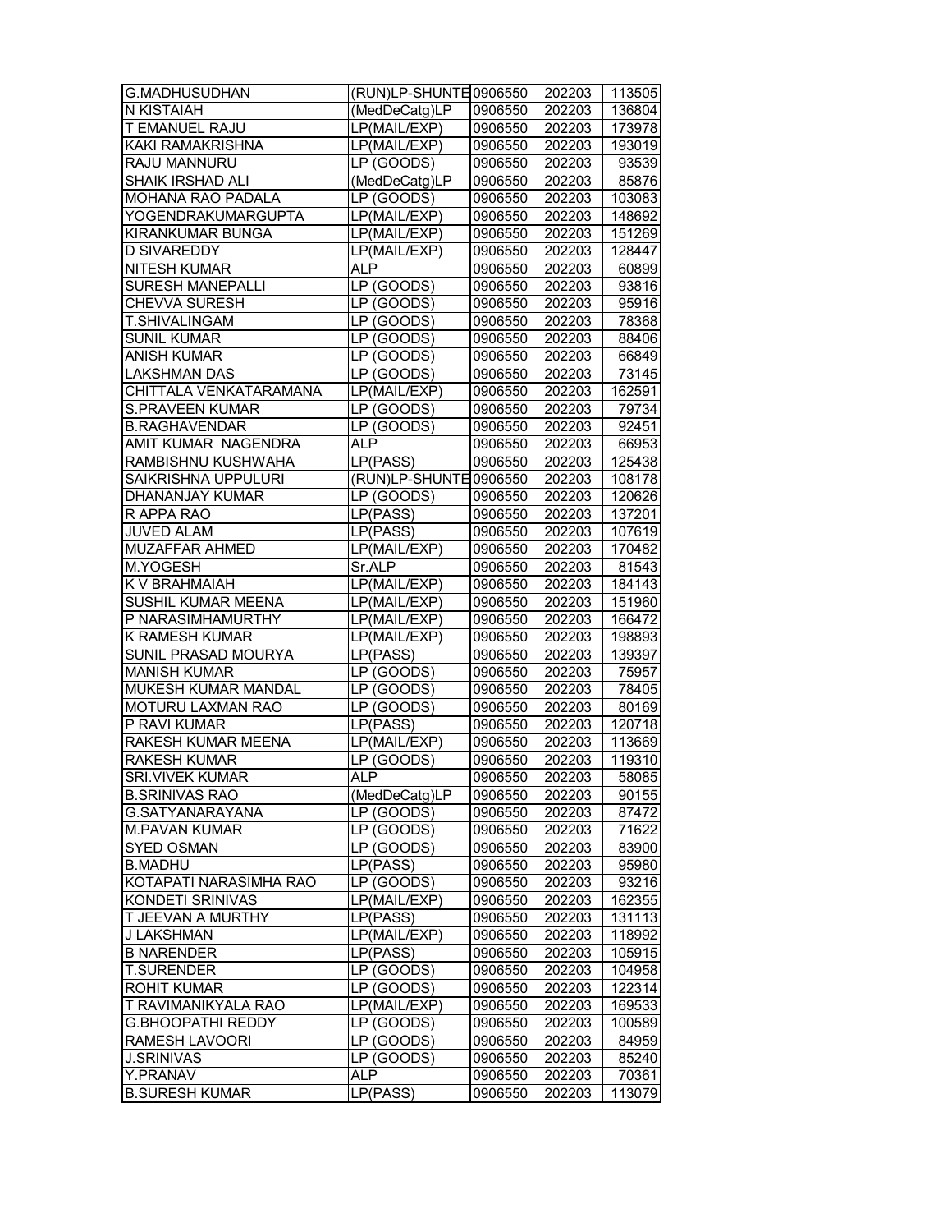| G.MADHUSUDHAN | (RUN)LP-SHUNTE | 0906550 | 202203 | 113505 |
|---|---|---|---|---|
| N KISTAIAH | (MedDeCatg)LP | 0906550 | 202203 | 136804 |
| T EMANUEL RAJU | LP(MAIL/EXP) | 0906550 | 202203 | 173978 |
| KAKI RAMAKRISHNA | LP(MAIL/EXP) | 0906550 | 202203 | 193019 |
| RAJU MANNURU | LP (GOODS) | 0906550 | 202203 | 93539 |
| SHAIK IRSHAD ALI | (MedDeCatg)LP | 0906550 | 202203 | 85876 |
| MOHANA RAO PADALA | LP (GOODS) | 0906550 | 202203 | 103083 |
| YOGENDRAKUMARGUPTA | LP(MAIL/EXP) | 0906550 | 202203 | 148692 |
| KIRANKUMAR BUNGA | LP(MAIL/EXP) | 0906550 | 202203 | 151269 |
| D SIVAREDDY | LP(MAIL/EXP) | 0906550 | 202203 | 128447 |
| NITESH KUMAR | ALP | 0906550 | 202203 | 60899 |
| SURESH MANEPALLI | LP (GOODS) | 0906550 | 202203 | 93816 |
| CHEVVA SURESH | LP (GOODS) | 0906550 | 202203 | 95916 |
| T.SHIVALINGAM | LP (GOODS) | 0906550 | 202203 | 78368 |
| SUNIL KUMAR | LP (GOODS) | 0906550 | 202203 | 88406 |
| ANISH KUMAR | LP (GOODS) | 0906550 | 202203 | 66849 |
| LAKSHMAN DAS | LP (GOODS) | 0906550 | 202203 | 73145 |
| CHITTALA VENKATARAMANA | LP(MAIL/EXP) | 0906550 | 202203 | 162591 |
| S.PRAVEEN KUMAR | LP (GOODS) | 0906550 | 202203 | 79734 |
| B.RAGHAVENDAR | LP (GOODS) | 0906550 | 202203 | 92451 |
| AMIT KUMAR NAGENDRA | ALP | 0906550 | 202203 | 66953 |
| RAMBISHNU KUSHWAHA | LP(PASS) | 0906550 | 202203 | 125438 |
| SAIKRISHNA UPPULURI | (RUN)LP-SHUNTE | 0906550 | 202203 | 108178 |
| DHANANJAY KUMAR | LP (GOODS) | 0906550 | 202203 | 120626 |
| R APPA RAO | LP(PASS) | 0906550 | 202203 | 137201 |
| JUVED ALAM | LP(PASS) | 0906550 | 202203 | 107619 |
| MUZAFFAR AHMED | LP(MAIL/EXP) | 0906550 | 202203 | 170482 |
| M.YOGESH | Sr.ALP | 0906550 | 202203 | 81543 |
| K V BRAHMAIAH | LP(MAIL/EXP) | 0906550 | 202203 | 184143 |
| SUSHIL KUMAR MEENA | LP(MAIL/EXP) | 0906550 | 202203 | 151960 |
| P NARASIMHAMURTHY | LP(MAIL/EXP) | 0906550 | 202203 | 166472 |
| K RAMESH KUMAR | LP(MAIL/EXP) | 0906550 | 202203 | 198893 |
| SUNIL PRASAD MOURYA | LP(PASS) | 0906550 | 202203 | 139397 |
| MANISH KUMAR | LP (GOODS) | 0906550 | 202203 | 75957 |
| MUKESH KUMAR MANDAL | LP (GOODS) | 0906550 | 202203 | 78405 |
| MOTURU LAXMAN RAO | LP (GOODS) | 0906550 | 202203 | 80169 |
| P RAVI KUMAR | LP(PASS) | 0906550 | 202203 | 120718 |
| RAKESH KUMAR MEENA | LP(MAIL/EXP) | 0906550 | 202203 | 113669 |
| RAKESH KUMAR | LP (GOODS) | 0906550 | 202203 | 119310 |
| SRI.VIVEK KUMAR | ALP | 0906550 | 202203 | 58085 |
| B.SRINIVAS RAO | (MedDeCatg)LP | 0906550 | 202203 | 90155 |
| G.SATYANARAYANA | LP (GOODS) | 0906550 | 202203 | 87472 |
| M.PAVAN KUMAR | LP (GOODS) | 0906550 | 202203 | 71622 |
| SYED OSMAN | LP (GOODS) | 0906550 | 202203 | 83900 |
| B.MADHU | LP(PASS) | 0906550 | 202203 | 95980 |
| KOTAPATI NARASIMHA RAO | LP (GOODS) | 0906550 | 202203 | 93216 |
| KONDETI SRINIVAS | LP(MAIL/EXP) | 0906550 | 202203 | 162355 |
| T JEEVAN A MURTHY | LP(PASS) | 0906550 | 202203 | 131113 |
| J LAKSHMAN | LP(MAIL/EXP) | 0906550 | 202203 | 118992 |
| B NARENDER | LP(PASS) | 0906550 | 202203 | 105915 |
| T.SURENDER | LP (GOODS) | 0906550 | 202203 | 104958 |
| ROHIT KUMAR | LP (GOODS) | 0906550 | 202203 | 122314 |
| T RAVIMANIKYALA RAO | LP(MAIL/EXP) | 0906550 | 202203 | 169533 |
| G.BHOOPATHI REDDY | LP (GOODS) | 0906550 | 202203 | 100589 |
| RAMESH LAVOORI | LP (GOODS) | 0906550 | 202203 | 84959 |
| J.SRINIVAS | LP (GOODS) | 0906550 | 202203 | 85240 |
| Y.PRANAV | ALP | 0906550 | 202203 | 70361 |
| B.SURESH KUMAR | LP(PASS) | 0906550 | 202203 | 113079 |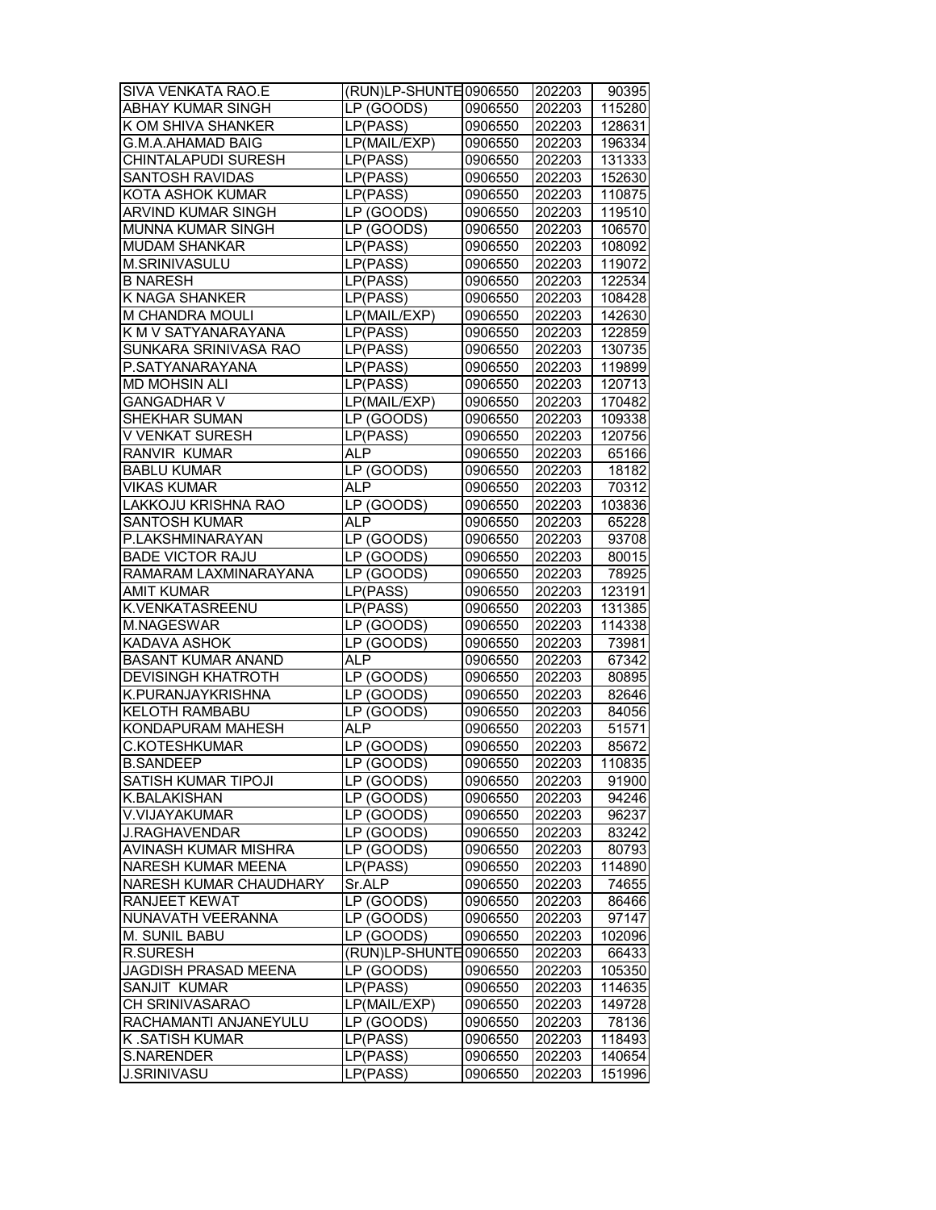| SIVA VENKATA RAO.E | (RUN)LP-SHUNTE | 0906550 | 202203 | 90395 |
|---|---|---|---|---|
| ABHAY KUMAR SINGH | LP (GOODS) | 0906550 | 202203 | 115280 |
| K OM SHIVA SHANKER | LP(PASS) | 0906550 | 202203 | 128631 |
| G.M.A.AHAMAD BAIG | LP(MAIL/EXP) | 0906550 | 202203 | 196334 |
| CHINTALAPUDI SURESH | LP(PASS) | 0906550 | 202203 | 131333 |
| SANTOSH RAVIDAS | LP(PASS) | 0906550 | 202203 | 152630 |
| KOTA ASHOK KUMAR | LP(PASS) | 0906550 | 202203 | 110875 |
| ARVIND KUMAR SINGH | LP (GOODS) | 0906550 | 202203 | 119510 |
| MUNNA KUMAR SINGH | LP (GOODS) | 0906550 | 202203 | 106570 |
| MUDAM SHANKAR | LP(PASS) | 0906550 | 202203 | 108092 |
| M.SRINIVASULU | LP(PASS) | 0906550 | 202203 | 119072 |
| B NARESH | LP(PASS) | 0906550 | 202203 | 122534 |
| K NAGA SHANKER | LP(PASS) | 0906550 | 202203 | 108428 |
| M CHANDRA MOULI | LP(MAIL/EXP) | 0906550 | 202203 | 142630 |
| K M V SATYANARAYANA | LP(PASS) | 0906550 | 202203 | 122859 |
| SUNKARA SRINIVASA RAO | LP(PASS) | 0906550 | 202203 | 130735 |
| P.SATYANARAYANA | LP(PASS) | 0906550 | 202203 | 119899 |
| MD MOHSIN ALI | LP(PASS) | 0906550 | 202203 | 120713 |
| GANGADHAR V | LP(MAIL/EXP) | 0906550 | 202203 | 170482 |
| SHEKHAR SUMAN | LP (GOODS) | 0906550 | 202203 | 109338 |
| V VENKAT SURESH | LP(PASS) | 0906550 | 202203 | 120756 |
| RANVIR KUMAR | ALP | 0906550 | 202203 | 65166 |
| BABLU KUMAR | LP (GOODS) | 0906550 | 202203 | 18182 |
| VIKAS KUMAR | ALP | 0906550 | 202203 | 70312 |
| LAKKOJU KRISHNA RAO | LP (GOODS) | 0906550 | 202203 | 103836 |
| SANTOSH KUMAR | ALP | 0906550 | 202203 | 65228 |
| P.LAKSHMINARAYAN | LP (GOODS) | 0906550 | 202203 | 93708 |
| BADE VICTOR RAJU | LP (GOODS) | 0906550 | 202203 | 80015 |
| RAMARAM LAXMINARAYANA | LP (GOODS) | 0906550 | 202203 | 78925 |
| AMIT KUMAR | LP(PASS) | 0906550 | 202203 | 123191 |
| K.VENKATASREENU | LP(PASS) | 0906550 | 202203 | 131385 |
| M.NAGESWAR | LP (GOODS) | 0906550 | 202203 | 114338 |
| KADAVA ASHOK | LP (GOODS) | 0906550 | 202203 | 73981 |
| BASANT KUMAR ANAND | ALP | 0906550 | 202203 | 67342 |
| DEVISINGH KHATROTH | LP (GOODS) | 0906550 | 202203 | 80895 |
| K.PURANJAYKRISHNA | LP (GOODS) | 0906550 | 202203 | 82646 |
| KELOTH RAMBABU | LP (GOODS) | 0906550 | 202203 | 84056 |
| KONDAPURAM MAHESH | ALP | 0906550 | 202203 | 51571 |
| C.KOTESHKUMAR | LP (GOODS) | 0906550 | 202203 | 85672 |
| B.SANDEEP | LP (GOODS) | 0906550 | 202203 | 110835 |
| SATISH KUMAR TIPOJI | LP (GOODS) | 0906550 | 202203 | 91900 |
| K.BALAKISHAN | LP (GOODS) | 0906550 | 202203 | 94246 |
| V.VIJAYAKUMAR | LP (GOODS) | 0906550 | 202203 | 96237 |
| J.RAGHAVENDAR | LP (GOODS) | 0906550 | 202203 | 83242 |
| AVINASH KUMAR MISHRA | LP (GOODS) | 0906550 | 202203 | 80793 |
| NARESH KUMAR MEENA | LP(PASS) | 0906550 | 202203 | 114890 |
| NARESH KUMAR CHAUDHARY | Sr.ALP | 0906550 | 202203 | 74655 |
| RANJEET KEWAT | LP (GOODS) | 0906550 | 202203 | 86466 |
| NUNAVATH VEERANNA | LP (GOODS) | 0906550 | 202203 | 97147 |
| M. SUNIL BABU | LP (GOODS) | 0906550 | 202203 | 102096 |
| R.SURESH | (RUN)LP-SHUNTE | 0906550 | 202203 | 66433 |
| JAGDISH PRASAD MEENA | LP (GOODS) | 0906550 | 202203 | 105350 |
| SANJIT KUMAR | LP(PASS) | 0906550 | 202203 | 114635 |
| CH SRINIVASARAO | LP(MAIL/EXP) | 0906550 | 202203 | 149728 |
| RACHAMANTI ANJANEYULU | LP (GOODS) | 0906550 | 202203 | 78136 |
| K .SATISH KUMAR | LP(PASS) | 0906550 | 202203 | 118493 |
| S.NARENDER | LP(PASS) | 0906550 | 202203 | 140654 |
| J.SRINIVASU | LP(PASS) | 0906550 | 202203 | 151996 |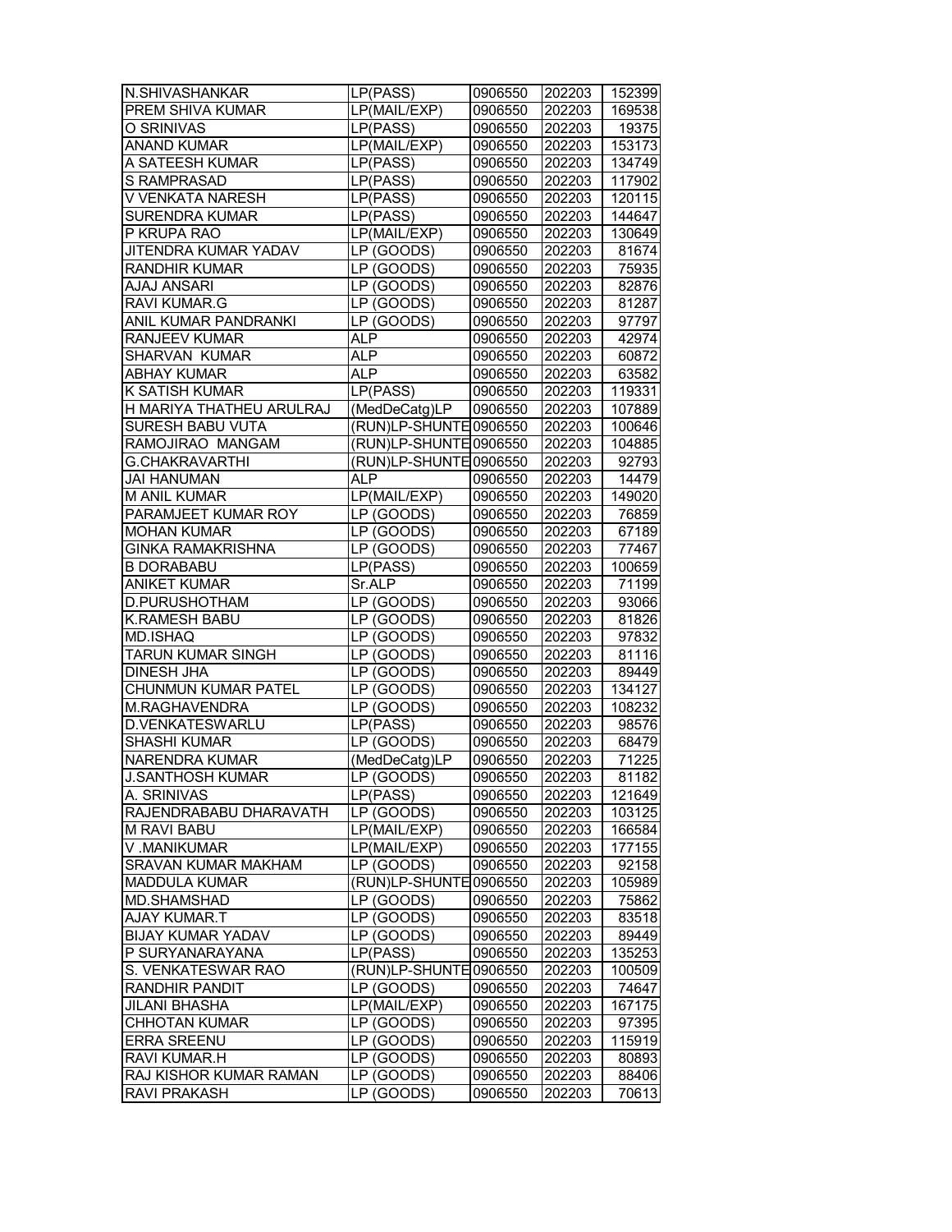| | | | | |
|---|---|---|---|---|
| N.SHIVASHANKAR | LP(PASS) | 0906550 | 202203 | 152399 |
| PREM SHIVA KUMAR | LP(MAIL/EXP) | 0906550 | 202203 | 169538 |
| O SRINIVAS | LP(PASS) | 0906550 | 202203 | 19375 |
| ANAND KUMAR | LP(MAIL/EXP) | 0906550 | 202203 | 153173 |
| A SATEESH KUMAR | LP(PASS) | 0906550 | 202203 | 134749 |
| S RAMPRASAD | LP(PASS) | 0906550 | 202203 | 117902 |
| V VENKATA NARESH | LP(PASS) | 0906550 | 202203 | 120115 |
| SURENDRA KUMAR | LP(PASS) | 0906550 | 202203 | 144647 |
| P KRUPA RAO | LP(MAIL/EXP) | 0906550 | 202203 | 130649 |
| JITENDRA KUMAR YADAV | LP (GOODS) | 0906550 | 202203 | 81674 |
| RANDHIR KUMAR | LP (GOODS) | 0906550 | 202203 | 75935 |
| AJAJ ANSARI | LP (GOODS) | 0906550 | 202203 | 82876 |
| RAVI KUMAR.G | LP (GOODS) | 0906550 | 202203 | 81287 |
| ANIL KUMAR PANDRANKI | LP (GOODS) | 0906550 | 202203 | 97797 |
| RANJEEV KUMAR | ALP | 0906550 | 202203 | 42974 |
| SHARVAN KUMAR | ALP | 0906550 | 202203 | 60872 |
| ABHAY KUMAR | ALP | 0906550 | 202203 | 63582 |
| K SATISH KUMAR | LP(PASS) | 0906550 | 202203 | 119331 |
| H MARIYA THATHEU ARULRAJ | (MedDeCatg)LP | 0906550 | 202203 | 107889 |
| SURESH BABU VUTA | (RUN)LP-SHUNTE | 0906550 | 202203 | 100646 |
| RAMOJIRAO MANGAM | (RUN)LP-SHUNTE | 0906550 | 202203 | 104885 |
| G.CHAKRAVARTHI | (RUN)LP-SHUNTE | 0906550 | 202203 | 92793 |
| JAI HANUMAN | ALP | 0906550 | 202203 | 14479 |
| M ANIL KUMAR | LP(MAIL/EXP) | 0906550 | 202203 | 149020 |
| PARAMJEET KUMAR ROY | LP (GOODS) | 0906550 | 202203 | 76859 |
| MOHAN KUMAR | LP (GOODS) | 0906550 | 202203 | 67189 |
| GINKA RAMAKRISHNA | LP (GOODS) | 0906550 | 202203 | 77467 |
| B DORABABU | LP(PASS) | 0906550 | 202203 | 100659 |
| ANIKET KUMAR | Sr.ALP | 0906550 | 202203 | 71199 |
| D.PURUSHOTHAM | LP (GOODS) | 0906550 | 202203 | 93066 |
| K.RAMESH BABU | LP (GOODS) | 0906550 | 202203 | 81826 |
| MD.ISHAQ | LP (GOODS) | 0906550 | 202203 | 97832 |
| TARUN KUMAR SINGH | LP (GOODS) | 0906550 | 202203 | 81116 |
| DINESH JHA | LP (GOODS) | 0906550 | 202203 | 89449 |
| CHUNMUN KUMAR PATEL | LP (GOODS) | 0906550 | 202203 | 134127 |
| M.RAGHAVENDRA | LP (GOODS) | 0906550 | 202203 | 108232 |
| D.VENKATESWARLU | LP(PASS) | 0906550 | 202203 | 98576 |
| SHASHI KUMAR | LP (GOODS) | 0906550 | 202203 | 68479 |
| NARENDRA KUMAR | (MedDeCatg)LP | 0906550 | 202203 | 71225 |
| J.SANTHOSH KUMAR | LP (GOODS) | 0906550 | 202203 | 81182 |
| A. SRINIVAS | LP(PASS) | 0906550 | 202203 | 121649 |
| RAJENDRABABU DHARAVATH | LP (GOODS) | 0906550 | 202203 | 103125 |
| M RAVI BABU | LP(MAIL/EXP) | 0906550 | 202203 | 166584 |
| V .MANIKUMAR | LP(MAIL/EXP) | 0906550 | 202203 | 177155 |
| SRAVAN KUMAR MAKHAM | LP (GOODS) | 0906550 | 202203 | 92158 |
| MADDULA KUMAR | (RUN)LP-SHUNTE | 0906550 | 202203 | 105989 |
| MD.SHAMSHAD | LP (GOODS) | 0906550 | 202203 | 75862 |
| AJAY KUMAR.T | LP (GOODS) | 0906550 | 202203 | 83518 |
| BIJAY KUMAR YADAV | LP (GOODS) | 0906550 | 202203 | 89449 |
| P SURYANARAYANA | LP(PASS) | 0906550 | 202203 | 135253 |
| S. VENKATESWAR RAO | (RUN)LP-SHUNTE | 0906550 | 202203 | 100509 |
| RANDHIR PANDIT | LP (GOODS) | 0906550 | 202203 | 74647 |
| JILANI BHASHA | LP(MAIL/EXP) | 0906550 | 202203 | 167175 |
| CHHOTAN KUMAR | LP (GOODS) | 0906550 | 202203 | 97395 |
| ERRA SREENU | LP (GOODS) | 0906550 | 202203 | 115919 |
| RAVI KUMAR.H | LP (GOODS) | 0906550 | 202203 | 80893 |
| RAJ KISHOR KUMAR RAMAN | LP (GOODS) | 0906550 | 202203 | 88406 |
| RAVI PRAKASH | LP (GOODS) | 0906550 | 202203 | 70613 |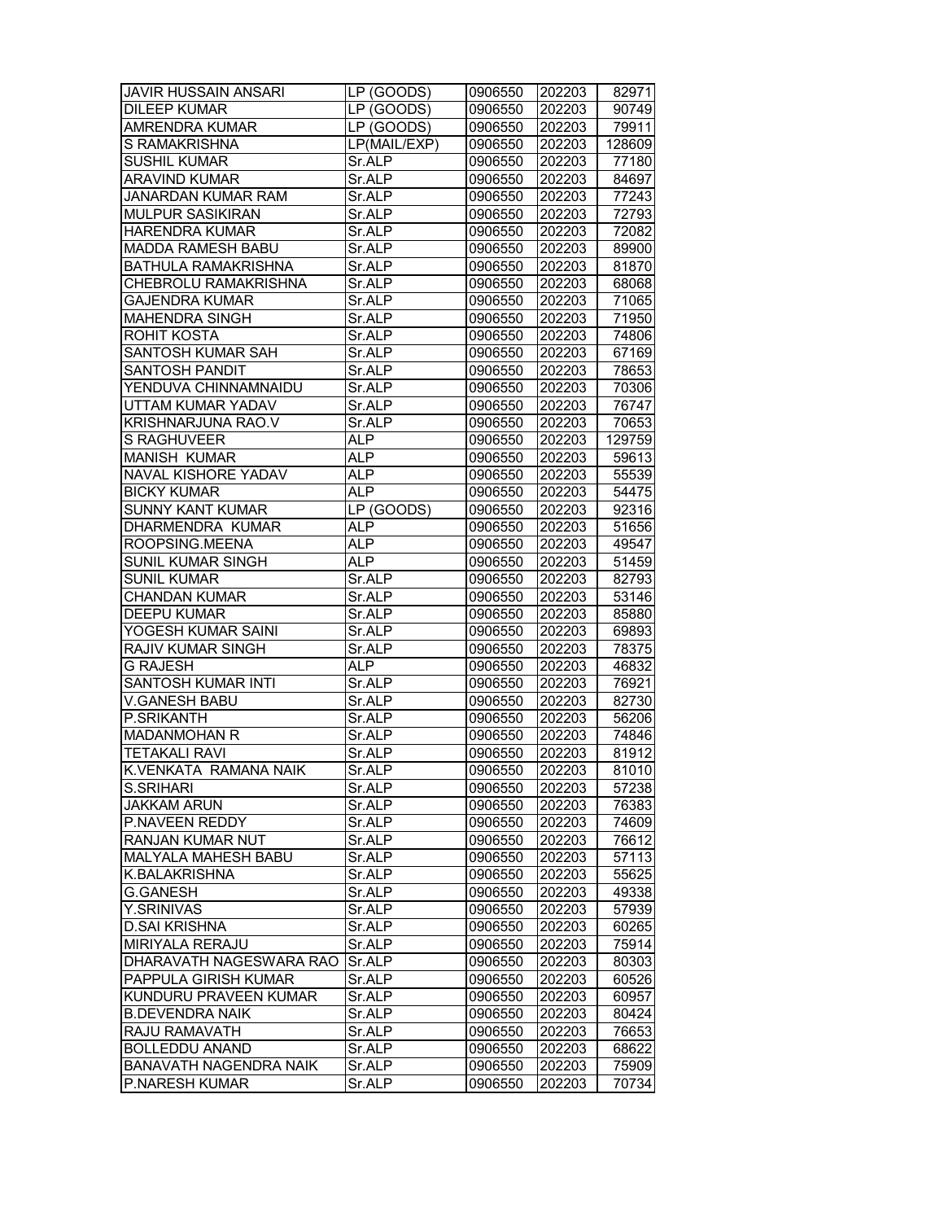| | | | | |
|---|---|---|---|---|
| JAVIR HUSSAIN ANSARI | LP (GOODS) | 0906550 | 202203 | 82971 |
| DILEEP KUMAR | LP (GOODS) | 0906550 | 202203 | 90749 |
| AMRENDRA KUMAR | LP (GOODS) | 0906550 | 202203 | 79911 |
| S RAMAKRISHNA | LP(MAIL/EXP) | 0906550 | 202203 | 128609 |
| SUSHIL KUMAR | Sr.ALP | 0906550 | 202203 | 77180 |
| ARAVIND KUMAR | Sr.ALP | 0906550 | 202203 | 84697 |
| JANARDAN KUMAR RAM | Sr.ALP | 0906550 | 202203 | 77243 |
| MULPUR SASIKIRAN | Sr.ALP | 0906550 | 202203 | 72793 |
| HARENDRA KUMAR | Sr.ALP | 0906550 | 202203 | 72082 |
| MADDA RAMESH BABU | Sr.ALP | 0906550 | 202203 | 89900 |
| BATHULA RAMAKRISHNA | Sr.ALP | 0906550 | 202203 | 81870 |
| CHEBROLU RAMAKRISHNA | Sr.ALP | 0906550 | 202203 | 68068 |
| GAJENDRA KUMAR | Sr.ALP | 0906550 | 202203 | 71065 |
| MAHENDRA SINGH | Sr.ALP | 0906550 | 202203 | 71950 |
| ROHIT KOSTA | Sr.ALP | 0906550 | 202203 | 74806 |
| SANTOSH KUMAR SAH | Sr.ALP | 0906550 | 202203 | 67169 |
| SANTOSH PANDIT | Sr.ALP | 0906550 | 202203 | 78653 |
| YENDUVA CHINNAMNAIDU | Sr.ALP | 0906550 | 202203 | 70306 |
| UTTAM KUMAR YADAV | Sr.ALP | 0906550 | 202203 | 76747 |
| KRISHNARJUNA RAO.V | Sr.ALP | 0906550 | 202203 | 70653 |
| S RAGHUVEER | ALP | 0906550 | 202203 | 129759 |
| MANISH KUMAR | ALP | 0906550 | 202203 | 59613 |
| NAVAL KISHORE YADAV | ALP | 0906550 | 202203 | 55539 |
| BICKY KUMAR | ALP | 0906550 | 202203 | 54475 |
| SUNNY KANT KUMAR | LP (GOODS) | 0906550 | 202203 | 92316 |
| DHARMENDRA KUMAR | ALP | 0906550 | 202203 | 51656 |
| ROOPSING.MEENA | ALP | 0906550 | 202203 | 49547 |
| SUNIL KUMAR SINGH | ALP | 0906550 | 202203 | 51459 |
| SUNIL KUMAR | Sr.ALP | 0906550 | 202203 | 82793 |
| CHANDAN KUMAR | Sr.ALP | 0906550 | 202203 | 53146 |
| DEEPU KUMAR | Sr.ALP | 0906550 | 202203 | 85880 |
| YOGESH KUMAR SAINI | Sr.ALP | 0906550 | 202203 | 69893 |
| RAJIV KUMAR SINGH | Sr.ALP | 0906550 | 202203 | 78375 |
| G RAJESH | ALP | 0906550 | 202203 | 46832 |
| SANTOSH KUMAR INTI | Sr.ALP | 0906550 | 202203 | 76921 |
| V.GANESH BABU | Sr.ALP | 0906550 | 202203 | 82730 |
| P.SRIKANTH | Sr.ALP | 0906550 | 202203 | 56206 |
| MADANMOHAN R | Sr.ALP | 0906550 | 202203 | 74846 |
| TETAKALI RAVI | Sr.ALP | 0906550 | 202203 | 81912 |
| K.VENKATA RAMANA NAIK | Sr.ALP | 0906550 | 202203 | 81010 |
| S.SRIHARI | Sr.ALP | 0906550 | 202203 | 57238 |
| JAKKAM ARUN | Sr.ALP | 0906550 | 202203 | 76383 |
| P.NAVEEN REDDY | Sr.ALP | 0906550 | 202203 | 74609 |
| RANJAN KUMAR NUT | Sr.ALP | 0906550 | 202203 | 76612 |
| MALYALA MAHESH BABU | Sr.ALP | 0906550 | 202203 | 57113 |
| K.BALAKRISHNA | Sr.ALP | 0906550 | 202203 | 55625 |
| G.GANESH | Sr.ALP | 0906550 | 202203 | 49338 |
| Y.SRINIVAS | Sr.ALP | 0906550 | 202203 | 57939 |
| D.SAI KRISHNA | Sr.ALP | 0906550 | 202203 | 60265 |
| MIRIYALA RERAJU | Sr.ALP | 0906550 | 202203 | 75914 |
| DHARAVATH NAGESWARA RAO | Sr.ALP | 0906550 | 202203 | 80303 |
| PAPPULA GIRISH KUMAR | Sr.ALP | 0906550 | 202203 | 60526 |
| KUNDURU PRAVEEN KUMAR | Sr.ALP | 0906550 | 202203 | 60957 |
| B.DEVENDRA NAIK | Sr.ALP | 0906550 | 202203 | 80424 |
| RAJU RAMAVATH | Sr.ALP | 0906550 | 202203 | 76653 |
| BOLLEDDU ANAND | Sr.ALP | 0906550 | 202203 | 68622 |
| BANAVATH NAGENDRA NAIK | Sr.ALP | 0906550 | 202203 | 75909 |
| P.NARESH KUMAR | Sr.ALP | 0906550 | 202203 | 70734 |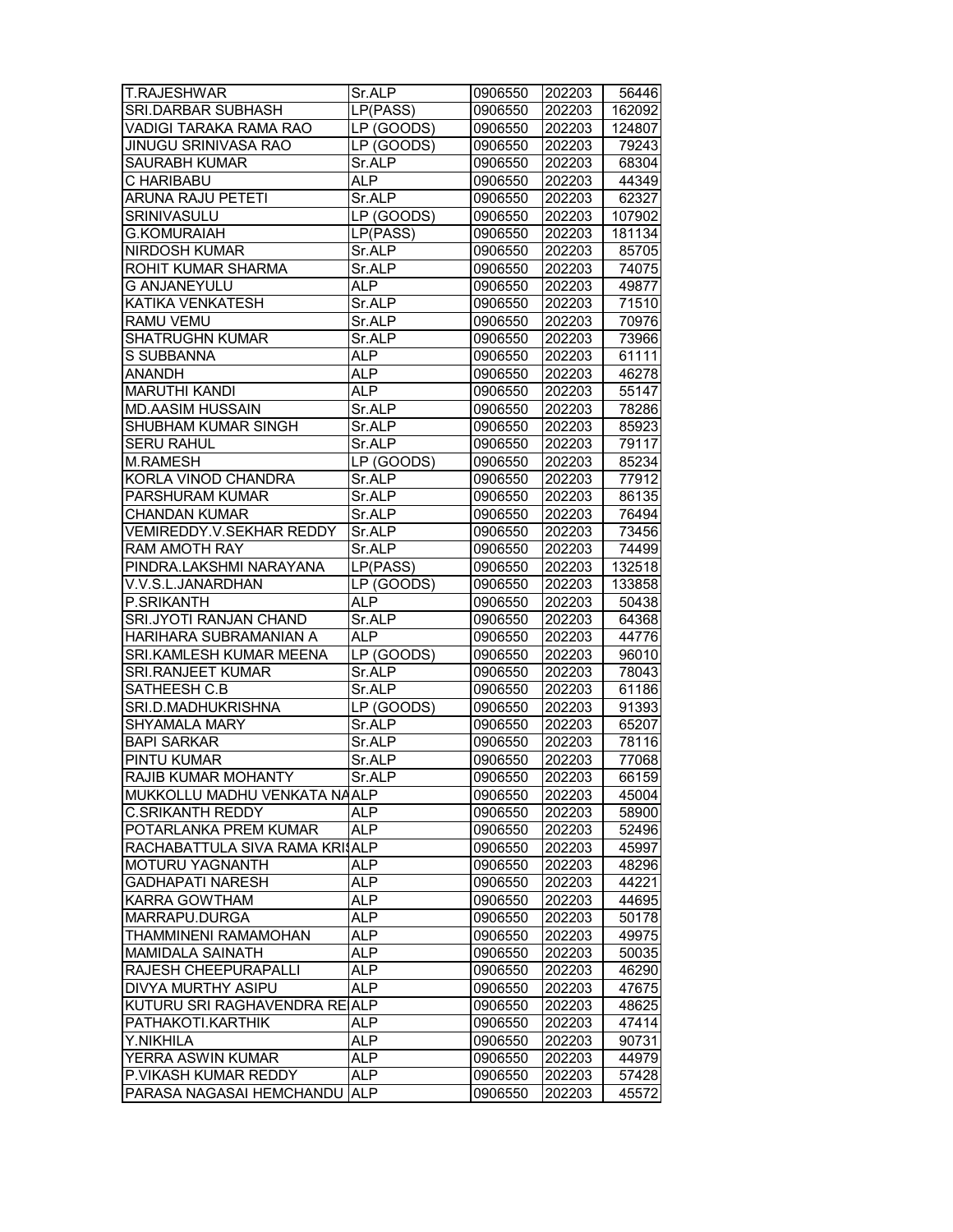| | | | | |
|---|---|---|---|---|
| T.RAJESHWAR | Sr.ALP | 0906550 | 202203 | 56446 |
| SRI.DARBAR SUBHASH | LP(PASS) | 0906550 | 202203 | 162092 |
| VADIGI TARAKA RAMA RAO | LP (GOODS) | 0906550 | 202203 | 124807 |
| JINUGU SRINIVASA RAO | LP (GOODS) | 0906550 | 202203 | 79243 |
| SAURABH KUMAR | Sr.ALP | 0906550 | 202203 | 68304 |
| C HARIBABU | ALP | 0906550 | 202203 | 44349 |
| ARUNA RAJU PETETI | Sr.ALP | 0906550 | 202203 | 62327 |
| SRINIVASULU | LP (GOODS) | 0906550 | 202203 | 107902 |
| G.KOMURAIAH | LP(PASS) | 0906550 | 202203 | 181134 |
| NIRDOSH KUMAR | Sr.ALP | 0906550 | 202203 | 85705 |
| ROHIT KUMAR SHARMA | Sr.ALP | 0906550 | 202203 | 74075 |
| G ANJANEYULU | ALP | 0906550 | 202203 | 49877 |
| KATIKA VENKATESH | Sr.ALP | 0906550 | 202203 | 71510 |
| RAMU VEMU | Sr.ALP | 0906550 | 202203 | 70976 |
| SHATRUGHN KUMAR | Sr.ALP | 0906550 | 202203 | 73966 |
| S SUBBANNA | ALP | 0906550 | 202203 | 61111 |
| ANANDH | ALP | 0906550 | 202203 | 46278 |
| MARUTHI KANDI | ALP | 0906550 | 202203 | 55147 |
| MD.AASIM HUSSAIN | Sr.ALP | 0906550 | 202203 | 78286 |
| SHUBHAM KUMAR SINGH | Sr.ALP | 0906550 | 202203 | 85923 |
| SERU RAHUL | Sr.ALP | 0906550 | 202203 | 79117 |
| M.RAMESH | LP (GOODS) | 0906550 | 202203 | 85234 |
| KORLA VINOD CHANDRA | Sr.ALP | 0906550 | 202203 | 77912 |
| PARSHURAM KUMAR | Sr.ALP | 0906550 | 202203 | 86135 |
| CHANDAN KUMAR | Sr.ALP | 0906550 | 202203 | 76494 |
| VEMIREDDY.V.SEKHAR REDDY | Sr.ALP | 0906550 | 202203 | 73456 |
| RAM AMOTH RAY | Sr.ALP | 0906550 | 202203 | 74499 |
| PINDRA.LAKSHMI NARAYANA | LP(PASS) | 0906550 | 202203 | 132518 |
| V.V.S.L.JANARDHAN | LP (GOODS) | 0906550 | 202203 | 133858 |
| P.SRIKANTH | ALP | 0906550 | 202203 | 50438 |
| SRI.JYOTI RANJAN CHAND | Sr.ALP | 0906550 | 202203 | 64368 |
| HARIHARA SUBRAMANIAN A | ALP | 0906550 | 202203 | 44776 |
| SRI.KAMLESH KUMAR MEENA | LP (GOODS) | 0906550 | 202203 | 96010 |
| SRI.RANJEET KUMAR | Sr.ALP | 0906550 | 202203 | 78043 |
| SATHEESH C.B | Sr.ALP | 0906550 | 202203 | 61186 |
| SRI.D.MADHUKRISHNA | LP (GOODS) | 0906550 | 202203 | 91393 |
| SHYAMALA MARY | Sr.ALP | 0906550 | 202203 | 65207 |
| BAPI SARKAR | Sr.ALP | 0906550 | 202203 | 78116 |
| PINTU KUMAR | Sr.ALP | 0906550 | 202203 | 77068 |
| RAJIB KUMAR MOHANTY | Sr.ALP | 0906550 | 202203 | 66159 |
| MUKKOLLU MADHU VENKATA NA | ALP | 0906550 | 202203 | 45004 |
| C.SRIKANTH REDDY | ALP | 0906550 | 202203 | 58900 |
| POTARLANKA PREM KUMAR | ALP | 0906550 | 202203 | 52496 |
| RACHABATTULA SIVA RAMA KRIS | ALP | 0906550 | 202203 | 45997 |
| MOTURU YAGNANTH | ALP | 0906550 | 202203 | 48296 |
| GADHAPATI NARESH | ALP | 0906550 | 202203 | 44221 |
| KARRA GOWTHAM | ALP | 0906550 | 202203 | 44695 |
| MARRAPU.DURGA | ALP | 0906550 | 202203 | 50178 |
| THAMMINENI RAMAMOHAN | ALP | 0906550 | 202203 | 49975 |
| MAMIDALA SAINATH | ALP | 0906550 | 202203 | 50035 |
| RAJESH CHEEPURAPALLI | ALP | 0906550 | 202203 | 46290 |
| DIVYA MURTHY ASIPU | ALP | 0906550 | 202203 | 47675 |
| KUTURU SRI RAGHAVENDRA RE | ALP | 0906550 | 202203 | 48625 |
| PATHAKOTI.KARTHIK | ALP | 0906550 | 202203 | 47414 |
| Y.NIKHILA | ALP | 0906550 | 202203 | 90731 |
| YERRA ASWIN KUMAR | ALP | 0906550 | 202203 | 44979 |
| P.VIKASH KUMAR REDDY | ALP | 0906550 | 202203 | 57428 |
| PARASA NAGASAI HEMCHANDU | ALP | 0906550 | 202203 | 45572 |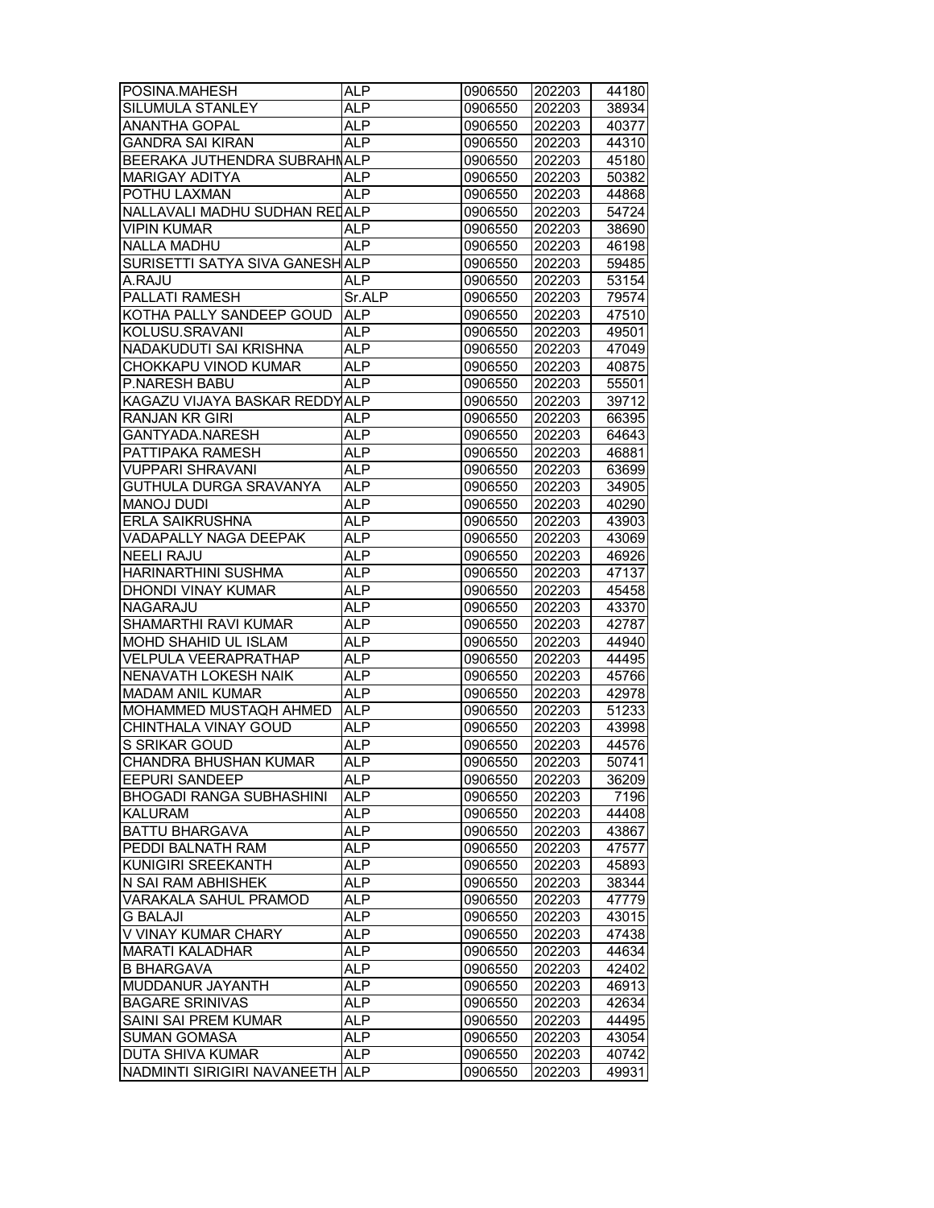| | | | | |
|---|---|---|---|---|
| POSINA.MAHESH | ALP | 0906550 | 202203 | 44180 |
| SILUMULA STANLEY | ALP | 0906550 | 202203 | 38934 |
| ANANTHA GOPAL | ALP | 0906550 | 202203 | 40377 |
| GANDRA SAI KIRAN | ALP | 0906550 | 202203 | 44310 |
| BEERAKA JUTHENDRA SUBRAHM | ALP | 0906550 | 202203 | 45180 |
| MARIGAY ADITYA | ALP | 0906550 | 202203 | 50382 |
| POTHU LAXMAN | ALP | 0906550 | 202203 | 44868 |
| NALLAVALI MADHU SUDHAN RED | ALP | 0906550 | 202203 | 54724 |
| VIPIN KUMAR | ALP | 0906550 | 202203 | 38690 |
| NALLA MADHU | ALP | 0906550 | 202203 | 46198 |
| SURISETTI SATYA SIVA GANESH | ALP | 0906550 | 202203 | 59485 |
| A.RAJU | ALP | 0906550 | 202203 | 53154 |
| PALLATI RAMESH | Sr.ALP | 0906550 | 202203 | 79574 |
| KOTHA PALLY SANDEEP GOUD | ALP | 0906550 | 202203 | 47510 |
| KOLUSU.SRAVANI | ALP | 0906550 | 202203 | 49501 |
| NADAKUDUTI SAI KRISHNA | ALP | 0906550 | 202203 | 47049 |
| CHOKKAPU VINOD KUMAR | ALP | 0906550 | 202203 | 40875 |
| P.NARESH BABU | ALP | 0906550 | 202203 | 55501 |
| KAGAZU VIJAYA BASKAR REDDY | ALP | 0906550 | 202203 | 39712 |
| RANJAN KR GIRI | ALP | 0906550 | 202203 | 66395 |
| GANTYADA.NARESH | ALP | 0906550 | 202203 | 64643 |
| PATTIPAKA RAMESH | ALP | 0906550 | 202203 | 46881 |
| VUPPARI SHRAVANI | ALP | 0906550 | 202203 | 63699 |
| GUTHULA DURGA SRAVANYA | ALP | 0906550 | 202203 | 34905 |
| MANOJ DUDI | ALP | 0906550 | 202203 | 40290 |
| ERLA SAIKRUSHNA | ALP | 0906550 | 202203 | 43903 |
| VADAPALLY NAGA DEEPAK | ALP | 0906550 | 202203 | 43069 |
| NEELI RAJU | ALP | 0906550 | 202203 | 46926 |
| HARINARTHINI SUSHMA | ALP | 0906550 | 202203 | 47137 |
| DHONDI VINAY KUMAR | ALP | 0906550 | 202203 | 45458 |
| NAGARAJU | ALP | 0906550 | 202203 | 43370 |
| SHAMARTHI RAVI KUMAR | ALP | 0906550 | 202203 | 42787 |
| MOHD SHAHID UL ISLAM | ALP | 0906550 | 202203 | 44940 |
| VELPULA VEERAPRATHAP | ALP | 0906550 | 202203 | 44495 |
| NENAVATH LOKESH NAIK | ALP | 0906550 | 202203 | 45766 |
| MADAM ANIL KUMAR | ALP | 0906550 | 202203 | 42978 |
| MOHAMMED MUSTAQH AHMED | ALP | 0906550 | 202203 | 51233 |
| CHINTHALA VINAY GOUD | ALP | 0906550 | 202203 | 43998 |
| S SRIKAR GOUD | ALP | 0906550 | 202203 | 44576 |
| CHANDRA BHUSHAN KUMAR | ALP | 0906550 | 202203 | 50741 |
| EEPURI SANDEEP | ALP | 0906550 | 202203 | 36209 |
| BHOGADI RANGA SUBHASHINI | ALP | 0906550 | 202203 | 7196 |
| KALURAM | ALP | 0906550 | 202203 | 44408 |
| BATTU BHARGAVA | ALP | 0906550 | 202203 | 43867 |
| PEDDI BALNATH RAM | ALP | 0906550 | 202203 | 47577 |
| KUNIGIRI SREEKANTH | ALP | 0906550 | 202203 | 45893 |
| N SAI RAM ABHISHEK | ALP | 0906550 | 202203 | 38344 |
| VARAKALA SAHUL PRAMOD | ALP | 0906550 | 202203 | 47779 |
| G BALAJI | ALP | 0906550 | 202203 | 43015 |
| V VINAY KUMAR CHARY | ALP | 0906550 | 202203 | 47438 |
| MARATI KALADHAR | ALP | 0906550 | 202203 | 44634 |
| B BHARGAVA | ALP | 0906550 | 202203 | 42402 |
| MUDDANUR JAYANTH | ALP | 0906550 | 202203 | 46913 |
| BAGARE SRINIVAS | ALP | 0906550 | 202203 | 42634 |
| SAINI SAI PREM KUMAR | ALP | 0906550 | 202203 | 44495 |
| SUMAN GOMASA | ALP | 0906550 | 202203 | 43054 |
| DUTA SHIVA KUMAR | ALP | 0906550 | 202203 | 40742 |
| NADMINTI SIRIGIRI NAVANEETH | ALP | 0906550 | 202203 | 49931 |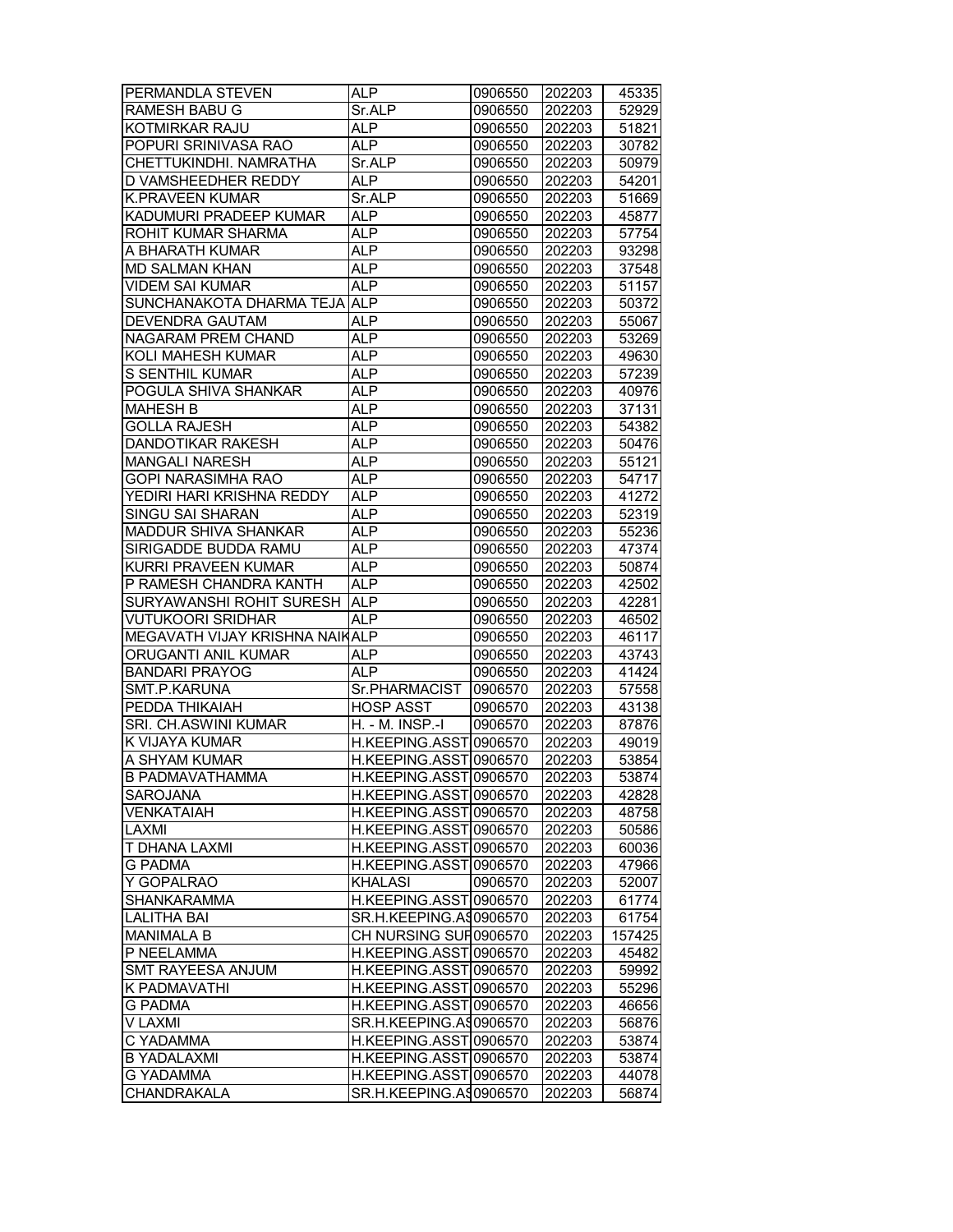| | | | | |
|---|---|---|---|---|
| PERMANDLA STEVEN | ALP | 0906550 | 202203 | 45335 |
| RAMESH BABU G | Sr.ALP | 0906550 | 202203 | 52929 |
| KOTMIRKAR RAJU | ALP | 0906550 | 202203 | 51821 |
| POPURI SRINIVASA RAO | ALP | 0906550 | 202203 | 30782 |
| CHETTUKINDHI. NAMRATHA | Sr.ALP | 0906550 | 202203 | 50979 |
| D VAMSHEEDHER REDDY | ALP | 0906550 | 202203 | 54201 |
| K.PRAVEEN KUMAR | Sr.ALP | 0906550 | 202203 | 51669 |
| KADUMURI PRADEEP KUMAR | ALP | 0906550 | 202203 | 45877 |
| ROHIT KUMAR SHARMA | ALP | 0906550 | 202203 | 57754 |
| A BHARATH KUMAR | ALP | 0906550 | 202203 | 93298 |
| MD SALMAN KHAN | ALP | 0906550 | 202203 | 37548 |
| VIDEM SAI KUMAR | ALP | 0906550 | 202203 | 51157 |
| SUNCHANAKOTA DHARMA TEJA | ALP | 0906550 | 202203 | 50372 |
| DEVENDRA GAUTAM | ALP | 0906550 | 202203 | 55067 |
| NAGARAM PREM CHAND | ALP | 0906550 | 202203 | 53269 |
| KOLI MAHESH KUMAR | ALP | 0906550 | 202203 | 49630 |
| S SENTHIL KUMAR | ALP | 0906550 | 202203 | 57239 |
| POGULA SHIVA SHANKAR | ALP | 0906550 | 202203 | 40976 |
| MAHESH B | ALP | 0906550 | 202203 | 37131 |
| GOLLA RAJESH | ALP | 0906550 | 202203 | 54382 |
| DANDOTIKAR RAKESH | ALP | 0906550 | 202203 | 50476 |
| MANGALI NARESH | ALP | 0906550 | 202203 | 55121 |
| GOPI NARASIMHA RAO | ALP | 0906550 | 202203 | 54717 |
| YEDIRI HARI KRISHNA REDDY | ALP | 0906550 | 202203 | 41272 |
| SINGU SAI SHARAN | ALP | 0906550 | 202203 | 52319 |
| MADDUR SHIVA SHANKAR | ALP | 0906550 | 202203 | 55236 |
| SIRIGADDE BUDDA RAMU | ALP | 0906550 | 202203 | 47374 |
| KURRI PRAVEEN KUMAR | ALP | 0906550 | 202203 | 50874 |
| P RAMESH CHANDRA KANTH | ALP | 0906550 | 202203 | 42502 |
| SURYAWANSHI ROHIT SURESH | ALP | 0906550 | 202203 | 42281 |
| VUTUKOORI SRIDHAR | ALP | 0906550 | 202203 | 46502 |
| MEGAVATH VIJAY KRISHNA NAIK | ALP | 0906550 | 202203 | 46117 |
| ORUGANTI ANIL KUMAR | ALP | 0906550 | 202203 | 43743 |
| BANDARI PRAYOG | ALP | 0906550 | 202203 | 41424 |
| SMT.P.KARUNA | Sr.PHARMACIST | 0906570 | 202203 | 57558 |
| PEDDA THIKAIAH | HOSP ASST | 0906570 | 202203 | 43138 |
| SRI. CH.ASWINI KUMAR | H. - M. INSP.-I | 0906570 | 202203 | 87876 |
| K VIJAYA KUMAR | H.KEEPING.ASST | 0906570 | 202203 | 49019 |
| A SHYAM KUMAR | H.KEEPING.ASST | 0906570 | 202203 | 53854 |
| B PADMAVATHAMMA | H.KEEPING.ASST | 0906570 | 202203 | 53874 |
| SAROJANA | H.KEEPING.ASST | 0906570 | 202203 | 42828 |
| VENKATAIAH | H.KEEPING.ASST | 0906570 | 202203 | 48758 |
| LAXMI | H.KEEPING.ASST | 0906570 | 202203 | 50586 |
| T DHANA LAXMI | H.KEEPING.ASST | 0906570 | 202203 | 60036 |
| G PADMA | H.KEEPING.ASST | 0906570 | 202203 | 47966 |
| Y GOPALRAO | KHALASI | 0906570 | 202203 | 52007 |
| SHANKARAMMA | H.KEEPING.ASST | 0906570 | 202203 | 61774 |
| LALITHA BAI | SR.H.KEEPING.AS | 0906570 | 202203 | 61754 |
| MANIMALA B | CH NURSING SUP | 0906570 | 202203 | 157425 |
| P NEELAMMA | H.KEEPING.ASST | 0906570 | 202203 | 45482 |
| SMT RAYEESA ANJUM | H.KEEPING.ASST | 0906570 | 202203 | 59992 |
| K PADMAVATHI | H.KEEPING.ASST | 0906570 | 202203 | 55296 |
| G PADMA | H.KEEPING.ASST | 0906570 | 202203 | 46656 |
| V LAXMI | SR.H.KEEPING.AS | 0906570 | 202203 | 56876 |
| C YADAMMA | H.KEEPING.ASST | 0906570 | 202203 | 53874 |
| B YADALAXMI | H.KEEPING.ASST | 0906570 | 202203 | 53874 |
| G YADAMMA | H.KEEPING.ASST | 0906570 | 202203 | 44078 |
| CHANDRAKALA | SR.H.KEEPING.AS | 0906570 | 202203 | 56874 |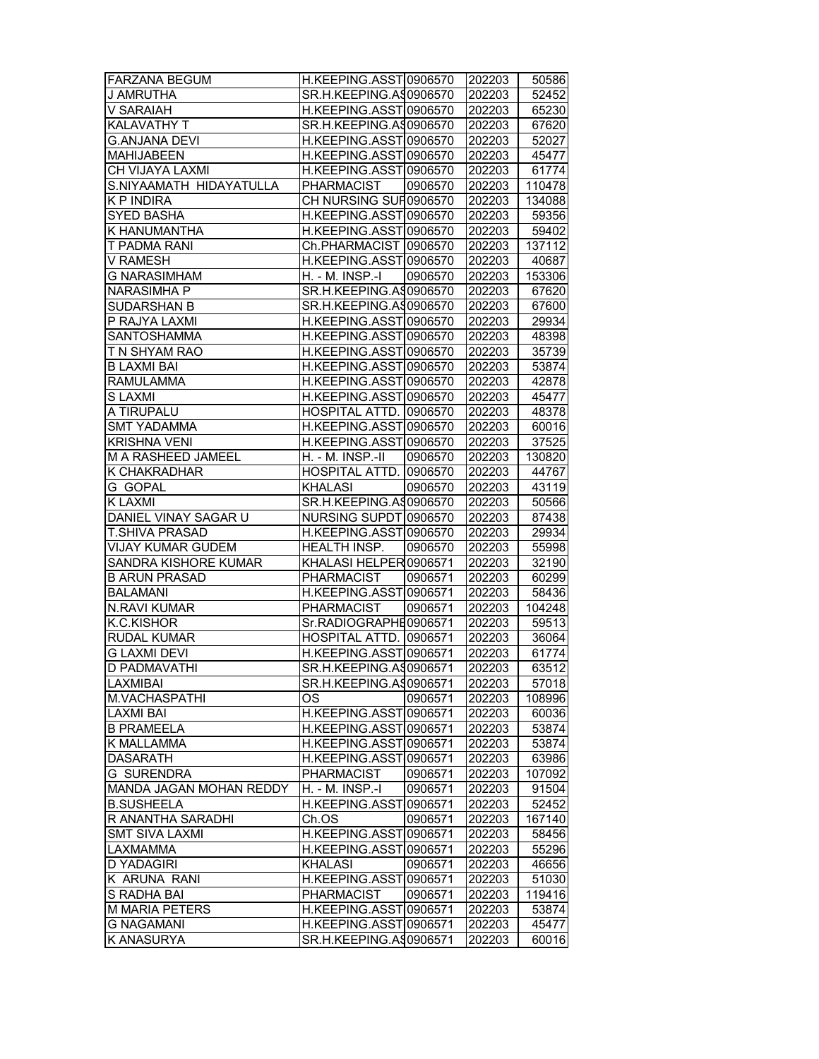| | | | | |
|---|---|---|---|---|
| FARZANA BEGUM | H.KEEPING.ASST | 0906570 | 202203 | 50586 |
| J AMRUTHA | SR.H.KEEPING.AS | 0906570 | 202203 | 52452 |
| V SARAIAH | H.KEEPING.ASST | 0906570 | 202203 | 65230 |
| KALAVATHY T | SR.H.KEEPING.AS | 0906570 | 202203 | 67620 |
| G.ANJANA DEVI | H.KEEPING.ASST | 0906570 | 202203 | 52027 |
| MAHIJABEEN | H.KEEPING.ASST | 0906570 | 202203 | 45477 |
| CH VIJAYA LAXMI | H.KEEPING.ASST | 0906570 | 202203 | 61774 |
| S.NIYAAMATH HIDAYATULLA | PHARMACIST | 0906570 | 202203 | 110478 |
| K P INDIRA | CH NURSING SUP | 0906570 | 202203 | 134088 |
| SYED BASHA | H.KEEPING.ASST | 0906570 | 202203 | 59356 |
| K HANUMANTHA | H.KEEPING.ASST | 0906570 | 202203 | 59402 |
| T PADMA RANI | Ch.PHARMACIST | 0906570 | 202203 | 137112 |
| V RAMESH | H.KEEPING.ASST | 0906570 | 202203 | 40687 |
| G NARASIMHAM | H. - M. INSP.-I | 0906570 | 202203 | 153306 |
| NARASIMHA P | SR.H.KEEPING.AS | 0906570 | 202203 | 67620 |
| SUDARSHAN B | SR.H.KEEPING.AS | 0906570 | 202203 | 67600 |
| P RAJYA LAXMI | H.KEEPING.ASST | 0906570 | 202203 | 29934 |
| SANTOSHAMMA | H.KEEPING.ASST | 0906570 | 202203 | 48398 |
| T N SHYAM RAO | H.KEEPING.ASST | 0906570 | 202203 | 35739 |
| B LAXMI BAI | H.KEEPING.ASST | 0906570 | 202203 | 53874 |
| RAMULAMMA | H.KEEPING.ASST | 0906570 | 202203 | 42878 |
| S LAXMI | H.KEEPING.ASST | 0906570 | 202203 | 45477 |
| A TIRUPALU | HOSPITAL ATTD. | 0906570 | 202203 | 48378 |
| SMT YADAMMA | H.KEEPING.ASST | 0906570 | 202203 | 60016 |
| KRISHNA VENI | H.KEEPING.ASST | 0906570 | 202203 | 37525 |
| M A RASHEED JAMEEL | H. - M. INSP.-II | 0906570 | 202203 | 130820 |
| K CHAKRADHAR | HOSPITAL ATTD. | 0906570 | 202203 | 44767 |
| G GOPAL | KHALASI | 0906570 | 202203 | 43119 |
| K LAXMI | SR.H.KEEPING.AS | 0906570 | 202203 | 50566 |
| DANIEL VINAY SAGAR U | NURSING SUPDT | 0906570 | 202203 | 87438 |
| T.SHIVA PRASAD | H.KEEPING.ASST | 0906570 | 202203 | 29934 |
| VIJAY KUMAR GUDEM | HEALTH INSP. | 0906570 | 202203 | 55998 |
| SANDRA KISHORE KUMAR | KHALASI HELPER | 0906571 | 202203 | 32190 |
| B ARUN PRASAD | PHARMACIST | 0906571 | 202203 | 60299 |
| BALAMANI | H.KEEPING.ASST | 0906571 | 202203 | 58436 |
| N.RAVI KUMAR | PHARMACIST | 0906571 | 202203 | 104248 |
| K.C.KISHOR | Sr.RADIOGRAPHE | 0906571 | 202203 | 59513 |
| RUDAL KUMAR | HOSPITAL ATTD. | 0906571 | 202203 | 36064 |
| G LAXMI DEVI | H.KEEPING.ASST | 0906571 | 202203 | 61774 |
| D PADMAVATHI | SR.H.KEEPING.AS | 0906571 | 202203 | 63512 |
| LAXMIBAI | SR.H.KEEPING.AS | 0906571 | 202203 | 57018 |
| M.VACHASPATHI | OS | 0906571 | 202203 | 108996 |
| LAXMI BAI | H.KEEPING.ASST | 0906571 | 202203 | 60036 |
| B PRAMEELA | H.KEEPING.ASST | 0906571 | 202203 | 53874 |
| K MALLAMMA | H.KEEPING.ASST | 0906571 | 202203 | 53874 |
| DASARATH | H.KEEPING.ASST | 0906571 | 202203 | 63986 |
| G SURENDRA | PHARMACIST | 0906571 | 202203 | 107092 |
| MANDA JAGAN MOHAN REDDY | H. - M. INSP.-I | 0906571 | 202203 | 91504 |
| B.SUSHEELA | H.KEEPING.ASST | 0906571 | 202203 | 52452 |
| R ANANTHA SARADHI | Ch.OS | 0906571 | 202203 | 167140 |
| SMT SIVA LAXMI | H.KEEPING.ASST | 0906571 | 202203 | 58456 |
| LAXMAMMA | H.KEEPING.ASST | 0906571 | 202203 | 55296 |
| D YADAGIRI | KHALASI | 0906571 | 202203 | 46656 |
| K ARUNA RANI | H.KEEPING.ASST | 0906571 | 202203 | 51030 |
| S RADHA BAI | PHARMACIST | 0906571 | 202203 | 119416 |
| M MARIA PETERS | H.KEEPING.ASST | 0906571 | 202203 | 53874 |
| G NAGAMANI | H.KEEPING.ASST | 0906571 | 202203 | 45477 |
| K ANASURYA | SR.H.KEEPING.AS | 0906571 | 202203 | 60016 |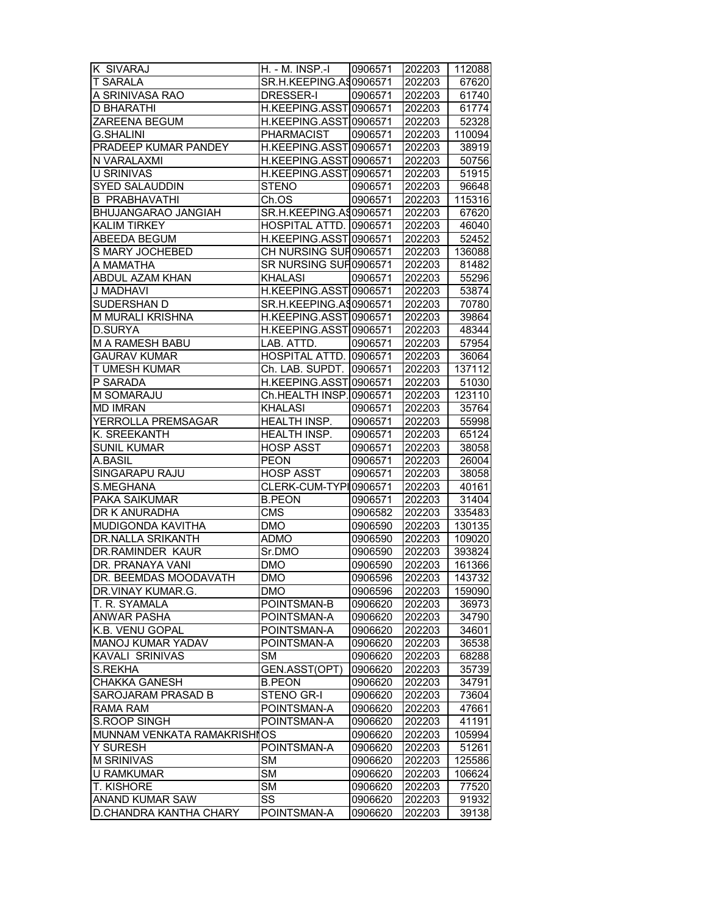| K SIVARAJ | H. - M. INSP.-I | 0906571 | 202203 | 112088 |
|---|---|---|---|---|
| T SARALA | SR.H.KEEPING.AS | 0906571 | 202203 | 67620 |
| A SRINIVASA RAO | DRESSER-I | 0906571 | 202203 | 61740 |
| D BHARATHI | H.KEEPING.ASST | 0906571 | 202203 | 61774 |
| ZAREENA BEGUM | H.KEEPING.ASST | 0906571 | 202203 | 52328 |
| G.SHALINI | PHARMACIST | 0906571 | 202203 | 110094 |
| PRADEEP KUMAR PANDEY | H.KEEPING.ASST | 0906571 | 202203 | 38919 |
| N VARALAXMI | H.KEEPING.ASST | 0906571 | 202203 | 50756 |
| U SRINIVAS | H.KEEPING.ASST | 0906571 | 202203 | 51915 |
| SYED SALAUDDIN | STENO | 0906571 | 202203 | 96648 |
| B PRABHAVATHI | Ch.OS | 0906571 | 202203 | 115316 |
| BHUJANGARAO JANGIAH | SR.H.KEEPING.AS | 0906571 | 202203 | 67620 |
| KALIM TIRKEY | HOSPITAL ATTD. | 0906571 | 202203 | 46040 |
| ABEEDA BEGUM | H.KEEPING.ASST | 0906571 | 202203 | 52452 |
| S MARY JOCHEBED | CH NURSING SUP | 0906571 | 202203 | 136088 |
| A MAMATHA | SR NURSING SUP | 0906571 | 202203 | 81482 |
| ABDUL AZAM KHAN | KHALASI | 0906571 | 202203 | 55296 |
| J MADHAVI | H.KEEPING.ASST | 0906571 | 202203 | 53874 |
| SUDERSHAN D | SR.H.KEEPING.AS | 0906571 | 202203 | 70780 |
| M MURALI KRISHNA | H.KEEPING.ASST | 0906571 | 202203 | 39864 |
| D.SURYA | H.KEEPING.ASST | 0906571 | 202203 | 48344 |
| M A RAMESH BABU | LAB. ATTD. | 0906571 | 202203 | 57954 |
| GAURAV KUMAR | HOSPITAL ATTD. | 0906571 | 202203 | 36064 |
| T UMESH KUMAR | Ch. LAB. SUPDT. | 0906571 | 202203 | 137112 |
| P SARADA | H.KEEPING.ASST | 0906571 | 202203 | 51030 |
| M SOMARAJU | Ch.HEALTH INSP. | 0906571 | 202203 | 123110 |
| MD IMRAN | KHALASI | 0906571 | 202203 | 35764 |
| YERROLLA PREMSAGAR | HEALTH INSP. | 0906571 | 202203 | 55998 |
| K. SREEKANTH | HEALTH INSP. | 0906571 | 202203 | 65124 |
| SUNIL KUMAR | HOSP ASST | 0906571 | 202203 | 38058 |
| A.BASIL | PEON | 0906571 | 202203 | 26004 |
| SINGARAPU RAJU | HOSP ASST | 0906571 | 202203 | 38058 |
| S.MEGHANA | CLERK-CUM-TYPI | 0906571 | 202203 | 40161 |
| PAKA SAIKUMAR | B.PEON | 0906571 | 202203 | 31404 |
| DR K ANURADHA | CMS | 0906582 | 202203 | 335483 |
| MUDIGONDA KAVITHA | DMO | 0906590 | 202203 | 130135 |
| DR.NALLA SRIKANTH | ADMO | 0906590 | 202203 | 109020 |
| DR.RAMINDER KAUR | Sr.DMO | 0906590 | 202203 | 393824 |
| DR. PRANAYA VANI | DMO | 0906590 | 202203 | 161366 |
| DR. BEEMDAS MOODAVATH | DMO | 0906596 | 202203 | 143732 |
| DR.VINAY KUMAR.G. | DMO | 0906596 | 202203 | 159090 |
| T. R. SYAMALA | POINTSMAN-B | 0906620 | 202203 | 36973 |
| ANWAR PASHA | POINTSMAN-A | 0906620 | 202203 | 34790 |
| K.B. VENU GOPAL | POINTSMAN-A | 0906620 | 202203 | 34601 |
| MANOJ KUMAR YADAV | POINTSMAN-A | 0906620 | 202203 | 36538 |
| KAVALI SRINIVAS | SM | 0906620 | 202203 | 68288 |
| S.REKHA | GEN.ASST(OPT) | 0906620 | 202203 | 35739 |
| CHAKKA GANESH | B.PEON | 0906620 | 202203 | 34791 |
| SAROJARAM PRASAD B | STENO GR-I | 0906620 | 202203 | 73604 |
| RAMA RAM | POINTSMAN-A | 0906620 | 202203 | 47661 |
| S.ROOP SINGH | POINTSMAN-A | 0906620 | 202203 | 41191 |
| MUNNAM VENKATA RAMAKRISHN | OS | 0906620 | 202203 | 105994 |
| Y SURESH | POINTSMAN-A | 0906620 | 202203 | 51261 |
| M SRINIVAS | SM | 0906620 | 202203 | 125586 |
| U RAMKUMAR | SM | 0906620 | 202203 | 106624 |
| T. KISHORE | SM | 0906620 | 202203 | 77520 |
| ANAND KUMAR SAW | SS | 0906620 | 202203 | 91932 |
| D.CHANDRA KANTHA CHARY | POINTSMAN-A | 0906620 | 202203 | 39138 |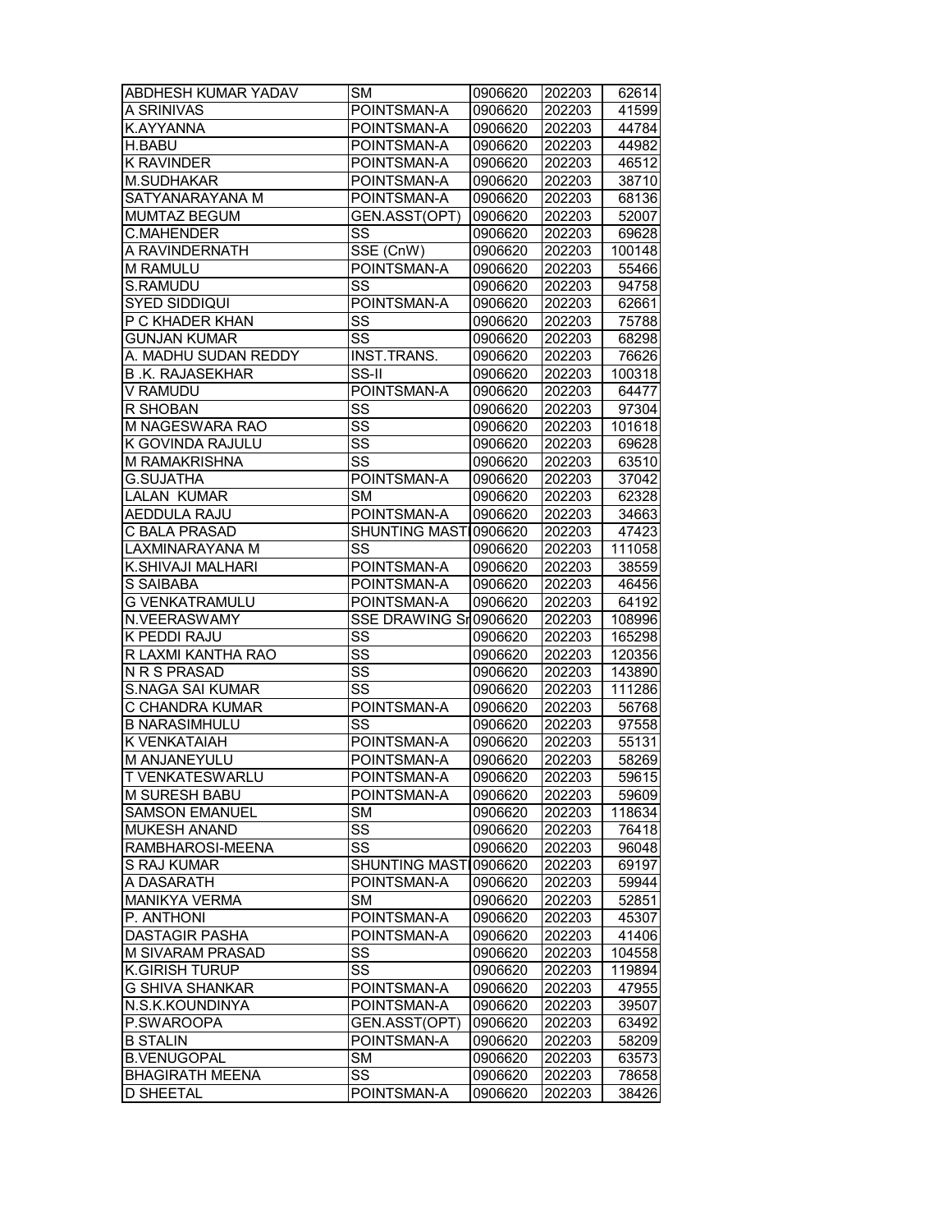| | | | | |
|---|---|---|---|---|
| ABDHESH KUMAR YADAV | SM | 0906620 | 202203 | 62614 |
| A SRINIVAS | POINTSMAN-A | 0906620 | 202203 | 41599 |
| K.AYYANNA | POINTSMAN-A | 0906620 | 202203 | 44784 |
| H.BABU | POINTSMAN-A | 0906620 | 202203 | 44982 |
| K RAVINDER | POINTSMAN-A | 0906620 | 202203 | 46512 |
| M.SUDHAKAR | POINTSMAN-A | 0906620 | 202203 | 38710 |
| SATYANARAYANA M | POINTSMAN-A | 0906620 | 202203 | 68136 |
| MUMTAZ BEGUM | GEN.ASST(OPT) | 0906620 | 202203 | 52007 |
| C.MAHENDER | SS | 0906620 | 202203 | 69628 |
| A RAVINDERNATH | SSE (CnW) | 0906620 | 202203 | 100148 |
| M RAMULU | POINTSMAN-A | 0906620 | 202203 | 55466 |
| S.RAMUDU | SS | 0906620 | 202203 | 94758 |
| SYED SIDDIQUI | POINTSMAN-A | 0906620 | 202203 | 62661 |
| P C KHADER KHAN | SS | 0906620 | 202203 | 75788 |
| GUNJAN KUMAR | SS | 0906620 | 202203 | 68298 |
| A. MADHU SUDAN REDDY | INST.TRANS. | 0906620 | 202203 | 76626 |
| B .K. RAJASEKHAR | SS-II | 0906620 | 202203 | 100318 |
| V RAMUDU | POINTSMAN-A | 0906620 | 202203 | 64477 |
| R SHOBAN | SS | 0906620 | 202203 | 97304 |
| M NAGESWARA RAO | SS | 0906620 | 202203 | 101618 |
| K GOVINDA RAJULU | SS | 0906620 | 202203 | 69628 |
| M RAMAKRISHNA | SS | 0906620 | 202203 | 63510 |
| G.SUJATHA | POINTSMAN-A | 0906620 | 202203 | 37042 |
| LALAN KUMAR | SM | 0906620 | 202203 | 62328 |
| AEDDULA RAJU | POINTSMAN-A | 0906620 | 202203 | 34663 |
| C BALA PRASAD | SHUNTING MAST | 0906620 | 202203 | 47423 |
| LAXMINARAYANA M | SS | 0906620 | 202203 | 111058 |
| K.SHIVAJI MALHARI | POINTSMAN-A | 0906620 | 202203 | 38559 |
| S SAIBABA | POINTSMAN-A | 0906620 | 202203 | 46456 |
| G VENKATRAMULU | POINTSMAN-A | 0906620 | 202203 | 64192 |
| N.VEERASWAMY | SSE DRAWING Sr | 0906620 | 202203 | 108996 |
| K PEDDI RAJU | SS | 0906620 | 202203 | 165298 |
| R LAXMI KANTHA RAO | SS | 0906620 | 202203 | 120356 |
| N R S PRASAD | SS | 0906620 | 202203 | 143890 |
| S.NAGA SAI KUMAR | SS | 0906620 | 202203 | 111286 |
| C CHANDRA KUMAR | POINTSMAN-A | 0906620 | 202203 | 56768 |
| B NARASIMHULU | SS | 0906620 | 202203 | 97558 |
| K VENKATAIAH | POINTSMAN-A | 0906620 | 202203 | 55131 |
| M ANJANEYULU | POINTSMAN-A | 0906620 | 202203 | 58269 |
| T VENKATESWARLU | POINTSMAN-A | 0906620 | 202203 | 59615 |
| M SURESH BABU | POINTSMAN-A | 0906620 | 202203 | 59609 |
| SAMSON EMANUEL | SM | 0906620 | 202203 | 118634 |
| MUKESH ANAND | SS | 0906620 | 202203 | 76418 |
| RAMBHAROSI-MEENA | SS | 0906620 | 202203 | 96048 |
| S RAJ KUMAR | SHUNTING MAST | 0906620 | 202203 | 69197 |
| A DASARATH | POINTSMAN-A | 0906620 | 202203 | 59944 |
| MANIKYA VERMA | SM | 0906620 | 202203 | 52851 |
| P. ANTHONI | POINTSMAN-A | 0906620 | 202203 | 45307 |
| DASTAGIR PASHA | POINTSMAN-A | 0906620 | 202203 | 41406 |
| M SIVARAM PRASAD | SS | 0906620 | 202203 | 104558 |
| K.GIRISH TURUP | SS | 0906620 | 202203 | 119894 |
| G SHIVA SHANKAR | POINTSMAN-A | 0906620 | 202203 | 47955 |
| N.S.K.KOUNDINYA | POINTSMAN-A | 0906620 | 202203 | 39507 |
| P.SWAROOPA | GEN.ASST(OPT) | 0906620 | 202203 | 63492 |
| B STALIN | POINTSMAN-A | 0906620 | 202203 | 58209 |
| B.VENUGOPAL | SM | 0906620 | 202203 | 63573 |
| BHAGIRATH MEENA | SS | 0906620 | 202203 | 78658 |
| D SHEETAL | POINTSMAN-A | 0906620 | 202203 | 38426 |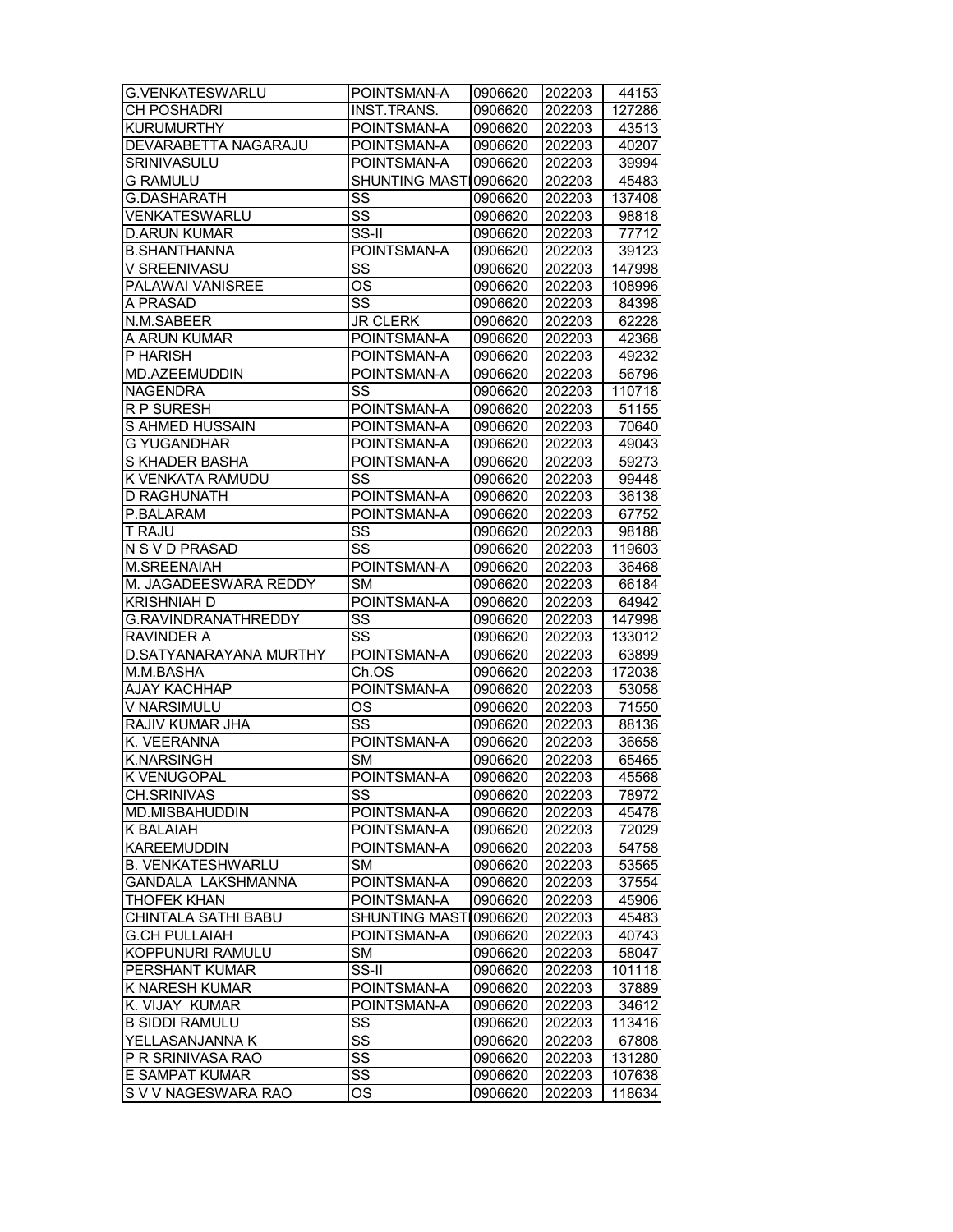| | | | | |
|---|---|---|---|---|
| G.VENKATESWARLU | POINTSMAN-A | 0906620 | 202203 | 44153 |
| CH POSHADRI | INST.TRANS. | 0906620 | 202203 | 127286 |
| KURUMURTHY | POINTSMAN-A | 0906620 | 202203 | 43513 |
| DEVARABETTA NAGARAJU | POINTSMAN-A | 0906620 | 202203 | 40207 |
| SRINIVASULU | POINTSMAN-A | 0906620 | 202203 | 39994 |
| G RAMULU | SHUNTING MAST | 0906620 | 202203 | 45483 |
| G.DASHARATH | SS | 0906620 | 202203 | 137408 |
| VENKATESWARLU | SS | 0906620 | 202203 | 98818 |
| D.ARUN KUMAR | SS-II | 0906620 | 202203 | 77712 |
| B.SHANTHANNA | POINTSMAN-A | 0906620 | 202203 | 39123 |
| V SREENIVASU | SS | 0906620 | 202203 | 147998 |
| PALAWAI VANISREE | OS | 0906620 | 202203 | 108996 |
| A PRASAD | SS | 0906620 | 202203 | 84398 |
| N.M.SABEER | JR CLERK | 0906620 | 202203 | 62228 |
| A ARUN KUMAR | POINTSMAN-A | 0906620 | 202203 | 42368 |
| P HARISH | POINTSMAN-A | 0906620 | 202203 | 49232 |
| MD.AZEEMUDDIN | POINTSMAN-A | 0906620 | 202203 | 56796 |
| NAGENDRA | SS | 0906620 | 202203 | 110718 |
| R P SURESH | POINTSMAN-A | 0906620 | 202203 | 51155 |
| S AHMED HUSSAIN | POINTSMAN-A | 0906620 | 202203 | 70640 |
| G YUGANDHAR | POINTSMAN-A | 0906620 | 202203 | 49043 |
| S KHADER BASHA | POINTSMAN-A | 0906620 | 202203 | 59273 |
| K VENKATA RAMUDU | SS | 0906620 | 202203 | 99448 |
| D RAGHUNATH | POINTSMAN-A | 0906620 | 202203 | 36138 |
| P.BALARAM | POINTSMAN-A | 0906620 | 202203 | 67752 |
| T RAJU | SS | 0906620 | 202203 | 98188 |
| N S V D PRASAD | SS | 0906620 | 202203 | 119603 |
| M.SREENAIAH | POINTSMAN-A | 0906620 | 202203 | 36468 |
| M. JAGADEESWARA REDDY | SM | 0906620 | 202203 | 66184 |
| KRISHNIAH D | POINTSMAN-A | 0906620 | 202203 | 64942 |
| G.RAVINDRANATHREDDY | SS | 0906620 | 202203 | 147998 |
| RAVINDER A | SS | 0906620 | 202203 | 133012 |
| D.SATYANARAYANA MURTHY | POINTSMAN-A | 0906620 | 202203 | 63899 |
| M.M.BASHA | Ch.OS | 0906620 | 202203 | 172038 |
| AJAY KACHHAP | POINTSMAN-A | 0906620 | 202203 | 53058 |
| V NARSIMULU | OS | 0906620 | 202203 | 71550 |
| RAJIV KUMAR JHA | SS | 0906620 | 202203 | 88136 |
| K. VEERANNA | POINTSMAN-A | 0906620 | 202203 | 36658 |
| K.NARSINGH | SM | 0906620 | 202203 | 65465 |
| K VENUGOPAL | POINTSMAN-A | 0906620 | 202203 | 45568 |
| CH.SRINIVAS | SS | 0906620 | 202203 | 78972 |
| MD.MISBAHUDDIN | POINTSMAN-A | 0906620 | 202203 | 45478 |
| K BALAIAH | POINTSMAN-A | 0906620 | 202203 | 72029 |
| KAREEMUDDIN | POINTSMAN-A | 0906620 | 202203 | 54758 |
| B. VENKATESHWARLU | SM | 0906620 | 202203 | 53565 |
| GANDALA LAKSHMANNA | POINTSMAN-A | 0906620 | 202203 | 37554 |
| THOFEK KHAN | POINTSMAN-A | 0906620 | 202203 | 45906 |
| CHINTALA SATHI BABU | SHUNTING MAST | 0906620 | 202203 | 45483 |
| G.CH PULLAIAH | POINTSMAN-A | 0906620 | 202203 | 40743 |
| KOPPUNURI RAMULU | SM | 0906620 | 202203 | 58047 |
| PERSHANT KUMAR | SS-II | 0906620 | 202203 | 101118 |
| K NARESH KUMAR | POINTSMAN-A | 0906620 | 202203 | 37889 |
| K. VIJAY KUMAR | POINTSMAN-A | 0906620 | 202203 | 34612 |
| B SIDDI RAMULU | SS | 0906620 | 202203 | 113416 |
| YELLASANJANNA K | SS | 0906620 | 202203 | 67808 |
| P R SRINIVASA RAO | SS | 0906620 | 202203 | 131280 |
| E SAMPAT KUMAR | SS | 0906620 | 202203 | 107638 |
| S V V NAGESWARA RAO | OS | 0906620 | 202203 | 118634 |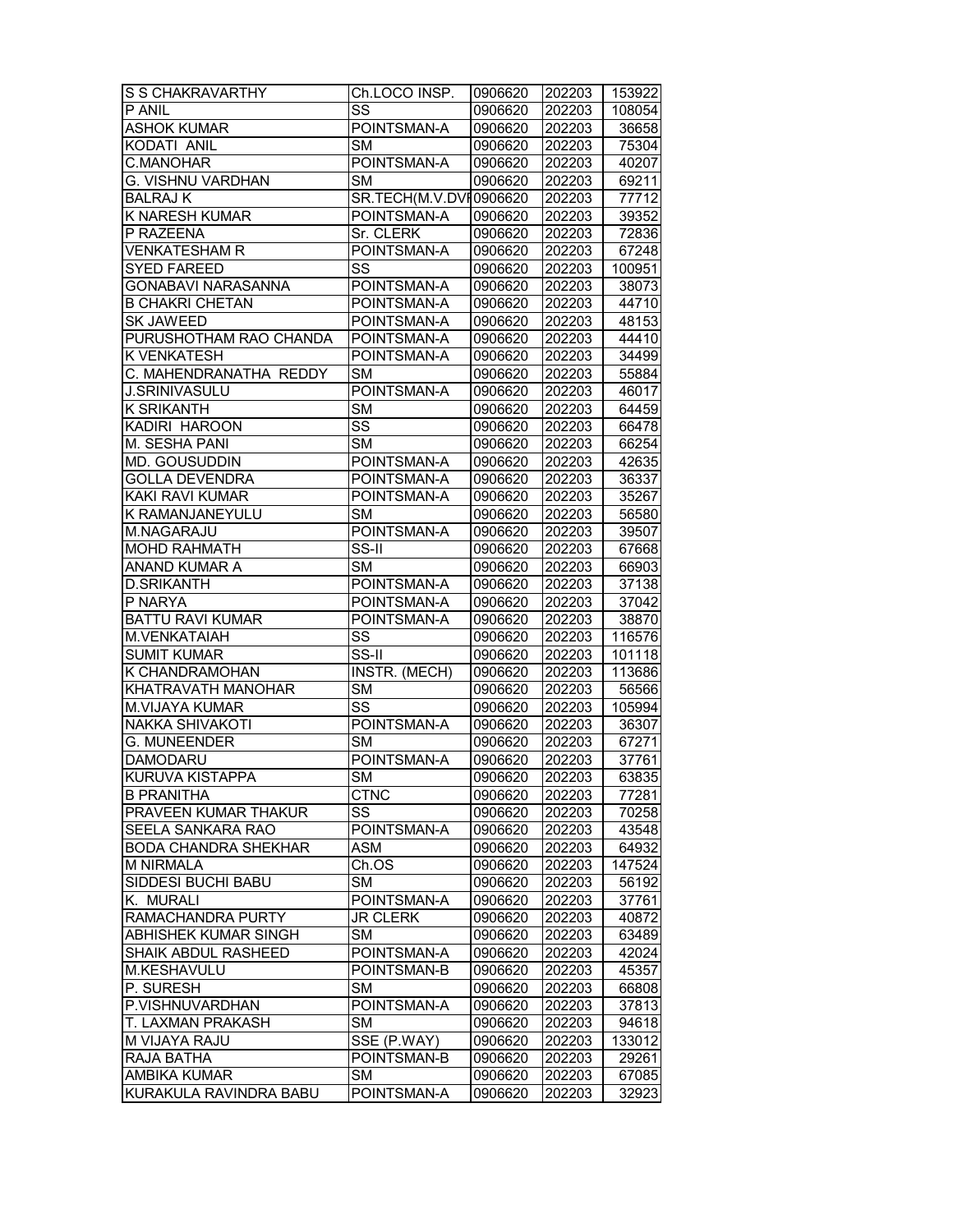| S S CHAKRAVARTHY | Ch.LOCO INSP. | 0906620 | 202203 | 153922 |
|---|---|---|---|---|
| P ANIL | SS | 0906620 | 202203 | 108054 |
| ASHOK KUMAR | POINTSMAN-A | 0906620 | 202203 | 36658 |
| KODATI ANIL | SM | 0906620 | 202203 | 75304 |
| C.MANOHAR | POINTSMAN-A | 0906620 | 202203 | 40207 |
| G. VISHNU VARDHAN | SM | 0906620 | 202203 | 69211 |
| BALRAJ K | SR.TECH(M.V.DVI | 0906620 | 202203 | 77712 |
| K NARESH KUMAR | POINTSMAN-A | 0906620 | 202203 | 39352 |
| P RAZEENA | Sr. CLERK | 0906620 | 202203 | 72836 |
| VENKATESHAM R | POINTSMAN-A | 0906620 | 202203 | 67248 |
| SYED FAREED | SS | 0906620 | 202203 | 100951 |
| GONABAVI NARASANNA | POINTSMAN-A | 0906620 | 202203 | 38073 |
| B CHAKRI CHETAN | POINTSMAN-A | 0906620 | 202203 | 44710 |
| SK JAWEED | POINTSMAN-A | 0906620 | 202203 | 48153 |
| PURUSHOTHAM RAO CHANDA | POINTSMAN-A | 0906620 | 202203 | 44410 |
| K VENKATESH | POINTSMAN-A | 0906620 | 202203 | 34499 |
| C. MAHENDRANATHA REDDY | SM | 0906620 | 202203 | 55884 |
| J.SRINIVASULU | POINTSMAN-A | 0906620 | 202203 | 46017 |
| K SRIKANTH | SM | 0906620 | 202203 | 64459 |
| KADIRI HAROON | SS | 0906620 | 202203 | 66478 |
| M. SESHA PANI | SM | 0906620 | 202203 | 66254 |
| MD. GOUSUDDIN | POINTSMAN-A | 0906620 | 202203 | 42635 |
| GOLLA DEVENDRA | POINTSMAN-A | 0906620 | 202203 | 36337 |
| KAKI RAVI KUMAR | POINTSMAN-A | 0906620 | 202203 | 35267 |
| K RAMANJANEYULU | SM | 0906620 | 202203 | 56580 |
| M.NAGARAJU | POINTSMAN-A | 0906620 | 202203 | 39507 |
| MOHD RAHMATH | SS-II | 0906620 | 202203 | 67668 |
| ANAND KUMAR A | SM | 0906620 | 202203 | 66903 |
| D.SRIKANTH | POINTSMAN-A | 0906620 | 202203 | 37138 |
| P NARYA | POINTSMAN-A | 0906620 | 202203 | 37042 |
| BATTU RAVI KUMAR | POINTSMAN-A | 0906620 | 202203 | 38870 |
| M.VENKATAIAH | SS | 0906620 | 202203 | 116576 |
| SUMIT KUMAR | SS-II | 0906620 | 202203 | 101118 |
| K CHANDRAMOHAN | INSTR. (MECH) | 0906620 | 202203 | 113686 |
| KHATRAVATH MANOHAR | SM | 0906620 | 202203 | 56566 |
| M.VIJAYA KUMAR | SS | 0906620 | 202203 | 105994 |
| NAKKA SHIVAKOTI | POINTSMAN-A | 0906620 | 202203 | 36307 |
| G. MUNEENDER | SM | 0906620 | 202203 | 67271 |
| DAMODARU | POINTSMAN-A | 0906620 | 202203 | 37761 |
| KURUVA KISTAPPA | SM | 0906620 | 202203 | 63835 |
| B PRANITHA | CTNC | 0906620 | 202203 | 77281 |
| PRAVEEN KUMAR THAKUR | SS | 0906620 | 202203 | 70258 |
| SEELA SANKARA RAO | POINTSMAN-A | 0906620 | 202203 | 43548 |
| BODA CHANDRA SHEKHAR | ASM | 0906620 | 202203 | 64932 |
| M NIRMALA | Ch.OS | 0906620 | 202203 | 147524 |
| SIDDESI BUCHI BABU | SM | 0906620 | 202203 | 56192 |
| K. MURALI | POINTSMAN-A | 0906620 | 202203 | 37761 |
| RAMACHANDRA PURTY | JR CLERK | 0906620 | 202203 | 40872 |
| ABHISHEK KUMAR SINGH | SM | 0906620 | 202203 | 63489 |
| SHAIK ABDUL RASHEED | POINTSMAN-A | 0906620 | 202203 | 42024 |
| M.KESHAVULU | POINTSMAN-B | 0906620 | 202203 | 45357 |
| P. SURESH | SM | 0906620 | 202203 | 66808 |
| P.VISHNUVARDHAN | POINTSMAN-A | 0906620 | 202203 | 37813 |
| T. LAXMAN PRAKASH | SM | 0906620 | 202203 | 94618 |
| M VIJAYA RAJU | SSE (P.WAY) | 0906620 | 202203 | 133012 |
| RAJA BATHA | POINTSMAN-B | 0906620 | 202203 | 29261 |
| AMBIKA KUMAR | SM | 0906620 | 202203 | 67085 |
| KURAKULA RAVINDRA BABU | POINTSMAN-A | 0906620 | 202203 | 32923 |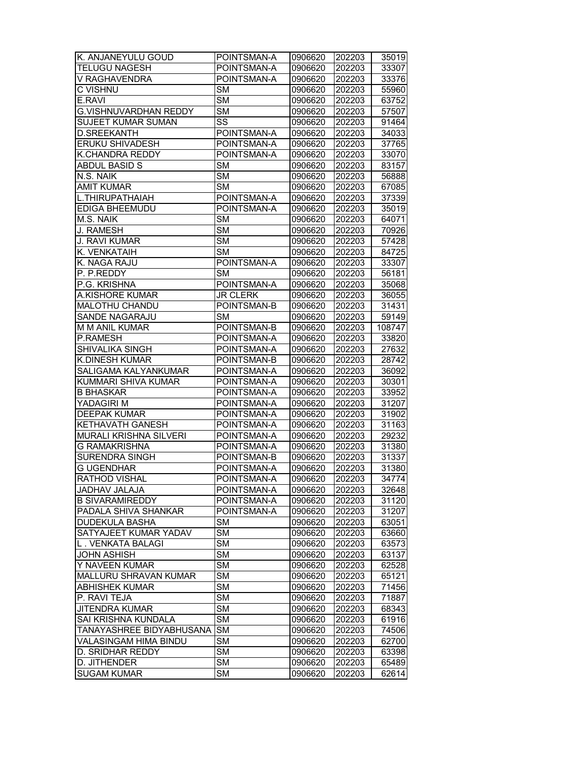| | | | | |
|---|---|---|---|---|
| K. ANJANEYULU GOUD | POINTSMAN-A | 0906620 | 202203 | 35019 |
| TELUGU NAGESH | POINTSMAN-A | 0906620 | 202203 | 33307 |
| V RAGHAVENDRA | POINTSMAN-A | 0906620 | 202203 | 33376 |
| C VISHNU | SM | 0906620 | 202203 | 55960 |
| E.RAVI | SM | 0906620 | 202203 | 63752 |
| G.VISHNUVARDHAN REDDY | SM | 0906620 | 202203 | 57507 |
| SUJEET KUMAR SUMAN | SS | 0906620 | 202203 | 91464 |
| D.SREEKANTH | POINTSMAN-A | 0906620 | 202203 | 34033 |
| ERUKU SHIVADESH | POINTSMAN-A | 0906620 | 202203 | 37765 |
| K.CHANDRA REDDY | POINTSMAN-A | 0906620 | 202203 | 33070 |
| ABDUL BASID S | SM | 0906620 | 202203 | 83157 |
| N.S. NAIK | SM | 0906620 | 202203 | 56888 |
| AMIT KUMAR | SM | 0906620 | 202203 | 67085 |
| L.THIRUPATHAIAH | POINTSMAN-A | 0906620 | 202203 | 37339 |
| EDIGA BHEEMUDU | POINTSMAN-A | 0906620 | 202203 | 35019 |
| M.S. NAIK | SM | 0906620 | 202203 | 64071 |
| J. RAMESH | SM | 0906620 | 202203 | 70926 |
| J. RAVI KUMAR | SM | 0906620 | 202203 | 57428 |
| K. VENKATAIH | SM | 0906620 | 202203 | 84725 |
| K. NAGA RAJU | POINTSMAN-A | 0906620 | 202203 | 33307 |
| P. P.REDDY | SM | 0906620 | 202203 | 56181 |
| P.G. KRISHNA | POINTSMAN-A | 0906620 | 202203 | 35068 |
| A.KISHORE KUMAR | JR CLERK | 0906620 | 202203 | 36055 |
| MALOTHU CHANDU | POINTSMAN-B | 0906620 | 202203 | 31431 |
| SANDE NAGARAJU | SM | 0906620 | 202203 | 59149 |
| M M ANIL KUMAR | POINTSMAN-B | 0906620 | 202203 | 108747 |
| P.RAMESH | POINTSMAN-A | 0906620 | 202203 | 33820 |
| SHIVALIKA SINGH | POINTSMAN-A | 0906620 | 202203 | 27632 |
| K.DINESH KUMAR | POINTSMAN-B | 0906620 | 202203 | 28742 |
| SALIGAMA KALYANKUMAR | POINTSMAN-A | 0906620 | 202203 | 36092 |
| KUMMARI SHIVA KUMAR | POINTSMAN-A | 0906620 | 202203 | 30301 |
| B BHASKAR | POINTSMAN-A | 0906620 | 202203 | 33952 |
| YADAGIRI M | POINTSMAN-A | 0906620 | 202203 | 31207 |
| DEEPAK KUMAR | POINTSMAN-A | 0906620 | 202203 | 31902 |
| KETHAVATH GANESH | POINTSMAN-A | 0906620 | 202203 | 31163 |
| MURALI KRISHNA SILVERI | POINTSMAN-A | 0906620 | 202203 | 29232 |
| G RAMAKRISHNA | POINTSMAN-A | 0906620 | 202203 | 31380 |
| SURENDRA SINGH | POINTSMAN-B | 0906620 | 202203 | 31337 |
| G UGENDHAR | POINTSMAN-A | 0906620 | 202203 | 31380 |
| RATHOD VISHAL | POINTSMAN-A | 0906620 | 202203 | 34774 |
| JADHAV JALAJA | POINTSMAN-A | 0906620 | 202203 | 32648 |
| B SIVARAMIREDDY | POINTSMAN-A | 0906620 | 202203 | 31120 |
| PADALA SHIVA SHANKAR | POINTSMAN-A | 0906620 | 202203 | 31207 |
| DUDEKULA BASHA | SM | 0906620 | 202203 | 63051 |
| SATYAJEET KUMAR YADAV | SM | 0906620 | 202203 | 63660 |
| L . VENKATA BALAGI | SM | 0906620 | 202203 | 63573 |
| JOHN ASHISH | SM | 0906620 | 202203 | 63137 |
| Y NAVEEN KUMAR | SM | 0906620 | 202203 | 62528 |
| MALLURU SHRAVAN KUMAR | SM | 0906620 | 202203 | 65121 |
| ABHISHEK KUMAR | SM | 0906620 | 202203 | 71456 |
| P. RAVI TEJA | SM | 0906620 | 202203 | 71887 |
| JITENDRA KUMAR | SM | 0906620 | 202203 | 68343 |
| SAI KRISHNA KUNDALA | SM | 0906620 | 202203 | 61916 |
| TANAYASHREE BIDYABHUSANA | SM | 0906620 | 202203 | 74506 |
| VALASINGAM HIMA BINDU | SM | 0906620 | 202203 | 62700 |
| D. SRIDHAR REDDY | SM | 0906620 | 202203 | 63398 |
| D. JITHENDER | SM | 0906620 | 202203 | 65489 |
| SUGAM KUMAR | SM | 0906620 | 202203 | 62614 |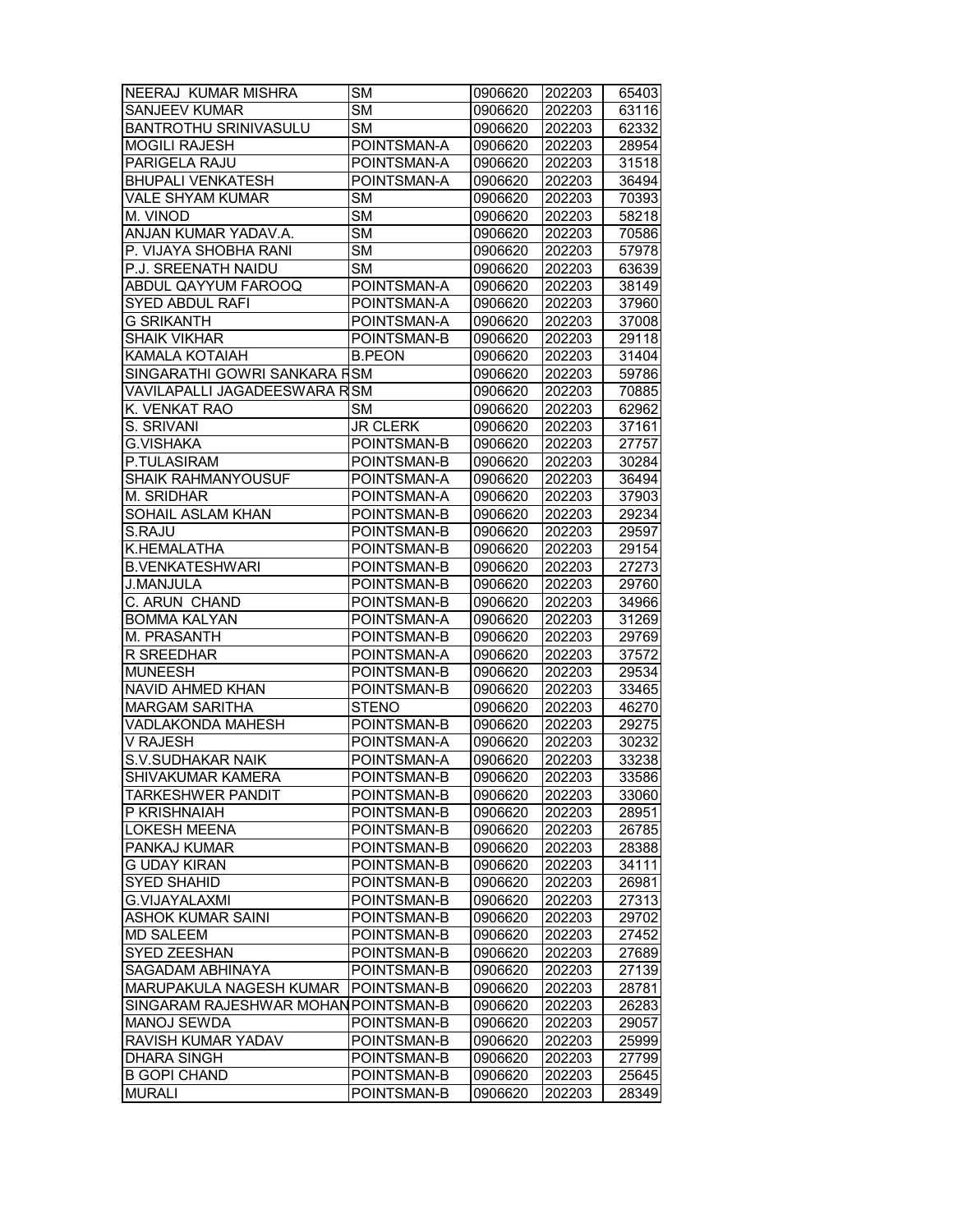| | | | | |
|---|---|---|---|---|
| NEERAJ KUMAR MISHRA | SM | 0906620 | 202203 | 65403 |
| SANJEEV KUMAR | SM | 0906620 | 202203 | 63116 |
| BANTROTHU SRINIVASULU | SM | 0906620 | 202203 | 62332 |
| MOGILI RAJESH | POINTSMAN-A | 0906620 | 202203 | 28954 |
| PARIGELA RAJU | POINTSMAN-A | 0906620 | 202203 | 31518 |
| BHUPALI VENKATESH | POINTSMAN-A | 0906620 | 202203 | 36494 |
| VALE SHYAM KUMAR | SM | 0906620 | 202203 | 70393 |
| M. VINOD | SM | 0906620 | 202203 | 58218 |
| ANJAN KUMAR YADAV.A. | SM | 0906620 | 202203 | 70586 |
| P. VIJAYA SHOBHA RANI | SM | 0906620 | 202203 | 57978 |
| P.J. SREENATH NAIDU | SM | 0906620 | 202203 | 63639 |
| ABDUL QAYYUM FAROOQ | POINTSMAN-A | 0906620 | 202203 | 38149 |
| SYED ABDUL RAFI | POINTSMAN-A | 0906620 | 202203 | 37960 |
| G SRIKANTH | POINTSMAN-A | 0906620 | 202203 | 37008 |
| SHAIK VIKHAR | POINTSMAN-B | 0906620 | 202203 | 29118 |
| KAMALA KOTAIAH | B.PEON | 0906620 | 202203 | 31404 |
| SINGARATHI GOWRI SANKARA R | SM | 0906620 | 202203 | 59786 |
| VAVILAPALLI JAGADEESWARA R | SM | 0906620 | 202203 | 70885 |
| K. VENKAT RAO | SM | 0906620 | 202203 | 62962 |
| S. SRIVANI | JR CLERK | 0906620 | 202203 | 37161 |
| G.VISHAKA | POINTSMAN-B | 0906620 | 202203 | 27757 |
| P.TULASIRAM | POINTSMAN-B | 0906620 | 202203 | 30284 |
| SHAIK RAHMANYOUSUF | POINTSMAN-A | 0906620 | 202203 | 36494 |
| M. SRIDHAR | POINTSMAN-A | 0906620 | 202203 | 37903 |
| SOHAIL ASLAM KHAN | POINTSMAN-B | 0906620 | 202203 | 29234 |
| S.RAJU | POINTSMAN-B | 0906620 | 202203 | 29597 |
| K.HEMALATHA | POINTSMAN-B | 0906620 | 202203 | 29154 |
| B.VENKATESHWARI | POINTSMAN-B | 0906620 | 202203 | 27273 |
| J.MANJULA | POINTSMAN-B | 0906620 | 202203 | 29760 |
| C. ARUN CHAND | POINTSMAN-B | 0906620 | 202203 | 34966 |
| BOMMA KALYAN | POINTSMAN-A | 0906620 | 202203 | 31269 |
| M. PRASANTH | POINTSMAN-B | 0906620 | 202203 | 29769 |
| R SREEDHAR | POINTSMAN-A | 0906620 | 202203 | 37572 |
| MUNEESH | POINTSMAN-B | 0906620 | 202203 | 29534 |
| NAVID AHMED KHAN | POINTSMAN-B | 0906620 | 202203 | 33465 |
| MARGAM SARITHA | STENO | 0906620 | 202203 | 46270 |
| VADLAKONDA MAHESH | POINTSMAN-B | 0906620 | 202203 | 29275 |
| V RAJESH | POINTSMAN-A | 0906620 | 202203 | 30232 |
| S.V.SUDHAKAR NAIK | POINTSMAN-A | 0906620 | 202203 | 33238 |
| SHIVAKUMAR KAMERA | POINTSMAN-B | 0906620 | 202203 | 33586 |
| TARKESHWER PANDIT | POINTSMAN-B | 0906620 | 202203 | 33060 |
| P KRISHNAIAH | POINTSMAN-B | 0906620 | 202203 | 28951 |
| LOKESH MEENA | POINTSMAN-B | 0906620 | 202203 | 26785 |
| PANKAJ KUMAR | POINTSMAN-B | 0906620 | 202203 | 28388 |
| G UDAY KIRAN | POINTSMAN-B | 0906620 | 202203 | 34111 |
| SYED SHAHID | POINTSMAN-B | 0906620 | 202203 | 26981 |
| G.VIJAYALAXMI | POINTSMAN-B | 0906620 | 202203 | 27313 |
| ASHOK KUMAR SAINI | POINTSMAN-B | 0906620 | 202203 | 29702 |
| MD SALEEM | POINTSMAN-B | 0906620 | 202203 | 27452 |
| SYED ZEESHAN | POINTSMAN-B | 0906620 | 202203 | 27689 |
| SAGADAM ABHINAYA | POINTSMAN-B | 0906620 | 202203 | 27139 |
| MARUPAKULA NAGESH KUMAR | POINTSMAN-B | 0906620 | 202203 | 28781 |
| SINGARAM RAJESHWAR MOHAN | POINTSMAN-B | 0906620 | 202203 | 26283 |
| MANOJ SEWDA | POINTSMAN-B | 0906620 | 202203 | 29057 |
| RAVISH KUMAR YADAV | POINTSMAN-B | 0906620 | 202203 | 25999 |
| DHARA SINGH | POINTSMAN-B | 0906620 | 202203 | 27799 |
| B GOPI CHAND | POINTSMAN-B | 0906620 | 202203 | 25645 |
| MURALI | POINTSMAN-B | 0906620 | 202203 | 28349 |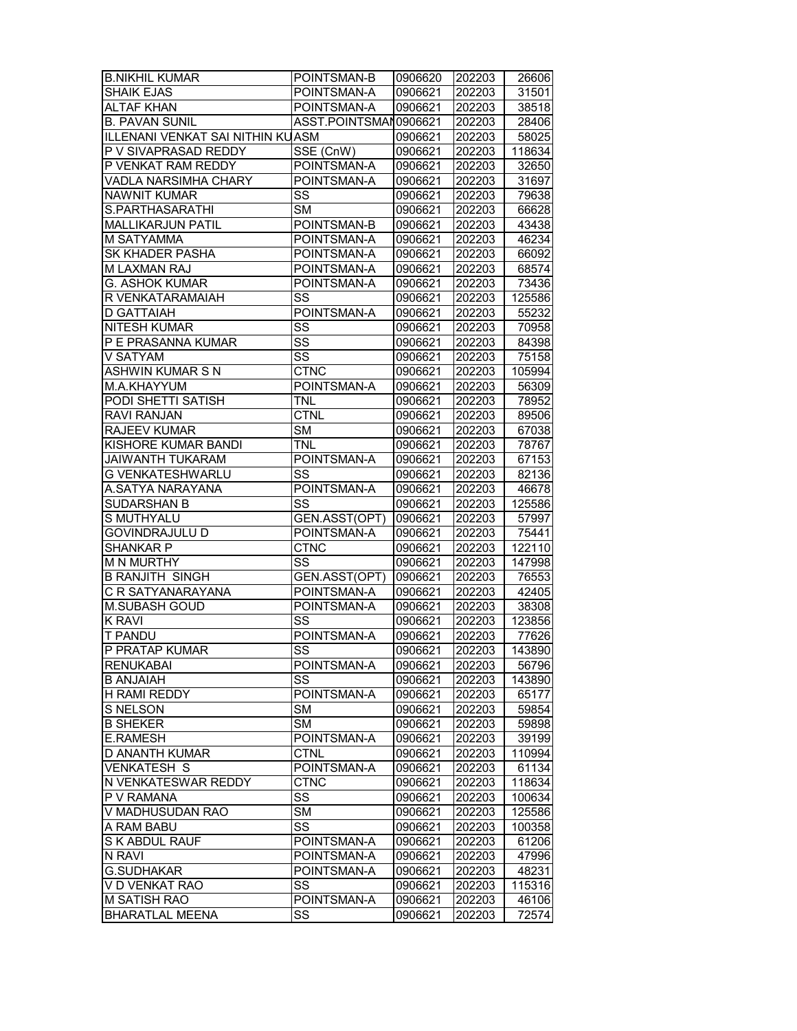| | | | | |
|---|---|---|---|---|
| B.NIKHIL KUMAR | POINTSMAN-B | 0906620 | 202203 | 26606 |
| SHAIK EJAS | POINTSMAN-A | 0906621 | 202203 | 31501 |
| ALTAF KHAN | POINTSMAN-A | 0906621 | 202203 | 38518 |
| B. PAVAN SUNIL | ASST.POINTSMAN | 0906621 | 202203 | 28406 |
| ILLENANI VENKAT SAI NITHIN KU | ASM | 0906621 | 202203 | 58025 |
| P V SIVAPRASAD REDDY | SSE (CnW) | 0906621 | 202203 | 118634 |
| P VENKAT RAM REDDY | POINTSMAN-A | 0906621 | 202203 | 32650 |
| VADLA NARSIMHA CHARY | POINTSMAN-A | 0906621 | 202203 | 31697 |
| NAWNIT KUMAR | SS | 0906621 | 202203 | 79638 |
| S.PARTHASARATHI | SM | 0906621 | 202203 | 66628 |
| MALLIKARJUN PATIL | POINTSMAN-B | 0906621 | 202203 | 43438 |
| M SATYAMMA | POINTSMAN-A | 0906621 | 202203 | 46234 |
| SK KHADER PASHA | POINTSMAN-A | 0906621 | 202203 | 66092 |
| M LAXMAN RAJ | POINTSMAN-A | 0906621 | 202203 | 68574 |
| G. ASHOK KUMAR | POINTSMAN-A | 0906621 | 202203 | 73436 |
| R VENKATARAMAIAH | SS | 0906621 | 202203 | 125586 |
| D GATTAIAH | POINTSMAN-A | 0906621 | 202203 | 55232 |
| NITESH KUMAR | SS | 0906621 | 202203 | 70958 |
| P E PRASANNA KUMAR | SS | 0906621 | 202203 | 84398 |
| V SATYAM | SS | 0906621 | 202203 | 75158 |
| ASHWIN KUMAR S N | CTNC | 0906621 | 202203 | 105994 |
| M.A.KHAYYUM | POINTSMAN-A | 0906621 | 202203 | 56309 |
| PODI SHETTI SATISH | TNL | 0906621 | 202203 | 78952 |
| RAVI RANJAN | CTNL | 0906621 | 202203 | 89506 |
| RAJEEV KUMAR | SM | 0906621 | 202203 | 67038 |
| KISHORE KUMAR BANDI | TNL | 0906621 | 202203 | 78767 |
| JAIWANTH TUKARAM | POINTSMAN-A | 0906621 | 202203 | 67153 |
| G VENKATESHWARLU | SS | 0906621 | 202203 | 82136 |
| A.SATYA NARAYANA | POINTSMAN-A | 0906621 | 202203 | 46678 |
| SUDARSHAN B | SS | 0906621 | 202203 | 125586 |
| S MUTHYALU | GEN.ASST(OPT) | 0906621 | 202203 | 57997 |
| GOVINDRAJULU D | POINTSMAN-A | 0906621 | 202203 | 75441 |
| SHANKAR P | CTNC | 0906621 | 202203 | 122110 |
| M N MURTHY | SS | 0906621 | 202203 | 147998 |
| B RANJITH SINGH | GEN.ASST(OPT) | 0906621 | 202203 | 76553 |
| C R SATYANARAYANA | POINTSMAN-A | 0906621 | 202203 | 42405 |
| M.SUBASH GOUD | POINTSMAN-A | 0906621 | 202203 | 38308 |
| K RAVI | SS | 0906621 | 202203 | 123856 |
| T PANDU | POINTSMAN-A | 0906621 | 202203 | 77626 |
| P PRATAP KUMAR | SS | 0906621 | 202203 | 143890 |
| RENUKABAI | POINTSMAN-A | 0906621 | 202203 | 56796 |
| B ANJAIAH | SS | 0906621 | 202203 | 143890 |
| H RAMI REDDY | POINTSMAN-A | 0906621 | 202203 | 65177 |
| S NELSON | SM | 0906621 | 202203 | 59854 |
| B SHEKER | SM | 0906621 | 202203 | 59898 |
| E.RAMESH | POINTSMAN-A | 0906621 | 202203 | 39199 |
| D ANANTH KUMAR | CTNL | 0906621 | 202203 | 110994 |
| VENKATESH S | POINTSMAN-A | 0906621 | 202203 | 61134 |
| N VENKATESWAR REDDY | CTNC | 0906621 | 202203 | 118634 |
| P V RAMANA | SS | 0906621 | 202203 | 100634 |
| V MADHUSUDAN RAO | SM | 0906621 | 202203 | 125586 |
| A RAM BABU | SS | 0906621 | 202203 | 100358 |
| S K ABDUL RAUF | POINTSMAN-A | 0906621 | 202203 | 61206 |
| N RAVI | POINTSMAN-A | 0906621 | 202203 | 47996 |
| G.SUDHAKAR | POINTSMAN-A | 0906621 | 202203 | 48231 |
| V D VENKAT RAO | SS | 0906621 | 202203 | 115316 |
| M SATISH RAO | POINTSMAN-A | 0906621 | 202203 | 46106 |
| BHARATLAL MEENA | SS | 0906621 | 202203 | 72574 |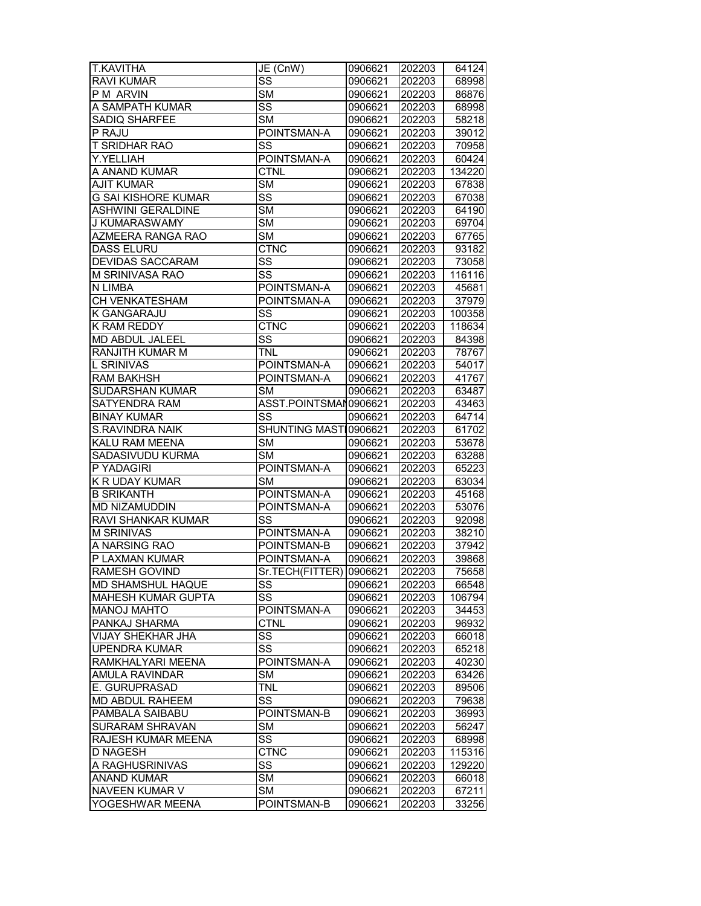| T.KAVITHA | JE (CnW) | 0906621 | 202203 | 64124 |
|---|---|---|---|---|
| RAVI KUMAR | SS | 0906621 | 202203 | 68998 |
| P M ARVIN | SM | 0906621 | 202203 | 86876 |
| A SAMPATH KUMAR | SS | 0906621 | 202203 | 68998 |
| SADIQ SHARFEE | SM | 0906621 | 202203 | 58218 |
| P RAJU | POINTSMAN-A | 0906621 | 202203 | 39012 |
| T SRIDHAR RAO | SS | 0906621 | 202203 | 70958 |
| Y.YELLIAH | POINTSMAN-A | 0906621 | 202203 | 60424 |
| A ANAND KUMAR | CTNL | 0906621 | 202203 | 134220 |
| AJIT KUMAR | SM | 0906621 | 202203 | 67838 |
| G SAI KISHORE KUMAR | SS | 0906621 | 202203 | 67038 |
| ASHWINI GERALDINE | SM | 0906621 | 202203 | 64190 |
| J KUMARASWAMY | SM | 0906621 | 202203 | 69704 |
| AZMEERA RANGA RAO | SM | 0906621 | 202203 | 67765 |
| DASS ELURU | CTNC | 0906621 | 202203 | 93182 |
| DEVIDAS SACCARAM | SS | 0906621 | 202203 | 73058 |
| M SRINIVASA RAO | SS | 0906621 | 202203 | 116116 |
| N LIMBA | POINTSMAN-A | 0906621 | 202203 | 45681 |
| CH VENKATESHAM | POINTSMAN-A | 0906621 | 202203 | 37979 |
| K GANGARAJU | SS | 0906621 | 202203 | 100358 |
| K RAM REDDY | CTNC | 0906621 | 202203 | 118634 |
| MD ABDUL JALEEL | SS | 0906621 | 202203 | 84398 |
| RANJITH KUMAR M | TNL | 0906621 | 202203 | 78767 |
| L SRINIVAS | POINTSMAN-A | 0906621 | 202203 | 54017 |
| RAM BAKHSH | POINTSMAN-A | 0906621 | 202203 | 41767 |
| SUDARSHAN KUMAR | SM | 0906621 | 202203 | 63487 |
| SATYENDRA RAM | ASST.POINTSMAN | 0906621 | 202203 | 43463 |
| BINAY KUMAR | SS | 0906621 | 202203 | 64714 |
| S.RAVINDRA NAIK | SHUNTING MAST | 0906621 | 202203 | 61702 |
| KALU RAM MEENA | SM | 0906621 | 202203 | 53678 |
| SADASIVUDU KURMA | SM | 0906621 | 202203 | 63288 |
| P YADAGIRI | POINTSMAN-A | 0906621 | 202203 | 65223 |
| K R UDAY KUMAR | SM | 0906621 | 202203 | 63034 |
| B SRIKANTH | POINTSMAN-A | 0906621 | 202203 | 45168 |
| MD NIZAMUDDIN | POINTSMAN-A | 0906621 | 202203 | 53076 |
| RAVI SHANKAR KUMAR | SS | 0906621 | 202203 | 92098 |
| M SRINIVAS | POINTSMAN-A | 0906621 | 202203 | 38210 |
| A NARSING RAO | POINTSMAN-B | 0906621 | 202203 | 37942 |
| P LAXMAN KUMAR | POINTSMAN-A | 0906621 | 202203 | 39868 |
| RAMESH GOVIND | Sr.TECH(FITTER) | 0906621 | 202203 | 75658 |
| MD SHAMSHUL HAQUE | SS | 0906621 | 202203 | 66548 |
| MAHESH KUMAR GUPTA | SS | 0906621 | 202203 | 106794 |
| MANOJ MAHTO | POINTSMAN-A | 0906621 | 202203 | 34453 |
| PANKAJ SHARMA | CTNL | 0906621 | 202203 | 96932 |
| VIJAY SHEKHAR JHA | SS | 0906621 | 202203 | 66018 |
| UPENDRA KUMAR | SS | 0906621 | 202203 | 65218 |
| RAMKHALYARI MEENA | POINTSMAN-A | 0906621 | 202203 | 40230 |
| AMULA RAVINDAR | SM | 0906621 | 202203 | 63426 |
| E. GURUPRASAD | TNL | 0906621 | 202203 | 89506 |
| MD ABDUL RAHEEM | SS | 0906621 | 202203 | 79638 |
| PAMBALA SAIBABU | POINTSMAN-B | 0906621 | 202203 | 36993 |
| SURARAM SHRAVAN | SM | 0906621 | 202203 | 56247 |
| RAJESH KUMAR MEENA | SS | 0906621 | 202203 | 68998 |
| D NAGESH | CTNC | 0906621 | 202203 | 115316 |
| A RAGHUSRINIVAS | SS | 0906621 | 202203 | 129220 |
| ANAND KUMAR | SM | 0906621 | 202203 | 66018 |
| NAVEEN KUMAR V | SM | 0906621 | 202203 | 67211 |
| YOGESHWAR MEENA | POINTSMAN-B | 0906621 | 202203 | 33256 |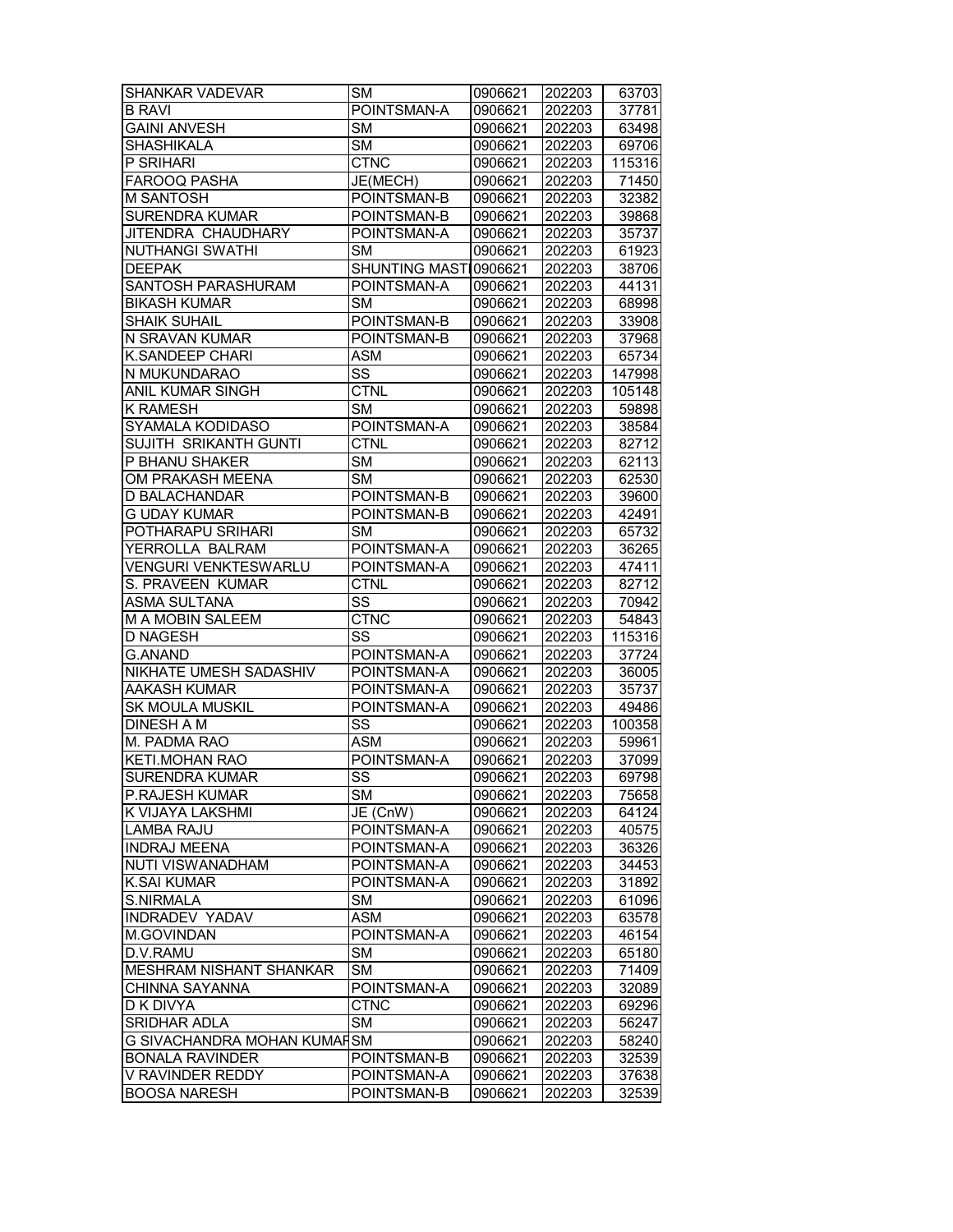| | | | | |
|---|---|---|---|---|
| SHANKAR VADEVAR | SM | 0906621 | 202203 | 63703 |
| B RAVI | POINTSMAN-A | 0906621 | 202203 | 37781 |
| GAINI ANVESH | SM | 0906621 | 202203 | 63498 |
| SHASHIKALA | SM | 0906621 | 202203 | 69706 |
| P SRIHARI | CTNC | 0906621 | 202203 | 115316 |
| FAROOQ PASHA | JE(MECH) | 0906621 | 202203 | 71450 |
| M SANTOSH | POINTSMAN-B | 0906621 | 202203 | 32382 |
| SURENDRA KUMAR | POINTSMAN-B | 0906621 | 202203 | 39868 |
| JITENDRA CHAUDHARY | POINTSMAN-A | 0906621 | 202203 | 35737 |
| NUTHANGI SWATHI | SM | 0906621 | 202203 | 61923 |
| DEEPAK | SHUNTING MAST | 0906621 | 202203 | 38706 |
| SANTOSH PARASHURAM | POINTSMAN-A | 0906621 | 202203 | 44131 |
| BIKASH KUMAR | SM | 0906621 | 202203 | 68998 |
| SHAIK SUHAIL | POINTSMAN-B | 0906621 | 202203 | 33908 |
| N SRAVAN KUMAR | POINTSMAN-B | 0906621 | 202203 | 37968 |
| K.SANDEEP CHARI | ASM | 0906621 | 202203 | 65734 |
| N MUKUNDARAO | SS | 0906621 | 202203 | 147998 |
| ANIL KUMAR SINGH | CTNL | 0906621 | 202203 | 105148 |
| K RAMESH | SM | 0906621 | 202203 | 59898 |
| SYAMALA KODIDASO | POINTSMAN-A | 0906621 | 202203 | 38584 |
| SUJITH SRIKANTH GUNTI | CTNL | 0906621 | 202203 | 82712 |
| P BHANU SHAKER | SM | 0906621 | 202203 | 62113 |
| OM PRAKASH MEENA | SM | 0906621 | 202203 | 62530 |
| D BALACHANDAR | POINTSMAN-B | 0906621 | 202203 | 39600 |
| G UDAY KUMAR | POINTSMAN-B | 0906621 | 202203 | 42491 |
| POTHARAPU SRIHARI | SM | 0906621 | 202203 | 65732 |
| YERROLLA BALRAM | POINTSMAN-A | 0906621 | 202203 | 36265 |
| VENGURI VENKTESWARLU | POINTSMAN-A | 0906621 | 202203 | 47411 |
| S. PRAVEEN KUMAR | CTNL | 0906621 | 202203 | 82712 |
| ASMA SULTANA | SS | 0906621 | 202203 | 70942 |
| M A MOBIN SALEEM | CTNC | 0906621 | 202203 | 54843 |
| D NAGESH | SS | 0906621 | 202203 | 115316 |
| G.ANAND | POINTSMAN-A | 0906621 | 202203 | 37724 |
| NIKHATE UMESH SADASHIV | POINTSMAN-A | 0906621 | 202203 | 36005 |
| AAKASH KUMAR | POINTSMAN-A | 0906621 | 202203 | 35737 |
| SK MOULA MUSKIL | POINTSMAN-A | 0906621 | 202203 | 49486 |
| DINESH A M | SS | 0906621 | 202203 | 100358 |
| M. PADMA RAO | ASM | 0906621 | 202203 | 59961 |
| KETI.MOHAN RAO | POINTSMAN-A | 0906621 | 202203 | 37099 |
| SURENDRA KUMAR | SS | 0906621 | 202203 | 69798 |
| P.RAJESH KUMAR | SM | 0906621 | 202203 | 75658 |
| K VIJAYA LAKSHMI | JE (CnW) | 0906621 | 202203 | 64124 |
| LAMBA RAJU | POINTSMAN-A | 0906621 | 202203 | 40575 |
| INDRAJ MEENA | POINTSMAN-A | 0906621 | 202203 | 36326 |
| NUTI VISWANADHAM | POINTSMAN-A | 0906621 | 202203 | 34453 |
| K.SAI KUMAR | POINTSMAN-A | 0906621 | 202203 | 31892 |
| S.NIRMALA | SM | 0906621 | 202203 | 61096 |
| INDRADEV YADAV | ASM | 0906621 | 202203 | 63578 |
| M.GOVINDAN | POINTSMAN-A | 0906621 | 202203 | 46154 |
| D.V.RAMU | SM | 0906621 | 202203 | 65180 |
| MESHRAM NISHANT SHANKAR | SM | 0906621 | 202203 | 71409 |
| CHINNA SAYANNA | POINTSMAN-A | 0906621 | 202203 | 32089 |
| D K DIVYA | CTNC | 0906621 | 202203 | 69296 |
| SRIDHAR ADLA | SM | 0906621 | 202203 | 56247 |
| G SIVACHANDRA MOHAN KUMAR | SM | 0906621 | 202203 | 58240 |
| BONALA RAVINDER | POINTSMAN-B | 0906621 | 202203 | 32539 |
| V RAVINDER REDDY | POINTSMAN-A | 0906621 | 202203 | 37638 |
| BOOSA NARESH | POINTSMAN-B | 0906621 | 202203 | 32539 |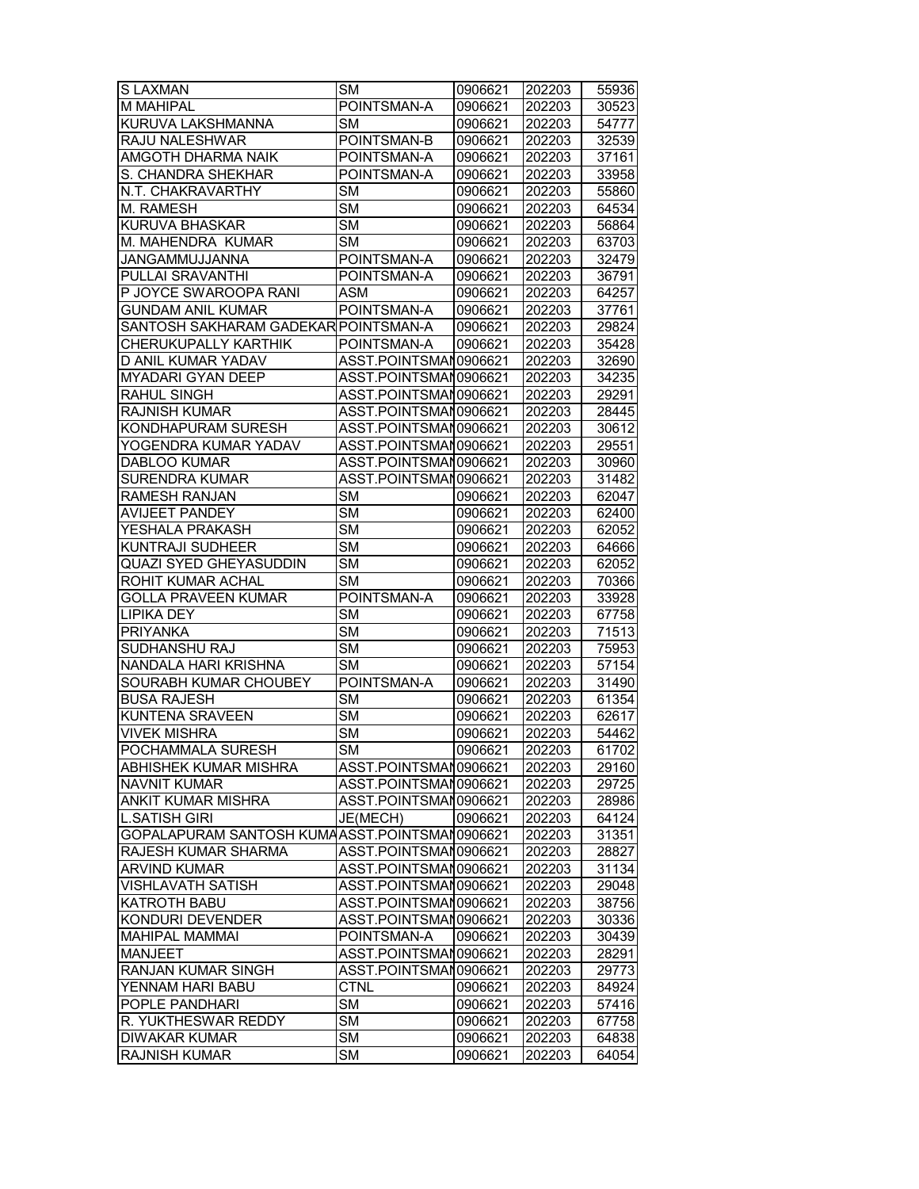| S LAXMAN | SM | 0906621 | 202203 | 55936 |
|---|---|---|---|---|
| M MAHIPAL | POINTSMAN-A | 0906621 | 202203 | 30523 |
| KURUVA LAKSHMANNA | SM | 0906621 | 202203 | 54777 |
| RAJU NALESHWAR | POINTSMAN-B | 0906621 | 202203 | 32539 |
| AMGOTH DHARMA NAIK | POINTSMAN-A | 0906621 | 202203 | 37161 |
| S. CHANDRA SHEKHAR | POINTSMAN-A | 0906621 | 202203 | 33958 |
| N.T. CHAKRAVARTHY | SM | 0906621 | 202203 | 55860 |
| M. RAMESH | SM | 0906621 | 202203 | 64534 |
| KURUVA BHASKAR | SM | 0906621 | 202203 | 56864 |
| M. MAHENDRA KUMAR | SM | 0906621 | 202203 | 63703 |
| JANGAMMUJJANNA | POINTSMAN-A | 0906621 | 202203 | 32479 |
| PULLAI SRAVANTHI | POINTSMAN-A | 0906621 | 202203 | 36791 |
| P JOYCE SWAROOPA RANI | ASM | 0906621 | 202203 | 64257 |
| GUNDAM ANIL KUMAR | POINTSMAN-A | 0906621 | 202203 | 37761 |
| SANTOSH SAKHARAM GADEKAR | POINTSMAN-A | 0906621 | 202203 | 29824 |
| CHERUKUPALLY KARTHIK | POINTSMAN-A | 0906621 | 202203 | 35428 |
| D ANIL KUMAR YADAV | ASST.POINTSMAN | 0906621 | 202203 | 32690 |
| MYADARI GYAN DEEP | ASST.POINTSMAN | 0906621 | 202203 | 34235 |
| RAHUL SINGH | ASST.POINTSMAN | 0906621 | 202203 | 29291 |
| RAJNISH KUMAR | ASST.POINTSMAN | 0906621 | 202203 | 28445 |
| KONDHAPURAM SURESH | ASST.POINTSMAN | 0906621 | 202203 | 30612 |
| YOGENDRA KUMAR YADAV | ASST.POINTSMAN | 0906621 | 202203 | 29551 |
| DABLOO KUMAR | ASST.POINTSMAN | 0906621 | 202203 | 30960 |
| SURENDRA KUMAR | ASST.POINTSMAN | 0906621 | 202203 | 31482 |
| RAMESH RANJAN | SM | 0906621 | 202203 | 62047 |
| AVIJEET PANDEY | SM | 0906621 | 202203 | 62400 |
| YESHALA PRAKASH | SM | 0906621 | 202203 | 62052 |
| KUNTRAJI SUDHEER | SM | 0906621 | 202203 | 64666 |
| QUAZI SYED GHEYASUDDIN | SM | 0906621 | 202203 | 62052 |
| ROHIT KUMAR ACHAL | SM | 0906621 | 202203 | 70366 |
| GOLLA PRAVEEN KUMAR | POINTSMAN-A | 0906621 | 202203 | 33928 |
| LIPIKA DEY | SM | 0906621 | 202203 | 67758 |
| PRIYANKA | SM | 0906621 | 202203 | 71513 |
| SUDHANSHU RAJ | SM | 0906621 | 202203 | 75953 |
| NANDALA HARI KRISHNA | SM | 0906621 | 202203 | 57154 |
| SOURABH KUMAR CHOUBEY | POINTSMAN-A | 0906621 | 202203 | 31490 |
| BUSA RAJESH | SM | 0906621 | 202203 | 61354 |
| KUNTENA SRAVEEN | SM | 0906621 | 202203 | 62617 |
| VIVEK MISHRA | SM | 0906621 | 202203 | 54462 |
| POCHAMMALA SURESH | SM | 0906621 | 202203 | 61702 |
| ABHISHEK KUMAR MISHRA | ASST.POINTSMAN | 0906621 | 202203 | 29160 |
| NAVNIT KUMAR | ASST.POINTSMAN | 0906621 | 202203 | 29725 |
| ANKIT KUMAR MISHRA | ASST.POINTSMAN | 0906621 | 202203 | 28986 |
| L.SATISH GIRI | JE(MECH) | 0906621 | 202203 | 64124 |
| GOPALAPURAM SANTOSH KUMA | ASST.POINTSMAN | 0906621 | 202203 | 31351 |
| RAJESH KUMAR SHARMA | ASST.POINTSMAN | 0906621 | 202203 | 28827 |
| ARVIND KUMAR | ASST.POINTSMAN | 0906621 | 202203 | 31134 |
| VISHLAVATH SATISH | ASST.POINTSMAN | 0906621 | 202203 | 29048 |
| KATROTH BABU | ASST.POINTSMAN | 0906621 | 202203 | 38756 |
| KONDURI DEVENDER | ASST.POINTSMAN | 0906621 | 202203 | 30336 |
| MAHIPAL MAMMAI | POINTSMAN-A | 0906621 | 202203 | 30439 |
| MANJEET | ASST.POINTSMAN | 0906621 | 202203 | 28291 |
| RANJAN KUMAR SINGH | ASST.POINTSMAN | 0906621 | 202203 | 29773 |
| YENNAM HARI BABU | CTNL | 0906621 | 202203 | 84924 |
| POPLE PANDHARI | SM | 0906621 | 202203 | 57416 |
| R. YUKTHESWAR REDDY | SM | 0906621 | 202203 | 67758 |
| DIWAKAR KUMAR | SM | 0906621 | 202203 | 64838 |
| RAJNISH KUMAR | SM | 0906621 | 202203 | 64054 |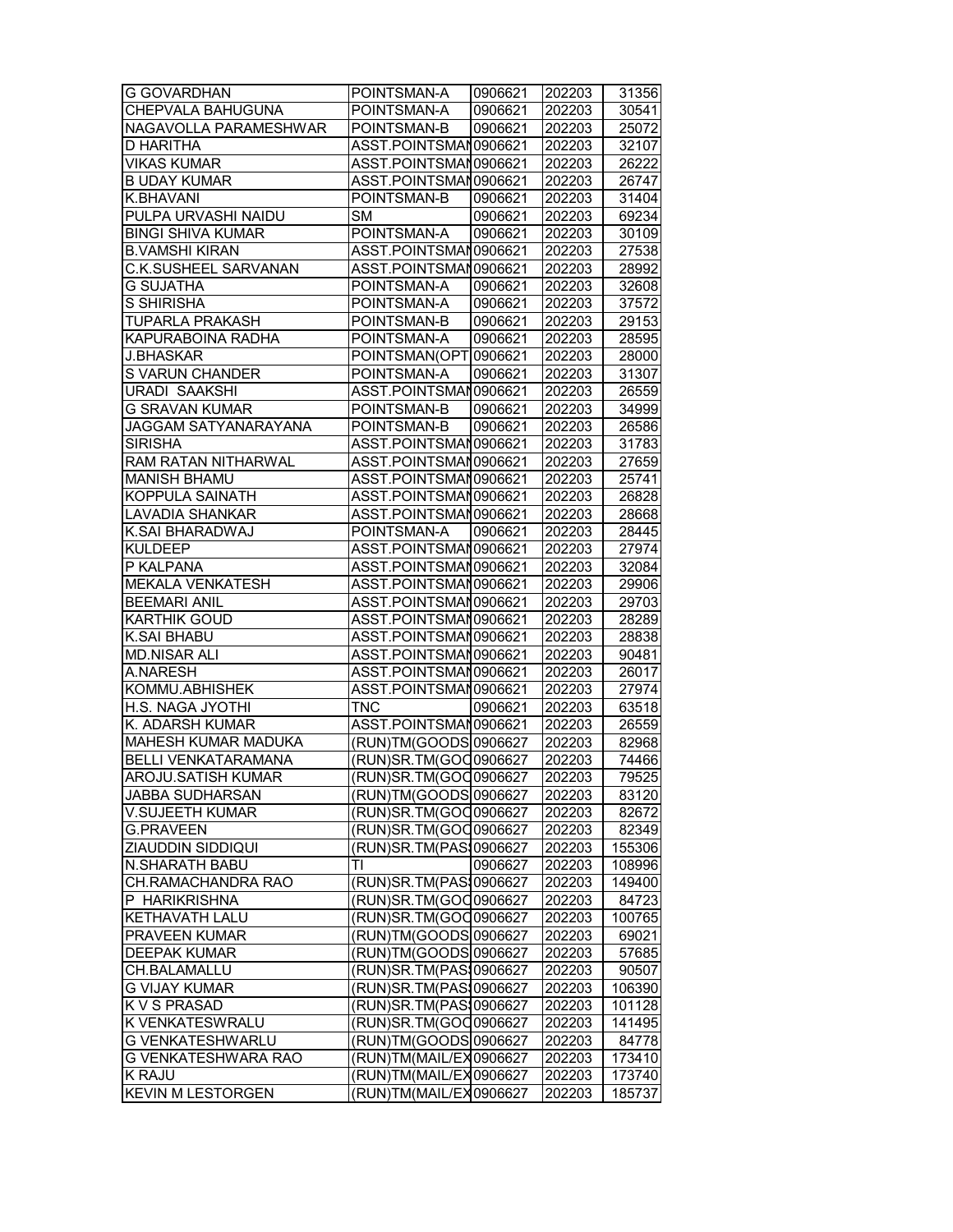| | | | | |
|---|---|---|---|---|
| G GOVARDHAN | POINTSMAN-A | 0906621 | 202203 | 31356 |
| CHEPVALA BAHUGUNA | POINTSMAN-A | 0906621 | 202203 | 30541 |
| NAGAVOLLA PARAMESHWAR | POINTSMAN-B | 0906621 | 202203 | 25072 |
| D HARITHA | ASST.POINTSMAN | 0906621 | 202203 | 32107 |
| VIKAS KUMAR | ASST.POINTSMAN | 0906621 | 202203 | 26222 |
| B UDAY KUMAR | ASST.POINTSMAN | 0906621 | 202203 | 26747 |
| K.BHAVANI | POINTSMAN-B | 0906621 | 202203 | 31404 |
| PULPA URVASHI NAIDU | SM | 0906621 | 202203 | 69234 |
| BINGI SHIVA KUMAR | POINTSMAN-A | 0906621 | 202203 | 30109 |
| B.VAMSHI KIRAN | ASST.POINTSMAN | 0906621 | 202203 | 27538 |
| C.K.SUSHEEL SARVANAN | ASST.POINTSMAN | 0906621 | 202203 | 28992 |
| G SUJATHA | POINTSMAN-A | 0906621 | 202203 | 32608 |
| S SHIRISHA | POINTSMAN-A | 0906621 | 202203 | 37572 |
| TUPARLA PRAKASH | POINTSMAN-B | 0906621 | 202203 | 29153 |
| KAPURABOINA RADHA | POINTSMAN-A | 0906621 | 202203 | 28595 |
| J.BHASKAR | POINTSMAN(OPT | 0906621 | 202203 | 28000 |
| S VARUN CHANDER | POINTSMAN-A | 0906621 | 202203 | 31307 |
| URADI SAAKSHI | ASST.POINTSMAN | 0906621 | 202203 | 26559 |
| G SRAVAN KUMAR | POINTSMAN-B | 0906621 | 202203 | 34999 |
| JAGGAM SATYANARAYANA | POINTSMAN-B | 0906621 | 202203 | 26586 |
| SIRISHA | ASST.POINTSMAN | 0906621 | 202203 | 31783 |
| RAM RATAN NITHARWAL | ASST.POINTSMAN | 0906621 | 202203 | 27659 |
| MANISH BHAMU | ASST.POINTSMAN | 0906621 | 202203 | 25741 |
| KOPPULA SAINATH | ASST.POINTSMAN | 0906621 | 202203 | 26828 |
| LAVADIA SHANKAR | ASST.POINTSMAN | 0906621 | 202203 | 28668 |
| K.SAI BHARADWAJ | POINTSMAN-A | 0906621 | 202203 | 28445 |
| KULDEEP | ASST.POINTSMAN | 0906621 | 202203 | 27974 |
| P KALPANA | ASST.POINTSMAN | 0906621 | 202203 | 32084 |
| MEKALA VENKATESH | ASST.POINTSMAN | 0906621 | 202203 | 29906 |
| BEEMARI ANIL | ASST.POINTSMAN | 0906621 | 202203 | 29703 |
| KARTHIK GOUD | ASST.POINTSMAN | 0906621 | 202203 | 28289 |
| K.SAI BHABU | ASST.POINTSMAN | 0906621 | 202203 | 28838 |
| MD.NISAR ALI | ASST.POINTSMAN | 0906621 | 202203 | 90481 |
| A.NARESH | ASST.POINTSMAN | 0906621 | 202203 | 26017 |
| KOMMU.ABHISHEK | ASST.POINTSMAN | 0906621 | 202203 | 27974 |
| H.S. NAGA JYOTHI | TNC | 0906621 | 202203 | 63518 |
| K. ADARSH KUMAR | ASST.POINTSMAN | 0906621 | 202203 | 26559 |
| MAHESH KUMAR MADUKA | (RUN)TM(GOODS | 0906627 | 202203 | 82968 |
| BELLI VENKATARAMANA | (RUN)SR.TM(GOO | 0906627 | 202203 | 74466 |
| AROJU.SATISH KUMAR | (RUN)SR.TM(GOO | 0906627 | 202203 | 79525 |
| JABBA SUDHARSAN | (RUN)TM(GOODS | 0906627 | 202203 | 83120 |
| V.SUJEETH KUMAR | (RUN)SR.TM(GOO | 0906627 | 202203 | 82672 |
| G.PRAVEEN | (RUN)SR.TM(GOO | 0906627 | 202203 | 82349 |
| ZIAUDDIN SIDDIQUI | (RUN)SR.TM(PAS | 0906627 | 202203 | 155306 |
| N.SHARATH BABU | TI | 0906627 | 202203 | 108996 |
| CH.RAMACHANDRA RAO | (RUN)SR.TM(PAS | 0906627 | 202203 | 149400 |
| P HARIKRISHNA | (RUN)SR.TM(GOO | 0906627 | 202203 | 84723 |
| KETHAVATH LALU | (RUN)SR.TM(GOO | 0906627 | 202203 | 100765 |
| PRAVEEN KUMAR | (RUN)TM(GOODS | 0906627 | 202203 | 69021 |
| DEEPAK KUMAR | (RUN)TM(GOODS | 0906627 | 202203 | 57685 |
| CH.BALAMALLU | (RUN)SR.TM(PAS | 0906627 | 202203 | 90507 |
| G VIJAY KUMAR | (RUN)SR.TM(PAS | 0906627 | 202203 | 106390 |
| K V S PRASAD | (RUN)SR.TM(PAS | 0906627 | 202203 | 101128 |
| K VENKATESWRALU | (RUN)SR.TM(GOO | 0906627 | 202203 | 141495 |
| G VENKATESHWARLU | (RUN)TM(GOODS | 0906627 | 202203 | 84778 |
| G VENKATESHWARA RAO | (RUN)TM(MAIL/EX | 0906627 | 202203 | 173410 |
| K RAJU | (RUN)TM(MAIL/EX | 0906627 | 202203 | 173740 |
| KEVIN M LESTORGEN | (RUN)TM(MAIL/EX | 0906627 | 202203 | 185737 |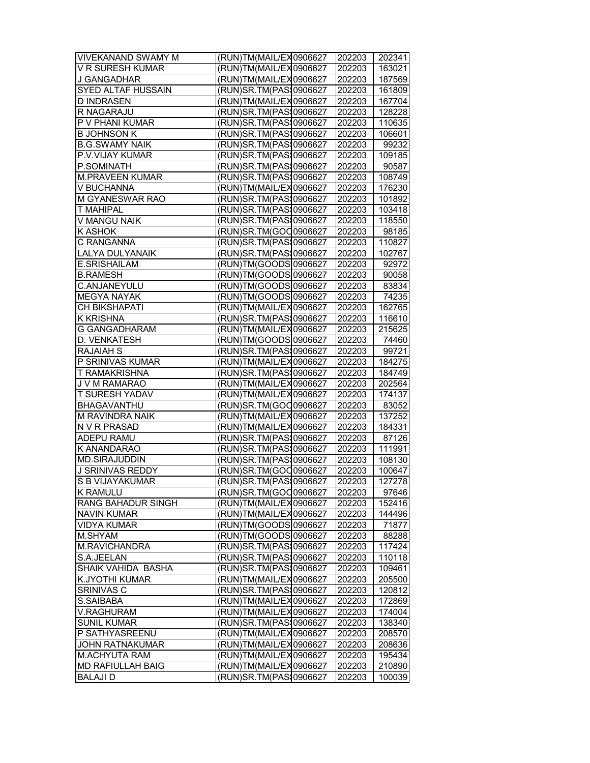| | | | | |
|---|---|---|---|---|
| VIVEKANAND SWAMY M | (RUN)TM(MAIL/EX | 0906627 | 202203 | 202341 |
| V R SURESH KUMAR | (RUN)TM(MAIL/EX | 0906627 | 202203 | 163021 |
| J GANGADHAR | (RUN)TM(MAIL/EX | 0906627 | 202203 | 187569 |
| SYED ALTAF HUSSAIN | (RUN)SR.TM(PAS | 0906627 | 202203 | 161809 |
| D INDRASEN | (RUN)TM(MAIL/EX | 0906627 | 202203 | 167704 |
| R NAGARAJU | (RUN)SR.TM(PAS | 0906627 | 202203 | 128228 |
| P V PHANI KUMAR | (RUN)SR.TM(PAS | 0906627 | 202203 | 110635 |
| B JOHNSON K | (RUN)SR.TM(PAS | 0906627 | 202203 | 106601 |
| B.G.SWAMY NAIK | (RUN)SR.TM(PAS | 0906627 | 202203 | 99232 |
| P.V.VIJAY KUMAR | (RUN)SR.TM(PAS | 0906627 | 202203 | 109185 |
| P.SOMINATH | (RUN)SR.TM(PAS | 0906627 | 202203 | 90587 |
| M.PRAVEEN KUMAR | (RUN)SR.TM(PAS | 0906627 | 202203 | 108749 |
| V BUCHANNA | (RUN)TM(MAIL/EX | 0906627 | 202203 | 176230 |
| M GYANESWAR RAO | (RUN)SR.TM(PAS | 0906627 | 202203 | 101892 |
| T MAHIPAL | (RUN)SR.TM(PAS | 0906627 | 202203 | 103418 |
| V MANGU NAIK | (RUN)SR.TM(PAS | 0906627 | 202203 | 118550 |
| K ASHOK | (RUN)SR.TM(GOC | 0906627 | 202203 | 98185 |
| C RANGANNA | (RUN)SR.TM(PAS | 0906627 | 202203 | 110827 |
| LALYA DULYANAIK | (RUN)SR.TM(PAS | 0906627 | 202203 | 102767 |
| E.SRISHAILAM | (RUN)TM(GOODS | 0906627 | 202203 | 92972 |
| B.RAMESH | (RUN)TM(GOODS | 0906627 | 202203 | 90058 |
| C.ANJANEYULU | (RUN)TM(GOODS | 0906627 | 202203 | 83834 |
| MEGYA NAYAK | (RUN)TM(GOODS | 0906627 | 202203 | 74235 |
| CH BIKSHAPATI | (RUN)TM(MAIL/EX | 0906627 | 202203 | 162765 |
| K KRISHNA | (RUN)SR.TM(PAS | 0906627 | 202203 | 116610 |
| G GANGADHARAM | (RUN)TM(MAIL/EX | 0906627 | 202203 | 215625 |
| D. VENKATESH | (RUN)TM(GOODS | 0906627 | 202203 | 74460 |
| RAJAIAH S | (RUN)SR.TM(PAS | 0906627 | 202203 | 99721 |
| P SRINIVAS KUMAR | (RUN)TM(MAIL/EX | 0906627 | 202203 | 184275 |
| T RAMAKRISHNA | (RUN)SR.TM(PAS | 0906627 | 202203 | 184749 |
| J V M RAMARAO | (RUN)TM(MAIL/EX | 0906627 | 202203 | 202564 |
| T SURESH YADAV | (RUN)TM(MAIL/EX | 0906627 | 202203 | 174137 |
| BHAGAVANTHU | (RUN)SR.TM(GOC | 0906627 | 202203 | 83052 |
| M RAVINDRA NAIK | (RUN)TM(MAIL/EX | 0906627 | 202203 | 137252 |
| N V R PRASAD | (RUN)TM(MAIL/EX | 0906627 | 202203 | 184331 |
| ADEPU RAMU | (RUN)SR.TM(PAS | 0906627 | 202203 | 87126 |
| K ANANDARAO | (RUN)SR.TM(PAS | 0906627 | 202203 | 111991 |
| MD.SIRAJUDDIN | (RUN)SR.TM(PAS | 0906627 | 202203 | 108130 |
| J SRINIVAS REDDY | (RUN)SR.TM(GOC | 0906627 | 202203 | 100647 |
| S B VIJAYAKUMAR | (RUN)SR.TM(PAS | 0906627 | 202203 | 127278 |
| K RAMULU | (RUN)SR.TM(GOC | 0906627 | 202203 | 97646 |
| RANG BAHADUR SINGH | (RUN)TM(MAIL/EX | 0906627 | 202203 | 152416 |
| NAVIN KUMAR | (RUN)TM(MAIL/EX | 0906627 | 202203 | 144496 |
| VIDYA KUMAR | (RUN)TM(GOODS | 0906627 | 202203 | 71877 |
| M.SHYAM | (RUN)TM(GOODS | 0906627 | 202203 | 88288 |
| M.RAVICHANDRA | (RUN)SR.TM(PAS | 0906627 | 202203 | 117424 |
| S.A.JEELAN | (RUN)SR.TM(PAS | 0906627 | 202203 | 110118 |
| SHAIK VAHIDA BASHA | (RUN)SR.TM(PAS | 0906627 | 202203 | 109461 |
| K.JYOTHI KUMAR | (RUN)TM(MAIL/EX | 0906627 | 202203 | 205500 |
| SRINIVAS C | (RUN)SR.TM(PAS | 0906627 | 202203 | 120812 |
| S.SAIBABA | (RUN)TM(MAIL/EX | 0906627 | 202203 | 172869 |
| V.RAGHURAM | (RUN)TM(MAIL/EX | 0906627 | 202203 | 174004 |
| SUNIL KUMAR | (RUN)SR.TM(PAS | 0906627 | 202203 | 138340 |
| P SATHYASREENU | (RUN)TM(MAIL/EX | 0906627 | 202203 | 208570 |
| JOHN RATNAKUMAR | (RUN)TM(MAIL/EX | 0906627 | 202203 | 208636 |
| M.ACHYUTA RAM | (RUN)TM(MAIL/EX | 0906627 | 202203 | 195434 |
| MD RAFIULLAH BAIG | (RUN)TM(MAIL/EX | 0906627 | 202203 | 210890 |
| BALAJI D | (RUN)SR.TM(PAS | 0906627 | 202203 | 100039 |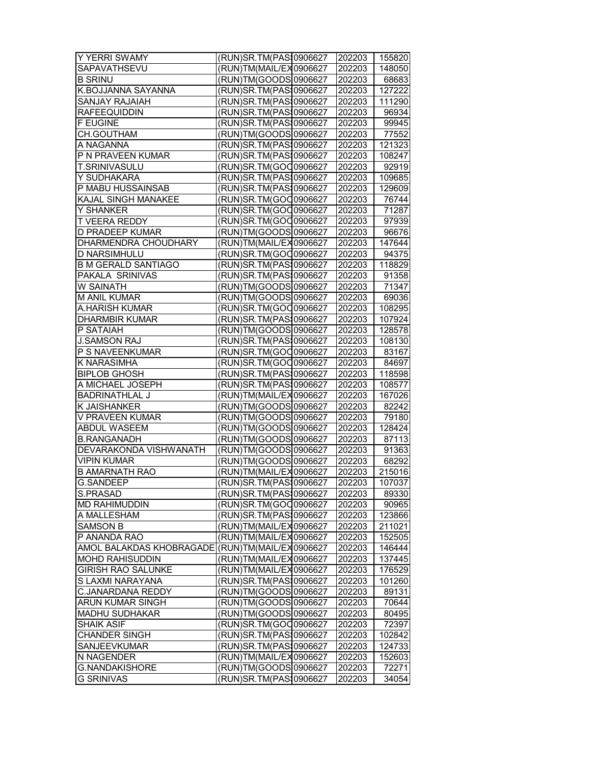| | | | | |
|---|---|---|---|---|
| Y YERRI SWAMY | (RUN)SR.TM(PAS | 0906627 | 202203 | 155820 |
| SAPAVATHSEVU | (RUN)TM(MAIL/EX | 0906627 | 202203 | 148050 |
| B SRINU | (RUN)TM(GOODS | 0906627 | 202203 | 68683 |
| K.BOJJANNA SAYANNA | (RUN)SR.TM(PAS | 0906627 | 202203 | 127222 |
| SANJAY RAJAIAH | (RUN)SR.TM(PAS | 0906627 | 202203 | 111290 |
| RAFEEQUIDDIN | (RUN)SR.TM(PAS | 0906627 | 202203 | 96934 |
| F EUGINE | (RUN)SR.TM(PAS | 0906627 | 202203 | 99945 |
| CH.GOUTHAM | (RUN)TM(GOODS | 0906627 | 202203 | 77552 |
| A NAGANNA | (RUN)SR.TM(PAS | 0906627 | 202203 | 121323 |
| P N PRAVEEN KUMAR | (RUN)SR.TM(PAS | 0906627 | 202203 | 108247 |
| T.SRINIVASULU | (RUN)SR.TM(GOO | 0906627 | 202203 | 92919 |
| Y SUDHAKARA | (RUN)SR.TM(PAS | 0906627 | 202203 | 109685 |
| P MABU HUSSAINSAB | (RUN)SR.TM(PAS | 0906627 | 202203 | 129609 |
| KAJAL SINGH MANAKEE | (RUN)SR.TM(GOO | 0906627 | 202203 | 76744 |
| Y SHANKER | (RUN)SR.TM(GOO | 0906627 | 202203 | 71287 |
| T VEERA REDDY | (RUN)SR.TM(GOO | 0906627 | 202203 | 97939 |
| D PRADEEP KUMAR | (RUN)TM(GOODS | 0906627 | 202203 | 96676 |
| DHARMENDRA CHOUDHARY | (RUN)TM(MAIL/EX | 0906627 | 202203 | 147644 |
| D NARSIMHULU | (RUN)SR.TM(GOO | 0906627 | 202203 | 94375 |
| B M GERALD SANTIAGO | (RUN)SR.TM(PAS | 0906627 | 202203 | 118829 |
| PAKALA SRINIVAS | (RUN)SR.TM(PAS | 0906627 | 202203 | 91358 |
| W SAINATH | (RUN)TM(GOODS | 0906627 | 202203 | 71347 |
| M ANIL KUMAR | (RUN)TM(GOODS | 0906627 | 202203 | 69036 |
| A.HARISH KUMAR | (RUN)SR.TM(GOO | 0906627 | 202203 | 108295 |
| DHARMBIR KUMAR | (RUN)SR.TM(PAS | 0906627 | 202203 | 107924 |
| P SATAIAH | (RUN)TM(GOODS | 0906627 | 202203 | 128578 |
| J.SAMSON RAJ | (RUN)SR.TM(PAS | 0906627 | 202203 | 108130 |
| P S NAVEENKUMAR | (RUN)SR.TM(GOO | 0906627 | 202203 | 83167 |
| K NARASIMHA | (RUN)SR.TM(GOO | 0906627 | 202203 | 84697 |
| BIPLOB GHOSH | (RUN)SR.TM(PAS | 0906627 | 202203 | 118598 |
| A MICHAEL JOSEPH | (RUN)SR.TM(PAS | 0906627 | 202203 | 108577 |
| BADRINATHLAL J | (RUN)TM(MAIL/EX | 0906627 | 202203 | 167026 |
| K JAISHANKER | (RUN)TM(GOODS | 0906627 | 202203 | 82242 |
| V PRAVEEN KUMAR | (RUN)TM(GOODS | 0906627 | 202203 | 79180 |
| ABDUL WASEEM | (RUN)TM(GOODS | 0906627 | 202203 | 128424 |
| B.RANGANADH | (RUN)TM(GOODS | 0906627 | 202203 | 87113 |
| DEVARAKONDA VISHWANATH | (RUN)TM(GOODS | 0906627 | 202203 | 91363 |
| VIPIN KUMAR | (RUN)TM(GOODS | 0906627 | 202203 | 68292 |
| B AMARNATH RAO | (RUN)TM(MAIL/EX | 0906627 | 202203 | 215016 |
| G.SANDEEP | (RUN)SR.TM(PAS | 0906627 | 202203 | 107037 |
| S.PRASAD | (RUN)SR.TM(PAS | 0906627 | 202203 | 89330 |
| MD RAHIMUDDIN | (RUN)SR.TM(GOO | 0906627 | 202203 | 90965 |
| A MALLESHAM | (RUN)SR.TM(PAS | 0906627 | 202203 | 123866 |
| SAMSON B | (RUN)TM(MAIL/EX | 0906627 | 202203 | 211021 |
| P ANANDA RAO | (RUN)TM(MAIL/EX | 0906627 | 202203 | 152505 |
| AMOL BALAKDAS KHOBRAGADE | (RUN)TM(MAIL/EX | 0906627 | 202203 | 146444 |
| MOHD RAHISUDDIN | (RUN)TM(MAIL/EX | 0906627 | 202203 | 137445 |
| GIRISH RAO SALUNKE | (RUN)TM(MAIL/EX | 0906627 | 202203 | 176529 |
| S LAXMI NARAYANA | (RUN)SR.TM(PAS | 0906627 | 202203 | 101260 |
| C.JANARDANA REDDY | (RUN)TM(GOODS | 0906627 | 202203 | 89131 |
| ARUN KUMAR SINGH | (RUN)TM(GOODS | 0906627 | 202203 | 70644 |
| MADHU SUDHAKAR | (RUN)TM(GOODS | 0906627 | 202203 | 80495 |
| SHAIK ASIF | (RUN)SR.TM(GOO | 0906627 | 202203 | 72397 |
| CHANDER SINGH | (RUN)SR.TM(PAS | 0906627 | 202203 | 102842 |
| SANJEEVKUMAR | (RUN)SR.TM(PAS | 0906627 | 202203 | 124733 |
| N NAGENDER | (RUN)TM(MAIL/EX | 0906627 | 202203 | 152603 |
| G.NANDAKISHORE | (RUN)TM(GOODS | 0906627 | 202203 | 72271 |
| G SRINIVAS | (RUN)SR.TM(PAS | 0906627 | 202203 | 34054 |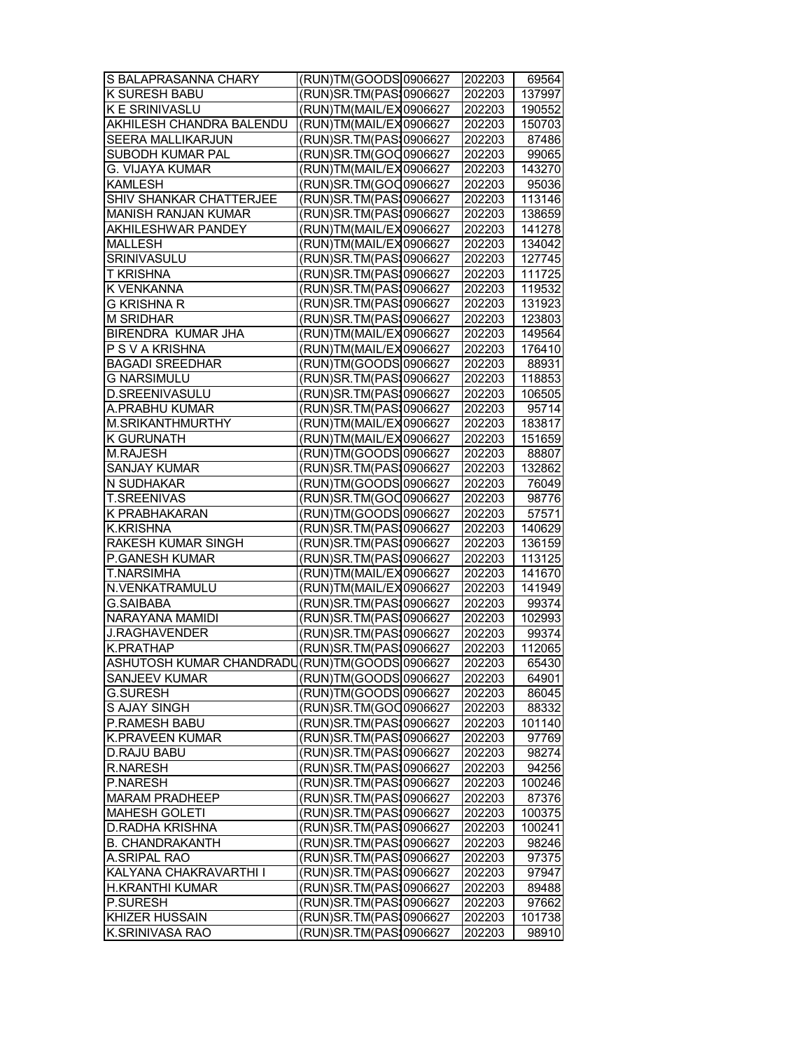| | | | | |
|---|---|---|---|---|
| S BALAPRASANNA CHARY | (RUN)TM(GOODS | 0906627 | 202203 | 69564 |
| K SURESH BABU | (RUN)SR.TM(PAS | 0906627 | 202203 | 137997 |
| K E SRINIVASLU | (RUN)TM(MAIL/EX | 0906627 | 202203 | 190552 |
| AKHILESH CHANDRA BALENDU | (RUN)TM(MAIL/EX | 0906627 | 202203 | 150703 |
| SEERA MALLIKARJUN | (RUN)SR.TM(PAS | 0906627 | 202203 | 87486 |
| SUBODH KUMAR PAL | (RUN)SR.TM(GOO | 0906627 | 202203 | 99065 |
| G. VIJAYA KUMAR | (RUN)TM(MAIL/EX | 0906627 | 202203 | 143270 |
| KAMLESH | (RUN)SR.TM(GOO | 0906627 | 202203 | 95036 |
| SHIV SHANKAR CHATTERJEE | (RUN)SR.TM(PAS | 0906627 | 202203 | 113146 |
| MANISH RANJAN KUMAR | (RUN)SR.TM(PAS | 0906627 | 202203 | 138659 |
| AKHILESHWAR PANDEY | (RUN)TM(MAIL/EX | 0906627 | 202203 | 141278 |
| MALLESH | (RUN)TM(MAIL/EX | 0906627 | 202203 | 134042 |
| SRINIVASULU | (RUN)SR.TM(PAS | 0906627 | 202203 | 127745 |
| T KRISHNA | (RUN)SR.TM(PAS | 0906627 | 202203 | 111725 |
| K VENKANNA | (RUN)SR.TM(PAS | 0906627 | 202203 | 119532 |
| G KRISHNA R | (RUN)SR.TM(PAS | 0906627 | 202203 | 131923 |
| M SRIDHAR | (RUN)SR.TM(PAS | 0906627 | 202203 | 123803 |
| BIRENDRA KUMAR JHA | (RUN)TM(MAIL/EX | 0906627 | 202203 | 149564 |
| P S V A KRISHNA | (RUN)TM(MAIL/EX | 0906627 | 202203 | 176410 |
| BAGADI SREEDHAR | (RUN)TM(GOODS | 0906627 | 202203 | 88931 |
| G NARSIMULU | (RUN)SR.TM(PAS | 0906627 | 202203 | 118853 |
| D.SREENIVASULU | (RUN)SR.TM(PAS | 0906627 | 202203 | 106505 |
| A.PRABHU KUMAR | (RUN)SR.TM(PAS | 0906627 | 202203 | 95714 |
| M.SRIKANTHMURTHY | (RUN)TM(MAIL/EX | 0906627 | 202203 | 183817 |
| K GURUNATH | (RUN)TM(MAIL/EX | 0906627 | 202203 | 151659 |
| M.RAJESH | (RUN)TM(GOODS | 0906627 | 202203 | 88807 |
| SANJAY KUMAR | (RUN)SR.TM(PAS | 0906627 | 202203 | 132862 |
| N SUDHAKAR | (RUN)TM(GOODS | 0906627 | 202203 | 76049 |
| T.SREENIVAS | (RUN)SR.TM(GOO | 0906627 | 202203 | 98776 |
| K PRABHAKARAN | (RUN)TM(GOODS | 0906627 | 202203 | 57571 |
| K.KRISHNA | (RUN)SR.TM(PAS | 0906627 | 202203 | 140629 |
| RAKESH KUMAR SINGH | (RUN)SR.TM(PAS | 0906627 | 202203 | 136159 |
| P.GANESH KUMAR | (RUN)SR.TM(PAS | 0906627 | 202203 | 113125 |
| T.NARSIMHA | (RUN)TM(MAIL/EX | 0906627 | 202203 | 141670 |
| N.VENKATRAMULU | (RUN)TM(MAIL/EX | 0906627 | 202203 | 141949 |
| G.SAIBABA | (RUN)SR.TM(PAS | 0906627 | 202203 | 99374 |
| NARAYANA MAMIDI | (RUN)SR.TM(PAS | 0906627 | 202203 | 102993 |
| J.RAGHAVENDER | (RUN)SR.TM(PAS | 0906627 | 202203 | 99374 |
| K.PRATHAP | (RUN)SR.TM(PAS | 0906627 | 202203 | 112065 |
| ASHUTOSH KUMAR CHANDRADU | (RUN)TM(GOODS | 0906627 | 202203 | 65430 |
| SANJEEV KUMAR | (RUN)TM(GOODS | 0906627 | 202203 | 64901 |
| G.SURESH | (RUN)TM(GOODS | 0906627 | 202203 | 86045 |
| S AJAY SINGH | (RUN)SR.TM(GOO | 0906627 | 202203 | 88332 |
| P.RAMESH BABU | (RUN)SR.TM(PAS | 0906627 | 202203 | 101140 |
| K.PRAVEEN KUMAR | (RUN)SR.TM(PAS | 0906627 | 202203 | 97769 |
| D.RAJU BABU | (RUN)SR.TM(PAS | 0906627 | 202203 | 98274 |
| R.NARESH | (RUN)SR.TM(PAS | 0906627 | 202203 | 94256 |
| P.NARESH | (RUN)SR.TM(PAS | 0906627 | 202203 | 100246 |
| MARAM PRADHEEP | (RUN)SR.TM(PAS | 0906627 | 202203 | 87376 |
| MAHESH GOLETI | (RUN)SR.TM(PAS | 0906627 | 202203 | 100375 |
| D.RADHA KRISHNA | (RUN)SR.TM(PAS | 0906627 | 202203 | 100241 |
| B. CHANDRAKANTH | (RUN)SR.TM(PAS | 0906627 | 202203 | 98246 |
| A.SRIPAL RAO | (RUN)SR.TM(PAS | 0906627 | 202203 | 97375 |
| KALYANA CHAKRAVARTHI I | (RUN)SR.TM(PAS | 0906627 | 202203 | 97947 |
| H.KRANTHI KUMAR | (RUN)SR.TM(PAS | 0906627 | 202203 | 89488 |
| P.SURESH | (RUN)SR.TM(PAS | 0906627 | 202203 | 97662 |
| KHIZER HUSSAIN | (RUN)SR.TM(PAS | 0906627 | 202203 | 101738 |
| K.SRINIVASA RAO | (RUN)SR.TM(PAS | 0906627 | 202203 | 98910 |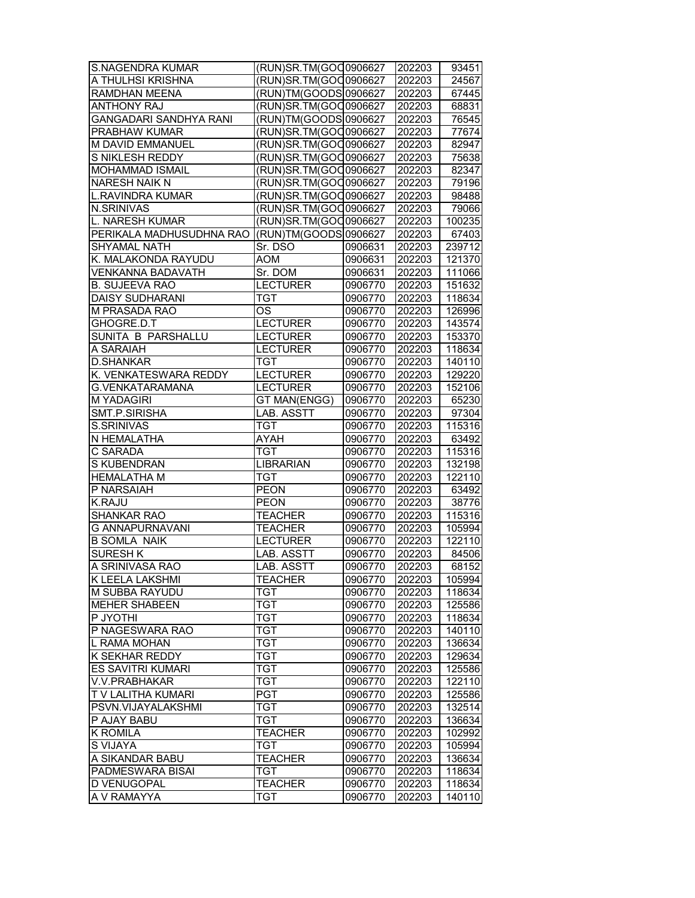| S.NAGENDRA KUMAR | (RUN)SR.TM(GOO | 0906627 | 202203 | 93451 |
|---|---|---|---|---|
| A THULHSI KRISHNA | (RUN)SR.TM(GOO | 0906627 | 202203 | 24567 |
| RAMDHAN MEENA | (RUN)TM(GOODS | 0906627 | 202203 | 67445 |
| ANTHONY RAJ | (RUN)SR.TM(GOO | 0906627 | 202203 | 68831 |
| GANGADARI SANDHYA RANI | (RUN)TM(GOODS | 0906627 | 202203 | 76545 |
| PRABHAW KUMAR | (RUN)SR.TM(GOO | 0906627 | 202203 | 77674 |
| M DAVID EMMANUEL | (RUN)SR.TM(GOO | 0906627 | 202203 | 82947 |
| S NIKLESH REDDY | (RUN)SR.TM(GOO | 0906627 | 202203 | 75638 |
| MOHAMMAD ISMAIL | (RUN)SR.TM(GOO | 0906627 | 202203 | 82347 |
| NARESH NAIK N | (RUN)SR.TM(GOO | 0906627 | 202203 | 79196 |
| L.RAVINDRA KUMAR | (RUN)SR.TM(GOO | 0906627 | 202203 | 98488 |
| N.SRINIVAS | (RUN)SR.TM(GOO | 0906627 | 202203 | 79066 |
| L. NARESH KUMAR | (RUN)SR.TM(GOO | 0906627 | 202203 | 100235 |
| PERIKALA MADHUSUDHNA RAO | (RUN)TM(GOODS | 0906627 | 202203 | 67403 |
| SHYAMAL NATH | Sr. DSO | 0906631 | 202203 | 239712 |
| K. MALAKONDA RAYUDU | AOM | 0906631 | 202203 | 121370 |
| VENKANNA BADAVATH | Sr. DOM | 0906631 | 202203 | 111066 |
| B. SUJEEVA RAO | LECTURER | 0906770 | 202203 | 151632 |
| DAISY SUDHARANI | TGT | 0906770 | 202203 | 118634 |
| M PRASADA RAO | OS | 0906770 | 202203 | 126996 |
| GHOGRE.D.T | LECTURER | 0906770 | 202203 | 143574 |
| SUNITA B PARSHALLU | LECTURER | 0906770 | 202203 | 153370 |
| A SARAIAH | LECTURER | 0906770 | 202203 | 118634 |
| D.SHANKAR | TGT | 0906770 | 202203 | 140110 |
| K. VENKATESWARA REDDY | LECTURER | 0906770 | 202203 | 129220 |
| G.VENKATARAMANA | LECTURER | 0906770 | 202203 | 152106 |
| M YADAGIRI | GT MAN(ENGG) | 0906770 | 202203 | 65230 |
| SMT.P.SIRISHA | LAB. ASSTT | 0906770 | 202203 | 97304 |
| S.SRINIVAS | TGT | 0906770 | 202203 | 115316 |
| N HEMALATHA | AYAH | 0906770 | 202203 | 63492 |
| C SARADA | TGT | 0906770 | 202203 | 115316 |
| S KUBENDRAN | LIBRARIAN | 0906770 | 202203 | 132198 |
| HEMALATHA M | TGT | 0906770 | 202203 | 122110 |
| P NARSAIAH | PEON | 0906770 | 202203 | 63492 |
| K.RAJU | PEON | 0906770 | 202203 | 38776 |
| SHANKAR RAO | TEACHER | 0906770 | 202203 | 115316 |
| G ANNAPURNAVANI | TEACHER | 0906770 | 202203 | 105994 |
| B SOMLA NAIK | LECTURER | 0906770 | 202203 | 122110 |
| SURESH K | LAB. ASSTT | 0906770 | 202203 | 84506 |
| A SRINIVASA RAO | LAB. ASSTT | 0906770 | 202203 | 68152 |
| K LEELA LAKSHMI | TEACHER | 0906770 | 202203 | 105994 |
| M SUBBA RAYUDU | TGT | 0906770 | 202203 | 118634 |
| MEHER SHABEEN | TGT | 0906770 | 202203 | 125586 |
| P JYOTHI | TGT | 0906770 | 202203 | 118634 |
| P NAGESWARA RAO | TGT | 0906770 | 202203 | 140110 |
| L RAMA MOHAN | TGT | 0906770 | 202203 | 136634 |
| K SEKHAR REDDY | TGT | 0906770 | 202203 | 129634 |
| ES SAVITRI KUMARI | TGT | 0906770 | 202203 | 125586 |
| V.V.PRABHAKAR | TGT | 0906770 | 202203 | 122110 |
| T V LALITHA KUMARI | PGT | 0906770 | 202203 | 125586 |
| PSVN.VIJAYALAKSHMI | TGT | 0906770 | 202203 | 132514 |
| P AJAY BABU | TGT | 0906770 | 202203 | 136634 |
| K ROMILA | TEACHER | 0906770 | 202203 | 102992 |
| S VIJAYA | TGT | 0906770 | 202203 | 105994 |
| A SIKANDAR BABU | TEACHER | 0906770 | 202203 | 136634 |
| PADMESWARA BISAI | TGT | 0906770 | 202203 | 118634 |
| D VENUGOPAL | TEACHER | 0906770 | 202203 | 118634 |
| A V RAMAYYA | TGT | 0906770 | 202203 | 140110 |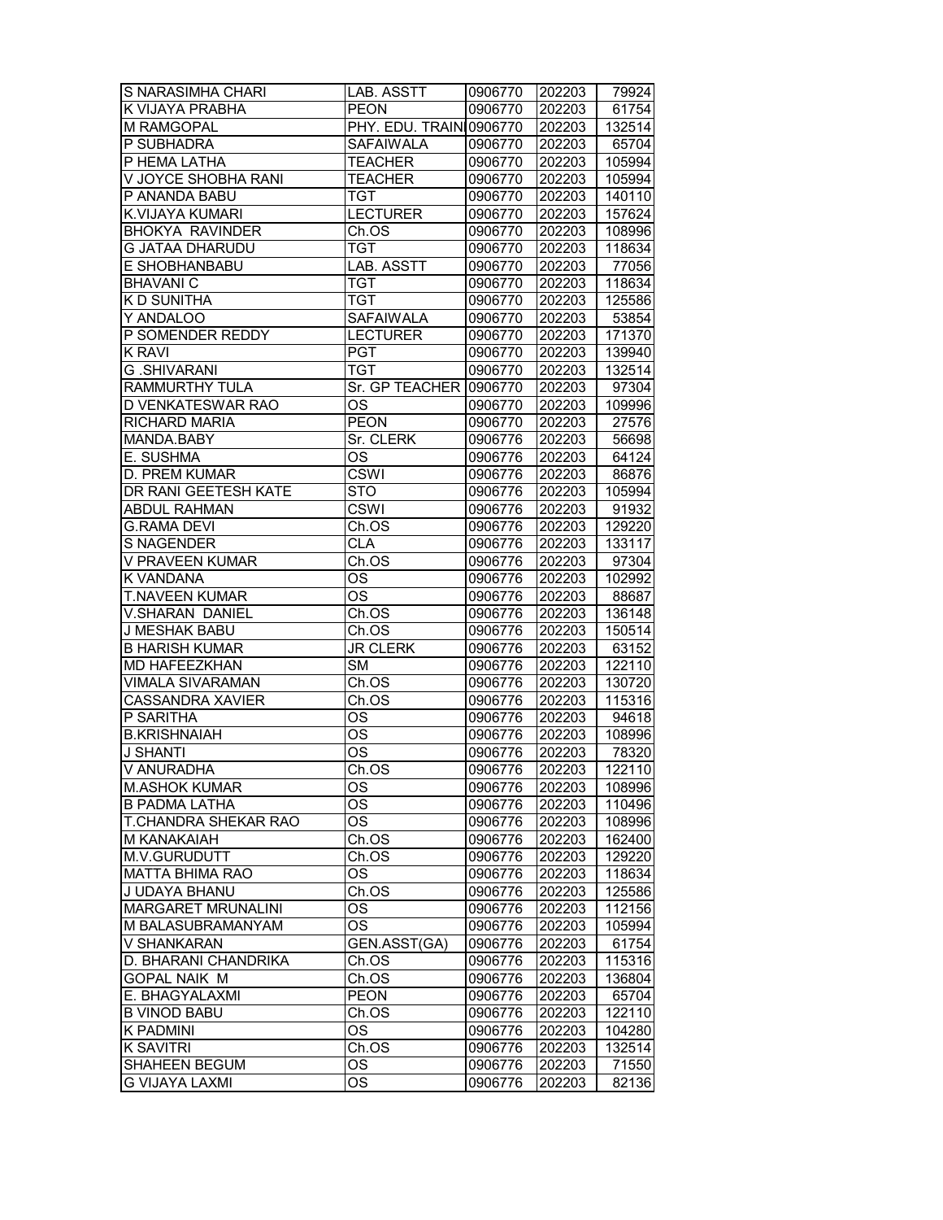| S NARASIMHA CHARI | LAB. ASSTT | 0906770 | 202203 | 79924 |
|---|---|---|---|---|
| K VIJAYA PRABHA | PEON | 0906770 | 202203 | 61754 |
| M RAMGOPAL | PHY. EDU. TRAIN | 0906770 | 202203 | 132514 |
| P SUBHADRA | SAFAIWALA | 0906770 | 202203 | 65704 |
| P HEMA LATHA | TEACHER | 0906770 | 202203 | 105994 |
| V JOYCE SHOBHA RANI | TEACHER | 0906770 | 202203 | 105994 |
| P ANANDA BABU | TGT | 0906770 | 202203 | 140110 |
| K.VIJAYA KUMARI | LECTURER | 0906770 | 202203 | 157624 |
| BHOKYA RAVINDER | Ch.OS | 0906770 | 202203 | 108996 |
| G JATAA DHARUDU | TGT | 0906770 | 202203 | 118634 |
| E SHOBHANBABU | LAB. ASSTT | 0906770 | 202203 | 77056 |
| BHAVANI C | TGT | 0906770 | 202203 | 118634 |
| K D SUNITHA | TGT | 0906770 | 202203 | 125586 |
| Y ANDALOO | SAFAIWALA | 0906770 | 202203 | 53854 |
| P SOMENDER REDDY | LECTURER | 0906770 | 202203 | 171370 |
| K RAVI | PGT | 0906770 | 202203 | 139940 |
| G .SHIVARANI | TGT | 0906770 | 202203 | 132514 |
| RAMMURTHY TULA | Sr. GP TEACHER | 0906770 | 202203 | 97304 |
| D VENKATESWAR RAO | OS | 0906770 | 202203 | 109996 |
| RICHARD MARIA | PEON | 0906770 | 202203 | 27576 |
| MANDA.BABY | Sr. CLERK | 0906776 | 202203 | 56698 |
| E. SUSHMA | OS | 0906776 | 202203 | 64124 |
| D. PREM KUMAR | CSWI | 0906776 | 202203 | 86876 |
| DR RANI GEETESH KATE | STO | 0906776 | 202203 | 105994 |
| ABDUL RAHMAN | CSWI | 0906776 | 202203 | 91932 |
| G.RAMA DEVI | Ch.OS | 0906776 | 202203 | 129220 |
| S NAGENDER | CLA | 0906776 | 202203 | 133117 |
| V PRAVEEN KUMAR | Ch.OS | 0906776 | 202203 | 97304 |
| K VANDANA | OS | 0906776 | 202203 | 102992 |
| T.NAVEEN KUMAR | OS | 0906776 | 202203 | 88687 |
| V.SHARAN DANIEL | Ch.OS | 0906776 | 202203 | 136148 |
| J MESHAK BABU | Ch.OS | 0906776 | 202203 | 150514 |
| B HARISH KUMAR | JR CLERK | 0906776 | 202203 | 63152 |
| MD HAFEEZKHAN | SM | 0906776 | 202203 | 122110 |
| VIMALA SIVARAMAN | Ch.OS | 0906776 | 202203 | 130720 |
| CASSANDRA XAVIER | Ch.OS | 0906776 | 202203 | 115316 |
| P SARITHA | OS | 0906776 | 202203 | 94618 |
| B.KRISHNAIAH | OS | 0906776 | 202203 | 108996 |
| J SHANTI | OS | 0906776 | 202203 | 78320 |
| V ANURADHA | Ch.OS | 0906776 | 202203 | 122110 |
| M.ASHOK KUMAR | OS | 0906776 | 202203 | 108996 |
| B PADMA LATHA | OS | 0906776 | 202203 | 110496 |
| T.CHANDRA SHEKAR RAO | OS | 0906776 | 202203 | 108996 |
| M KANAKAIAH | Ch.OS | 0906776 | 202203 | 162400 |
| M.V.GURUDUTT | Ch.OS | 0906776 | 202203 | 129220 |
| MATTA BHIMA RAO | OS | 0906776 | 202203 | 118634 |
| J UDAYA BHANU | Ch.OS | 0906776 | 202203 | 125586 |
| MARGARET MRUNALINI | OS | 0906776 | 202203 | 112156 |
| M BALASUBRAMANYAM | OS | 0906776 | 202203 | 105994 |
| V SHANKARAN | GEN.ASST(GA) | 0906776 | 202203 | 61754 |
| D. BHARANI CHANDRIKA | Ch.OS | 0906776 | 202203 | 115316 |
| GOPAL NAIK M | Ch.OS | 0906776 | 202203 | 136804 |
| E. BHAGYALAXMI | PEON | 0906776 | 202203 | 65704 |
| B VINOD BABU | Ch.OS | 0906776 | 202203 | 122110 |
| K PADMINI | OS | 0906776 | 202203 | 104280 |
| K SAVITRI | Ch.OS | 0906776 | 202203 | 132514 |
| SHAHEEN BEGUM | OS | 0906776 | 202203 | 71550 |
| G VIJAYA LAXMI | OS | 0906776 | 202203 | 82136 |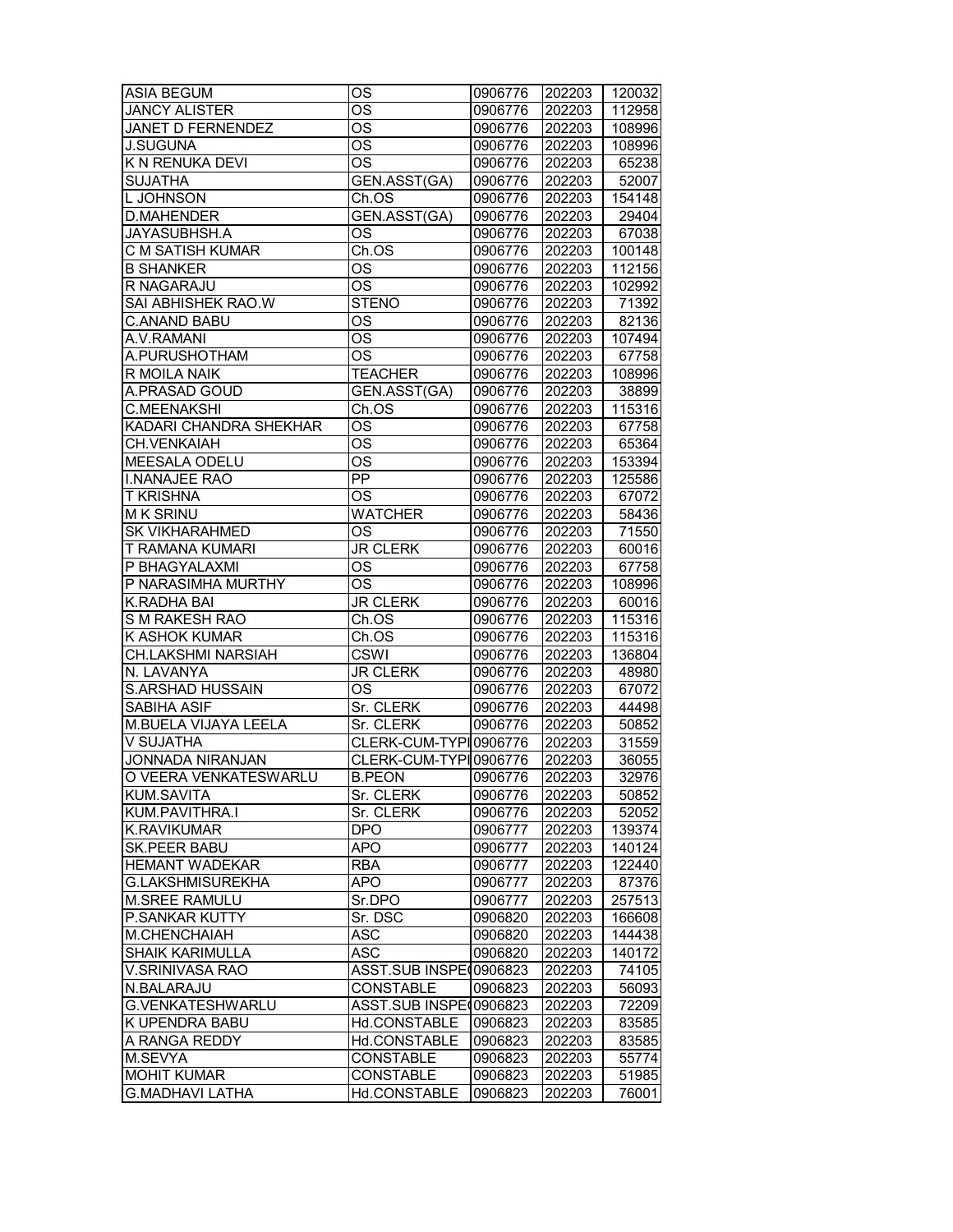| ASIA BEGUM | OS | 0906776 | 202203 | 120032 |
|---|---|---|---|---|
| JANCY ALISTER | OS | 0906776 | 202203 | 112958 |
| JANET D FERNENDEZ | OS | 0906776 | 202203 | 108996 |
| J.SUGUNA | OS | 0906776 | 202203 | 108996 |
| K N RENUKA DEVI | OS | 0906776 | 202203 | 65238 |
| SUJATHA | GEN.ASST(GA) | 0906776 | 202203 | 52007 |
| L JOHNSON | Ch.OS | 0906776 | 202203 | 154148 |
| D.MAHENDER | GEN.ASST(GA) | 0906776 | 202203 | 29404 |
| JAYASUBHSH.A | OS | 0906776 | 202203 | 67038 |
| C M SATISH KUMAR | Ch.OS | 0906776 | 202203 | 100148 |
| B SHANKER | OS | 0906776 | 202203 | 112156 |
| R NAGARAJU | OS | 0906776 | 202203 | 102992 |
| SAI ABHISHEK RAO.W | STENO | 0906776 | 202203 | 71392 |
| C.ANAND BABU | OS | 0906776 | 202203 | 82136 |
| A.V.RAMANI | OS | 0906776 | 202203 | 107494 |
| A.PURUSHOTHAM | OS | 0906776 | 202203 | 67758 |
| R MOILA NAIK | TEACHER | 0906776 | 202203 | 108996 |
| A.PRASAD GOUD | GEN.ASST(GA) | 0906776 | 202203 | 38899 |
| C.MEENAKSHI | Ch.OS | 0906776 | 202203 | 115316 |
| KADARI CHANDRA SHEKHAR | OS | 0906776 | 202203 | 67758 |
| CH.VENKAIAH | OS | 0906776 | 202203 | 65364 |
| MEESALA ODELU | OS | 0906776 | 202203 | 153394 |
| I.NANAJEE RAO | PP | 0906776 | 202203 | 125586 |
| T KRISHNA | OS | 0906776 | 202203 | 67072 |
| M K SRINU | WATCHER | 0906776 | 202203 | 58436 |
| SK VIKHARAHMED | OS | 0906776 | 202203 | 71550 |
| T RAMANA KUMARI | JR CLERK | 0906776 | 202203 | 60016 |
| P BHAGYALAXMI | OS | 0906776 | 202203 | 67758 |
| P NARASIMHA MURTHY | OS | 0906776 | 202203 | 108996 |
| K.RADHA BAI | JR CLERK | 0906776 | 202203 | 60016 |
| S M RAKESH RAO | Ch.OS | 0906776 | 202203 | 115316 |
| K ASHOK KUMAR | Ch.OS | 0906776 | 202203 | 115316 |
| CH.LAKSHMI NARSIAH | CSWI | 0906776 | 202203 | 136804 |
| N. LAVANYA | JR CLERK | 0906776 | 202203 | 48980 |
| S.ARSHAD HUSSAIN | OS | 0906776 | 202203 | 67072 |
| SABIHA ASIF | Sr. CLERK | 0906776 | 202203 | 44498 |
| M.BUELA VIJAYA LEELA | Sr. CLERK | 0906776 | 202203 | 50852 |
| V SUJATHA | CLERK-CUM-TYPI | 0906776 | 202203 | 31559 |
| JONNADA NIRANJAN | CLERK-CUM-TYPI | 0906776 | 202203 | 36055 |
| O VEERA VENKATESWARLU | B.PEON | 0906776 | 202203 | 32976 |
| KUM.SAVITA | Sr. CLERK | 0906776 | 202203 | 50852 |
| KUM.PAVITHRA.I | Sr. CLERK | 0906776 | 202203 | 52052 |
| K.RAVIKUMAR | DPO | 0906777 | 202203 | 139374 |
| SK.PEER BABU | APO | 0906777 | 202203 | 140124 |
| HEMANT WADEKAR | RBA | 0906777 | 202203 | 122440 |
| G.LAKSHMISUREKHA | APO | 0906777 | 202203 | 87376 |
| M.SREE RAMULU | Sr.DPO | 0906777 | 202203 | 257513 |
| P.SANKAR KUTTY | Sr. DSC | 0906820 | 202203 | 166608 |
| M.CHENCHAIAH | ASC | 0906820 | 202203 | 144438 |
| SHAIK KARIMULLA | ASC | 0906820 | 202203 | 140172 |
| V.SRINIVASA RAO | ASST.SUB INSPE | 0906823 | 202203 | 74105 |
| N.BALARAJU | CONSTABLE | 0906823 | 202203 | 56093 |
| G.VENKATESHWARLU | ASST.SUB INSPE | 0906823 | 202203 | 72209 |
| K UPENDRA BABU | Hd.CONSTABLE | 0906823 | 202203 | 83585 |
| A RANGA REDDY | Hd.CONSTABLE | 0906823 | 202203 | 83585 |
| M.SEVYA | CONSTABLE | 0906823 | 202203 | 55774 |
| MOHIT KUMAR | CONSTABLE | 0906823 | 202203 | 51985 |
| G.MADHAVI LATHA | Hd.CONSTABLE | 0906823 | 202203 | 76001 |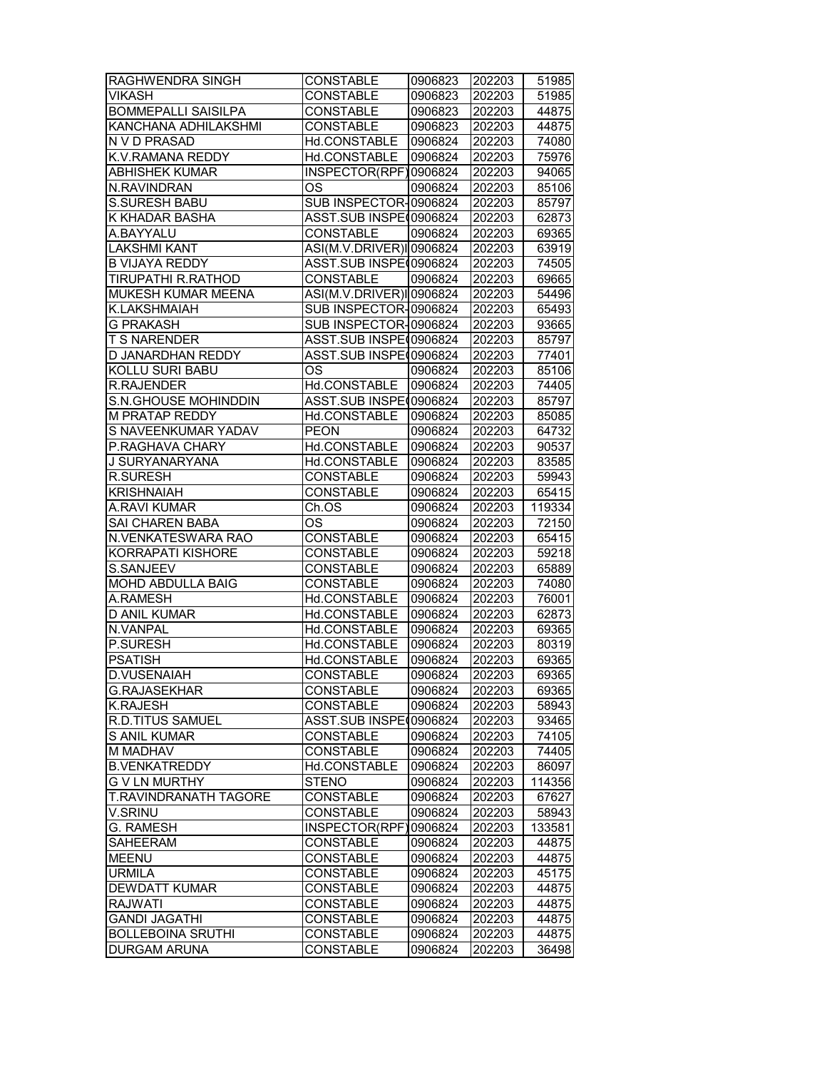| RAGHWENDRA SINGH | CONSTABLE | 0906823 | 202203 | 51985 |
|---|---|---|---|---|
| VIKASH | CONSTABLE | 0906823 | 202203 | 51985 |
| BOMMEPALLI SAISILPA | CONSTABLE | 0906823 | 202203 | 44875 |
| KANCHANA ADHILAKSHMI | CONSTABLE | 0906823 | 202203 | 44875 |
| N V D PRASAD | Hd.CONSTABLE | 0906824 | 202203 | 74080 |
| K.V.RAMANA REDDY | Hd.CONSTABLE | 0906824 | 202203 | 75976 |
| ABHISHEK KUMAR | INSPECTOR(RPF) | 0906824 | 202203 | 94065 |
| N.RAVINDRAN | OS | 0906824 | 202203 | 85106 |
| S.SURESH BABU | SUB INSPECTOR- | 0906824 | 202203 | 85797 |
| K KHADAR BASHA | ASST.SUB INSPE | 0906824 | 202203 | 62873 |
| A.BAYYALU | CONSTABLE | 0906824 | 202203 | 69365 |
| LAKSHMI KANT | ASI(M.V.DRIVER)I | 0906824 | 202203 | 63919 |
| B VIJAYA REDDY | ASST.SUB INSPE | 0906824 | 202203 | 74505 |
| TIRUPATHI R.RATHOD | CONSTABLE | 0906824 | 202203 | 69665 |
| MUKESH KUMAR MEENA | ASI(M.V.DRIVER)I | 0906824 | 202203 | 54496 |
| K.LAKSHMAIAH | SUB INSPECTOR- | 0906824 | 202203 | 65493 |
| G PRAKASH | SUB INSPECTOR- | 0906824 | 202203 | 93665 |
| T S NARENDER | ASST.SUB INSPE | 0906824 | 202203 | 85797 |
| D JANARDHAN REDDY | ASST.SUB INSPE | 0906824 | 202203 | 77401 |
| KOLLU SURI BABU | OS | 0906824 | 202203 | 85106 |
| R.RAJENDER | Hd.CONSTABLE | 0906824 | 202203 | 74405 |
| S.N.GHOUSE MOHINDDIN | ASST.SUB INSPE | 0906824 | 202203 | 85797 |
| M PRATAP REDDY | Hd.CONSTABLE | 0906824 | 202203 | 85085 |
| S NAVEENKUMAR YADAV | PEON | 0906824 | 202203 | 64732 |
| P.RAGHAVA CHARY | Hd.CONSTABLE | 0906824 | 202203 | 90537 |
| J SURYANARYANA | Hd.CONSTABLE | 0906824 | 202203 | 83585 |
| R.SURESH | CONSTABLE | 0906824 | 202203 | 59943 |
| KRISHNAIAH | CONSTABLE | 0906824 | 202203 | 65415 |
| A.RAVI KUMAR | Ch.OS | 0906824 | 202203 | 119334 |
| SAI CHAREN BABA | OS | 0906824 | 202203 | 72150 |
| N.VENKATESWARA RAO | CONSTABLE | 0906824 | 202203 | 65415 |
| KORRAPATI KISHORE | CONSTABLE | 0906824 | 202203 | 59218 |
| S.SANJEEV | CONSTABLE | 0906824 | 202203 | 65889 |
| MOHD ABDULLA BAIG | CONSTABLE | 0906824 | 202203 | 74080 |
| A.RAMESH | Hd.CONSTABLE | 0906824 | 202203 | 76001 |
| D ANIL KUMAR | Hd.CONSTABLE | 0906824 | 202203 | 62873 |
| N.VANPAL | Hd.CONSTABLE | 0906824 | 202203 | 69365 |
| P.SURESH | Hd.CONSTABLE | 0906824 | 202203 | 80319 |
| PSATISH | Hd.CONSTABLE | 0906824 | 202203 | 69365 |
| D.VUSENAIAH | CONSTABLE | 0906824 | 202203 | 69365 |
| G.RAJASEKHAR | CONSTABLE | 0906824 | 202203 | 69365 |
| K.RAJESH | CONSTABLE | 0906824 | 202203 | 58943 |
| R.D.TITUS SAMUEL | ASST.SUB INSPE | 0906824 | 202203 | 93465 |
| S ANIL KUMAR | CONSTABLE | 0906824 | 202203 | 74105 |
| M MADHAV | CONSTABLE | 0906824 | 202203 | 74405 |
| B.VENKATREDDY | Hd.CONSTABLE | 0906824 | 202203 | 86097 |
| G V LN MURTHY | STENO | 0906824 | 202203 | 114356 |
| T.RAVINDRANATH TAGORE | CONSTABLE | 0906824 | 202203 | 67627 |
| V.SRINU | CONSTABLE | 0906824 | 202203 | 58943 |
| G. RAMESH | INSPECTOR(RPF) | 0906824 | 202203 | 133581 |
| SAHEERAM | CONSTABLE | 0906824 | 202203 | 44875 |
| MEENU | CONSTABLE | 0906824 | 202203 | 44875 |
| URMILA | CONSTABLE | 0906824 | 202203 | 45175 |
| DEWDATT KUMAR | CONSTABLE | 0906824 | 202203 | 44875 |
| RAJWATI | CONSTABLE | 0906824 | 202203 | 44875 |
| GANDI JAGATHI | CONSTABLE | 0906824 | 202203 | 44875 |
| BOLLEBOINA SRUTHI | CONSTABLE | 0906824 | 202203 | 44875 |
| DURGAM ARUNA | CONSTABLE | 0906824 | 202203 | 36498 |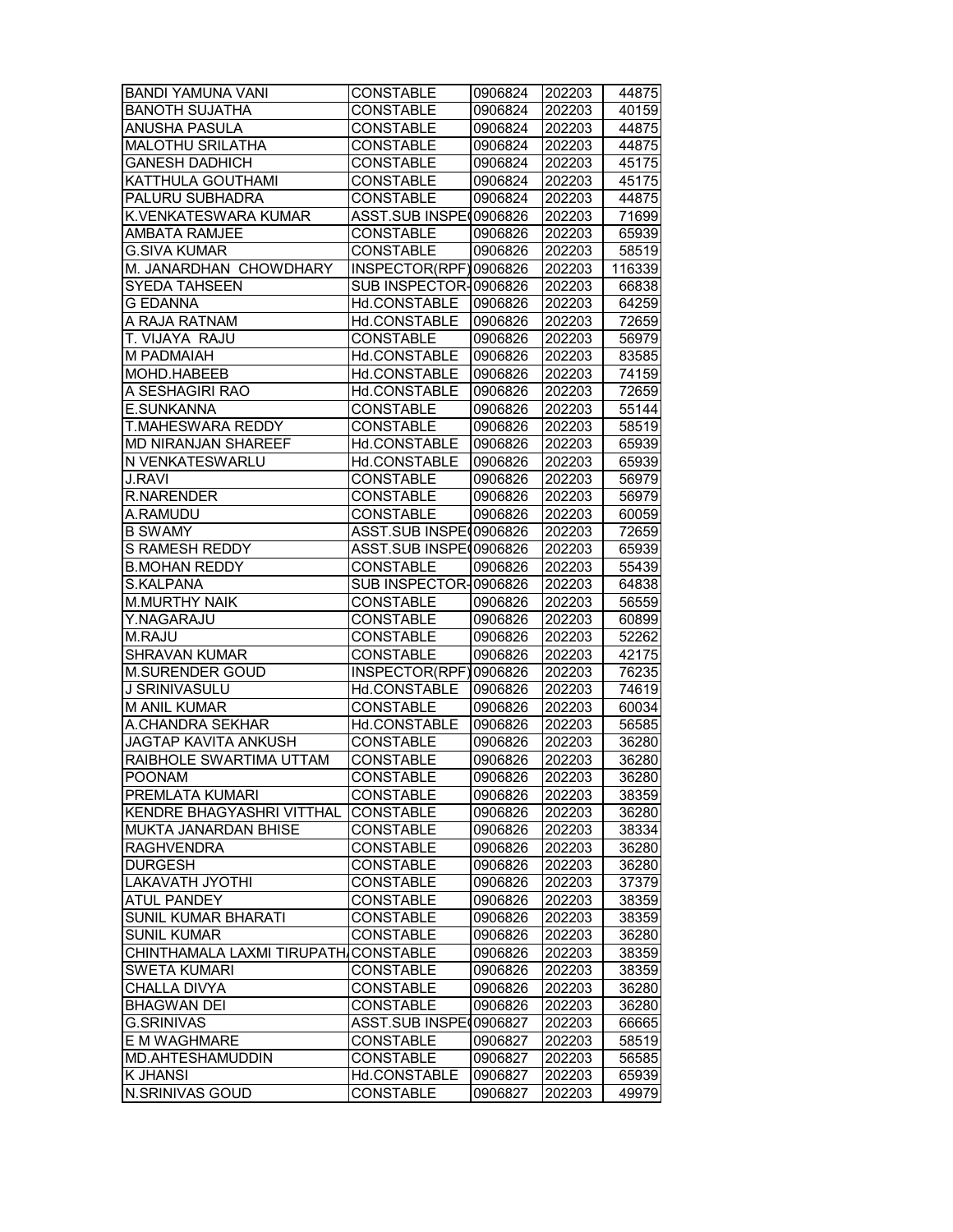| BANDI YAMUNA VANI | CONSTABLE | 0906824 | 202203 | 44875 |
|---|---|---|---|---|
| BANOTH SUJATHA | CONSTABLE | 0906824 | 202203 | 40159 |
| ANUSHA PASULA | CONSTABLE | 0906824 | 202203 | 44875 |
| MALOTHU SRILATHA | CONSTABLE | 0906824 | 202203 | 44875 |
| GANESH DADHICH | CONSTABLE | 0906824 | 202203 | 45175 |
| KATTHULA GOUTHAMI | CONSTABLE | 0906824 | 202203 | 45175 |
| PALURU SUBHADRA | CONSTABLE | 0906824 | 202203 | 44875 |
| K.VENKATESWARA KUMAR | ASST.SUB INSPE( | 0906826 | 202203 | 71699 |
| AMBATA RAMJEE | CONSTABLE | 0906826 | 202203 | 65939 |
| G.SIVA KUMAR | CONSTABLE | 0906826 | 202203 | 58519 |
| M. JANARDHAN CHOWDHARY | INSPECTOR(RPF) | 0906826 | 202203 | 116339 |
| SYEDA TAHSEEN | SUB INSPECTOR- | 0906826 | 202203 | 66838 |
| G EDANNA | Hd.CONSTABLE | 0906826 | 202203 | 64259 |
| A RAJA RATNAM | Hd.CONSTABLE | 0906826 | 202203 | 72659 |
| T. VIJAYA RAJU | CONSTABLE | 0906826 | 202203 | 56979 |
| M PADMAIAH | Hd.CONSTABLE | 0906826 | 202203 | 83585 |
| MOHD.HABEEB | Hd.CONSTABLE | 0906826 | 202203 | 74159 |
| A SESHAGIRI RAO | Hd.CONSTABLE | 0906826 | 202203 | 72659 |
| E.SUNKANNA | CONSTABLE | 0906826 | 202203 | 55144 |
| T.MAHESWARA REDDY | CONSTABLE | 0906826 | 202203 | 58519 |
| MD NIRANJAN SHAREEF | Hd.CONSTABLE | 0906826 | 202203 | 65939 |
| N VENKATESWARLU | Hd.CONSTABLE | 0906826 | 202203 | 65939 |
| J.RAVI | CONSTABLE | 0906826 | 202203 | 56979 |
| R.NARENDER | CONSTABLE | 0906826 | 202203 | 56979 |
| A.RAMUDU | CONSTABLE | 0906826 | 202203 | 60059 |
| B SWAMY | ASST.SUB INSPE( | 0906826 | 202203 | 72659 |
| S RAMESH REDDY | ASST.SUB INSPE( | 0906826 | 202203 | 65939 |
| B.MOHAN REDDY | CONSTABLE | 0906826 | 202203 | 55439 |
| S.KALPANA | SUB INSPECTOR- | 0906826 | 202203 | 64838 |
| M.MURTHY NAIK | CONSTABLE | 0906826 | 202203 | 56559 |
| Y.NAGARAJU | CONSTABLE | 0906826 | 202203 | 60899 |
| M.RAJU | CONSTABLE | 0906826 | 202203 | 52262 |
| SHRAVAN KUMAR | CONSTABLE | 0906826 | 202203 | 42175 |
| M.SURENDER GOUD | INSPECTOR(RPF) | 0906826 | 202203 | 76235 |
| J SRINIVASULU | Hd.CONSTABLE | 0906826 | 202203 | 74619 |
| M ANIL KUMAR | CONSTABLE | 0906826 | 202203 | 60034 |
| A.CHANDRA SEKHAR | Hd.CONSTABLE | 0906826 | 202203 | 56585 |
| JAGTAP KAVITA ANKUSH | CONSTABLE | 0906826 | 202203 | 36280 |
| RAIBHOLE SWARTIMA UTTAM | CONSTABLE | 0906826 | 202203 | 36280 |
| POONAM | CONSTABLE | 0906826 | 202203 | 36280 |
| PREMLATA KUMARI | CONSTABLE | 0906826 | 202203 | 38359 |
| KENDRE BHAGYASHRI VITTHAL | CONSTABLE | 0906826 | 202203 | 36280 |
| MUKTA JANARDAN BHISE | CONSTABLE | 0906826 | 202203 | 38334 |
| RAGHVENDRA | CONSTABLE | 0906826 | 202203 | 36280 |
| DURGESH | CONSTABLE | 0906826 | 202203 | 36280 |
| LAKAVATH JYOTHI | CONSTABLE | 0906826 | 202203 | 37379 |
| ATUL PANDEY | CONSTABLE | 0906826 | 202203 | 38359 |
| SUNIL KUMAR BHARATI | CONSTABLE | 0906826 | 202203 | 38359 |
| SUNIL KUMAR | CONSTABLE | 0906826 | 202203 | 36280 |
| CHINTHAMALA LAXMI TIRUPATH | CONSTABLE | 0906826 | 202203 | 38359 |
| SWETA KUMARI | CONSTABLE | 0906826 | 202203 | 38359 |
| CHALLA DIVYA | CONSTABLE | 0906826 | 202203 | 36280 |
| BHAGWAN DEI | CONSTABLE | 0906826 | 202203 | 36280 |
| G.SRINIVAS | ASST.SUB INSPE( | 0906827 | 202203 | 66665 |
| E M WAGHMARE | CONSTABLE | 0906827 | 202203 | 58519 |
| MD.AHTESHAMUDDIN | CONSTABLE | 0906827 | 202203 | 56585 |
| K JHANSI | Hd.CONSTABLE | 0906827 | 202203 | 65939 |
| N.SRINIVAS GOUD | CONSTABLE | 0906827 | 202203 | 49979 |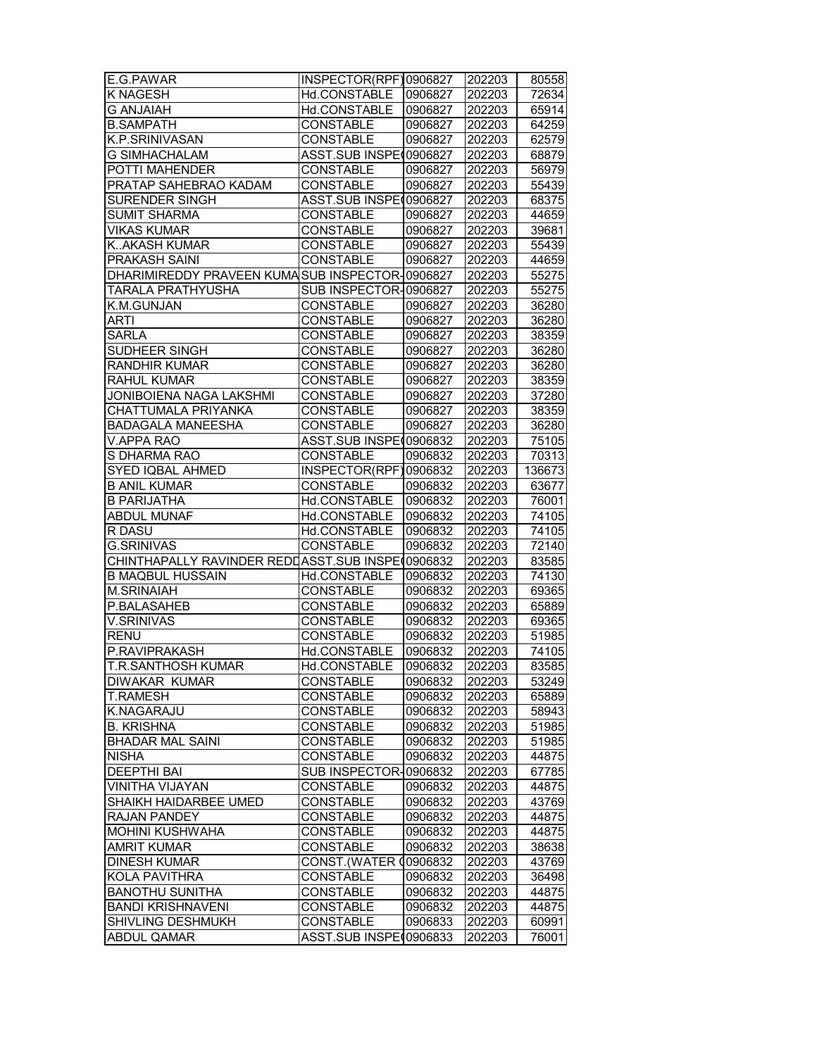| | | | | |
|---|---|---|---|---|
| E.G.PAWAR | INSPECTOR(RPF) | 0906827 | 202203 | 80558 |
| K NAGESH | Hd.CONSTABLE | 0906827 | 202203 | 72634 |
| G ANJAIAH | Hd.CONSTABLE | 0906827 | 202203 | 65914 |
| B.SAMPATH | CONSTABLE | 0906827 | 202203 | 64259 |
| K.P.SRINIVASAN | CONSTABLE | 0906827 | 202203 | 62579 |
| G SIMHACHALAM | ASST.SUB INSPE( | 0906827 | 202203 | 68879 |
| POTTI MAHENDER | CONSTABLE | 0906827 | 202203 | 56979 |
| PRATAP SAHEBRAO KADAM | CONSTABLE | 0906827 | 202203 | 55439 |
| SURENDER SINGH | ASST.SUB INSPE( | 0906827 | 202203 | 68375 |
| SUMIT SHARMA | CONSTABLE | 0906827 | 202203 | 44659 |
| VIKAS KUMAR | CONSTABLE | 0906827 | 202203 | 39681 |
| K..AKASH KUMAR | CONSTABLE | 0906827 | 202203 | 55439 |
| PRAKASH SAINI | CONSTABLE | 0906827 | 202203 | 44659 |
| DHARIMIREDDY PRAVEEN KUMA | SUB INSPECTOR- | 0906827 | 202203 | 55275 |
| TARALA PRATHYUSHA | SUB INSPECTOR- | 0906827 | 202203 | 55275 |
| K.M.GUNJAN | CONSTABLE | 0906827 | 202203 | 36280 |
| ARTI | CONSTABLE | 0906827 | 202203 | 36280 |
| SARLA | CONSTABLE | 0906827 | 202203 | 38359 |
| SUDHEER SINGH | CONSTABLE | 0906827 | 202203 | 36280 |
| RANDHIR KUMAR | CONSTABLE | 0906827 | 202203 | 36280 |
| RAHUL KUMAR | CONSTABLE | 0906827 | 202203 | 38359 |
| JONIBOIENA NAGA LAKSHMI | CONSTABLE | 0906827 | 202203 | 37280 |
| CHATTUMALA PRIYANKA | CONSTABLE | 0906827 | 202203 | 38359 |
| BADAGALA MANEESHA | CONSTABLE | 0906827 | 202203 | 36280 |
| V.APPA RAO | ASST.SUB INSPE( | 0906832 | 202203 | 75105 |
| S DHARMA RAO | CONSTABLE | 0906832 | 202203 | 70313 |
| SYED IQBAL AHMED | INSPECTOR(RPF) | 0906832 | 202203 | 136673 |
| B ANIL KUMAR | CONSTABLE | 0906832 | 202203 | 63677 |
| B PARIJATHA | Hd.CONSTABLE | 0906832 | 202203 | 76001 |
| ABDUL MUNAF | Hd.CONSTABLE | 0906832 | 202203 | 74105 |
| R DASU | Hd.CONSTABLE | 0906832 | 202203 | 74105 |
| G.SRINIVAS | CONSTABLE | 0906832 | 202203 | 72140 |
| CHINTHAPALLY RAVINDER REDD | ASST.SUB INSPE( | 0906832 | 202203 | 83585 |
| B MAQBUL HUSSAIN | Hd.CONSTABLE | 0906832 | 202203 | 74130 |
| M.SRINAIAH | CONSTABLE | 0906832 | 202203 | 69365 |
| P.BALASAHEB | CONSTABLE | 0906832 | 202203 | 65889 |
| V.SRINIVAS | CONSTABLE | 0906832 | 202203 | 69365 |
| RENU | CONSTABLE | 0906832 | 202203 | 51985 |
| P.RAVIPRAKASH | Hd.CONSTABLE | 0906832 | 202203 | 74105 |
| T.R.SANTHOSH KUMAR | Hd.CONSTABLE | 0906832 | 202203 | 83585 |
| DIWAKAR KUMAR | CONSTABLE | 0906832 | 202203 | 53249 |
| T.RAMESH | CONSTABLE | 0906832 | 202203 | 65889 |
| K.NAGARAJU | CONSTABLE | 0906832 | 202203 | 58943 |
| B. KRISHNA | CONSTABLE | 0906832 | 202203 | 51985 |
| BHADAR MAL SAINI | CONSTABLE | 0906832 | 202203 | 51985 |
| NISHA | CONSTABLE | 0906832 | 202203 | 44875 |
| DEEPTHI BAI | SUB INSPECTOR- | 0906832 | 202203 | 67785 |
| VINITHA VIJAYAN | CONSTABLE | 0906832 | 202203 | 44875 |
| SHAIKH HAIDARBEE UMED | CONSTABLE | 0906832 | 202203 | 43769 |
| RAJAN PANDEY | CONSTABLE | 0906832 | 202203 | 44875 |
| MOHINI KUSHWAHA | CONSTABLE | 0906832 | 202203 | 44875 |
| AMRIT KUMAR | CONSTABLE | 0906832 | 202203 | 38638 |
| DINESH KUMAR | CONST.(WATER ( | 0906832 | 202203 | 43769 |
| KOLA PAVITHRA | CONSTABLE | 0906832 | 202203 | 36498 |
| BANOTHU SUNITHA | CONSTABLE | 0906832 | 202203 | 44875 |
| BANDI KRISHNAVENI | CONSTABLE | 0906832 | 202203 | 44875 |
| SHIVLING DESHMUKH | CONSTABLE | 0906833 | 202203 | 60991 |
| ABDUL QAMAR | ASST.SUB INSPE( | 0906833 | 202203 | 76001 |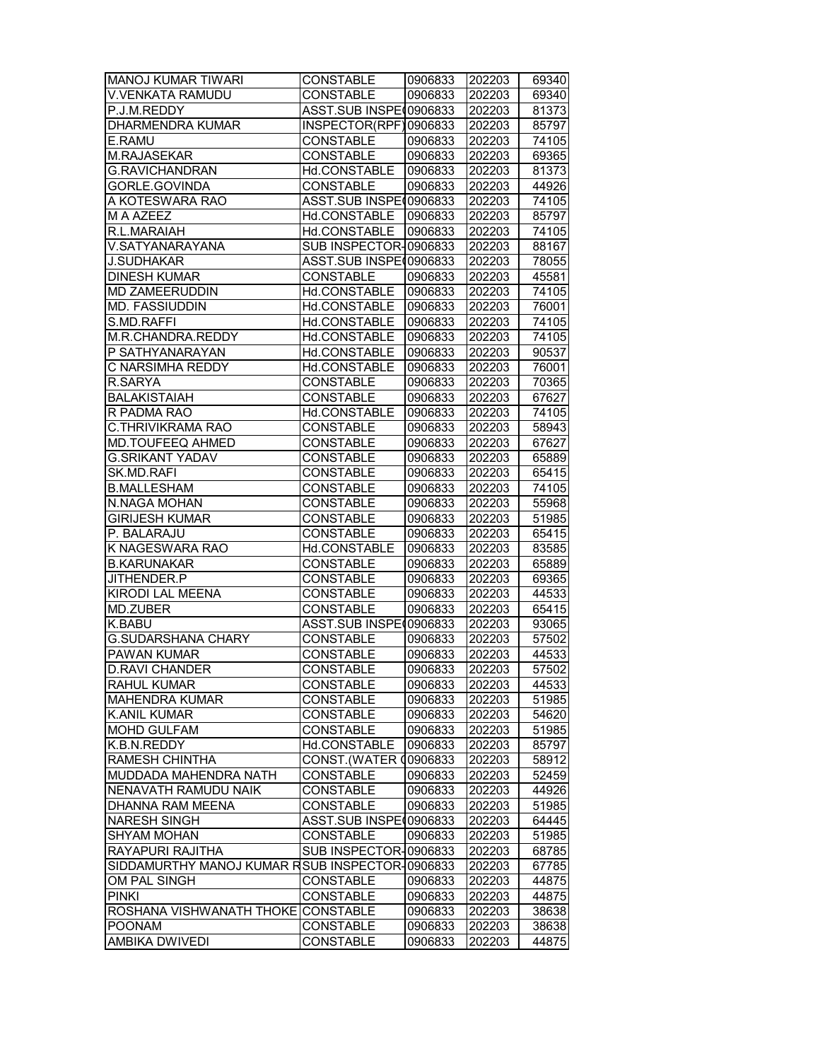| | | | | |
|---|---|---|---|---|
| MANOJ KUMAR TIWARI | CONSTABLE | 0906833 | 202203 | 69340 |
| V.VENKATA RAMUDU | CONSTABLE | 0906833 | 202203 | 69340 |
| P.J.M.REDDY | ASST.SUB INSPE( | 0906833 | 202203 | 81373 |
| DHARMENDRA KUMAR | INSPECTOR(RPF) | 0906833 | 202203 | 85797 |
| E.RAMU | CONSTABLE | 0906833 | 202203 | 74105 |
| M.RAJASEKAR | CONSTABLE | 0906833 | 202203 | 69365 |
| G.RAVICHANDRAN | Hd.CONSTABLE | 0906833 | 202203 | 81373 |
| GORLE.GOVINDA | CONSTABLE | 0906833 | 202203 | 44926 |
| A KOTESWARA RAO | ASST.SUB INSPE( | 0906833 | 202203 | 74105 |
| M A AZEEZ | Hd.CONSTABLE | 0906833 | 202203 | 85797 |
| R.L.MARAIAH | Hd.CONSTABLE | 0906833 | 202203 | 74105 |
| V.SATYANARAYANA | SUB INSPECTOR- | 0906833 | 202203 | 88167 |
| J.SUDHAKAR | ASST.SUB INSPE( | 0906833 | 202203 | 78055 |
| DINESH KUMAR | CONSTABLE | 0906833 | 202203 | 45581 |
| MD ZAMEERUDDIN | Hd.CONSTABLE | 0906833 | 202203 | 74105 |
| MD. FASSIUDDIN | Hd.CONSTABLE | 0906833 | 202203 | 76001 |
| S.MD.RAFFI | Hd.CONSTABLE | 0906833 | 202203 | 74105 |
| M.R.CHANDRA.REDDY | Hd.CONSTABLE | 0906833 | 202203 | 74105 |
| P SATHYANARAYAN | Hd.CONSTABLE | 0906833 | 202203 | 90537 |
| C NARSIMHA REDDY | Hd.CONSTABLE | 0906833 | 202203 | 76001 |
| R.SARYA | CONSTABLE | 0906833 | 202203 | 70365 |
| BALAKISTAIAH | CONSTABLE | 0906833 | 202203 | 67627 |
| R PADMA RAO | Hd.CONSTABLE | 0906833 | 202203 | 74105 |
| C.THRIVIKRAMA RAO | CONSTABLE | 0906833 | 202203 | 58943 |
| MD.TOUFEEQ AHMED | CONSTABLE | 0906833 | 202203 | 67627 |
| G.SRIKANT YADAV | CONSTABLE | 0906833 | 202203 | 65889 |
| SK.MD.RAFI | CONSTABLE | 0906833 | 202203 | 65415 |
| B.MALLESHAM | CONSTABLE | 0906833 | 202203 | 74105 |
| N.NAGA MOHAN | CONSTABLE | 0906833 | 202203 | 55968 |
| GIRIJESH KUMAR | CONSTABLE | 0906833 | 202203 | 51985 |
| P. BALARAJU | CONSTABLE | 0906833 | 202203 | 65415 |
| K NAGESWARA RAO | Hd.CONSTABLE | 0906833 | 202203 | 83585 |
| B.KARUNAKAR | CONSTABLE | 0906833 | 202203 | 65889 |
| JITHENDER.P | CONSTABLE | 0906833 | 202203 | 69365 |
| KIRODI LAL MEENA | CONSTABLE | 0906833 | 202203 | 44533 |
| MD.ZUBER | CONSTABLE | 0906833 | 202203 | 65415 |
| K.BABU | ASST.SUB INSPE( | 0906833 | 202203 | 93065 |
| G.SUDARSHANA CHARY | CONSTABLE | 0906833 | 202203 | 57502 |
| PAWAN KUMAR | CONSTABLE | 0906833 | 202203 | 44533 |
| D.RAVI CHANDER | CONSTABLE | 0906833 | 202203 | 57502 |
| RAHUL KUMAR | CONSTABLE | 0906833 | 202203 | 44533 |
| MAHENDRA KUMAR | CONSTABLE | 0906833 | 202203 | 51985 |
| K.ANIL KUMAR | CONSTABLE | 0906833 | 202203 | 54620 |
| MOHD GULFAM | CONSTABLE | 0906833 | 202203 | 51985 |
| K.B.N.REDDY | Hd.CONSTABLE | 0906833 | 202203 | 85797 |
| RAMESH CHINTHA | CONST.(WATER ( | 0906833 | 202203 | 58912 |
| MUDDADA MAHENDRA NATH | CONSTABLE | 0906833 | 202203 | 52459 |
| NENAVATH RAMUDU NAIK | CONSTABLE | 0906833 | 202203 | 44926 |
| DHANNA RAM MEENA | CONSTABLE | 0906833 | 202203 | 51985 |
| NARESH SINGH | ASST.SUB INSPE( | 0906833 | 202203 | 64445 |
| SHYAM MOHAN | CONSTABLE | 0906833 | 202203 | 51985 |
| RAYAPURI RAJITHA | SUB INSPECTOR- | 0906833 | 202203 | 68785 |
| SIDDAMURTHY MANOJ KUMAR R | SUB INSPECTOR- | 0906833 | 202203 | 67785 |
| OM PAL SINGH | CONSTABLE | 0906833 | 202203 | 44875 |
| PINKI | CONSTABLE | 0906833 | 202203 | 44875 |
| ROSHANA VISHWANATH THOKE | CONSTABLE | 0906833 | 202203 | 38638 |
| POONAM | CONSTABLE | 0906833 | 202203 | 38638 |
| AMBIKA DWIVEDI | CONSTABLE | 0906833 | 202203 | 44875 |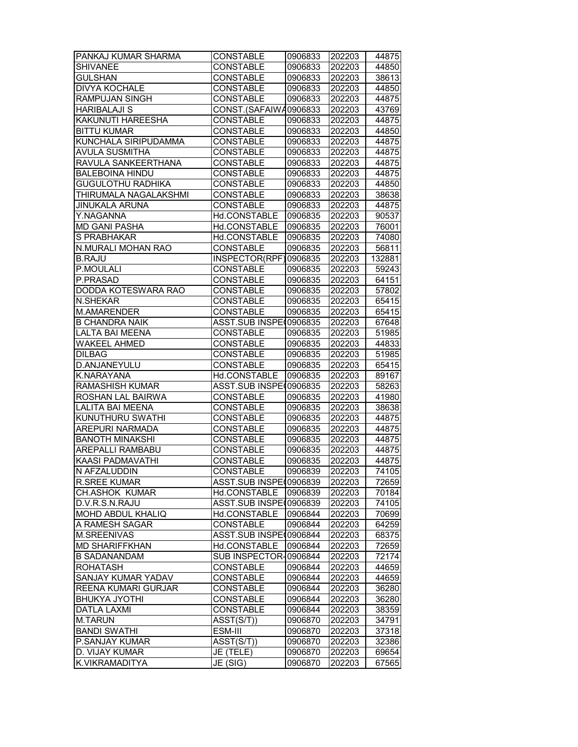| | | | | |
|---|---|---|---|---|
| PANKAJ KUMAR SHARMA | CONSTABLE | 0906833 | 202203 | 44875 |
| SHIVANEE | CONSTABLE | 0906833 | 202203 | 44850 |
| GULSHAN | CONSTABLE | 0906833 | 202203 | 38613 |
| DIVYA KOCHALE | CONSTABLE | 0906833 | 202203 | 44850 |
| RAMPUJAN SINGH | CONSTABLE | 0906833 | 202203 | 44875 |
| HARIBALAJI S | CONST.(SAFAIWA | 0906833 | 202203 | 43769 |
| KAKUNUTI HAREESHA | CONSTABLE | 0906833 | 202203 | 44875 |
| BITTU KUMAR | CONSTABLE | 0906833 | 202203 | 44850 |
| KUNCHALA SIRIPUDAMMA | CONSTABLE | 0906833 | 202203 | 44875 |
| AVULA SUSMITHA | CONSTABLE | 0906833 | 202203 | 44875 |
| RAVULA SANKEERTHANA | CONSTABLE | 0906833 | 202203 | 44875 |
| BALEBOINA HINDU | CONSTABLE | 0906833 | 202203 | 44875 |
| GUGULOTHU RADHIKA | CONSTABLE | 0906833 | 202203 | 44850 |
| THIRUMALA NAGALAKSHMI | CONSTABLE | 0906833 | 202203 | 38638 |
| JINUKALA ARUNA | CONSTABLE | 0906833 | 202203 | 44875 |
| Y.NAGANNA | Hd.CONSTABLE | 0906835 | 202203 | 90537 |
| MD GANI PASHA | Hd.CONSTABLE | 0906835 | 202203 | 76001 |
| S PRABHAKAR | Hd.CONSTABLE | 0906835 | 202203 | 74080 |
| N.MURALI MOHAN RAO | CONSTABLE | 0906835 | 202203 | 56811 |
| B.RAJU | INSPECTOR(RPF) | 0906835 | 202203 | 132881 |
| P.MOULALI | CONSTABLE | 0906835 | 202203 | 59243 |
| P.PRASAD | CONSTABLE | 0906835 | 202203 | 64151 |
| DODDA KOTESWARA RAO | CONSTABLE | 0906835 | 202203 | 57802 |
| N.SHEKAR | CONSTABLE | 0906835 | 202203 | 65415 |
| M.AMARENDER | CONSTABLE | 0906835 | 202203 | 65415 |
| B CHANDRA NAIK | ASST.SUB INSPE | 0906835 | 202203 | 67648 |
| LALTA BAI MEENA | CONSTABLE | 0906835 | 202203 | 51985 |
| WAKEEL AHMED | CONSTABLE | 0906835 | 202203 | 44833 |
| DILBAG | CONSTABLE | 0906835 | 202203 | 51985 |
| D.ANJANEYULU | CONSTABLE | 0906835 | 202203 | 65415 |
| K.NARAYANA | Hd.CONSTABLE | 0906835 | 202203 | 89167 |
| RAMASHISH KUMAR | ASST.SUB INSPE | 0906835 | 202203 | 58263 |
| ROSHAN LAL BAIRWA | CONSTABLE | 0906835 | 202203 | 41980 |
| LALITA BAI MEENA | CONSTABLE | 0906835 | 202203 | 38638 |
| KUNUTHURU SWATHI | CONSTABLE | 0906835 | 202203 | 44875 |
| AREPURI NARMADA | CONSTABLE | 0906835 | 202203 | 44875 |
| BANOTH MINAKSHI | CONSTABLE | 0906835 | 202203 | 44875 |
| AREPALLI RAMBABU | CONSTABLE | 0906835 | 202203 | 44875 |
| KAASI PADMAVATHI | CONSTABLE | 0906835 | 202203 | 44875 |
| N AFZALUDDIN | CONSTABLE | 0906839 | 202203 | 74105 |
| R.SREE KUMAR | ASST.SUB INSPE | 0906839 | 202203 | 72659 |
| CH.ASHOK KUMAR | Hd.CONSTABLE | 0906839 | 202203 | 70184 |
| D.V.R.S.N.RAJU | ASST.SUB INSPE | 0906839 | 202203 | 74105 |
| MOHD ABDUL KHALIQ | Hd.CONSTABLE | 0906844 | 202203 | 70699 |
| A RAMESH SAGAR | CONSTABLE | 0906844 | 202203 | 64259 |
| M.SREENIVAS | ASST.SUB INSPE | 0906844 | 202203 | 68375 |
| MD SHARIFFKHAN | Hd.CONSTABLE | 0906844 | 202203 | 72659 |
| B SADANANDAM | SUB INSPECTOR- | 0906844 | 202203 | 72174 |
| ROHATASH | CONSTABLE | 0906844 | 202203 | 44659 |
| SANJAY KUMAR YADAV | CONSTABLE | 0906844 | 202203 | 44659 |
| REENA KUMARI GURJAR | CONSTABLE | 0906844 | 202203 | 36280 |
| BHUKYA JYOTHI | CONSTABLE | 0906844 | 202203 | 36280 |
| DATLA LAXMI | CONSTABLE | 0906844 | 202203 | 38359 |
| M.TARUN | ASST(S/T)) | 0906870 | 202203 | 34791 |
| BANDI SWATHI | ESM-III | 0906870 | 202203 | 37318 |
| P.SANJAY KUMAR | ASST(S/T)) | 0906870 | 202203 | 32386 |
| D. VIJAY KUMAR | JE (TELE) | 0906870 | 202203 | 69654 |
| K.VIKRAMADITYA | JE (SIG) | 0906870 | 202203 | 67565 |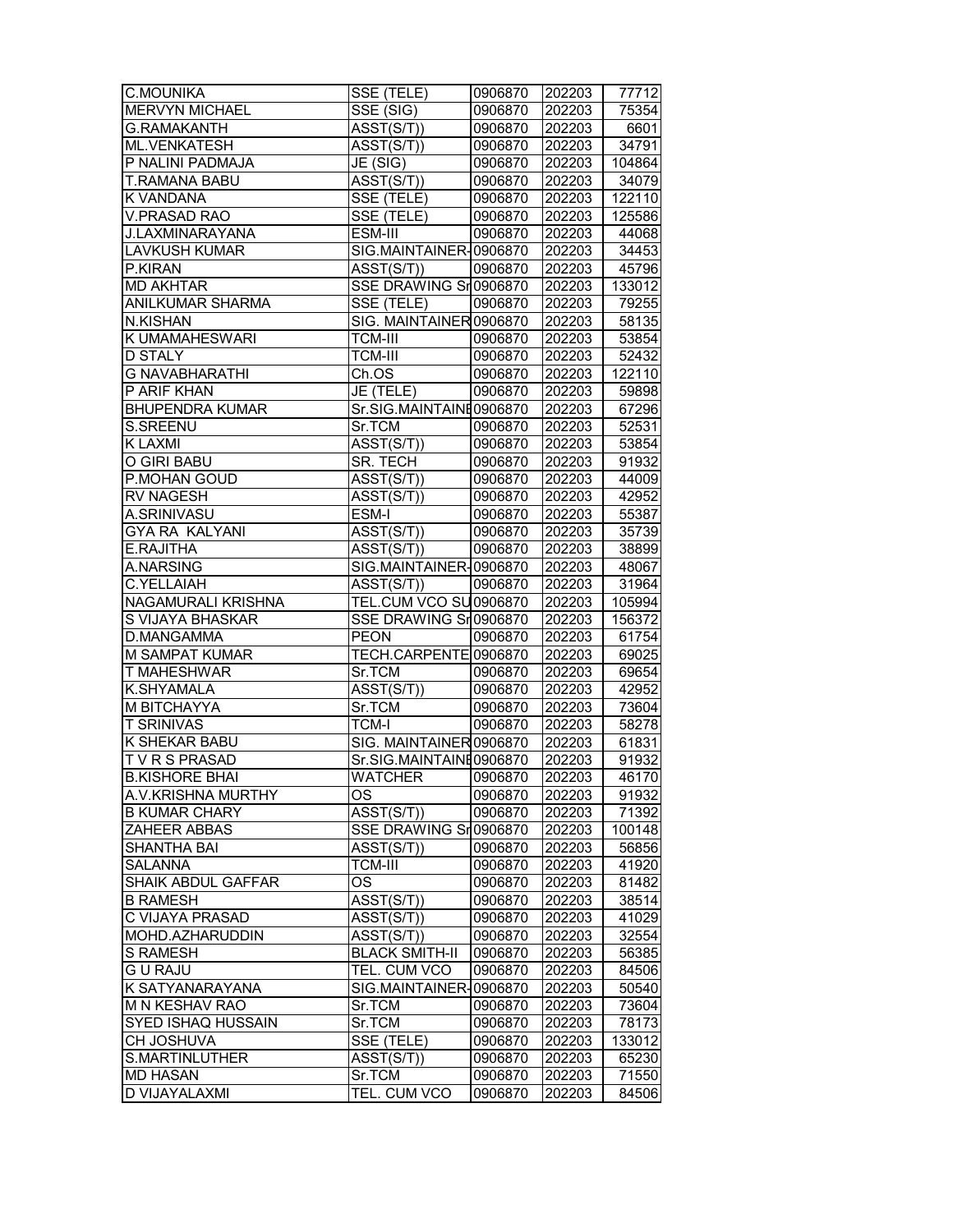| | | | | |
|---|---|---|---|---|
| C.MOUNIKA | SSE (TELE) | 0906870 | 202203 | 77712 |
| MERVYN MICHAEL | SSE (SIG) | 0906870 | 202203 | 75354 |
| G.RAMAKANTH | ASST(S/T)) | 0906870 | 202203 | 6601 |
| ML.VENKATESH | ASST(S/T)) | 0906870 | 202203 | 34791 |
| P NALINI PADMAJA | JE (SIG) | 0906870 | 202203 | 104864 |
| T.RAMANA BABU | ASST(S/T)) | 0906870 | 202203 | 34079 |
| K VANDANA | SSE (TELE) | 0906870 | 202203 | 122110 |
| V.PRASAD RAO | SSE (TELE) | 0906870 | 202203 | 125586 |
| J.LAXMINARAYANA | ESM-III | 0906870 | 202203 | 44068 |
| LAVKUSH KUMAR | SIG.MAINTAINER- | 0906870 | 202203 | 34453 |
| P.KIRAN | ASST(S/T)) | 0906870 | 202203 | 45796 |
| MD AKHTAR | SSE DRAWING Sr | 0906870 | 202203 | 133012 |
| ANILKUMAR SHARMA | SSE (TELE) | 0906870 | 202203 | 79255 |
| N.KISHAN | SIG. MAINTAINER | 0906870 | 202203 | 58135 |
| K UMAMAHESWARI | TCM-III | 0906870 | 202203 | 53854 |
| D STALY | TCM-III | 0906870 | 202203 | 52432 |
| G NAVABHARATHI | Ch.OS | 0906870 | 202203 | 122110 |
| P ARIF KHAN | JE (TELE) | 0906870 | 202203 | 59898 |
| BHUPENDRA KUMAR | Sr.SIG.MAINTAINE | 0906870 | 202203 | 67296 |
| S.SREENU | Sr.TCM | 0906870 | 202203 | 52531 |
| K LAXMI | ASST(S/T)) | 0906870 | 202203 | 53854 |
| O GIRI BABU | SR. TECH | 0906870 | 202203 | 91932 |
| P.MOHAN GOUD | ASST(S/T)) | 0906870 | 202203 | 44009 |
| RV NAGESH | ASST(S/T)) | 0906870 | 202203 | 42952 |
| A.SRINIVASU | ESM-I | 0906870 | 202203 | 55387 |
| GYA RA KALYANI | ASST(S/T)) | 0906870 | 202203 | 35739 |
| E.RAJITHA | ASST(S/T)) | 0906870 | 202203 | 38899 |
| A.NARSING | SIG.MAINTAINER- | 0906870 | 202203 | 48067 |
| C.YELLAIAH | ASST(S/T)) | 0906870 | 202203 | 31964 |
| NAGAMURALI KRISHNA | TEL.CUM VCO SU | 0906870 | 202203 | 105994 |
| S VIJAYA BHASKAR | SSE DRAWING Sr | 0906870 | 202203 | 156372 |
| D.MANGAMMA | PEON | 0906870 | 202203 | 61754 |
| M SAMPAT KUMAR | TECH.CARPENTE | 0906870 | 202203 | 69025 |
| T MAHESHWAR | Sr.TCM | 0906870 | 202203 | 69654 |
| K.SHYAMALA | ASST(S/T)) | 0906870 | 202203 | 42952 |
| M BITCHAYYA | Sr.TCM | 0906870 | 202203 | 73604 |
| T SRINIVAS | TCM-I | 0906870 | 202203 | 58278 |
| K SHEKAR BABU | SIG. MAINTAINER | 0906870 | 202203 | 61831 |
| T V R S PRASAD | Sr.SIG.MAINTAINE | 0906870 | 202203 | 91932 |
| B.KISHORE BHAI | WATCHER | 0906870 | 202203 | 46170 |
| A.V.KRISHNA MURTHY | OS | 0906870 | 202203 | 91932 |
| B KUMAR CHARY | ASST(S/T)) | 0906870 | 202203 | 71392 |
| ZAHEER ABBAS | SSE DRAWING Sr | 0906870 | 202203 | 100148 |
| SHANTHA BAI | ASST(S/T)) | 0906870 | 202203 | 56856 |
| SALANNA | TCM-III | 0906870 | 202203 | 41920 |
| SHAIK ABDUL GAFFAR | OS | 0906870 | 202203 | 81482 |
| B RAMESH | ASST(S/T)) | 0906870 | 202203 | 38514 |
| C VIJAYA PRASAD | ASST(S/T)) | 0906870 | 202203 | 41029 |
| MOHD.AZHARUDDIN | ASST(S/T)) | 0906870 | 202203 | 32554 |
| S RAMESH | BLACK SMITH-II | 0906870 | 202203 | 56385 |
| G U RAJU | TEL. CUM VCO | 0906870 | 202203 | 84506 |
| K SATYANARAYANA | SIG.MAINTAINER- | 0906870 | 202203 | 50540 |
| M N KESHAV RAO | Sr.TCM | 0906870 | 202203 | 73604 |
| SYED ISHAQ HUSSAIN | Sr.TCM | 0906870 | 202203 | 78173 |
| CH JOSHUVA | SSE (TELE) | 0906870 | 202203 | 133012 |
| S.MARTINLUTHER | ASST(S/T)) | 0906870 | 202203 | 65230 |
| MD HASAN | Sr.TCM | 0906870 | 202203 | 71550 |
| D VIJAYALAXMI | TEL. CUM VCO | 0906870 | 202203 | 84506 |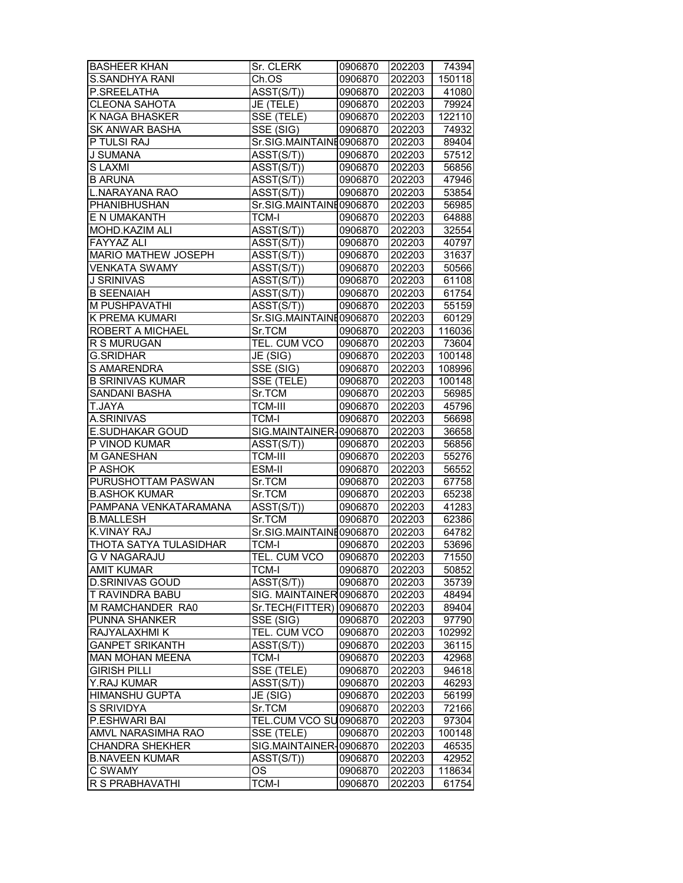| BASHEER KHAN | Sr. CLERK | 0906870 | 202203 | 74394 |
|---|---|---|---|---|
| S.SANDHYA RANI | Ch.OS | 0906870 | 202203 | 150118 |
| P.SREELATHA | ASST(S/T)) | 0906870 | 202203 | 41080 |
| CLEONA SAHOTA | JE (TELE) | 0906870 | 202203 | 79924 |
| K NAGA BHASKER | SSE (TELE) | 0906870 | 202203 | 122110 |
| SK ANWAR BASHA | SSE (SIG) | 0906870 | 202203 | 74932 |
| P TULSI RAJ | Sr.SIG.MAINTAINE | 0906870 | 202203 | 89404 |
| J SUMANA | ASST(S/T)) | 0906870 | 202203 | 57512 |
| S LAXMI | ASST(S/T)) | 0906870 | 202203 | 56856 |
| B ARUNA | ASST(S/T)) | 0906870 | 202203 | 47946 |
| L.NARAYANA RAO | ASST(S/T)) | 0906870 | 202203 | 53854 |
| PHANIBHUSHAN | Sr.SIG.MAINTAINE | 0906870 | 202203 | 56985 |
| E N UMAKANTH | TCM-I | 0906870 | 202203 | 64888 |
| MOHD.KAZIM ALI | ASST(S/T)) | 0906870 | 202203 | 32554 |
| FAYYAZ ALI | ASST(S/T)) | 0906870 | 202203 | 40797 |
| MARIO MATHEW JOSEPH | ASST(S/T)) | 0906870 | 202203 | 31637 |
| VENKATA SWAMY | ASST(S/T)) | 0906870 | 202203 | 50566 |
| J SRINIVAS | ASST(S/T)) | 0906870 | 202203 | 61108 |
| B SEENAIAH | ASST(S/T)) | 0906870 | 202203 | 61754 |
| M PUSHPAVATHI | ASST(S/T)) | 0906870 | 202203 | 55159 |
| K PREMA KUMARI | Sr.SIG.MAINTAINE | 0906870 | 202203 | 60129 |
| ROBERT A MICHAEL | Sr.TCM | 0906870 | 202203 | 116036 |
| R S MURUGAN | TEL. CUM VCO | 0906870 | 202203 | 73604 |
| G.SRIDHAR | JE (SIG) | 0906870 | 202203 | 100148 |
| S AMARENDRA | SSE (SIG) | 0906870 | 202203 | 108996 |
| B SRINIVAS KUMAR | SSE (TELE) | 0906870 | 202203 | 100148 |
| SANDANI BASHA | Sr.TCM | 0906870 | 202203 | 56985 |
| T.JAYA | TCM-III | 0906870 | 202203 | 45796 |
| A.SRINIVAS | TCM-I | 0906870 | 202203 | 56698 |
| E.SUDHAKAR GOUD | SIG.MAINTAINER- | 0906870 | 202203 | 36658 |
| P VINOD KUMAR | ASST(S/T)) | 0906870 | 202203 | 56856 |
| M GANESHAN | TCM-III | 0906870 | 202203 | 55276 |
| P ASHOK | ESM-II | 0906870 | 202203 | 56552 |
| PURUSHOTTAM PASWAN | Sr.TCM | 0906870 | 202203 | 67758 |
| B.ASHOK KUMAR | Sr.TCM | 0906870 | 202203 | 65238 |
| PAMPANA VENKATARAMANA | ASST(S/T)) | 0906870 | 202203 | 41283 |
| B.MALLESH | Sr.TCM | 0906870 | 202203 | 62386 |
| K.VINAY RAJ | Sr.SIG.MAINTAINE | 0906870 | 202203 | 64782 |
| THOTA SATYA TULASIDHAR | TCM-I | 0906870 | 202203 | 53696 |
| G V NAGARAJU | TEL. CUM VCO | 0906870 | 202203 | 71550 |
| AMIT KUMAR | TCM-I | 0906870 | 202203 | 50852 |
| D.SRINIVAS GOUD | ASST(S/T)) | 0906870 | 202203 | 35739 |
| T RAVINDRA BABU | SIG. MAINTAINER | 0906870 | 202203 | 48494 |
| M RAMCHANDER RA0 | Sr.TECH(FITTER) | 0906870 | 202203 | 89404 |
| PUNNA SHANKER | SSE (SIG) | 0906870 | 202203 | 97790 |
| RAJYALAXHMI K | TEL. CUM VCO | 0906870 | 202203 | 102992 |
| GANPET SRIKANTH | ASST(S/T)) | 0906870 | 202203 | 36115 |
| MAN MOHAN MEENA | TCM-I | 0906870 | 202203 | 42968 |
| GIRISH PILLI | SSE (TELE) | 0906870 | 202203 | 94618 |
| Y.RAJ KUMAR | ASST(S/T)) | 0906870 | 202203 | 46293 |
| HIMANSHU GUPTA | JE (SIG) | 0906870 | 202203 | 56199 |
| S SRIVIDYA | Sr.TCM | 0906870 | 202203 | 72166 |
| P.ESHWARI BAI | TEL.CUM VCO SU | 0906870 | 202203 | 97304 |
| AMVL NARASIMHA RAO | SSE (TELE) | 0906870 | 202203 | 100148 |
| CHANDRA SHEKHER | SIG.MAINTAINER- | 0906870 | 202203 | 46535 |
| B.NAVEEN KUMAR | ASST(S/T)) | 0906870 | 202203 | 42952 |
| C SWAMY | OS | 0906870 | 202203 | 118634 |
| R S PRABHAVATHI | TCM-I | 0906870 | 202203 | 61754 |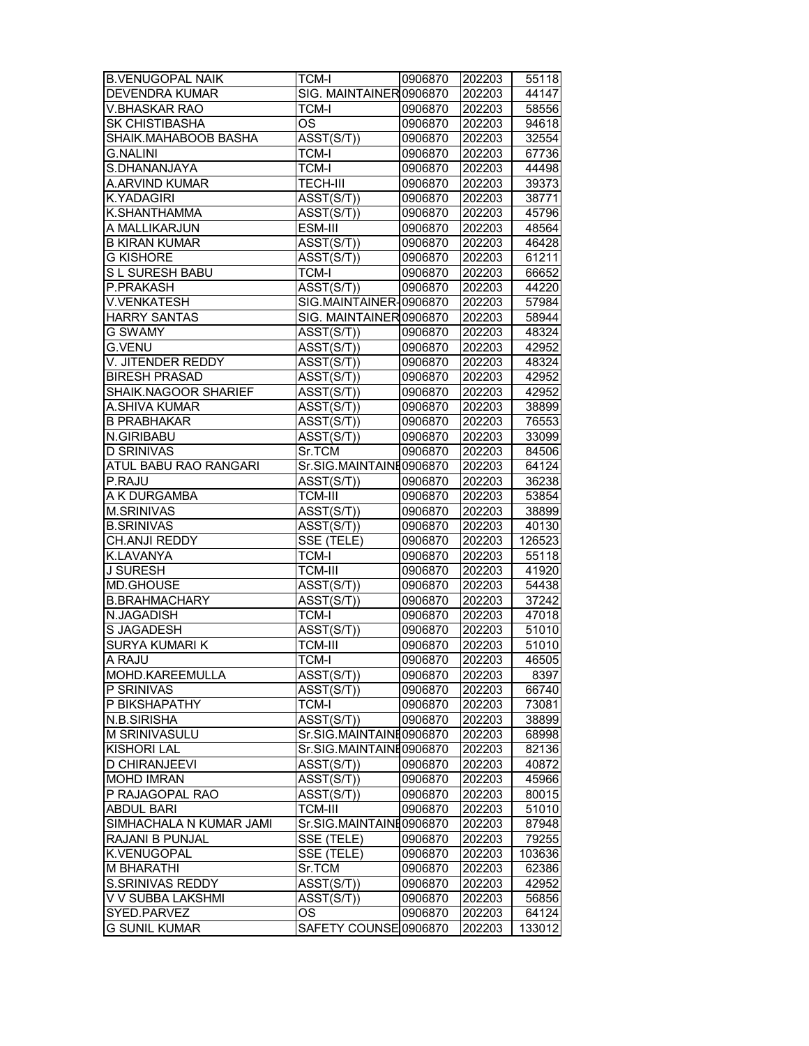| | | | | |
|---|---|---|---|---|
| B.VENUGOPAL NAIK | TCM-I | 0906870 | 202203 | 55118 |
| DEVENDRA KUMAR | SIG. MAINTAINER | 0906870 | 202203 | 44147 |
| V.BHASKAR RAO | TCM-I | 0906870 | 202203 | 58556 |
| SK CHISTIBASHA | OS | 0906870 | 202203 | 94618 |
| SHAIK.MAHABOOB BASHA | ASST(S/T)) | 0906870 | 202203 | 32554 |
| G.NALINI | TCM-I | 0906870 | 202203 | 67736 |
| S.DHANANJAYA | TCM-I | 0906870 | 202203 | 44498 |
| A.ARVIND KUMAR | TECH-III | 0906870 | 202203 | 39373 |
| K.YADAGIRI | ASST(S/T)) | 0906870 | 202203 | 38771 |
| K.SHANTHAMMA | ASST(S/T)) | 0906870 | 202203 | 45796 |
| A MALLIKARJUN | ESM-III | 0906870 | 202203 | 48564 |
| B KIRAN KUMAR | ASST(S/T)) | 0906870 | 202203 | 46428 |
| G KISHORE | ASST(S/T)) | 0906870 | 202203 | 61211 |
| S L SURESH BABU | TCM-I | 0906870 | 202203 | 66652 |
| P.PRAKASH | ASST(S/T)) | 0906870 | 202203 | 44220 |
| V.VENKATESH | SIG.MAINTAINER- | 0906870 | 202203 | 57984 |
| HARRY SANTAS | SIG. MAINTAINER | 0906870 | 202203 | 58944 |
| G SWAMY | ASST(S/T)) | 0906870 | 202203 | 48324 |
| G.VENU | ASST(S/T)) | 0906870 | 202203 | 42952 |
| V. JITENDER REDDY | ASST(S/T)) | 0906870 | 202203 | 48324 |
| BIRESH PRASAD | ASST(S/T)) | 0906870 | 202203 | 42952 |
| SHAIK.NAGOOR SHARIEF | ASST(S/T)) | 0906870 | 202203 | 42952 |
| A.SHIVA KUMAR | ASST(S/T)) | 0906870 | 202203 | 38899 |
| B PRABHAKAR | ASST(S/T)) | 0906870 | 202203 | 76553 |
| N.GIRIBABU | ASST(S/T)) | 0906870 | 202203 | 33099 |
| D SRINIVAS | Sr.TCM | 0906870 | 202203 | 84506 |
| ATUL BABU RAO RANGARI | Sr.SIG.MAINTAINE | 0906870 | 202203 | 64124 |
| P.RAJU | ASST(S/T)) | 0906870 | 202203 | 36238 |
| A K DURGAMBA | TCM-III | 0906870 | 202203 | 53854 |
| M.SRINIVAS | ASST(S/T)) | 0906870 | 202203 | 38899 |
| B.SRINIVAS | ASST(S/T)) | 0906870 | 202203 | 40130 |
| CH.ANJI REDDY | SSE (TELE) | 0906870 | 202203 | 126523 |
| K.LAVANYA | TCM-I | 0906870 | 202203 | 55118 |
| J SURESH | TCM-III | 0906870 | 202203 | 41920 |
| MD.GHOUSE | ASST(S/T)) | 0906870 | 202203 | 54438 |
| B.BRAHMACHARY | ASST(S/T)) | 0906870 | 202203 | 37242 |
| N.JAGADISH | TCM-I | 0906870 | 202203 | 47018 |
| S JAGADESH | ASST(S/T)) | 0906870 | 202203 | 51010 |
| SURYA KUMARI K | TCM-III | 0906870 | 202203 | 51010 |
| A RAJU | TCM-I | 0906870 | 202203 | 46505 |
| MOHD.KAREEMULLA | ASST(S/T)) | 0906870 | 202203 | 8397 |
| P SRINIVAS | ASST(S/T)) | 0906870 | 202203 | 66740 |
| P BIKSHAPATHY | TCM-I | 0906870 | 202203 | 73081 |
| N.B.SIRISHA | ASST(S/T)) | 0906870 | 202203 | 38899 |
| M SRINIVASULU | Sr.SIG.MAINTAINE | 0906870 | 202203 | 68998 |
| KISHORI LAL | Sr.SIG.MAINTAINE | 0906870 | 202203 | 82136 |
| D CHIRANJEEVI | ASST(S/T)) | 0906870 | 202203 | 40872 |
| MOHD IMRAN | ASST(S/T)) | 0906870 | 202203 | 45966 |
| P RAJAGOPAL RAO | ASST(S/T)) | 0906870 | 202203 | 80015 |
| ABDUL BARI | TCM-III | 0906870 | 202203 | 51010 |
| SIMHACHALA N KUMAR JAMI | Sr.SIG.MAINTAINE | 0906870 | 202203 | 87948 |
| RAJANI B PUNJAL | SSE (TELE) | 0906870 | 202203 | 79255 |
| K.VENUGOPAL | SSE (TELE) | 0906870 | 202203 | 103636 |
| M BHARATHI | Sr.TCM | 0906870 | 202203 | 62386 |
| S.SRINIVAS REDDY | ASST(S/T)) | 0906870 | 202203 | 42952 |
| V V SUBBA LAKSHMI | ASST(S/T)) | 0906870 | 202203 | 56856 |
| SYED.PARVEZ | OS | 0906870 | 202203 | 64124 |
| G SUNIL KUMAR | SAFETY COUNSE | 0906870 | 202203 | 133012 |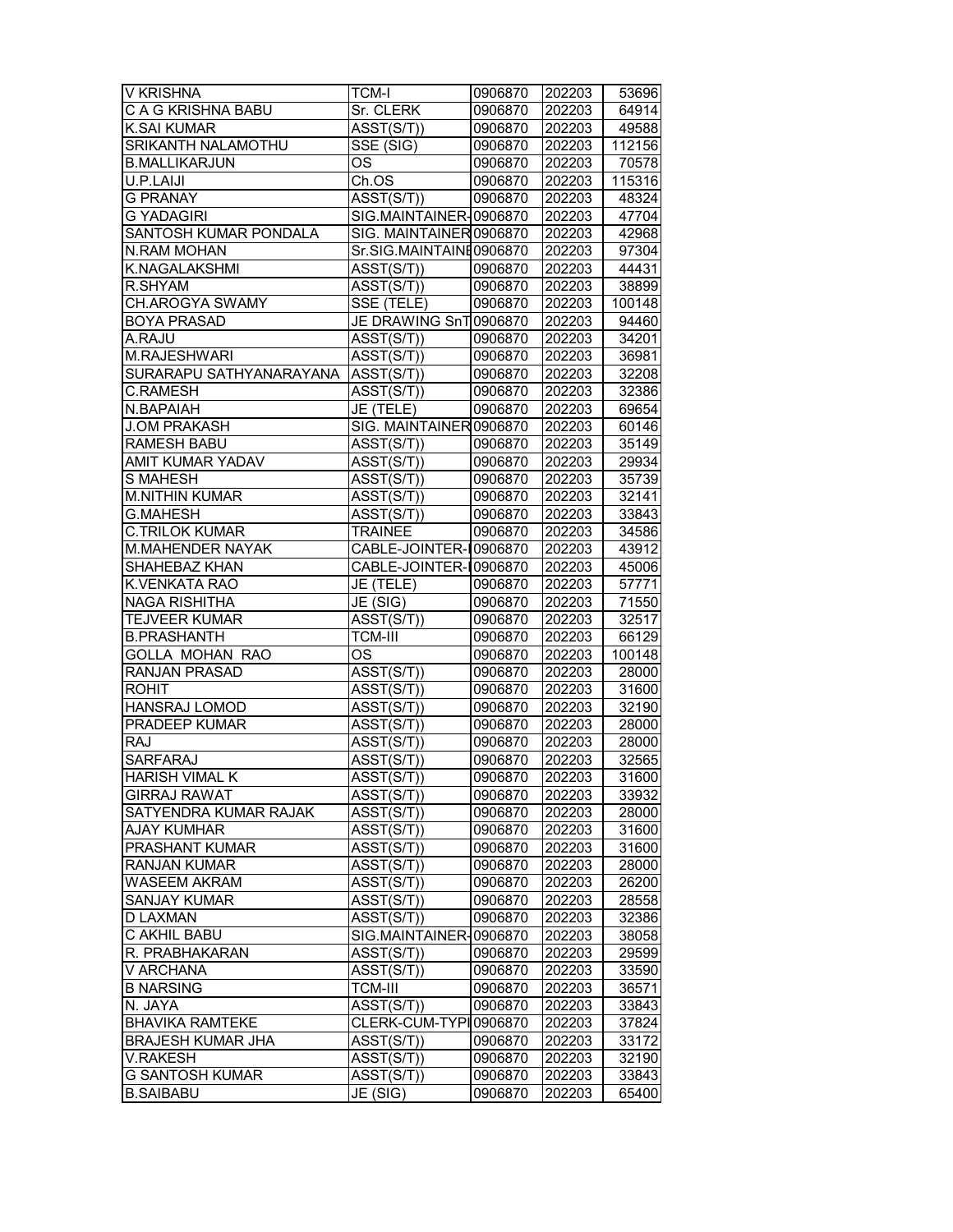| V KRISHNA | TCM-I | 0906870 | 202203 | 53696 |
|---|---|---|---|---|
| C A G KRISHNA BABU | Sr. CLERK | 0906870 | 202203 | 64914 |
| K.SAI KUMAR | ASST(S/T)) | 0906870 | 202203 | 49588 |
| SRIKANTH NALAMOTHU | SSE (SIG) | 0906870 | 202203 | 112156 |
| B.MALLIKARJUN | OS | 0906870 | 202203 | 70578 |
| U.P.LAIJI | Ch.OS | 0906870 | 202203 | 115316 |
| G PRANAY | ASST(S/T)) | 0906870 | 202203 | 48324 |
| G YADAGIRI | SIG.MAINTAINER- | 0906870 | 202203 | 47704 |
| SANTOSH KUMAR PONDALA | SIG. MAINTAINER | 0906870 | 202203 | 42968 |
| N.RAM MOHAN | Sr.SIG.MAINTAINE | 0906870 | 202203 | 97304 |
| K.NAGALAKSHMI | ASST(S/T)) | 0906870 | 202203 | 44431 |
| R.SHYAM | ASST(S/T)) | 0906870 | 202203 | 38899 |
| CH.AROGYA SWAMY | SSE (TELE) | 0906870 | 202203 | 100148 |
| BOYA PRASAD | JE DRAWING SnT | 0906870 | 202203 | 94460 |
| A.RAJU | ASST(S/T)) | 0906870 | 202203 | 34201 |
| M.RAJESHWARI | ASST(S/T)) | 0906870 | 202203 | 36981 |
| SURARAPU SATHYANARAYANA | ASST(S/T)) | 0906870 | 202203 | 32208 |
| C.RAMESH | ASST(S/T)) | 0906870 | 202203 | 32386 |
| N.BAPAIAH | JE (TELE) | 0906870 | 202203 | 69654 |
| J.OM PRAKASH | SIG. MAINTAINER | 0906870 | 202203 | 60146 |
| RAMESH BABU | ASST(S/T)) | 0906870 | 202203 | 35149 |
| AMIT KUMAR YADAV | ASST(S/T)) | 0906870 | 202203 | 29934 |
| S MAHESH | ASST(S/T)) | 0906870 | 202203 | 35739 |
| M.NITHIN KUMAR | ASST(S/T)) | 0906870 | 202203 | 32141 |
| G.MAHESH | ASST(S/T)) | 0906870 | 202203 | 33843 |
| C.TRILOK KUMAR | TRAINEE | 0906870 | 202203 | 34586 |
| M.MAHENDER NAYAK | CABLE-JOINTER- | 0906870 | 202203 | 43912 |
| SHAHEBAZ KHAN | CABLE-JOINTER- | 0906870 | 202203 | 45006 |
| K.VENKATA RAO | JE (TELE) | 0906870 | 202203 | 57771 |
| NAGA RISHITHA | JE (SIG) | 0906870 | 202203 | 71550 |
| TEJVEER KUMAR | ASST(S/T)) | 0906870 | 202203 | 32517 |
| B.PRASHANTH | TCM-III | 0906870 | 202203 | 66129 |
| GOLLA MOHAN RAO | OS | 0906870 | 202203 | 100148 |
| RANJAN PRASAD | ASST(S/T)) | 0906870 | 202203 | 28000 |
| ROHIT | ASST(S/T)) | 0906870 | 202203 | 31600 |
| HANSRAJ LOMOD | ASST(S/T)) | 0906870 | 202203 | 32190 |
| PRADEEP KUMAR | ASST(S/T)) | 0906870 | 202203 | 28000 |
| RAJ | ASST(S/T)) | 0906870 | 202203 | 28000 |
| SARFARAJ | ASST(S/T)) | 0906870 | 202203 | 32565 |
| HARISH VIMAL K | ASST(S/T)) | 0906870 | 202203 | 31600 |
| GIRRAJ RAWAT | ASST(S/T)) | 0906870 | 202203 | 33932 |
| SATYENDRA KUMAR RAJAK | ASST(S/T)) | 0906870 | 202203 | 28000 |
| AJAY KUMHAR | ASST(S/T)) | 0906870 | 202203 | 31600 |
| PRASHANT KUMAR | ASST(S/T)) | 0906870 | 202203 | 31600 |
| RANJAN KUMAR | ASST(S/T)) | 0906870 | 202203 | 28000 |
| WASEEM AKRAM | ASST(S/T)) | 0906870 | 202203 | 26200 |
| SANJAY KUMAR | ASST(S/T)) | 0906870 | 202203 | 28558 |
| D LAXMAN | ASST(S/T)) | 0906870 | 202203 | 32386 |
| C AKHIL BABU | SIG.MAINTAINER- | 0906870 | 202203 | 38058 |
| R. PRABHAKARAN | ASST(S/T)) | 0906870 | 202203 | 29599 |
| V ARCHANA | ASST(S/T)) | 0906870 | 202203 | 33590 |
| B NARSING | TCM-III | 0906870 | 202203 | 36571 |
| N. JAYA | ASST(S/T)) | 0906870 | 202203 | 33843 |
| BHAVIKA RAMTEKE | CLERK-CUM-TYPI | 0906870 | 202203 | 37824 |
| BRAJESH KUMAR JHA | ASST(S/T)) | 0906870 | 202203 | 33172 |
| V.RAKESH | ASST(S/T)) | 0906870 | 202203 | 32190 |
| G SANTOSH KUMAR | ASST(S/T)) | 0906870 | 202203 | 33843 |
| B.SAIBABU | JE (SIG) | 0906870 | 202203 | 65400 |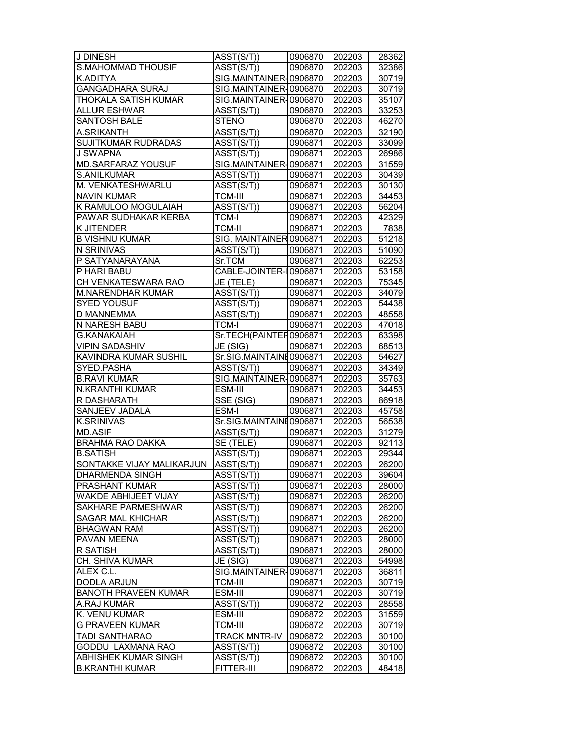| J DINESH | ASST(S/T)) | 0906870 | 202203 | 28362 |
|---|---|---|---|---|
| S.MAHOMMAD THOUSIF | ASST(S/T)) | 0906870 | 202203 | 32386 |
| K.ADITYA | SIG.MAINTAINER-0906870 | | 202203 | 30719 |
| GANGADHARA SURAJ | SIG.MAINTAINER-0906870 | | 202203 | 30719 |
| THOKALA SATISH KUMAR | SIG.MAINTAINER-0906870 | | 202203 | 35107 |
| ALLUR ESHWAR | ASST(S/T)) | 0906870 | 202203 | 33253 |
| SANTOSH BALE | STENO | 0906870 | 202203 | 46270 |
| A.SRIKANTH | ASST(S/T)) | 0906870 | 202203 | 32190 |
| SUJITKUMAR RUDRADAS | ASST(S/T)) | 0906871 | 202203 | 33099 |
| J SWAPNA | ASST(S/T)) | 0906871 | 202203 | 26986 |
| MD.SARFARAZ YOUSUF | SIG.MAINTAINER-0906871 | | 202203 | 31559 |
| S.ANILKUMAR | ASST(S/T)) | 0906871 | 202203 | 30439 |
| M. VENKATESHWARLU | ASST(S/T)) | 0906871 | 202203 | 30130 |
| NAVIN KUMAR | TCM-III | 0906871 | 202203 | 34453 |
| K RAMULOO MOGULAIAH | ASST(S/T)) | 0906871 | 202203 | 56204 |
| PAWAR SUDHAKAR KERBA | TCM-I | 0906871 | 202203 | 42329 |
| K JITENDER | TCM-II | 0906871 | 202203 | 7838 |
| B VISHNU KUMAR | SIG. MAINTAINER0906871 | | 202203 | 51218 |
| N SRINIVAS | ASST(S/T)) | 0906871 | 202203 | 51090 |
| P SATYANARAYANA | Sr.TCM | 0906871 | 202203 | 62253 |
| P HARI BABU | CABLE-JOINTER-I0906871 | | 202203 | 53158 |
| CH VENKATESWARA RAO | JE (TELE) | 0906871 | 202203 | 75345 |
| M.NARENDHAR KUMAR | ASST(S/T)) | 0906871 | 202203 | 34079 |
| SYED YOUSUF | ASST(S/T)) | 0906871 | 202203 | 54438 |
| D MANNEMMA | ASST(S/T)) | 0906871 | 202203 | 48558 |
| N NARESH BABU | TCM-I | 0906871 | 202203 | 47018 |
| G.KANAKAIAH | Sr.TECH(PAINTER0906871 | | 202203 | 63398 |
| VIPIN SADASHIV | JE (SIG) | 0906871 | 202203 | 68513 |
| KAVINDRA KUMAR SUSHIL | Sr.SIG.MAINTAINE0906871 | | 202203 | 54627 |
| SYED.PASHA | ASST(S/T)) | 0906871 | 202203 | 34349 |
| B.RAVI KUMAR | SIG.MAINTAINER-0906871 | | 202203 | 35763 |
| N.KRANTHI KUMAR | ESM-III | 0906871 | 202203 | 34453 |
| R DASHARATH | SSE (SIG) | 0906871 | 202203 | 86918 |
| SANJEEV JADALA | ESM-I | 0906871 | 202203 | 45758 |
| K.SRINIVAS | Sr.SIG.MAINTAINE0906871 | | 202203 | 56538 |
| MD.ASIF | ASST(S/T)) | 0906871 | 202203 | 31279 |
| BRAHMA RAO DAKKA | SE (TELE) | 0906871 | 202203 | 92113 |
| B.SATISH | ASST(S/T)) | 0906871 | 202203 | 29344 |
| SONTAKKE VIJAY MALIKARJUN | ASST(S/T)) | 0906871 | 202203 | 26200 |
| DHARMENDA SINGH | ASST(S/T)) | 0906871 | 202203 | 39604 |
| PRASHANT KUMAR | ASST(S/T)) | 0906871 | 202203 | 28000 |
| WAKDE ABHIJEET VIJAY | ASST(S/T)) | 0906871 | 202203 | 26200 |
| SAKHARE PARMESHWAR | ASST(S/T)) | 0906871 | 202203 | 26200 |
| SAGAR MAL KHICHAR | ASST(S/T)) | 0906871 | 202203 | 26200 |
| BHAGWAN RAM | ASST(S/T)) | 0906871 | 202203 | 26200 |
| PAVAN MEENA | ASST(S/T)) | 0906871 | 202203 | 28000 |
| R SATISH | ASST(S/T)) | 0906871 | 202203 | 28000 |
| CH. SHIVA KUMAR | JE (SIG) | 0906871 | 202203 | 54998 |
| ALEX C.L. | SIG.MAINTAINER-0906871 | | 202203 | 36811 |
| DODLA ARJUN | TCM-III | 0906871 | 202203 | 30719 |
| BANOTH PRAVEEN KUMAR | ESM-III | 0906871 | 202203 | 30719 |
| A.RAJ KUMAR | ASST(S/T)) | 0906872 | 202203 | 28558 |
| K. VENU KUMAR | ESM-III | 0906872 | 202203 | 31559 |
| G PRAVEEN KUMAR | TCM-III | 0906872 | 202203 | 30719 |
| TADI SANTHARAO | TRACK MNTR-IV | 0906872 | 202203 | 30100 |
| GODDU LAXMANA RAO | ASST(S/T)) | 0906872 | 202203 | 30100 |
| ABHISHEK KUMAR SINGH | ASST(S/T)) | 0906872 | 202203 | 30100 |
| B.KRANTHI KUMAR | FITTER-III | 0906872 | 202203 | 48418 |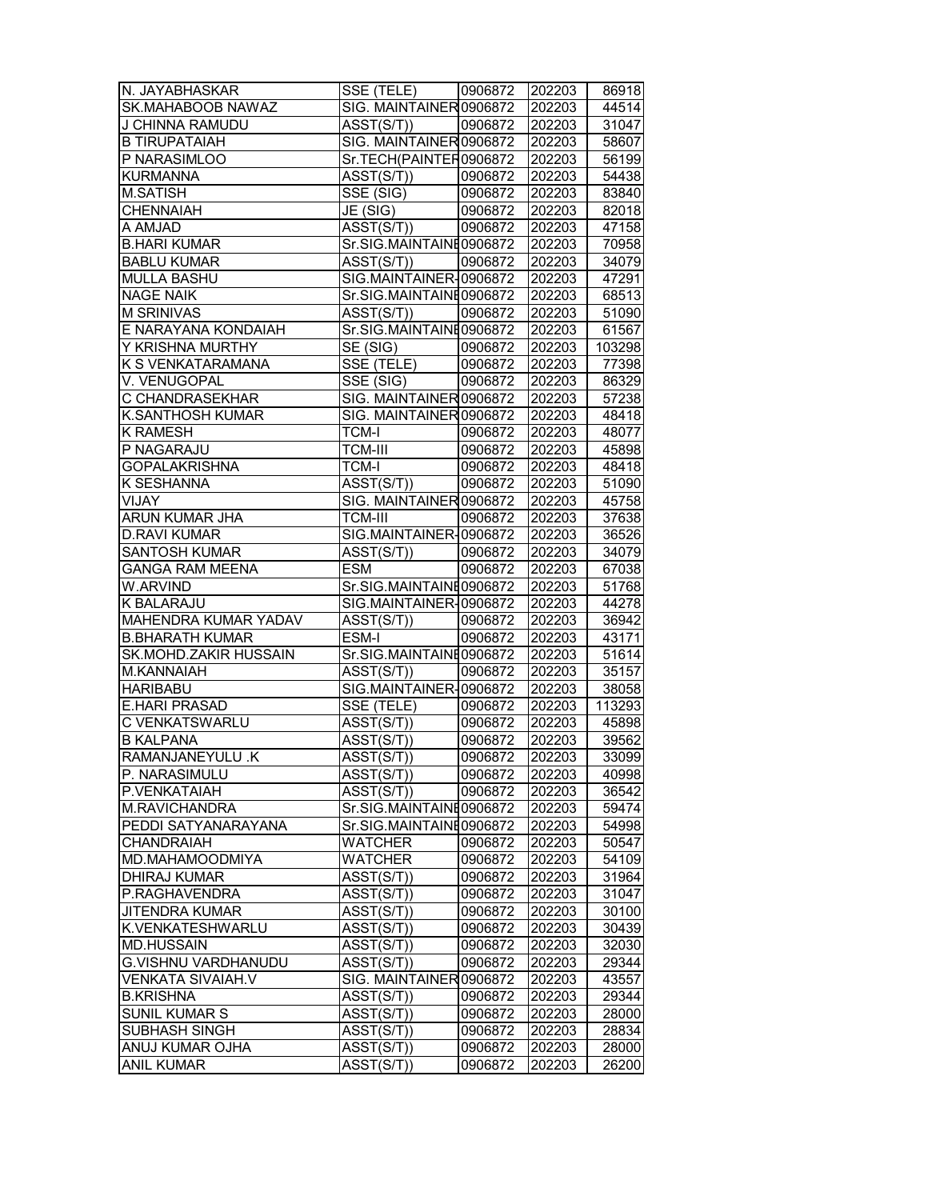| | | | | |
|---|---|---|---|---|
| N. JAYABHASKAR | SSE (TELE) | 0906872 | 202203 | 86918 |
| SK.MAHABOOB NAWAZ | SIG. MAINTAINER | 0906872 | 202203 | 44514 |
| J CHINNA RAMUDU | ASST(S/T)) | 0906872 | 202203 | 31047 |
| B TIRUPATAIAH | SIG. MAINTAINER | 0906872 | 202203 | 58607 |
| P NARASIMLOO | Sr.TECH(PAINTER | 0906872 | 202203 | 56199 |
| KURMANNA | ASST(S/T)) | 0906872 | 202203 | 54438 |
| M.SATISH | SSE (SIG) | 0906872 | 202203 | 83840 |
| CHENNAIAH | JE (SIG) | 0906872 | 202203 | 82018 |
| A AMJAD | ASST(S/T)) | 0906872 | 202203 | 47158 |
| B.HARI KUMAR | Sr.SIG.MAINTAINE | 0906872 | 202203 | 70958 |
| BABLU KUMAR | ASST(S/T)) | 0906872 | 202203 | 34079 |
| MULLA BASHU | SIG.MAINTAINER- | 0906872 | 202203 | 47291 |
| NAGE NAIK | Sr.SIG.MAINTAINE | 0906872 | 202203 | 68513 |
| M SRINIVAS | ASST(S/T)) | 0906872 | 202203 | 51090 |
| E NARAYANA KONDAIAH | Sr.SIG.MAINTAINE | 0906872 | 202203 | 61567 |
| Y KRISHNA MURTHY | SE (SIG) | 0906872 | 202203 | 103298 |
| K S VENKATARAMANA | SSE (TELE) | 0906872 | 202203 | 77398 |
| V. VENUGOPAL | SSE (SIG) | 0906872 | 202203 | 86329 |
| C CHANDRASEKHAR | SIG. MAINTAINER | 0906872 | 202203 | 57238 |
| K.SANTHOSH KUMAR | SIG. MAINTAINER | 0906872 | 202203 | 48418 |
| K RAMESH | TCM-I | 0906872 | 202203 | 48077 |
| P NAGARAJU | TCM-III | 0906872 | 202203 | 45898 |
| GOPALAKRISHNA | TCM-I | 0906872 | 202203 | 48418 |
| K SESHANNA | ASST(S/T)) | 0906872 | 202203 | 51090 |
| VIJAY | SIG. MAINTAINER | 0906872 | 202203 | 45758 |
| ARUN KUMAR JHA | TCM-III | 0906872 | 202203 | 37638 |
| D.RAVI KUMAR | SIG.MAINTAINER- | 0906872 | 202203 | 36526 |
| SANTOSH KUMAR | ASST(S/T)) | 0906872 | 202203 | 34079 |
| GANGA RAM MEENA | ESM | 0906872 | 202203 | 67038 |
| W.ARVIND | Sr.SIG.MAINTAINE | 0906872 | 202203 | 51768 |
| K BALARAJU | SIG.MAINTAINER- | 0906872 | 202203 | 44278 |
| MAHENDRA KUMAR YADAV | ASST(S/T)) | 0906872 | 202203 | 36942 |
| B.BHARATH KUMAR | ESM-I | 0906872 | 202203 | 43171 |
| SK.MOHD.ZAKIR HUSSAIN | Sr.SIG.MAINTAINE | 0906872 | 202203 | 51614 |
| M.KANNAIAH | ASST(S/T)) | 0906872 | 202203 | 35157 |
| HARIBABU | SIG.MAINTAINER- | 0906872 | 202203 | 38058 |
| E.HARI PRASAD | SSE (TELE) | 0906872 | 202203 | 113293 |
| C VENKATSWARLU | ASST(S/T)) | 0906872 | 202203 | 45898 |
| B KALPANA | ASST(S/T)) | 0906872 | 202203 | 39562 |
| RAMANJANEYULU .K | ASST(S/T)) | 0906872 | 202203 | 33099 |
| P. NARASIMULU | ASST(S/T)) | 0906872 | 202203 | 40998 |
| P.VENKATAIAH | ASST(S/T)) | 0906872 | 202203 | 36542 |
| M.RAVICHANDRA | Sr.SIG.MAINTAINE | 0906872 | 202203 | 59474 |
| PEDDI SATYANARAYANA | Sr.SIG.MAINTAINE | 0906872 | 202203 | 54998 |
| CHANDRAIAH | WATCHER | 0906872 | 202203 | 50547 |
| MD.MAHAMOODMIYA | WATCHER | 0906872 | 202203 | 54109 |
| DHIRAJ KUMAR | ASST(S/T)) | 0906872 | 202203 | 31964 |
| P.RAGHAVENDRA | ASST(S/T)) | 0906872 | 202203 | 31047 |
| JITENDRA KUMAR | ASST(S/T)) | 0906872 | 202203 | 30100 |
| K.VENKATESHWARLU | ASST(S/T)) | 0906872 | 202203 | 30439 |
| MD.HUSSAIN | ASST(S/T)) | 0906872 | 202203 | 32030 |
| G.VISHNU VARDHANUDU | ASST(S/T)) | 0906872 | 202203 | 29344 |
| VENKATA SIVAIAH.V | SIG. MAINTAINER | 0906872 | 202203 | 43557 |
| B.KRISHNA | ASST(S/T)) | 0906872 | 202203 | 29344 |
| SUNIL KUMAR S | ASST(S/T)) | 0906872 | 202203 | 28000 |
| SUBHASH SINGH | ASST(S/T)) | 0906872 | 202203 | 28834 |
| ANUJ KUMAR OJHA | ASST(S/T)) | 0906872 | 202203 | 28000 |
| ANIL KUMAR | ASST(S/T)) | 0906872 | 202203 | 26200 |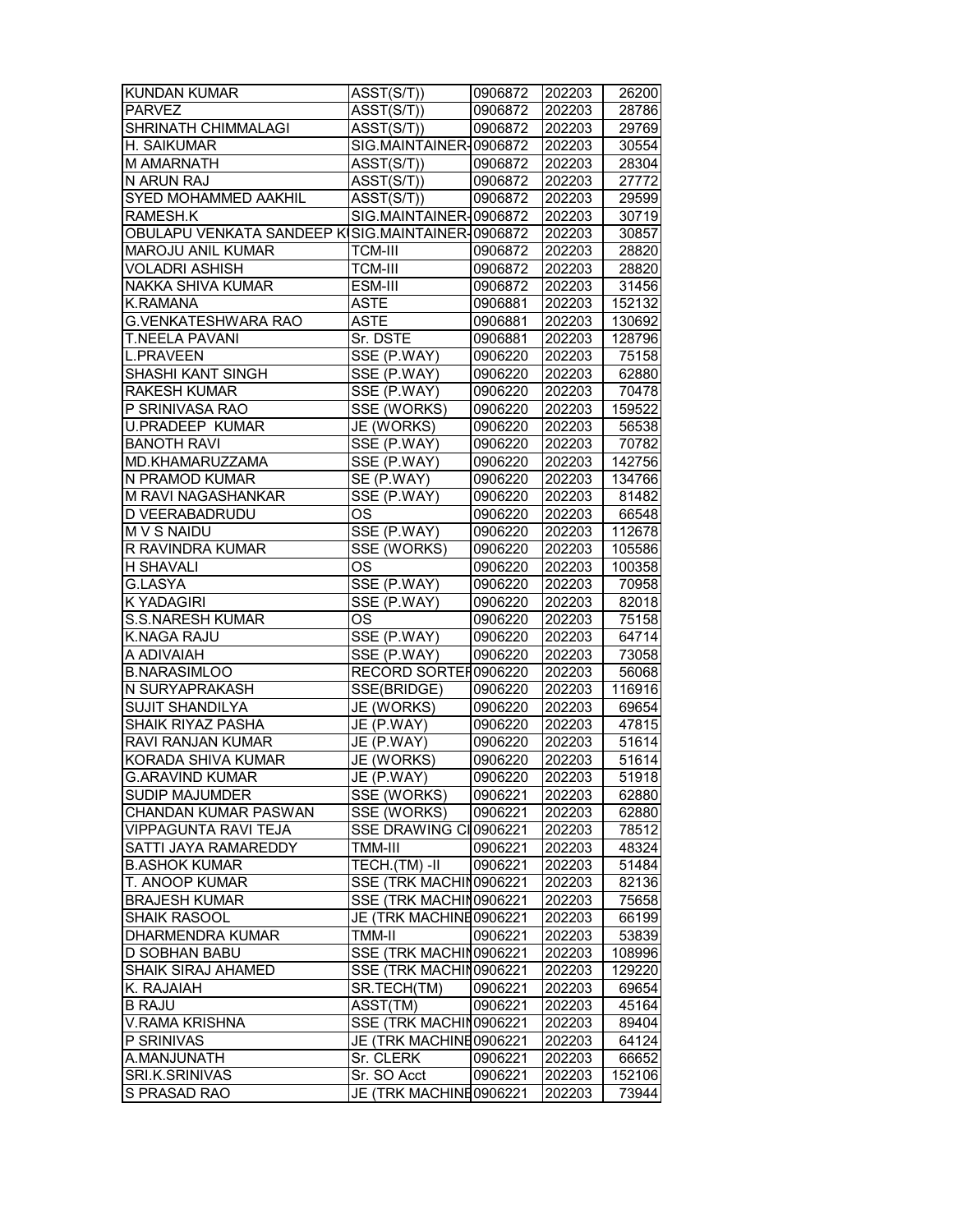| | | | | |
|---|---|---|---|---|
| KUNDAN KUMAR | ASST(S/T)) | 0906872 | 202203 | 26200 |
| PARVEZ | ASST(S/T)) | 0906872 | 202203 | 28786 |
| SHRINATH CHIMMALAGI | ASST(S/T)) | 0906872 | 202203 | 29769 |
| H. SAIKUMAR | SIG.MAINTAINER- | 0906872 | 202203 | 30554 |
| M AMARNATH | ASST(S/T)) | 0906872 | 202203 | 28304 |
| N ARUN RAJ | ASST(S/T)) | 0906872 | 202203 | 27772 |
| SYED MOHAMMED AAKHIL | ASST(S/T)) | 0906872 | 202203 | 29599 |
| RAMESH.K | SIG.MAINTAINER- | 0906872 | 202203 | 30719 |
| OBULAPU VENKATA SANDEEP K | SIG.MAINTAINER- | 0906872 | 202203 | 30857 |
| MAROJU ANIL KUMAR | TCM-III | 0906872 | 202203 | 28820 |
| VOLADRI ASHISH | TCM-III | 0906872 | 202203 | 28820 |
| NAKKA SHIVA KUMAR | ESM-III | 0906872 | 202203 | 31456 |
| K.RAMANA | ASTE | 0906881 | 202203 | 152132 |
| G.VENKATESHWARA RAO | ASTE | 0906881 | 202203 | 130692 |
| T.NEELA PAVANI | Sr. DSTE | 0906881 | 202203 | 128796 |
| L.PRAVEEN | SSE (P.WAY) | 0906220 | 202203 | 75158 |
| SHASHI KANT SINGH | SSE (P.WAY) | 0906220 | 202203 | 62880 |
| RAKESH KUMAR | SSE (P.WAY) | 0906220 | 202203 | 70478 |
| P SRINIVASA RAO | SSE (WORKS) | 0906220 | 202203 | 159522 |
| U.PRADEEP KUMAR | JE (WORKS) | 0906220 | 202203 | 56538 |
| BANOTH RAVI | SSE (P.WAY) | 0906220 | 202203 | 70782 |
| MD.KHAMARUZZAMA | SSE (P.WAY) | 0906220 | 202203 | 142756 |
| N PRAMOD KUMAR | SE (P.WAY) | 0906220 | 202203 | 134766 |
| M RAVI NAGASHANKAR | SSE (P.WAY) | 0906220 | 202203 | 81482 |
| D VEERABADRUDU | OS | 0906220 | 202203 | 66548 |
| M V S NAIDU | SSE (P.WAY) | 0906220 | 202203 | 112678 |
| R RAVINDRA KUMAR | SSE (WORKS) | 0906220 | 202203 | 105586 |
| H SHAVALI | OS | 0906220 | 202203 | 100358 |
| G.LASYA | SSE (P.WAY) | 0906220 | 202203 | 70958 |
| K YADAGIRI | SSE (P.WAY) | 0906220 | 202203 | 82018 |
| S.S.NARESH KUMAR | OS | 0906220 | 202203 | 75158 |
| K.NAGA RAJU | SSE (P.WAY) | 0906220 | 202203 | 64714 |
| A ADIVAIAH | SSE (P.WAY) | 0906220 | 202203 | 73058 |
| B.NARASIMLOO | RECORD SORTEF | 0906220 | 202203 | 56068 |
| N SURYAPRAKASH | SSE(BRIDGE) | 0906220 | 202203 | 116916 |
| SUJIT SHANDILYA | JE (WORKS) | 0906220 | 202203 | 69654 |
| SHAIK RIYAZ PASHA | JE (P.WAY) | 0906220 | 202203 | 47815 |
| RAVI RANJAN KUMAR | JE (P.WAY) | 0906220 | 202203 | 51614 |
| KORADA SHIVA KUMAR | JE (WORKS) | 0906220 | 202203 | 51614 |
| G.ARAVIND KUMAR | JE (P.WAY) | 0906220 | 202203 | 51918 |
| SUDIP MAJUMDER | SSE (WORKS) | 0906221 | 202203 | 62880 |
| CHANDAN KUMAR PASWAN | SSE (WORKS) | 0906221 | 202203 | 62880 |
| VIPPAGUNTA RAVI TEJA | SSE DRAWING CI | 0906221 | 202203 | 78512 |
| SATTI JAYA RAMAREDDY | TMM-III | 0906221 | 202203 | 48324 |
| B.ASHOK KUMAR | TECH.(TM) -II | 0906221 | 202203 | 51484 |
| T. ANOOP KUMAR | SSE (TRK MACHIN | 0906221 | 202203 | 82136 |
| BRAJESH KUMAR | SSE (TRK MACHIN | 0906221 | 202203 | 75658 |
| SHAIK RASOOL | JE (TRK MACHINE | 0906221 | 202203 | 66199 |
| DHARMENDRA KUMAR | TMM-II | 0906221 | 202203 | 53839 |
| D SOBHAN BABU | SSE (TRK MACHIN | 0906221 | 202203 | 108996 |
| SHAIK SIRAJ AHAMED | SSE (TRK MACHIN | 0906221 | 202203 | 129220 |
| K. RAJAIAH | SR.TECH(TM) | 0906221 | 202203 | 69654 |
| B RAJU | ASST(TM) | 0906221 | 202203 | 45164 |
| V.RAMA KRISHNA | SSE (TRK MACHIN | 0906221 | 202203 | 89404 |
| P SRINIVAS | JE (TRK MACHINE | 0906221 | 202203 | 64124 |
| A.MANJUNATH | Sr. CLERK | 0906221 | 202203 | 66652 |
| SRI.K.SRINIVAS | Sr. SO Acct | 0906221 | 202203 | 152106 |
| S PRASAD RAO | JE (TRK MACHINE | 0906221 | 202203 | 73944 |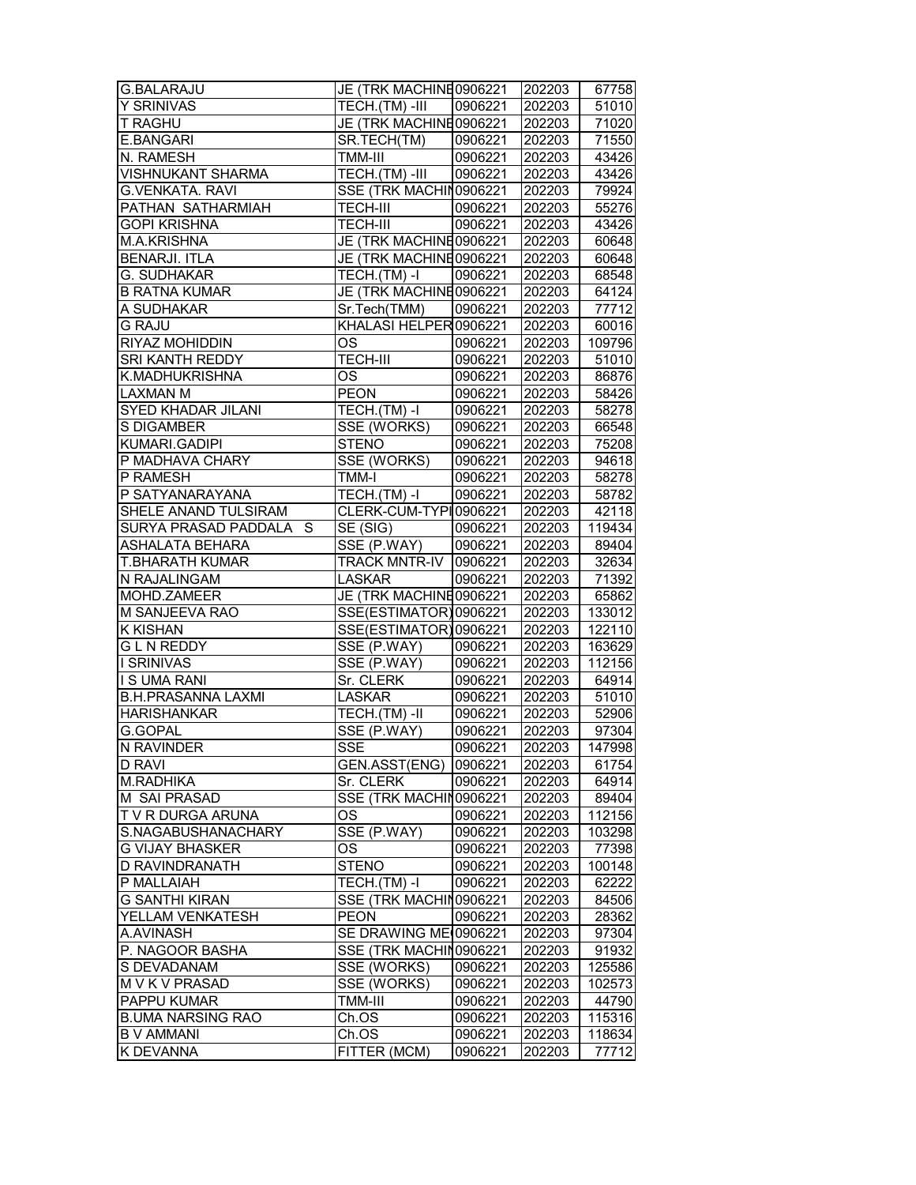| G.BALARAJU | JE (TRK MACHINE | 0906221 | 202203 | 67758 |
|---|---|---|---|---|
| Y SRINIVAS | TECH.(TM) -III | 0906221 | 202203 | 51010 |
| T RAGHU | JE (TRK MACHINE | 0906221 | 202203 | 71020 |
| E.BANGARI | SR.TECH(TM) | 0906221 | 202203 | 71550 |
| N. RAMESH | TMM-III | 0906221 | 202203 | 43426 |
| VISHNUKANT SHARMA | TECH.(TM) -III | 0906221 | 202203 | 43426 |
| G.VENKATA. RAVI | SSE (TRK MACHIN | 0906221 | 202203 | 79924 |
| PATHAN SATHARMIAH | TECH-III | 0906221 | 202203 | 55276 |
| GOPI KRISHNA | TECH-III | 0906221 | 202203 | 43426 |
| M.A.KRISHNA | JE (TRK MACHINE | 0906221 | 202203 | 60648 |
| BENARJI. ITLA | JE (TRK MACHINE | 0906221 | 202203 | 60648 |
| G. SUDHAKAR | TECH.(TM) -I | 0906221 | 202203 | 68548 |
| B RATNA KUMAR | JE (TRK MACHINE | 0906221 | 202203 | 64124 |
| A SUDHAKAR | Sr.Tech(TMM) | 0906221 | 202203 | 77712 |
| G RAJU | KHALASI HELPER | 0906221 | 202203 | 60016 |
| RIYAZ MOHIDDIN | OS | 0906221 | 202203 | 109796 |
| SRI KANTH REDDY | TECH-III | 0906221 | 202203 | 51010 |
| K.MADHUKRISHNA | OS | 0906221 | 202203 | 86876 |
| LAXMAN M | PEON | 0906221 | 202203 | 58426 |
| SYED KHADAR JILANI | TECH.(TM) -I | 0906221 | 202203 | 58278 |
| S DIGAMBER | SSE (WORKS) | 0906221 | 202203 | 66548 |
| KUMARI.GADIPI | STENO | 0906221 | 202203 | 75208 |
| P MADHAVA CHARY | SSE (WORKS) | 0906221 | 202203 | 94618 |
| P RAMESH | TMM-I | 0906221 | 202203 | 58278 |
| P SATYANARAYANA | TECH.(TM) -I | 0906221 | 202203 | 58782 |
| SHELE ANAND TULSIRAM | CLERK-CUM-TYPI | 0906221 | 202203 | 42118 |
| SURYA PRASAD PADDALA S | SE (SIG) | 0906221 | 202203 | 119434 |
| ASHALATA BEHARA | SSE (P.WAY) | 0906221 | 202203 | 89404 |
| T.BHARATH KUMAR | TRACK MNTR-IV | 0906221 | 202203 | 32634 |
| N RAJALINGAM | LASKAR | 0906221 | 202203 | 71392 |
| MOHD.ZAMEER | JE (TRK MACHINE | 0906221 | 202203 | 65862 |
| M SANJEEVA RAO | SSE(ESTIMATOR) | 0906221 | 202203 | 133012 |
| K KISHAN | SSE(ESTIMATOR) | 0906221 | 202203 | 122110 |
| G L N REDDY | SSE (P.WAY) | 0906221 | 202203 | 163629 |
| I SRINIVAS | SSE (P.WAY) | 0906221 | 202203 | 112156 |
| I S UMA RANI | Sr. CLERK | 0906221 | 202203 | 64914 |
| B.H.PRASANNA LAXMI | LASKAR | 0906221 | 202203 | 51010 |
| HARISHANKAR | TECH.(TM) -II | 0906221 | 202203 | 52906 |
| G.GOPAL | SSE (P.WAY) | 0906221 | 202203 | 97304 |
| N RAVINDER | SSE | 0906221 | 202203 | 147998 |
| D RAVI | GEN.ASST(ENG) | 0906221 | 202203 | 61754 |
| M.RADHIKA | Sr. CLERK | 0906221 | 202203 | 64914 |
| M SAI PRASAD | SSE (TRK MACHIN | 0906221 | 202203 | 89404 |
| T V R DURGA ARUNA | OS | 0906221 | 202203 | 112156 |
| S.NAGABUSHANACHARY | SSE (P.WAY) | 0906221 | 202203 | 103298 |
| G VIJAY BHASKER | OS | 0906221 | 202203 | 77398 |
| D RAVINDRANATH | STENO | 0906221 | 202203 | 100148 |
| P MALLAIAH | TECH.(TM) -I | 0906221 | 202203 | 62222 |
| G SANTHI KIRAN | SSE (TRK MACHIN | 0906221 | 202203 | 84506 |
| YELLAM VENKATESH | PEON | 0906221 | 202203 | 28362 |
| A.AVINASH | SE DRAWING ME | 0906221 | 202203 | 97304 |
| P. NAGOOR BASHA | SSE (TRK MACHIN | 0906221 | 202203 | 91932 |
| S DEVADANAM | SSE (WORKS) | 0906221 | 202203 | 125586 |
| M V K V PRASAD | SSE (WORKS) | 0906221 | 202203 | 102573 |
| PAPPU KUMAR | TMM-III | 0906221 | 202203 | 44790 |
| B.UMA NARSING RAO | Ch.OS | 0906221 | 202203 | 115316 |
| B V AMMANI | Ch.OS | 0906221 | 202203 | 118634 |
| K DEVANNA | FITTER (MCM) | 0906221 | 202203 | 77712 |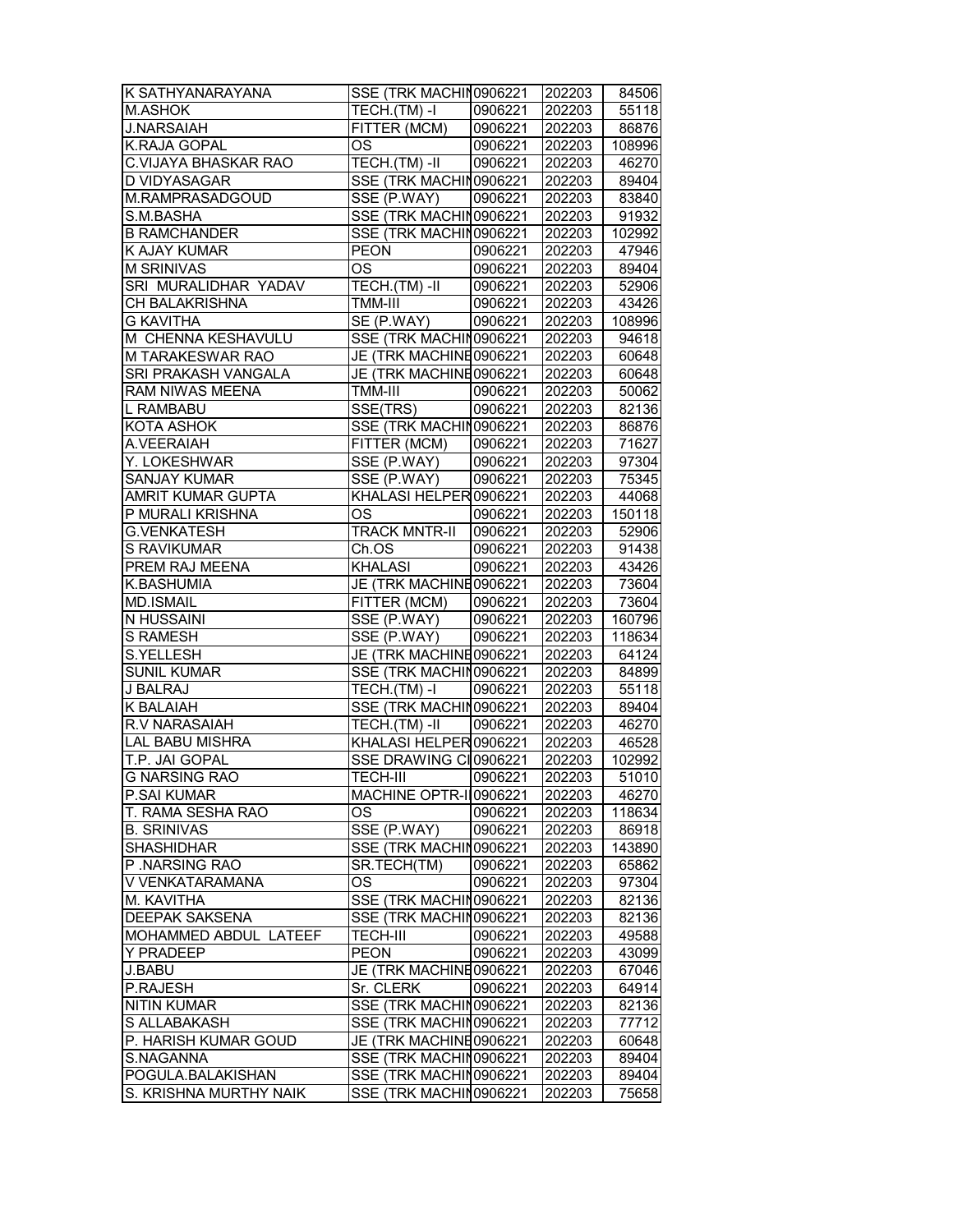| | | | | |
|---|---|---|---|---|
| K SATHYANARAYANA | SSE (TRK MACHIN | 0906221 | 202203 | 84506 |
| M.ASHOK | TECH.(TM) -I | 0906221 | 202203 | 55118 |
| J.NARSAIAH | FITTER (MCM) | 0906221 | 202203 | 86876 |
| K.RAJA GOPAL | OS | 0906221 | 202203 | 108996 |
| C.VIJAYA BHASKAR RAO | TECH.(TM) -II | 0906221 | 202203 | 46270 |
| D VIDYASAGAR | SSE (TRK MACHIN | 0906221 | 202203 | 89404 |
| M.RAMPRASADGOUD | SSE (P.WAY) | 0906221 | 202203 | 83840 |
| S.M.BASHA | SSE (TRK MACHIN | 0906221 | 202203 | 91932 |
| B RAMCHANDER | SSE (TRK MACHIN | 0906221 | 202203 | 102992 |
| K AJAY KUMAR | PEON | 0906221 | 202203 | 47946 |
| M SRINIVAS | OS | 0906221 | 202203 | 89404 |
| SRI MURALIDHAR YADAV | TECH.(TM) -II | 0906221 | 202203 | 52906 |
| CH BALAKRISHNA | TMM-III | 0906221 | 202203 | 43426 |
| G KAVITHA | SE (P.WAY) | 0906221 | 202203 | 108996 |
| M CHENNA KESHAVULU | SSE (TRK MACHIN | 0906221 | 202203 | 94618 |
| M TARAKESWAR RAO | JE (TRK MACHINE | 0906221 | 202203 | 60648 |
| SRI PRAKASH VANGALA | JE (TRK MACHINE | 0906221 | 202203 | 60648 |
| RAM NIWAS MEENA | TMM-III | 0906221 | 202203 | 50062 |
| L RAMBABU | SSE(TRS) | 0906221 | 202203 | 82136 |
| KOTA ASHOK | SSE (TRK MACHIN | 0906221 | 202203 | 86876 |
| A.VEERAIAH | FITTER (MCM) | 0906221 | 202203 | 71627 |
| Y. LOKESHWAR | SSE (P.WAY) | 0906221 | 202203 | 97304 |
| SANJAY KUMAR | SSE (P.WAY) | 0906221 | 202203 | 75345 |
| AMRIT KUMAR GUPTA | KHALASI HELPER | 0906221 | 202203 | 44068 |
| P MURALI KRISHNA | OS | 0906221 | 202203 | 150118 |
| G.VENKATESH | TRACK MNTR-II | 0906221 | 202203 | 52906 |
| S RAVIKUMAR | Ch.OS | 0906221 | 202203 | 91438 |
| PREM RAJ MEENA | KHALASI | 0906221 | 202203 | 43426 |
| K.BASHUMIA | JE (TRK MACHINE | 0906221 | 202203 | 73604 |
| MD.ISMAIL | FITTER (MCM) | 0906221 | 202203 | 73604 |
| N HUSSAINI | SSE (P.WAY) | 0906221 | 202203 | 160796 |
| S RAMESH | SSE (P.WAY) | 0906221 | 202203 | 118634 |
| S.YELLESH | JE (TRK MACHINE | 0906221 | 202203 | 64124 |
| SUNIL KUMAR | SSE (TRK MACHIN | 0906221 | 202203 | 84899 |
| J BALRAJ | TECH.(TM) -I | 0906221 | 202203 | 55118 |
| K BALAIAH | SSE (TRK MACHIN | 0906221 | 202203 | 89404 |
| R.V NARASAIAH | TECH.(TM) -II | 0906221 | 202203 | 46270 |
| LAL BABU MISHRA | KHALASI HELPER | 0906221 | 202203 | 46528 |
| T.P. JAI GOPAL | SSE DRAWING CI | 0906221 | 202203 | 102992 |
| G NARSING RAO | TECH-III | 0906221 | 202203 | 51010 |
| P.SAI KUMAR | MACHINE OPTR-I | 0906221 | 202203 | 46270 |
| T. RAMA SESHA RAO | OS | 0906221 | 202203 | 118634 |
| B. SRINIVAS | SSE (P.WAY) | 0906221 | 202203 | 86918 |
| SHASHIDHAR | SSE (TRK MACHIN | 0906221 | 202203 | 143890 |
| P .NARSING RAO | SR.TECH(TM) | 0906221 | 202203 | 65862 |
| V VENKATARAMANA | OS | 0906221 | 202203 | 97304 |
| M. KAVITHA | SSE (TRK MACHIN | 0906221 | 202203 | 82136 |
| DEEPAK SAKSENA | SSE (TRK MACHIN | 0906221 | 202203 | 82136 |
| MOHAMMED ABDUL LATEEF | TECH-III | 0906221 | 202203 | 49588 |
| Y PRADEEP | PEON | 0906221 | 202203 | 43099 |
| J.BABU | JE (TRK MACHINE | 0906221 | 202203 | 67046 |
| P.RAJESH | Sr. CLERK | 0906221 | 202203 | 64914 |
| NITIN KUMAR | SSE (TRK MACHIN | 0906221 | 202203 | 82136 |
| S ALLABAKASH | SSE (TRK MACHIN | 0906221 | 202203 | 77712 |
| P. HARISH KUMAR GOUD | JE (TRK MACHINE | 0906221 | 202203 | 60648 |
| S.NAGANNA | SSE (TRK MACHIN | 0906221 | 202203 | 89404 |
| POGULA.BALAKISHAN | SSE (TRK MACHIN | 0906221 | 202203 | 89404 |
| S. KRISHNA MURTHY NAIK | SSE (TRK MACHIN | 0906221 | 202203 | 75658 |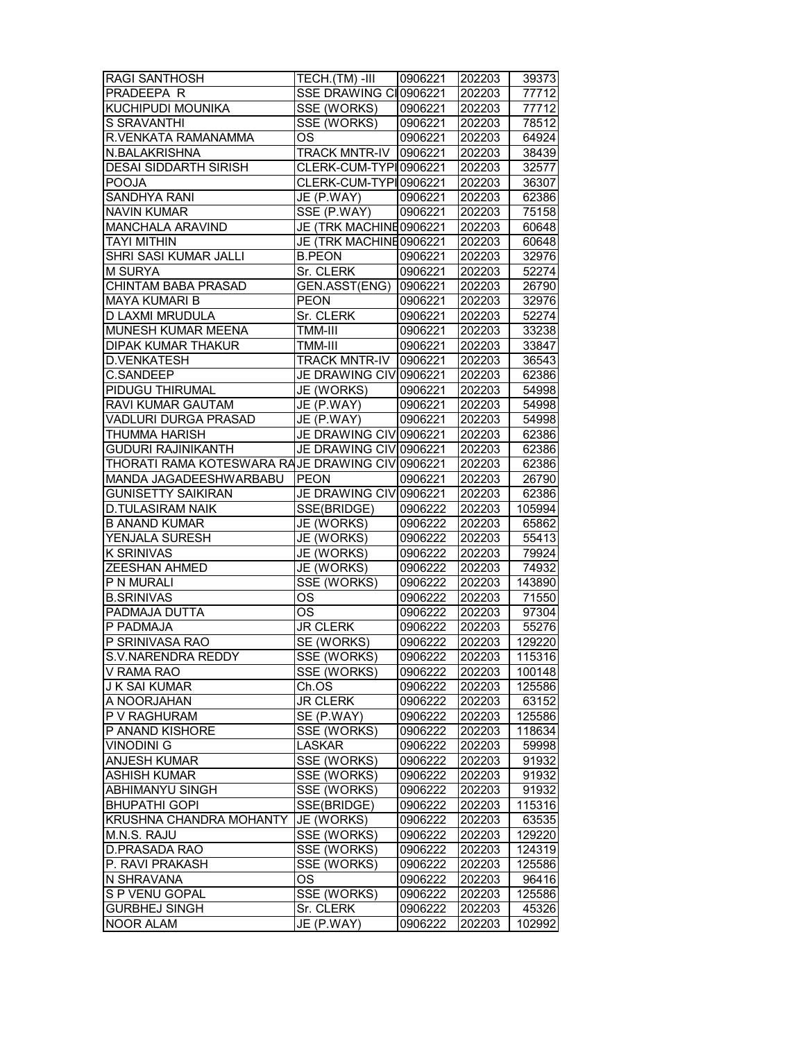| | | | | |
|---|---|---|---|---|
| RAGI SANTHOSH | TECH.(TM) -III | 0906221 | 202203 | 39373 |
| PRADEEPA R | SSE DRAWING CI | 0906221 | 202203 | 77712 |
| KUCHIPUDI MOUNIKA | SSE (WORKS) | 0906221 | 202203 | 77712 |
| S SRAVANTHI | SSE (WORKS) | 0906221 | 202203 | 78512 |
| R.VENKATA RAMANAMMA | OS | 0906221 | 202203 | 64924 |
| N.BALAKRISHNA | TRACK MNTR-IV | 0906221 | 202203 | 38439 |
| DESAI SIDDARTH SIRISH | CLERK-CUM-TYPI | 0906221 | 202203 | 32577 |
| POOJA | CLERK-CUM-TYPI | 0906221 | 202203 | 36307 |
| SANDHYA RANI | JE (P.WAY) | 0906221 | 202203 | 62386 |
| NAVIN KUMAR | SSE (P.WAY) | 0906221 | 202203 | 75158 |
| MANCHALA ARAVIND | JE (TRK MACHINE | 0906221 | 202203 | 60648 |
| TAYI MITHIN | JE (TRK MACHINE | 0906221 | 202203 | 60648 |
| SHRI SASI KUMAR JALLI | B.PEON | 0906221 | 202203 | 32976 |
| M SURYA | Sr. CLERK | 0906221 | 202203 | 52274 |
| CHINTAM BABA PRASAD | GEN.ASST(ENG) | 0906221 | 202203 | 26790 |
| MAYA KUMARI B | PEON | 0906221 | 202203 | 32976 |
| D LAXMI MRUDULA | Sr. CLERK | 0906221 | 202203 | 52274 |
| MUNESH KUMAR MEENA | TMM-III | 0906221 | 202203 | 33238 |
| DIPAK KUMAR THAKUR | TMM-III | 0906221 | 202203 | 33847 |
| D.VENKATESH | TRACK MNTR-IV | 0906221 | 202203 | 36543 |
| C.SANDEEP | JE DRAWING CIV | 0906221 | 202203 | 62386 |
| PIDUGU THIRUMAL | JE (WORKS) | 0906221 | 202203 | 54998 |
| RAVI KUMAR GAUTAM | JE (P.WAY) | 0906221 | 202203 | 54998 |
| VADLURI DURGA PRASAD | JE (P.WAY) | 0906221 | 202203 | 54998 |
| THUMMA HARISH | JE DRAWING CIV | 0906221 | 202203 | 62386 |
| GUDURI RAJINIKANTH | JE DRAWING CIV | 0906221 | 202203 | 62386 |
| THORATI RAMA KOTESWARA RA | JE DRAWING CIV | 0906221 | 202203 | 62386 |
| MANDA JAGADEESHWARBABU | PEON | 0906221 | 202203 | 26790 |
| GUNISETTY SAIKIRAN | JE DRAWING CIV | 0906221 | 202203 | 62386 |
| D.TULASIRAM NAIK | SSE(BRIDGE) | 0906222 | 202203 | 105994 |
| B ANAND KUMAR | JE (WORKS) | 0906222 | 202203 | 65862 |
| YENJALA SURESH | JE (WORKS) | 0906222 | 202203 | 55413 |
| K SRINIVAS | JE (WORKS) | 0906222 | 202203 | 79924 |
| ZEESHAN AHMED | JE (WORKS) | 0906222 | 202203 | 74932 |
| P N MURALI | SSE (WORKS) | 0906222 | 202203 | 143890 |
| B.SRINIVAS | OS | 0906222 | 202203 | 71550 |
| PADMAJA DUTTA | OS | 0906222 | 202203 | 97304 |
| P PADMAJA | JR CLERK | 0906222 | 202203 | 55276 |
| P SRINIVASA RAO | SE (WORKS) | 0906222 | 202203 | 129220 |
| S.V.NARENDRA REDDY | SSE (WORKS) | 0906222 | 202203 | 115316 |
| V RAMA RAO | SSE (WORKS) | 0906222 | 202203 | 100148 |
| J K SAI KUMAR | Ch.OS | 0906222 | 202203 | 125586 |
| A NOORJAHAN | JR CLERK | 0906222 | 202203 | 63152 |
| P V RAGHURAM | SE (P.WAY) | 0906222 | 202203 | 125586 |
| P ANAND KISHORE | SSE (WORKS) | 0906222 | 202203 | 118634 |
| VINODINI G | LASKAR | 0906222 | 202203 | 59998 |
| ANJESH KUMAR | SSE (WORKS) | 0906222 | 202203 | 91932 |
| ASHISH KUMAR | SSE (WORKS) | 0906222 | 202203 | 91932 |
| ABHIMANYU SINGH | SSE (WORKS) | 0906222 | 202203 | 91932 |
| BHUPATHI GOPI | SSE(BRIDGE) | 0906222 | 202203 | 115316 |
| KRUSHNA CHANDRA MOHANTY | JE (WORKS) | 0906222 | 202203 | 63535 |
| M.N.S. RAJU | SSE (WORKS) | 0906222 | 202203 | 129220 |
| D.PRASADA RAO | SSE (WORKS) | 0906222 | 202203 | 124319 |
| P. RAVI PRAKASH | SSE (WORKS) | 0906222 | 202203 | 125586 |
| N SHRAVANA | OS | 0906222 | 202203 | 96416 |
| S P VENU GOPAL | SSE (WORKS) | 0906222 | 202203 | 125586 |
| GURBHEJ SINGH | Sr. CLERK | 0906222 | 202203 | 45326 |
| NOOR ALAM | JE (P.WAY) | 0906222 | 202203 | 102992 |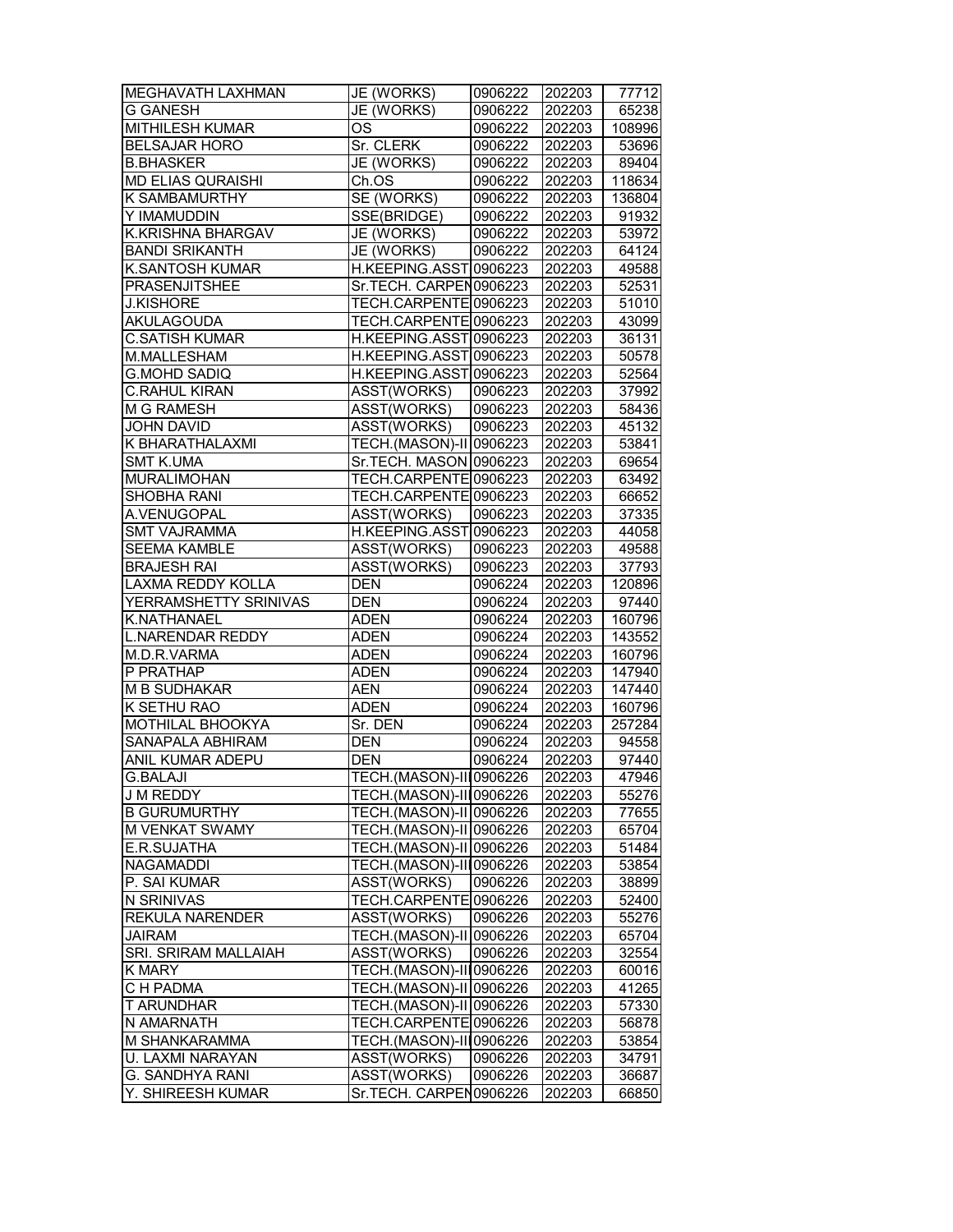| | | | | |
|---|---|---|---|---|
| MEGHAVATH LAXMAN | JE (WORKS) | 0906222 | 202203 | 77712 |
| G GANESH | JE (WORKS) | 0906222 | 202203 | 65238 |
| MITHILESH KUMAR | OS | 0906222 | 202203 | 108996 |
| BELSAJAR HORO | Sr. CLERK | 0906222 | 202203 | 53696 |
| B.BHASKER | JE (WORKS) | 0906222 | 202203 | 89404 |
| MD ELIAS QURAISHI | Ch.OS | 0906222 | 202203 | 118634 |
| K SAMBAMURTHY | SE (WORKS) | 0906222 | 202203 | 136804 |
| Y IMAMUDDIN | SSE(BRIDGE) | 0906222 | 202203 | 91932 |
| K.KRISHNA BHARGAV | JE (WORKS) | 0906222 | 202203 | 53972 |
| BANDI SRIKANTH | JE (WORKS) | 0906222 | 202203 | 64124 |
| K.SANTOSH KUMAR | H.KEEPING.ASST | 0906223 | 202203 | 49588 |
| PRASENJITSHEE | Sr.TECH. CARPEN | 0906223 | 202203 | 52531 |
| J.KISHORE | TECH.CARPENTE | 0906223 | 202203 | 51010 |
| AKULAGOUDA | TECH.CARPENTE | 0906223 | 202203 | 43099 |
| C.SATISH KUMAR | H.KEEPING.ASST | 0906223 | 202203 | 36131 |
| M.MALLESHAM | H.KEEPING.ASST | 0906223 | 202203 | 50578 |
| G.MOHD SADIQ | H.KEEPING.ASST | 0906223 | 202203 | 52564 |
| C.RAHUL KIRAN | ASST(WORKS) | 0906223 | 202203 | 37992 |
| M G RAMESH | ASST(WORKS) | 0906223 | 202203 | 58436 |
| JOHN DAVID | ASST(WORKS) | 0906223 | 202203 | 45132 |
| K BHARATHALAXMI | TECH.(MASON)-II | 0906223 | 202203 | 53841 |
| SMT K.UMA | Sr.TECH. MASON | 0906223 | 202203 | 69654 |
| MURALIMOHAN | TECH.CARPENTE | 0906223 | 202203 | 63492 |
| SHOBHA RANI | TECH.CARPENTE | 0906223 | 202203 | 66652 |
| A.VENUGOPAL | ASST(WORKS) | 0906223 | 202203 | 37335 |
| SMT VAJRAMMA | H.KEEPING.ASST | 0906223 | 202203 | 44058 |
| SEEMA KAMBLE | ASST(WORKS) | 0906223 | 202203 | 49588 |
| BRAJESH RAI | ASST(WORKS) | 0906223 | 202203 | 37793 |
| LAXMA REDDY KOLLA | DEN | 0906224 | 202203 | 120896 |
| YERRAMSHETTY SRINIVAS | DEN | 0906224 | 202203 | 97440 |
| K.NATHANAEL | ADEN | 0906224 | 202203 | 160796 |
| L.NARENDAR REDDY | ADEN | 0906224 | 202203 | 143552 |
| M.D.R.VARMA | ADEN | 0906224 | 202203 | 160796 |
| P PRATHAP | ADEN | 0906224 | 202203 | 147940 |
| M B SUDHAKAR | AEN | 0906224 | 202203 | 147440 |
| K SETHU RAO | ADEN | 0906224 | 202203 | 160796 |
| MOTHILAL BHOOKYA | Sr. DEN | 0906224 | 202203 | 257284 |
| SANAPALA ABHIRAM | DEN | 0906224 | 202203 | 94558 |
| ANIL KUMAR ADEPU | DEN | 0906224 | 202203 | 97440 |
| G.BALAJI | TECH.(MASON)-III | 0906226 | 202203 | 47946 |
| J M REDDY | TECH.(MASON)-III | 0906226 | 202203 | 55276 |
| B GURUMURTHY | TECH.(MASON)-II | 0906226 | 202203 | 77655 |
| M VENKAT SWAMY | TECH.(MASON)-II | 0906226 | 202203 | 65704 |
| E.R.SUJATHA | TECH.(MASON)-II | 0906226 | 202203 | 51484 |
| NAGAMADDI | TECH.(MASON)-III | 0906226 | 202203 | 53854 |
| P. SAI KUMAR | ASST(WORKS) | 0906226 | 202203 | 38899 |
| N SRINIVAS | TECH.CARPENTE | 0906226 | 202203 | 52400 |
| REKULA NARENDER | ASST(WORKS) | 0906226 | 202203 | 55276 |
| JAIRAM | TECH.(MASON)-II | 0906226 | 202203 | 65704 |
| SRI. SRIRAM MALLAIAH | ASST(WORKS) | 0906226 | 202203 | 32554 |
| K MARY | TECH.(MASON)-III | 0906226 | 202203 | 60016 |
| C H PADMA | TECH.(MASON)-II | 0906226 | 202203 | 41265 |
| T ARUNDHAR | TECH.(MASON)-II | 0906226 | 202203 | 57330 |
| N AMARNATH | TECH.CARPENTE | 0906226 | 202203 | 56878 |
| M SHANKARAMMA | TECH.(MASON)-III | 0906226 | 202203 | 53854 |
| U. LAXMI NARAYAN | ASST(WORKS) | 0906226 | 202203 | 34791 |
| G. SANDHYA RANI | ASST(WORKS) | 0906226 | 202203 | 36687 |
| Y. SHIREESH KUMAR | Sr.TECH. CARPEN | 0906226 | 202203 | 66850 |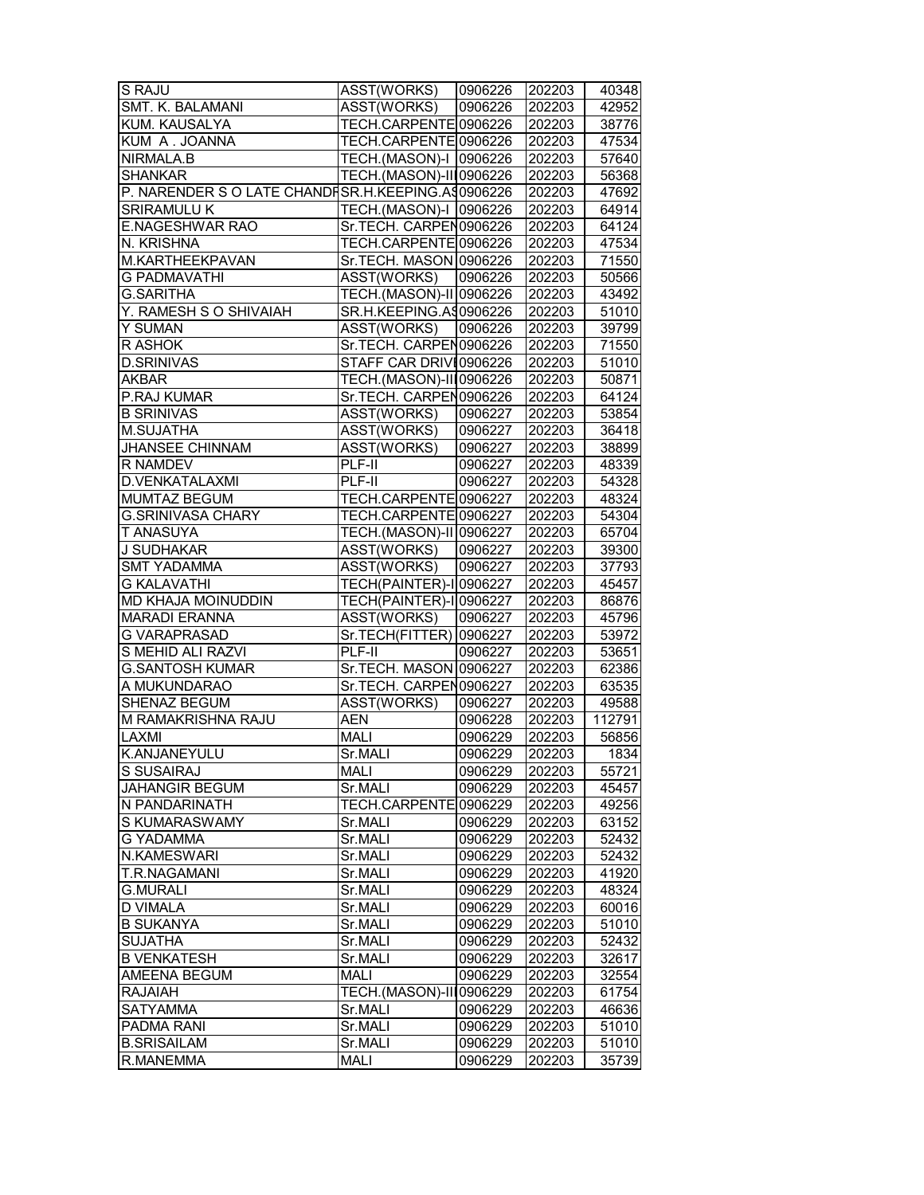| S RAJU | ASST(WORKS) | 0906226 | 202203 | 40348 |
|---|---|---|---|---|
| SMT. K. BALAMANI | ASST(WORKS) | 0906226 | 202203 | 42952 |
| KUM. KAUSALYA | TECH.CARPENTE | 0906226 | 202203 | 38776 |
| KUM A . JOANNA | TECH.CARPENTE | 0906226 | 202203 | 47534 |
| NIRMALA.B | TECH.(MASON)-I | 0906226 | 202203 | 57640 |
| SHANKAR | TECH.(MASON)-II | 0906226 | 202203 | 56368 |
| P. NARENDER S O LATE CHANDF | SR.H.KEEPING.AS | 0906226 | 202203 | 47692 |
| SRIRAMULU K | TECH.(MASON)-I | 0906226 | 202203 | 64914 |
| E.NAGESHWAR RAO | Sr.TECH. CARPEN | 0906226 | 202203 | 64124 |
| N. KRISHNA | TECH.CARPENTE | 0906226 | 202203 | 47534 |
| M.KARTHEEKPAVAN | Sr.TECH. MASON | 0906226 | 202203 | 71550 |
| G PADMAVATHI | ASST(WORKS) | 0906226 | 202203 | 50566 |
| G.SARITHA | TECH.(MASON)-II | 0906226 | 202203 | 43492 |
| Y. RAMESH S O SHIVAIAH | SR.H.KEEPING.AS | 0906226 | 202203 | 51010 |
| Y SUMAN | ASST(WORKS) | 0906226 | 202203 | 39799 |
| R ASHOK | Sr.TECH. CARPEN | 0906226 | 202203 | 71550 |
| D.SRINIVAS | STAFF CAR DRIVI | 0906226 | 202203 | 51010 |
| AKBAR | TECH.(MASON)-II | 0906226 | 202203 | 50871 |
| P.RAJ KUMAR | Sr.TECH. CARPEN | 0906226 | 202203 | 64124 |
| B SRINIVAS | ASST(WORKS) | 0906227 | 202203 | 53854 |
| M.SUJATHA | ASST(WORKS) | 0906227 | 202203 | 36418 |
| JHANSEE CHINNAM | ASST(WORKS) | 0906227 | 202203 | 38899 |
| R NAMDEV | PLF-II | 0906227 | 202203 | 48339 |
| D.VENKATALAXMI | PLF-II | 0906227 | 202203 | 54328 |
| MUMTAZ BEGUM | TECH.CARPENTE | 0906227 | 202203 | 48324 |
| G.SRINIVASA CHARY | TECH.CARPENTE | 0906227 | 202203 | 54304 |
| T ANASUYA | TECH.(MASON)-II | 0906227 | 202203 | 65704 |
| J SUDHAKAR | ASST(WORKS) | 0906227 | 202203 | 39300 |
| SMT YADAMMA | ASST(WORKS) | 0906227 | 202203 | 37793 |
| G KALAVATHI | TECH(PAINTER)-I | 0906227 | 202203 | 45457 |
| MD KHAJA MOINUDDIN | TECH(PAINTER)-I | 0906227 | 202203 | 86876 |
| MARADI ERANNA | ASST(WORKS) | 0906227 | 202203 | 45796 |
| G VARAPRASAD | Sr.TECH(FITTER) | 0906227 | 202203 | 53972 |
| S MEHID ALI RAZVI | PLF-II | 0906227 | 202203 | 53651 |
| G.SANTOSH KUMAR | Sr.TECH. MASON | 0906227 | 202203 | 62386 |
| A MUKUNDARAO | Sr.TECH. CARPEN | 0906227 | 202203 | 63535 |
| SHENAZ BEGUM | ASST(WORKS) | 0906227 | 202203 | 49588 |
| M RAMAKRISHNA RAJU | AEN | 0906228 | 202203 | 112791 |
| LAXMI | MALI | 0906229 | 202203 | 56856 |
| K.ANJANEYULU | Sr.MALI | 0906229 | 202203 | 1834 |
| S SUSAIRAJ | MALI | 0906229 | 202203 | 55721 |
| JAHANGIR BEGUM | Sr.MALI | 0906229 | 202203 | 45457 |
| N PANDARINATH | TECH.CARPENTE | 0906229 | 202203 | 49256 |
| S KUMARASWAMY | Sr.MALI | 0906229 | 202203 | 63152 |
| G YADAMMA | Sr.MALI | 0906229 | 202203 | 52432 |
| N.KAMESWARI | Sr.MALI | 0906229 | 202203 | 52432 |
| T.R.NAGAMANI | Sr.MALI | 0906229 | 202203 | 41920 |
| G.MURALI | Sr.MALI | 0906229 | 202203 | 48324 |
| D VIMALA | Sr.MALI | 0906229 | 202203 | 60016 |
| B SUKANYA | Sr.MALI | 0906229 | 202203 | 51010 |
| SUJATHA | Sr.MALI | 0906229 | 202203 | 52432 |
| B VENKATESH | Sr.MALI | 0906229 | 202203 | 32617 |
| AMEENA BEGUM | MALI | 0906229 | 202203 | 32554 |
| RAJAIAH | TECH.(MASON)-II | 0906229 | 202203 | 61754 |
| SATYAMMA | Sr.MALI | 0906229 | 202203 | 46636 |
| PADMA RANI | Sr.MALI | 0906229 | 202203 | 51010 |
| B.SRISAILAM | Sr.MALI | 0906229 | 202203 | 51010 |
| R.MANEMMA | MALI | 0906229 | 202203 | 35739 |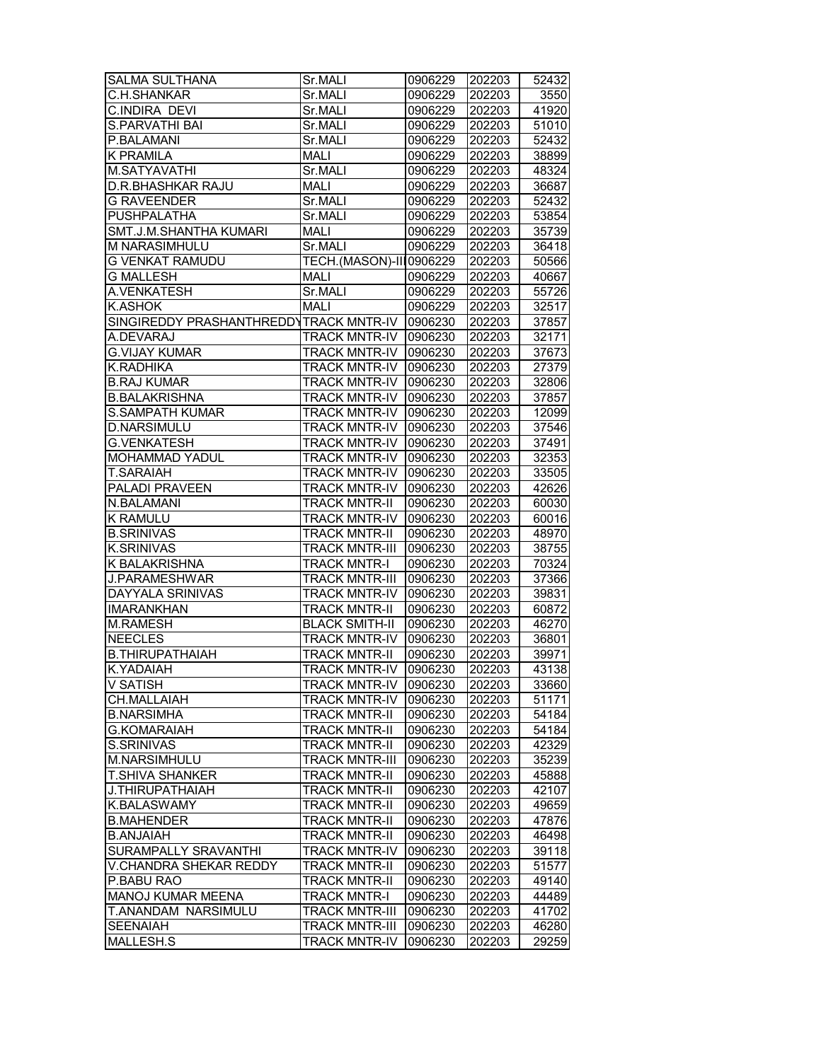| SALMA SULTHANA | Sr.MALI | 0906229 | 202203 | 52432 |
|---|---|---|---|---|
| C.H.SHANKAR | Sr.MALI | 0906229 | 202203 | 3550 |
| C.INDIRA DEVI | Sr.MALI | 0906229 | 202203 | 41920 |
| S.PARVATHI BAI | Sr.MALI | 0906229 | 202203 | 51010 |
| P.BALAMANI | Sr.MALI | 0906229 | 202203 | 52432 |
| K PRAMILA | MALI | 0906229 | 202203 | 38899 |
| M.SATYAVATHI | Sr.MALI | 0906229 | 202203 | 48324 |
| D.R.BHASHKAR RAJU | MALI | 0906229 | 202203 | 36687 |
| G RAVEENDER | Sr.MALI | 0906229 | 202203 | 52432 |
| PUSHPALATHA | Sr.MALI | 0906229 | 202203 | 53854 |
| SMT.J.M.SHANTHA KUMARI | MALI | 0906229 | 202203 | 35739 |
| M NARASIMHULU | Sr.MALI | 0906229 | 202203 | 36418 |
| G VENKAT RAMUDU | TECH.(MASON)-III | 0906229 | 202203 | 50566 |
| G MALLESH | MALI | 0906229 | 202203 | 40667 |
| A.VENKATESH | Sr.MALI | 0906229 | 202203 | 55726 |
| K.ASHOK | MALI | 0906229 | 202203 | 32517 |
| SINGIREDDY PRASHANTHREDDY | TRACK MNTR-IV | 0906230 | 202203 | 37857 |
| A.DEVARAJ | TRACK MNTR-IV | 0906230 | 202203 | 32171 |
| G.VIJAY KUMAR | TRACK MNTR-IV | 0906230 | 202203 | 37673 |
| K.RADHIKA | TRACK MNTR-IV | 0906230 | 202203 | 27379 |
| B.RAJ KUMAR | TRACK MNTR-IV | 0906230 | 202203 | 32806 |
| B.BALAKRISHNA | TRACK MNTR-IV | 0906230 | 202203 | 37857 |
| S.SAMPATH KUMAR | TRACK MNTR-IV | 0906230 | 202203 | 12099 |
| D.NARSIMULU | TRACK MNTR-IV | 0906230 | 202203 | 37546 |
| G.VENKATESH | TRACK MNTR-IV | 0906230 | 202203 | 37491 |
| MOHAMMAD YADUL | TRACK MNTR-IV | 0906230 | 202203 | 32353 |
| T.SARAIAH | TRACK MNTR-IV | 0906230 | 202203 | 33505 |
| PALADI PRAVEEN | TRACK MNTR-IV | 0906230 | 202203 | 42626 |
| N.BALAMANI | TRACK MNTR-II | 0906230 | 202203 | 60030 |
| K RAMULU | TRACK MNTR-IV | 0906230 | 202203 | 60016 |
| B.SRINIVAS | TRACK MNTR-II | 0906230 | 202203 | 48970 |
| K.SRINIVAS | TRACK MNTR-III | 0906230 | 202203 | 38755 |
| K BALAKRISHNA | TRACK MNTR-I | 0906230 | 202203 | 70324 |
| J.PARAMESHWAR | TRACK MNTR-III | 0906230 | 202203 | 37366 |
| DAYYALA SRINIVAS | TRACK MNTR-IV | 0906230 | 202203 | 39831 |
| IMARANKHAN | TRACK MNTR-II | 0906230 | 202203 | 60872 |
| M.RAMESH | BLACK SMITH-II | 0906230 | 202203 | 46270 |
| NEECLES | TRACK MNTR-IV | 0906230 | 202203 | 36801 |
| B.THIRUPATHAIAH | TRACK MNTR-II | 0906230 | 202203 | 39971 |
| K.YADAIAH | TRACK MNTR-IV | 0906230 | 202203 | 43138 |
| V SATISH | TRACK MNTR-IV | 0906230 | 202203 | 33660 |
| CH.MALLAIAH | TRACK MNTR-IV | 0906230 | 202203 | 51171 |
| B.NARSIMHA | TRACK MNTR-II | 0906230 | 202203 | 54184 |
| G.KOMARAIAH | TRACK MNTR-II | 0906230 | 202203 | 54184 |
| S.SRINIVAS | TRACK MNTR-II | 0906230 | 202203 | 42329 |
| M.NARSIMHULU | TRACK MNTR-III | 0906230 | 202203 | 35239 |
| T.SHIVA SHANKER | TRACK MNTR-II | 0906230 | 202203 | 45888 |
| J.THIRUPATHAIAH | TRACK MNTR-II | 0906230 | 202203 | 42107 |
| K.BALASWAMY | TRACK MNTR-II | 0906230 | 202203 | 49659 |
| B.MAHENDER | TRACK MNTR-II | 0906230 | 202203 | 47876 |
| B.ANJAIAH | TRACK MNTR-II | 0906230 | 202203 | 46498 |
| SURAMPALLY SRAVANTHI | TRACK MNTR-IV | 0906230 | 202203 | 39118 |
| V.CHANDRA SHEKAR REDDY | TRACK MNTR-II | 0906230 | 202203 | 51577 |
| P.BABU RAO | TRACK MNTR-II | 0906230 | 202203 | 49140 |
| MANOJ KUMAR MEENA | TRACK MNTR-I | 0906230 | 202203 | 44489 |
| T.ANANDAM NARSIMULU | TRACK MNTR-III | 0906230 | 202203 | 41702 |
| SEENAIAH | TRACK MNTR-III | 0906230 | 202203 | 46280 |
| MALLESH.S | TRACK MNTR-IV | 0906230 | 202203 | 29259 |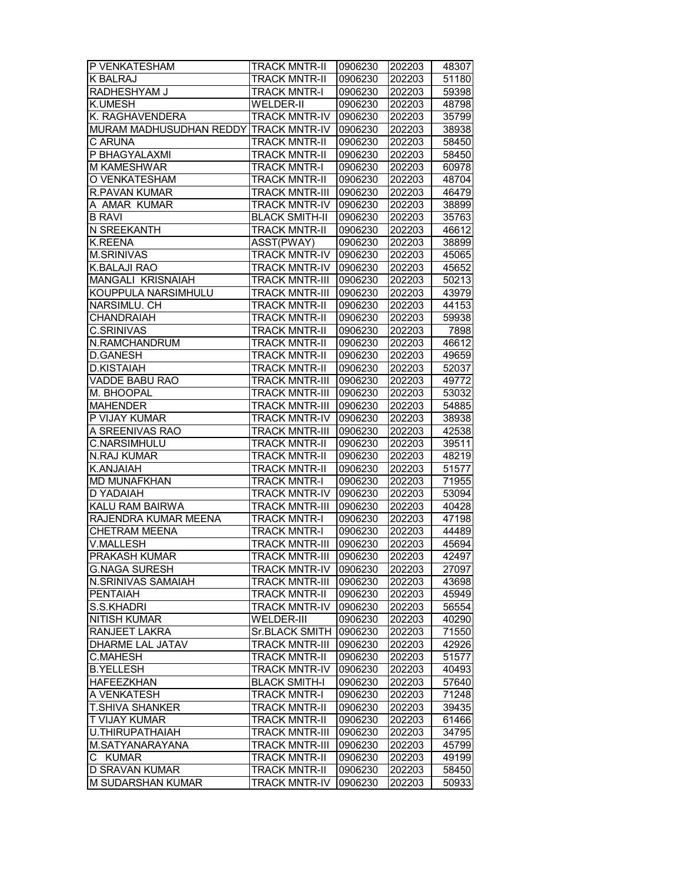| P VENKATESHAM | TRACK MNTR-II | 0906230 | 202203 | 48307 |
|---|---|---|---|---|
| K BALRAJ | TRACK MNTR-II | 0906230 | 202203 | 51180 |
| RADHESHYAM J | TRACK MNTR-I | 0906230 | 202203 | 59398 |
| K.UMESH | WELDER-II | 0906230 | 202203 | 48798 |
| K. RAGHAVENDERA | TRACK MNTR-IV | 0906230 | 202203 | 35799 |
| MURAM MADHUSUDHAN REDDY | TRACK MNTR-IV | 0906230 | 202203 | 38938 |
| C ARUNA | TRACK MNTR-II | 0906230 | 202203 | 58450 |
| P BHAGYALAXMI | TRACK MNTR-II | 0906230 | 202203 | 58450 |
| M KAMESHWAR | TRACK MNTR-I | 0906230 | 202203 | 60978 |
| O VENKATESHAM | TRACK MNTR-II | 0906230 | 202203 | 48704 |
| R.PAVAN KUMAR | TRACK MNTR-III | 0906230 | 202203 | 46479 |
| A AMAR KUMAR | TRACK MNTR-IV | 0906230 | 202203 | 38899 |
| B RAVI | BLACK SMITH-II | 0906230 | 202203 | 35763 |
| N SREEKANTH | TRACK MNTR-II | 0906230 | 202203 | 46612 |
| K.REENA | ASST(PWAY) | 0906230 | 202203 | 38899 |
| M.SRINIVAS | TRACK MNTR-IV | 0906230 | 202203 | 45065 |
| K.BALAJI RAO | TRACK MNTR-IV | 0906230 | 202203 | 45652 |
| MANGALI KRISNAIAH | TRACK MNTR-III | 0906230 | 202203 | 50213 |
| KOUPPULA NARSIMHULU | TRACK MNTR-III | 0906230 | 202203 | 43979 |
| NARSIMLU. CH | TRACK MNTR-II | 0906230 | 202203 | 44153 |
| CHANDRAIAH | TRACK MNTR-II | 0906230 | 202203 | 59938 |
| C.SRINIVAS | TRACK MNTR-II | 0906230 | 202203 | 7898 |
| N.RAMCHANDRUM | TRACK MNTR-II | 0906230 | 202203 | 46612 |
| D.GANESH | TRACK MNTR-II | 0906230 | 202203 | 49659 |
| D.KISTAIAH | TRACK MNTR-II | 0906230 | 202203 | 52037 |
| VADDE BABU RAO | TRACK MNTR-III | 0906230 | 202203 | 49772 |
| M. BHOOPAL | TRACK MNTR-III | 0906230 | 202203 | 53032 |
| MAHENDER | TRACK MNTR-III | 0906230 | 202203 | 54885 |
| P VIJAY KUMAR | TRACK MNTR-IV | 0906230 | 202203 | 38938 |
| A SREENIVAS RAO | TRACK MNTR-III | 0906230 | 202203 | 42538 |
| C.NARSIMHULU | TRACK MNTR-II | 0906230 | 202203 | 39511 |
| N.RAJ KUMAR | TRACK MNTR-II | 0906230 | 202203 | 48219 |
| K.ANJAIAH | TRACK MNTR-II | 0906230 | 202203 | 51577 |
| MD MUNAFKHAN | TRACK MNTR-I | 0906230 | 202203 | 71955 |
| D YADAIAH | TRACK MNTR-IV | 0906230 | 202203 | 53094 |
| KALU RAM BAIRWA | TRACK MNTR-III | 0906230 | 202203 | 40428 |
| RAJENDRA KUMAR MEENA | TRACK MNTR-I | 0906230 | 202203 | 47198 |
| CHETRAM MEENA | TRACK MNTR-I | 0906230 | 202203 | 44489 |
| V.MALLESH | TRACK MNTR-III | 0906230 | 202203 | 45694 |
| PRAKASH KUMAR | TRACK MNTR-III | 0906230 | 202203 | 42497 |
| G.NAGA SURESH | TRACK MNTR-IV | 0906230 | 202203 | 27097 |
| N.SRINIVAS SAMAIAH | TRACK MNTR-III | 0906230 | 202203 | 43698 |
| PENTAIAH | TRACK MNTR-II | 0906230 | 202203 | 45949 |
| S.S.KHADRI | TRACK MNTR-IV | 0906230 | 202203 | 56554 |
| NITISH KUMAR | WELDER-III | 0906230 | 202203 | 40290 |
| RANJEET LAKRA | Sr.BLACK SMITH | 0906230 | 202203 | 71550 |
| DHARME LAL JATAV | TRACK MNTR-III | 0906230 | 202203 | 42926 |
| C.MAHESH | TRACK MNTR-II | 0906230 | 202203 | 51577 |
| B.YELLESH | TRACK MNTR-IV | 0906230 | 202203 | 40493 |
| HAFEEZKHAN | BLACK SMITH-I | 0906230 | 202203 | 57640 |
| A VENKATESH | TRACK MNTR-I | 0906230 | 202203 | 71248 |
| T.SHIVA SHANKER | TRACK MNTR-II | 0906230 | 202203 | 39435 |
| T VIJAY KUMAR | TRACK MNTR-II | 0906230 | 202203 | 61466 |
| U.THIRUPATHAIAH | TRACK MNTR-III | 0906230 | 202203 | 34795 |
| M.SATYANARAYANA | TRACK MNTR-III | 0906230 | 202203 | 45799 |
| C KUMAR | TRACK MNTR-II | 0906230 | 202203 | 49199 |
| D SRAVAN KUMAR | TRACK MNTR-II | 0906230 | 202203 | 58450 |
| M SUDARSHAN KUMAR | TRACK MNTR-IV | 0906230 | 202203 | 50933 |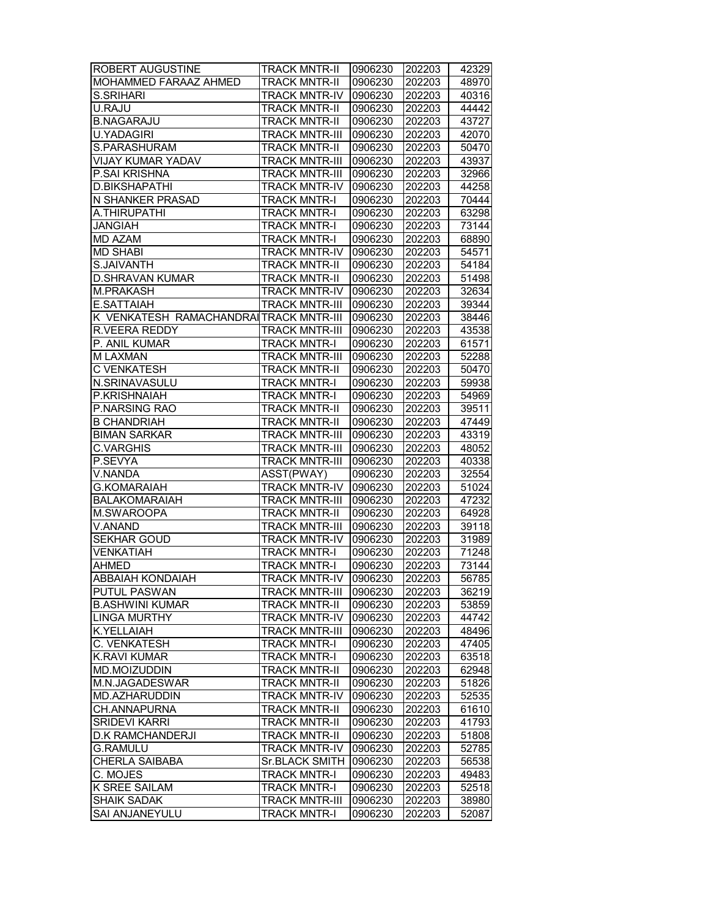| ROBERT AUGUSTINE | TRACK MNTR-II | 0906230 | 202203 | 42329 |
|---|---|---|---|---|
| MOHAMMED FARAAZ AHMED | TRACK MNTR-II | 0906230 | 202203 | 48970 |
| S.SRIHARI | TRACK MNTR-IV | 0906230 | 202203 | 40316 |
| U.RAJU | TRACK MNTR-II | 0906230 | 202203 | 44442 |
| B.NAGARAJU | TRACK MNTR-II | 0906230 | 202203 | 43727 |
| U.YADAGIRI | TRACK MNTR-III | 0906230 | 202203 | 42070 |
| S.PARASHURAM | TRACK MNTR-II | 0906230 | 202203 | 50470 |
| VIJAY KUMAR YADAV | TRACK MNTR-III | 0906230 | 202203 | 43937 |
| P.SAI KRISHNA | TRACK MNTR-III | 0906230 | 202203 | 32966 |
| D.BIKSHAPATHI | TRACK MNTR-IV | 0906230 | 202203 | 44258 |
| N SHANKER PRASAD | TRACK MNTR-I | 0906230 | 202203 | 70444 |
| A.THIRUPATHI | TRACK MNTR-I | 0906230 | 202203 | 63298 |
| JANGIAH | TRACK MNTR-I | 0906230 | 202203 | 73144 |
| MD AZAM | TRACK MNTR-I | 0906230 | 202203 | 68890 |
| MD SHABI | TRACK MNTR-IV | 0906230 | 202203 | 54571 |
| S.JAIVANTH | TRACK MNTR-II | 0906230 | 202203 | 54184 |
| D.SHRAVAN KUMAR | TRACK MNTR-II | 0906230 | 202203 | 51498 |
| M.PRAKASH | TRACK MNTR-IV | 0906230 | 202203 | 32634 |
| E.SATTAIAH | TRACK MNTR-III | 0906230 | 202203 | 39344 |
| K VENKATESH RAMACHANDRA | TRACK MNTR-III | 0906230 | 202203 | 38446 |
| R.VEERA REDDY | TRACK MNTR-III | 0906230 | 202203 | 43538 |
| P. ANIL KUMAR | TRACK MNTR-I | 0906230 | 202203 | 61571 |
| M LAXMAN | TRACK MNTR-III | 0906230 | 202203 | 52288 |
| C VENKATESH | TRACK MNTR-II | 0906230 | 202203 | 50470 |
| N.SRINAVASULU | TRACK MNTR-I | 0906230 | 202203 | 59938 |
| P.KRISHNAIAH | TRACK MNTR-I | 0906230 | 202203 | 54969 |
| P.NARSING RAO | TRACK MNTR-II | 0906230 | 202203 | 39511 |
| B CHANDRIAH | TRACK MNTR-II | 0906230 | 202203 | 47449 |
| BIMAN SARKAR | TRACK MNTR-III | 0906230 | 202203 | 43319 |
| C.VARGHIS | TRACK MNTR-III | 0906230 | 202203 | 48052 |
| P.SEVYA | TRACK MNTR-III | 0906230 | 202203 | 40338 |
| V.NANDA | ASST(PWAY) | 0906230 | 202203 | 32554 |
| G.KOMARAIAH | TRACK MNTR-IV | 0906230 | 202203 | 51024 |
| BALAKOMARAIAH | TRACK MNTR-III | 0906230 | 202203 | 47232 |
| M.SWAROOPA | TRACK MNTR-II | 0906230 | 202203 | 64928 |
| V.ANAND | TRACK MNTR-III | 0906230 | 202203 | 39118 |
| SEKHAR GOUD | TRACK MNTR-IV | 0906230 | 202203 | 31989 |
| VENKATIAH | TRACK MNTR-I | 0906230 | 202203 | 71248 |
| AHMED | TRACK MNTR-I | 0906230 | 202203 | 73144 |
| ABBAIAH KONDAIAH | TRACK MNTR-IV | 0906230 | 202203 | 56785 |
| PUTUL PASWAN | TRACK MNTR-III | 0906230 | 202203 | 36219 |
| B.ASHWINI KUMAR | TRACK MNTR-II | 0906230 | 202203 | 53859 |
| LINGA MURTHY | TRACK MNTR-IV | 0906230 | 202203 | 44742 |
| K.YELLAIAH | TRACK MNTR-III | 0906230 | 202203 | 48496 |
| C. VENKATESH | TRACK MNTR-I | 0906230 | 202203 | 47405 |
| K.RAVI KUMAR | TRACK MNTR-I | 0906230 | 202203 | 63518 |
| MD.MOIZUDDIN | TRACK MNTR-II | 0906230 | 202203 | 62948 |
| M.N.JAGADESWAR | TRACK MNTR-II | 0906230 | 202203 | 51826 |
| MD.AZHARUDDIN | TRACK MNTR-IV | 0906230 | 202203 | 52535 |
| CH.ANNAPURNA | TRACK MNTR-II | 0906230 | 202203 | 61610 |
| SRIDEVI KARRI | TRACK MNTR-II | 0906230 | 202203 | 41793 |
| D.K RAMCHANDERJI | TRACK MNTR-II | 0906230 | 202203 | 51808 |
| G.RAMULU | TRACK MNTR-IV | 0906230 | 202203 | 52785 |
| CHERLA SAIBABA | Sr.BLACK SMITH | 0906230 | 202203 | 56538 |
| C. MOJES | TRACK MNTR-I | 0906230 | 202203 | 49483 |
| K SREE SAILAM | TRACK MNTR-I | 0906230 | 202203 | 52518 |
| SHAIK SADAK | TRACK MNTR-III | 0906230 | 202203 | 38980 |
| SAI ANJANEYULU | TRACK MNTR-I | 0906230 | 202203 | 52087 |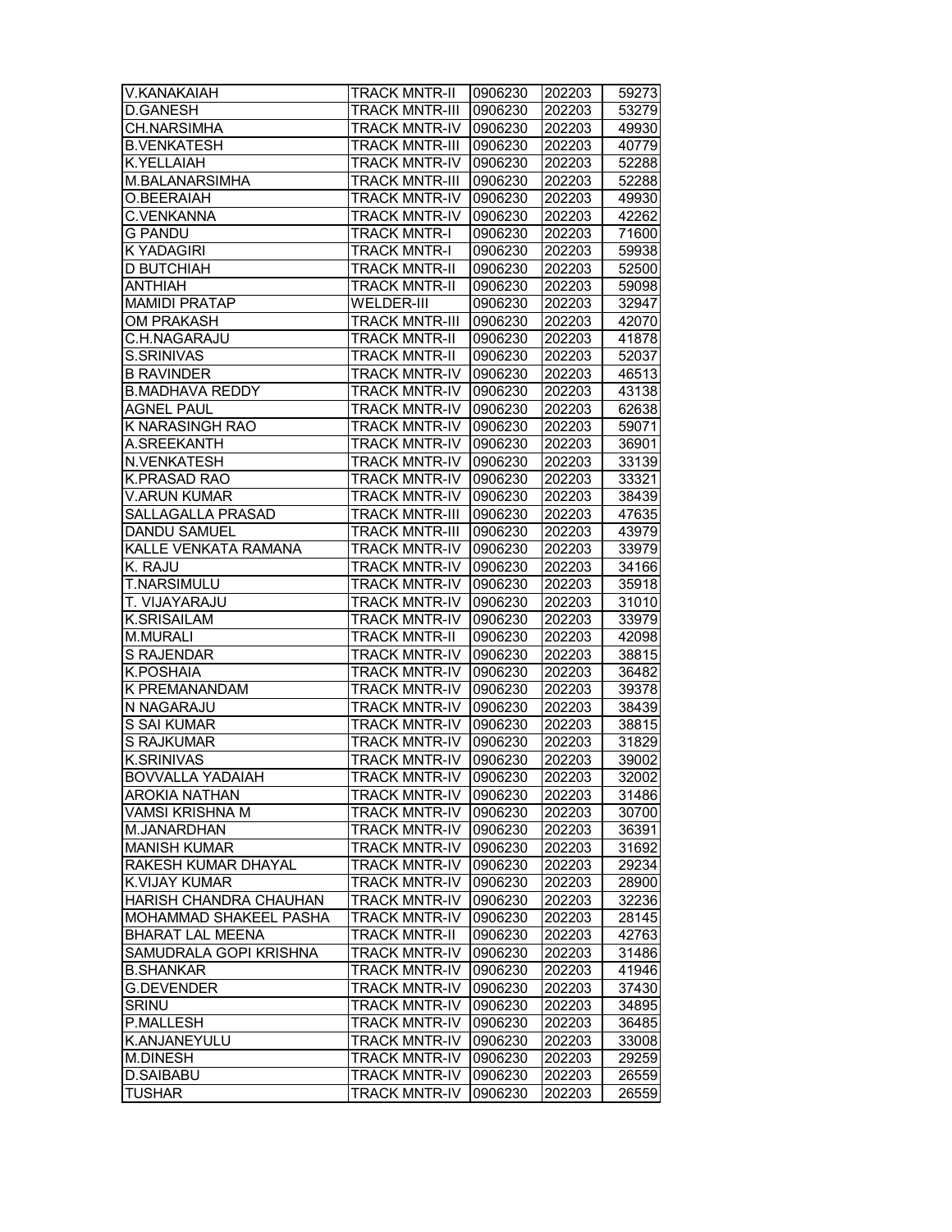| V.KANAKAIAH | TRACK MNTR-II | 0906230 | 202203 | 59273 |
|---|---|---|---|---|
| D.GANESH | TRACK MNTR-III | 0906230 | 202203 | 53279 |
| CH.NARSIMHA | TRACK MNTR-IV | 0906230 | 202203 | 49930 |
| B.VENKATESH | TRACK MNTR-III | 0906230 | 202203 | 40779 |
| K.YELLAIAH | TRACK MNTR-IV | 0906230 | 202203 | 52288 |
| M.BALANARSIMHA | TRACK MNTR-III | 0906230 | 202203 | 52288 |
| O.BEERAIAH | TRACK MNTR-IV | 0906230 | 202203 | 49930 |
| C.VENKANNA | TRACK MNTR-IV | 0906230 | 202203 | 42262 |
| G PANDU | TRACK MNTR-I | 0906230 | 202203 | 71600 |
| K YADAGIRI | TRACK MNTR-I | 0906230 | 202203 | 59938 |
| D BUTCHIAH | TRACK MNTR-II | 0906230 | 202203 | 52500 |
| ANTHIAH | TRACK MNTR-II | 0906230 | 202203 | 59098 |
| MAMIDI PRATAP | WELDER-III | 0906230 | 202203 | 32947 |
| OM PRAKASH | TRACK MNTR-III | 0906230 | 202203 | 42070 |
| C.H.NAGARAJU | TRACK MNTR-II | 0906230 | 202203 | 41878 |
| S.SRINIVAS | TRACK MNTR-II | 0906230 | 202203 | 52037 |
| B RAVINDER | TRACK MNTR-IV | 0906230 | 202203 | 46513 |
| B.MADHAVA REDDY | TRACK MNTR-IV | 0906230 | 202203 | 43138 |
| AGNEL PAUL | TRACK MNTR-IV | 0906230 | 202203 | 62638 |
| K NARASINGH RAO | TRACK MNTR-IV | 0906230 | 202203 | 59071 |
| A.SREEKANTH | TRACK MNTR-IV | 0906230 | 202203 | 36901 |
| N.VENKATESH | TRACK MNTR-IV | 0906230 | 202203 | 33139 |
| K.PRASAD RAO | TRACK MNTR-IV | 0906230 | 202203 | 33321 |
| V.ARUN KUMAR | TRACK MNTR-IV | 0906230 | 202203 | 38439 |
| SALLAGALLA PRASAD | TRACK MNTR-III | 0906230 | 202203 | 47635 |
| DANDU SAMUEL | TRACK MNTR-III | 0906230 | 202203 | 43979 |
| KALLE VENKATA RAMANA | TRACK MNTR-IV | 0906230 | 202203 | 33979 |
| K. RAJU | TRACK MNTR-IV | 0906230 | 202203 | 34166 |
| T.NARSIMULU | TRACK MNTR-IV | 0906230 | 202203 | 35918 |
| T. VIJAYARAJU | TRACK MNTR-IV | 0906230 | 202203 | 31010 |
| K.SRISAILAM | TRACK MNTR-IV | 0906230 | 202203 | 33979 |
| M.MURALI | TRACK MNTR-II | 0906230 | 202203 | 42098 |
| S RAJENDAR | TRACK MNTR-IV | 0906230 | 202203 | 38815 |
| K.POSHAIA | TRACK MNTR-IV | 0906230 | 202203 | 36482 |
| K PREMANANDAM | TRACK MNTR-IV | 0906230 | 202203 | 39378 |
| N NAGARAJU | TRACK MNTR-IV | 0906230 | 202203 | 38439 |
| S SAI KUMAR | TRACK MNTR-IV | 0906230 | 202203 | 38815 |
| S RAJKUMAR | TRACK MNTR-IV | 0906230 | 202203 | 31829 |
| K.SRINIVAS | TRACK MNTR-IV | 0906230 | 202203 | 39002 |
| BOVVALLA YADAIAH | TRACK MNTR-IV | 0906230 | 202203 | 32002 |
| AROKIA NATHAN | TRACK MNTR-IV | 0906230 | 202203 | 31486 |
| VAMSI KRISHNA M | TRACK MNTR-IV | 0906230 | 202203 | 30700 |
| M.JANARDHAN | TRACK MNTR-IV | 0906230 | 202203 | 36391 |
| MANISH KUMAR | TRACK MNTR-IV | 0906230 | 202203 | 31692 |
| RAKESH KUMAR DHAYAL | TRACK MNTR-IV | 0906230 | 202203 | 29234 |
| K.VIJAY KUMAR | TRACK MNTR-IV | 0906230 | 202203 | 28900 |
| HARISH CHANDRA CHAUHAN | TRACK MNTR-IV | 0906230 | 202203 | 32236 |
| MOHAMMAD SHAKEEL PASHA | TRACK MNTR-IV | 0906230 | 202203 | 28145 |
| BHARAT LAL MEENA | TRACK MNTR-II | 0906230 | 202203 | 42763 |
| SAMUDRALA GOPI KRISHNA | TRACK MNTR-IV | 0906230 | 202203 | 31486 |
| B.SHANKAR | TRACK MNTR-IV | 0906230 | 202203 | 41946 |
| G.DEVENDER | TRACK MNTR-IV | 0906230 | 202203 | 37430 |
| SRINU | TRACK MNTR-IV | 0906230 | 202203 | 34895 |
| P.MALLESH | TRACK MNTR-IV | 0906230 | 202203 | 36485 |
| K.ANJANEYULU | TRACK MNTR-IV | 0906230 | 202203 | 33008 |
| M.DINESH | TRACK MNTR-IV | 0906230 | 202203 | 29259 |
| D.SAIBABU | TRACK MNTR-IV | 0906230 | 202203 | 26559 |
| TUSHAR | TRACK MNTR-IV | 0906230 | 202203 | 26559 |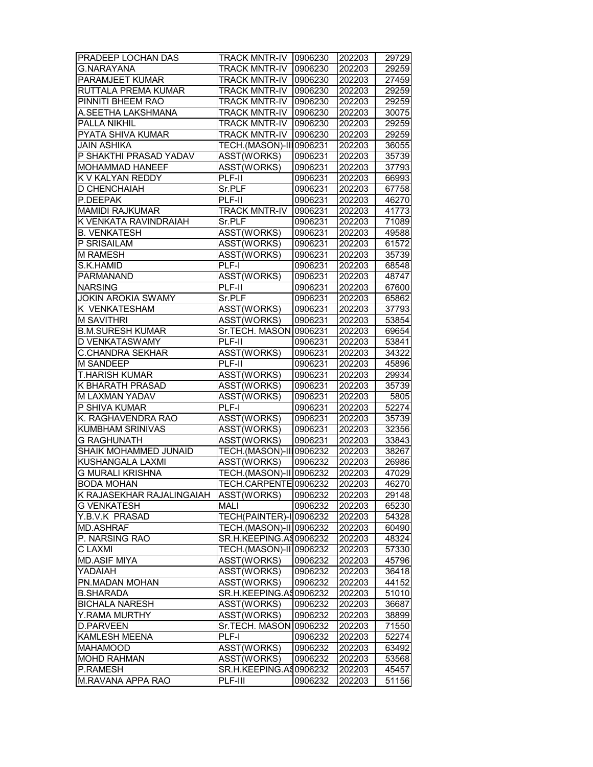| PRADEEP LOCHAN DAS | TRACK MNTR-IV | 0906230 | 202203 | 29729 |
|---|---|---|---|---|
| G.NARAYANA | TRACK MNTR-IV | 0906230 | 202203 | 29259 |
| PARAMJEET KUMAR | TRACK MNTR-IV | 0906230 | 202203 | 27459 |
| RUTTALA PREMA KUMAR | TRACK MNTR-IV | 0906230 | 202203 | 29259 |
| PINNITI BHEEM RAO | TRACK MNTR-IV | 0906230 | 202203 | 29259 |
| A.SEETHA LAKSHMANA | TRACK MNTR-IV | 0906230 | 202203 | 30075 |
| PALLA NIKHIL | TRACK MNTR-IV | 0906230 | 202203 | 29259 |
| PYATA SHIVA KUMAR | TRACK MNTR-IV | 0906230 | 202203 | 29259 |
| JAIN ASHIKA | TECH.(MASON)-III | 0906231 | 202203 | 36055 |
| P SHAKTHI PRASAD YADAV | ASST(WORKS) | 0906231 | 202203 | 35739 |
| MOHAMMAD HANEEF | ASST(WORKS) | 0906231 | 202203 | 37793 |
| K V KALYAN REDDY | PLF-II | 0906231 | 202203 | 66993 |
| D CHENCHAIAH | Sr.PLF | 0906231 | 202203 | 67758 |
| P.DEEPAK | PLF-II | 0906231 | 202203 | 46270 |
| MAMIDI RAJKUMAR | TRACK MNTR-IV | 0906231 | 202203 | 41773 |
| K VENKATA RAVINDRAIAH | Sr.PLF | 0906231 | 202203 | 71089 |
| B. VENKATESH | ASST(WORKS) | 0906231 | 202203 | 49588 |
| P SRISAILAM | ASST(WORKS) | 0906231 | 202203 | 61572 |
| M RAMESH | ASST(WORKS) | 0906231 | 202203 | 35739 |
| S.K.HAMID | PLF-I | 0906231 | 202203 | 68548 |
| PARMANAND | ASST(WORKS) | 0906231 | 202203 | 48747 |
| NARSING | PLF-II | 0906231 | 202203 | 67600 |
| JOKIN AROKIA SWAMY | Sr.PLF | 0906231 | 202203 | 65862 |
| K VENKATESHAM | ASST(WORKS) | 0906231 | 202203 | 37793 |
| M SAVITHRI | ASST(WORKS) | 0906231 | 202203 | 53854 |
| B.M.SURESH KUMAR | Sr.TECH. MASON | 0906231 | 202203 | 69654 |
| D VENKATASWAMY | PLF-II | 0906231 | 202203 | 53841 |
| C.CHANDRA SEKHAR | ASST(WORKS) | 0906231 | 202203 | 34322 |
| M SANDEEP | PLF-II | 0906231 | 202203 | 45896 |
| T.HARISH KUMAR | ASST(WORKS) | 0906231 | 202203 | 29934 |
| K BHARATH PRASAD | ASST(WORKS) | 0906231 | 202203 | 35739 |
| M LAXMAN YADAV | ASST(WORKS) | 0906231 | 202203 | 5805 |
| P SHIVA KUMAR | PLF-I | 0906231 | 202203 | 52274 |
| K. RAGHAVENDRA RAO | ASST(WORKS) | 0906231 | 202203 | 35739 |
| KUMBHAM SRINIVAS | ASST(WORKS) | 0906231 | 202203 | 32356 |
| G RAGHUNATH | ASST(WORKS) | 0906231 | 202203 | 33843 |
| SHAIK MOHAMMED JUNAID | TECH.(MASON)-III | 0906232 | 202203 | 38267 |
| KUSHANGALA LAXMI | ASST(WORKS) | 0906232 | 202203 | 26986 |
| G MURALI KRISHNA | TECH.(MASON)-II | 0906232 | 202203 | 47029 |
| BODA MOHAN | TECH.CARPENTE | 0906232 | 202203 | 46270 |
| K RAJASEKHAR RAJALINGAIAH | ASST(WORKS) | 0906232 | 202203 | 29148 |
| G VENKATESH | MALI | 0906232 | 202203 | 65230 |
| Y.B.V.K PRASAD | TECH(PAINTER)-I | 0906232 | 202203 | 54328 |
| MD.ASHRAF | TECH.(MASON)-II | 0906232 | 202203 | 60490 |
| P. NARSING RAO | SR.H.KEEPING.AS | 0906232 | 202203 | 48324 |
| C LAXMI | TECH.(MASON)-II | 0906232 | 202203 | 57330 |
| MD.ASIF MIYA | ASST(WORKS) | 0906232 | 202203 | 45796 |
| YADAIAH | ASST(WORKS) | 0906232 | 202203 | 36418 |
| PN.MADAN MOHAN | ASST(WORKS) | 0906232 | 202203 | 44152 |
| B.SHARADA | SR.H.KEEPING.AS | 0906232 | 202203 | 51010 |
| BICHALA NARESH | ASST(WORKS) | 0906232 | 202203 | 36687 |
| Y.RAMA MURTHY | ASST(WORKS) | 0906232 | 202203 | 38899 |
| D.PARVEEN | Sr.TECH. MASON | 0906232 | 202203 | 71550 |
| KAMLESH MEENA | PLF-I | 0906232 | 202203 | 52274 |
| MAHAMOOD | ASST(WORKS) | 0906232 | 202203 | 63492 |
| MOHD RAHMAN | ASST(WORKS) | 0906232 | 202203 | 53568 |
| P.RAMESH | SR.H.KEEPING.AS | 0906232 | 202203 | 45457 |
| M.RAVANA APPA RAO | PLF-III | 0906232 | 202203 | 51156 |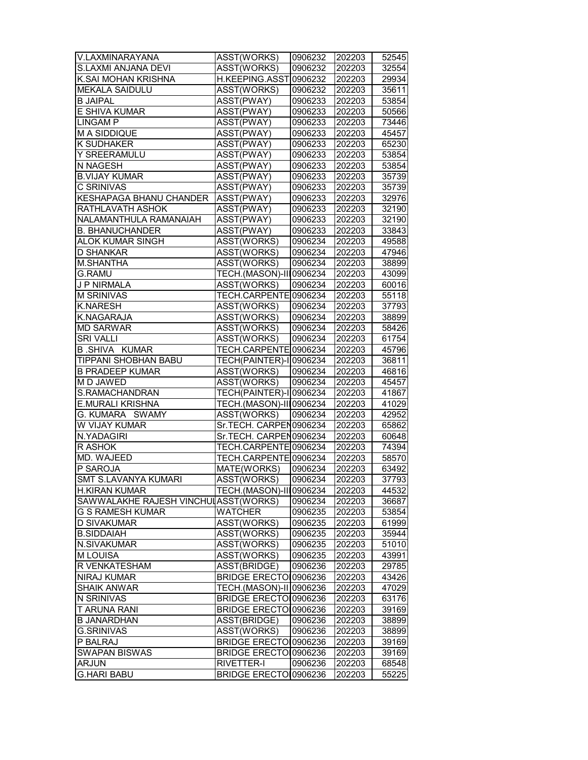| | | | | |
|---|---|---|---|---|
| V.LAXMINARAYANA | ASST(WORKS) | 0906232 | 202203 | 52545 |
| S.LAXMI ANJANA DEVI | ASST(WORKS) | 0906232 | 202203 | 32554 |
| K.SAI MOHAN KRISHNA | H.KEEPING.ASST | 0906232 | 202203 | 29934 |
| MEKALA SAIDULU | ASST(WORKS) | 0906232 | 202203 | 35611 |
| B JAIPAL | ASST(PWAY) | 0906233 | 202203 | 53854 |
| E SHIVA KUMAR | ASST(PWAY) | 0906233 | 202203 | 50566 |
| LINGAM P | ASST(PWAY) | 0906233 | 202203 | 73446 |
| M A SIDDIQUE | ASST(PWAY) | 0906233 | 202203 | 45457 |
| K SUDHAKER | ASST(PWAY) | 0906233 | 202203 | 65230 |
| Y SREERAMULU | ASST(PWAY) | 0906233 | 202203 | 53854 |
| N NAGESH | ASST(PWAY) | 0906233 | 202203 | 53854 |
| B.VIJAY KUMAR | ASST(PWAY) | 0906233 | 202203 | 35739 |
| C SRINIVAS | ASST(PWAY) | 0906233 | 202203 | 35739 |
| KESHAPAGA BHANU CHANDER | ASST(PWAY) | 0906233 | 202203 | 32976 |
| RATHLAVATH ASHOK | ASST(PWAY) | 0906233 | 202203 | 32190 |
| NALAMANTHULA RAMANAIAH | ASST(PWAY) | 0906233 | 202203 | 32190 |
| B. BHANUCHANDER | ASST(PWAY) | 0906233 | 202203 | 33843 |
| ALOK KUMAR SINGH | ASST(WORKS) | 0906234 | 202203 | 49588 |
| D SHANKAR | ASST(WORKS) | 0906234 | 202203 | 47946 |
| M.SHANTHA | ASST(WORKS) | 0906234 | 202203 | 38899 |
| G.RAMU | TECH.(MASON)-III | 0906234 | 202203 | 43099 |
| J P NIRMALA | ASST(WORKS) | 0906234 | 202203 | 60016 |
| M SRINIVAS | TECH.CARPENTE | 0906234 | 202203 | 55118 |
| K.NARESH | ASST(WORKS) | 0906234 | 202203 | 37793 |
| K.NAGARAJA | ASST(WORKS) | 0906234 | 202203 | 38899 |
| MD SARWAR | ASST(WORKS) | 0906234 | 202203 | 58426 |
| SRI VALLI | ASST(WORKS) | 0906234 | 202203 | 61754 |
| B .SHIVA KUMAR | TECH.CARPENTE | 0906234 | 202203 | 45796 |
| TIPPANI SHOBHAN BABU | TECH(PAINTER)-I | 0906234 | 202203 | 36811 |
| B PRADEEP KUMAR | ASST(WORKS) | 0906234 | 202203 | 46816 |
| M D JAWED | ASST(WORKS) | 0906234 | 202203 | 45457 |
| S.RAMACHANDRAN | TECH(PAINTER)-I | 0906234 | 202203 | 41867 |
| E.MURALI KRISHNA | TECH.(MASON)-III | 0906234 | 202203 | 41029 |
| G. KUMARA SWAMY | ASST(WORKS) | 0906234 | 202203 | 42952 |
| W VIJAY KUMAR | Sr.TECH. CARPEN | 0906234 | 202203 | 65862 |
| N.YADAGIRI | Sr.TECH. CARPEN | 0906234 | 202203 | 60648 |
| R ASHOK | TECH.CARPENTE | 0906234 | 202203 | 74394 |
| MD. WAJEED | TECH.CARPENTE | 0906234 | 202203 | 58570 |
| P SAROJA | MATE(WORKS) | 0906234 | 202203 | 63492 |
| SMT S.LAVANYA KUMARI | ASST(WORKS) | 0906234 | 202203 | 37793 |
| H.KIRAN KUMAR | TECH.(MASON)-III | 0906234 | 202203 | 44532 |
| SAWWALAKHE RAJESH VINCHUI | ASST(WORKS) | 0906234 | 202203 | 36687 |
| G S RAMESH KUMAR | WATCHER | 0906235 | 202203 | 53854 |
| D SIVAKUMAR | ASST(WORKS) | 0906235 | 202203 | 61999 |
| B.SIDDAIAH | ASST(WORKS) | 0906235 | 202203 | 35944 |
| N.SIVAKUMAR | ASST(WORKS) | 0906235 | 202203 | 51010 |
| M LOUISA | ASST(WORKS) | 0906235 | 202203 | 43991 |
| R VENKATESHAM | ASST(BRIDGE) | 0906236 | 202203 | 29785 |
| NIRAJ KUMAR | BRIDGE ERECTO | 0906236 | 202203 | 43426 |
| SHAIK ANWAR | TECH.(MASON)-II | 0906236 | 202203 | 47029 |
| N SRINIVAS | BRIDGE ERECTO | 0906236 | 202203 | 63176 |
| T ARUNA RANI | BRIDGE ERECTO | 0906236 | 202203 | 39169 |
| B JANARDHAN | ASST(BRIDGE) | 0906236 | 202203 | 38899 |
| G.SRINIVAS | ASST(WORKS) | 0906236 | 202203 | 38899 |
| P BALRAJ | BRIDGE ERECTO | 0906236 | 202203 | 39169 |
| SWAPAN BISWAS | BRIDGE ERECTO | 0906236 | 202203 | 39169 |
| ARJUN | RIVETTER-I | 0906236 | 202203 | 68548 |
| G.HARI BABU | BRIDGE ERECTO | 0906236 | 202203 | 55225 |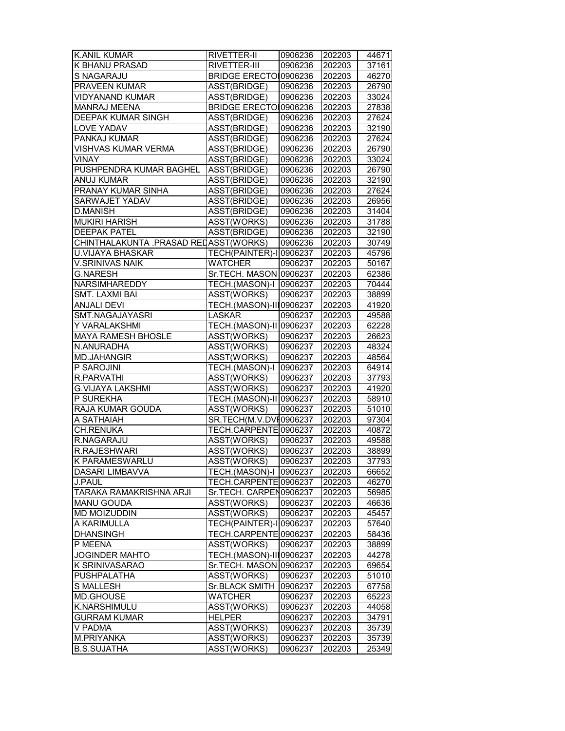| | | | | |
|---|---|---|---|---|
| K.ANIL KUMAR | RIVETTER-II | 0906236 | 202203 | 44671 |
| K BHANU PRASAD | RIVETTER-III | 0906236 | 202203 | 37161 |
| S NAGARAJU | BRIDGE ERECTO | 0906236 | 202203 | 46270 |
| PRAVEEN KUMAR | ASST(BRIDGE) | 0906236 | 202203 | 26790 |
| VIDYANAND KUMAR | ASST(BRIDGE) | 0906236 | 202203 | 33024 |
| MANRAJ MEENA | BRIDGE ERECTO | 0906236 | 202203 | 27838 |
| DEEPAK KUMAR SINGH | ASST(BRIDGE) | 0906236 | 202203 | 27624 |
| LOVE YADAV | ASST(BRIDGE) | 0906236 | 202203 | 32190 |
| PANKAJ KUMAR | ASST(BRIDGE) | 0906236 | 202203 | 27624 |
| VISHVAS KUMAR VERMA | ASST(BRIDGE) | 0906236 | 202203 | 26790 |
| VINAY | ASST(BRIDGE) | 0906236 | 202203 | 33024 |
| PUSHPENDRA KUMAR BAGHEL | ASST(BRIDGE) | 0906236 | 202203 | 26790 |
| ANUJ KUMAR | ASST(BRIDGE) | 0906236 | 202203 | 32190 |
| PRANAY KUMAR SINHA | ASST(BRIDGE) | 0906236 | 202203 | 27624 |
| SARWAJET YADAV | ASST(BRIDGE) | 0906236 | 202203 | 26956 |
| D.MANISH | ASST(BRIDGE) | 0906236 | 202203 | 31404 |
| MUKIRI HARISH | ASST(WORKS) | 0906236 | 202203 | 31788 |
| DEEPAK PATEL | ASST(BRIDGE) | 0906236 | 202203 | 32190 |
| CHINTHALAKUNTA .PRASAD RED | ASST(WORKS) | 0906236 | 202203 | 30749 |
| U.VIJAYA BHASKAR | TECH(PAINTER)-I | 0906237 | 202203 | 45796 |
| V.SRINIVAS NAIK | WATCHER | 0906237 | 202203 | 50167 |
| G.NARESH | Sr.TECH. MASON | 0906237 | 202203 | 62386 |
| NARSIMHAREDDY | TECH.(MASON)-I | 0906237 | 202203 | 70444 |
| SMT. LAXMI BAI | ASST(WORKS) | 0906237 | 202203 | 38899 |
| ANJALI DEVI | TECH.(MASON)-III | 0906237 | 202203 | 41920 |
| SMT.NAGAJAYASRI | LASKAR | 0906237 | 202203 | 49588 |
| Y VARALAKSHMI | TECH.(MASON)-II | 0906237 | 202203 | 62228 |
| MAYA RAMESH BHOSLE | ASST(WORKS) | 0906237 | 202203 | 26623 |
| N.ANURADHA | ASST(WORKS) | 0906237 | 202203 | 48324 |
| MD.JAHANGIR | ASST(WORKS) | 0906237 | 202203 | 48564 |
| P SAROJINI | TECH.(MASON)-I | 0906237 | 202203 | 64914 |
| R.PARVATHI | ASST(WORKS) | 0906237 | 202203 | 37793 |
| G.VIJAYA LAKSHMI | ASST(WORKS) | 0906237 | 202203 | 41920 |
| P SUREKHA | TECH.(MASON)-II | 0906237 | 202203 | 58910 |
| RAJA KUMAR GOUDA | ASST(WORKS) | 0906237 | 202203 | 51010 |
| A SATHAIAH | SR.TECH(M.V.DVI | 0906237 | 202203 | 97304 |
| CH.RENUKA | TECH.CARPENTE | 0906237 | 202203 | 40872 |
| R.NAGARAJU | ASST(WORKS) | 0906237 | 202203 | 49588 |
| R.RAJESHWARI | ASST(WORKS) | 0906237 | 202203 | 38899 |
| K PARAMESWARLU | ASST(WORKS) | 0906237 | 202203 | 37793 |
| DASARI LIMBAVVA | TECH.(MASON)-I | 0906237 | 202203 | 66652 |
| J.PAUL | TECH.CARPENTE | 0906237 | 202203 | 46270 |
| TARAKA RAMAKRISHNA ARJI | Sr.TECH. CARPEN | 0906237 | 202203 | 56985 |
| MANU GOUDA | ASST(WORKS) | 0906237 | 202203 | 46636 |
| MD MOIZUDDIN | ASST(WORKS) | 0906237 | 202203 | 45457 |
| A KARIMULLA | TECH(PAINTER)-I | 0906237 | 202203 | 57640 |
| DHANSINGH | TECH.CARPENTE | 0906237 | 202203 | 58436 |
| P MEENA | ASST(WORKS) | 0906237 | 202203 | 38899 |
| JOGINDER MAHTO | TECH.(MASON)-III | 0906237 | 202203 | 44278 |
| K SRINIVASARAO | Sr.TECH. MASON | 0906237 | 202203 | 69654 |
| PUSHPALATHA | ASST(WORKS) | 0906237 | 202203 | 51010 |
| S MALLESH | Sr.BLACK SMITH | 0906237 | 202203 | 67758 |
| MD.GHOUSE | WATCHER | 0906237 | 202203 | 65223 |
| K.NARSHIMULU | ASST(WORKS) | 0906237 | 202203 | 44058 |
| GURRAM KUMAR | HELPER | 0906237 | 202203 | 34791 |
| V PADMA | ASST(WORKS) | 0906237 | 202203 | 35739 |
| M.PRIYANKA | ASST(WORKS) | 0906237 | 202203 | 35739 |
| B.S.SUJATHA | ASST(WORKS) | 0906237 | 202203 | 25349 |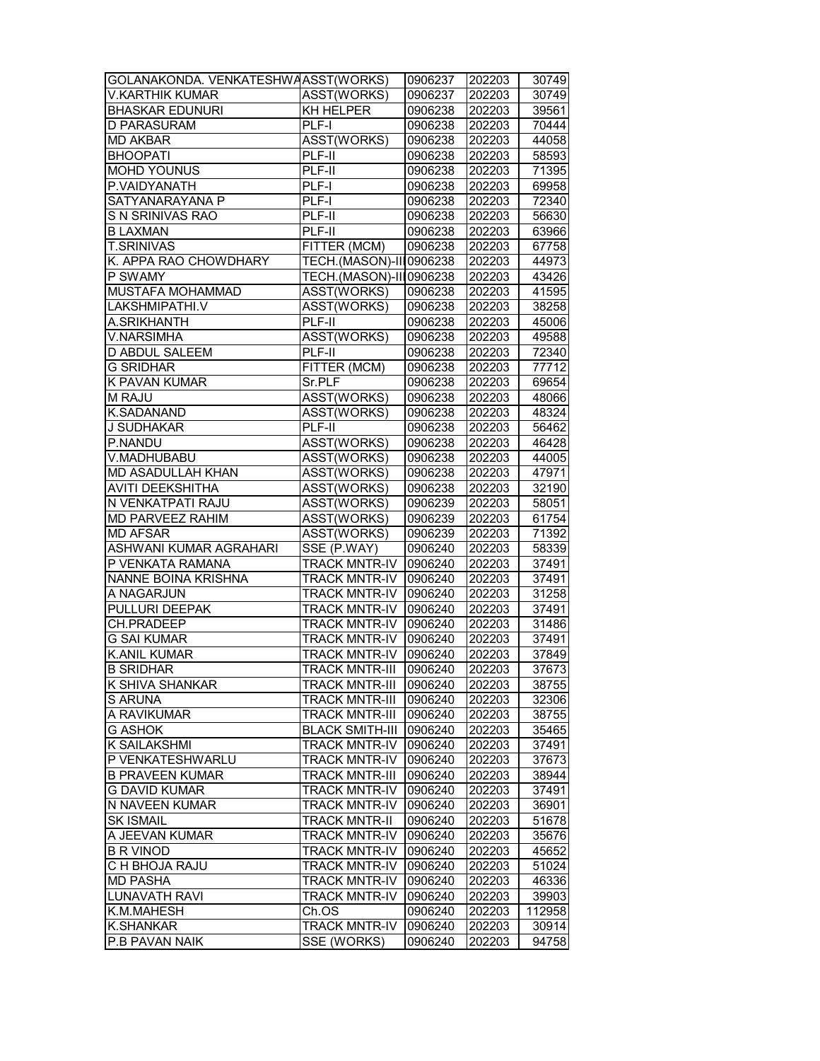| | | | | |
|---|---|---|---|---|
| GOLANAKONDA. VENKATESHWA | ASST(WORKS) | 0906237 | 202203 | 30749 |
| V.KARTHIK KUMAR | ASST(WORKS) | 0906237 | 202203 | 30749 |
| BHASKAR EDUNURI | KH HELPER | 0906238 | 202203 | 39561 |
| D PARASURAM | PLF-I | 0906238 | 202203 | 70444 |
| MD AKBAR | ASST(WORKS) | 0906238 | 202203 | 44058 |
| BHOOPATI | PLF-II | 0906238 | 202203 | 58593 |
| MOHD YOUNUS | PLF-II | 0906238 | 202203 | 71395 |
| P.VAIDYANATH | PLF-I | 0906238 | 202203 | 69958 |
| SATYANARAYANA P | PLF-I | 0906238 | 202203 | 72340 |
| S N SRINIVAS RAO | PLF-II | 0906238 | 202203 | 56630 |
| B LAXMAN | PLF-II | 0906238 | 202203 | 63966 |
| T.SRINIVAS | FITTER (MCM) | 0906238 | 202203 | 67758 |
| K. APPA RAO CHOWDHARY | TECH.(MASON)-III | 0906238 | 202203 | 44973 |
| P SWAMY | TECH.(MASON)-III | 0906238 | 202203 | 43426 |
| MUSTAFA MOHAMMAD | ASST(WORKS) | 0906238 | 202203 | 41595 |
| LAKSHMIPATHI.V | ASST(WORKS) | 0906238 | 202203 | 38258 |
| A.SRIKHANTH | PLF-II | 0906238 | 202203 | 45006 |
| V.NARSIMHA | ASST(WORKS) | 0906238 | 202203 | 49588 |
| D ABDUL SALEEM | PLF-II | 0906238 | 202203 | 72340 |
| G SRIDHAR | FITTER (MCM) | 0906238 | 202203 | 77712 |
| K PAVAN KUMAR | Sr.PLF | 0906238 | 202203 | 69654 |
| M RAJU | ASST(WORKS) | 0906238 | 202203 | 48066 |
| K.SADANAND | ASST(WORKS) | 0906238 | 202203 | 48324 |
| J SUDHAKAR | PLF-II | 0906238 | 202203 | 56462 |
| P.NANDU | ASST(WORKS) | 0906238 | 202203 | 46428 |
| V.MADHUBABU | ASST(WORKS) | 0906238 | 202203 | 44005 |
| MD ASADULLAH KHAN | ASST(WORKS) | 0906238 | 202203 | 47971 |
| AVITI DEEKSHITHA | ASST(WORKS) | 0906238 | 202203 | 32190 |
| N VENKATPATI RAJU | ASST(WORKS) | 0906239 | 202203 | 58051 |
| MD PARVEEZ RAHIM | ASST(WORKS) | 0906239 | 202203 | 61754 |
| MD AFSAR | ASST(WORKS) | 0906239 | 202203 | 71392 |
| ASHWANI KUMAR AGRAHARI | SSE (P.WAY) | 0906240 | 202203 | 58339 |
| P VENKATA RAMANA | TRACK MNTR-IV | 0906240 | 202203 | 37491 |
| NANNE BOINA KRISHNA | TRACK MNTR-IV | 0906240 | 202203 | 37491 |
| A NAGARJUN | TRACK MNTR-IV | 0906240 | 202203 | 31258 |
| PULLURI DEEPAK | TRACK MNTR-IV | 0906240 | 202203 | 37491 |
| CH.PRADEEP | TRACK MNTR-IV | 0906240 | 202203 | 31486 |
| G SAI KUMAR | TRACK MNTR-IV | 0906240 | 202203 | 37491 |
| K.ANIL KUMAR | TRACK MNTR-IV | 0906240 | 202203 | 37849 |
| B SRIDHAR | TRACK MNTR-III | 0906240 | 202203 | 37673 |
| K SHIVA SHANKAR | TRACK MNTR-III | 0906240 | 202203 | 38755 |
| S ARUNA | TRACK MNTR-III | 0906240 | 202203 | 32306 |
| A RAVIKUMAR | TRACK MNTR-III | 0906240 | 202203 | 38755 |
| G ASHOK | BLACK SMITH-III | 0906240 | 202203 | 35465 |
| K SAILAKSHMI | TRACK MNTR-IV | 0906240 | 202203 | 37491 |
| P VENKATESHWARLU | TRACK MNTR-IV | 0906240 | 202203 | 37673 |
| B PRAVEEN KUMAR | TRACK MNTR-III | 0906240 | 202203 | 38944 |
| G DAVID KUMAR | TRACK MNTR-IV | 0906240 | 202203 | 37491 |
| N NAVEEN KUMAR | TRACK MNTR-IV | 0906240 | 202203 | 36901 |
| SK ISMAIL | TRACK MNTR-II | 0906240 | 202203 | 51678 |
| A JEEVAN KUMAR | TRACK MNTR-IV | 0906240 | 202203 | 35676 |
| B R VINOD | TRACK MNTR-IV | 0906240 | 202203 | 45652 |
| C H BHOJA RAJU | TRACK MNTR-IV | 0906240 | 202203 | 51024 |
| MD PASHA | TRACK MNTR-IV | 0906240 | 202203 | 46336 |
| LUNAVATH RAVI | TRACK MNTR-IV | 0906240 | 202203 | 39903 |
| K.M.MAHESH | Ch.OS | 0906240 | 202203 | 112958 |
| K.SHANKAR | TRACK MNTR-IV | 0906240 | 202203 | 30914 |
| P.B PAVAN NAIK | SSE (WORKS) | 0906240 | 202203 | 94758 |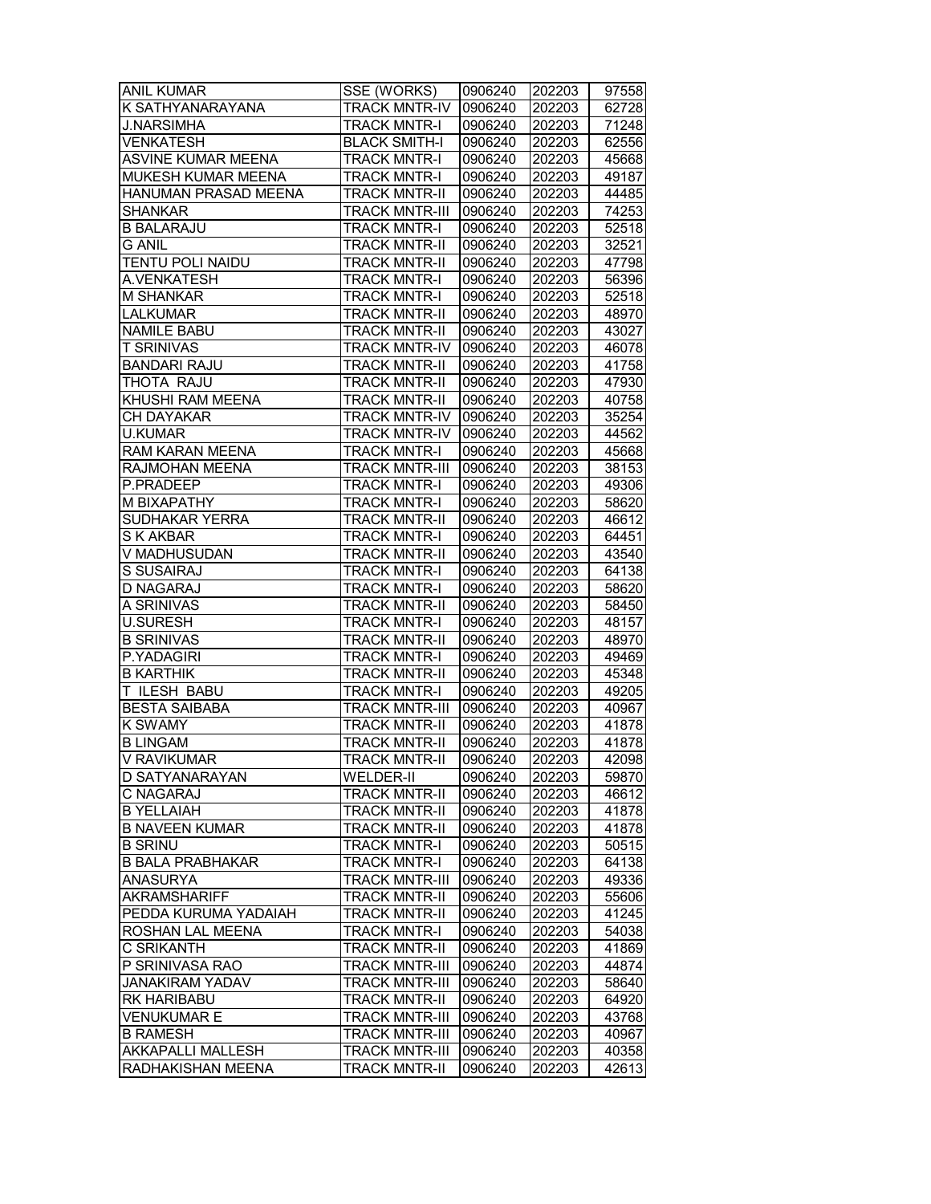| ANIL KUMAR | SSE (WORKS) | 0906240 | 202203 | 97558 |
|---|---|---|---|---|
| K SATHYANARAYANA | TRACK MNTR-IV | 0906240 | 202203 | 62728 |
| J.NARSIMHA | TRACK MNTR-I | 0906240 | 202203 | 71248 |
| VENKATESH | BLACK SMITH-I | 0906240 | 202203 | 62556 |
| ASVINE KUMAR MEENA | TRACK MNTR-I | 0906240 | 202203 | 45668 |
| MUKESH KUMAR MEENA | TRACK MNTR-I | 0906240 | 202203 | 49187 |
| HANUMAN PRASAD MEENA | TRACK MNTR-II | 0906240 | 202203 | 44485 |
| SHANKAR | TRACK MNTR-III | 0906240 | 202203 | 74253 |
| B BALARAJU | TRACK MNTR-I | 0906240 | 202203 | 52518 |
| G ANIL | TRACK MNTR-II | 0906240 | 202203 | 32521 |
| TENTU POLI NAIDU | TRACK MNTR-II | 0906240 | 202203 | 47798 |
| A.VENKATESH | TRACK MNTR-I | 0906240 | 202203 | 56396 |
| M SHANKAR | TRACK MNTR-I | 0906240 | 202203 | 52518 |
| LALKUMAR | TRACK MNTR-II | 0906240 | 202203 | 48970 |
| NAMILE BABU | TRACK MNTR-II | 0906240 | 202203 | 43027 |
| T SRINIVAS | TRACK MNTR-IV | 0906240 | 202203 | 46078 |
| BANDARI RAJU | TRACK MNTR-II | 0906240 | 202203 | 41758 |
| THOTA RAJU | TRACK MNTR-II | 0906240 | 202203 | 47930 |
| KHUSHI RAM MEENA | TRACK MNTR-II | 0906240 | 202203 | 40758 |
| CH DAYAKAR | TRACK MNTR-IV | 0906240 | 202203 | 35254 |
| U.KUMAR | TRACK MNTR-IV | 0906240 | 202203 | 44562 |
| RAM KARAN MEENA | TRACK MNTR-I | 0906240 | 202203 | 45668 |
| RAJMOHAN MEENA | TRACK MNTR-III | 0906240 | 202203 | 38153 |
| P.PRADEEP | TRACK MNTR-I | 0906240 | 202203 | 49306 |
| M BIXAPATHY | TRACK MNTR-I | 0906240 | 202203 | 58620 |
| SUDHAKAR YERRA | TRACK MNTR-II | 0906240 | 202203 | 46612 |
| S K AKBAR | TRACK MNTR-I | 0906240 | 202203 | 64451 |
| V MADHUSUDAN | TRACK MNTR-II | 0906240 | 202203 | 43540 |
| S SUSAIRAJ | TRACK MNTR-I | 0906240 | 202203 | 64138 |
| D NAGARAJ | TRACK MNTR-I | 0906240 | 202203 | 58620 |
| A SRINIVAS | TRACK MNTR-II | 0906240 | 202203 | 58450 |
| U.SURESH | TRACK MNTR-I | 0906240 | 202203 | 48157 |
| B SRINIVAS | TRACK MNTR-II | 0906240 | 202203 | 48970 |
| P.YADAGIRI | TRACK MNTR-I | 0906240 | 202203 | 49469 |
| B KARTHIK | TRACK MNTR-II | 0906240 | 202203 | 45348 |
| T ILESH BABU | TRACK MNTR-I | 0906240 | 202203 | 49205 |
| BESTA SAIBABA | TRACK MNTR-III | 0906240 | 202203 | 40967 |
| K SWAMY | TRACK MNTR-II | 0906240 | 202203 | 41878 |
| B LINGAM | TRACK MNTR-II | 0906240 | 202203 | 41878 |
| V RAVIKUMAR | TRACK MNTR-II | 0906240 | 202203 | 42098 |
| D SATYANARAYAN | WELDER-II | 0906240 | 202203 | 59870 |
| C NAGARAJ | TRACK MNTR-II | 0906240 | 202203 | 46612 |
| B YELLAIAH | TRACK MNTR-II | 0906240 | 202203 | 41878 |
| B NAVEEN KUMAR | TRACK MNTR-II | 0906240 | 202203 | 41878 |
| B SRINU | TRACK MNTR-I | 0906240 | 202203 | 50515 |
| B BALA PRABHAKAR | TRACK MNTR-I | 0906240 | 202203 | 64138 |
| ANASURYA | TRACK MNTR-III | 0906240 | 202203 | 49336 |
| AKRAMSHARIFF | TRACK MNTR-II | 0906240 | 202203 | 55606 |
| PEDDA KURUMA YADAIAH | TRACK MNTR-II | 0906240 | 202203 | 41245 |
| ROSHAN LAL MEENA | TRACK MNTR-I | 0906240 | 202203 | 54038 |
| C SRIKANTH | TRACK MNTR-II | 0906240 | 202203 | 41869 |
| P SRINIVASA RAO | TRACK MNTR-III | 0906240 | 202203 | 44874 |
| JANAKIRAM YADAV | TRACK MNTR-III | 0906240 | 202203 | 58640 |
| RK HARIBABU | TRACK MNTR-II | 0906240 | 202203 | 64920 |
| VENUKUMAR E | TRACK MNTR-III | 0906240 | 202203 | 43768 |
| B RAMESH | TRACK MNTR-III | 0906240 | 202203 | 40967 |
| AKKAPALLI MALLESH | TRACK MNTR-III | 0906240 | 202203 | 40358 |
| RADHAKISHAN MEENA | TRACK MNTR-II | 0906240 | 202203 | 42613 |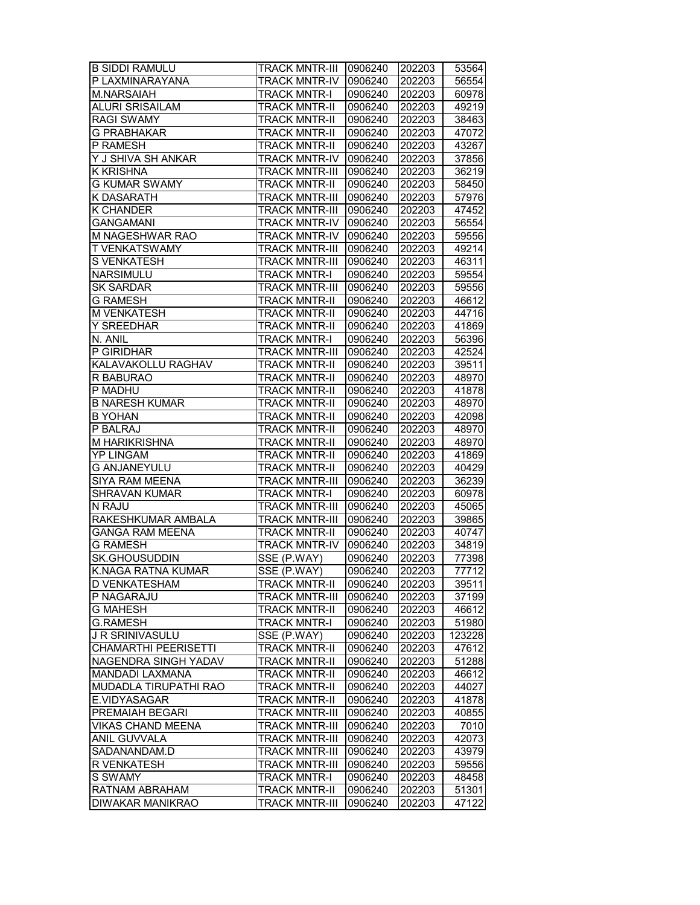| | | | | |
|---|---|---|---|---|
| B SIDDI RAMULU | TRACK MNTR-III | 0906240 | 202203 | 53564 |
| P LAXMINARAYANA | TRACK MNTR-IV | 0906240 | 202203 | 56554 |
| M.NARSAIAH | TRACK MNTR-I | 0906240 | 202203 | 60978 |
| ALURI SRISAILAM | TRACK MNTR-II | 0906240 | 202203 | 49219 |
| RAGI SWAMY | TRACK MNTR-II | 0906240 | 202203 | 38463 |
| G PRABHAKAR | TRACK MNTR-II | 0906240 | 202203 | 47072 |
| P RAMESH | TRACK MNTR-II | 0906240 | 202203 | 43267 |
| Y J SHIVA SH ANKAR | TRACK MNTR-IV | 0906240 | 202203 | 37856 |
| K KRISHNA | TRACK MNTR-III | 0906240 | 202203 | 36219 |
| G KUMAR SWAMY | TRACK MNTR-II | 0906240 | 202203 | 58450 |
| K DASARATH | TRACK MNTR-III | 0906240 | 202203 | 57976 |
| K CHANDER | TRACK MNTR-III | 0906240 | 202203 | 47452 |
| GANGAMANI | TRACK MNTR-IV | 0906240 | 202203 | 56554 |
| M NAGESHWAR RAO | TRACK MNTR-IV | 0906240 | 202203 | 59556 |
| T VENKATSWAMY | TRACK MNTR-III | 0906240 | 202203 | 49214 |
| S VENKATESH | TRACK MNTR-III | 0906240 | 202203 | 46311 |
| NARSIMULU | TRACK MNTR-I | 0906240 | 202203 | 59554 |
| SK SARDAR | TRACK MNTR-III | 0906240 | 202203 | 59556 |
| G RAMESH | TRACK MNTR-II | 0906240 | 202203 | 46612 |
| M VENKATESH | TRACK MNTR-II | 0906240 | 202203 | 44716 |
| Y SREEDHAR | TRACK MNTR-II | 0906240 | 202203 | 41869 |
| N. ANIL | TRACK MNTR-I | 0906240 | 202203 | 56396 |
| P GIRIDHAR | TRACK MNTR-III | 0906240 | 202203 | 42524 |
| KALAVAKOLLU RAGHAV | TRACK MNTR-II | 0906240 | 202203 | 39511 |
| R BABURAO | TRACK MNTR-II | 0906240 | 202203 | 48970 |
| P MADHU | TRACK MNTR-II | 0906240 | 202203 | 41878 |
| B NARESH KUMAR | TRACK MNTR-II | 0906240 | 202203 | 48970 |
| B YOHAN | TRACK MNTR-II | 0906240 | 202203 | 42098 |
| P BALRAJ | TRACK MNTR-II | 0906240 | 202203 | 48970 |
| M HARIKRISHNA | TRACK MNTR-II | 0906240 | 202203 | 48970 |
| YP LINGAM | TRACK MNTR-II | 0906240 | 202203 | 41869 |
| G ANJANEYULU | TRACK MNTR-II | 0906240 | 202203 | 40429 |
| SIYA RAM MEENA | TRACK MNTR-III | 0906240 | 202203 | 36239 |
| SHRAVAN KUMAR | TRACK MNTR-I | 0906240 | 202203 | 60978 |
| N RAJU | TRACK MNTR-III | 0906240 | 202203 | 45065 |
| RAKESHKUMAR AMBALA | TRACK MNTR-III | 0906240 | 202203 | 39865 |
| GANGA RAM MEENA | TRACK MNTR-II | 0906240 | 202203 | 40747 |
| G RAMESH | TRACK MNTR-IV | 0906240 | 202203 | 34819 |
| SK.GHOUSUDDIN | SSE (P.WAY) | 0906240 | 202203 | 77398 |
| K.NAGA RATNA KUMAR | SSE (P.WAY) | 0906240 | 202203 | 77712 |
| D VENKATESHAM | TRACK MNTR-II | 0906240 | 202203 | 39511 |
| P NAGARAJU | TRACK MNTR-III | 0906240 | 202203 | 37199 |
| G MAHESH | TRACK MNTR-II | 0906240 | 202203 | 46612 |
| G.RAMESH | TRACK MNTR-I | 0906240 | 202203 | 51980 |
| J R SRINIVASULU | SSE (P.WAY) | 0906240 | 202203 | 123228 |
| CHAMARTHI PEERISETTI | TRACK MNTR-II | 0906240 | 202203 | 47612 |
| NAGENDRA SINGH YADAV | TRACK MNTR-II | 0906240 | 202203 | 51288 |
| MANDADI LAXMANA | TRACK MNTR-II | 0906240 | 202203 | 46612 |
| MUDADLA TIRUPATHI RAO | TRACK MNTR-II | 0906240 | 202203 | 44027 |
| E.VIDYASAGAR | TRACK MNTR-II | 0906240 | 202203 | 41878 |
| PREMAIAH BEGARI | TRACK MNTR-III | 0906240 | 202203 | 40855 |
| VIKAS CHAND MEENA | TRACK MNTR-III | 0906240 | 202203 | 7010 |
| ANIL GUVVALA | TRACK MNTR-III | 0906240 | 202203 | 42073 |
| SADANANDAM.D | TRACK MNTR-III | 0906240 | 202203 | 43979 |
| R VENKATESH | TRACK MNTR-III | 0906240 | 202203 | 59556 |
| S SWAMY | TRACK MNTR-I | 0906240 | 202203 | 48458 |
| RATNAM ABRAHAM | TRACK MNTR-II | 0906240 | 202203 | 51301 |
| DIWAKAR MANIKRAO | TRACK MNTR-III | 0906240 | 202203 | 47122 |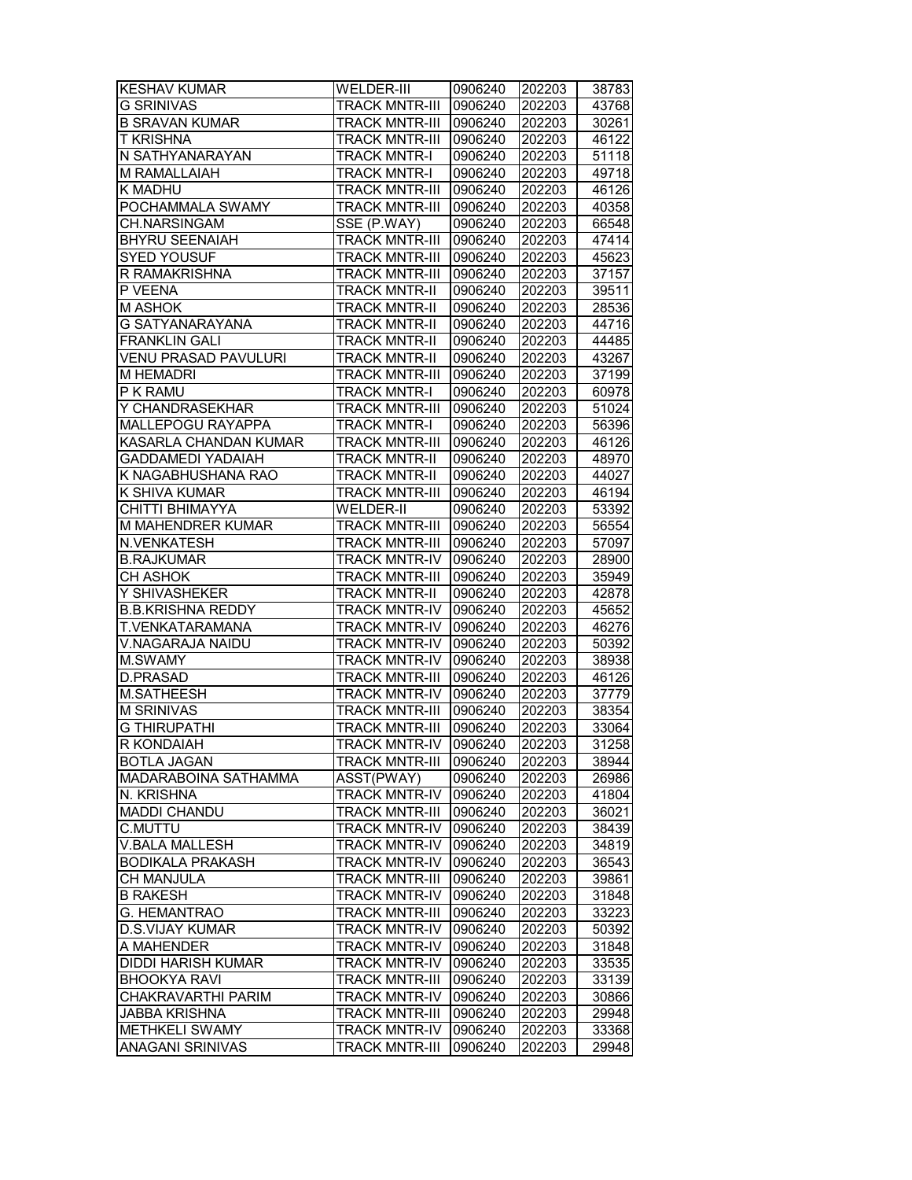| KESHAV KUMAR | WELDER-III | 0906240 | 202203 | 38783 |
|---|---|---|---|---|
| G SRINIVAS | TRACK MNTR-III | 0906240 | 202203 | 43768 |
| B SRAVAN KUMAR | TRACK MNTR-III | 0906240 | 202203 | 30261 |
| T KRISHNA | TRACK MNTR-III | 0906240 | 202203 | 46122 |
| N SATHYANARAYAN | TRACK MNTR-I | 0906240 | 202203 | 51118 |
| M RAMALLAIAH | TRACK MNTR-I | 0906240 | 202203 | 49718 |
| K MADHU | TRACK MNTR-III | 0906240 | 202203 | 46126 |
| POCHAMMALA SWAMY | TRACK MNTR-III | 0906240 | 202203 | 40358 |
| CH.NARSINGAM | SSE (P.WAY) | 0906240 | 202203 | 66548 |
| BHYRU SEENAIAH | TRACK MNTR-III | 0906240 | 202203 | 47414 |
| SYED YOUSUF | TRACK MNTR-III | 0906240 | 202203 | 45623 |
| R RAMAKRISHNA | TRACK MNTR-III | 0906240 | 202203 | 37157 |
| P VEENA | TRACK MNTR-II | 0906240 | 202203 | 39511 |
| M ASHOK | TRACK MNTR-II | 0906240 | 202203 | 28536 |
| G SATYANARAYANA | TRACK MNTR-II | 0906240 | 202203 | 44716 |
| FRANKLIN GALI | TRACK MNTR-II | 0906240 | 202203 | 44485 |
| VENU PRASAD PAVULURI | TRACK MNTR-II | 0906240 | 202203 | 43267 |
| M HEMADRI | TRACK MNTR-III | 0906240 | 202203 | 37199 |
| P K RAMU | TRACK MNTR-I | 0906240 | 202203 | 60978 |
| Y CHANDRASEKHAR | TRACK MNTR-III | 0906240 | 202203 | 51024 |
| MALLEPOGU RAYAPPA | TRACK MNTR-I | 0906240 | 202203 | 56396 |
| KASARLA CHANDAN KUMAR | TRACK MNTR-III | 0906240 | 202203 | 46126 |
| GADDAMEDI YADAIAH | TRACK MNTR-II | 0906240 | 202203 | 48970 |
| K NAGABHUSHANA RAO | TRACK MNTR-II | 0906240 | 202203 | 44027 |
| K SHIVA KUMAR | TRACK MNTR-III | 0906240 | 202203 | 46194 |
| CHITTI BHIMAYYA | WELDER-II | 0906240 | 202203 | 53392 |
| M MAHENDRER KUMAR | TRACK MNTR-III | 0906240 | 202203 | 56554 |
| N.VENKATESH | TRACK MNTR-III | 0906240 | 202203 | 57097 |
| B.RAJKUMAR | TRACK MNTR-IV | 0906240 | 202203 | 28900 |
| CH ASHOK | TRACK MNTR-III | 0906240 | 202203 | 35949 |
| Y SHIVASHEKER | TRACK MNTR-II | 0906240 | 202203 | 42878 |
| B.B.KRISHNA REDDY | TRACK MNTR-IV | 0906240 | 202203 | 45652 |
| T.VENKATARAMANA | TRACK MNTR-IV | 0906240 | 202203 | 46276 |
| V.NAGARAJA NAIDU | TRACK MNTR-IV | 0906240 | 202203 | 50392 |
| M.SWAMY | TRACK MNTR-IV | 0906240 | 202203 | 38938 |
| D.PRASAD | TRACK MNTR-III | 0906240 | 202203 | 46126 |
| M.SATHEESH | TRACK MNTR-IV | 0906240 | 202203 | 37779 |
| M SRINIVAS | TRACK MNTR-III | 0906240 | 202203 | 38354 |
| G THIRUPATHI | TRACK MNTR-III | 0906240 | 202203 | 33064 |
| R KONDAIAH | TRACK MNTR-IV | 0906240 | 202203 | 31258 |
| BOTLA JAGAN | TRACK MNTR-III | 0906240 | 202203 | 38944 |
| MADARABOINA SATHAMMA | ASST(PWAY) | 0906240 | 202203 | 26986 |
| N. KRISHNA | TRACK MNTR-IV | 0906240 | 202203 | 41804 |
| MADDI CHANDU | TRACK MNTR-III | 0906240 | 202203 | 36021 |
| C.MUTTU | TRACK MNTR-IV | 0906240 | 202203 | 38439 |
| V.BALA MALLESH | TRACK MNTR-IV | 0906240 | 202203 | 34819 |
| BODIKALA PRAKASH | TRACK MNTR-IV | 0906240 | 202203 | 36543 |
| CH MANJULA | TRACK MNTR-III | 0906240 | 202203 | 39861 |
| B RAKESH | TRACK MNTR-IV | 0906240 | 202203 | 31848 |
| G. HEMANTRAO | TRACK MNTR-III | 0906240 | 202203 | 33223 |
| D.S.VIJAY KUMAR | TRACK MNTR-IV | 0906240 | 202203 | 50392 |
| A MAHENDER | TRACK MNTR-IV | 0906240 | 202203 | 31848 |
| DIDDI HARISH KUMAR | TRACK MNTR-IV | 0906240 | 202203 | 33535 |
| BHOOKYA RAVI | TRACK MNTR-III | 0906240 | 202203 | 33139 |
| CHAKRAVARTHI PARIM | TRACK MNTR-IV | 0906240 | 202203 | 30866 |
| JABBA KRISHNA | TRACK MNTR-III | 0906240 | 202203 | 29948 |
| METHKELI SWAMY | TRACK MNTR-IV | 0906240 | 202203 | 33368 |
| ANAGANI SRINIVAS | TRACK MNTR-III | 0906240 | 202203 | 29948 |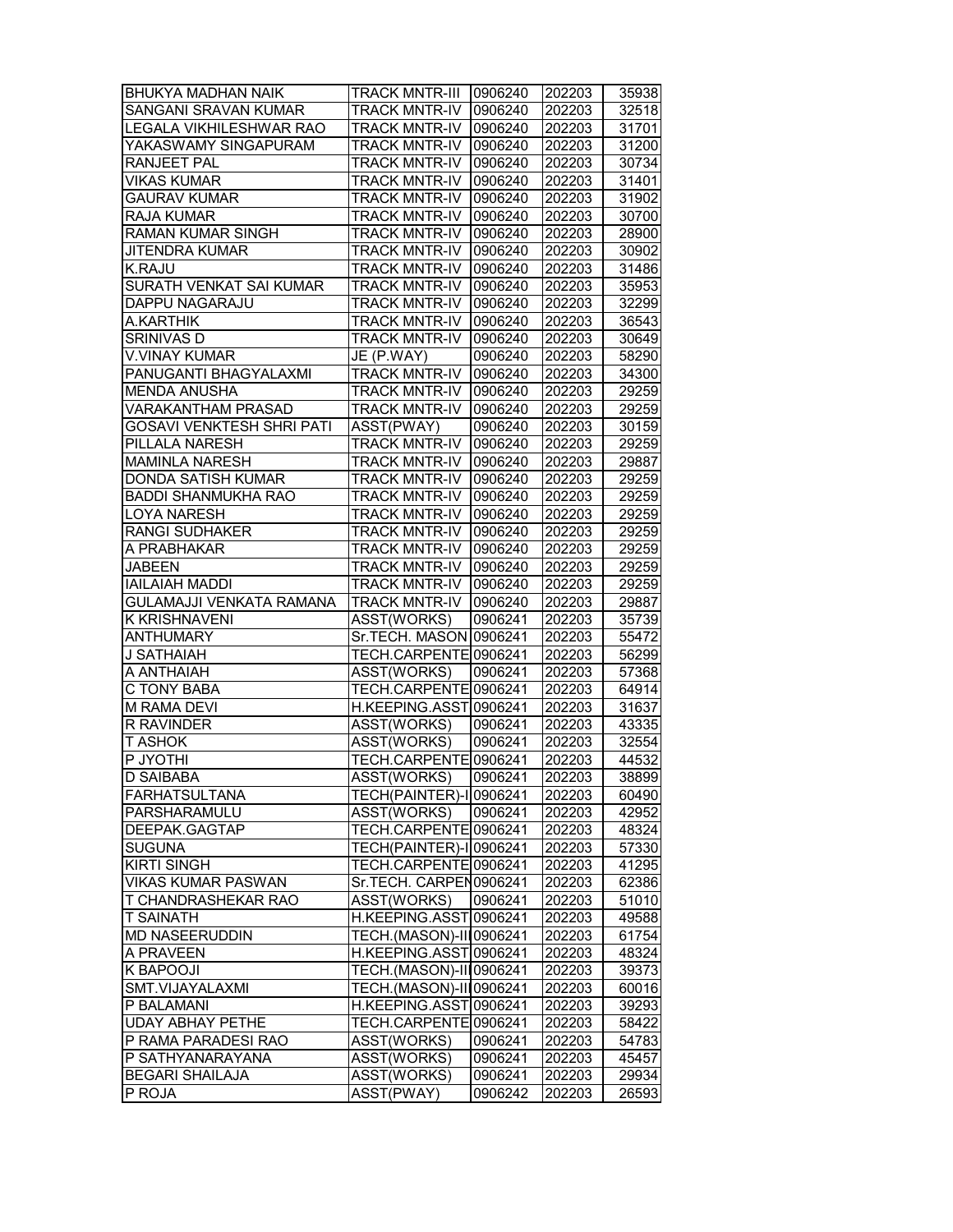| | | | | |
|---|---|---|---|---|
| BHUKYA MADHAN NAIK | TRACK MNTR-III | 0906240 | 202203 | 35938 |
| SANGANI SRAVAN KUMAR | TRACK MNTR-IV | 0906240 | 202203 | 32518 |
| LEGALA VIKHILESHWAR RAO | TRACK MNTR-IV | 0906240 | 202203 | 31701 |
| YAKASWAMY SINGAPURAM | TRACK MNTR-IV | 0906240 | 202203 | 31200 |
| RANJEET PAL | TRACK MNTR-IV | 0906240 | 202203 | 30734 |
| VIKAS KUMAR | TRACK MNTR-IV | 0906240 | 202203 | 31401 |
| GAURAV KUMAR | TRACK MNTR-IV | 0906240 | 202203 | 31902 |
| RAJA KUMAR | TRACK MNTR-IV | 0906240 | 202203 | 30700 |
| RAMAN KUMAR SINGH | TRACK MNTR-IV | 0906240 | 202203 | 28900 |
| JITENDRA KUMAR | TRACK MNTR-IV | 0906240 | 202203 | 30902 |
| K.RAJU | TRACK MNTR-IV | 0906240 | 202203 | 31486 |
| SURATH VENKAT SAI KUMAR | TRACK MNTR-IV | 0906240 | 202203 | 35953 |
| DAPPU NAGARAJU | TRACK MNTR-IV | 0906240 | 202203 | 32299 |
| A.KARTHIK | TRACK MNTR-IV | 0906240 | 202203 | 36543 |
| SRINIVAS D | TRACK MNTR-IV | 0906240 | 202203 | 30649 |
| V.VINAY KUMAR | JE (P.WAY) | 0906240 | 202203 | 58290 |
| PANUGANTI BHAGYALAXMI | TRACK MNTR-IV | 0906240 | 202203 | 34300 |
| MENDA ANUSHA | TRACK MNTR-IV | 0906240 | 202203 | 29259 |
| VARAKANTHAM PRASAD | TRACK MNTR-IV | 0906240 | 202203 | 29259 |
| GOSAVI VENKTESH SHRI PATI | ASST(PWAY) | 0906240 | 202203 | 30159 |
| PILLALA NARESH | TRACK MNTR-IV | 0906240 | 202203 | 29259 |
| MAMINLA NARESH | TRACK MNTR-IV | 0906240 | 202203 | 29887 |
| DONDA SATISH KUMAR | TRACK MNTR-IV | 0906240 | 202203 | 29259 |
| BADDI SHANMUKHA RAO | TRACK MNTR-IV | 0906240 | 202203 | 29259 |
| LOYA NARESH | TRACK MNTR-IV | 0906240 | 202203 | 29259 |
| RANGI SUDHAKER | TRACK MNTR-IV | 0906240 | 202203 | 29259 |
| A PRABHAKAR | TRACK MNTR-IV | 0906240 | 202203 | 29259 |
| JABEEN | TRACK MNTR-IV | 0906240 | 202203 | 29259 |
| IAILAIAH MADDI | TRACK MNTR-IV | 0906240 | 202203 | 29259 |
| GULAMAJJI VENKATA RAMANA | TRACK MNTR-IV | 0906240 | 202203 | 29887 |
| K KRISHNAVENI | ASST(WORKS) | 0906241 | 202203 | 35739 |
| ANTHUMARY | Sr.TECH. MASON | 0906241 | 202203 | 55472 |
| J SATHAIAH | TECH.CARPENTE | 0906241 | 202203 | 56299 |
| A ANTHAIAH | ASST(WORKS) | 0906241 | 202203 | 57368 |
| C TONY BABA | TECH.CARPENTE | 0906241 | 202203 | 64914 |
| M RAMA DEVI | H.KEEPING.ASST | 0906241 | 202203 | 31637 |
| R RAVINDER | ASST(WORKS) | 0906241 | 202203 | 43335 |
| T ASHOK | ASST(WORKS) | 0906241 | 202203 | 32554 |
| P JYOTHI | TECH.CARPENTE | 0906241 | 202203 | 44532 |
| D SAIBABA | ASST(WORKS) | 0906241 | 202203 | 38899 |
| FARHATSULTANA | TECH(PAINTER)-I | 0906241 | 202203 | 60490 |
| PARSHARAMULU | ASST(WORKS) | 0906241 | 202203 | 42952 |
| DEEPAK.GAGTAP | TECH.CARPENTE | 0906241 | 202203 | 48324 |
| SUGUNA | TECH(PAINTER)-I | 0906241 | 202203 | 57330 |
| KIRTI SINGH | TECH.CARPENTE | 0906241 | 202203 | 41295 |
| VIKAS KUMAR PASWAN | Sr.TECH. CARPEN | 0906241 | 202203 | 62386 |
| T CHANDRASHEKAR RAO | ASST(WORKS) | 0906241 | 202203 | 51010 |
| T SAINATH | H.KEEPING.ASST | 0906241 | 202203 | 49588 |
| MD NASEERUDDIN | TECH.(MASON)-III | 0906241 | 202203 | 61754 |
| A PRAVEEN | H.KEEPING.ASST | 0906241 | 202203 | 48324 |
| K BAPOOJI | TECH.(MASON)-III | 0906241 | 202203 | 39373 |
| SMT.VIJAYALAXMI | TECH.(MASON)-III | 0906241 | 202203 | 60016 |
| P BALAMANI | H.KEEPING.ASST | 0906241 | 202203 | 39293 |
| UDAY ABHAY PETHE | TECH.CARPENTE | 0906241 | 202203 | 58422 |
| P RAMA PARADESI RAO | ASST(WORKS) | 0906241 | 202203 | 54783 |
| P SATHYANARAYANA | ASST(WORKS) | 0906241 | 202203 | 45457 |
| BEGARI SHAILAJA | ASST(WORKS) | 0906241 | 202203 | 29934 |
| P ROJA | ASST(PWAY) | 0906242 | 202203 | 26593 |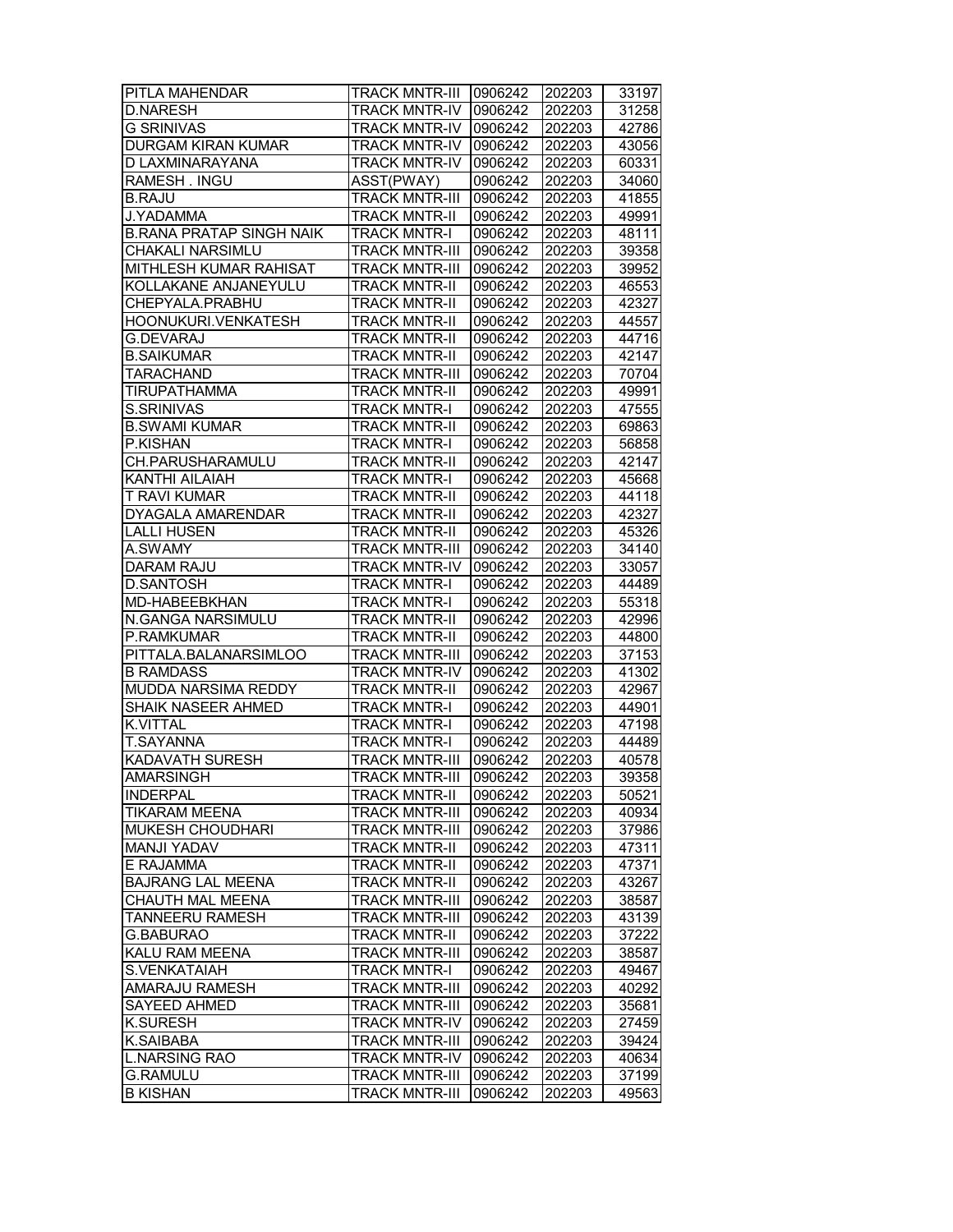| PITLA MAHENDAR | TRACK MNTR-III | 0906242 | 202203 | 33197 |
|---|---|---|---|---|
| D.NARESH | TRACK MNTR-IV | 0906242 | 202203 | 31258 |
| G SRINIVAS | TRACK MNTR-IV | 0906242 | 202203 | 42786 |
| DURGAM KIRAN KUMAR | TRACK MNTR-IV | 0906242 | 202203 | 43056 |
| D LAXMINARAYANA | TRACK MNTR-IV | 0906242 | 202203 | 60331 |
| RAMESH . INGU | ASST(PWAY) | 0906242 | 202203 | 34060 |
| B.RAJU | TRACK MNTR-III | 0906242 | 202203 | 41855 |
| J.YADAMMA | TRACK MNTR-II | 0906242 | 202203 | 49991 |
| B.RANA PRATAP SINGH NAIK | TRACK MNTR-I | 0906242 | 202203 | 48111 |
| CHAKALI NARSIMLU | TRACK MNTR-III | 0906242 | 202203 | 39358 |
| MITHLESH KUMAR RAHISAT | TRACK MNTR-III | 0906242 | 202203 | 39952 |
| KOLLAKANE ANJANEYULU | TRACK MNTR-II | 0906242 | 202203 | 46553 |
| CHEPYALA.PRABHU | TRACK MNTR-II | 0906242 | 202203 | 42327 |
| HOONUKURI.VENKATESH | TRACK MNTR-II | 0906242 | 202203 | 44557 |
| G.DEVARAJ | TRACK MNTR-II | 0906242 | 202203 | 44716 |
| B.SAIKUMAR | TRACK MNTR-II | 0906242 | 202203 | 42147 |
| TARACHAND | TRACK MNTR-III | 0906242 | 202203 | 70704 |
| TIRUPATHAMMA | TRACK MNTR-II | 0906242 | 202203 | 49991 |
| S.SRINIVAS | TRACK MNTR-I | 0906242 | 202203 | 47555 |
| B.SWAMI KUMAR | TRACK MNTR-II | 0906242 | 202203 | 69863 |
| P.KISHAN | TRACK MNTR-I | 0906242 | 202203 | 56858 |
| CH.PARUSHARAMULU | TRACK MNTR-II | 0906242 | 202203 | 42147 |
| KANTHI AILAIAH | TRACK MNTR-I | 0906242 | 202203 | 45668 |
| T RAVI KUMAR | TRACK MNTR-II | 0906242 | 202203 | 44118 |
| DYAGALA AMARENDAR | TRACK MNTR-II | 0906242 | 202203 | 42327 |
| LALLI HUSEN | TRACK MNTR-II | 0906242 | 202203 | 45326 |
| A.SWAMY | TRACK MNTR-III | 0906242 | 202203 | 34140 |
| DARAM RAJU | TRACK MNTR-IV | 0906242 | 202203 | 33057 |
| D.SANTOSH | TRACK MNTR-I | 0906242 | 202203 | 44489 |
| MD-HABEEBKHAN | TRACK MNTR-I | 0906242 | 202203 | 55318 |
| N.GANGA NARSIMULU | TRACK MNTR-II | 0906242 | 202203 | 42996 |
| P.RAMKUMAR | TRACK MNTR-II | 0906242 | 202203 | 44800 |
| PITTALA.BALANARSIMLOO | TRACK MNTR-III | 0906242 | 202203 | 37153 |
| B RAMDASS | TRACK MNTR-IV | 0906242 | 202203 | 41302 |
| MUDDA NARSIMA REDDY | TRACK MNTR-II | 0906242 | 202203 | 42967 |
| SHAIK NASEER AHMED | TRACK MNTR-I | 0906242 | 202203 | 44901 |
| K.VITTAL | TRACK MNTR-I | 0906242 | 202203 | 47198 |
| T.SAYANNA | TRACK MNTR-I | 0906242 | 202203 | 44489 |
| KADAVATH SURESH | TRACK MNTR-III | 0906242 | 202203 | 40578 |
| AMARSINGH | TRACK MNTR-III | 0906242 | 202203 | 39358 |
| INDERPAL | TRACK MNTR-II | 0906242 | 202203 | 50521 |
| TIKARAM MEENA | TRACK MNTR-III | 0906242 | 202203 | 40934 |
| MUKESH CHOUDHARI | TRACK MNTR-III | 0906242 | 202203 | 37986 |
| MANJI YADAV | TRACK MNTR-II | 0906242 | 202203 | 47311 |
| E RAJAMMA | TRACK MNTR-II | 0906242 | 202203 | 47371 |
| BAJRANG LAL MEENA | TRACK MNTR-II | 0906242 | 202203 | 43267 |
| CHAUTH MAL MEENA | TRACK MNTR-III | 0906242 | 202203 | 38587 |
| TANNEERU RAMESH | TRACK MNTR-III | 0906242 | 202203 | 43139 |
| G.BABURAO | TRACK MNTR-II | 0906242 | 202203 | 37222 |
| KALU RAM MEENA | TRACK MNTR-III | 0906242 | 202203 | 38587 |
| S.VENKATAIAH | TRACK MNTR-I | 0906242 | 202203 | 49467 |
| AMARAJU RAMESH | TRACK MNTR-III | 0906242 | 202203 | 40292 |
| SAYEED AHMED | TRACK MNTR-III | 0906242 | 202203 | 35681 |
| K.SURESH | TRACK MNTR-IV | 0906242 | 202203 | 27459 |
| K.SAIBABA | TRACK MNTR-III | 0906242 | 202203 | 39424 |
| L.NARSING RAO | TRACK MNTR-IV | 0906242 | 202203 | 40634 |
| G.RAMULU | TRACK MNTR-III | 0906242 | 202203 | 37199 |
| B KISHAN | TRACK MNTR-III | 0906242 | 202203 | 49563 |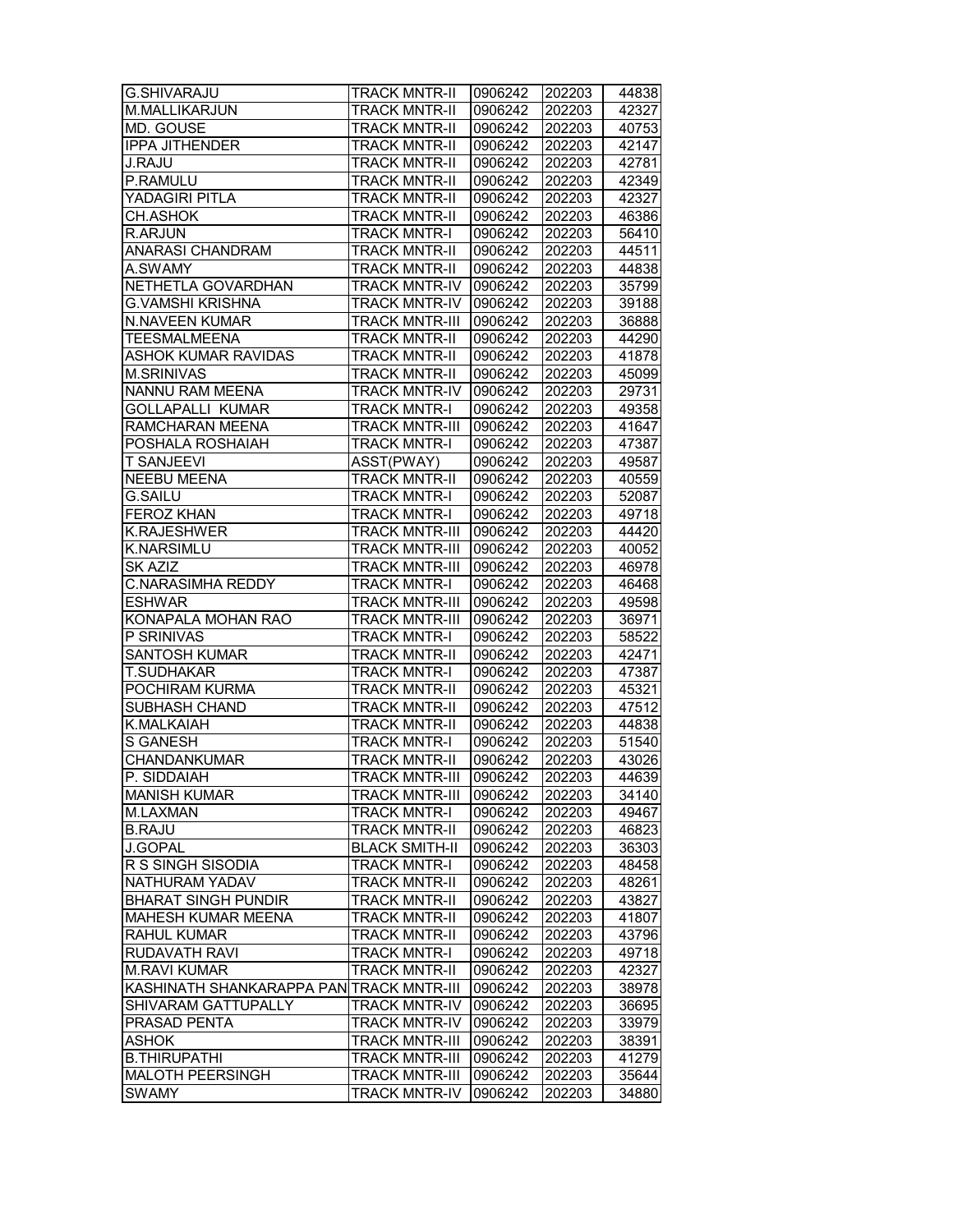| | | | | |
|---|---|---|---|---|
| G.SHIVARAJU | TRACK MNTR-II | 0906242 | 202203 | 44838 |
| M.MALLIKARJUN | TRACK MNTR-II | 0906242 | 202203 | 42327 |
| MD. GOUSE | TRACK MNTR-II | 0906242 | 202203 | 40753 |
| IPPA JITHENDER | TRACK MNTR-II | 0906242 | 202203 | 42147 |
| J.RAJU | TRACK MNTR-II | 0906242 | 202203 | 42781 |
| P.RAMULU | TRACK MNTR-II | 0906242 | 202203 | 42349 |
| YADAGIRI PITLA | TRACK MNTR-II | 0906242 | 202203 | 42327 |
| CH.ASHOK | TRACK MNTR-II | 0906242 | 202203 | 46386 |
| R.ARJUN | TRACK MNTR-I | 0906242 | 202203 | 56410 |
| ANARASI CHANDRAM | TRACK MNTR-II | 0906242 | 202203 | 44511 |
| A.SWAMY | TRACK MNTR-II | 0906242 | 202203 | 44838 |
| NETHETLA GOVARDHAN | TRACK MNTR-IV | 0906242 | 202203 | 35799 |
| G.VAMSHI KRISHNA | TRACK MNTR-IV | 0906242 | 202203 | 39188 |
| N.NAVEEN KUMAR | TRACK MNTR-III | 0906242 | 202203 | 36888 |
| TEESMALMEENA | TRACK MNTR-II | 0906242 | 202203 | 44290 |
| ASHOK KUMAR RAVIDAS | TRACK MNTR-II | 0906242 | 202203 | 41878 |
| M.SRINIVAS | TRACK MNTR-II | 0906242 | 202203 | 45099 |
| NANNU RAM MEENA | TRACK MNTR-IV | 0906242 | 202203 | 29731 |
| GOLLAPALLI KUMAR | TRACK MNTR-I | 0906242 | 202203 | 49358 |
| RAMCHARAN MEENA | TRACK MNTR-III | 0906242 | 202203 | 41647 |
| POSHALA ROSHAIAH | TRACK MNTR-I | 0906242 | 202203 | 47387 |
| T SANJEEVI | ASST(PWAY) | 0906242 | 202203 | 49587 |
| NEEBU MEENA | TRACK MNTR-II | 0906242 | 202203 | 40559 |
| G.SAILU | TRACK MNTR-I | 0906242 | 202203 | 52087 |
| FEROZ KHAN | TRACK MNTR-I | 0906242 | 202203 | 49718 |
| K.RAJESHWER | TRACK MNTR-III | 0906242 | 202203 | 44420 |
| K.NARSIMLU | TRACK MNTR-III | 0906242 | 202203 | 40052 |
| SK AZIZ | TRACK MNTR-III | 0906242 | 202203 | 46978 |
| C.NARASIMHA REDDY | TRACK MNTR-I | 0906242 | 202203 | 46468 |
| ESHWAR | TRACK MNTR-III | 0906242 | 202203 | 49598 |
| KONAPALA MOHAN RAO | TRACK MNTR-III | 0906242 | 202203 | 36971 |
| P SRINIVAS | TRACK MNTR-I | 0906242 | 202203 | 58522 |
| SANTOSH KUMAR | TRACK MNTR-II | 0906242 | 202203 | 42471 |
| T.SUDHAKAR | TRACK MNTR-I | 0906242 | 202203 | 47387 |
| POCHIRAM KURMA | TRACK MNTR-II | 0906242 | 202203 | 45321 |
| SUBHASH CHAND | TRACK MNTR-II | 0906242 | 202203 | 47512 |
| K.MALKAIAH | TRACK MNTR-II | 0906242 | 202203 | 44838 |
| S GANESH | TRACK MNTR-I | 0906242 | 202203 | 51540 |
| CHANDANKUMAR | TRACK MNTR-II | 0906242 | 202203 | 43026 |
| P. SIDDAIAH | TRACK MNTR-III | 0906242 | 202203 | 44639 |
| MANISH KUMAR | TRACK MNTR-III | 0906242 | 202203 | 34140 |
| M.LAXMAN | TRACK MNTR-I | 0906242 | 202203 | 49467 |
| B.RAJU | TRACK MNTR-II | 0906242 | 202203 | 46823 |
| J.GOPAL | BLACK SMITH-II | 0906242 | 202203 | 36303 |
| R S SINGH SISODIA | TRACK MNTR-I | 0906242 | 202203 | 48458 |
| NATHURAM YADAV | TRACK MNTR-II | 0906242 | 202203 | 48261 |
| BHARAT SINGH PUNDIR | TRACK MNTR-II | 0906242 | 202203 | 43827 |
| MAHESH KUMAR MEENA | TRACK MNTR-II | 0906242 | 202203 | 41807 |
| RAHUL KUMAR | TRACK MNTR-II | 0906242 | 202203 | 43796 |
| RUDAVATH RAVI | TRACK MNTR-I | 0906242 | 202203 | 49718 |
| M.RAVI KUMAR | TRACK MNTR-II | 0906242 | 202203 | 42327 |
| KASHINATH SHANKARAPPA PAN | TRACK MNTR-III | 0906242 | 202203 | 38978 |
| SHIVARAM GATTUPALLY | TRACK MNTR-IV | 0906242 | 202203 | 36695 |
| PRASAD PENTA | TRACK MNTR-IV | 0906242 | 202203 | 33979 |
| ASHOK | TRACK MNTR-III | 0906242 | 202203 | 38391 |
| B.THIRUPATHI | TRACK MNTR-III | 0906242 | 202203 | 41279 |
| MALOTH PEERSINGH | TRACK MNTR-III | 0906242 | 202203 | 35644 |
| SWAMY | TRACK MNTR-IV | 0906242 | 202203 | 34880 |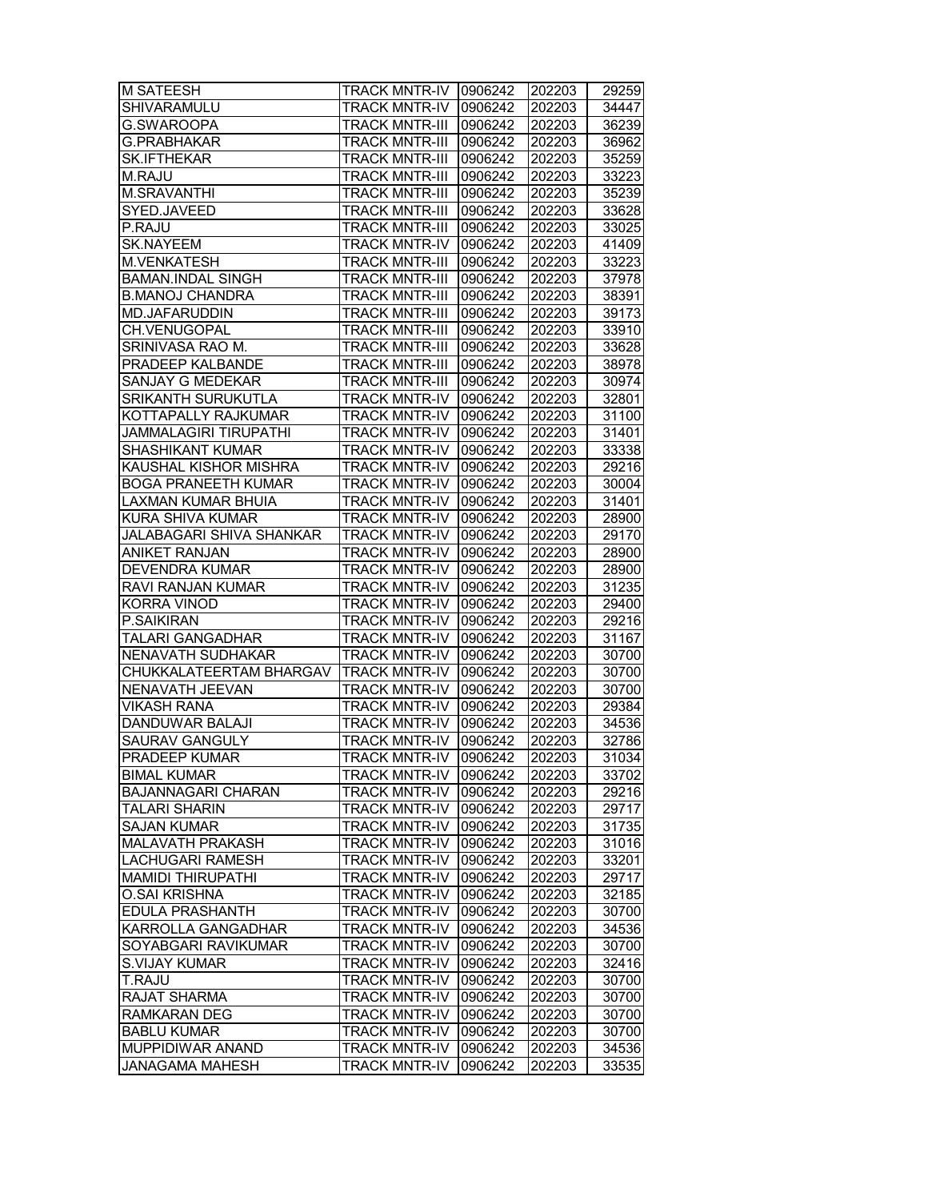| M SATEESH | TRACK MNTR-IV | 0906242 | 202203 | 29259 |
|---|---|---|---|---|
| SHIVARAMULU | TRACK MNTR-IV | 0906242 | 202203 | 34447 |
| G.SWAROOPA | TRACK MNTR-III | 0906242 | 202203 | 36239 |
| G.PRABHAKAR | TRACK MNTR-III | 0906242 | 202203 | 36962 |
| SK.IFTHEKAR | TRACK MNTR-III | 0906242 | 202203 | 35259 |
| M.RAJU | TRACK MNTR-III | 0906242 | 202203 | 33223 |
| M.SRAVANTHI | TRACK MNTR-III | 0906242 | 202203 | 35239 |
| SYED.JAVEED | TRACK MNTR-III | 0906242 | 202203 | 33628 |
| P.RAJU | TRACK MNTR-III | 0906242 | 202203 | 33025 |
| SK.NAYEEM | TRACK MNTR-IV | 0906242 | 202203 | 41409 |
| M.VENKATESH | TRACK MNTR-III | 0906242 | 202203 | 33223 |
| BAMAN.INDAL SINGH | TRACK MNTR-III | 0906242 | 202203 | 37978 |
| B.MANOJ CHANDRA | TRACK MNTR-III | 0906242 | 202203 | 38391 |
| MD.JAFARUDDIN | TRACK MNTR-III | 0906242 | 202203 | 39173 |
| CH.VENUGOPAL | TRACK MNTR-III | 0906242 | 202203 | 33910 |
| SRINIVASA RAO M. | TRACK MNTR-III | 0906242 | 202203 | 33628 |
| PRADEEP KALBANDE | TRACK MNTR-III | 0906242 | 202203 | 38978 |
| SANJAY G MEDEKAR | TRACK MNTR-III | 0906242 | 202203 | 30974 |
| SRIKANTH SURUKUTLA | TRACK MNTR-IV | 0906242 | 202203 | 32801 |
| KOTTAPALLY RAJKUMAR | TRACK MNTR-IV | 0906242 | 202203 | 31100 |
| JAMMALAGIRI TIRUPATHI | TRACK MNTR-IV | 0906242 | 202203 | 31401 |
| SHASHIKANT KUMAR | TRACK MNTR-IV | 0906242 | 202203 | 33338 |
| KAUSHAL KISHOR MISHRA | TRACK MNTR-IV | 0906242 | 202203 | 29216 |
| BOGA PRANEETH KUMAR | TRACK MNTR-IV | 0906242 | 202203 | 30004 |
| LAXMAN KUMAR BHUIA | TRACK MNTR-IV | 0906242 | 202203 | 31401 |
| KURA SHIVA KUMAR | TRACK MNTR-IV | 0906242 | 202203 | 28900 |
| JALABAGARI SHIVA SHANKAR | TRACK MNTR-IV | 0906242 | 202203 | 29170 |
| ANIKET RANJAN | TRACK MNTR-IV | 0906242 | 202203 | 28900 |
| DEVENDRA KUMAR | TRACK MNTR-IV | 0906242 | 202203 | 28900 |
| RAVI RANJAN KUMAR | TRACK MNTR-IV | 0906242 | 202203 | 31235 |
| KORRA VINOD | TRACK MNTR-IV | 0906242 | 202203 | 29400 |
| P.SAIKIRAN | TRACK MNTR-IV | 0906242 | 202203 | 29216 |
| TALARI GANGADHAR | TRACK MNTR-IV | 0906242 | 202203 | 31167 |
| NENAVATH SUDHAKAR | TRACK MNTR-IV | 0906242 | 202203 | 30700 |
| CHUKKALATEERTAM BHARGAV | TRACK MNTR-IV | 0906242 | 202203 | 30700 |
| NENAVATH JEEVAN | TRACK MNTR-IV | 0906242 | 202203 | 30700 |
| VIKASH RANA | TRACK MNTR-IV | 0906242 | 202203 | 29384 |
| DANDUWAR BALAJI | TRACK MNTR-IV | 0906242 | 202203 | 34536 |
| SAURAV GANGULY | TRACK MNTR-IV | 0906242 | 202203 | 32786 |
| PRADEEP KUMAR | TRACK MNTR-IV | 0906242 | 202203 | 31034 |
| BIMAL KUMAR | TRACK MNTR-IV | 0906242 | 202203 | 33702 |
| BAJANNAGARI CHARAN | TRACK MNTR-IV | 0906242 | 202203 | 29216 |
| TALARI SHARIN | TRACK MNTR-IV | 0906242 | 202203 | 29717 |
| SAJAN KUMAR | TRACK MNTR-IV | 0906242 | 202203 | 31735 |
| MALAVATH PRAKASH | TRACK MNTR-IV | 0906242 | 202203 | 31016 |
| LACHUGARI RAMESH | TRACK MNTR-IV | 0906242 | 202203 | 33201 |
| MAMIDI THIRUPATHI | TRACK MNTR-IV | 0906242 | 202203 | 29717 |
| O.SAI KRISHNA | TRACK MNTR-IV | 0906242 | 202203 | 32185 |
| EDULA PRASHANTH | TRACK MNTR-IV | 0906242 | 202203 | 30700 |
| KARROLLA GANGADHAR | TRACK MNTR-IV | 0906242 | 202203 | 34536 |
| SOYABGARI RAVIKUMAR | TRACK MNTR-IV | 0906242 | 202203 | 30700 |
| S.VIJAY KUMAR | TRACK MNTR-IV | 0906242 | 202203 | 32416 |
| T.RAJU | TRACK MNTR-IV | 0906242 | 202203 | 30700 |
| RAJAT SHARMA | TRACK MNTR-IV | 0906242 | 202203 | 30700 |
| RAMKARAN DEG | TRACK MNTR-IV | 0906242 | 202203 | 30700 |
| BABLU KUMAR | TRACK MNTR-IV | 0906242 | 202203 | 30700 |
| MUPPIDIWAR ANAND | TRACK MNTR-IV | 0906242 | 202203 | 34536 |
| JANAGAMA MAHESH | TRACK MNTR-IV | 0906242 | 202203 | 33535 |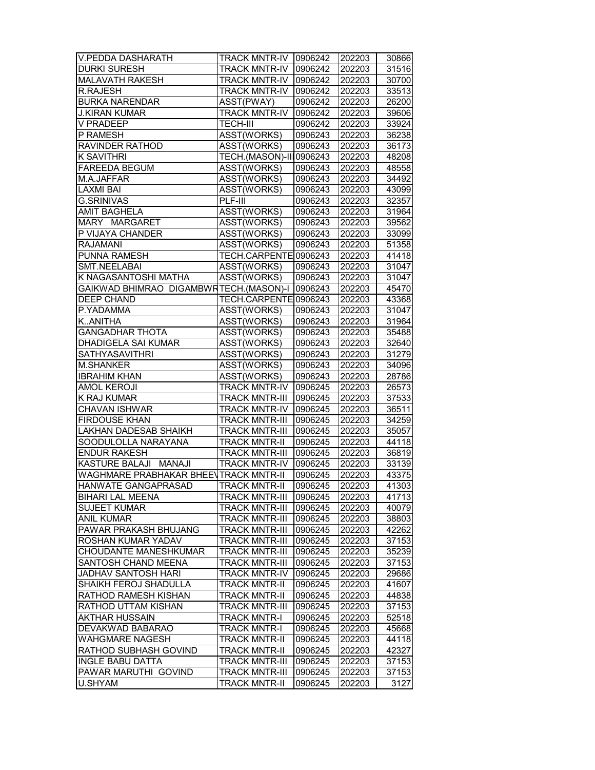| | | | | |
|---|---|---|---|---|
| V.PEDDA DASHARATH | TRACK MNTR-IV | 0906242 | 202203 | 30866 |
| DURKI SURESH | TRACK MNTR-IV | 0906242 | 202203 | 31516 |
| MALAVATH RAKESH | TRACK MNTR-IV | 0906242 | 202203 | 30700 |
| R.RAJESH | TRACK MNTR-IV | 0906242 | 202203 | 33513 |
| BURKA NARENDAR | ASST(PWAY) | 0906242 | 202203 | 26200 |
| J.KIRAN KUMAR | TRACK MNTR-IV | 0906242 | 202203 | 39606 |
| V PRADEEP | TECH-III | 0906242 | 202203 | 33924 |
| P RAMESH | ASST(WORKS) | 0906243 | 202203 | 36238 |
| RAVINDER RATHOD | ASST(WORKS) | 0906243 | 202203 | 36173 |
| K SAVITHRI | TECH.(MASON)-II | 0906243 | 202203 | 48208 |
| FAREEDA BEGUM | ASST(WORKS) | 0906243 | 202203 | 48558 |
| M.A.JAFFAR | ASST(WORKS) | 0906243 | 202203 | 34492 |
| LAXMI BAI | ASST(WORKS) | 0906243 | 202203 | 43099 |
| G.SRINIVAS | PLF-III | 0906243 | 202203 | 32357 |
| AMIT BAGHELA | ASST(WORKS) | 0906243 | 202203 | 31964 |
| MARY MARGARET | ASST(WORKS) | 0906243 | 202203 | 39562 |
| P VIJAYA CHANDER | ASST(WORKS) | 0906243 | 202203 | 33099 |
| RAJAMANI | ASST(WORKS) | 0906243 | 202203 | 51358 |
| PUNNA RAMESH | TECH.CARPENTE | 0906243 | 202203 | 41418 |
| SMT.NEELABAI | ASST(WORKS) | 0906243 | 202203 | 31047 |
| K NAGASANTOSHI MATHA | ASST(WORKS) | 0906243 | 202203 | 31047 |
| GAIKWAD BHIMRAO DIGAMBWR | TECH.(MASON)-I | 0906243 | 202203 | 45470 |
| DEEP CHAND | TECH.CARPENTE | 0906243 | 202203 | 43368 |
| P.YADAMMA | ASST(WORKS) | 0906243 | 202203 | 31047 |
| K..ANITHA | ASST(WORKS) | 0906243 | 202203 | 31964 |
| GANGADHAR THOTA | ASST(WORKS) | 0906243 | 202203 | 35488 |
| DHADIGELA SAI KUMAR | ASST(WORKS) | 0906243 | 202203 | 32640 |
| SATHYASAVITHRI | ASST(WORKS) | 0906243 | 202203 | 31279 |
| M.SHANKER | ASST(WORKS) | 0906243 | 202203 | 34096 |
| IBRAHIM KHAN | ASST(WORKS) | 0906243 | 202203 | 28786 |
| AMOL KEROJI | TRACK MNTR-IV | 0906245 | 202203 | 26573 |
| K RAJ KUMAR | TRACK MNTR-III | 0906245 | 202203 | 37533 |
| CHAVAN ISHWAR | TRACK MNTR-IV | 0906245 | 202203 | 36511 |
| FIRDOUSE KHAN | TRACK MNTR-III | 0906245 | 202203 | 34259 |
| LAKHAN DADESAB SHAIKH | TRACK MNTR-III | 0906245 | 202203 | 35057 |
| SOODULOLLA NARAYANA | TRACK MNTR-II | 0906245 | 202203 | 44118 |
| ENDUR RAKESH | TRACK MNTR-III | 0906245 | 202203 | 36819 |
| KASTURE BALAJI MANAJI | TRACK MNTR-IV | 0906245 | 202203 | 33139 |
| WAGHMARE PRABHAKAR BHEEV | TRACK MNTR-II | 0906245 | 202203 | 43375 |
| HANWATE GANGAPRASAD | TRACK MNTR-II | 0906245 | 202203 | 41303 |
| BIHARI LAL MEENA | TRACK MNTR-III | 0906245 | 202203 | 41713 |
| SUJEET KUMAR | TRACK MNTR-III | 0906245 | 202203 | 40079 |
| ANIL KUMAR | TRACK MNTR-III | 0906245 | 202203 | 38803 |
| PAWAR PRAKASH BHUJANG | TRACK MNTR-III | 0906245 | 202203 | 42262 |
| ROSHAN KUMAR YADAV | TRACK MNTR-III | 0906245 | 202203 | 37153 |
| CHOUDANTE MANESHKUMAR | TRACK MNTR-III | 0906245 | 202203 | 35239 |
| SANTOSH CHAND MEENA | TRACK MNTR-III | 0906245 | 202203 | 37153 |
| JADHAV SANTOSH HARI | TRACK MNTR-IV | 0906245 | 202203 | 29686 |
| SHAIKH FEROJ SHADULLA | TRACK MNTR-II | 0906245 | 202203 | 41607 |
| RATHOD RAMESH KISHAN | TRACK MNTR-II | 0906245 | 202203 | 44838 |
| RATHOD UTTAM KISHAN | TRACK MNTR-III | 0906245 | 202203 | 37153 |
| AKTHAR HUSSAIN | TRACK MNTR-I | 0906245 | 202203 | 52518 |
| DEVAKWAD BABARAO | TRACK MNTR-I | 0906245 | 202203 | 45668 |
| WAHGMARE NAGESH | TRACK MNTR-II | 0906245 | 202203 | 44118 |
| RATHOD SUBHASH GOVIND | TRACK MNTR-II | 0906245 | 202203 | 42327 |
| INGLE BABU DATTA | TRACK MNTR-III | 0906245 | 202203 | 37153 |
| PAWAR MARUTHI GOVIND | TRACK MNTR-III | 0906245 | 202203 | 37153 |
| U.SHYAM | TRACK MNTR-II | 0906245 | 202203 | 3127 |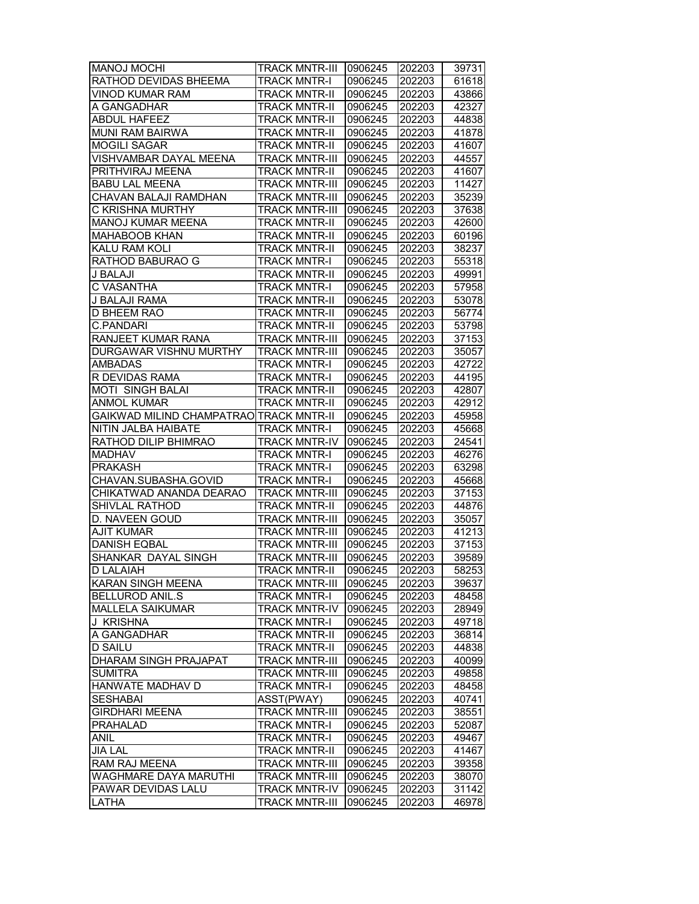| MANOJ MOCHI | TRACK MNTR-III | 0906245 | 202203 | 39731 |
|---|---|---|---|---|
| RATHOD DEVIDAS BHEEMA | TRACK MNTR-I | 0906245 | 202203 | 61618 |
| VINOD KUMAR RAM | TRACK MNTR-II | 0906245 | 202203 | 43866 |
| A GANGADHAR | TRACK MNTR-II | 0906245 | 202203 | 42327 |
| ABDUL HAFEEZ | TRACK MNTR-II | 0906245 | 202203 | 44838 |
| MUNI RAM BAIRWA | TRACK MNTR-II | 0906245 | 202203 | 41878 |
| MOGILI SAGAR | TRACK MNTR-II | 0906245 | 202203 | 41607 |
| VISHVAMBAR DAYAL MEENA | TRACK MNTR-III | 0906245 | 202203 | 44557 |
| PRITHVIRAJ MEENA | TRACK MNTR-II | 0906245 | 202203 | 41607 |
| BABU LAL MEENA | TRACK MNTR-III | 0906245 | 202203 | 11427 |
| CHAVAN BALAJI RAMDHAN | TRACK MNTR-III | 0906245 | 202203 | 35239 |
| C KRISHNA MURTHY | TRACK MNTR-III | 0906245 | 202203 | 37638 |
| MANOJ KUMAR MEENA | TRACK MNTR-II | 0906245 | 202203 | 42600 |
| MAHABOOB KHAN | TRACK MNTR-II | 0906245 | 202203 | 60196 |
| KALU RAM KOLI | TRACK MNTR-II | 0906245 | 202203 | 38237 |
| RATHOD BABURAO G | TRACK MNTR-I | 0906245 | 202203 | 55318 |
| J BALAJI | TRACK MNTR-II | 0906245 | 202203 | 49991 |
| C VASANTHA | TRACK MNTR-I | 0906245 | 202203 | 57958 |
| J BALAJI RAMA | TRACK MNTR-II | 0906245 | 202203 | 53078 |
| D BHEEM RAO | TRACK MNTR-II | 0906245 | 202203 | 56774 |
| C.PANDARI | TRACK MNTR-II | 0906245 | 202203 | 53798 |
| RANJEET KUMAR RANA | TRACK MNTR-III | 0906245 | 202203 | 37153 |
| DURGAWAR VISHNU MURTHY | TRACK MNTR-III | 0906245 | 202203 | 35057 |
| AMBADAS | TRACK MNTR-I | 0906245 | 202203 | 42722 |
| R DEVIDAS RAMA | TRACK MNTR-I | 0906245 | 202203 | 44195 |
| MOTI SINGH BALAI | TRACK MNTR-II | 0906245 | 202203 | 42807 |
| ANMOL KUMAR | TRACK MNTR-II | 0906245 | 202203 | 42912 |
| GAIKWAD MILIND CHAMPATRAO | TRACK MNTR-II | 0906245 | 202203 | 45958 |
| NITIN JALBA HAIBATE | TRACK MNTR-I | 0906245 | 202203 | 45668 |
| RATHOD DILIP BHIMRAO | TRACK MNTR-IV | 0906245 | 202203 | 24541 |
| MADHAV | TRACK MNTR-I | 0906245 | 202203 | 46276 |
| PRAKASH | TRACK MNTR-I | 0906245 | 202203 | 63298 |
| CHAVAN.SUBASHA.GOVID | TRACK MNTR-I | 0906245 | 202203 | 45668 |
| CHIKATWAD ANANDA DEARAO | TRACK MNTR-III | 0906245 | 202203 | 37153 |
| SHIVLAL RATHOD | TRACK MNTR-II | 0906245 | 202203 | 44876 |
| D. NAVEEN GOUD | TRACK MNTR-III | 0906245 | 202203 | 35057 |
| AJIT KUMAR | TRACK MNTR-III | 0906245 | 202203 | 41213 |
| DANISH EQBAL | TRACK MNTR-III | 0906245 | 202203 | 37153 |
| SHANKAR DAYAL SINGH | TRACK MNTR-III | 0906245 | 202203 | 39589 |
| D LALAIAH | TRACK MNTR-II | 0906245 | 202203 | 58253 |
| KARAN SINGH MEENA | TRACK MNTR-III | 0906245 | 202203 | 39637 |
| BELLUROD ANIL.S | TRACK MNTR-I | 0906245 | 202203 | 48458 |
| MALLELA SAIKUMAR | TRACK MNTR-IV | 0906245 | 202203 | 28949 |
| J KRISHNA | TRACK MNTR-I | 0906245 | 202203 | 49718 |
| A GANGADHAR | TRACK MNTR-II | 0906245 | 202203 | 36814 |
| D SAILU | TRACK MNTR-II | 0906245 | 202203 | 44838 |
| DHARAM SINGH PRAJAPAT | TRACK MNTR-III | 0906245 | 202203 | 40099 |
| SUMITRA | TRACK MNTR-III | 0906245 | 202203 | 49858 |
| HANWATE MADHAV D | TRACK MNTR-I | 0906245 | 202203 | 48458 |
| SESHABAI | ASST(PWAY) | 0906245 | 202203 | 40741 |
| GIRDHARI MEENA | TRACK MNTR-III | 0906245 | 202203 | 38551 |
| PRAHALAD | TRACK MNTR-I | 0906245 | 202203 | 52087 |
| ANIL | TRACK MNTR-I | 0906245 | 202203 | 49467 |
| JIA LAL | TRACK MNTR-II | 0906245 | 202203 | 41467 |
| RAM RAJ MEENA | TRACK MNTR-III | 0906245 | 202203 | 39358 |
| WAGHMARE DAYA MARUTHI | TRACK MNTR-III | 0906245 | 202203 | 38070 |
| PAWAR DEVIDAS LALU | TRACK MNTR-IV | 0906245 | 202203 | 31142 |
| LATHA | TRACK MNTR-III | 0906245 | 202203 | 46978 |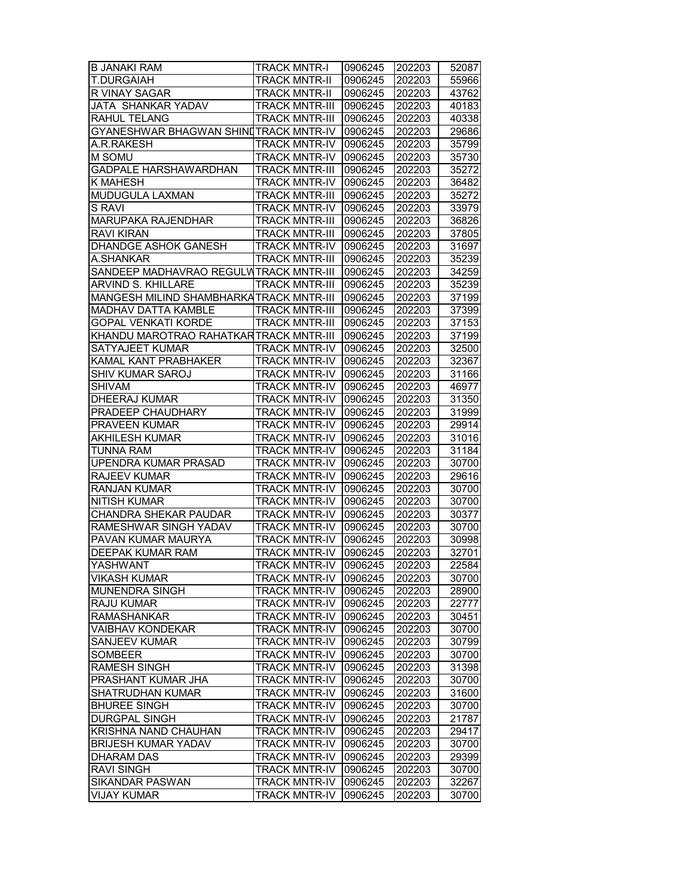| | | | | |
|---|---|---|---|---|
| B JANAKI RAM | TRACK MNTR-I | 0906245 | 202203 | 52087 |
| T.DURGAIAH | TRACK MNTR-II | 0906245 | 202203 | 55966 |
| R VINAY SAGAR | TRACK MNTR-II | 0906245 | 202203 | 43762 |
| JATA SHANKAR YADAV | TRACK MNTR-III | 0906245 | 202203 | 40183 |
| RAHUL TELANG | TRACK MNTR-III | 0906245 | 202203 | 40338 |
| GYANESHWAR BHAGWAN SHIND | TRACK MNTR-IV | 0906245 | 202203 | 29686 |
| A.R.RAKESH | TRACK MNTR-IV | 0906245 | 202203 | 35799 |
| M SOMU | TRACK MNTR-IV | 0906245 | 202203 | 35730 |
| GADPALE HARSHAWARDHAN | TRACK MNTR-III | 0906245 | 202203 | 35272 |
| K MAHESH | TRACK MNTR-IV | 0906245 | 202203 | 36482 |
| MUDUGULA LAXMAN | TRACK MNTR-III | 0906245 | 202203 | 35272 |
| S RAVI | TRACK MNTR-IV | 0906245 | 202203 | 33979 |
| MARUPAKA RAJENDHAR | TRACK MNTR-III | 0906245 | 202203 | 36826 |
| RAVI KIRAN | TRACK MNTR-III | 0906245 | 202203 | 37805 |
| DHANDGE ASHOK GANESH | TRACK MNTR-IV | 0906245 | 202203 | 31697 |
| A.SHANKAR | TRACK MNTR-III | 0906245 | 202203 | 35239 |
| SANDEEP MADHAVRAO REGULW | TRACK MNTR-III | 0906245 | 202203 | 34259 |
| ARVIND S. KHILLARE | TRACK MNTR-III | 0906245 | 202203 | 35239 |
| MANGESH MILIND SHAMBHARKA | TRACK MNTR-III | 0906245 | 202203 | 37199 |
| MADHAV DATTA KAMBLE | TRACK MNTR-III | 0906245 | 202203 | 37399 |
| GOPAL VENKATI KORDE | TRACK MNTR-III | 0906245 | 202203 | 37153 |
| KHANDU MAROTRAO RAHATKAR | TRACK MNTR-III | 0906245 | 202203 | 37199 |
| SATYAJEET KUMAR | TRACK MNTR-IV | 0906245 | 202203 | 32500 |
| KAMAL KANT PRABHAKER | TRACK MNTR-IV | 0906245 | 202203 | 32367 |
| SHIV KUMAR SAROJ | TRACK MNTR-IV | 0906245 | 202203 | 31166 |
| SHIVAM | TRACK MNTR-IV | 0906245 | 202203 | 46977 |
| DHEERAJ KUMAR | TRACK MNTR-IV | 0906245 | 202203 | 31350 |
| PRADEEP CHAUDHARY | TRACK MNTR-IV | 0906245 | 202203 | 31999 |
| PRAVEEN KUMAR | TRACK MNTR-IV | 0906245 | 202203 | 29914 |
| AKHILESH KUMAR | TRACK MNTR-IV | 0906245 | 202203 | 31016 |
| TUNNA RAM | TRACK MNTR-IV | 0906245 | 202203 | 31184 |
| UPENDRA KUMAR PRASAD | TRACK MNTR-IV | 0906245 | 202203 | 30700 |
| RAJEEV KUMAR | TRACK MNTR-IV | 0906245 | 202203 | 29616 |
| RANJAN KUMAR | TRACK MNTR-IV | 0906245 | 202203 | 30700 |
| NITISH KUMAR | TRACK MNTR-IV | 0906245 | 202203 | 30700 |
| CHANDRA SHEKAR PAUDAR | TRACK MNTR-IV | 0906245 | 202203 | 30377 |
| RAMESHWAR SINGH YADAV | TRACK MNTR-IV | 0906245 | 202203 | 30700 |
| PAVAN KUMAR MAURYA | TRACK MNTR-IV | 0906245 | 202203 | 30998 |
| DEEPAK KUMAR RAM | TRACK MNTR-IV | 0906245 | 202203 | 32701 |
| YASHWANT | TRACK MNTR-IV | 0906245 | 202203 | 22584 |
| VIKASH KUMAR | TRACK MNTR-IV | 0906245 | 202203 | 30700 |
| MUNENDRA SINGH | TRACK MNTR-IV | 0906245 | 202203 | 28900 |
| RAJU KUMAR | TRACK MNTR-IV | 0906245 | 202203 | 22777 |
| RAMASHANKAR | TRACK MNTR-IV | 0906245 | 202203 | 30451 |
| VAIBHAV KONDEKAR | TRACK MNTR-IV | 0906245 | 202203 | 30700 |
| SANJEEV KUMAR | TRACK MNTR-IV | 0906245 | 202203 | 30799 |
| SOMBEER | TRACK MNTR-IV | 0906245 | 202203 | 30700 |
| RAMESH SINGH | TRACK MNTR-IV | 0906245 | 202203 | 31398 |
| PRASHANT KUMAR JHA | TRACK MNTR-IV | 0906245 | 202203 | 30700 |
| SHATRUDHAN KUMAR | TRACK MNTR-IV | 0906245 | 202203 | 31600 |
| BHUREE SINGH | TRACK MNTR-IV | 0906245 | 202203 | 30700 |
| DURGPAL SINGH | TRACK MNTR-IV | 0906245 | 202203 | 21787 |
| KRISHNA NAND CHAUHAN | TRACK MNTR-IV | 0906245 | 202203 | 29417 |
| BRIJESH KUMAR YADAV | TRACK MNTR-IV | 0906245 | 202203 | 30700 |
| DHARAM DAS | TRACK MNTR-IV | 0906245 | 202203 | 29399 |
| RAVI SINGH | TRACK MNTR-IV | 0906245 | 202203 | 30700 |
| SIKANDAR PASWAN | TRACK MNTR-IV | 0906245 | 202203 | 32267 |
| VIJAY KUMAR | TRACK MNTR-IV | 0906245 | 202203 | 30700 |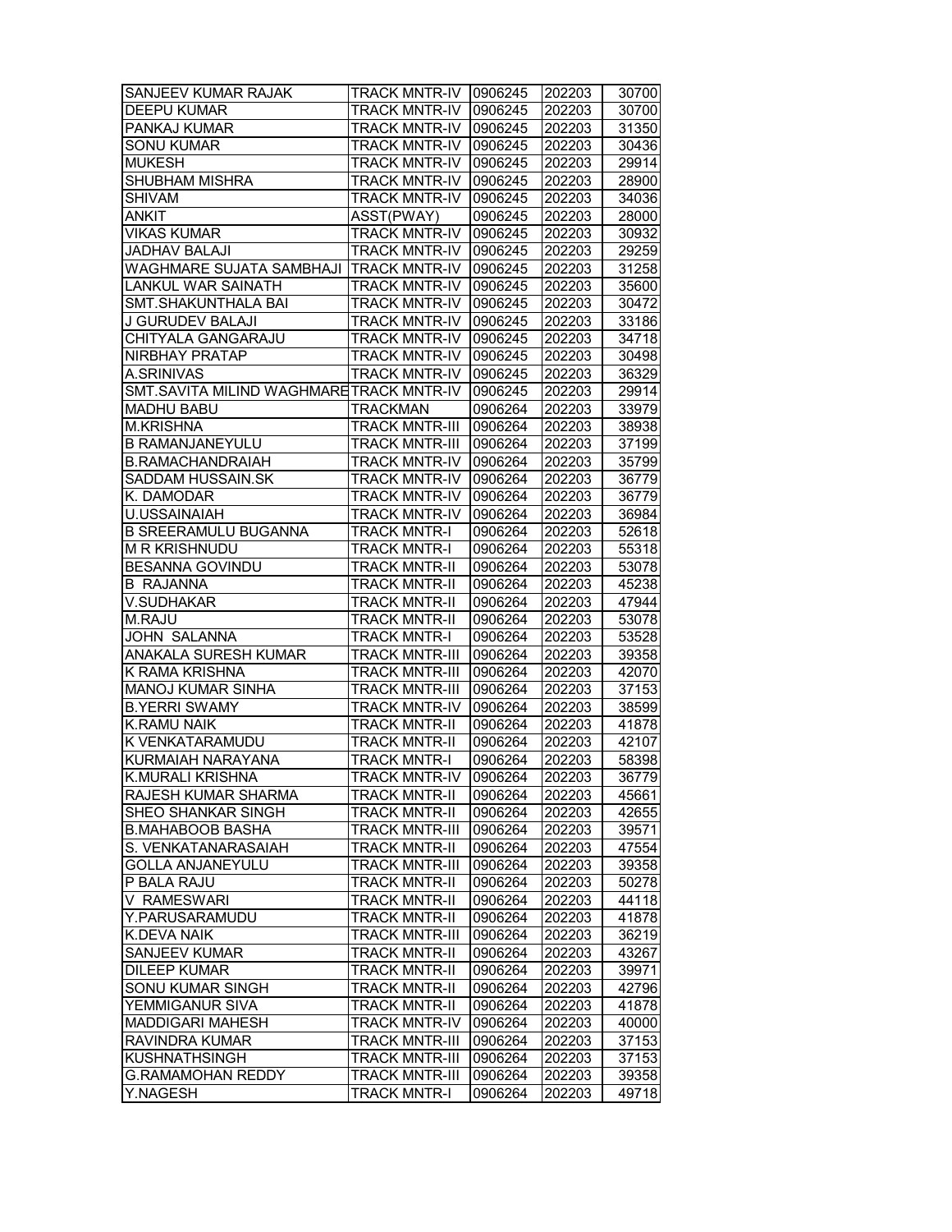| SANJEEV KUMAR RAJAK | TRACK MNTR-IV | 0906245 | 202203 | 30700 |
|---|---|---|---|---|
| DEEPU KUMAR | TRACK MNTR-IV | 0906245 | 202203 | 30700 |
| PANKAJ KUMAR | TRACK MNTR-IV | 0906245 | 202203 | 31350 |
| SONU KUMAR | TRACK MNTR-IV | 0906245 | 202203 | 30436 |
| MUKESH | TRACK MNTR-IV | 0906245 | 202203 | 29914 |
| SHUBHAM MISHRA | TRACK MNTR-IV | 0906245 | 202203 | 28900 |
| SHIVAM | TRACK MNTR-IV | 0906245 | 202203 | 34036 |
| ANKIT | ASST(PWAY) | 0906245 | 202203 | 28000 |
| VIKAS KUMAR | TRACK MNTR-IV | 0906245 | 202203 | 30932 |
| JADHAV BALAJI | TRACK MNTR-IV | 0906245 | 202203 | 29259 |
| WAGHMARE SUJATA SAMBHAJI | TRACK MNTR-IV | 0906245 | 202203 | 31258 |
| LANKUL WAR SAINATH | TRACK MNTR-IV | 0906245 | 202203 | 35600 |
| SMT.SHAKUNTHALA BAI | TRACK MNTR-IV | 0906245 | 202203 | 30472 |
| J GURUDEV BALAJI | TRACK MNTR-IV | 0906245 | 202203 | 33186 |
| CHITYALA GANGARAJU | TRACK MNTR-IV | 0906245 | 202203 | 34718 |
| NIRBHAY PRATAP | TRACK MNTR-IV | 0906245 | 202203 | 30498 |
| A.SRINIVAS | TRACK MNTR-IV | 0906245 | 202203 | 36329 |
| SMT.SAVITA MILIND WAGHMARE | TRACK MNTR-IV | 0906245 | 202203 | 29914 |
| MADHU BABU | TRACKMAN | 0906264 | 202203 | 33979 |
| M.KRISHNA | TRACK MNTR-III | 0906264 | 202203 | 38938 |
| B RAMANJANEYULU | TRACK MNTR-III | 0906264 | 202203 | 37199 |
| B.RAMACHANDRAIAH | TRACK MNTR-IV | 0906264 | 202203 | 35799 |
| SADDAM HUSSAIN.SK | TRACK MNTR-IV | 0906264 | 202203 | 36779 |
| K. DAMODAR | TRACK MNTR-IV | 0906264 | 202203 | 36779 |
| U.USSAINAIAH | TRACK MNTR-IV | 0906264 | 202203 | 36984 |
| B SREERAMULU BUGANNA | TRACK MNTR-I | 0906264 | 202203 | 52618 |
| M R KRISHNUDU | TRACK MNTR-I | 0906264 | 202203 | 55318 |
| BESANNA GOVINDU | TRACK MNTR-II | 0906264 | 202203 | 53078 |
| B RAJANNA | TRACK MNTR-II | 0906264 | 202203 | 45238 |
| V.SUDHAKAR | TRACK MNTR-II | 0906264 | 202203 | 47944 |
| M.RAJU | TRACK MNTR-II | 0906264 | 202203 | 53078 |
| JOHN SALANNA | TRACK MNTR-I | 0906264 | 202203 | 53528 |
| ANAKALA SURESH KUMAR | TRACK MNTR-III | 0906264 | 202203 | 39358 |
| K RAMA KRISHNA | TRACK MNTR-III | 0906264 | 202203 | 42070 |
| MANOJ KUMAR SINHA | TRACK MNTR-III | 0906264 | 202203 | 37153 |
| B.YERRI SWAMY | TRACK MNTR-IV | 0906264 | 202203 | 38599 |
| K.RAMU NAIK | TRACK MNTR-II | 0906264 | 202203 | 41878 |
| K VENKATARAMUDU | TRACK MNTR-II | 0906264 | 202203 | 42107 |
| KURMAIAH NARAYANA | TRACK MNTR-I | 0906264 | 202203 | 58398 |
| K.MURALI KRISHNA | TRACK MNTR-IV | 0906264 | 202203 | 36779 |
| RAJESH KUMAR SHARMA | TRACK MNTR-II | 0906264 | 202203 | 45661 |
| SHEO SHANKAR SINGH | TRACK MNTR-II | 0906264 | 202203 | 42655 |
| B.MAHABOOB BASHA | TRACK MNTR-III | 0906264 | 202203 | 39571 |
| S. VENKATANARASAIAH | TRACK MNTR-II | 0906264 | 202203 | 47554 |
| GOLLA ANJANEYULU | TRACK MNTR-III | 0906264 | 202203 | 39358 |
| P BALA RAJU | TRACK MNTR-II | 0906264 | 202203 | 50278 |
| V RAMESWARI | TRACK MNTR-II | 0906264 | 202203 | 44118 |
| Y.PARUSARAMUDU | TRACK MNTR-II | 0906264 | 202203 | 41878 |
| K.DEVA NAIK | TRACK MNTR-III | 0906264 | 202203 | 36219 |
| SANJEEV KUMAR | TRACK MNTR-II | 0906264 | 202203 | 43267 |
| DILEEP KUMAR | TRACK MNTR-II | 0906264 | 202203 | 39971 |
| SONU KUMAR SINGH | TRACK MNTR-II | 0906264 | 202203 | 42796 |
| YEMMIGANUR SIVA | TRACK MNTR-II | 0906264 | 202203 | 41878 |
| MADDIGARI MAHESH | TRACK MNTR-IV | 0906264 | 202203 | 40000 |
| RAVINDRA KUMAR | TRACK MNTR-III | 0906264 | 202203 | 37153 |
| KUSHNATHSINGH | TRACK MNTR-III | 0906264 | 202203 | 37153 |
| G.RAMAMOHAN REDDY | TRACK MNTR-III | 0906264 | 202203 | 39358 |
| Y.NAGESH | TRACK MNTR-I | 0906264 | 202203 | 49718 |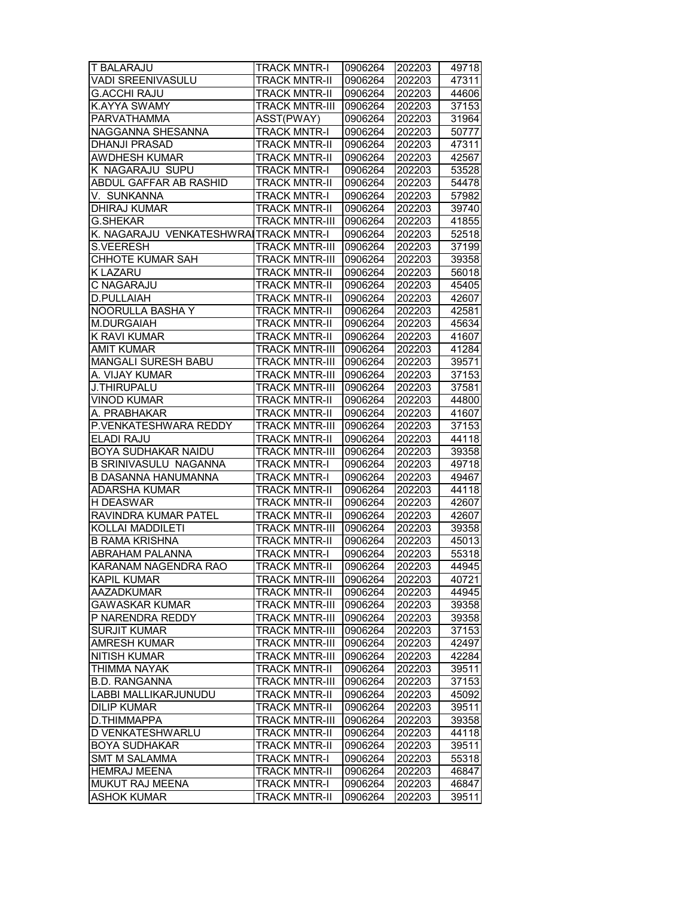| T BALARAJU | TRACK MNTR-I | 0906264 | 202203 | 49718 |
|---|---|---|---|---|
| VADI SREENIVASULU | TRACK MNTR-II | 0906264 | 202203 | 47311 |
| G.ACCHI RAJU | TRACK MNTR-II | 0906264 | 202203 | 44606 |
| K.AYYA SWAMY | TRACK MNTR-III | 0906264 | 202203 | 37153 |
| PARVATHAMMA | ASST(PWAY) | 0906264 | 202203 | 31964 |
| NAGGANNA SHESANNA | TRACK MNTR-I | 0906264 | 202203 | 50777 |
| DHANJI PRASAD | TRACK MNTR-II | 0906264 | 202203 | 47311 |
| AWDHESH KUMAR | TRACK MNTR-II | 0906264 | 202203 | 42567 |
| K NAGARAJU SUPU | TRACK MNTR-I | 0906264 | 202203 | 53528 |
| ABDUL GAFFAR AB RASHID | TRACK MNTR-II | 0906264 | 202203 | 54478 |
| V. SUNKANNA | TRACK MNTR-I | 0906264 | 202203 | 57982 |
| DHIRAJ KUMAR | TRACK MNTR-II | 0906264 | 202203 | 39740 |
| G.SHEKAR | TRACK MNTR-III | 0906264 | 202203 | 41855 |
| K. NAGARAJU VENKATESHWRAI | TRACK MNTR-I | 0906264 | 202203 | 52518 |
| S.VEERESH | TRACK MNTR-III | 0906264 | 202203 | 37199 |
| CHHOTE KUMAR SAH | TRACK MNTR-III | 0906264 | 202203 | 39358 |
| K LAZARU | TRACK MNTR-II | 0906264 | 202203 | 56018 |
| C NAGARAJU | TRACK MNTR-II | 0906264 | 202203 | 45405 |
| D.PULLAIAH | TRACK MNTR-II | 0906264 | 202203 | 42607 |
| NOORULLA BASHA Y | TRACK MNTR-II | 0906264 | 202203 | 42581 |
| M.DURGAIAH | TRACK MNTR-II | 0906264 | 202203 | 45634 |
| K RAVI KUMAR | TRACK MNTR-II | 0906264 | 202203 | 41607 |
| AMIT KUMAR | TRACK MNTR-III | 0906264 | 202203 | 41284 |
| MANGALI SURESH BABU | TRACK MNTR-III | 0906264 | 202203 | 39571 |
| A. VIJAY KUMAR | TRACK MNTR-III | 0906264 | 202203 | 37153 |
| J.THIRUPALU | TRACK MNTR-III | 0906264 | 202203 | 37581 |
| VINOD KUMAR | TRACK MNTR-II | 0906264 | 202203 | 44800 |
| A. PRABHAKAR | TRACK MNTR-II | 0906264 | 202203 | 41607 |
| P.VENKATESHWARA REDDY | TRACK MNTR-III | 0906264 | 202203 | 37153 |
| ELADI RAJU | TRACK MNTR-II | 0906264 | 202203 | 44118 |
| BOYA SUDHAKAR NAIDU | TRACK MNTR-III | 0906264 | 202203 | 39358 |
| B SRINIVASULU NAGANNA | TRACK MNTR-I | 0906264 | 202203 | 49718 |
| B DASANNA HANUMANNA | TRACK MNTR-I | 0906264 | 202203 | 49467 |
| ADARSHA KUMAR | TRACK MNTR-II | 0906264 | 202203 | 44118 |
| H DEASWAR | TRACK MNTR-II | 0906264 | 202203 | 42607 |
| RAVINDRA KUMAR PATEL | TRACK MNTR-II | 0906264 | 202203 | 42607 |
| KOLLAI MADDILETI | TRACK MNTR-III | 0906264 | 202203 | 39358 |
| B RAMA KRISHNA | TRACK MNTR-II | 0906264 | 202203 | 45013 |
| ABRAHAM PALANNA | TRACK MNTR-I | 0906264 | 202203 | 55318 |
| KARANAM NAGENDRA RAO | TRACK MNTR-II | 0906264 | 202203 | 44945 |
| KAPIL KUMAR | TRACK MNTR-III | 0906264 | 202203 | 40721 |
| AAZADKUMAR | TRACK MNTR-II | 0906264 | 202203 | 44945 |
| GAWASKAR KUMAR | TRACK MNTR-III | 0906264 | 202203 | 39358 |
| P NARENDRA REDDY | TRACK MNTR-III | 0906264 | 202203 | 39358 |
| SURJIT KUMAR | TRACK MNTR-III | 0906264 | 202203 | 37153 |
| AMRESH KUMAR | TRACK MNTR-III | 0906264 | 202203 | 42497 |
| NITISH KUMAR | TRACK MNTR-III | 0906264 | 202203 | 42284 |
| THIMMA NAYAK | TRACK MNTR-II | 0906264 | 202203 | 39511 |
| B.D. RANGANNA | TRACK MNTR-III | 0906264 | 202203 | 37153 |
| LABBI MALLIKARJUNUDU | TRACK MNTR-II | 0906264 | 202203 | 45092 |
| DILIP KUMAR | TRACK MNTR-II | 0906264 | 202203 | 39511 |
| D.THIMMAPPA | TRACK MNTR-III | 0906264 | 202203 | 39358 |
| D VENKATESHWARLU | TRACK MNTR-II | 0906264 | 202203 | 44118 |
| BOYA SUDHAKAR | TRACK MNTR-II | 0906264 | 202203 | 39511 |
| SMT M SALAMMA | TRACK MNTR-I | 0906264 | 202203 | 55318 |
| HEMRAJ MEENA | TRACK MNTR-II | 0906264 | 202203 | 46847 |
| MUKUT RAJ MEENA | TRACK MNTR-I | 0906264 | 202203 | 46847 |
| ASHOK KUMAR | TRACK MNTR-II | 0906264 | 202203 | 39511 |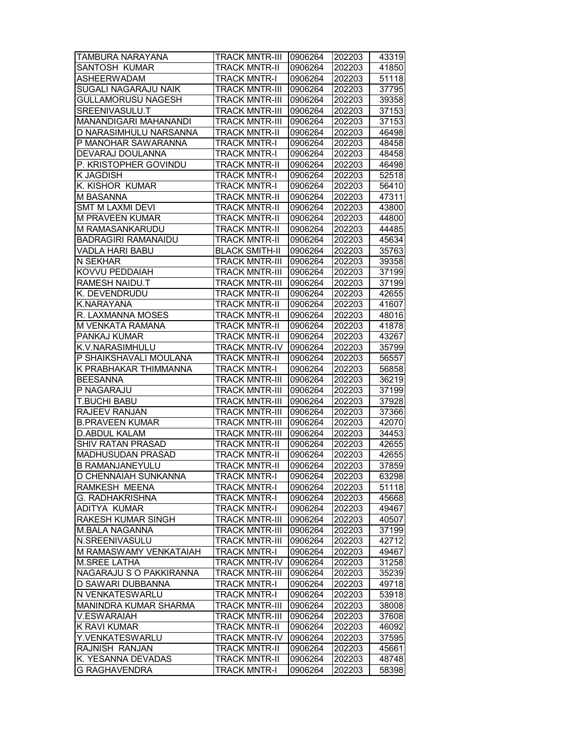| TAMBURA NARAYANA | TRACK MNTR-III | 0906264 | 202203 | 43319 |
|---|---|---|---|---|
| SANTOSH KUMAR | TRACK MNTR-II | 0906264 | 202203 | 41850 |
| ASHEERWADAM | TRACK MNTR-I | 0906264 | 202203 | 51118 |
| SUGALI NAGARAJU NAIK | TRACK MNTR-III | 0906264 | 202203 | 37795 |
| GULLAMORUSU NAGESH | TRACK MNTR-III | 0906264 | 202203 | 39358 |
| SREENIVASULU.T | TRACK MNTR-III | 0906264 | 202203 | 37153 |
| MANANDIGARI MAHANANDI | TRACK MNTR-III | 0906264 | 202203 | 37153 |
| D NARASIMHULU NARSANNA | TRACK MNTR-II | 0906264 | 202203 | 46498 |
| P MANOHAR SAWARANNA | TRACK MNTR-I | 0906264 | 202203 | 48458 |
| DEVARAJ DOULANNA | TRACK MNTR-I | 0906264 | 202203 | 48458 |
| P. KRISTOPHER GOVINDU | TRACK MNTR-II | 0906264 | 202203 | 46498 |
| K JAGDISH | TRACK MNTR-I | 0906264 | 202203 | 52518 |
| K. KISHOR KUMAR | TRACK MNTR-I | 0906264 | 202203 | 56410 |
| M BASANNA | TRACK MNTR-II | 0906264 | 202203 | 47311 |
| SMT M LAXMI DEVI | TRACK MNTR-II | 0906264 | 202203 | 43800 |
| M PRAVEEN KUMAR | TRACK MNTR-II | 0906264 | 202203 | 44800 |
| M RAMASANKARUDU | TRACK MNTR-II | 0906264 | 202203 | 44485 |
| BADRAGIRI RAMANAIDU | TRACK MNTR-II | 0906264 | 202203 | 45634 |
| VADLA HARI BABU | BLACK SMITH-II | 0906264 | 202203 | 35763 |
| N SEKHAR | TRACK MNTR-III | 0906264 | 202203 | 39358 |
| KOVVU PEDDAIAH | TRACK MNTR-III | 0906264 | 202203 | 37199 |
| RAMESH NAIDU.T | TRACK MNTR-III | 0906264 | 202203 | 37199 |
| K. DEVENDRUDU | TRACK MNTR-II | 0906264 | 202203 | 42655 |
| K.NARAYANA | TRACK MNTR-II | 0906264 | 202203 | 41607 |
| R. LAXMANNA MOSES | TRACK MNTR-II | 0906264 | 202203 | 48016 |
| M VENKATA RAMANA | TRACK MNTR-II | 0906264 | 202203 | 41878 |
| PANKAJ KUMAR | TRACK MNTR-II | 0906264 | 202203 | 43267 |
| K.V.NARASIMHULU | TRACK MNTR-IV | 0906264 | 202203 | 35799 |
| P SHAIKSHAVALI MOULANA | TRACK MNTR-II | 0906264 | 202203 | 56557 |
| K PRABHAKAR THIMMANNA | TRACK MNTR-I | 0906264 | 202203 | 56858 |
| BEESANNA | TRACK MNTR-III | 0906264 | 202203 | 36219 |
| P NAGARAJU | TRACK MNTR-III | 0906264 | 202203 | 37199 |
| T.BUCHI BABU | TRACK MNTR-III | 0906264 | 202203 | 37928 |
| RAJEEV RANJAN | TRACK MNTR-III | 0906264 | 202203 | 37366 |
| B.PRAVEEN KUMAR | TRACK MNTR-III | 0906264 | 202203 | 42070 |
| D.ABDUL KALAM | TRACK MNTR-III | 0906264 | 202203 | 34453 |
| SHIV RATAN PRASAD | TRACK MNTR-II | 0906264 | 202203 | 42655 |
| MADHUSUDAN PRASAD | TRACK MNTR-II | 0906264 | 202203 | 42655 |
| B RAMANJANEYULU | TRACK MNTR-II | 0906264 | 202203 | 37859 |
| D CHENNAIAH SUNKANNA | TRACK MNTR-I | 0906264 | 202203 | 63298 |
| RAMKESH MEENA | TRACK MNTR-I | 0906264 | 202203 | 51118 |
| G. RADHAKRISHNA | TRACK MNTR-I | 0906264 | 202203 | 45668 |
| ADITYA KUMAR | TRACK MNTR-I | 0906264 | 202203 | 49467 |
| RAKESH KUMAR SINGH | TRACK MNTR-III | 0906264 | 202203 | 40507 |
| M.BALA NAGANNA | TRACK MNTR-III | 0906264 | 202203 | 37199 |
| N.SREENIVASULU | TRACK MNTR-III | 0906264 | 202203 | 42712 |
| M RAMASWAMY VENKATAIAH | TRACK MNTR-I | 0906264 | 202203 | 49467 |
| M.SREE LATHA | TRACK MNTR-IV | 0906264 | 202203 | 31258 |
| NAGARAJU S O PAKKIRANNA | TRACK MNTR-III | 0906264 | 202203 | 35239 |
| D SAWARI DUBBANNA | TRACK MNTR-I | 0906264 | 202203 | 49718 |
| N VENKATESWARLU | TRACK MNTR-I | 0906264 | 202203 | 53918 |
| MANINDRA KUMAR SHARMA | TRACK MNTR-III | 0906264 | 202203 | 38008 |
| V.ESWARAIAH | TRACK MNTR-III | 0906264 | 202203 | 37608 |
| K RAVI KUMAR | TRACK MNTR-II | 0906264 | 202203 | 46092 |
| Y.VENKATESWARLU | TRACK MNTR-IV | 0906264 | 202203 | 37595 |
| RAJNISH RANJAN | TRACK MNTR-II | 0906264 | 202203 | 45661 |
| K. YESANNA DEVADAS | TRACK MNTR-II | 0906264 | 202203 | 48748 |
| G RAGHAVENDRA | TRACK MNTR-I | 0906264 | 202203 | 58398 |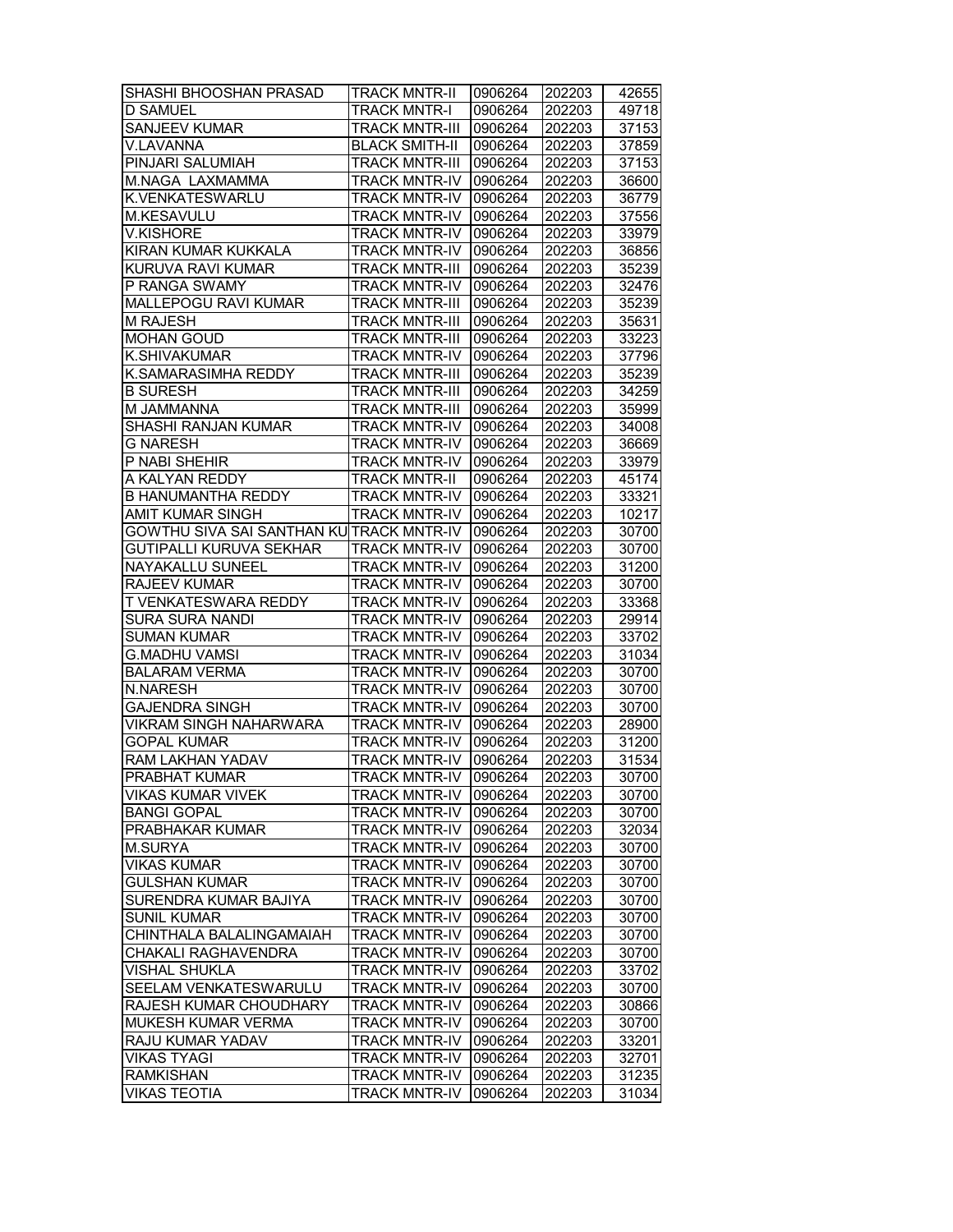| | | | | |
|---|---|---|---|---|
| SHASHI BHOOSHAN PRASAD | TRACK MNTR-II | 0906264 | 202203 | 42655 |
| D SAMUEL | TRACK MNTR-I | 0906264 | 202203 | 49718 |
| SANJEEV KUMAR | TRACK MNTR-III | 0906264 | 202203 | 37153 |
| V.LAVANNA | BLACK SMITH-II | 0906264 | 202203 | 37859 |
| PINJARI SALUMIAH | TRACK MNTR-III | 0906264 | 202203 | 37153 |
| M.NAGA LAXMAMMA | TRACK MNTR-IV | 0906264 | 202203 | 36600 |
| K.VENKATESWARLU | TRACK MNTR-IV | 0906264 | 202203 | 36779 |
| M.KESAVULU | TRACK MNTR-IV | 0906264 | 202203 | 37556 |
| V.KISHORE | TRACK MNTR-IV | 0906264 | 202203 | 33979 |
| KIRAN KUMAR KUKKALA | TRACK MNTR-IV | 0906264 | 202203 | 36856 |
| KURUVA RAVI KUMAR | TRACK MNTR-III | 0906264 | 202203 | 35239 |
| P RANGA SWAMY | TRACK MNTR-IV | 0906264 | 202203 | 32476 |
| MALLEPOGU RAVI KUMAR | TRACK MNTR-III | 0906264 | 202203 | 35239 |
| M RAJESH | TRACK MNTR-III | 0906264 | 202203 | 35631 |
| MOHAN GOUD | TRACK MNTR-III | 0906264 | 202203 | 33223 |
| K.SHIVAKUMAR | TRACK MNTR-IV | 0906264 | 202203 | 37796 |
| K.SAMARASIMHA REDDY | TRACK MNTR-III | 0906264 | 202203 | 35239 |
| B SURESH | TRACK MNTR-III | 0906264 | 202203 | 34259 |
| M JAMMANNA | TRACK MNTR-III | 0906264 | 202203 | 35999 |
| SHASHI RANJAN KUMAR | TRACK MNTR-IV | 0906264 | 202203 | 34008 |
| G NARESH | TRACK MNTR-IV | 0906264 | 202203 | 36669 |
| P NABI SHEHIR | TRACK MNTR-IV | 0906264 | 202203 | 33979 |
| A KALYAN REDDY | TRACK MNTR-II | 0906264 | 202203 | 45174 |
| B HANUMANTHA REDDY | TRACK MNTR-IV | 0906264 | 202203 | 33321 |
| AMIT KUMAR SINGH | TRACK MNTR-IV | 0906264 | 202203 | 10217 |
| GOWTHU SIVA SAI SANTHAN KU | TRACK MNTR-IV | 0906264 | 202203 | 30700 |
| GUTIPALLI KURUVA SEKHAR | TRACK MNTR-IV | 0906264 | 202203 | 30700 |
| NAYAKALLU SUNEEL | TRACK MNTR-IV | 0906264 | 202203 | 31200 |
| RAJEEV KUMAR | TRACK MNTR-IV | 0906264 | 202203 | 30700 |
| T VENKATESWARA REDDY | TRACK MNTR-IV | 0906264 | 202203 | 33368 |
| SURA SURA NANDI | TRACK MNTR-IV | 0906264 | 202203 | 29914 |
| SUMAN KUMAR | TRACK MNTR-IV | 0906264 | 202203 | 33702 |
| G.MADHU VAMSI | TRACK MNTR-IV | 0906264 | 202203 | 31034 |
| BALARAM VERMA | TRACK MNTR-IV | 0906264 | 202203 | 30700 |
| N.NARESH | TRACK MNTR-IV | 0906264 | 202203 | 30700 |
| GAJENDRA SINGH | TRACK MNTR-IV | 0906264 | 202203 | 30700 |
| VIKRAM SINGH NAHARWARA | TRACK MNTR-IV | 0906264 | 202203 | 28900 |
| GOPAL KUMAR | TRACK MNTR-IV | 0906264 | 202203 | 31200 |
| RAM LAKHAN YADAV | TRACK MNTR-IV | 0906264 | 202203 | 31534 |
| PRABHAT KUMAR | TRACK MNTR-IV | 0906264 | 202203 | 30700 |
| VIKAS KUMAR VIVEK | TRACK MNTR-IV | 0906264 | 202203 | 30700 |
| BANGI GOPAL | TRACK MNTR-IV | 0906264 | 202203 | 30700 |
| PRABHAKAR KUMAR | TRACK MNTR-IV | 0906264 | 202203 | 32034 |
| M.SURYA | TRACK MNTR-IV | 0906264 | 202203 | 30700 |
| VIKAS KUMAR | TRACK MNTR-IV | 0906264 | 202203 | 30700 |
| GULSHAN KUMAR | TRACK MNTR-IV | 0906264 | 202203 | 30700 |
| SURENDRA KUMAR BAJIYA | TRACK MNTR-IV | 0906264 | 202203 | 30700 |
| SUNIL KUMAR | TRACK MNTR-IV | 0906264 | 202203 | 30700 |
| CHINTHALA BALALINGAMAIAH | TRACK MNTR-IV | 0906264 | 202203 | 30700 |
| CHAKALI RAGHAVENDRA | TRACK MNTR-IV | 0906264 | 202203 | 30700 |
| VISHAL SHUKLA | TRACK MNTR-IV | 0906264 | 202203 | 33702 |
| SEELAM VENKATESWARULU | TRACK MNTR-IV | 0906264 | 202203 | 30700 |
| RAJESH KUMAR CHOUDHARY | TRACK MNTR-IV | 0906264 | 202203 | 30866 |
| MUKESH KUMAR VERMA | TRACK MNTR-IV | 0906264 | 202203 | 30700 |
| RAJU KUMAR YADAV | TRACK MNTR-IV | 0906264 | 202203 | 33201 |
| VIKAS TYAGI | TRACK MNTR-IV | 0906264 | 202203 | 32701 |
| RAMKISHAN | TRACK MNTR-IV | 0906264 | 202203 | 31235 |
| VIKAS TEOTIA | TRACK MNTR-IV | 0906264 | 202203 | 31034 |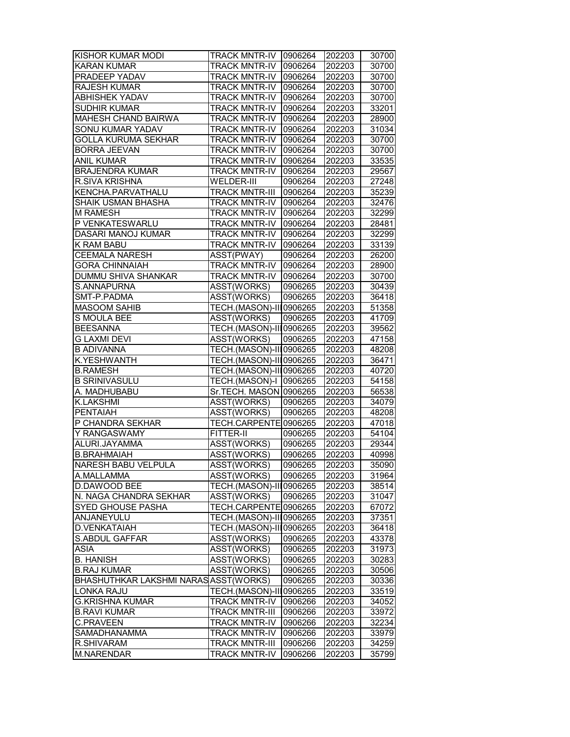| | | | | |
|---|---|---|---|---|
| KISHOR KUMAR MODI | TRACK MNTR-IV | 0906264 | 202203 | 30700 |
| KARAN KUMAR | TRACK MNTR-IV | 0906264 | 202203 | 30700 |
| PRADEEP YADAV | TRACK MNTR-IV | 0906264 | 202203 | 30700 |
| RAJESH KUMAR | TRACK MNTR-IV | 0906264 | 202203 | 30700 |
| ABHISHEK YADAV | TRACK MNTR-IV | 0906264 | 202203 | 30700 |
| SUDHIR KUMAR | TRACK MNTR-IV | 0906264 | 202203 | 33201 |
| MAHESH CHAND BAIRWA | TRACK MNTR-IV | 0906264 | 202203 | 28900 |
| SONU KUMAR YADAV | TRACK MNTR-IV | 0906264 | 202203 | 31034 |
| GOLLA KURUMA SEKHAR | TRACK MNTR-IV | 0906264 | 202203 | 30700 |
| BORRA JEEVAN | TRACK MNTR-IV | 0906264 | 202203 | 30700 |
| ANIL KUMAR | TRACK MNTR-IV | 0906264 | 202203 | 33535 |
| BRAJENDRA KUMAR | TRACK MNTR-IV | 0906264 | 202203 | 29567 |
| R.SIVA KRISHNA | WELDER-III | 0906264 | 202203 | 27248 |
| KENCHA.PARVATHALU | TRACK MNTR-III | 0906264 | 202203 | 35239 |
| SHAIK USMAN BHASHA | TRACK MNTR-IV | 0906264 | 202203 | 32476 |
| M RAMESH | TRACK MNTR-IV | 0906264 | 202203 | 32299 |
| P VENKATESWARLU | TRACK MNTR-IV | 0906264 | 202203 | 28481 |
| DASARI MANOJ KUMAR | TRACK MNTR-IV | 0906264 | 202203 | 32299 |
| K RAM BABU | TRACK MNTR-IV | 0906264 | 202203 | 33139 |
| CEEMALA NARESH | ASST(PWAY) | 0906264 | 202203 | 26200 |
| GORA CHINNAIAH | TRACK MNTR-IV | 0906264 | 202203 | 28900 |
| DUMMU SHIVA SHANKAR | TRACK MNTR-IV | 0906264 | 202203 | 30700 |
| S.ANNAPURNA | ASST(WORKS) | 0906265 | 202203 | 30439 |
| SMT-P.PADMA | ASST(WORKS) | 0906265 | 202203 | 36418 |
| MASOOM SAHIB | TECH.(MASON)-III | 0906265 | 202203 | 51358 |
| S MOULA BEE | ASST(WORKS) | 0906265 | 202203 | 41709 |
| BEESANNA | TECH.(MASON)-III | 0906265 | 202203 | 39562 |
| G LAXMI DEVI | ASST(WORKS) | 0906265 | 202203 | 47158 |
| B ADIVANNA | TECH.(MASON)-III | 0906265 | 202203 | 48208 |
| K.YESHWANTH | TECH.(MASON)-III | 0906265 | 202203 | 36471 |
| B.RAMESH | TECH.(MASON)-III | 0906265 | 202203 | 40720 |
| B SRINIVASULU | TECH.(MASON)-I | 0906265 | 202203 | 54158 |
| A. MADHUBABU | Sr.TECH. MASON | 0906265 | 202203 | 56538 |
| K.LAKSHMI | ASST(WORKS) | 0906265 | 202203 | 34079 |
| PENTAIAH | ASST(WORKS) | 0906265 | 202203 | 48208 |
| P CHANDRA SEKHAR | TECH.CARPENTE | 0906265 | 202203 | 47018 |
| Y RANGASWAMY | FITTER-II | 0906265 | 202203 | 54104 |
| ALURI.JAYAMMA | ASST(WORKS) | 0906265 | 202203 | 29344 |
| B.BRAHMAIAH | ASST(WORKS) | 0906265 | 202203 | 40998 |
| NARESH BABU VELPULA | ASST(WORKS) | 0906265 | 202203 | 35090 |
| A.MALLAMMA | ASST(WORKS) | 0906265 | 202203 | 31964 |
| D.DAWOOD BEE | TECH.(MASON)-III | 0906265 | 202203 | 38514 |
| N. NAGA CHANDRA SEKHAR | ASST(WORKS) | 0906265 | 202203 | 31047 |
| SYED GHOUSE PASHA | TECH.CARPENTE | 0906265 | 202203 | 67072 |
| ANJANEYULU | TECH.(MASON)-III | 0906265 | 202203 | 37351 |
| D.VENKATAIAH | TECH.(MASON)-III | 0906265 | 202203 | 36418 |
| S.ABDUL GAFFAR | ASST(WORKS) | 0906265 | 202203 | 43378 |
| ASIA | ASST(WORKS) | 0906265 | 202203 | 31973 |
| B. HANISH | ASST(WORKS) | 0906265 | 202203 | 30283 |
| B.RAJ KUMAR | ASST(WORKS) | 0906265 | 202203 | 30506 |
| BHASHUTHKAR LAKSHMI NARAS | ASST(WORKS) | 0906265 | 202203 | 30336 |
| LONKA RAJU | TECH.(MASON)-III | 0906265 | 202203 | 33519 |
| G.KRISHNA KUMAR | TRACK MNTR-IV | 0906266 | 202203 | 34052 |
| B.RAVI KUMAR | TRACK MNTR-III | 0906266 | 202203 | 33972 |
| C.PRAVEEN | TRACK MNTR-IV | 0906266 | 202203 | 32234 |
| SAMADHANAMMA | TRACK MNTR-IV | 0906266 | 202203 | 33979 |
| R.SHIVARAM | TRACK MNTR-III | 0906266 | 202203 | 34259 |
| M.NARENDAR | TRACK MNTR-IV | 0906266 | 202203 | 35799 |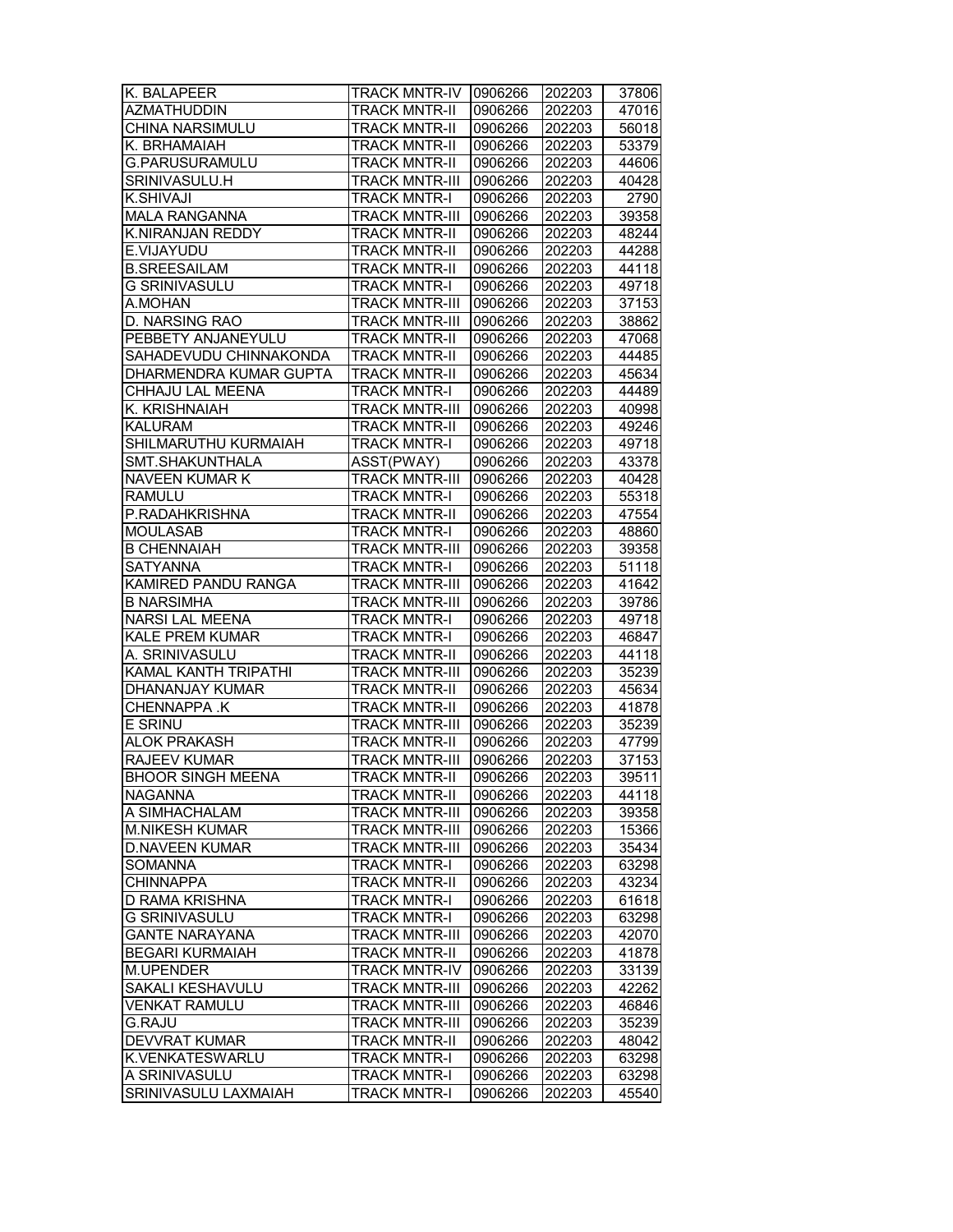| K. BALAPEER | TRACK MNTR-IV | 0906266 | 202203 | 37806 |
|---|---|---|---|---|
| AZMATHUDDIN | TRACK MNTR-II | 0906266 | 202203 | 47016 |
| CHINA NARSIMULU | TRACK MNTR-II | 0906266 | 202203 | 56018 |
| K. BRHAMAIAH | TRACK MNTR-II | 0906266 | 202203 | 53379 |
| G.PARUSURAMULU | TRACK MNTR-II | 0906266 | 202203 | 44606 |
| SRINIVASULU.H | TRACK MNTR-III | 0906266 | 202203 | 40428 |
| K.SHIVAJI | TRACK MNTR-I | 0906266 | 202203 | 2790 |
| MALA RANGANNA | TRACK MNTR-III | 0906266 | 202203 | 39358 |
| K.NIRANJAN REDDY | TRACK MNTR-II | 0906266 | 202203 | 48244 |
| E.VIJAYUDU | TRACK MNTR-II | 0906266 | 202203 | 44288 |
| B.SREESAILAM | TRACK MNTR-II | 0906266 | 202203 | 44118 |
| G SRINIVASULU | TRACK MNTR-I | 0906266 | 202203 | 49718 |
| A.MOHAN | TRACK MNTR-III | 0906266 | 202203 | 37153 |
| D. NARSING RAO | TRACK MNTR-III | 0906266 | 202203 | 38862 |
| PEBBETY ANJANEYULU | TRACK MNTR-II | 0906266 | 202203 | 47068 |
| SAHADEVUDU CHINNAKONDA | TRACK MNTR-II | 0906266 | 202203 | 44485 |
| DHARMENDRA KUMAR GUPTA | TRACK MNTR-II | 0906266 | 202203 | 45634 |
| CHHAJU LAL MEENA | TRACK MNTR-I | 0906266 | 202203 | 44489 |
| K. KRISHNAIAH | TRACK MNTR-III | 0906266 | 202203 | 40998 |
| KALURAM | TRACK MNTR-II | 0906266 | 202203 | 49246 |
| SHILMARUTHU KURMAIAH | TRACK MNTR-I | 0906266 | 202203 | 49718 |
| SMT.SHAKUNTHALA | ASST(PWAY) | 0906266 | 202203 | 43378 |
| NAVEEN KUMAR K | TRACK MNTR-III | 0906266 | 202203 | 40428 |
| RAMULU | TRACK MNTR-I | 0906266 | 202203 | 55318 |
| P.RADAHKRISHNA | TRACK MNTR-II | 0906266 | 202203 | 47554 |
| MOULASAB | TRACK MNTR-I | 0906266 | 202203 | 48860 |
| B CHENNAIAH | TRACK MNTR-III | 0906266 | 202203 | 39358 |
| SATYANNA | TRACK MNTR-I | 0906266 | 202203 | 51118 |
| KAMIRED PANDU RANGA | TRACK MNTR-III | 0906266 | 202203 | 41642 |
| B NARSIMHA | TRACK MNTR-III | 0906266 | 202203 | 39786 |
| NARSI LAL MEENA | TRACK MNTR-I | 0906266 | 202203 | 49718 |
| KALE PREM KUMAR | TRACK MNTR-I | 0906266 | 202203 | 46847 |
| A. SRINIVASULU | TRACK MNTR-II | 0906266 | 202203 | 44118 |
| KAMAL KANTH TRIPATHI | TRACK MNTR-III | 0906266 | 202203 | 35239 |
| DHANANJAY KUMAR | TRACK MNTR-II | 0906266 | 202203 | 45634 |
| CHENNAPPA .K | TRACK MNTR-II | 0906266 | 202203 | 41878 |
| E SRINU | TRACK MNTR-III | 0906266 | 202203 | 35239 |
| ALOK PRAKASH | TRACK MNTR-II | 0906266 | 202203 | 47799 |
| RAJEEV KUMAR | TRACK MNTR-III | 0906266 | 202203 | 37153 |
| BHOOR SINGH MEENA | TRACK MNTR-II | 0906266 | 202203 | 39511 |
| NAGANNA | TRACK MNTR-II | 0906266 | 202203 | 44118 |
| A SIMHACHALAM | TRACK MNTR-III | 0906266 | 202203 | 39358 |
| M.NIKESH KUMAR | TRACK MNTR-III | 0906266 | 202203 | 15366 |
| D.NAVEEN KUMAR | TRACK MNTR-III | 0906266 | 202203 | 35434 |
| SOMANNA | TRACK MNTR-I | 0906266 | 202203 | 63298 |
| CHINNAPPA | TRACK MNTR-II | 0906266 | 202203 | 43234 |
| D RAMA KRISHNA | TRACK MNTR-I | 0906266 | 202203 | 61618 |
| G SRINIVASULU | TRACK MNTR-I | 0906266 | 202203 | 63298 |
| GANTE NARAYANA | TRACK MNTR-III | 0906266 | 202203 | 42070 |
| BEGARI KURMAIAH | TRACK MNTR-II | 0906266 | 202203 | 41878 |
| M.UPENDER | TRACK MNTR-IV | 0906266 | 202203 | 33139 |
| SAKALI KESHAVULU | TRACK MNTR-III | 0906266 | 202203 | 42262 |
| VENKAT RAMULU | TRACK MNTR-III | 0906266 | 202203 | 46846 |
| G.RAJU | TRACK MNTR-III | 0906266 | 202203 | 35239 |
| DEVVRAT KUMAR | TRACK MNTR-II | 0906266 | 202203 | 48042 |
| K.VENKATESWARLU | TRACK MNTR-I | 0906266 | 202203 | 63298 |
| A SRINIVASULU | TRACK MNTR-I | 0906266 | 202203 | 63298 |
| SRINIVASULU LAXMAIAH | TRACK MNTR-I | 0906266 | 202203 | 45540 |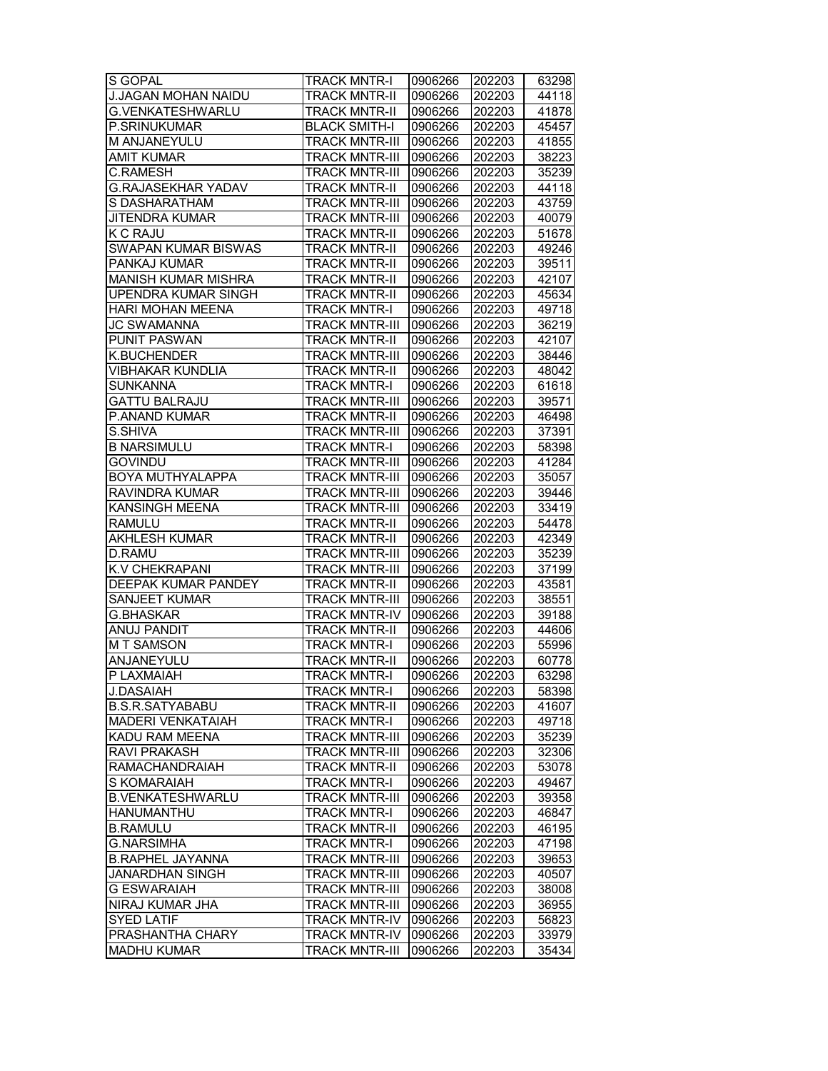| S GOPAL | TRACK MNTR-I | 0906266 | 202203 | 63298 |
|---|---|---|---|---|
| J.JAGAN MOHAN NAIDU | TRACK MNTR-II | 0906266 | 202203 | 44118 |
| G.VENKATESHWARLU | TRACK MNTR-II | 0906266 | 202203 | 41878 |
| P.SRINUKUMAR | BLACK SMITH-I | 0906266 | 202203 | 45457 |
| M ANJANEYULU | TRACK MNTR-III | 0906266 | 202203 | 41855 |
| AMIT KUMAR | TRACK MNTR-III | 0906266 | 202203 | 38223 |
| C.RAMESH | TRACK MNTR-III | 0906266 | 202203 | 35239 |
| G.RAJASEKHAR YADAV | TRACK MNTR-II | 0906266 | 202203 | 44118 |
| S DASHARATHAM | TRACK MNTR-III | 0906266 | 202203 | 43759 |
| JITENDRA KUMAR | TRACK MNTR-III | 0906266 | 202203 | 40079 |
| K C RAJU | TRACK MNTR-II | 0906266 | 202203 | 51678 |
| SWAPAN KUMAR BISWAS | TRACK MNTR-II | 0906266 | 202203 | 49246 |
| PANKAJ KUMAR | TRACK MNTR-II | 0906266 | 202203 | 39511 |
| MANISH KUMAR MISHRA | TRACK MNTR-II | 0906266 | 202203 | 42107 |
| UPENDRA KUMAR SINGH | TRACK MNTR-II | 0906266 | 202203 | 45634 |
| HARI MOHAN MEENA | TRACK MNTR-I | 0906266 | 202203 | 49718 |
| JC SWAMANNA | TRACK MNTR-III | 0906266 | 202203 | 36219 |
| PUNIT PASWAN | TRACK MNTR-II | 0906266 | 202203 | 42107 |
| K.BUCHENDER | TRACK MNTR-III | 0906266 | 202203 | 38446 |
| VIBHAKAR KUNDLIA | TRACK MNTR-II | 0906266 | 202203 | 48042 |
| SUNKANNA | TRACK MNTR-I | 0906266 | 202203 | 61618 |
| GATTU BALRAJU | TRACK MNTR-III | 0906266 | 202203 | 39571 |
| P.ANAND KUMAR | TRACK MNTR-II | 0906266 | 202203 | 46498 |
| S.SHIVA | TRACK MNTR-III | 0906266 | 202203 | 37391 |
| B NARSIMULU | TRACK MNTR-I | 0906266 | 202203 | 58398 |
| GOVINDU | TRACK MNTR-III | 0906266 | 202203 | 41284 |
| BOYA MUTHYALAPPA | TRACK MNTR-III | 0906266 | 202203 | 35057 |
| RAVINDRA KUMAR | TRACK MNTR-III | 0906266 | 202203 | 39446 |
| KANSINGH MEENA | TRACK MNTR-III | 0906266 | 202203 | 33419 |
| RAMULU | TRACK MNTR-II | 0906266 | 202203 | 54478 |
| AKHLESH KUMAR | TRACK MNTR-II | 0906266 | 202203 | 42349 |
| D.RAMU | TRACK MNTR-III | 0906266 | 202203 | 35239 |
| K.V CHEKRAPANI | TRACK MNTR-III | 0906266 | 202203 | 37199 |
| DEEPAK KUMAR PANDEY | TRACK MNTR-II | 0906266 | 202203 | 43581 |
| SANJEET KUMAR | TRACK MNTR-III | 0906266 | 202203 | 38551 |
| G.BHASKAR | TRACK MNTR-IV | 0906266 | 202203 | 39188 |
| ANUJ PANDIT | TRACK MNTR-II | 0906266 | 202203 | 44606 |
| M T SAMSON | TRACK MNTR-I | 0906266 | 202203 | 55996 |
| ANJANEYULU | TRACK MNTR-II | 0906266 | 202203 | 60778 |
| P LAXMAIAH | TRACK MNTR-I | 0906266 | 202203 | 63298 |
| J.DASAIAH | TRACK MNTR-I | 0906266 | 202203 | 58398 |
| B.S.R.SATYABABU | TRACK MNTR-II | 0906266 | 202203 | 41607 |
| MADERI VENKATAIAH | TRACK MNTR-I | 0906266 | 202203 | 49718 |
| KADU RAM MEENA | TRACK MNTR-III | 0906266 | 202203 | 35239 |
| RAVI PRAKASH | TRACK MNTR-III | 0906266 | 202203 | 32306 |
| RAMACHANDRAIAH | TRACK MNTR-II | 0906266 | 202203 | 53078 |
| S KOMARAIAH | TRACK MNTR-I | 0906266 | 202203 | 49467 |
| B.VENKATESHWARLU | TRACK MNTR-III | 0906266 | 202203 | 39358 |
| HANUMANTHU | TRACK MNTR-I | 0906266 | 202203 | 46847 |
| B.RAMULU | TRACK MNTR-II | 0906266 | 202203 | 46195 |
| G.NARSIMHA | TRACK MNTR-I | 0906266 | 202203 | 47198 |
| B.RAPHEL JAYANNA | TRACK MNTR-III | 0906266 | 202203 | 39653 |
| JANARDHAN SINGH | TRACK MNTR-III | 0906266 | 202203 | 40507 |
| G ESWARAIAH | TRACK MNTR-III | 0906266 | 202203 | 38008 |
| NIRAJ KUMAR JHA | TRACK MNTR-III | 0906266 | 202203 | 36955 |
| SYED LATIF | TRACK MNTR-IV | 0906266 | 202203 | 56823 |
| PRASHANTHA CHARY | TRACK MNTR-IV | 0906266 | 202203 | 33979 |
| MADHU KUMAR | TRACK MNTR-III | 0906266 | 202203 | 35434 |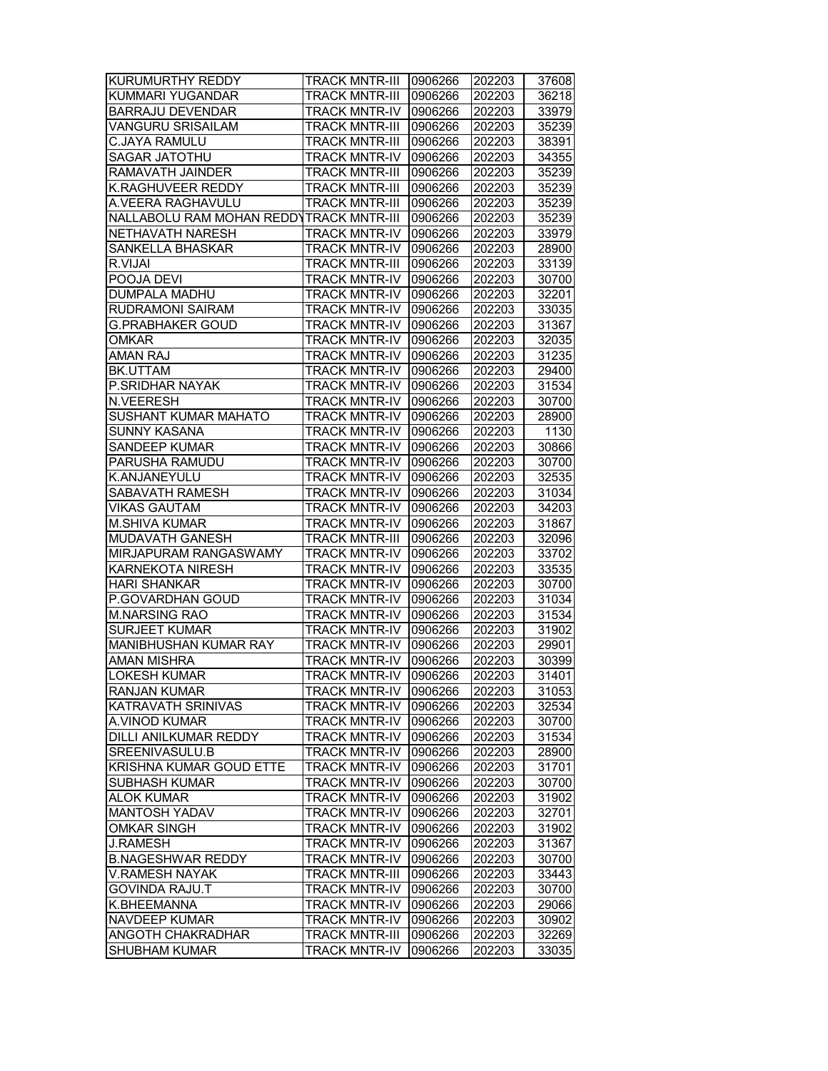| | | | | |
|---|---|---|---|---|
| KURUMURTHY REDDY | TRACK MNTR-III | 0906266 | 202203 | 37608 |
| KUMMARI YUGANDAR | TRACK MNTR-III | 0906266 | 202203 | 36218 |
| BARRAJU DEVENDAR | TRACK MNTR-IV | 0906266 | 202203 | 33979 |
| VANGURU SRISAILAM | TRACK MNTR-III | 0906266 | 202203 | 35239 |
| C.JAYA RAMULU | TRACK MNTR-III | 0906266 | 202203 | 38391 |
| SAGAR JATOTHU | TRACK MNTR-IV | 0906266 | 202203 | 34355 |
| RAMAVATH JAINDER | TRACK MNTR-III | 0906266 | 202203 | 35239 |
| K.RAGHUVEER REDDY | TRACK MNTR-III | 0906266 | 202203 | 35239 |
| A.VEERA RAGHAVULU | TRACK MNTR-III | 0906266 | 202203 | 35239 |
| NALLABOLU RAM MOHAN REDDY | TRACK MNTR-III | 0906266 | 202203 | 35239 |
| NETHAVATH NARESH | TRACK MNTR-IV | 0906266 | 202203 | 33979 |
| SANKELLA BHASKAR | TRACK MNTR-IV | 0906266 | 202203 | 28900 |
| R.VIJAI | TRACK MNTR-III | 0906266 | 202203 | 33139 |
| POOJA DEVI | TRACK MNTR-IV | 0906266 | 202203 | 30700 |
| DUMPALA MADHU | TRACK MNTR-IV | 0906266 | 202203 | 32201 |
| RUDRAMONI SAIRAM | TRACK MNTR-IV | 0906266 | 202203 | 33035 |
| G.PRABHAKER GOUD | TRACK MNTR-IV | 0906266 | 202203 | 31367 |
| OMKAR | TRACK MNTR-IV | 0906266 | 202203 | 32035 |
| AMAN RAJ | TRACK MNTR-IV | 0906266 | 202203 | 31235 |
| BK.UTTAM | TRACK MNTR-IV | 0906266 | 202203 | 29400 |
| P.SRIDHAR NAYAK | TRACK MNTR-IV | 0906266 | 202203 | 31534 |
| N.VEERESH | TRACK MNTR-IV | 0906266 | 202203 | 30700 |
| SUSHANT KUMAR MAHATO | TRACK MNTR-IV | 0906266 | 202203 | 28900 |
| SUNNY KASANA | TRACK MNTR-IV | 0906266 | 202203 | 1130 |
| SANDEEP KUMAR | TRACK MNTR-IV | 0906266 | 202203 | 30866 |
| PARUSHA RAMUDU | TRACK MNTR-IV | 0906266 | 202203 | 30700 |
| K.ANJANEYULU | TRACK MNTR-IV | 0906266 | 202203 | 32535 |
| SABAVATH RAMESH | TRACK MNTR-IV | 0906266 | 202203 | 31034 |
| VIKAS GAUTAM | TRACK MNTR-IV | 0906266 | 202203 | 34203 |
| M.SHIVA KUMAR | TRACK MNTR-IV | 0906266 | 202203 | 31867 |
| MUDAVATH GANESH | TRACK MNTR-III | 0906266 | 202203 | 32096 |
| MIRJAPURAM RANGASWAMY | TRACK MNTR-IV | 0906266 | 202203 | 33702 |
| KARNEKOTA NIRESH | TRACK MNTR-IV | 0906266 | 202203 | 33535 |
| HARI SHANKAR | TRACK MNTR-IV | 0906266 | 202203 | 30700 |
| P.GOVARDHAN GOUD | TRACK MNTR-IV | 0906266 | 202203 | 31034 |
| M.NARSING RAO | TRACK MNTR-IV | 0906266 | 202203 | 31534 |
| SURJEET KUMAR | TRACK MNTR-IV | 0906266 | 202203 | 31902 |
| MANIBHUSHAN KUMAR RAY | TRACK MNTR-IV | 0906266 | 202203 | 29901 |
| AMAN MISHRA | TRACK MNTR-IV | 0906266 | 202203 | 30399 |
| LOKESH KUMAR | TRACK MNTR-IV | 0906266 | 202203 | 31401 |
| RANJAN KUMAR | TRACK MNTR-IV | 0906266 | 202203 | 31053 |
| KATRAVATH SRINIVAS | TRACK MNTR-IV | 0906266 | 202203 | 32534 |
| A.VINOD KUMAR | TRACK MNTR-IV | 0906266 | 202203 | 30700 |
| DILLI ANILKUMAR REDDY | TRACK MNTR-IV | 0906266 | 202203 | 31534 |
| SREENIVASULU.B | TRACK MNTR-IV | 0906266 | 202203 | 28900 |
| KRISHNA KUMAR GOUD ETTE | TRACK MNTR-IV | 0906266 | 202203 | 31701 |
| SUBHASH KUMAR | TRACK MNTR-IV | 0906266 | 202203 | 30700 |
| ALOK KUMAR | TRACK MNTR-IV | 0906266 | 202203 | 31902 |
| MANTOSH YADAV | TRACK MNTR-IV | 0906266 | 202203 | 32701 |
| OMKAR SINGH | TRACK MNTR-IV | 0906266 | 202203 | 31902 |
| J.RAMESH | TRACK MNTR-IV | 0906266 | 202203 | 31367 |
| B.NAGESHWAR REDDY | TRACK MNTR-IV | 0906266 | 202203 | 30700 |
| V.RAMESH NAYAK | TRACK MNTR-III | 0906266 | 202203 | 33443 |
| GOVINDA RAJU.T | TRACK MNTR-IV | 0906266 | 202203 | 30700 |
| K.BHEEMANNA | TRACK MNTR-IV | 0906266 | 202203 | 29066 |
| NAVDEEP KUMAR | TRACK MNTR-IV | 0906266 | 202203 | 30902 |
| ANGOTH CHAKRADHAR | TRACK MNTR-III | 0906266 | 202203 | 32269 |
| SHUBHAM KUMAR | TRACK MNTR-IV | 0906266 | 202203 | 33035 |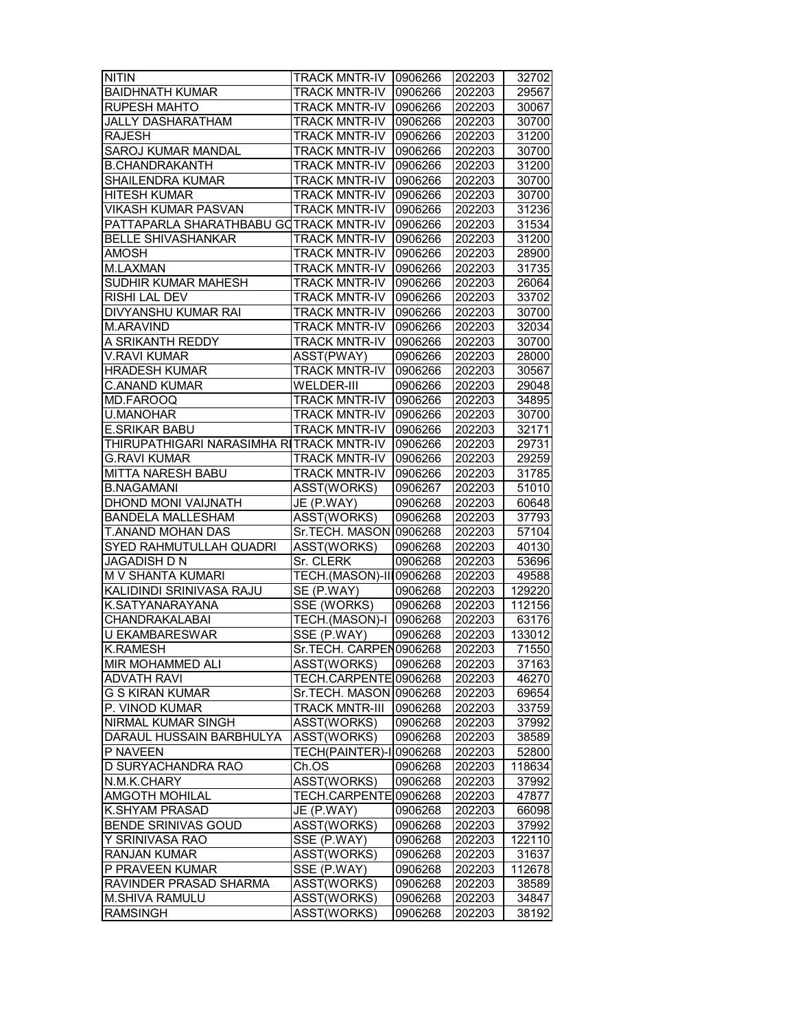| NITIN | TRACK MNTR-IV | 0906266 | 202203 | 32702 |
|---|---|---|---|---|
| BAIDHNATH KUMAR | TRACK MNTR-IV | 0906266 | 202203 | 29567 |
| RUPESH MAHTO | TRACK MNTR-IV | 0906266 | 202203 | 30067 |
| JALLY DASHARATHAM | TRACK MNTR-IV | 0906266 | 202203 | 30700 |
| RAJESH | TRACK MNTR-IV | 0906266 | 202203 | 31200 |
| SAROJ KUMAR MANDAL | TRACK MNTR-IV | 0906266 | 202203 | 30700 |
| B.CHANDRAKANTH | TRACK MNTR-IV | 0906266 | 202203 | 31200 |
| SHAILENDRA KUMAR | TRACK MNTR-IV | 0906266 | 202203 | 30700 |
| HITESH KUMAR | TRACK MNTR-IV | 0906266 | 202203 | 30700 |
| VIKASH KUMAR PASVAN | TRACK MNTR-IV | 0906266 | 202203 | 31236 |
| PATTAPARLA SHARATHBABU GO | TRACK MNTR-IV | 0906266 | 202203 | 31534 |
| BELLE SHIVASHANKAR | TRACK MNTR-IV | 0906266 | 202203 | 31200 |
| AMOSH | TRACK MNTR-IV | 0906266 | 202203 | 28900 |
| M.LAXMAN | TRACK MNTR-IV | 0906266 | 202203 | 31735 |
| SUDHIR KUMAR MAHESH | TRACK MNTR-IV | 0906266 | 202203 | 26064 |
| RISHI LAL DEV | TRACK MNTR-IV | 0906266 | 202203 | 33702 |
| DIVYANSHU KUMAR RAI | TRACK MNTR-IV | 0906266 | 202203 | 30700 |
| M.ARAVIND | TRACK MNTR-IV | 0906266 | 202203 | 32034 |
| A SRIKANTH REDDY | TRACK MNTR-IV | 0906266 | 202203 | 30700 |
| V.RAVI KUMAR | ASST(PWAY) | 0906266 | 202203 | 28000 |
| HRADESH KUMAR | TRACK MNTR-IV | 0906266 | 202203 | 30567 |
| C.ANAND KUMAR | WELDER-III | 0906266 | 202203 | 29048 |
| MD.FAROOQ | TRACK MNTR-IV | 0906266 | 202203 | 34895 |
| U.MANOHAR | TRACK MNTR-IV | 0906266 | 202203 | 30700 |
| E.SRIKAR BABU | TRACK MNTR-IV | 0906266 | 202203 | 32171 |
| THIRUPATHIGARI NARASIMHA RI | TRACK MNTR-IV | 0906266 | 202203 | 29731 |
| G.RAVI KUMAR | TRACK MNTR-IV | 0906266 | 202203 | 29259 |
| MITTA NARESH BABU | TRACK MNTR-IV | 0906266 | 202203 | 31785 |
| B.NAGAMANI | ASST(WORKS) | 0906267 | 202203 | 51010 |
| DHOND MONI VAIJNATH | JE (P.WAY) | 0906268 | 202203 | 60648 |
| BANDELA MALLESHAM | ASST(WORKS) | 0906268 | 202203 | 37793 |
| T.ANAND MOHAN DAS | Sr.TECH. MASON | 0906268 | 202203 | 57104 |
| SYED RAHMUTULLAH QUADRI | ASST(WORKS) | 0906268 | 202203 | 40130 |
| JAGADISH D N | Sr. CLERK | 0906268 | 202203 | 53696 |
| M V SHANTA KUMARI | TECH.(MASON)-III | 0906268 | 202203 | 49588 |
| KALIDINDI SRINIVASA RAJU | SE (P.WAY) | 0906268 | 202203 | 129220 |
| K.SATYANARAYANA | SSE (WORKS) | 0906268 | 202203 | 112156 |
| CHANDRAKALABAI | TECH.(MASON)-I | 0906268 | 202203 | 63176 |
| U EKAMBARESWAR | SSE (P.WAY) | 0906268 | 202203 | 133012 |
| K.RAMESH | Sr.TECH. CARPEN | 0906268 | 202203 | 71550 |
| MIR MOHAMMED ALI | ASST(WORKS) | 0906268 | 202203 | 37163 |
| ADVATH RAVI | TECH.CARPENTE | 0906268 | 202203 | 46270 |
| G S KIRAN KUMAR | Sr.TECH. MASON | 0906268 | 202203 | 69654 |
| P. VINOD KUMAR | TRACK MNTR-III | 0906268 | 202203 | 33759 |
| NIRMAL KUMAR SINGH | ASST(WORKS) | 0906268 | 202203 | 37992 |
| DARAUL HUSSAIN BARBHULYA | ASST(WORKS) | 0906268 | 202203 | 38589 |
| P NAVEEN | TECH(PAINTER)-I | 0906268 | 202203 | 52800 |
| D SURYACHANDRA RAO | Ch.OS | 0906268 | 202203 | 118634 |
| N.M.K.CHARY | ASST(WORKS) | 0906268 | 202203 | 37992 |
| AMGOTH MOHILAL | TECH.CARPENTE | 0906268 | 202203 | 47877 |
| K.SHYAM PRASAD | JE (P.WAY) | 0906268 | 202203 | 66098 |
| BENDE SRINIVAS GOUD | ASST(WORKS) | 0906268 | 202203 | 37992 |
| Y SRINIVASA RAO | SSE (P.WAY) | 0906268 | 202203 | 122110 |
| RANJAN KUMAR | ASST(WORKS) | 0906268 | 202203 | 31637 |
| P PRAVEEN KUMAR | SSE (P.WAY) | 0906268 | 202203 | 112678 |
| RAVINDER PRASAD SHARMA | ASST(WORKS) | 0906268 | 202203 | 38589 |
| M.SHIVA RAMULU | ASST(WORKS) | 0906268 | 202203 | 34847 |
| RAMSINGH | ASST(WORKS) | 0906268 | 202203 | 38192 |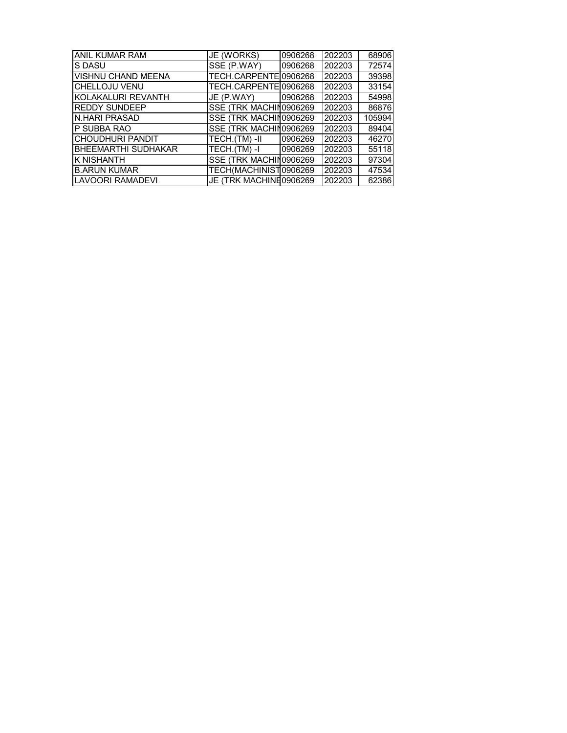| | | | | |
|---|---|---|---|---|
| ANIL KUMAR RAM | JE (WORKS) | 0906268 | 202203 | 68906 |
| S DASU | SSE (P.WAY) | 0906268 | 202203 | 72574 |
| VISHNU CHAND MEENA | TECH.CARPENTE | 0906268 | 202203 | 39398 |
| CHELLOJU VENU | TECH.CARPENTE | 0906268 | 202203 | 33154 |
| KOLAKALURI REVANTH | JE (P.WAY) | 0906268 | 202203 | 54998 |
| REDDY SUNDEEP | SSE (TRK MACHIN | 0906269 | 202203 | 86876 |
| N.HARI PRASAD | SSE (TRK MACHIN | 0906269 | 202203 | 105994 |
| P SUBBA RAO | SSE (TRK MACHIN | 0906269 | 202203 | 89404 |
| CHOUDHURI PANDIT | TECH.(TM) -II | 0906269 | 202203 | 46270 |
| BHEEMARTHI SUDHAKAR | TECH.(TM) -I | 0906269 | 202203 | 55118 |
| K NISHANTH | SSE (TRK MACHIN | 0906269 | 202203 | 97304 |
| B.ARUN KUMAR | TECH(MACHINIST | 0906269 | 202203 | 47534 |
| LAVOORI RAMADEVI | JE (TRK MACHINE | 0906269 | 202203 | 62386 |